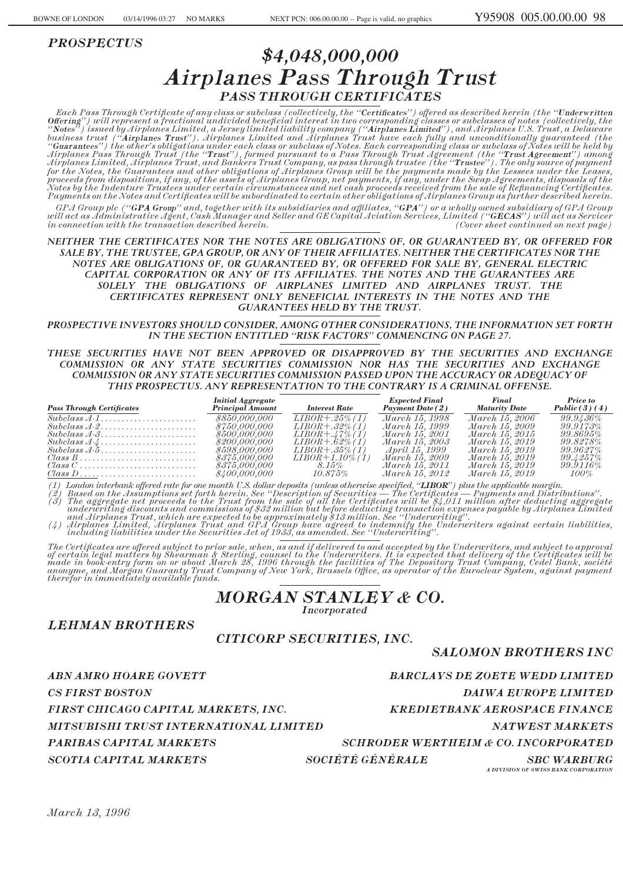*PROSPECTUS*

# *$4,048,000,000*
# *Airplanes Pass Through Trust*
## *PASS THROUGH CERTIFICATES*

*Each Pass Through Certificate of any class or subclass (collectively, the "**Certificates**") offered as described herein (the "**Underwritten Offering**") will represent a fractional undivided beneficial interest in two corresponding classes or subclasses of notes (collectively, the "**Notes**") issued by Airplanes Limited, a Jersey limited liability company ("**Airplanes Limited**"), and Airplanes U.S. Trust, a Delaware business trust ("**Airplanes Trust**"). Airplanes Limited and Airplanes Trust have each fully and unconditionally guaranteed (the "**Guarantees**") the other's obligations under each class or subclass of Notes. Each corresponding class or subclass of Notes will be held by Airplanes Pass Through Trust (the "**Trust**"), formed pursuant to a Pass Through Trust Agreement (the "**Trust Agreement**") among Airplanes Limited, Airplanes Trust, and Bankers Trust Company, as pass through trustee (the "**Trustee**"). The only source of payment for the Notes, the Guarantees and other obligations of Airplanes Group will be the payments made by the Lessees under the Leases, proceeds from dispositions, if any, of the assets of Airplanes Group, net payments, if any, under the Swap Agreements, disposals of the Notes by the Indenture Trustees under certain circumstances and net cash proceeds received from the sale of Refinancing Certificates. Payments on the Notes and Certificates will be subordinated to certain other obligations of Airplanes Group as further described herein.*

*GPA Group plc ("**GPA Group**" and, together with its subsidiaries and affiliates, "**GPA**") or a wholly owned subsidiary of GPA Group will act as Administrative Agent, Cash Manager and Seller and GE Capital Aviation Services, Limited ("**GECAS**") will act as Servicer in connection with the transaction described herein.* *(Cover sheet continued on next page)*

*NEITHER THE CERTIFICATES NOR THE NOTES ARE OBLIGATIONS OF, OR GUARANTEED BY, OR OFFERED FOR SALE BY, THE TRUSTEE, GPA GROUP, OR ANY OF THEIR AFFILIATES. NEITHER THE CERTIFICATES NOR THE NOTES ARE OBLIGATIONS OF, OR GUARANTEED BY, OR OFFERED FOR SALE BY, GENERAL ELECTRIC CAPITAL CORPORATION OR ANY OF ITS AFFILIATES. THE NOTES AND THE GUARANTEES ARE SOLELY THE OBLIGATIONS OF AIRPLANES LIMITED AND AIRPLANES TRUST. THE CERTIFICATES REPRESENT ONLY BENEFICIAL INTERESTS IN THE NOTES AND THE GUARANTEES HELD BY THE TRUST.*

*PROSPECTIVE INVESTORS SHOULD CONSIDER, AMONG OTHER CONSIDERATIONS, THE INFORMATION SET FORTH IN THE SECTION ENTITLED "RISK FACTORS" COMMENCING ON PAGE 27.*

*THESE SECURITIES HAVE NOT BEEN APPROVED OR DISAPPROVED BY THE SECURITIES AND EXCHANGE COMMISSION OR ANY STATE SECURITIES COMMISSION NOR HAS THE SECURITIES AND EXCHANGE COMMISSION OR ANY STATE SECURITIES COMMISSION PASSED UPON THE ACCURACY OR ADEQUACY OF THIS PROSPECTUS. ANY REPRESENTATION TO THE CONTRARY IS A CRIMINAL OFFENSE.*

| Pass Through Certificates | Initial Aggregate Principal Amount | Interest Rate | Expected Final Payment Date (2) | Final Maturity Date | Price to Public (3) (4) |
|---|---|---|---|---|---|
| Subclass A-1 | $850,000,000 | LIBOR+.25% (1) | March 15, 1998 | March 15, 2006 | 99.9436% |
| Subclass A-2 | $750,000,000 | LIBOR+.32% (1) | March 15, 1999 | March 15, 2009 | 99.9173% |
| Subclass A-3 | $500,000,000 | LIBOR+.47% (1) | March 15, 2001 | March 15, 2015 | 99.8695% |
| Subclass A-4 | $200,000,000 | LIBOR+.62% (1) | March 15, 2003 | March 15, 2019 | 99.8278% |
| Subclass A-5 | $598,000,000 | LIBOR+.35% (1) | April 15, 1999 | March 15, 2019 | 99.9627% |
| Class B | $375,000,000 | LIBOR+1.10% (1) | March 15, 2009 | March 15, 2019 | 99.4257% |
| Class C | $375,000,000 | 8.15% | March 15, 2011 | March 15, 2019 | 99.9116% |
| Class D | $400,000,000 | 10.875% | March 15, 2012 | March 15, 2019 | 100% |

*(1) London interbank offered rate for one month U.S. dollar deposits (unless otherwise specified, "**LIBOR**") plus the applicable margin.*
*(2) Based on the Assumptions set forth herein. See "Description of Securities — The Certificates — Payments and Distributions".*
*(3) The aggregate net proceeds to the Trust from the sale of all the Certificates will be $4,011 million after deducting aggregate underwriting discounts and commissions of $32 million but before deducting transaction expenses payable by Airplanes Limited and Airplanes Trust, which are expected to be approximately $13 million. See "Underwriting".*
*(4) Airplanes Limited, Airplanes Trust and GPA Group have agreed to indemnify the Underwriters against certain liabilities, including liabilities under the Securities Act of 1933, as amended. See "Underwriting".*

*The Certificates are offered subject to prior sale, when, as and if delivered to and accepted by the Underwriters, and subject to approval of certain legal matters by Shearman & Sterling, counsel to the Underwriters. It is expected that delivery of the Certificates will be made in book-entry form on or about March 28, 1996 through the facilities of The Depository Trust Company, Cedel Bank, société anonyme, and Morgan Guaranty Trust Company of New York, Brussels Office, as operator of the Euroclear System, against payment therefor in immediately available funds.*

## *MORGAN STANLEY & CO.*
*Incorporated*

*LEHMAN BROTHERS*

*CITICORP SECURITIES, INC.*

*SALOMON BROTHERS INC*

*ABN AMRO HOARE GOVETT*

*BARCLAYS DE ZOETE WEDD LIMITED*

*CS FIRST BOSTON*

*DAIWA EUROPE LIMITED*

*FIRST CHICAGO CAPITAL MARKETS, INC.*

*KREDIETBANK AEROSPACE FINANCE*

*MITSUBISHI TRUST INTERNATIONAL LIMITED*

*NATWEST MARKETS*

*PARIBAS CAPITAL MARKETS*

*SCHRODER WERTHEIM & CO. INCORPORATED*

*SCOTIA CAPITAL MARKETS*

*SOCIÉTÉ GÉNÉRALE*

*SBC WARBURG*
*A DIVISION OF SWISS BANK CORPORATION*

*March 13, 1996*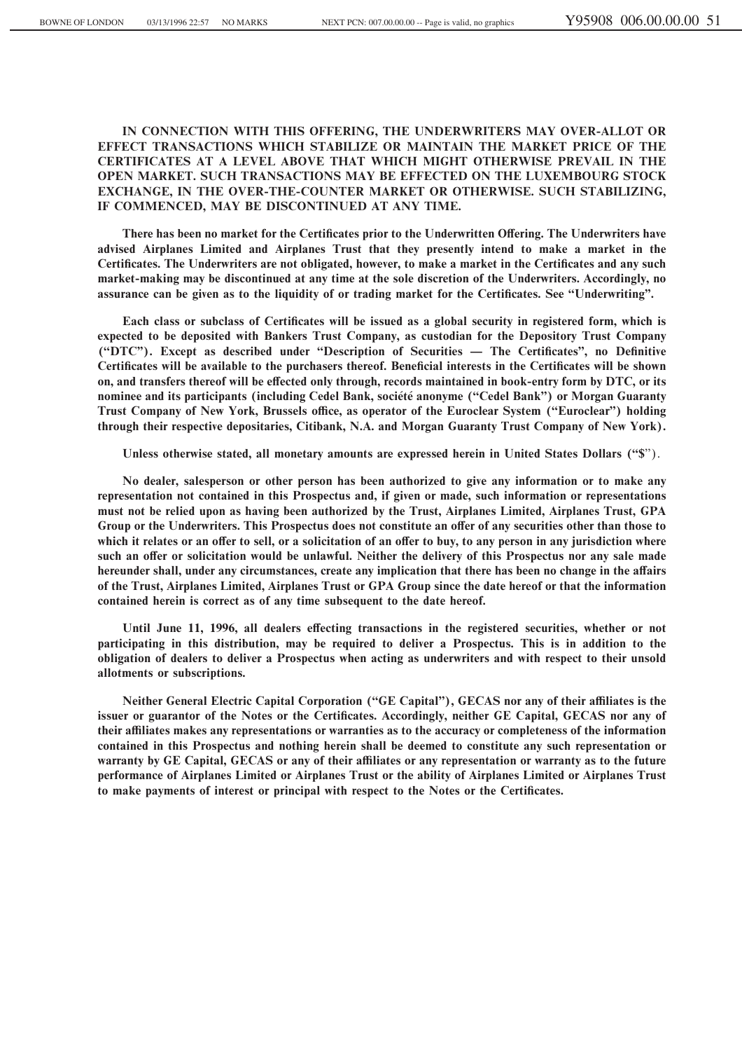**IN CONNECTION WITH THIS OFFERING, THE UNDERWRITERS MAY OVER-ALLOT OR EFFECT TRANSACTIONS WHICH STABILIZE OR MAINTAIN THE MARKET PRICE OF THE CERTIFICATES AT A LEVEL ABOVE THAT WHICH MIGHT OTHERWISE PREVAIL IN THE OPEN MARKET. SUCH TRANSACTIONS MAY BE EFFECTED ON THE LUXEMBOURG STOCK EXCHANGE, IN THE OVER-THE-COUNTER MARKET OR OTHERWISE. SUCH STABILIZING, IF COMMENCED, MAY BE DISCONTINUED AT ANY TIME.**

**There has been no market for the Certificates prior to the Underwritten Offering. The Underwriters have advised Airplanes Limited and Airplanes Trust that they presently intend to make a market in the Certificates. The Underwriters are not obligated, however, to make a market in the Certificates and any such market-making may be discontinued at any time at the sole discretion of the Underwriters. Accordingly, no assurance can be given as to the liquidity of or trading market for the Certificates. See "Underwriting".**

**Each class or subclass of Certificates will be issued as a global security in registered form, which is expected to be deposited with Bankers Trust Company, as custodian for the Depository Trust Company ("DTC"). Except as described under "Description of Securities — The Certificates", no Definitive Certificates will be available to the purchasers thereof. Beneficial interests in the Certificates will be shown on, and transfers thereof will be effected only through, records maintained in book-entry form by DTC, or its nominee and its participants (including Cedel Bank, société anonyme ("Cedel Bank") or Morgan Guaranty Trust Company of New York, Brussels office, as operator of the Euroclear System ("Euroclear") holding through their respective depositaries, Citibank, N.A. and Morgan Guaranty Trust Company of New York).**

**Unless otherwise stated, all monetary amounts are expressed herein in United States Dollars ("$").**

**No dealer, salesperson or other person has been authorized to give any information or to make any representation not contained in this Prospectus and, if given or made, such information or representations must not be relied upon as having been authorized by the Trust, Airplanes Limited, Airplanes Trust, GPA Group or the Underwriters. This Prospectus does not constitute an offer of any securities other than those to which it relates or an offer to sell, or a solicitation of an offer to buy, to any person in any jurisdiction where such an offer or solicitation would be unlawful. Neither the delivery of this Prospectus nor any sale made hereunder shall, under any circumstances, create any implication that there has been no change in the affairs of the Trust, Airplanes Limited, Airplanes Trust or GPA Group since the date hereof or that the information contained herein is correct as of any time subsequent to the date hereof.**

**Until June 11, 1996, all dealers effecting transactions in the registered securities, whether or not participating in this distribution, may be required to deliver a Prospectus. This is in addition to the obligation of dealers to deliver a Prospectus when acting as underwriters and with respect to their unsold allotments or subscriptions.**

**Neither General Electric Capital Corporation ("GE Capital"), GECAS nor any of their affiliates is the issuer or guarantor of the Notes or the Certificates. Accordingly, neither GE Capital, GECAS nor any of their affiliates makes any representations or warranties as to the accuracy or completeness of the information contained in this Prospectus and nothing herein shall be deemed to constitute any such representation or warranty by GE Capital, GECAS or any of their affiliates or any representation or warranty as to the future performance of Airplanes Limited or Airplanes Trust or the ability of Airplanes Limited or Airplanes Trust to make payments of interest or principal with respect to the Notes or the Certificates.**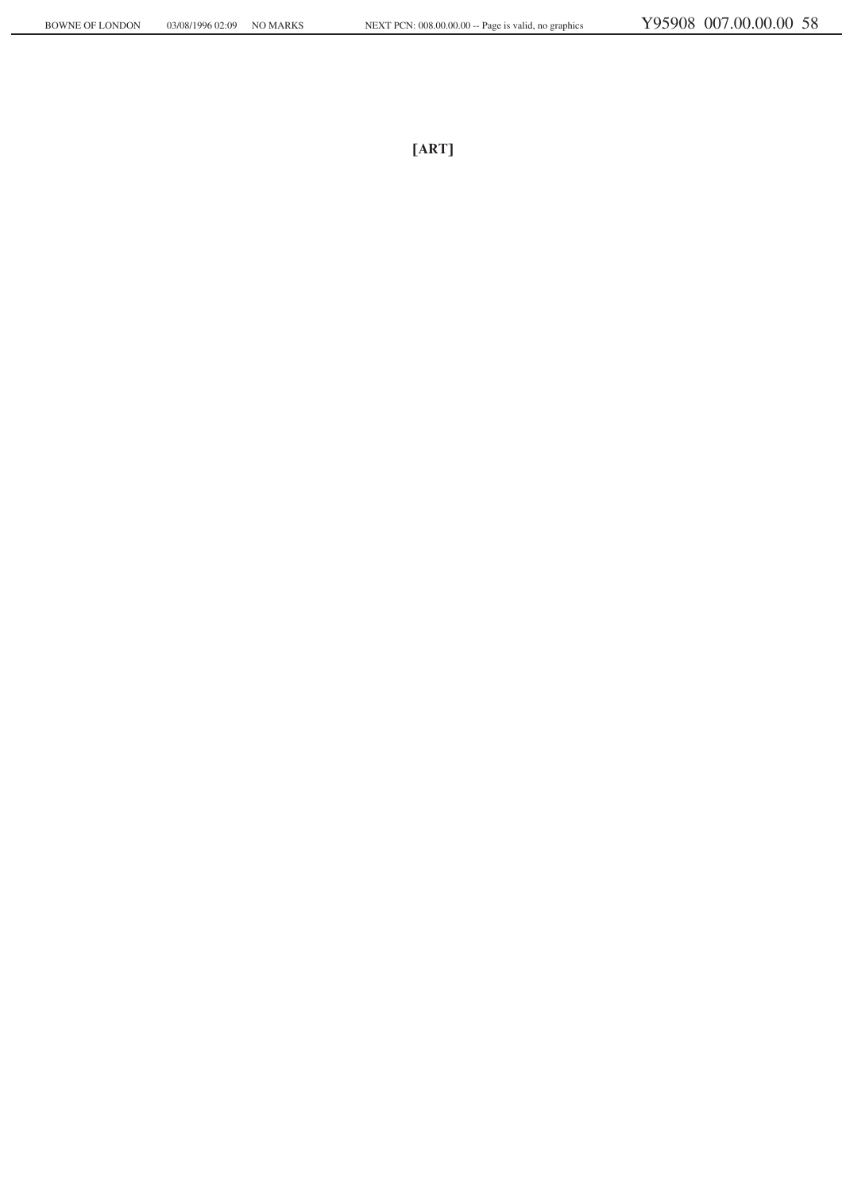[ART]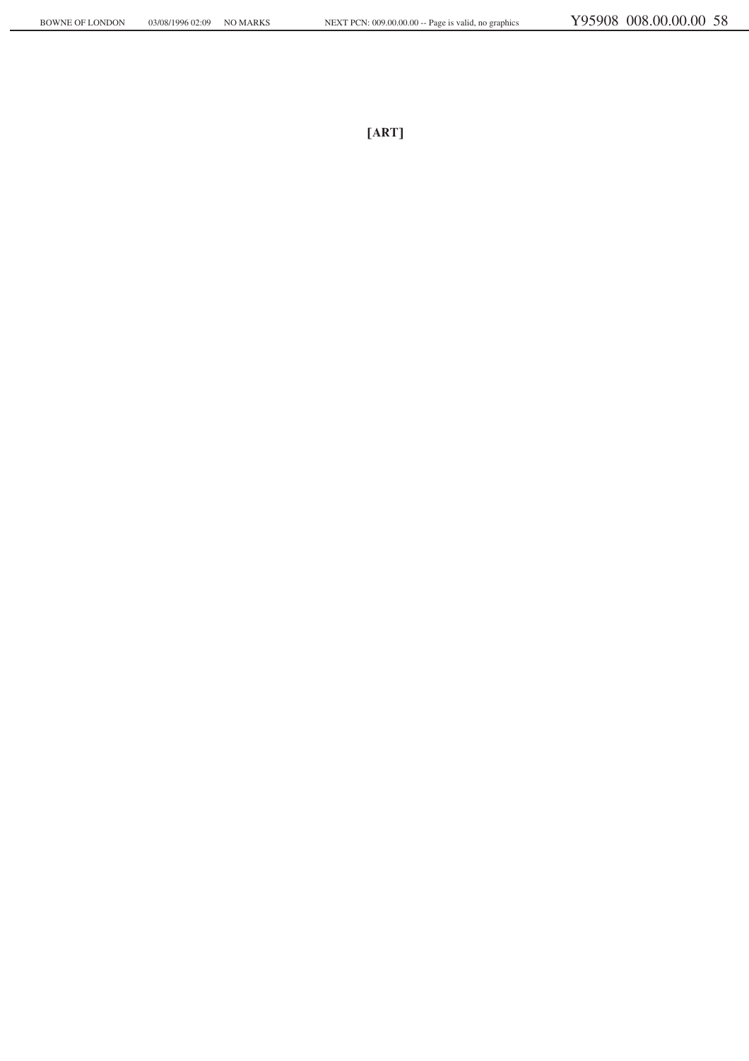[ART]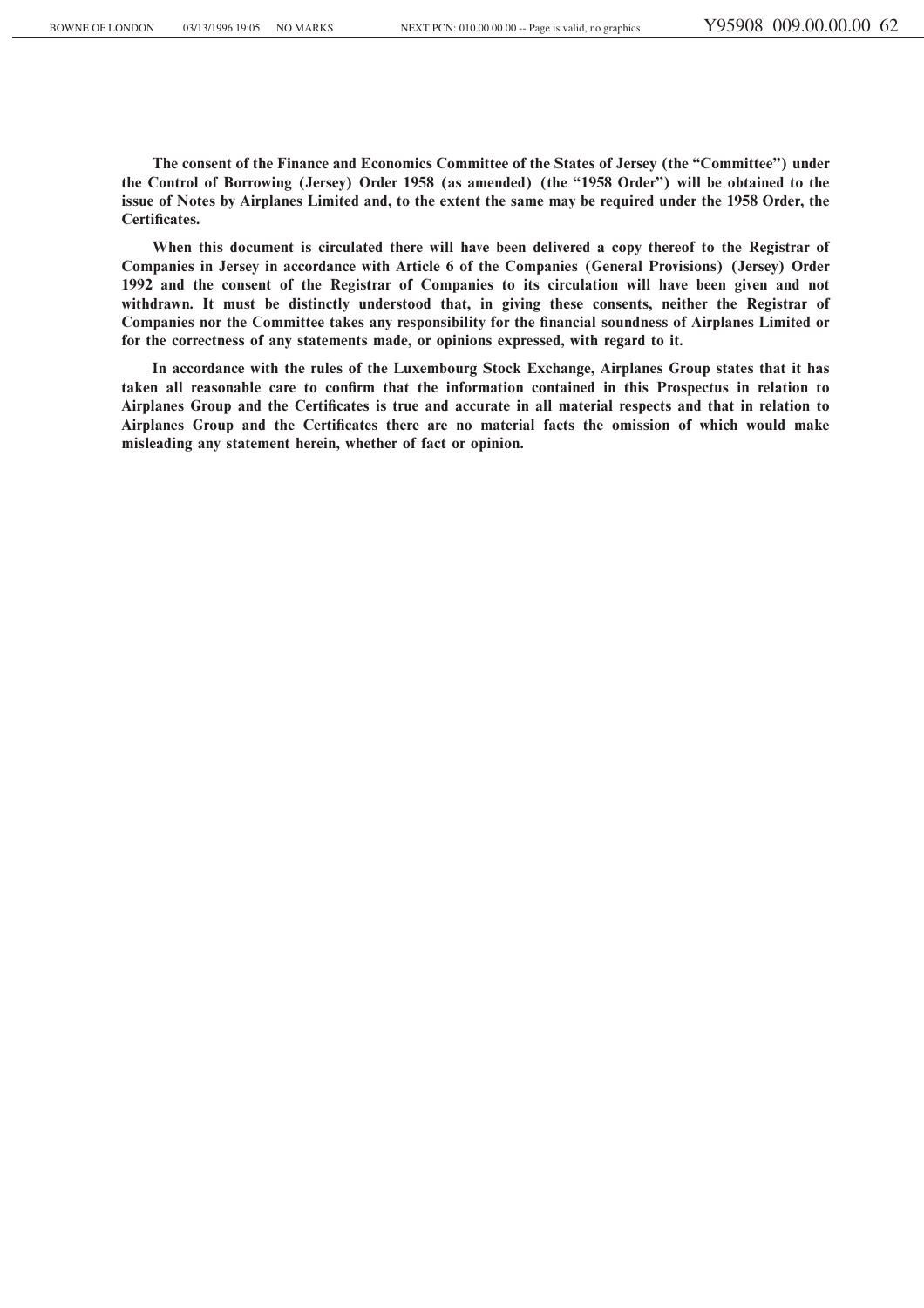**The consent of the Finance and Economics Committee of the States of Jersey (the "Committee") under the Control of Borrowing (Jersey) Order 1958 (as amended) (the "1958 Order") will be obtained to the issue of Notes by Airplanes Limited and, to the extent the same may be required under the 1958 Order, the Certificates.**

**When this document is circulated there will have been delivered a copy thereof to the Registrar of Companies in Jersey in accordance with Article 6 of the Companies (General Provisions) (Jersey) Order 1992 and the consent of the Registrar of Companies to its circulation will have been given and not withdrawn. It must be distinctly understood that, in giving these consents, neither the Registrar of Companies nor the Committee takes any responsibility for the financial soundness of Airplanes Limited or for the correctness of any statements made, or opinions expressed, with regard to it.**

**In accordance with the rules of the Luxembourg Stock Exchange, Airplanes Group states that it has taken all reasonable care to confirm that the information contained in this Prospectus in relation to Airplanes Group and the Certificates is true and accurate in all material respects and that in relation to Airplanes Group and the Certificates there are no material facts the omission of which would make misleading any statement herein, whether of fact or opinion.**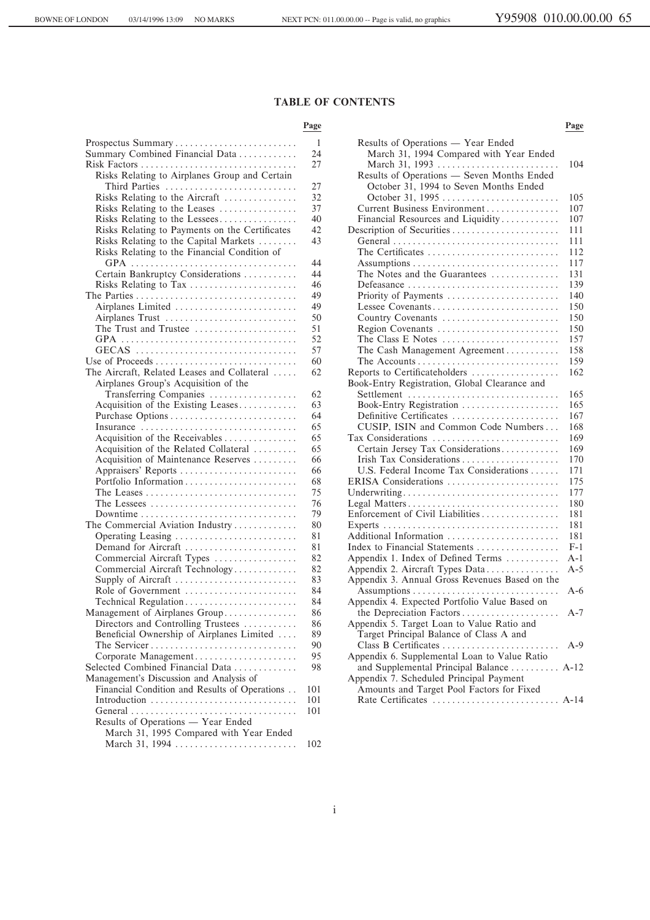# TABLE OF CONTENTS

| | Page |
|---|---|
| Prospectus Summary | 1 |
| Summary Combined Financial Data | 24 |
| Risk Factors | 27 |
| Risks Relating to Airplanes Group and Certain Third Parties | 27 |
| Risks Relating to the Aircraft | 32 |
| Risks Relating to the Leases | 37 |
| Risks Relating to the Lessees | 40 |
| Risks Relating to Payments on the Certificates | 42 |
| Risks Relating to the Capital Markets | 43 |
| Risks Relating to the Financial Condition of GPA | 44 |
| Certain Bankruptcy Considerations | 44 |
| Risks Relating to Tax | 46 |
| The Parties | 49 |
| Airplanes Limited | 49 |
| Airplanes Trust | 50 |
| The Trust and Trustee | 51 |
| GPA | 52 |
| GECAS | 57 |
| Use of Proceeds | 60 |
| The Aircraft, Related Leases and Collateral | 62 |
| Airplanes Group's Acquisition of the Transferring Companies | 62 |
| Acquisition of the Existing Leases | 63 |
| Purchase Options | 64 |
| Insurance | 65 |
| Acquisition of the Receivables | 65 |
| Acquisition of the Related Collateral | 65 |
| Acquisition of Maintenance Reserves | 66 |
| Appraisers' Reports | 66 |
| Portfolio Information | 68 |
| The Leases | 75 |
| The Lessees | 76 |
| Downtime | 79 |
| The Commercial Aviation Industry | 80 |
| Operating Leasing | 81 |
| Demand for Aircraft | 81 |
| Commercial Aircraft Types | 82 |
| Commercial Aircraft Technology | 82 |
| Supply of Aircraft | 83 |
| Role of Government | 84 |
| Technical Regulation | 84 |
| Management of Airplanes Group | 86 |
| Directors and Controlling Trustees | 86 |
| Beneficial Ownership of Airplanes Limited | 89 |
| The Servicer | 90 |
| Corporate Management | 95 |
| Selected Combined Financial Data | 98 |
| Management's Discussion and Analysis of Financial Condition and Results of Operations | 101 |
| Introduction | 101 |
| General | 101 |
| Results of Operations — Year Ended March 31, 1995 Compared with Year Ended March 31, 1994 | 102 |
| Results of Operations — Year Ended March 31, 1994 Compared with Year Ended March 31, 1993 | 104 |
| Results of Operations — Seven Months Ended October 31, 1994 to Seven Months Ended October 31, 1995 | 105 |
| Current Business Environment | 107 |
| Financial Resources and Liquidity | 107 |
| Description of Securities | 111 |
| General | 111 |
| The Certificates | 112 |
| Assumptions | 117 |
| The Notes and the Guarantees | 131 |
| Defeasance | 139 |
| Priority of Payments | 140 |
| Lessee Covenants | 150 |
| Country Covenants | 150 |
| Region Covenants | 150 |
| The Class E Notes | 157 |
| The Cash Management Agreement | 158 |
| The Accounts | 159 |
| Reports to Certificateholders | 162 |
| Book-Entry Registration, Global Clearance and Settlement | 165 |
| Book-Entry Registration | 165 |
| Definitive Certificates | 167 |
| CUSIP, ISIN and Common Code Numbers | 168 |
| Tax Considerations | 169 |
| Certain Jersey Tax Considerations | 169 |
| Irish Tax Considerations | 170 |
| U.S. Federal Income Tax Considerations | 171 |
| ERISA Considerations | 175 |
| Underwriting | 177 |
| Legal Matters | 180 |
| Enforcement of Civil Liabilities | 181 |
| Experts | 181 |
| Additional Information | 181 |
| Index to Financial Statements | F-1 |
| Appendix 1. Index of Defined Terms | A-1 |
| Appendix 2. Aircraft Types Data | A-5 |
| Appendix 3. Annual Gross Revenues Based on the Assumptions | A-6 |
| Appendix 4. Expected Portfolio Value Based on the Depreciation Factors | A-7 |
| Appendix 5. Target Loan to Value Ratio and Target Principal Balance of Class A and Class B Certificates | A-9 |
| Appendix 6. Supplemental Loan to Value Ratio and Supplemental Principal Balance | A-12 |
| Appendix 7. Scheduled Principal Payment Amounts and Target Pool Factors for Fixed Rate Certificates | A-14 |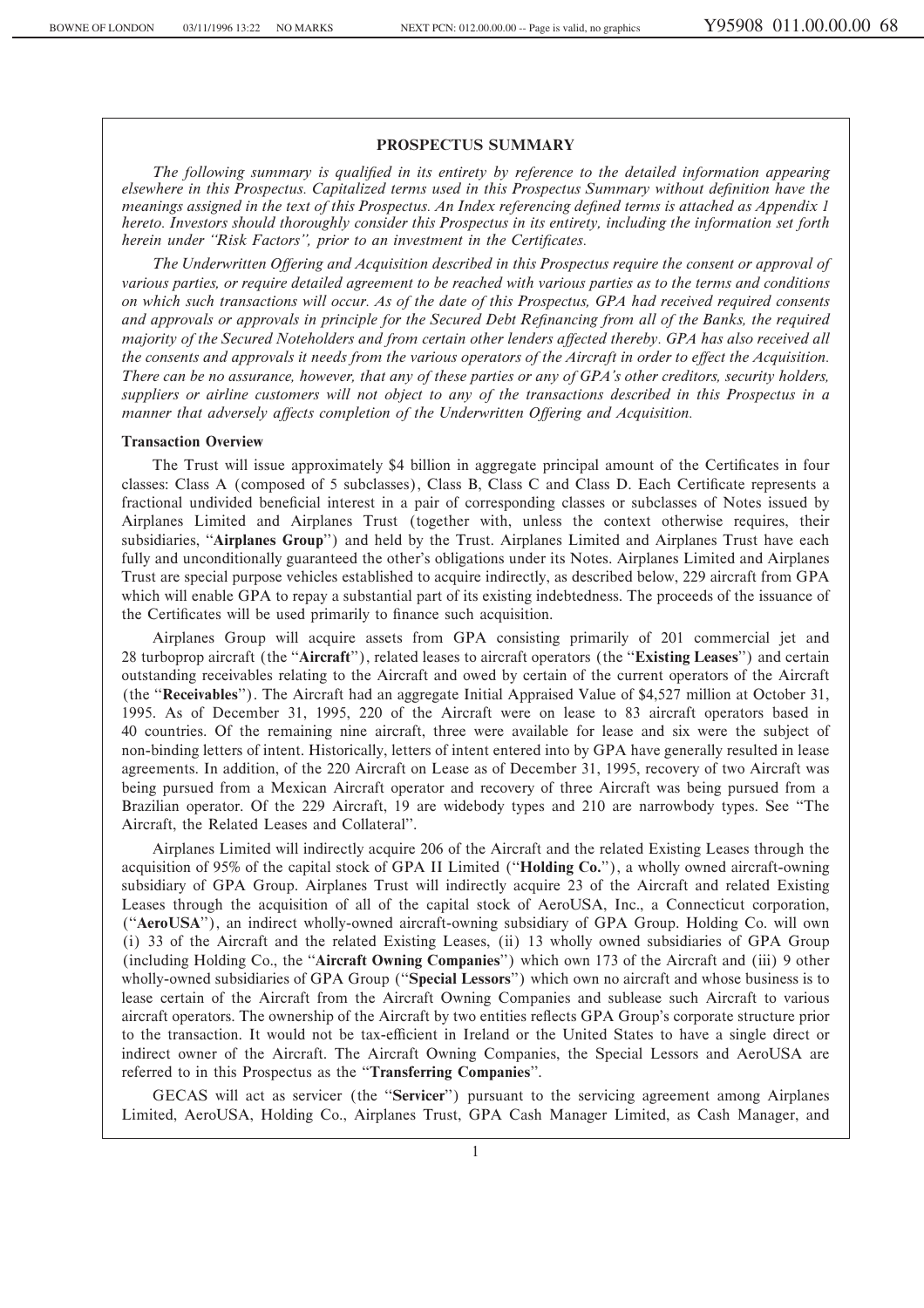## PROSPECTUS SUMMARY

*The following summary is qualified in its entirety by reference to the detailed information appearing elsewhere in this Prospectus. Capitalized terms used in this Prospectus Summary without definition have the meanings assigned in the text of this Prospectus. An Index referencing defined terms is attached as Appendix 1 hereto. Investors should thoroughly consider this Prospectus in its entirety, including the information set forth herein under "Risk Factors", prior to an investment in the Certificates.*

*The Underwritten Offering and Acquisition described in this Prospectus require the consent or approval of various parties, or require detailed agreement to be reached with various parties as to the terms and conditions on which such transactions will occur. As of the date of this Prospectus, GPA had received required consents and approvals or approvals in principle for the Secured Debt Refinancing from all of the Banks, the required majority of the Secured Noteholders and from certain other lenders affected thereby. GPA has also received all the consents and approvals it needs from the various operators of the Aircraft in order to effect the Acquisition. There can be no assurance, however, that any of these parties or any of GPA's other creditors, security holders, suppliers or airline customers will not object to any of the transactions described in this Prospectus in a manner that adversely affects completion of the Underwritten Offering and Acquisition.*

**Transaction Overview**

The Trust will issue approximately $4 billion in aggregate principal amount of the Certificates in four classes: Class A (composed of 5 subclasses), Class B, Class C and Class D. Each Certificate represents a fractional undivided beneficial interest in a pair of corresponding classes or subclasses of Notes issued by Airplanes Limited and Airplanes Trust (together with, unless the context otherwise requires, their subsidiaries, "**Airplanes Group**") and held by the Trust. Airplanes Limited and Airplanes Trust have each fully and unconditionally guaranteed the other's obligations under its Notes. Airplanes Limited and Airplanes Trust are special purpose vehicles established to acquire indirectly, as described below, 229 aircraft from GPA which will enable GPA to repay a substantial part of its existing indebtedness. The proceeds of the issuance of the Certificates will be used primarily to finance such acquisition.

Airplanes Group will acquire assets from GPA consisting primarily of 201 commercial jet and 28 turboprop aircraft (the "**Aircraft**"), related leases to aircraft operators (the "**Existing Leases**") and certain outstanding receivables relating to the Aircraft and owed by certain of the current operators of the Aircraft (the "**Receivables**"). The Aircraft had an aggregate Initial Appraised Value of $4,527 million at October 31, 1995. As of December 31, 1995, 220 of the Aircraft were on lease to 83 aircraft operators based in 40 countries. Of the remaining nine aircraft, three were available for lease and six were the subject of non-binding letters of intent. Historically, letters of intent entered into by GPA have generally resulted in lease agreements. In addition, of the 220 Aircraft on Lease as of December 31, 1995, recovery of two Aircraft was being pursued from a Mexican Aircraft operator and recovery of three Aircraft was being pursued from a Brazilian operator. Of the 229 Aircraft, 19 are widebody types and 210 are narrowbody types. See "The Aircraft, the Related Leases and Collateral".

Airplanes Limited will indirectly acquire 206 of the Aircraft and the related Existing Leases through the acquisition of 95% of the capital stock of GPA II Limited ("**Holding Co.**"), a wholly owned aircraft-owning subsidiary of GPA Group. Airplanes Trust will indirectly acquire 23 of the Aircraft and related Existing Leases through the acquisition of all of the capital stock of AeroUSA, Inc., a Connecticut corporation, ("**AeroUSA**"), an indirect wholly-owned aircraft-owning subsidiary of GPA Group. Holding Co. will own (i) 33 of the Aircraft and the related Existing Leases, (ii) 13 wholly owned subsidiaries of GPA Group (including Holding Co., the "**Aircraft Owning Companies**") which own 173 of the Aircraft and (iii) 9 other wholly-owned subsidiaries of GPA Group ("**Special Lessors**") which own no aircraft and whose business is to lease certain of the Aircraft from the Aircraft Owning Companies and sublease such Aircraft to various aircraft operators. The ownership of the Aircraft by two entities reflects GPA Group's corporate structure prior to the transaction. It would not be tax-efficient in Ireland or the United States to have a single direct or indirect owner of the Aircraft. The Aircraft Owning Companies, the Special Lessors and AeroUSA are referred to in this Prospectus as the "**Transferring Companies**".

GECAS will act as servicer (the "**Servicer**") pursuant to the servicing agreement among Airplanes Limited, AeroUSA, Holding Co., Airplanes Trust, GPA Cash Manager Limited, as Cash Manager, and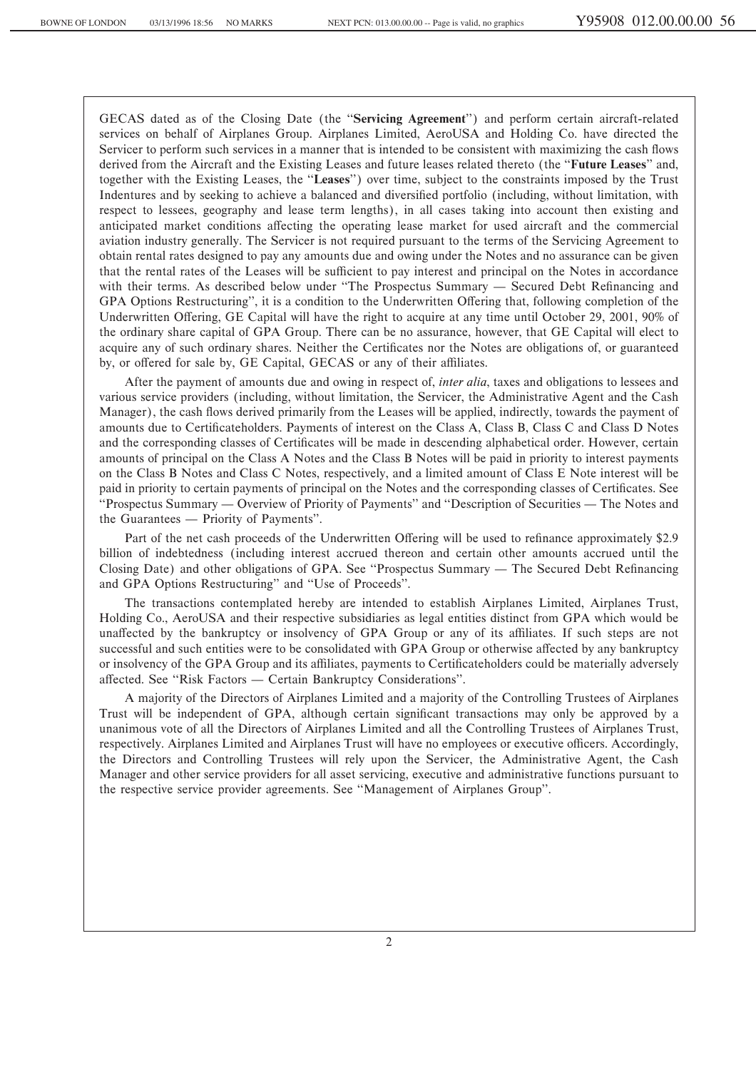GECAS dated as of the Closing Date (the "**Servicing Agreement**") and perform certain aircraft-related services on behalf of Airplanes Group. Airplanes Limited, AeroUSA and Holding Co. have directed the Servicer to perform such services in a manner that is intended to be consistent with maximizing the cash flows derived from the Aircraft and the Existing Leases and future leases related thereto (the "**Future Leases**" and, together with the Existing Leases, the "**Leases**") over time, subject to the constraints imposed by the Trust Indentures and by seeking to achieve a balanced and diversified portfolio (including, without limitation, with respect to lessees, geography and lease term lengths), in all cases taking into account then existing and anticipated market conditions affecting the operating lease market for used aircraft and the commercial aviation industry generally. The Servicer is not required pursuant to the terms of the Servicing Agreement to obtain rental rates designed to pay any amounts due and owing under the Notes and no assurance can be given that the rental rates of the Leases will be sufficient to pay interest and principal on the Notes in accordance with their terms. As described below under "The Prospectus Summary — Secured Debt Refinancing and GPA Options Restructuring", it is a condition to the Underwritten Offering that, following completion of the Underwritten Offering, GE Capital will have the right to acquire at any time until October 29, 2001, 90% of the ordinary share capital of GPA Group. There can be no assurance, however, that GE Capital will elect to acquire any of such ordinary shares. Neither the Certificates nor the Notes are obligations of, or guaranteed by, or offered for sale by, GE Capital, GECAS or any of their affiliates.

After the payment of amounts due and owing in respect of, *inter alia*, taxes and obligations to lessees and various service providers (including, without limitation, the Servicer, the Administrative Agent and the Cash Manager), the cash flows derived primarily from the Leases will be applied, indirectly, towards the payment of amounts due to Certificateholders. Payments of interest on the Class A, Class B, Class C and Class D Notes and the corresponding classes of Certificates will be made in descending alphabetical order. However, certain amounts of principal on the Class A Notes and the Class B Notes will be paid in priority to interest payments on the Class B Notes and Class C Notes, respectively, and a limited amount of Class E Note interest will be paid in priority to certain payments of principal on the Notes and the corresponding classes of Certificates. See "Prospectus Summary — Overview of Priority of Payments" and "Description of Securities — The Notes and the Guarantees — Priority of Payments".

Part of the net cash proceeds of the Underwritten Offering will be used to refinance approximately $2.9 billion of indebtedness (including interest accrued thereon and certain other amounts accrued until the Closing Date) and other obligations of GPA. See "Prospectus Summary — The Secured Debt Refinancing and GPA Options Restructuring" and "Use of Proceeds".

The transactions contemplated hereby are intended to establish Airplanes Limited, Airplanes Trust, Holding Co., AeroUSA and their respective subsidiaries as legal entities distinct from GPA which would be unaffected by the bankruptcy or insolvency of GPA Group or any of its affiliates. If such steps are not successful and such entities were to be consolidated with GPA Group or otherwise affected by any bankruptcy or insolvency of the GPA Group and its affiliates, payments to Certificateholders could be materially adversely affected. See "Risk Factors — Certain Bankruptcy Considerations".

A majority of the Directors of Airplanes Limited and a majority of the Controlling Trustees of Airplanes Trust will be independent of GPA, although certain significant transactions may only be approved by a unanimous vote of all the Directors of Airplanes Limited and all the Controlling Trustees of Airplanes Trust, respectively. Airplanes Limited and Airplanes Trust will have no employees or executive officers. Accordingly, the Directors and Controlling Trustees will rely upon the Servicer, the Administrative Agent, the Cash Manager and other service providers for all asset servicing, executive and administrative functions pursuant to the respective service provider agreements. See "Management of Airplanes Group".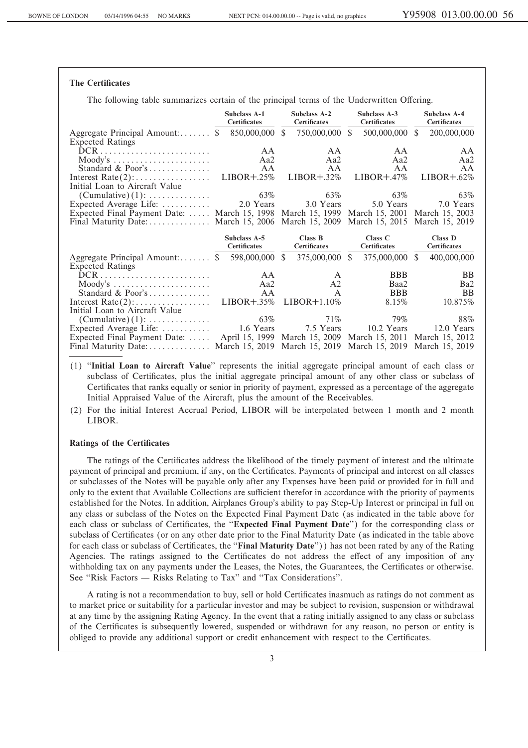**The Certificates**

The following table summarizes certain of the principal terms of the Underwritten Offering.

| | Subclass A-1 Certificates | Subclass A-2 Certificates | Subclass A-3 Certificates | Subclass A-4 Certificates |
|---|---|---|---|---|
| Aggregate Principal Amount: | $ 850,000,000 | $ 750,000,000 | $ 500,000,000 | $ 200,000,000 |
| Expected Ratings | | | | |
| DCR | AA | AA | AA | AA |
| Moody's | Aa2 | Aa2 | Aa2 | Aa2 |
| Standard & Poor's | AA | AA | AA | AA |
| Interest Rate(2): | LIBOR+.25% | LIBOR+.32% | LIBOR+.47% | LIBOR+.62% |
| Initial Loan to Aircraft Value (Cumulative)(1): | 63% | 63% | 63% | 63% |
| Expected Average Life: | 2.0 Years | 3.0 Years | 5.0 Years | 7.0 Years |
| Expected Final Payment Date: | March 15, 1998 | March 15, 1999 | March 15, 2001 | March 15, 2003 |
| Final Maturity Date: | March 15, 2006 | March 15, 2009 | March 15, 2015 | March 15, 2019 |

| | Subclass A-5 Certificates | Class B Certificates | Class C Certificates | Class D Certificates |
|---|---|---|---|---|
| Aggregate Principal Amount: | $ 598,000,000 | $ 375,000,000 | $ 375,000,000 | $ 400,000,000 |
| Expected Ratings | | | | |
| DCR | AA | A | BBB | BB |
| Moody's | Aa2 | A2 | Baa2 | Ba2 |
| Standard & Poor's | AA | A | BBB | BB |
| Interest Rate(2): | LIBOR+.35% | LIBOR+1.10% | 8.15% | 10.875% |
| Initial Loan to Aircraft Value (Cumulative)(1): | 63% | 71% | 79% | 88% |
| Expected Average Life: | 1.6 Years | 7.5 Years | 10.2 Years | 12.0 Years |
| Expected Final Payment Date: | April 15, 1999 | March 15, 2009 | March 15, 2011 | March 15, 2012 |
| Final Maturity Date: | March 15, 2019 | March 15, 2019 | March 15, 2019 | March 15, 2019 |

(1) "**Initial Loan to Aircraft Value**" represents the initial aggregate principal amount of each class or subclass of Certificates, plus the initial aggregate principal amount of any other class or subclass of Certificates that ranks equally or senior in priority of payment, expressed as a percentage of the aggregate Initial Appraised Value of the Aircraft, plus the amount of the Receivables.

(2) For the initial Interest Accrual Period, LIBOR will be interpolated between 1 month and 2 month LIBOR.

**Ratings of the Certificates**

The ratings of the Certificates address the likelihood of the timely payment of interest and the ultimate payment of principal and premium, if any, on the Certificates. Payments of principal and interest on all classes or subclasses of the Notes will be payable only after any Expenses have been paid or provided for in full and only to the extent that Available Collections are sufficient therefor in accordance with the priority of payments established for the Notes. In addition, Airplanes Group's ability to pay Step-Up Interest or principal in full on any class or subclass of the Notes on the Expected Final Payment Date (as indicated in the table above for each class or subclass of Certificates, the "**Expected Final Payment Date**") for the corresponding class or subclass of Certificates (or on any other date prior to the Final Maturity Date (as indicated in the table above for each class or subclass of Certificates, the "**Final Maturity Date**")) has not been rated by any of the Rating Agencies. The ratings assigned to the Certificates do not address the effect of any imposition of any withholding tax on any payments under the Leases, the Notes, the Guarantees, the Certificates or otherwise. See "Risk Factors — Risks Relating to Tax" and "Tax Considerations".

A rating is not a recommendation to buy, sell or hold Certificates inasmuch as ratings do not comment as to market price or suitability for a particular investor and may be subject to revision, suspension or withdrawal at any time by the assigning Rating Agency. In the event that a rating initially assigned to any class or subclass of the Certificates is subsequently lowered, suspended or withdrawn for any reason, no person or entity is obliged to provide any additional support or credit enhancement with respect to the Certificates.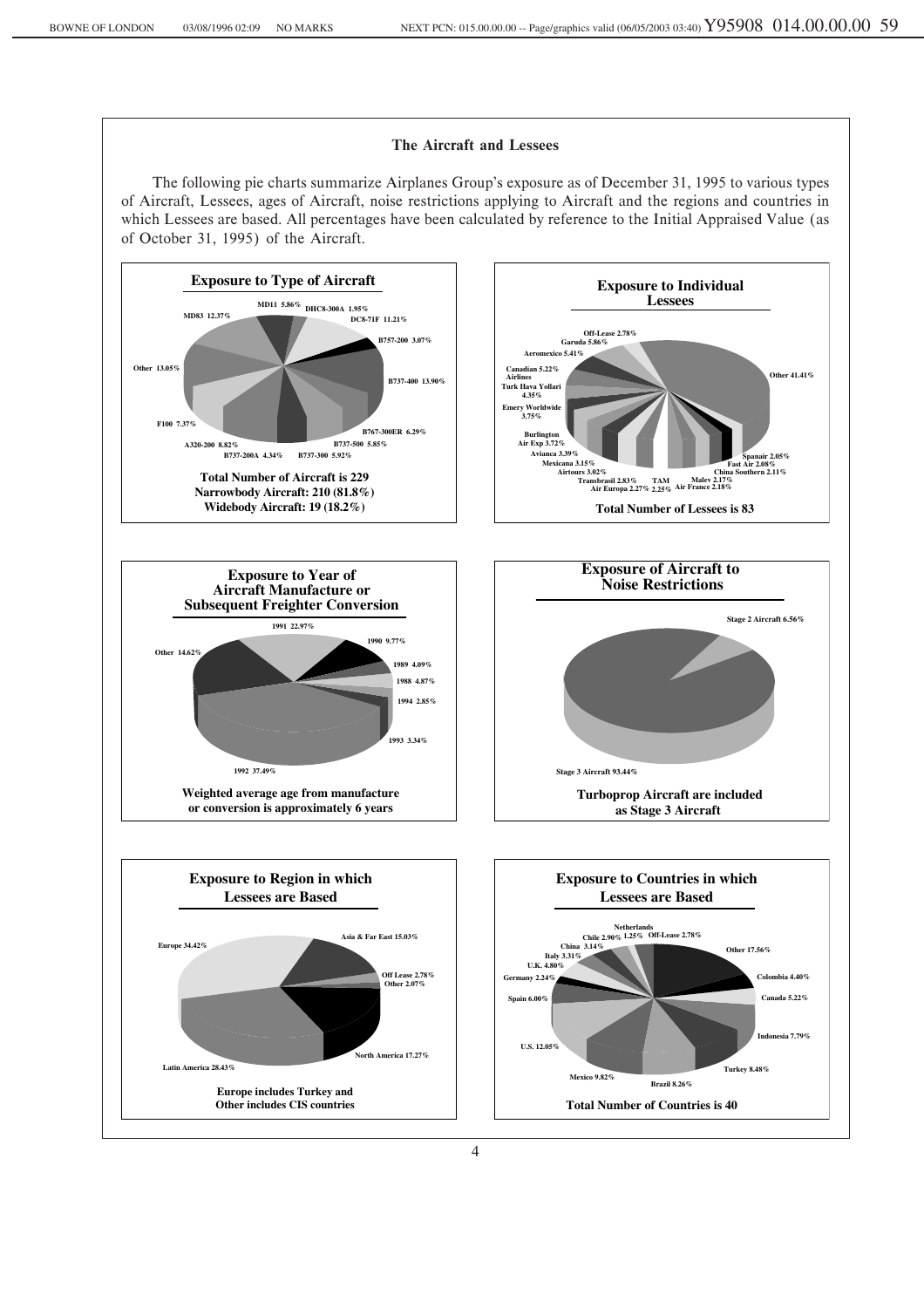### The Aircraft and Lessees

The following pie charts summarize Airplanes Group's exposure as of December 31, 1995 to various types of Aircraft, Lessees, ages of Aircraft, noise restrictions applying to Aircraft and the regions and countries in which Lessees are based. All percentages have been calculated by reference to the Initial Appraised Value (as of October 31, 1995) of the Aircraft.

**Exposure to Type of Aircraft**

| Aircraft | Exposure |
|---|---|
| MD11 | 5.86% |
| DHC8-300A | 1.95% |
| DC8-71F | 11.21% |
| B757-200 | 3.07% |
| B737-400 | 13.90% |
| B767-300ER | 6.29% |
| B737-500 | 5.85% |
| B737-300 | 5.92% |
| B737-200A | 4.34% |
| A320-200 | 8.82% |
| F100 | 7.37% |
| Other | 13.05% |
| MD83 | 12.37% |

**Total Number of Aircraft is 229**
**Narrowbody Aircraft: 210 (81.8%)**
**Widebody Aircraft: 19 (18.2%)**

**Exposure to Individual Lessees**

| Lessee | Exposure |
|---|---|
| Other | 41.41% |
| Spanair | 2.05% |
| Fast Air | 2.08% |
| China Southern | 2.11% |
| Malev | 2.17% |
| Air France | 2.18% |
| TAM | 2.25% |
| Air Europa | 2.27% |
| Transbrasil | 2.83% |
| Airtours | 3.02% |
| Mexicana | 3.15% |
| Avianca | 3.39% |
| Burlington Air Exp | 3.72% |
| Emery Worldwide | 3.75% |
| Turk Hava Yollari | 4.35% |
| Canadian Airlines | 5.22% |
| Aeromexico | 5.41% |
| Garuda | 5.86% |
| Off-Lease | 2.78% |

**Total Number of Lessees is 83**

**Exposure to Year of Aircraft Manufacture or Subsequent Freighter Conversion**

| Year | Exposure |
|---|---|
| 1991 | 22.97% |
| 1990 | 9.77% |
| 1989 | 4.09% |
| 1988 | 4.87% |
| 1994 | 2.85% |
| 1993 | 3.34% |
| 1992 | 37.49% |
| Other | 14.62% |

**Weighted average age from manufacture or conversion is approximately 6 years**

**Exposure of Aircraft to Noise Restrictions**

| Category | Exposure |
|---|---|
| Stage 2 Aircraft | 6.56% |
| Stage 3 Aircraft | 93.44% |

**Turboprop Aircraft are included as Stage 3 Aircraft**

**Exposure to Region in which Lessees are Based**

| Region | Exposure |
|---|---|
| Europe | 34.42% |
| Asia & Far East | 15.03% |
| Off Lease | 2.78% |
| Other | 2.07% |
| North America | 17.27% |
| Latin America | 28.43% |

**Europe includes Turkey and Other includes CIS countries**

**Exposure to Countries in which Lessees are Based**

| Country | Exposure |
|---|---|
| Off-Lease | 2.78% |
| Other | 17.56% |
| Colombia | 4.40% |
| Canada | 5.22% |
| Indonesia | 7.79% |
| Turkey | 8.48% |
| Brazil | 8.26% |
| Mexico | 9.82% |
| U.S. | 12.05% |
| Spain | 6.00% |
| Germany | 2.24% |
| U.K. | 4.80% |
| Italy | 3.31% |
| China | 3.14% |
| Chile | 2.90% |
| Netherlands | 1.25% |

**Total Number of Countries is 40**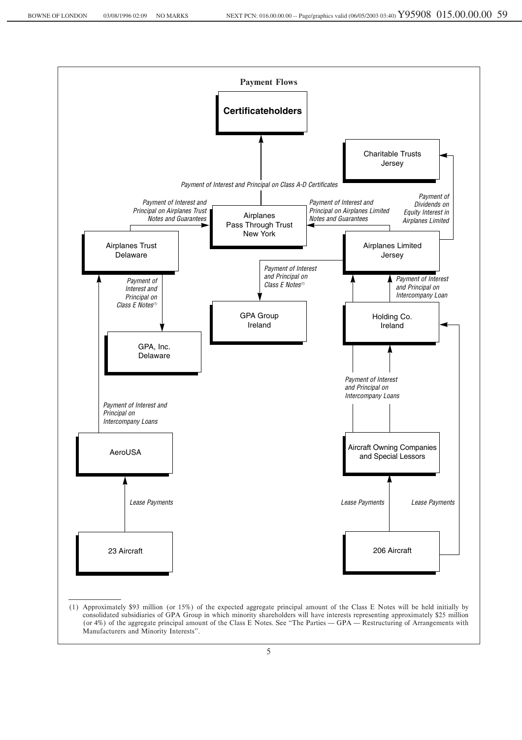## Payment Flows

**Certificateholders**

*Payment of Interest and Principal on Class A-D Certificates*

Airplanes Pass Through Trust New York

*Payment of Interest and Principal on Airplanes Trust Notes and Guarantees*

Airplanes Trust Delaware

*Payment of Interest and Principal on Airplanes Limited Notes and Guarantees*

Airplanes Limited Jersey

Charitable Trusts Jersey

*Payment of Dividends on Equity Interest in Airplanes Limited*

*Payment of Interest and Principal on Class E Notes*[1]

GPA, Inc. Delaware

*Payment of Interest and Principal on Class E Notes*[1]

GPA Group Ireland

*Payment of Interest and Principal on Intercompany Loan*

Holding Co. Ireland

*Payment of Interest and Principal on Intercompany Loans*

Aircraft Owning Companies and Special Lessors

*Payment of Interest and Principal on Intercompany Loans*

AeroUSA

*Lease Payments*

23 Aircraft

*Lease Payments*

*Lease Payments*

206 Aircraft

---

(1) Approximately $93 million (or 15%) of the expected aggregate principal amount of the Class E Notes will be held initially by consolidated subsidiaries of GPA Group in which minority shareholders will have interests representing approximately $25 million (or 4%) of the aggregate principal amount of the Class E Notes. See "The Parties — GPA — Restructuring of Arrangements with Manufacturers and Minority Interests".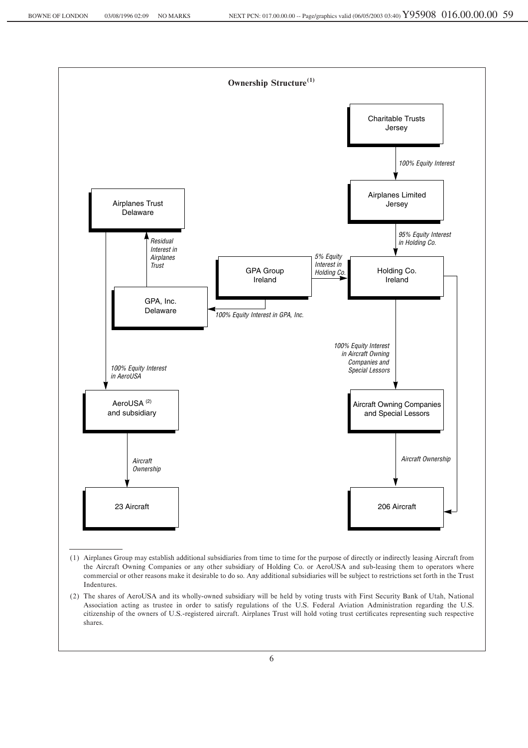## Ownership Structure[(1)]

Charitable Trusts Jersey

*100% Equity Interest*

Airplanes Limited Jersey

*95% Equity Interest in Holding Co.*

Holding Co. Ireland

GPA Group Ireland

*5% Equity Interest in Holding Co.*

*100% Equity Interest in GPA, Inc.*

GPA, Inc. Delaware

*Residual Interest in Airplanes Trust*

Airplanes Trust Delaware

*100% Equity Interest in AeroUSA*

AeroUSA [(2)] and subsidiary

*Aircraft Ownership*

23 Aircraft

*100% Equity Interest in Aircraft Owning Companies and Special Lessors*

Aircraft Owning Companies and Special Lessors

*Aircraft Ownership*

206 Aircraft

---

(1) Airplanes Group may establish additional subsidiaries from time to time for the purpose of directly or indirectly leasing Aircraft from the Aircraft Owning Companies or any other subsidiary of Holding Co. or AeroUSA and sub-leasing them to operators where commercial or other reasons make it desirable to do so. Any additional subsidiaries will be subject to restrictions set forth in the Trust Indentures.

(2) The shares of AeroUSA and its wholly-owned subsidiary will be held by voting trusts with First Security Bank of Utah, National Association acting as trustee in order to satisfy regulations of the U.S. Federal Aviation Administration regarding the U.S. citizenship of the owners of U.S.-registered aircraft. Airplanes Trust will hold voting trust certificates representing such respective shares.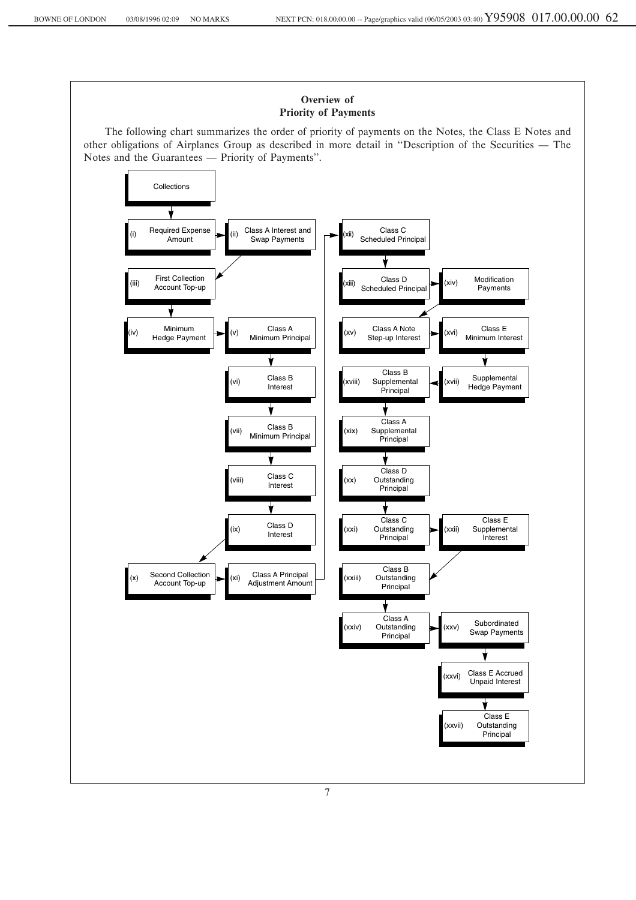## Overview of Priority of Payments

The following chart summarizes the order of priority of payments on the Notes, the Class E Notes and other obligations of Airplanes Group as described in more detail in "Description of the Securities — The Notes and the Guarantees — Priority of Payments".

Collections

1. (i) Required Expense Amount
2. (ii) Class A Interest and Swap Payments
3. (iii) First Collection Account Top-up
4. (iv) Minimum Hedge Payment
5. (v) Class A Minimum Principal
6. (vi) Class B Interest
7. (vii) Class B Minimum Principal
8. (viii) Class C Interest
9. (ix) Class D Interest
10. (x) Second Collection Account Top-up
11. (xi) Class A Principal Adjustment Amount
12. (xii) Class C Scheduled Principal
13. (xiii) Class D Scheduled Principal
14. (xiv) Modification Payments
15. (xv) Class A Note Step-up Interest
16. (xvi) Class E Minimum Interest
17. (xvii) Supplemental Hedge Payment
18. (xviii) Class B Supplemental Principal
19. (xix) Class A Supplemental Principal
20. (xx) Class D Outstanding Principal
21. (xxi) Class C Outstanding Principal
22. (xxii) Class E Supplemental Interest
23. (xxiii) Class B Outstanding Principal
24. (xxiv) Class A Outstanding Principal
25. (xxv) Subordinated Swap Payments
26. (xxvi) Class E Accrued Unpaid Interest
27. (xxvii) Class E Outstanding Principal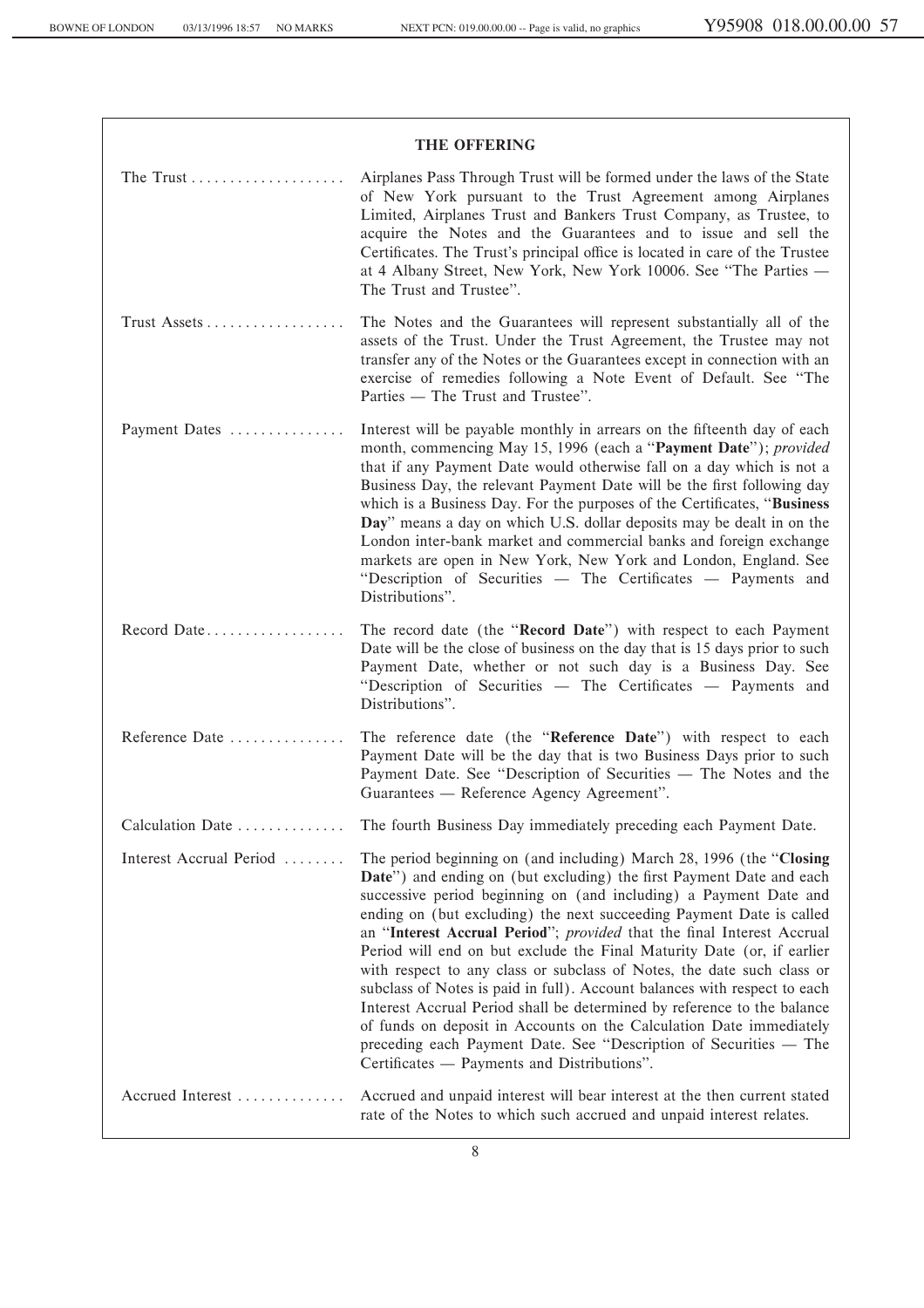## THE OFFERING

| | |
|---|---|
| The Trust | Airplanes Pass Through Trust will be formed under the laws of the State of New York pursuant to the Trust Agreement among Airplanes Limited, Airplanes Trust and Bankers Trust Company, as Trustee, to acquire the Notes and the Guarantees and to issue and sell the Certificates. The Trust's principal office is located in care of the Trustee at 4 Albany Street, New York, New York 10006. See "The Parties — The Trust and Trustee". |
| Trust Assets | The Notes and the Guarantees will represent substantially all of the assets of the Trust. Under the Trust Agreement, the Trustee may not transfer any of the Notes or the Guarantees except in connection with an exercise of remedies following a Note Event of Default. See "The Parties — The Trust and Trustee". |
| Payment Dates | Interest will be payable monthly in arrears on the fifteenth day of each month, commencing May 15, 1996 (each a "**Payment Date**"); *provided* that if any Payment Date would otherwise fall on a day which is not a Business Day, the relevant Payment Date will be the first following day which is a Business Day. For the purposes of the Certificates, "**Business Day**" means a day on which U.S. dollar deposits may be dealt in on the London inter-bank market and commercial banks and foreign exchange markets are open in New York, New York and London, England. See "Description of Securities — The Certificates — Payments and Distributions". |
| Record Date | The record date (the "**Record Date**") with respect to each Payment Date will be the close of business on the day that is 15 days prior to such Payment Date, whether or not such day is a Business Day. See "Description of Securities — The Certificates — Payments and Distributions". |
| Reference Date | The reference date (the "**Reference Date**") with respect to each Payment Date will be the day that is two Business Days prior to such Payment Date. See "Description of Securities — The Notes and the Guarantees — Reference Agency Agreement". |
| Calculation Date | The fourth Business Day immediately preceding each Payment Date. |
| Interest Accrual Period | The period beginning on (and including) March 28, 1996 (the "**Closing Date**") and ending on (but excluding) the first Payment Date and each successive period beginning on (and including) a Payment Date and ending on (but excluding) the next succeeding Payment Date is called an "**Interest Accrual Period**"; *provided* that the final Interest Accrual Period will end on but exclude the Final Maturity Date (or, if earlier with respect to any class or subclass of Notes, the date such class or subclass of Notes is paid in full). Account balances with respect to each Interest Accrual Period shall be determined by reference to the balance of funds on deposit in Accounts on the Calculation Date immediately preceding each Payment Date. See "Description of Securities — The Certificates — Payments and Distributions". |
| Accrued Interest | Accrued and unpaid interest will bear interest at the then current stated rate of the Notes to which such accrued and unpaid interest relates. |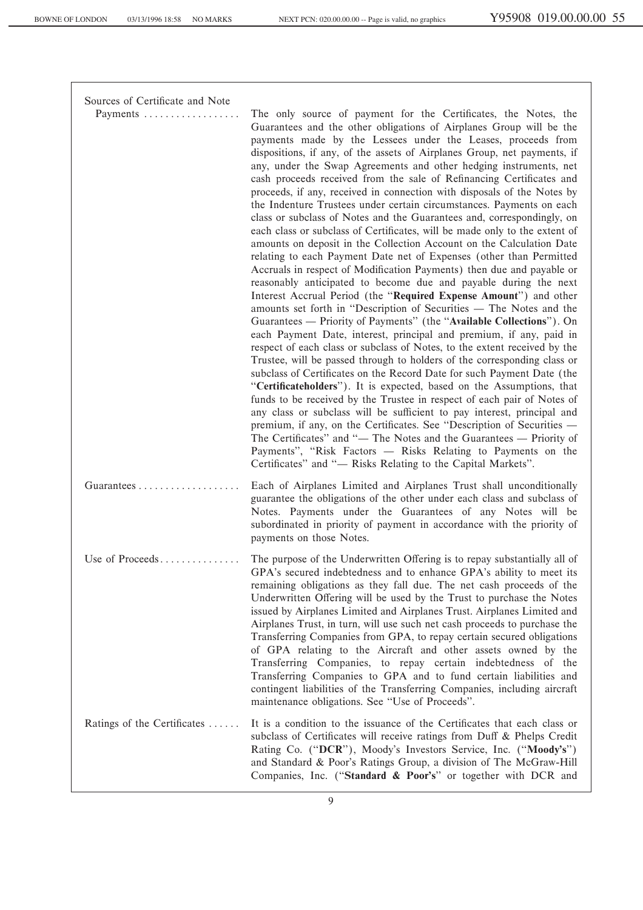| | |
|---|---|
| Sources of Certificate and Note Payments | The only source of payment for the Certificates, the Notes, the Guarantees and the other obligations of Airplanes Group will be the payments made by the Lessees under the Leases, proceeds from dispositions, if any, of the assets of Airplanes Group, net payments, if any, under the Swap Agreements and other hedging instruments, net cash proceeds received from the sale of Refinancing Certificates and proceeds, if any, received in connection with disposals of the Notes by the Indenture Trustees under certain circumstances. Payments on each class or subclass of Notes and the Guarantees and, correspondingly, on each class or subclass of Certificates, will be made only to the extent of amounts on deposit in the Collection Account on the Calculation Date relating to each Payment Date net of Expenses (other than Permitted Accruals in respect of Modification Payments) then due and payable or reasonably anticipated to become due and payable during the next Interest Accrual Period (the "**Required Expense Amount**") and other amounts set forth in "Description of Securities — The Notes and the Guarantees — Priority of Payments" (the "**Available Collections**"). On each Payment Date, interest, principal and premium, if any, paid in respect of each class or subclass of Notes, to the extent received by the Trustee, will be passed through to holders of the corresponding class or subclass of Certificates on the Record Date for such Payment Date (the "**Certificateholders**"). It is expected, based on the Assumptions, that funds to be received by the Trustee in respect of each pair of Notes of any class or subclass will be sufficient to pay interest, principal and premium, if any, on the Certificates. See "Description of Securities — The Certificates" and "— The Notes and the Guarantees — Priority of Payments", "Risk Factors — Risks Relating to Payments on the Certificates" and "— Risks Relating to the Capital Markets". |
| Guarantees | Each of Airplanes Limited and Airplanes Trust shall unconditionally guarantee the obligations of the other under each class and subclass of Notes. Payments under the Guarantees of any Notes will be subordinated in priority of payment in accordance with the priority of payments on those Notes. |
| Use of Proceeds | The purpose of the Underwritten Offering is to repay substantially all of GPA's secured indebtedness and to enhance GPA's ability to meet its remaining obligations as they fall due. The net cash proceeds of the Underwritten Offering will be used by the Trust to purchase the Notes issued by Airplanes Limited and Airplanes Trust. Airplanes Limited and Airplanes Trust, in turn, will use such net cash proceeds to purchase the Transferring Companies from GPA, to repay certain secured obligations of GPA relating to the Aircraft and other assets owned by the Transferring Companies, to repay certain indebtedness of the Transferring Companies to GPA and to fund certain liabilities and contingent liabilities of the Transferring Companies, including aircraft maintenance obligations. See "Use of Proceeds". |
| Ratings of the Certificates | It is a condition to the issuance of the Certificates that each class or subclass of Certificates will receive ratings from Duff & Phelps Credit Rating Co. ("**DCR**"), Moody's Investors Service, Inc. ("**Moody's**") and Standard & Poor's Ratings Group, a division of The McGraw-Hill Companies, Inc. ("**Standard & Poor's**" or together with DCR and |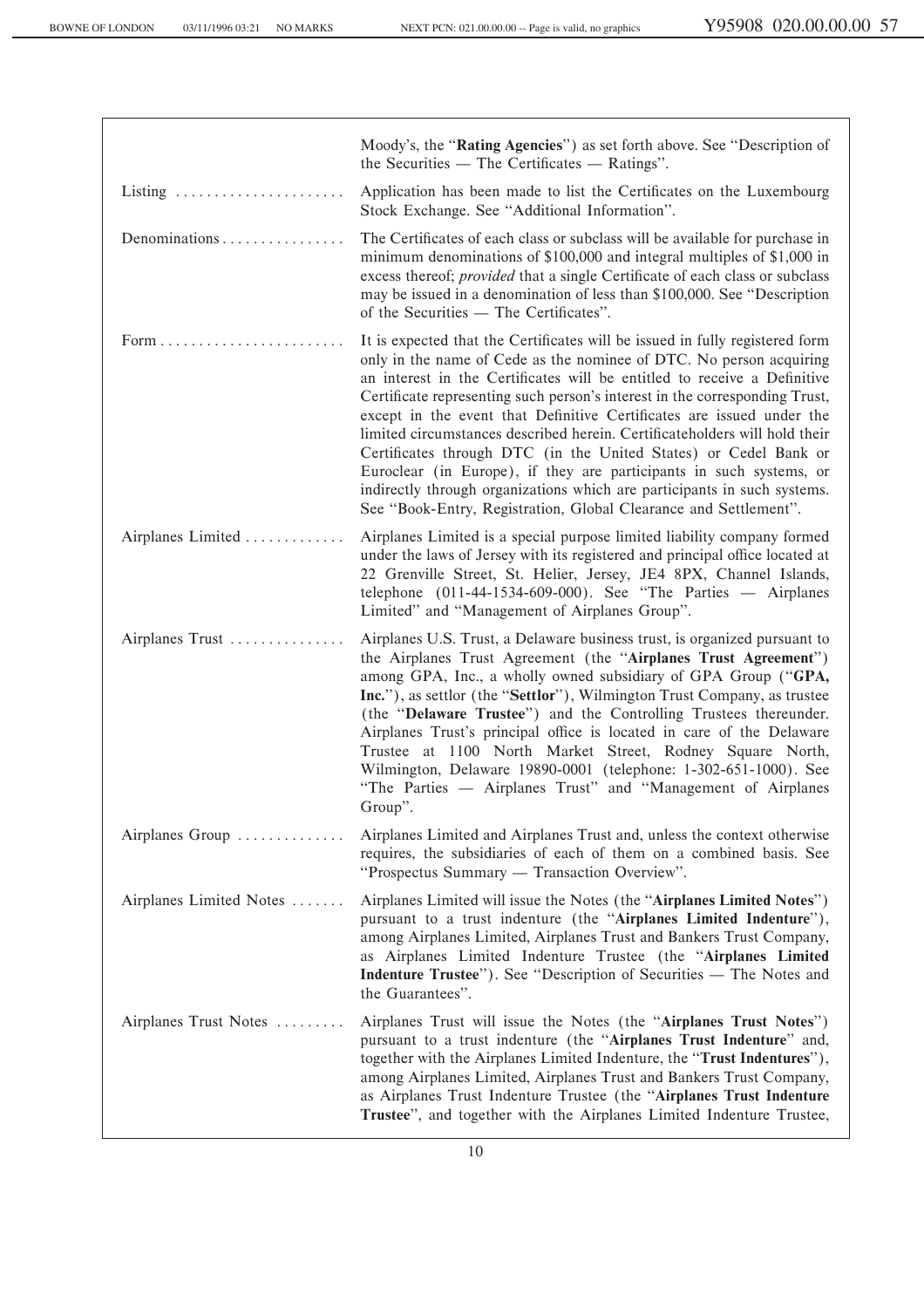| | |
|---|---|
| | Moody's, the "**Rating Agencies**") as set forth above. See "Description of the Securities — The Certificates — Ratings". |
| Listing | Application has been made to list the Certificates on the Luxembourg Stock Exchange. See "Additional Information". |
| Denominations | The Certificates of each class or subclass will be available for purchase in minimum denominations of $100,000 and integral multiples of $1,000 in excess thereof; *provided* that a single Certificate of each class or subclass may be issued in a denomination of less than $100,000. See "Description of the Securities — The Certificates". |
| Form | It is expected that the Certificates will be issued in fully registered form only in the name of Cede as the nominee of DTC. No person acquiring an interest in the Certificates will be entitled to receive a Definitive Certificate representing such person's interest in the corresponding Trust, except in the event that Definitive Certificates are issued under the limited circumstances described herein. Certificateholders will hold their Certificates through DTC (in the United States) or Cedel Bank or Euroclear (in Europe), if they are participants in such systems, or indirectly through organizations which are participants in such systems. See "Book-Entry, Registration, Global Clearance and Settlement". |
| Airplanes Limited | Airplanes Limited is a special purpose limited liability company formed under the laws of Jersey with its registered and principal office located at 22 Grenville Street, St. Helier, Jersey, JE4 8PX, Channel Islands, telephone (011-44-1534-609-000). See "The Parties — Airplanes Limited" and "Management of Airplanes Group". |
| Airplanes Trust | Airplanes U.S. Trust, a Delaware business trust, is organized pursuant to the Airplanes Trust Agreement (the "**Airplanes Trust Agreement**") among GPA, Inc., a wholly owned subsidiary of GPA Group ("**GPA, Inc.**"), as settlor (the "**Settlor**"), Wilmington Trust Company, as trustee (the "**Delaware Trustee**") and the Controlling Trustees thereunder. Airplanes Trust's principal office is located in care of the Delaware Trustee at 1100 North Market Street, Rodney Square North, Wilmington, Delaware 19890-0001 (telephone: 1-302-651-1000). See "The Parties — Airplanes Trust" and "Management of Airplanes Group". |
| Airplanes Group | Airplanes Limited and Airplanes Trust and, unless the context otherwise requires, the subsidiaries of each of them on a combined basis. See "Prospectus Summary — Transaction Overview". |
| Airplanes Limited Notes | Airplanes Limited will issue the Notes (the "**Airplanes Limited Notes**") pursuant to a trust indenture (the "**Airplanes Limited Indenture**"), among Airplanes Limited, Airplanes Trust and Bankers Trust Company, as Airplanes Limited Indenture Trustee (the "**Airplanes Limited Indenture Trustee**"). See "Description of Securities — The Notes and the Guarantees". |
| Airplanes Trust Notes | Airplanes Trust will issue the Notes (the "**Airplanes Trust Notes**") pursuant to a trust indenture (the "**Airplanes Trust Indenture**" and, together with the Airplanes Limited Indenture, the "**Trust Indentures**"), among Airplanes Limited, Airplanes Trust and Bankers Trust Company, as Airplanes Trust Indenture Trustee (the "**Airplanes Trust Indenture Trustee**", and together with the Airplanes Limited Indenture Trustee, |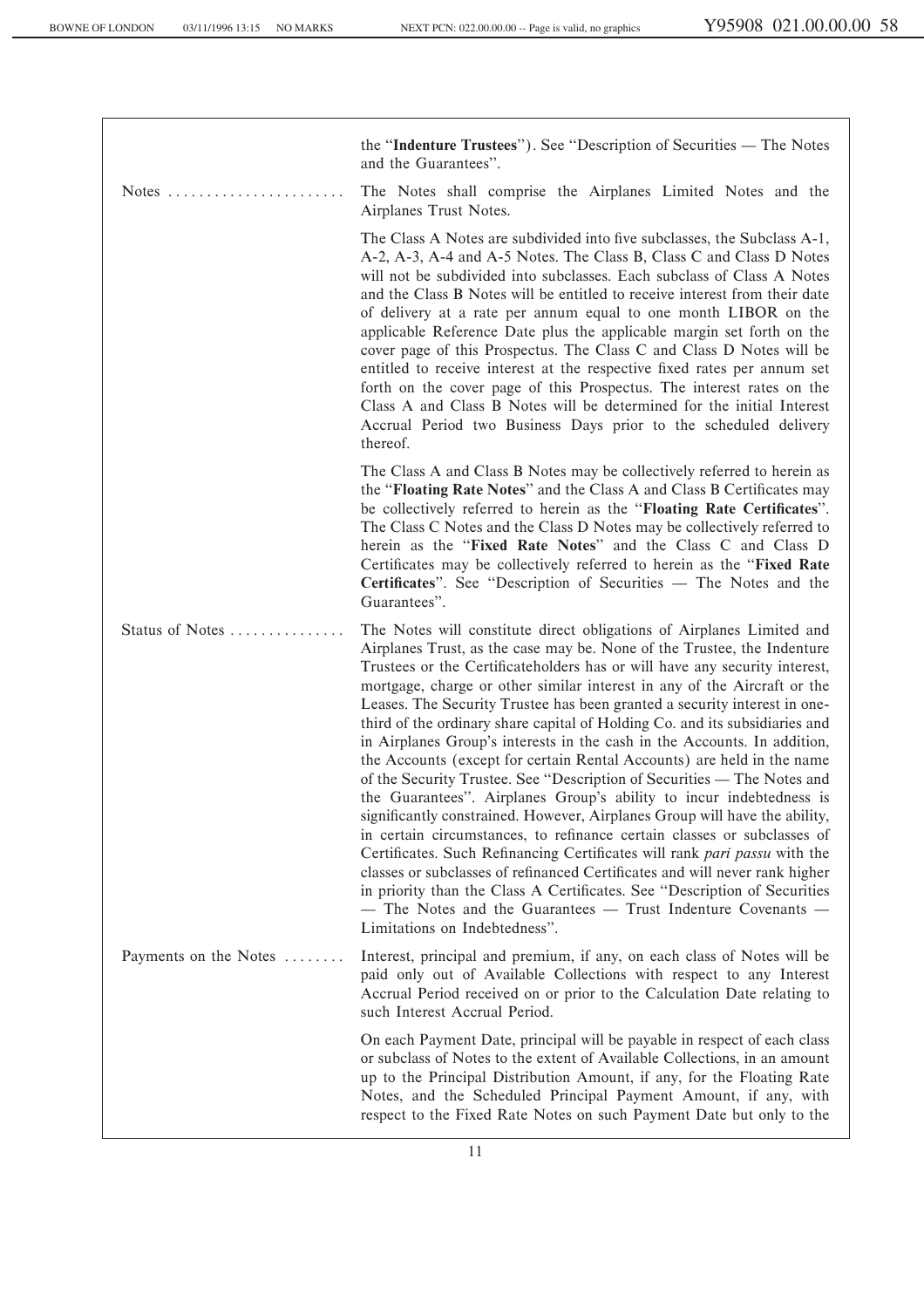the "**Indenture Trustees**"). See "Description of Securities — The Notes and the Guarantees".

| | |
|---|---|
| Notes | The Notes shall comprise the Airplanes Limited Notes and the Airplanes Trust Notes.<br><br>The Class A Notes are subdivided into five subclasses, the Subclass A-1, A-2, A-3, A-4 and A-5 Notes. The Class B, Class C and Class D Notes will not be subdivided into subclasses. Each subclass of Class A Notes and the Class B Notes will be entitled to receive interest from their date of delivery at a rate per annum equal to one month LIBOR on the applicable Reference Date plus the applicable margin set forth on the cover page of this Prospectus. The Class C and Class D Notes will be entitled to receive interest at the respective fixed rates per annum set forth on the cover page of this Prospectus. The interest rates on the Class A and Class B Notes will be determined for the initial Interest Accrual Period two Business Days prior to the scheduled delivery thereof.<br><br>The Class A and Class B Notes may be collectively referred to herein as the "**Floating Rate Notes**" and the Class A and Class B Certificates may be collectively referred to herein as the "**Floating Rate Certificates**". The Class C Notes and the Class D Notes may be collectively referred to herein as the "**Fixed Rate Notes**" and the Class C and Class D Certificates may be collectively referred to herein as the "**Fixed Rate Certificates**". See "Description of Securities — The Notes and the Guarantees". |
| Status of Notes | The Notes will constitute direct obligations of Airplanes Limited and Airplanes Trust, as the case may be. None of the Trustee, the Indenture Trustees or the Certificateholders has or will have any security interest, mortgage, charge or other similar interest in any of the Aircraft or the Leases. The Security Trustee has been granted a security interest in one-third of the ordinary share capital of Holding Co. and its subsidiaries and in Airplanes Group's interests in the cash in the Accounts. In addition, the Accounts (except for certain Rental Accounts) are held in the name of the Security Trustee. See "Description of Securities — The Notes and the Guarantees". Airplanes Group's ability to incur indebtedness is significantly constrained. However, Airplanes Group will have the ability, in certain circumstances, to refinance certain classes or subclasses of Certificates. Such Refinancing Certificates will rank *pari passu* with the classes or subclasses of refinanced Certificates and will never rank higher in priority than the Class A Certificates. See "Description of Securities — The Notes and the Guarantees — Trust Indenture Covenants — Limitations on Indebtedness". |
| Payments on the Notes | Interest, principal and premium, if any, on each class of Notes will be paid only out of Available Collections with respect to any Interest Accrual Period received on or prior to the Calculation Date relating to such Interest Accrual Period.<br><br>On each Payment Date, principal will be payable in respect of each class or subclass of Notes to the extent of Available Collections, in an amount up to the Principal Distribution Amount, if any, for the Floating Rate Notes, and the Scheduled Principal Payment Amount, if any, with respect to the Fixed Rate Notes on such Payment Date but only to the |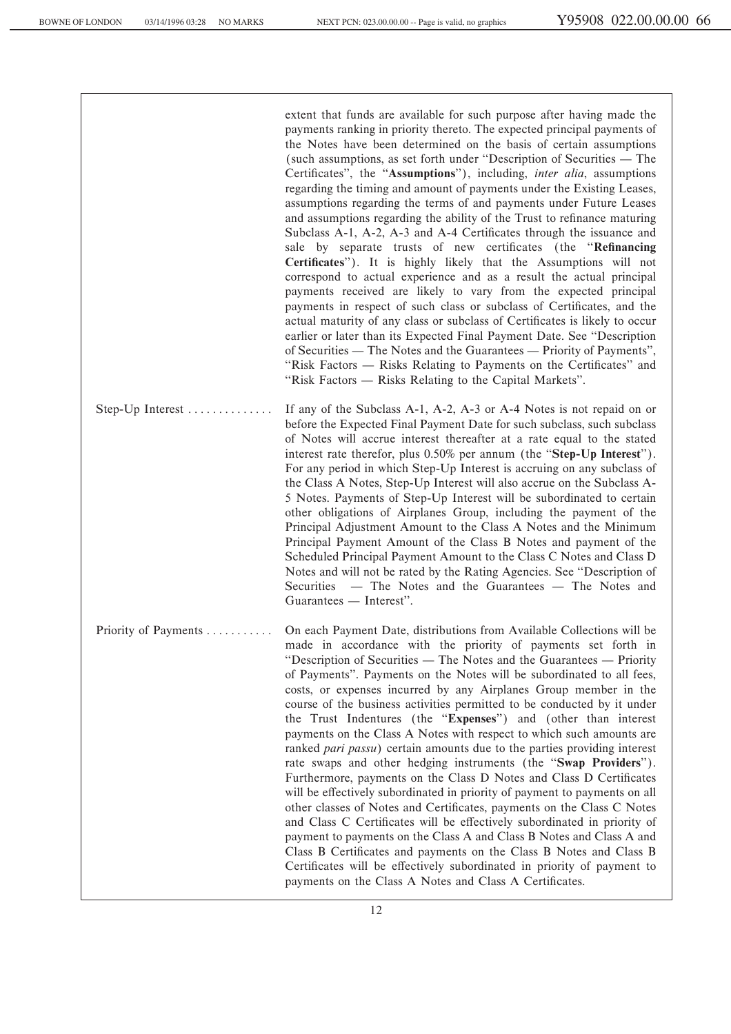| | |
|---|---|
| | extent that funds are available for such purpose after having made the payments ranking in priority thereto. The expected principal payments of the Notes have been determined on the basis of certain assumptions (such assumptions, as set forth under "Description of Securities — The Certificates", the "**Assumptions**"), including, *inter alia*, assumptions regarding the timing and amount of payments under the Existing Leases, assumptions regarding the terms of and payments under Future Leases and assumptions regarding the ability of the Trust to refinance maturing Subclass A-1, A-2, A-3 and A-4 Certificates through the issuance and sale by separate trusts of new certificates (the "**Refinancing Certificates**"). It is highly likely that the Assumptions will not correspond to actual experience and as a result the actual principal payments received are likely to vary from the expected principal payments in respect of such class or subclass of Certificates, and the actual maturity of any class or subclass of Certificates is likely to occur earlier or later than its Expected Final Payment Date. See "Description of Securities — The Notes and the Guarantees — Priority of Payments", "Risk Factors — Risks Relating to Payments on the Certificates" and "Risk Factors — Risks Relating to the Capital Markets". |
| Step-Up Interest | If any of the Subclass A-1, A-2, A-3 or A-4 Notes is not repaid on or before the Expected Final Payment Date for such subclass, such subclass of Notes will accrue interest thereafter at a rate equal to the stated interest rate therefor, plus 0.50% per annum (the "**Step-Up Interest**"). For any period in which Step-Up Interest is accruing on any subclass of the Class A Notes, Step-Up Interest will also accrue on the Subclass A-5 Notes. Payments of Step-Up Interest will be subordinated to certain other obligations of Airplanes Group, including the payment of the Principal Adjustment Amount to the Class A Notes and the Minimum Principal Payment Amount of the Class B Notes and payment of the Scheduled Principal Payment Amount to the Class C Notes and Class D Notes and will not be rated by the Rating Agencies. See "Description of Securities — The Notes and the Guarantees — The Notes and Guarantees — Interest". |
| Priority of Payments | On each Payment Date, distributions from Available Collections will be made in accordance with the priority of payments set forth in "Description of Securities — The Notes and the Guarantees — Priority of Payments". Payments on the Notes will be subordinated to all fees, costs, or expenses incurred by any Airplanes Group member in the course of the business activities permitted to be conducted by it under the Trust Indentures (the "**Expenses**") and (other than interest payments on the Class A Notes with respect to which such amounts are ranked *pari passu*) certain amounts due to the parties providing interest rate swaps and other hedging instruments (the "**Swap Providers**"). Furthermore, payments on the Class D Notes and Class D Certificates will be effectively subordinated in priority of payment to payments on all other classes of Notes and Certificates, payments on the Class C Notes and Class C Certificates will be effectively subordinated in priority of payment to payments on the Class A and Class B Notes and Class A and Class B Certificates and payments on the Class B Notes and Class B Certificates will be effectively subordinated in priority of payment to payments on the Class A Notes and Class A Certificates. |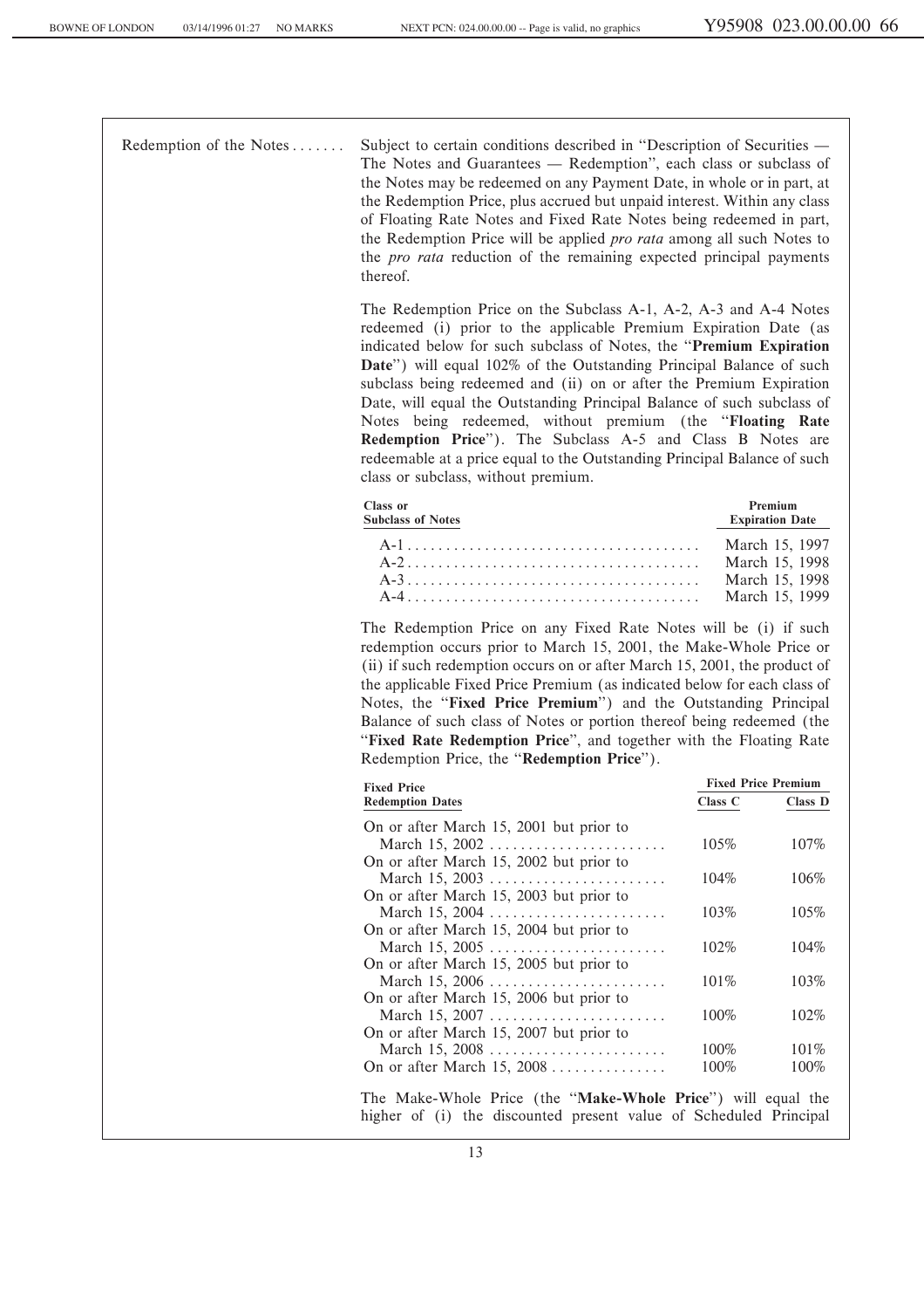Redemption of the Notes . . . . . . . Subject to certain conditions described in "Description of Securities — The Notes and Guarantees — Redemption", each class or subclass of the Notes may be redeemed on any Payment Date, in whole or in part, at the Redemption Price, plus accrued but unpaid interest. Within any class of Floating Rate Notes and Fixed Rate Notes being redeemed in part, the Redemption Price will be applied *pro rata* among all such Notes to the *pro rata* reduction of the remaining expected principal payments thereof.

The Redemption Price on the Subclass A-1, A-2, A-3 and A-4 Notes redeemed (i) prior to the applicable Premium Expiration Date (as indicated below for such subclass of Notes, the "**Premium Expiration Date**") will equal 102% of the Outstanding Principal Balance of such subclass being redeemed and (ii) on or after the Premium Expiration Date, will equal the Outstanding Principal Balance of such subclass of Notes being redeemed, without premium (the "**Floating Rate Redemption Price**"). The Subclass A-5 and Class B Notes are redeemable at a price equal to the Outstanding Principal Balance of such class or subclass, without premium.

| Class or Subclass of Notes | Premium Expiration Date |
|---|---|
| A-1 | March 15, 1997 |
| A-2 | March 15, 1998 |
| A-3 | March 15, 1998 |
| A-4 | March 15, 1999 |

The Redemption Price on any Fixed Rate Notes will be (i) if such redemption occurs prior to March 15, 2001, the Make-Whole Price or (ii) if such redemption occurs on or after March 15, 2001, the product of the applicable Fixed Price Premium (as indicated below for each class of Notes, the "**Fixed Price Premium**") and the Outstanding Principal Balance of such class of Notes or portion thereof being redeemed (the "**Fixed Rate Redemption Price**", and together with the Floating Rate Redemption Price, the "**Redemption Price**").

| Fixed Price Redemption Dates | Fixed Price Premium | |
|---|---|---|
| | Class C | Class D |
| On or after March 15, 2001 but prior to March 15, 2002 | 105% | 107% |
| On or after March 15, 2002 but prior to March 15, 2003 | 104% | 106% |
| On or after March 15, 2003 but prior to March 15, 2004 | 103% | 105% |
| On or after March 15, 2004 but prior to March 15, 2005 | 102% | 104% |
| On or after March 15, 2005 but prior to March 15, 2006 | 101% | 103% |
| On or after March 15, 2006 but prior to March 15, 2007 | 100% | 102% |
| On or after March 15, 2007 but prior to March 15, 2008 | 100% | 101% |
| On or after March 15, 2008 | 100% | 100% |

The Make-Whole Price (the "**Make-Whole Price**") will equal the higher of (i) the discounted present value of Scheduled Principal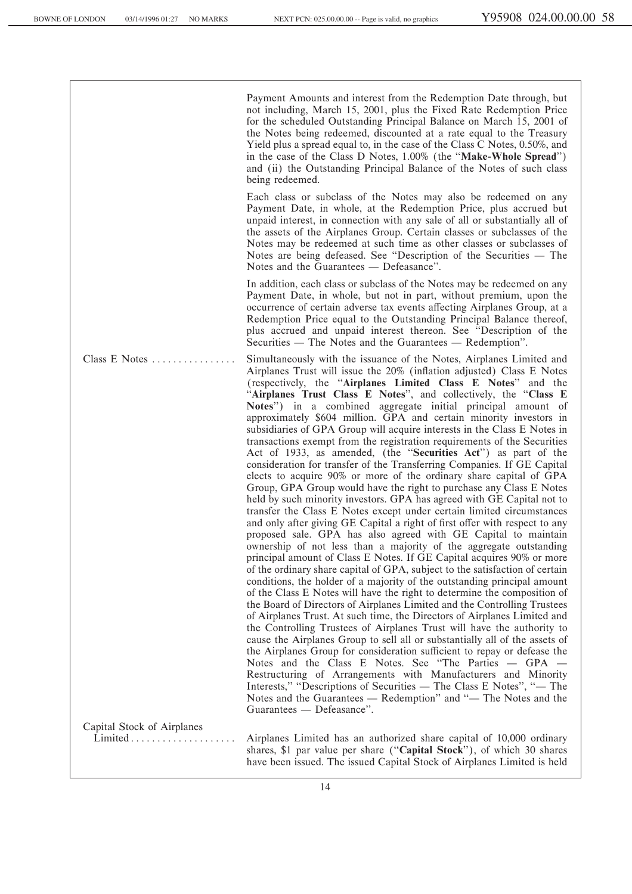| | |
|---|---|
| | Payment Amounts and interest from the Redemption Date through, but not including, March 15, 2001, plus the Fixed Rate Redemption Price for the scheduled Outstanding Principal Balance on March 15, 2001 of the Notes being redeemed, discounted at a rate equal to the Treasury Yield plus a spread equal to, in the case of the Class C Notes, 0.50%, and in the case of the Class D Notes, 1.00% (the "**Make-Whole Spread**") and (ii) the Outstanding Principal Balance of the Notes of such class being redeemed. |
| | Each class or subclass of the Notes may also be redeemed on any Payment Date, in whole, at the Redemption Price, plus accrued but unpaid interest, in connection with any sale of all or substantially all of the assets of the Airplanes Group. Certain classes or subclasses of the Notes may be redeemed at such time as other classes or subclasses of Notes are being defeased. See "Description of the Securities — The Notes and the Guarantees — Defeasance". |
| | In addition, each class or subclass of the Notes may be redeemed on any Payment Date, in whole, but not in part, without premium, upon the occurrence of certain adverse tax events affecting Airplanes Group, at a Redemption Price equal to the Outstanding Principal Balance thereof, plus accrued and unpaid interest thereon. See "Description of the Securities — The Notes and the Guarantees — Redemption". |
| Class E Notes | Simultaneously with the issuance of the Notes, Airplanes Limited and Airplanes Trust will issue the 20% (inflation adjusted) Class E Notes (respectively, the "**Airplanes Limited Class E Notes**" and the "**Airplanes Trust Class E Notes**", and collectively, the "**Class E Notes**") in a combined aggregate initial principal amount of approximately $604 million. GPA and certain minority investors in subsidiaries of GPA Group will acquire interests in the Class E Notes in transactions exempt from the registration requirements of the Securities Act of 1933, as amended, (the "**Securities Act**") as part of the consideration for transfer of the Transferring Companies. If GE Capital elects to acquire 90% or more of the ordinary share capital of GPA Group, GPA Group would have the right to purchase any Class E Notes held by such minority investors. GPA has agreed with GE Capital not to transfer the Class E Notes except under certain limited circumstances and only after giving GE Capital a right of first offer with respect to any proposed sale. GPA has also agreed with GE Capital to maintain ownership of not less than a majority of the aggregate outstanding principal amount of Class E Notes. If GE Capital acquires 90% or more of the ordinary share capital of GPA, subject to the satisfaction of certain conditions, the holder of a majority of the outstanding principal amount of the Class E Notes will have the right to determine the composition of the Board of Directors of Airplanes Limited and the Controlling Trustees of Airplanes Trust. At such time, the Directors of Airplanes Limited and the Controlling Trustees of Airplanes Trust will have the authority to cause the Airplanes Group to sell all or substantially all of the assets of the Airplanes Group for consideration sufficient to repay or defease the Notes and the Class E Notes. See "The Parties — GPA — Restructuring of Arrangements with Manufacturers and Minority Interests," "Descriptions of Securities — The Class E Notes", "— The Notes and the Guarantees — Redemption" and "— The Notes and the Guarantees — Defeasance". |
| Capital Stock of Airplanes Limited | Airplanes Limited has an authorized share capital of 10,000 ordinary shares, $1 par value per share ("**Capital Stock**"), of which 30 shares have been issued. The issued Capital Stock of Airplanes Limited is held |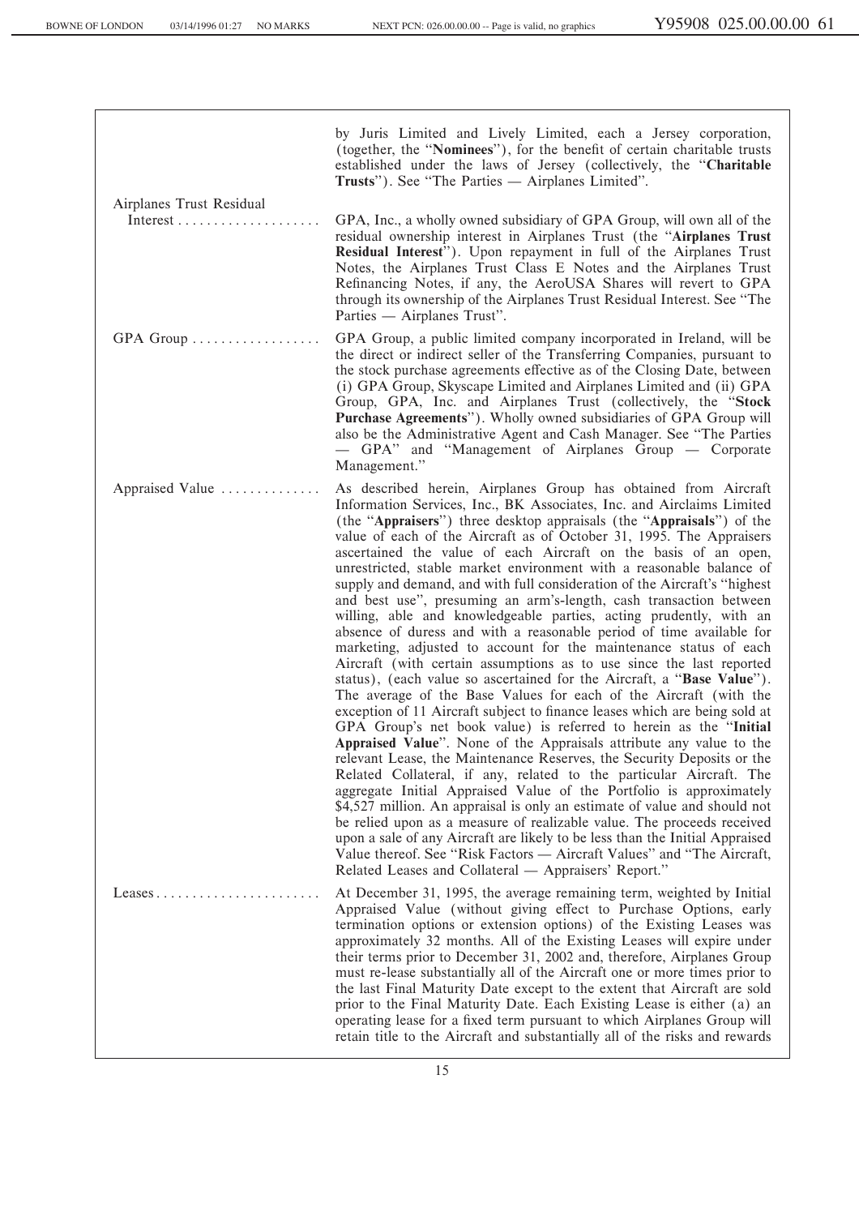| | |
|---|---|
| | by Juris Limited and Lively Limited, each a Jersey corporation, (together, the "**Nominees**"), for the benefit of certain charitable trusts established under the laws of Jersey (collectively, the "**Charitable Trusts**"). See "The Parties — Airplanes Limited". |
| Airplanes Trust Residual Interest | GPA, Inc., a wholly owned subsidiary of GPA Group, will own all of the residual ownership interest in Airplanes Trust (the "**Airplanes Trust Residual Interest**"). Upon repayment in full of the Airplanes Trust Notes, the Airplanes Trust Class E Notes and the Airplanes Trust Refinancing Notes, if any, the AeroUSA Shares will revert to GPA through its ownership of the Airplanes Trust Residual Interest. See "The Parties — Airplanes Trust". |
| GPA Group | GPA Group, a public limited company incorporated in Ireland, will be the direct or indirect seller of the Transferring Companies, pursuant to the stock purchase agreements effective as of the Closing Date, between (i) GPA Group, Skyscape Limited and Airplanes Limited and (ii) GPA Group, GPA, Inc. and Airplanes Trust (collectively, the "**Stock Purchase Agreements**"). Wholly owned subsidiaries of GPA Group will also be the Administrative Agent and Cash Manager. See "The Parties — GPA" and "Management of Airplanes Group — Corporate Management." |
| Appraised Value | As described herein, Airplanes Group has obtained from Aircraft Information Services, Inc., BK Associates, Inc. and Airclaims Limited (the "**Appraisers**") three desktop appraisals (the "**Appraisals**") of the value of each of the Aircraft as of October 31, 1995. The Appraisers ascertained the value of each Aircraft on the basis of an open, unrestricted, stable market environment with a reasonable balance of supply and demand, and with full consideration of the Aircraft's "highest and best use", presuming an arm's-length, cash transaction between willing, able and knowledgeable parties, acting prudently, with an absence of duress and with a reasonable period of time available for marketing, adjusted to account for the maintenance status of each Aircraft (with certain assumptions as to use since the last reported status), (each value so ascertained for the Aircraft, a "**Base Value**"). The average of the Base Values for each of the Aircraft (with the exception of 11 Aircraft subject to finance leases which are being sold at GPA Group's net book value) is referred to herein as the "**Initial Appraised Value**". None of the Appraisals attribute any value to the relevant Lease, the Maintenance Reserves, the Security Deposits or the Related Collateral, if any, related to the particular Aircraft. The aggregate Initial Appraised Value of the Portfolio is approximately $4,527 million. An appraisal is only an estimate of value and should not be relied upon as a measure of realizable value. The proceeds received upon a sale of any Aircraft are likely to be less than the Initial Appraised Value thereof. See "Risk Factors — Aircraft Values" and "The Aircraft, Related Leases and Collateral — Appraisers' Report." |
| Leases | At December 31, 1995, the average remaining term, weighted by Initial Appraised Value (without giving effect to Purchase Options, early termination options or extension options) of the Existing Leases was approximately 32 months. All of the Existing Leases will expire under their terms prior to December 31, 2002 and, therefore, Airplanes Group must re-lease substantially all of the Aircraft one or more times prior to the last Final Maturity Date except to the extent that Aircraft are sold prior to the Final Maturity Date. Each Existing Lease is either (a) an operating lease for a fixed term pursuant to which Airplanes Group will retain title to the Aircraft and substantially all of the risks and rewards |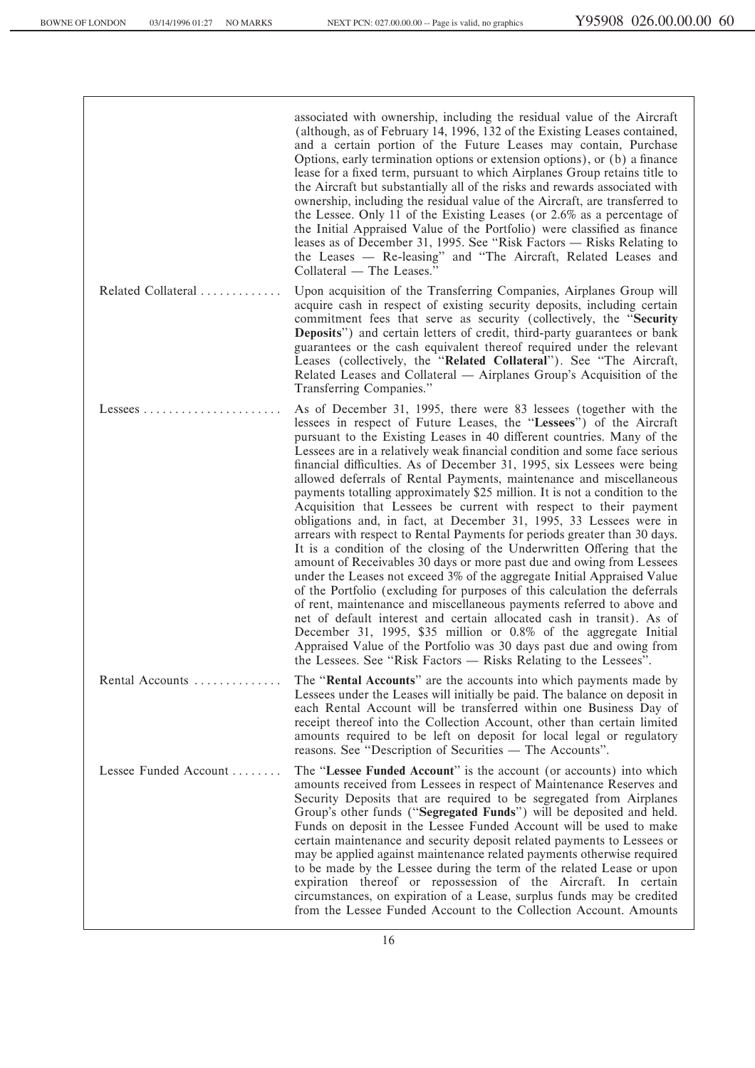| | |
|---|---|
| | associated with ownership, including the residual value of the Aircraft (although, as of February 14, 1996, 132 of the Existing Leases contained, and a certain portion of the Future Leases may contain, Purchase Options, early termination options or extension options), or (b) a finance lease for a fixed term, pursuant to which Airplanes Group retains title to the Aircraft but substantially all of the risks and rewards associated with ownership, including the residual value of the Aircraft, are transferred to the Lessee. Only 11 of the Existing Leases (or 2.6% as a percentage of the Initial Appraised Value of the Portfolio) were classified as finance leases as of December 31, 1995. See "Risk Factors — Risks Relating to the Leases — Re-leasing" and "The Aircraft, Related Leases and Collateral — The Leases." |
| Related Collateral | Upon acquisition of the Transferring Companies, Airplanes Group will acquire cash in respect of existing security deposits, including certain commitment fees that serve as security (collectively, the "**Security Deposits**") and certain letters of credit, third-party guarantees or bank guarantees or the cash equivalent thereof required under the relevant Leases (collectively, the "**Related Collateral**"). See "The Aircraft, Related Leases and Collateral — Airplanes Group's Acquisition of the Transferring Companies." |
| Lessees | As of December 31, 1995, there were 83 lessees (together with the lessees in respect of Future Leases, the "**Lessees**") of the Aircraft pursuant to the Existing Leases in 40 different countries. Many of the Lessees are in a relatively weak financial condition and some face serious financial difficulties. As of December 31, 1995, six Lessees were being allowed deferrals of Rental Payments, maintenance and miscellaneous payments totalling approximately $25 million. It is not a condition to the Acquisition that Lessees be current with respect to their payment obligations and, in fact, at December 31, 1995, 33 Lessees were in arrears with respect to Rental Payments for periods greater than 30 days. It is a condition of the closing of the Underwritten Offering that the amount of Receivables 30 days or more past due and owing from Lessees under the Leases not exceed 3% of the aggregate Initial Appraised Value of the Portfolio (excluding for purposes of this calculation the deferrals of rent, maintenance and miscellaneous payments referred to above and net of default interest and certain allocated cash in transit). As of December 31, 1995, $35 million or 0.8% of the aggregate Initial Appraised Value of the Portfolio was 30 days past due and owing from the Lessees. See "Risk Factors — Risks Relating to the Lessees". |
| Rental Accounts | The "**Rental Accounts**" are the accounts into which payments made by Lessees under the Leases will initially be paid. The balance on deposit in each Rental Account will be transferred within one Business Day of receipt thereof into the Collection Account, other than certain limited amounts required to be left on deposit for local legal or regulatory reasons. See "Description of Securities — The Accounts". |
| Lessee Funded Account | The "**Lessee Funded Account**" is the account (or accounts) into which amounts received from Lessees in respect of Maintenance Reserves and Security Deposits that are required to be segregated from Airplanes Group's other funds ("**Segregated Funds**") will be deposited and held. Funds on deposit in the Lessee Funded Account will be used to make certain maintenance and security deposit related payments to Lessees or may be applied against maintenance related payments otherwise required to be made by the Lessee during the term of the related Lease or upon expiration thereof or repossession of the Aircraft. In certain circumstances, on expiration of a Lease, surplus funds may be credited from the Lessee Funded Account to the Collection Account. Amounts |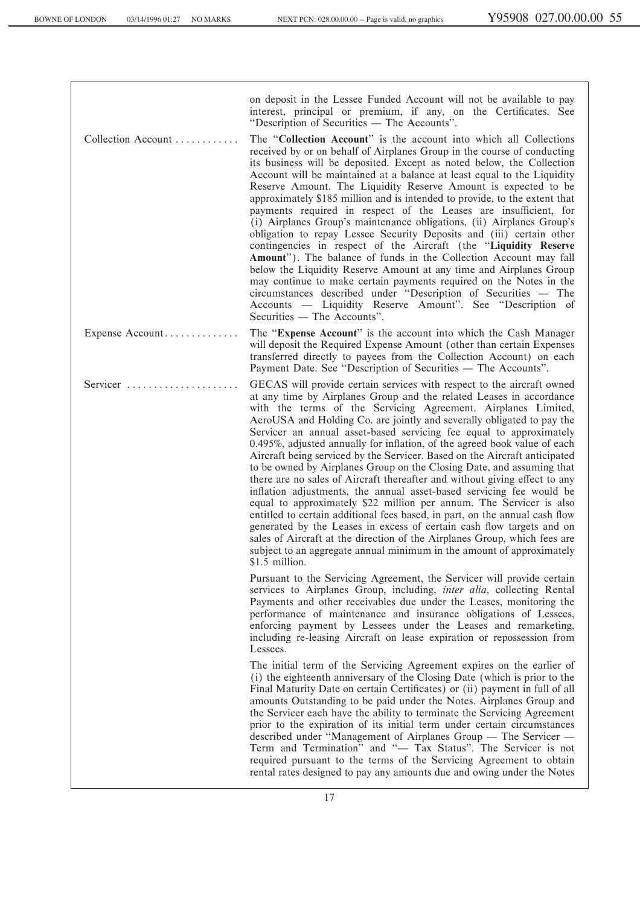on deposit in the Lessee Funded Account will not be available to pay interest, principal or premium, if any, on the Certificates. See "Description of Securities — The Accounts".

**Collection Account** . . . . . . . . . . . . The "**Collection Account**" is the account into which all Collections received by or on behalf of Airplanes Group in the course of conducting its business will be deposited. Except as noted below, the Collection Account will be maintained at a balance at least equal to the Liquidity Reserve Amount. The Liquidity Reserve Amount is expected to be approximately $185 million and is intended to provide, to the extent that payments required in respect of the Leases are insufficient, for (i) Airplanes Group's maintenance obligations, (ii) Airplanes Group's obligation to repay Lessee Security Deposits and (iii) certain other contingencies in respect of the Aircraft (the "**Liquidity Reserve Amount**"). The balance of funds in the Collection Account may fall below the Liquidity Reserve Amount at any time and Airplanes Group may continue to make certain payments required on the Notes in the circumstances described under "Description of Securities — The Accounts — Liquidity Reserve Amount". See "Description of Securities — The Accounts".

**Expense Account** . . . . . . . . . . . . . . The "**Expense Account**" is the account into which the Cash Manager will deposit the Required Expense Amount (other than certain Expenses transferred directly to payees from the Collection Account) on each Payment Date. See "Description of Securities — The Accounts".

**Servicer** . . . . . . . . . . . . . . . . . . . . . GECAS will provide certain services with respect to the aircraft owned at any time by Airplanes Group and the related Leases in accordance with the terms of the Servicing Agreement. Airplanes Limited, AeroUSA and Holding Co. are jointly and severally obligated to pay the Servicer an annual asset-based servicing fee equal to approximately 0.495%, adjusted annually for inflation, of the agreed book value of each Aircraft being serviced by the Servicer. Based on the Aircraft anticipated to be owned by Airplanes Group on the Closing Date, and assuming that there are no sales of Aircraft thereafter and without giving effect to any inflation adjustments, the annual asset-based servicing fee would be equal to approximately $22 million per annum. The Servicer is also entitled to certain additional fees based, in part, on the annual cash flow generated by the Leases in excess of certain cash flow targets and on sales of Aircraft at the direction of the Airplanes Group, which fees are subject to an aggregate annual minimum in the amount of approximately $1.5 million.

Pursuant to the Servicing Agreement, the Servicer will provide certain services to Airplanes Group, including, *inter alia*, collecting Rental Payments and other receivables due under the Leases, monitoring the performance of maintenance and insurance obligations of Lessees, enforcing payment by Lessees under the Leases and remarketing, including re-leasing Aircraft on lease expiration or repossession from Lessees.

The initial term of the Servicing Agreement expires on the earlier of (i) the eighteenth anniversary of the Closing Date (which is prior to the Final Maturity Date on certain Certificates) or (ii) payment in full of all amounts Outstanding to be paid under the Notes. Airplanes Group and the Servicer each have the ability to terminate the Servicing Agreement prior to the expiration of its initial term under certain circumstances described under "Management of Airplanes Group — The Servicer — Term and Termination" and "— Tax Status". The Servicer is not required pursuant to the terms of the Servicing Agreement to obtain rental rates designed to pay any amounts due and owing under the Notes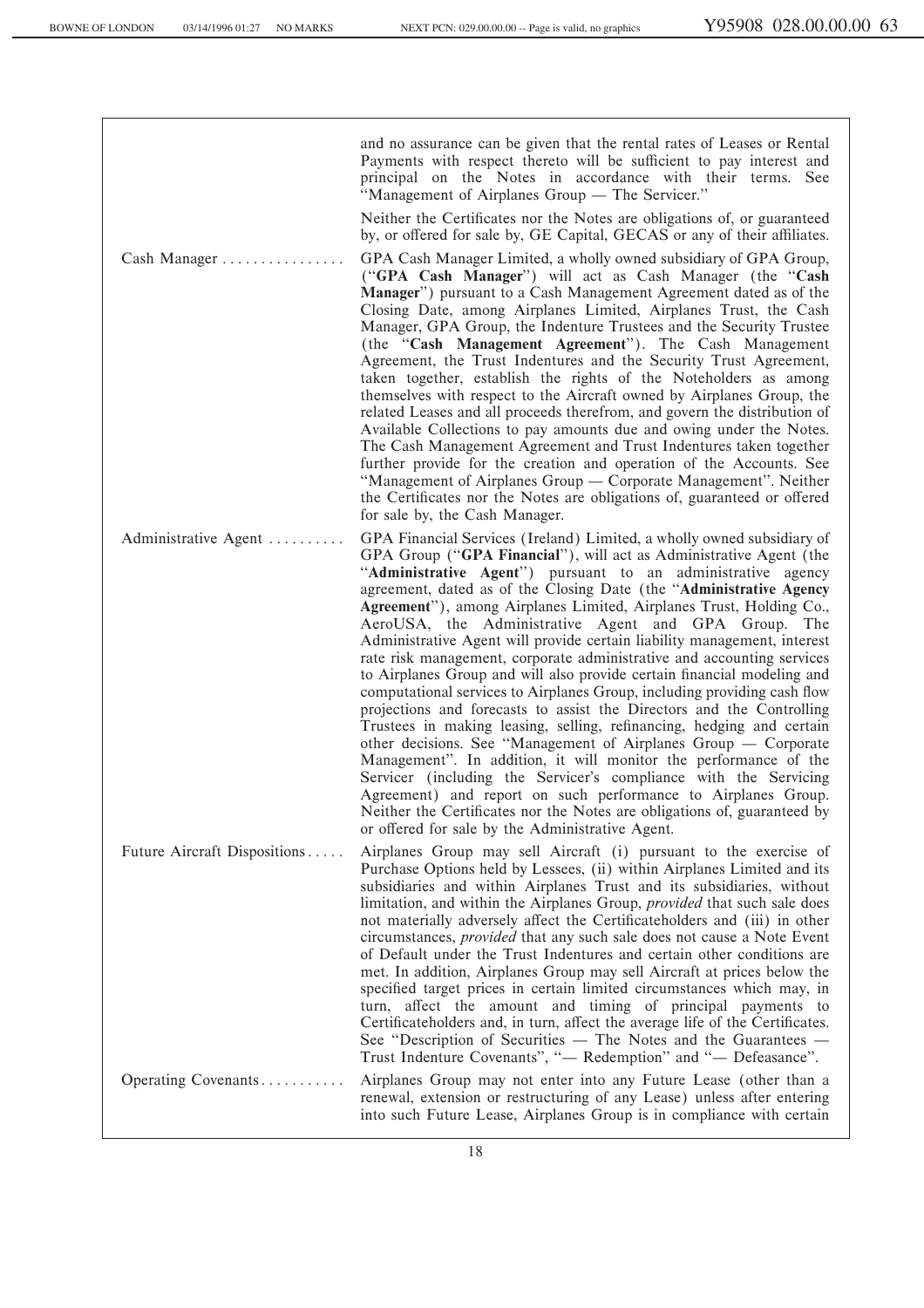| | |
|---|---|
| | and no assurance can be given that the rental rates of Leases or Rental Payments with respect thereto will be sufficient to pay interest and principal on the Notes in accordance with their terms. See "Management of Airplanes Group — The Servicer."<br><br>Neither the Certificates nor the Notes are obligations of, or guaranteed by, or offered for sale by, GE Capital, GECAS or any of their affiliates. |
| Cash Manager | GPA Cash Manager Limited, a wholly owned subsidiary of GPA Group, ("**GPA Cash Manager**") will act as Cash Manager (the "**Cash Manager**") pursuant to a Cash Management Agreement dated as of the Closing Date, among Airplanes Limited, Airplanes Trust, the Cash Manager, GPA Group, the Indenture Trustees and the Security Trustee (the "**Cash Management Agreement**"). The Cash Management Agreement, the Trust Indentures and the Security Trust Agreement, taken together, establish the rights of the Noteholders as among themselves with respect to the Aircraft owned by Airplanes Group, the related Leases and all proceeds therefrom, and govern the distribution of Available Collections to pay amounts due and owing under the Notes. The Cash Management Agreement and Trust Indentures taken together further provide for the creation and operation of the Accounts. See "Management of Airplanes Group — Corporate Management". Neither the Certificates nor the Notes are obligations of, guaranteed or offered for sale by, the Cash Manager. |
| Administrative Agent | GPA Financial Services (Ireland) Limited, a wholly owned subsidiary of GPA Group ("**GPA Financial**"), will act as Administrative Agent (the "**Administrative Agent**") pursuant to an administrative agency agreement, dated as of the Closing Date (the "**Administrative Agency Agreement**"), among Airplanes Limited, Airplanes Trust, Holding Co., AeroUSA, the Administrative Agent and GPA Group. The Administrative Agent will provide certain liability management, interest rate risk management, corporate administrative and accounting services to Airplanes Group and will also provide certain financial modeling and computational services to Airplanes Group, including providing cash flow projections and forecasts to assist the Directors and the Controlling Trustees in making leasing, selling, refinancing, hedging and certain other decisions. See "Management of Airplanes Group — Corporate Management". In addition, it will monitor the performance of the Servicer (including the Servicer's compliance with the Servicing Agreement) and report on such performance to Airplanes Group. Neither the Certificates nor the Notes are obligations of, guaranteed by or offered for sale by the Administrative Agent. |
| Future Aircraft Dispositions | Airplanes Group may sell Aircraft (i) pursuant to the exercise of Purchase Options held by Lessees, (ii) within Airplanes Limited and its subsidiaries and within Airplanes Trust and its subsidiaries, without limitation, and within the Airplanes Group, *provided* that such sale does not materially adversely affect the Certificateholders and (iii) in other circumstances, *provided* that any such sale does not cause a Note Event of Default under the Trust Indentures and certain other conditions are met. In addition, Airplanes Group may sell Aircraft at prices below the specified target prices in certain limited circumstances which may, in turn, affect the amount and timing of principal payments to Certificateholders and, in turn, affect the average life of the Certificates. See "Description of Securities — The Notes and the Guarantees — Trust Indenture Covenants", "— Redemption" and "— Defeasance". |
| Operating Covenants | Airplanes Group may not enter into any Future Lease (other than a renewal, extension or restructuring of any Lease) unless after entering into such Future Lease, Airplanes Group is in compliance with certain |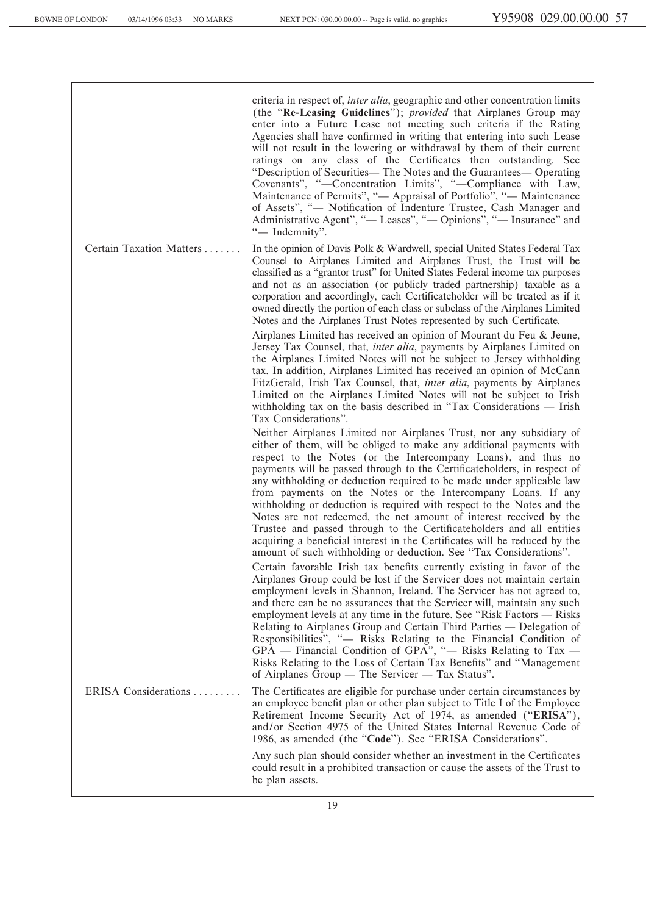| | |
|---|---|
| | criteria in respect of, *inter alia*, geographic and other concentration limits (the "**Re-Leasing Guidelines**"); *provided* that Airplanes Group may enter into a Future Lease not meeting such criteria if the Rating Agencies shall have confirmed in writing that entering into such Lease will not result in the lowering or withdrawal by them of their current ratings on any class of the Certificates then outstanding. See "Description of Securities— The Notes and the Guarantees— Operating Covenants", "—Concentration Limits", "—Compliance with Law, Maintenance of Permits", "— Appraisal of Portfolio", "— Maintenance of Assets", "— Notification of Indenture Trustee, Cash Manager and Administrative Agent", "— Leases", "— Opinions", "— Insurance" and "— Indemnity". |
| Certain Taxation Matters . . . . . . . | In the opinion of Davis Polk & Wardwell, special United States Federal Tax Counsel to Airplanes Limited and Airplanes Trust, the Trust will be classified as a "grantor trust" for United States Federal income tax purposes and not as an association (or publicly traded partnership) taxable as a corporation and accordingly, each Certificateholder will be treated as if it owned directly the portion of each class or subclass of the Airplanes Limited Notes and the Airplanes Trust Notes represented by such Certificate.<br><br>Airplanes Limited has received an opinion of Mourant du Feu & Jeune, Jersey Tax Counsel, that, *inter alia*, payments by Airplanes Limited on the Airplanes Limited Notes will not be subject to Jersey withholding tax. In addition, Airplanes Limited has received an opinion of McCann FitzGerald, Irish Tax Counsel, that, *inter alia*, payments by Airplanes Limited on the Airplanes Limited Notes will not be subject to Irish withholding tax on the basis described in "Tax Considerations — Irish Tax Considerations".<br><br>Neither Airplanes Limited nor Airplanes Trust, nor any subsidiary of either of them, will be obliged to make any additional payments with respect to the Notes (or the Intercompany Loans), and thus no payments will be passed through to the Certificateholders, in respect of any withholding or deduction required to be made under applicable law from payments on the Notes or the Intercompany Loans. If any withholding or deduction is required with respect to the Notes and the Notes are not redeemed, the net amount of interest received by the Trustee and passed through to the Certificateholders and all entities acquiring a beneficial interest in the Certificates will be reduced by the amount of such withholding or deduction. See "Tax Considerations".<br><br>Certain favorable Irish tax benefits currently existing in favor of the Airplanes Group could be lost if the Servicer does not maintain certain employment levels in Shannon, Ireland. The Servicer has not agreed to, and there can be no assurances that the Servicer will, maintain any such employment levels at any time in the future. See "Risk Factors — Risks Relating to Airplanes Group and Certain Third Parties — Delegation of Responsibilities", "— Risks Relating to the Financial Condition of GPA — Financial Condition of GPA", "— Risks Relating to Tax — Risks Relating to the Loss of Certain Tax Benefits" and "Management of Airplanes Group — The Servicer — Tax Status". |
| ERISA Considerations . . . . . . . . . | The Certificates are eligible for purchase under certain circumstances by an employee benefit plan or other plan subject to Title I of the Employee Retirement Income Security Act of 1974, as amended ("**ERISA**"), and/or Section 4975 of the United States Internal Revenue Code of 1986, as amended (the "**Code**"). See "ERISA Considerations".<br><br>Any such plan should consider whether an investment in the Certificates could result in a prohibited transaction or cause the assets of the Trust to be plan assets. |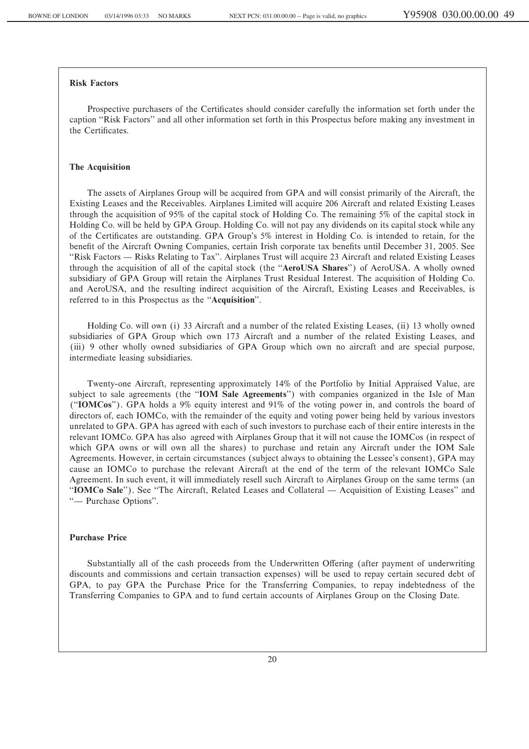### Risk Factors

Prospective purchasers of the Certificates should consider carefully the information set forth under the caption ''Risk Factors'' and all other information set forth in this Prospectus before making any investment in the Certificates.

### The Acquisition

The assets of Airplanes Group will be acquired from GPA and will consist primarily of the Aircraft, the Existing Leases and the Receivables. Airplanes Limited will acquire 206 Aircraft and related Existing Leases through the acquisition of 95% of the capital stock of Holding Co. The remaining 5% of the capital stock in Holding Co. will be held by GPA Group. Holding Co. will not pay any dividends on its capital stock while any of the Certificates are outstanding. GPA Group's 5% interest in Holding Co. is intended to retain, for the benefit of the Aircraft Owning Companies, certain Irish corporate tax benefits until December 31, 2005. See ''Risk Factors — Risks Relating to Tax''. Airplanes Trust will acquire 23 Aircraft and related Existing Leases through the acquisition of all of the capital stock (the ''**AeroUSA Shares**'') of AeroUSA. A wholly owned subsidiary of GPA Group will retain the Airplanes Trust Residual Interest. The acquisition of Holding Co. and AeroUSA, and the resulting indirect acquisition of the Aircraft, Existing Leases and Receivables, is referred to in this Prospectus as the ''**Acquisition**''.

Holding Co. will own (i) 33 Aircraft and a number of the related Existing Leases, (ii) 13 wholly owned subsidiaries of GPA Group which own 173 Aircraft and a number of the related Existing Leases, and (iii) 9 other wholly owned subsidiaries of GPA Group which own no aircraft and are special purpose, intermediate leasing subsidiaries.

Twenty-one Aircraft, representing approximately 14% of the Portfolio by Initial Appraised Value, are subject to sale agreements (the ''**IOM Sale Agreements**'') with companies organized in the Isle of Man (''**IOMCos**''). GPA holds a 9% equity interest and 91% of the voting power in, and controls the board of directors of, each IOMCo, with the remainder of the equity and voting power being held by various investors unrelated to GPA. GPA has agreed with each of such investors to purchase each of their entire interests in the relevant IOMCo. GPA has also agreed with Airplanes Group that it will not cause the IOMCos (in respect of which GPA owns or will own all the shares) to purchase and retain any Aircraft under the IOM Sale Agreements. However, in certain circumstances (subject always to obtaining the Lessee's consent), GPA may cause an IOMCo to purchase the relevant Aircraft at the end of the term of the relevant IOMCo Sale Agreement. In such event, it will immediately resell such Aircraft to Airplanes Group on the same terms (an ''**IOMCo Sale**''). See ''The Aircraft, Related Leases and Collateral — Acquisition of Existing Leases'' and ''— Purchase Options''.

### Purchase Price

Substantially all of the cash proceeds from the Underwritten Offering (after payment of underwriting discounts and commissions and certain transaction expenses) will be used to repay certain secured debt of GPA, to pay GPA the Purchase Price for the Transferring Companies, to repay indebtedness of the Transferring Companies to GPA and to fund certain accounts of Airplanes Group on the Closing Date.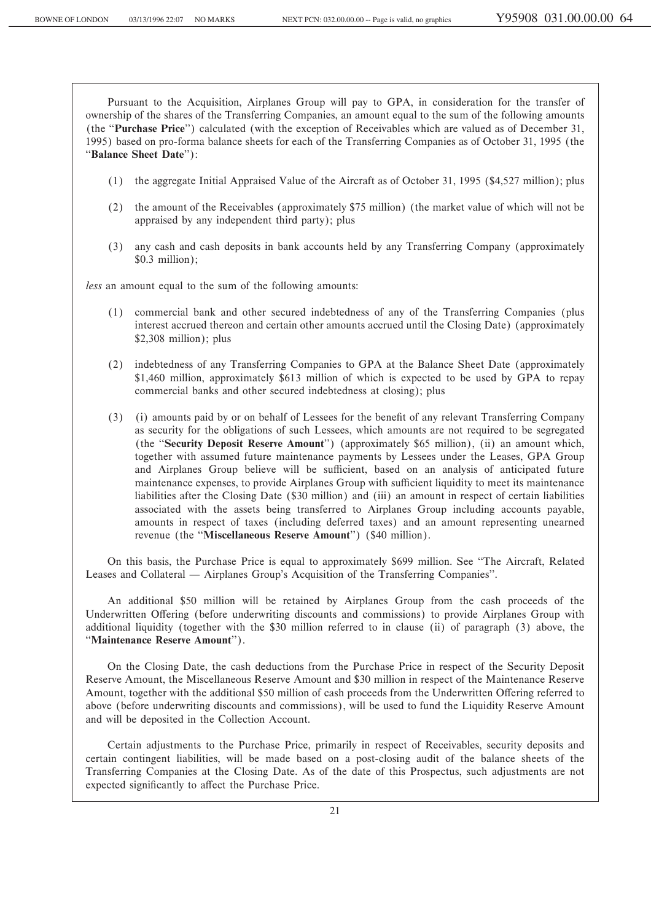Pursuant to the Acquisition, Airplanes Group will pay to GPA, in consideration for the transfer of ownership of the shares of the Transferring Companies, an amount equal to the sum of the following amounts (the "**Purchase Price**") calculated (with the exception of Receivables which are valued as of December 31, 1995) based on pro-forma balance sheets for each of the Transferring Companies as of October 31, 1995 (the "**Balance Sheet Date**"):

(1) the aggregate Initial Appraised Value of the Aircraft as of October 31, 1995 ($4,527 million); plus

(2) the amount of the Receivables (approximately $75 million) (the market value of which will not be appraised by any independent third party); plus

(3) any cash and cash deposits in bank accounts held by any Transferring Company (approximately $0.3 million);

*less* an amount equal to the sum of the following amounts:

(1) commercial bank and other secured indebtedness of any of the Transferring Companies (plus interest accrued thereon and certain other amounts accrued until the Closing Date) (approximately $2,308 million); plus

(2) indebtedness of any Transferring Companies to GPA at the Balance Sheet Date (approximately $1,460 million, approximately $613 million of which is expected to be used by GPA to repay commercial banks and other secured indebtedness at closing); plus

(3) (i) amounts paid by or on behalf of Lessees for the benefit of any relevant Transferring Company as security for the obligations of such Lessees, which amounts are not required to be segregated (the "**Security Deposit Reserve Amount**") (approximately $65 million), (ii) an amount which, together with assumed future maintenance payments by Lessees under the Leases, GPA Group and Airplanes Group believe will be sufficient, based on an analysis of anticipated future maintenance expenses, to provide Airplanes Group with sufficient liquidity to meet its maintenance liabilities after the Closing Date ($30 million) and (iii) an amount in respect of certain liabilities associated with the assets being transferred to Airplanes Group including accounts payable, amounts in respect of taxes (including deferred taxes) and an amount representing unearned revenue (the "**Miscellaneous Reserve Amount**") ($40 million).

On this basis, the Purchase Price is equal to approximately $699 million. See "The Aircraft, Related Leases and Collateral — Airplanes Group's Acquisition of the Transferring Companies".

An additional $50 million will be retained by Airplanes Group from the cash proceeds of the Underwritten Offering (before underwriting discounts and commissions) to provide Airplanes Group with additional liquidity (together with the $30 million referred to in clause (ii) of paragraph (3) above, the "**Maintenance Reserve Amount**").

On the Closing Date, the cash deductions from the Purchase Price in respect of the Security Deposit Reserve Amount, the Miscellaneous Reserve Amount and $30 million in respect of the Maintenance Reserve Amount, together with the additional $50 million of cash proceeds from the Underwritten Offering referred to above (before underwriting discounts and commissions), will be used to fund the Liquidity Reserve Amount and will be deposited in the Collection Account.

Certain adjustments to the Purchase Price, primarily in respect of Receivables, security deposits and certain contingent liabilities, will be made based on a post-closing audit of the balance sheets of the Transferring Companies at the Closing Date. As of the date of this Prospectus, such adjustments are not expected significantly to affect the Purchase Price.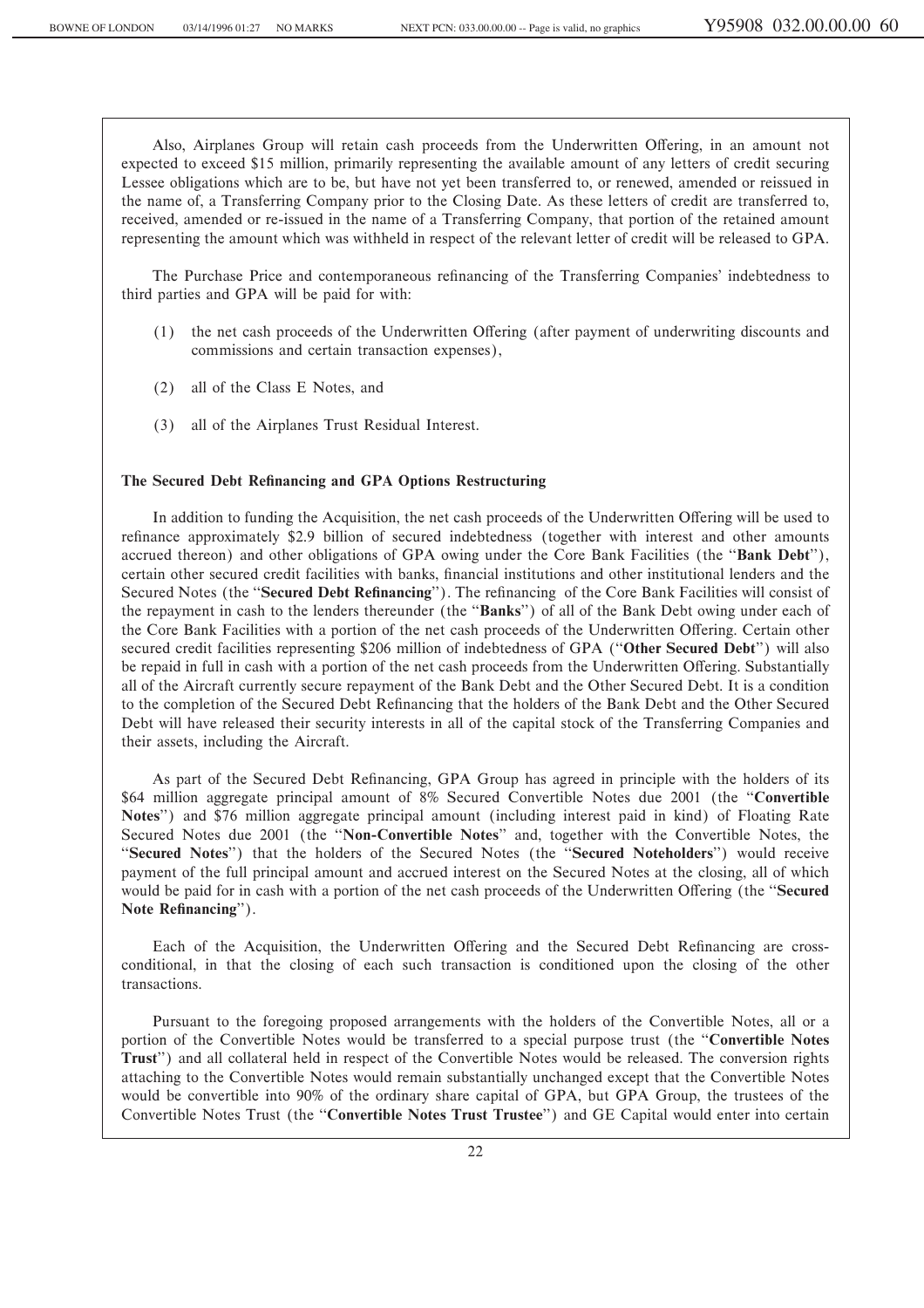Also, Airplanes Group will retain cash proceeds from the Underwritten Offering, in an amount not expected to exceed $15 million, primarily representing the available amount of any letters of credit securing Lessee obligations which are to be, but have not yet been transferred to, or renewed, amended or reissued in the name of, a Transferring Company prior to the Closing Date. As these letters of credit are transferred to, received, amended or re-issued in the name of a Transferring Company, that portion of the retained amount representing the amount which was withheld in respect of the relevant letter of credit will be released to GPA.

The Purchase Price and contemporaneous refinancing of the Transferring Companies' indebtedness to third parties and GPA will be paid for with:

(1) the net cash proceeds of the Underwritten Offering (after payment of underwriting discounts and commissions and certain transaction expenses),

(2) all of the Class E Notes, and

(3) all of the Airplanes Trust Residual Interest.

**The Secured Debt Refinancing and GPA Options Restructuring**

In addition to funding the Acquisition, the net cash proceeds of the Underwritten Offering will be used to refinance approximately $2.9 billion of secured indebtedness (together with interest and other amounts accrued thereon) and other obligations of GPA owing under the Core Bank Facilities (the "**Bank Debt**"), certain other secured credit facilities with banks, financial institutions and other institutional lenders and the Secured Notes (the "**Secured Debt Refinancing**"). The refinancing of the Core Bank Facilities will consist of the repayment in cash to the lenders thereunder (the "**Banks**") of all of the Bank Debt owing under each of the Core Bank Facilities with a portion of the net cash proceeds of the Underwritten Offering. Certain other secured credit facilities representing $206 million of indebtedness of GPA ("**Other Secured Debt**") will also be repaid in full in cash with a portion of the net cash proceeds from the Underwritten Offering. Substantially all of the Aircraft currently secure repayment of the Bank Debt and the Other Secured Debt. It is a condition to the completion of the Secured Debt Refinancing that the holders of the Bank Debt and the Other Secured Debt will have released their security interests in all of the capital stock of the Transferring Companies and their assets, including the Aircraft.

As part of the Secured Debt Refinancing, GPA Group has agreed in principle with the holders of its $64 million aggregate principal amount of 8% Secured Convertible Notes due 2001 (the "**Convertible Notes**") and $76 million aggregate principal amount (including interest paid in kind) of Floating Rate Secured Notes due 2001 (the "**Non-Convertible Notes**" and, together with the Convertible Notes, the "**Secured Notes**") that the holders of the Secured Notes (the "**Secured Noteholders**") would receive payment of the full principal amount and accrued interest on the Secured Notes at the closing, all of which would be paid for in cash with a portion of the net cash proceeds of the Underwritten Offering (the "**Secured Note Refinancing**").

Each of the Acquisition, the Underwritten Offering and the Secured Debt Refinancing are cross-conditional, in that the closing of each such transaction is conditioned upon the closing of the other transactions.

Pursuant to the foregoing proposed arrangements with the holders of the Convertible Notes, all or a portion of the Convertible Notes would be transferred to a special purpose trust (the "**Convertible Notes Trust**") and all collateral held in respect of the Convertible Notes would be released. The conversion rights attaching to the Convertible Notes would remain substantially unchanged except that the Convertible Notes would be convertible into 90% of the ordinary share capital of GPA, but GPA Group, the trustees of the Convertible Notes Trust (the "**Convertible Notes Trust Trustee**") and GE Capital would enter into certain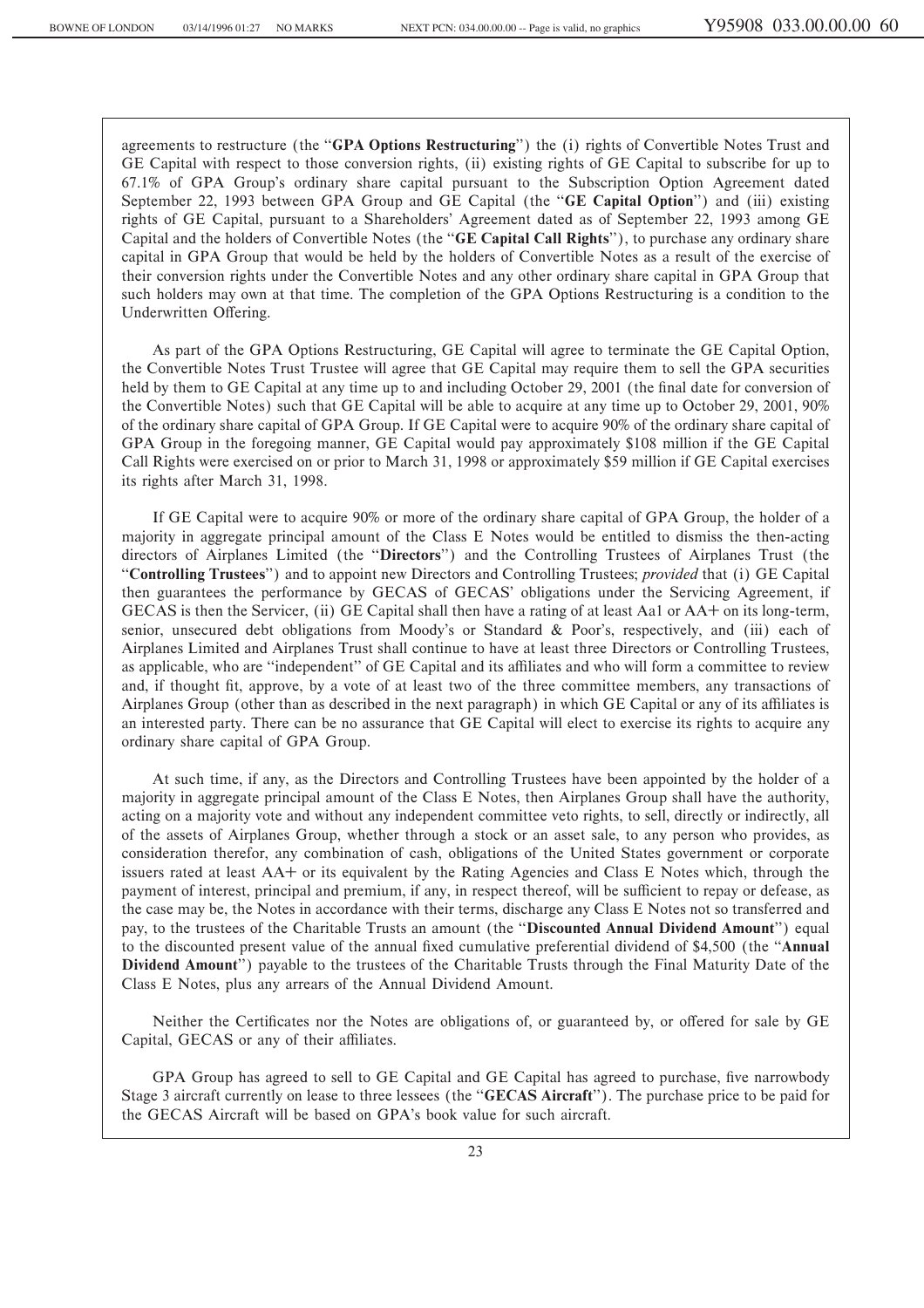agreements to restructure (the "**GPA Options Restructuring**") the (i) rights of Convertible Notes Trust and GE Capital with respect to those conversion rights, (ii) existing rights of GE Capital to subscribe for up to 67.1% of GPA Group's ordinary share capital pursuant to the Subscription Option Agreement dated September 22, 1993 between GPA Group and GE Capital (the "**GE Capital Option**") and (iii) existing rights of GE Capital, pursuant to a Shareholders' Agreement dated as of September 22, 1993 among GE Capital and the holders of Convertible Notes (the "**GE Capital Call Rights**"), to purchase any ordinary share capital in GPA Group that would be held by the holders of Convertible Notes as a result of the exercise of their conversion rights under the Convertible Notes and any other ordinary share capital in GPA Group that such holders may own at that time. The completion of the GPA Options Restructuring is a condition to the Underwritten Offering.

As part of the GPA Options Restructuring, GE Capital will agree to terminate the GE Capital Option, the Convertible Notes Trust Trustee will agree that GE Capital may require them to sell the GPA securities held by them to GE Capital at any time up to and including October 29, 2001 (the final date for conversion of the Convertible Notes) such that GE Capital will be able to acquire at any time up to October 29, 2001, 90% of the ordinary share capital of GPA Group. If GE Capital were to acquire 90% of the ordinary share capital of GPA Group in the foregoing manner, GE Capital would pay approximately $108 million if the GE Capital Call Rights were exercised on or prior to March 31, 1998 or approximately $59 million if GE Capital exercises its rights after March 31, 1998.

If GE Capital were to acquire 90% or more of the ordinary share capital of GPA Group, the holder of a majority in aggregate principal amount of the Class E Notes would be entitled to dismiss the then-acting directors of Airplanes Limited (the "**Directors**") and the Controlling Trustees of Airplanes Trust (the "**Controlling Trustees**") and to appoint new Directors and Controlling Trustees; *provided* that (i) GE Capital then guarantees the performance by GECAS of GECAS' obligations under the Servicing Agreement, if GECAS is then the Servicer, (ii) GE Capital shall then have a rating of at least Aa1 or AA+ on its long-term, senior, unsecured debt obligations from Moody's or Standard & Poor's, respectively, and (iii) each of Airplanes Limited and Airplanes Trust shall continue to have at least three Directors or Controlling Trustees, as applicable, who are "independent" of GE Capital and its affiliates and who will form a committee to review and, if thought fit, approve, by a vote of at least two of the three committee members, any transactions of Airplanes Group (other than as described in the next paragraph) in which GE Capital or any of its affiliates is an interested party. There can be no assurance that GE Capital will elect to exercise its rights to acquire any ordinary share capital of GPA Group.

At such time, if any, as the Directors and Controlling Trustees have been appointed by the holder of a majority in aggregate principal amount of the Class E Notes, then Airplanes Group shall have the authority, acting on a majority vote and without any independent committee veto rights, to sell, directly or indirectly, all of the assets of Airplanes Group, whether through a stock or an asset sale, to any person who provides, as consideration therefor, any combination of cash, obligations of the United States government or corporate issuers rated at least AA+ or its equivalent by the Rating Agencies and Class E Notes which, through the payment of interest, principal and premium, if any, in respect thereof, will be sufficient to repay or defease, as the case may be, the Notes in accordance with their terms, discharge any Class E Notes not so transferred and pay, to the trustees of the Charitable Trusts an amount (the "**Discounted Annual Dividend Amount**") equal to the discounted present value of the annual fixed cumulative preferential dividend of $4,500 (the "**Annual Dividend Amount**") payable to the trustees of the Charitable Trusts through the Final Maturity Date of the Class E Notes, plus any arrears of the Annual Dividend Amount.

Neither the Certificates nor the Notes are obligations of, or guaranteed by, or offered for sale by GE Capital, GECAS or any of their affiliates.

GPA Group has agreed to sell to GE Capital and GE Capital has agreed to purchase, five narrowbody Stage 3 aircraft currently on lease to three lessees (the "**GECAS Aircraft**"). The purchase price to be paid for the GECAS Aircraft will be based on GPA's book value for such aircraft.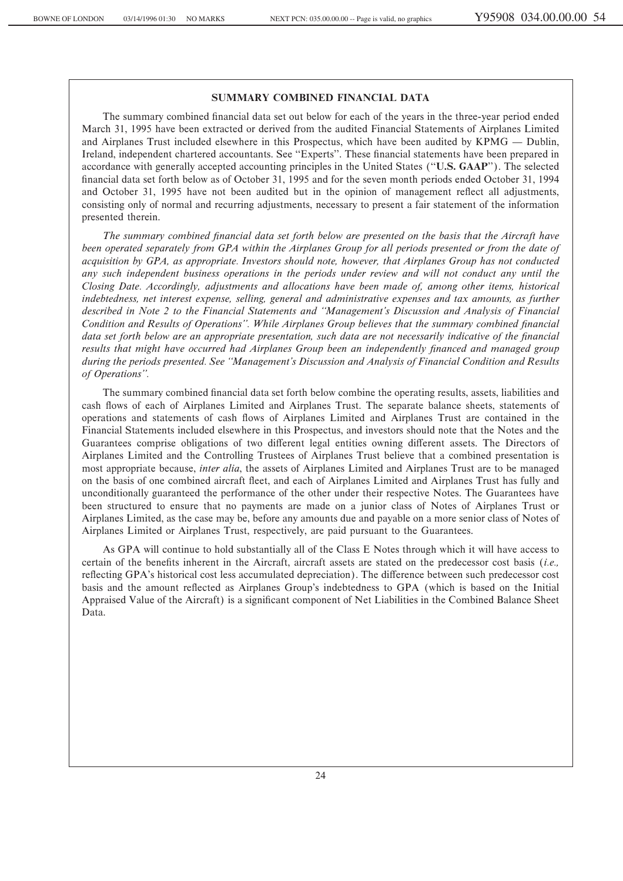## SUMMARY COMBINED FINANCIAL DATA

The summary combined financial data set out below for each of the years in the three-year period ended March 31, 1995 have been extracted or derived from the audited Financial Statements of Airplanes Limited and Airplanes Trust included elsewhere in this Prospectus, which have been audited by KPMG — Dublin, Ireland, independent chartered accountants. See ''Experts''. These financial statements have been prepared in accordance with generally accepted accounting principles in the United States (''**U.S. GAAP**''). The selected financial data set forth below as of October 31, 1995 and for the seven month periods ended October 31, 1994 and October 31, 1995 have not been audited but in the opinion of management reflect all adjustments, consisting only of normal and recurring adjustments, necessary to present a fair statement of the information presented therein.

*The summary combined financial data set forth below are presented on the basis that the Aircraft have been operated separately from GPA within the Airplanes Group for all periods presented or from the date of acquisition by GPA, as appropriate. Investors should note, however, that Airplanes Group has not conducted any such independent business operations in the periods under review and will not conduct any until the Closing Date. Accordingly, adjustments and allocations have been made of, among other items, historical indebtedness, net interest expense, selling, general and administrative expenses and tax amounts, as further described in Note 2 to the Financial Statements and ''Management's Discussion and Analysis of Financial Condition and Results of Operations''. While Airplanes Group believes that the summary combined financial data set forth below are an appropriate presentation, such data are not necessarily indicative of the financial results that might have occurred had Airplanes Group been an independently financed and managed group during the periods presented. See ''Management's Discussion and Analysis of Financial Condition and Results of Operations''.*

The summary combined financial data set forth below combine the operating results, assets, liabilities and cash flows of each of Airplanes Limited and Airplanes Trust. The separate balance sheets, statements of operations and statements of cash flows of Airplanes Limited and Airplanes Trust are contained in the Financial Statements included elsewhere in this Prospectus, and investors should note that the Notes and the Guarantees comprise obligations of two different legal entities owning different assets. The Directors of Airplanes Limited and the Controlling Trustees of Airplanes Trust believe that a combined presentation is most appropriate because, *inter alia*, the assets of Airplanes Limited and Airplanes Trust are to be managed on the basis of one combined aircraft fleet, and each of Airplanes Limited and Airplanes Trust has fully and unconditionally guaranteed the performance of the other under their respective Notes. The Guarantees have been structured to ensure that no payments are made on a junior class of Notes of Airplanes Trust or Airplanes Limited, as the case may be, before any amounts due and payable on a more senior class of Notes of Airplanes Limited or Airplanes Trust, respectively, are paid pursuant to the Guarantees.

As GPA will continue to hold substantially all of the Class E Notes through which it will have access to certain of the benefits inherent in the Aircraft, aircraft assets are stated on the predecessor cost basis (*i.e.,* reflecting GPA's historical cost less accumulated depreciation). The difference between such predecessor cost basis and the amount reflected as Airplanes Group's indebtedness to GPA (which is based on the Initial Appraised Value of the Aircraft) is a significant component of Net Liabilities in the Combined Balance Sheet Data.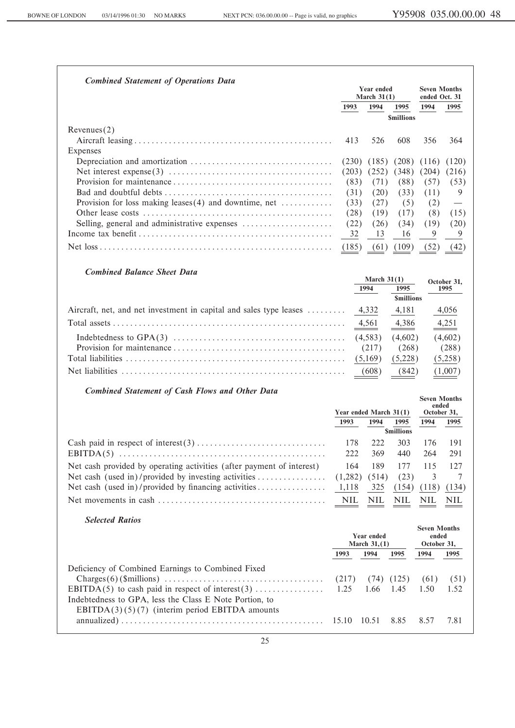*Combined Statement of Operations Data*

| | Year ended March 31(1) | | | Seven Months ended Oct. 31 | |
|---|---|---|---|---|---|
| | 1993 | 1994 | 1995 | 1994 | 1995 |
| | | | $millions | | |
| Revenues(2) | | | | | |
| Aircraft leasing | 413 | 526 | 608 | 356 | 364 |
| Expenses | | | | | |
| Depreciation and amortization | (230) | (185) | (208) | (116) | (120) |
| Net interest expense(3) | (203) | (252) | (348) | (204) | (216) |
| Provision for maintenance | (83) | (71) | (88) | (57) | (53) |
| Bad and doubtful debts | (31) | (20) | (33) | (11) | 9 |
| Provision for loss making leases(4) and downtime, net | (33) | (27) | (5) | (2) | — |
| Other lease costs | (28) | (19) | (17) | (8) | (15) |
| Selling, general and administrative expenses | (22) | (26) | (34) | (19) | (20) |
| Income tax benefit | 32 | 13 | 16 | 9 | 9 |
| Net loss | (185) | (61) | (109) | (52) | (42) |

*Combined Balance Sheet Data*

| | March 31(1) | | October 31, |
|---|---|---|---|
| | 1994 | 1995 | 1995 |
| | | $millions | |
| Aircraft, net, and net investment in capital and sales type leases | 4,332 | 4,181 | 4,056 |
| Total assets | 4,561 | 4,386 | 4,251 |
| Indebtedness to GPA(3) | (4,583) | (4,602) | (4,602) |
| Provision for maintenance | (217) | (268) | (288) |
| Total liabilities | (5,169) | (5,228) | (5,258) |
| Net liabilities | (608) | (842) | (1,007) |

*Combined Statement of Cash Flows and Other Data*

| | Year ended March 31(1) | | | Seven Months ended October 31, | |
|---|---|---|---|---|---|
| | 1993 | 1994 | 1995 | 1994 | 1995 |
| | | | $millions | | |
| Cash paid in respect of interest(3) | 178 | 222 | 303 | 176 | 191 |
| EBITDA(5) | 222 | 369 | 440 | 264 | 291 |
| Net cash provided by operating activities (after payment of interest) | 164 | 189 | 177 | 115 | 127 |
| Net cash (used in)/provided by investing activities | (1,282) | (514) | (23) | 3 | 7 |
| Net cash (used in)/provided by financing activities | 1,118 | 325 | (154) | (118) | (134) |
| Net movements in cash | NIL | NIL | NIL | NIL | NIL |

*Selected Ratios*

| | Year ended March 31,(1) | | | Seven Months ended October 31, | |
|---|---|---|---|---|---|
| | 1993 | 1994 | 1995 | 1994 | 1995 |
| Deficiency of Combined Earnings to Combined Fixed Charges(6) ($millions) | (217) | (74) | (125) | (61) | (51) |
| EBITDA(5) to cash paid in respect of interest(3) | 1.25 | 1.66 | 1.45 | 1.50 | 1.52 |
| Indebtedness to GPA, less the Class E Note Portion, to EBITDA(3)(5)(7) (interim period EBITDA amounts annualized) | 15.10 | 10.51 | 8.85 | 8.57 | 7.81 |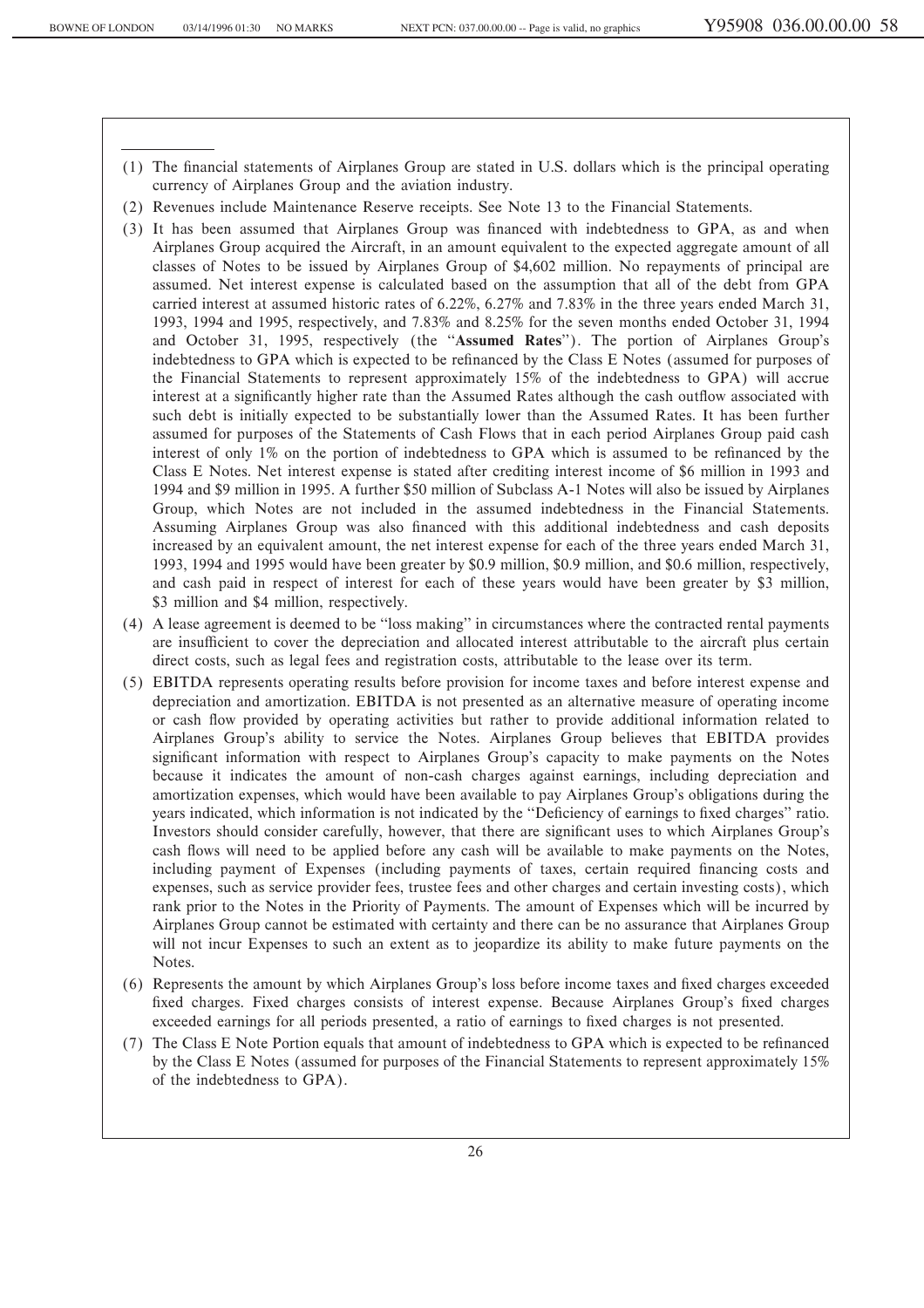(1) The financial statements of Airplanes Group are stated in U.S. dollars which is the principal operating currency of Airplanes Group and the aviation industry.

(2) Revenues include Maintenance Reserve receipts. See Note 13 to the Financial Statements.

(3) It has been assumed that Airplanes Group was financed with indebtedness to GPA, as and when Airplanes Group acquired the Aircraft, in an amount equivalent to the expected aggregate amount of all classes of Notes to be issued by Airplanes Group of $4,602 million. No repayments of principal are assumed. Net interest expense is calculated based on the assumption that all of the debt from GPA carried interest at assumed historic rates of 6.22%, 6.27% and 7.83% in the three years ended March 31, 1993, 1994 and 1995, respectively, and 7.83% and 8.25% for the seven months ended October 31, 1994 and October 31, 1995, respectively (the "**Assumed Rates**"). The portion of Airplanes Group's indebtedness to GPA which is expected to be refinanced by the Class E Notes (assumed for purposes of the Financial Statements to represent approximately 15% of the indebtedness to GPA) will accrue interest at a significantly higher rate than the Assumed Rates although the cash outflow associated with such debt is initially expected to be substantially lower than the Assumed Rates. It has been further assumed for purposes of the Statements of Cash Flows that in each period Airplanes Group paid cash interest of only 1% on the portion of indebtedness to GPA which is assumed to be refinanced by the Class E Notes. Net interest expense is stated after crediting interest income of $6 million in 1993 and 1994 and $9 million in 1995. A further $50 million of Subclass A-1 Notes will also be issued by Airplanes Group, which Notes are not included in the assumed indebtedness in the Financial Statements. Assuming Airplanes Group was also financed with this additional indebtedness and cash deposits increased by an equivalent amount, the net interest expense for each of the three years ended March 31, 1993, 1994 and 1995 would have been greater by $0.9 million, $0.9 million, and $0.6 million, respectively, and cash paid in respect of interest for each of these years would have been greater by $3 million, $3 million and $4 million, respectively.

(4) A lease agreement is deemed to be "loss making" in circumstances where the contracted rental payments are insufficient to cover the depreciation and allocated interest attributable to the aircraft plus certain direct costs, such as legal fees and registration costs, attributable to the lease over its term.

(5) EBITDA represents operating results before provision for income taxes and before interest expense and depreciation and amortization. EBITDA is not presented as an alternative measure of operating income or cash flow provided by operating activities but rather to provide additional information related to Airplanes Group's ability to service the Notes. Airplanes Group believes that EBITDA provides significant information with respect to Airplanes Group's capacity to make payments on the Notes because it indicates the amount of non-cash charges against earnings, including depreciation and amortization expenses, which would have been available to pay Airplanes Group's obligations during the years indicated, which information is not indicated by the "Deficiency of earnings to fixed charges" ratio. Investors should consider carefully, however, that there are significant uses to which Airplanes Group's cash flows will need to be applied before any cash will be available to make payments on the Notes, including payment of Expenses (including payments of taxes, certain required financing costs and expenses, such as service provider fees, trustee fees and other charges and certain investing costs), which rank prior to the Notes in the Priority of Payments. The amount of Expenses which will be incurred by Airplanes Group cannot be estimated with certainty and there can be no assurance that Airplanes Group will not incur Expenses to such an extent as to jeopardize its ability to make future payments on the Notes.

(6) Represents the amount by which Airplanes Group's loss before income taxes and fixed charges exceeded fixed charges. Fixed charges consists of interest expense. Because Airplanes Group's fixed charges exceeded earnings for all periods presented, a ratio of earnings to fixed charges is not presented.

(7) The Class E Note Portion equals that amount of indebtedness to GPA which is expected to be refinanced by the Class E Notes (assumed for purposes of the Financial Statements to represent approximately 15% of the indebtedness to GPA).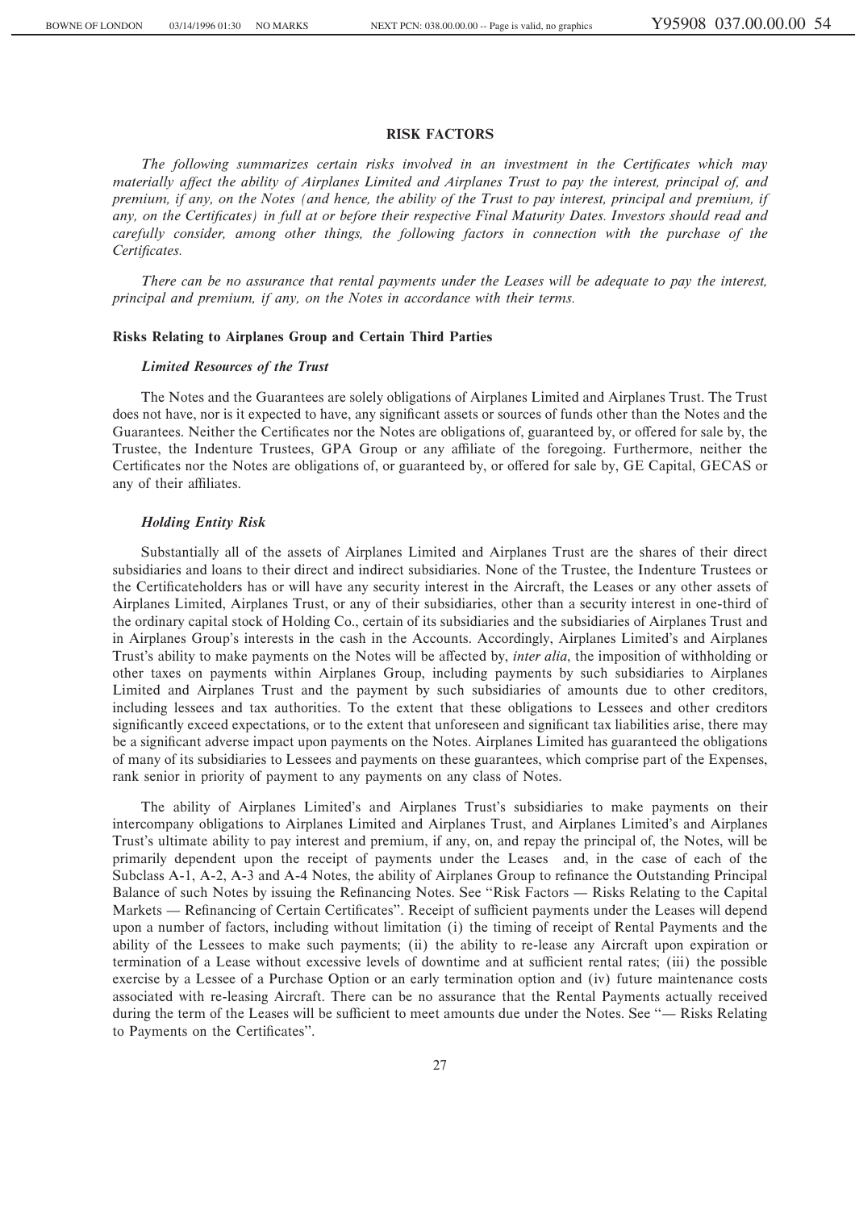## RISK FACTORS

*The following summarizes certain risks involved in an investment in the Certificates which may materially affect the ability of Airplanes Limited and Airplanes Trust to pay the interest, principal of, and premium, if any, on the Notes (and hence, the ability of the Trust to pay interest, principal and premium, if any, on the Certificates) in full at or before their respective Final Maturity Dates. Investors should read and carefully consider, among other things, the following factors in connection with the purchase of the Certificates.*

*There can be no assurance that rental payments under the Leases will be adequate to pay the interest, principal and premium, if any, on the Notes in accordance with their terms.*

### Risks Relating to Airplanes Group and Certain Third Parties

#### *Limited Resources of the Trust*

The Notes and the Guarantees are solely obligations of Airplanes Limited and Airplanes Trust. The Trust does not have, nor is it expected to have, any significant assets or sources of funds other than the Notes and the Guarantees. Neither the Certificates nor the Notes are obligations of, guaranteed by, or offered for sale by, the Trustee, the Indenture Trustees, GPA Group or any affiliate of the foregoing. Furthermore, neither the Certificates nor the Notes are obligations of, or guaranteed by, or offered for sale by, GE Capital, GECAS or any of their affiliates.

#### *Holding Entity Risk*

Substantially all of the assets of Airplanes Limited and Airplanes Trust are the shares of their direct subsidiaries and loans to their direct and indirect subsidiaries. None of the Trustee, the Indenture Trustees or the Certificateholders has or will have any security interest in the Aircraft, the Leases or any other assets of Airplanes Limited, Airplanes Trust, or any of their subsidiaries, other than a security interest in one-third of the ordinary capital stock of Holding Co., certain of its subsidiaries and the subsidiaries of Airplanes Trust and in Airplanes Group's interests in the cash in the Accounts. Accordingly, Airplanes Limited's and Airplanes Trust's ability to make payments on the Notes will be affected by, *inter alia*, the imposition of withholding or other taxes on payments within Airplanes Group, including payments by such subsidiaries to Airplanes Limited and Airplanes Trust and the payment by such subsidiaries of amounts due to other creditors, including lessees and tax authorities. To the extent that these obligations to Lessees and other creditors significantly exceed expectations, or to the extent that unforeseen and significant tax liabilities arise, there may be a significant adverse impact upon payments on the Notes. Airplanes Limited has guaranteed the obligations of many of its subsidiaries to Lessees and payments on these guarantees, which comprise part of the Expenses, rank senior in priority of payment to any payments on any class of Notes.

The ability of Airplanes Limited's and Airplanes Trust's subsidiaries to make payments on their intercompany obligations to Airplanes Limited and Airplanes Trust, and Airplanes Limited's and Airplanes Trust's ultimate ability to pay interest and premium, if any, on, and repay the principal of, the Notes, will be primarily dependent upon the receipt of payments under the Leases and, in the case of each of the Subclass A-1, A-2, A-3 and A-4 Notes, the ability of Airplanes Group to refinance the Outstanding Principal Balance of such Notes by issuing the Refinancing Notes. See "Risk Factors — Risks Relating to the Capital Markets — Refinancing of Certain Certificates". Receipt of sufficient payments under the Leases will depend upon a number of factors, including without limitation (i) the timing of receipt of Rental Payments and the ability of the Lessees to make such payments; (ii) the ability to re-lease any Aircraft upon expiration or termination of a Lease without excessive levels of downtime and at sufficient rental rates; (iii) the possible exercise by a Lessee of a Purchase Option or an early termination option and (iv) future maintenance costs associated with re-leasing Aircraft. There can be no assurance that the Rental Payments actually received during the term of the Leases will be sufficient to meet amounts due under the Notes. See "— Risks Relating to Payments on the Certificates".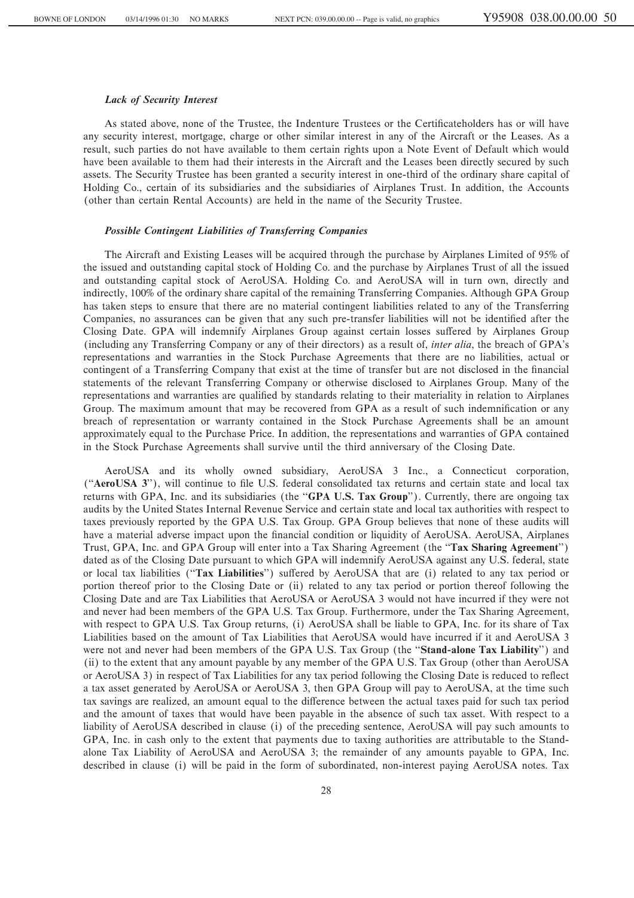*Lack of Security Interest*

As stated above, none of the Trustee, the Indenture Trustees or the Certificateholders has or will have any security interest, mortgage, charge or other similar interest in any of the Aircraft or the Leases. As a result, such parties do not have available to them certain rights upon a Note Event of Default which would have been available to them had their interests in the Aircraft and the Leases been directly secured by such assets. The Security Trustee has been granted a security interest in one-third of the ordinary share capital of Holding Co., certain of its subsidiaries and the subsidiaries of Airplanes Trust. In addition, the Accounts (other than certain Rental Accounts) are held in the name of the Security Trustee.

*Possible Contingent Liabilities of Transferring Companies*

The Aircraft and Existing Leases will be acquired through the purchase by Airplanes Limited of 95% of the issued and outstanding capital stock of Holding Co. and the purchase by Airplanes Trust of all the issued and outstanding capital stock of AeroUSA. Holding Co. and AeroUSA will in turn own, directly and indirectly, 100% of the ordinary share capital of the remaining Transferring Companies. Although GPA Group has taken steps to ensure that there are no material contingent liabilities related to any of the Transferring Companies, no assurances can be given that any such pre-transfer liabilities will not be identified after the Closing Date. GPA will indemnify Airplanes Group against certain losses suffered by Airplanes Group (including any Transferring Company or any of their directors) as a result of, *inter alia*, the breach of GPA's representations and warranties in the Stock Purchase Agreements that there are no liabilities, actual or contingent of a Transferring Company that exist at the time of transfer but are not disclosed in the financial statements of the relevant Transferring Company or otherwise disclosed to Airplanes Group. Many of the representations and warranties are qualified by standards relating to their materiality in relation to Airplanes Group. The maximum amount that may be recovered from GPA as a result of such indemnification or any breach of representation or warranty contained in the Stock Purchase Agreements shall be an amount approximately equal to the Purchase Price. In addition, the representations and warranties of GPA contained in the Stock Purchase Agreements shall survive until the third anniversary of the Closing Date.

AeroUSA and its wholly owned subsidiary, AeroUSA 3 Inc., a Connecticut corporation, ("**AeroUSA 3**"), will continue to file U.S. federal consolidated tax returns and certain state and local tax returns with GPA, Inc. and its subsidiaries (the "**GPA U.S. Tax Group**"). Currently, there are ongoing tax audits by the United States Internal Revenue Service and certain state and local tax authorities with respect to taxes previously reported by the GPA U.S. Tax Group. GPA Group believes that none of these audits will have a material adverse impact upon the financial condition or liquidity of AeroUSA. AeroUSA, Airplanes Trust, GPA, Inc. and GPA Group will enter into a Tax Sharing Agreement (the "**Tax Sharing Agreement**") dated as of the Closing Date pursuant to which GPA will indemnify AeroUSA against any U.S. federal, state or local tax liabilities ("**Tax Liabilities**") suffered by AeroUSA that are (i) related to any tax period or portion thereof prior to the Closing Date or (ii) related to any tax period or portion thereof following the Closing Date and are Tax Liabilities that AeroUSA or AeroUSA 3 would not have incurred if they were not and never had been members of the GPA U.S. Tax Group. Furthermore, under the Tax Sharing Agreement, with respect to GPA U.S. Tax Group returns, (i) AeroUSA shall be liable to GPA, Inc. for its share of Tax Liabilities based on the amount of Tax Liabilities that AeroUSA would have incurred if it and AeroUSA 3 were not and never had been members of the GPA U.S. Tax Group (the "**Stand-alone Tax Liability**") and (ii) to the extent that any amount payable by any member of the GPA U.S. Tax Group (other than AeroUSA or AeroUSA 3) in respect of Tax Liabilities for any tax period following the Closing Date is reduced to reflect a tax asset generated by AeroUSA or AeroUSA 3, then GPA Group will pay to AeroUSA, at the time such tax savings are realized, an amount equal to the difference between the actual taxes paid for such tax period and the amount of taxes that would have been payable in the absence of such tax asset. With respect to a liability of AeroUSA described in clause (i) of the preceding sentence, AeroUSA will pay such amounts to GPA, Inc. in cash only to the extent that payments due to taxing authorities are attributable to the Stand-alone Tax Liability of AeroUSA and AeroUSA 3; the remainder of any amounts payable to GPA, Inc. described in clause (i) will be paid in the form of subordinated, non-interest paying AeroUSA notes. Tax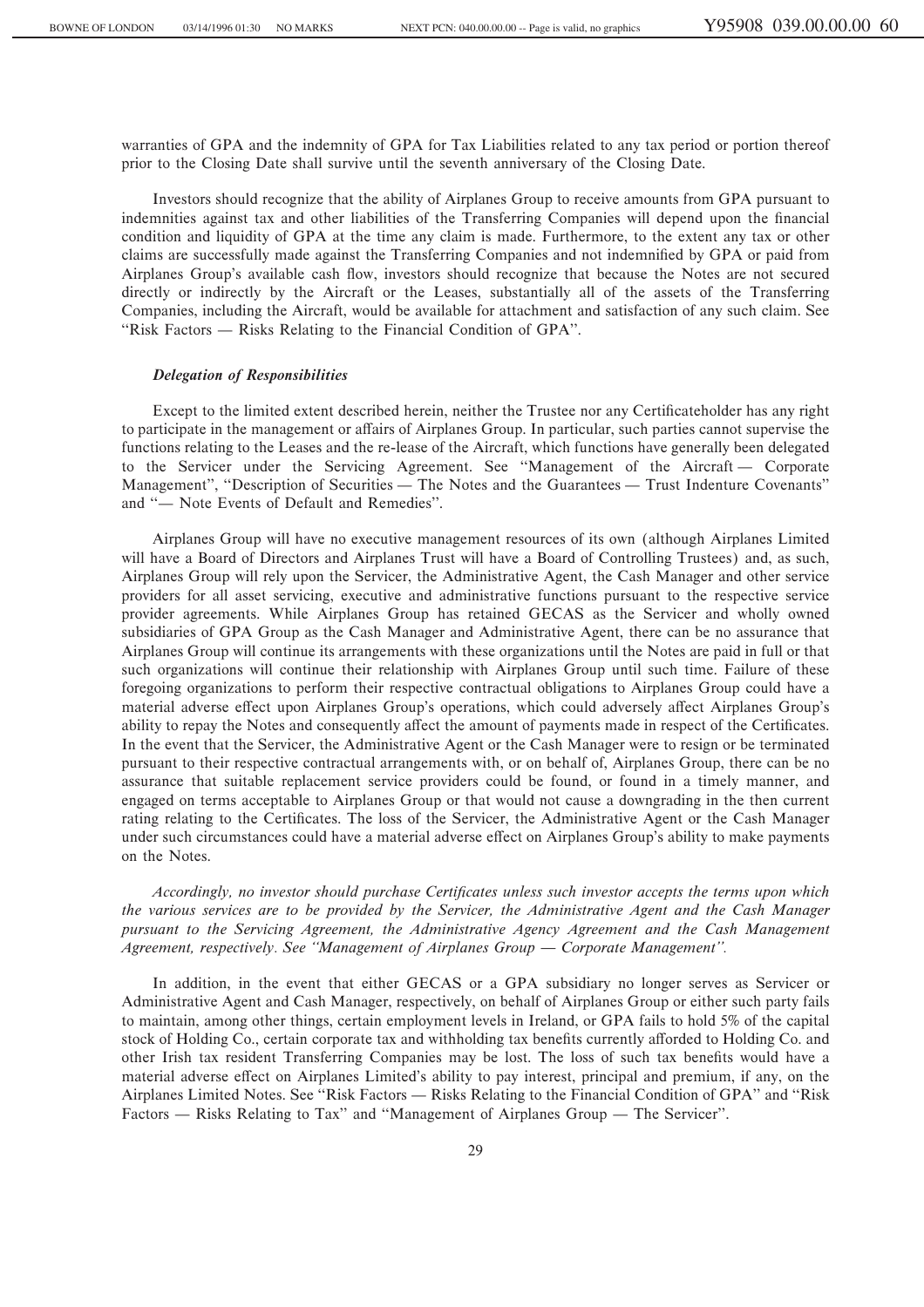warranties of GPA and the indemnity of GPA for Tax Liabilities related to any tax period or portion thereof prior to the Closing Date shall survive until the seventh anniversary of the Closing Date.

Investors should recognize that the ability of Airplanes Group to receive amounts from GPA pursuant to indemnities against tax and other liabilities of the Transferring Companies will depend upon the financial condition and liquidity of GPA at the time any claim is made. Furthermore, to the extent any tax or other claims are successfully made against the Transferring Companies and not indemnified by GPA or paid from Airplanes Group's available cash flow, investors should recognize that because the Notes are not secured directly or indirectly by the Aircraft or the Leases, substantially all of the assets of the Transferring Companies, including the Aircraft, would be available for attachment and satisfaction of any such claim. See "Risk Factors — Risks Relating to the Financial Condition of GPA".

***Delegation of Responsibilities***

Except to the limited extent described herein, neither the Trustee nor any Certificateholder has any right to participate in the management or affairs of Airplanes Group. In particular, such parties cannot supervise the functions relating to the Leases and the re-lease of the Aircraft, which functions have generally been delegated to the Servicer under the Servicing Agreement. See "Management of the Aircraft — Corporate Management", "Description of Securities — The Notes and the Guarantees — Trust Indenture Covenants" and "— Note Events of Default and Remedies".

Airplanes Group will have no executive management resources of its own (although Airplanes Limited will have a Board of Directors and Airplanes Trust will have a Board of Controlling Trustees) and, as such, Airplanes Group will rely upon the Servicer, the Administrative Agent, the Cash Manager and other service providers for all asset servicing, executive and administrative functions pursuant to the respective service provider agreements. While Airplanes Group has retained GECAS as the Servicer and wholly owned subsidiaries of GPA Group as the Cash Manager and Administrative Agent, there can be no assurance that Airplanes Group will continue its arrangements with these organizations until the Notes are paid in full or that such organizations will continue their relationship with Airplanes Group until such time. Failure of these foregoing organizations to perform their respective contractual obligations to Airplanes Group could have a material adverse effect upon Airplanes Group's operations, which could adversely affect Airplanes Group's ability to repay the Notes and consequently affect the amount of payments made in respect of the Certificates. In the event that the Servicer, the Administrative Agent or the Cash Manager were to resign or be terminated pursuant to their respective contractual arrangements with, or on behalf of, Airplanes Group, there can be no assurance that suitable replacement service providers could be found, or found in a timely manner, and engaged on terms acceptable to Airplanes Group or that would not cause a downgrading in the then current rating relating to the Certificates. The loss of the Servicer, the Administrative Agent or the Cash Manager under such circumstances could have a material adverse effect on Airplanes Group's ability to make payments on the Notes.

*Accordingly, no investor should purchase Certificates unless such investor accepts the terms upon which the various services are to be provided by the Servicer, the Administrative Agent and the Cash Manager pursuant to the Servicing Agreement, the Administrative Agency Agreement and the Cash Management Agreement, respectively. See "Management of Airplanes Group — Corporate Management".*

In addition, in the event that either GECAS or a GPA subsidiary no longer serves as Servicer or Administrative Agent and Cash Manager, respectively, on behalf of Airplanes Group or either such party fails to maintain, among other things, certain employment levels in Ireland, or GPA fails to hold 5% of the capital stock of Holding Co., certain corporate tax and withholding tax benefits currently afforded to Holding Co. and other Irish tax resident Transferring Companies may be lost. The loss of such tax benefits would have a material adverse effect on Airplanes Limited's ability to pay interest, principal and premium, if any, on the Airplanes Limited Notes. See "Risk Factors — Risks Relating to the Financial Condition of GPA" and "Risk Factors — Risks Relating to Tax" and "Management of Airplanes Group — The Servicer".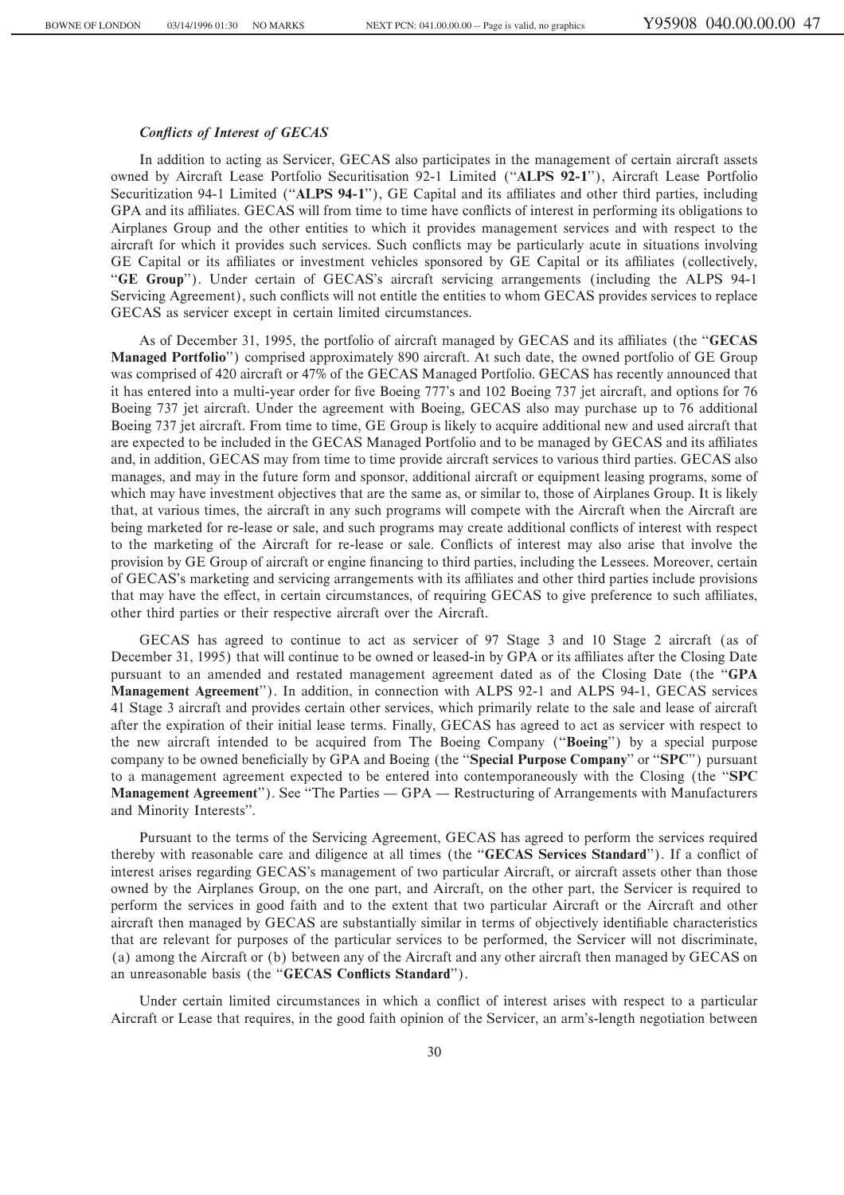### *Conflicts of Interest of GECAS*

In addition to acting as Servicer, GECAS also participates in the management of certain aircraft assets owned by Aircraft Lease Portfolio Securitisation 92-1 Limited ("**ALPS 92-1**"), Aircraft Lease Portfolio Securitization 94-1 Limited ("**ALPS 94-1**"), GE Capital and its affiliates and other third parties, including GPA and its affiliates. GECAS will from time to time have conflicts of interest in performing its obligations to Airplanes Group and the other entities to which it provides management services and with respect to the aircraft for which it provides such services. Such conflicts may be particularly acute in situations involving GE Capital or its affiliates or investment vehicles sponsored by GE Capital or its affiliates (collectively, "**GE Group**"). Under certain of GECAS's aircraft servicing arrangements (including the ALPS 94-1 Servicing Agreement), such conflicts will not entitle the entities to whom GECAS provides services to replace GECAS as servicer except in certain limited circumstances.

As of December 31, 1995, the portfolio of aircraft managed by GECAS and its affiliates (the "**GECAS Managed Portfolio**") comprised approximately 890 aircraft. At such date, the owned portfolio of GE Group was comprised of 420 aircraft or 47% of the GECAS Managed Portfolio. GECAS has recently announced that it has entered into a multi-year order for five Boeing 777's and 102 Boeing 737 jet aircraft, and options for 76 Boeing 737 jet aircraft. Under the agreement with Boeing, GECAS also may purchase up to 76 additional Boeing 737 jet aircraft. From time to time, GE Group is likely to acquire additional new and used aircraft that are expected to be included in the GECAS Managed Portfolio and to be managed by GECAS and its affiliates and, in addition, GECAS may from time to time provide aircraft services to various third parties. GECAS also manages, and may in the future form and sponsor, additional aircraft or equipment leasing programs, some of which may have investment objectives that are the same as, or similar to, those of Airplanes Group. It is likely that, at various times, the aircraft in any such programs will compete with the Aircraft when the Aircraft are being marketed for re-lease or sale, and such programs may create additional conflicts of interest with respect to the marketing of the Aircraft for re-lease or sale. Conflicts of interest may also arise that involve the provision by GE Group of aircraft or engine financing to third parties, including the Lessees. Moreover, certain of GECAS's marketing and servicing arrangements with its affiliates and other third parties include provisions that may have the effect, in certain circumstances, of requiring GECAS to give preference to such affiliates, other third parties or their respective aircraft over the Aircraft.

GECAS has agreed to continue to act as servicer of 97 Stage 3 and 10 Stage 2 aircraft (as of December 31, 1995) that will continue to be owned or leased-in by GPA or its affiliates after the Closing Date pursuant to an amended and restated management agreement dated as of the Closing Date (the "**GPA Management Agreement**"). In addition, in connection with ALPS 92-1 and ALPS 94-1, GECAS services 41 Stage 3 aircraft and provides certain other services, which primarily relate to the sale and lease of aircraft after the expiration of their initial lease terms. Finally, GECAS has agreed to act as servicer with respect to the new aircraft intended to be acquired from The Boeing Company ("**Boeing**") by a special purpose company to be owned beneficially by GPA and Boeing (the "**Special Purpose Company**" or "**SPC**") pursuant to a management agreement expected to be entered into contemporaneously with the Closing (the "**SPC Management Agreement**"). See "The Parties — GPA — Restructuring of Arrangements with Manufacturers and Minority Interests".

Pursuant to the terms of the Servicing Agreement, GECAS has agreed to perform the services required thereby with reasonable care and diligence at all times (the "**GECAS Services Standard**"). If a conflict of interest arises regarding GECAS's management of two particular Aircraft, or aircraft assets other than those owned by the Airplanes Group, on the one part, and Aircraft, on the other part, the Servicer is required to perform the services in good faith and to the extent that two particular Aircraft or the Aircraft and other aircraft then managed by GECAS are substantially similar in terms of objectively identifiable characteristics that are relevant for purposes of the particular services to be performed, the Servicer will not discriminate, (a) among the Aircraft or (b) between any of the Aircraft and any other aircraft then managed by GECAS on an unreasonable basis (the "**GECAS Conflicts Standard**").

Under certain limited circumstances in which a conflict of interest arises with respect to a particular Aircraft or Lease that requires, in the good faith opinion of the Servicer, an arm's-length negotiation between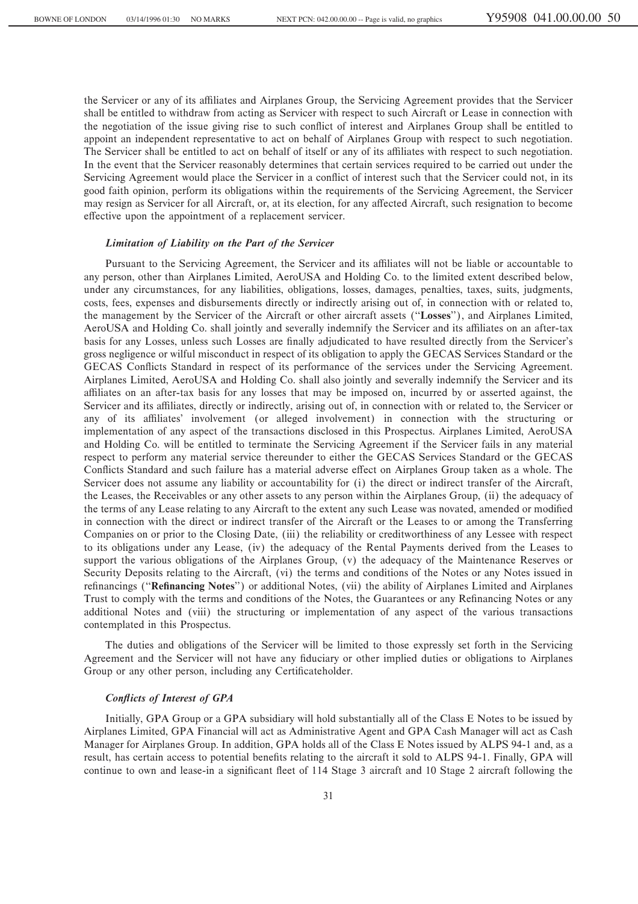the Servicer or any of its affiliates and Airplanes Group, the Servicing Agreement provides that the Servicer shall be entitled to withdraw from acting as Servicer with respect to such Aircraft or Lease in connection with the negotiation of the issue giving rise to such conflict of interest and Airplanes Group shall be entitled to appoint an independent representative to act on behalf of Airplanes Group with respect to such negotiation. The Servicer shall be entitled to act on behalf of itself or any of its affiliates with respect to such negotiation. In the event that the Servicer reasonably determines that certain services required to be carried out under the Servicing Agreement would place the Servicer in a conflict of interest such that the Servicer could not, in its good faith opinion, perform its obligations within the requirements of the Servicing Agreement, the Servicer may resign as Servicer for all Aircraft, or, at its election, for any affected Aircraft, such resignation to become effective upon the appointment of a replacement servicer.

### *Limitation of Liability on the Part of the Servicer*

Pursuant to the Servicing Agreement, the Servicer and its affiliates will not be liable or accountable to any person, other than Airplanes Limited, AeroUSA and Holding Co. to the limited extent described below, under any circumstances, for any liabilities, obligations, losses, damages, penalties, taxes, suits, judgments, costs, fees, expenses and disbursements directly or indirectly arising out of, in connection with or related to, the management by the Servicer of the Aircraft or other aircraft assets ("**Losses**"), and Airplanes Limited, AeroUSA and Holding Co. shall jointly and severally indemnify the Servicer and its affiliates on an after-tax basis for any Losses, unless such Losses are finally adjudicated to have resulted directly from the Servicer's gross negligence or wilful misconduct in respect of its obligation to apply the GECAS Services Standard or the GECAS Conflicts Standard in respect of its performance of the services under the Servicing Agreement. Airplanes Limited, AeroUSA and Holding Co. shall also jointly and severally indemnify the Servicer and its affiliates on an after-tax basis for any losses that may be imposed on, incurred by or asserted against, the Servicer and its affiliates, directly or indirectly, arising out of, in connection with or related to, the Servicer or any of its affiliates' involvement (or alleged involvement) in connection with the structuring or implementation of any aspect of the transactions disclosed in this Prospectus. Airplanes Limited, AeroUSA and Holding Co. will be entitled to terminate the Servicing Agreement if the Servicer fails in any material respect to perform any material service thereunder to either the GECAS Services Standard or the GECAS Conflicts Standard and such failure has a material adverse effect on Airplanes Group taken as a whole. The Servicer does not assume any liability or accountability for (i) the direct or indirect transfer of the Aircraft, the Leases, the Receivables or any other assets to any person within the Airplanes Group, (ii) the adequacy of the terms of any Lease relating to any Aircraft to the extent any such Lease was novated, amended or modified in connection with the direct or indirect transfer of the Aircraft or the Leases to or among the Transferring Companies on or prior to the Closing Date, (iii) the reliability or creditworthiness of any Lessee with respect to its obligations under any Lease, (iv) the adequacy of the Rental Payments derived from the Leases to support the various obligations of the Airplanes Group, (v) the adequacy of the Maintenance Reserves or Security Deposits relating to the Aircraft, (vi) the terms and conditions of the Notes or any Notes issued in refinancings ("**Refinancing Notes**") or additional Notes, (vii) the ability of Airplanes Limited and Airplanes Trust to comply with the terms and conditions of the Notes, the Guarantees or any Refinancing Notes or any additional Notes and (viii) the structuring or implementation of any aspect of the various transactions contemplated in this Prospectus.

The duties and obligations of the Servicer will be limited to those expressly set forth in the Servicing Agreement and the Servicer will not have any fiduciary or other implied duties or obligations to Airplanes Group or any other person, including any Certificateholder.

### *Conflicts of Interest of GPA*

Initially, GPA Group or a GPA subsidiary will hold substantially all of the Class E Notes to be issued by Airplanes Limited, GPA Financial will act as Administrative Agent and GPA Cash Manager will act as Cash Manager for Airplanes Group. In addition, GPA holds all of the Class E Notes issued by ALPS 94-1 and, as a result, has certain access to potential benefits relating to the aircraft it sold to ALPS 94-1. Finally, GPA will continue to own and lease-in a significant fleet of 114 Stage 3 aircraft and 10 Stage 2 aircraft following the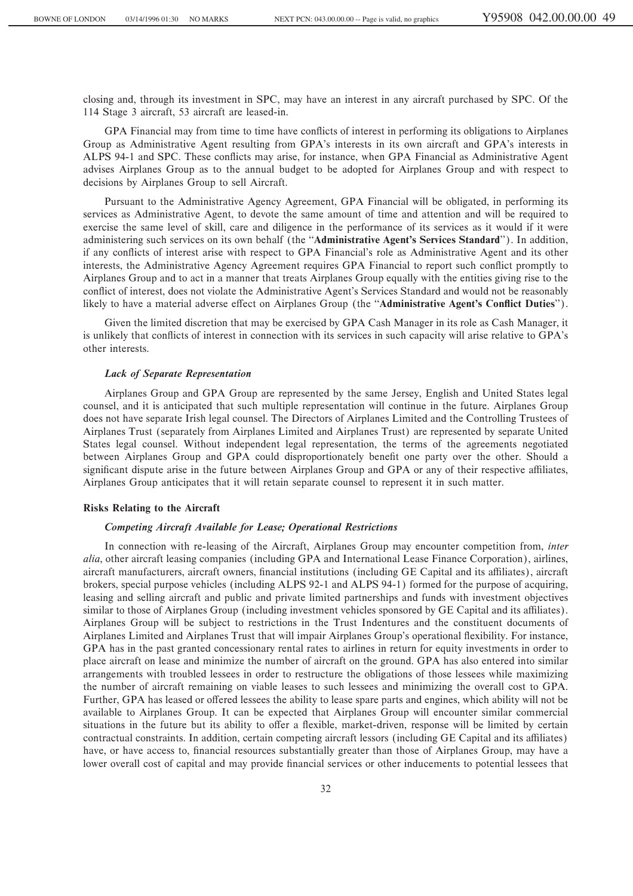closing and, through its investment in SPC, may have an interest in any aircraft purchased by SPC. Of the 114 Stage 3 aircraft, 53 aircraft are leased-in.

GPA Financial may from time to time have conflicts of interest in performing its obligations to Airplanes Group as Administrative Agent resulting from GPA's interests in its own aircraft and GPA's interests in ALPS 94-1 and SPC. These conflicts may arise, for instance, when GPA Financial as Administrative Agent advises Airplanes Group as to the annual budget to be adopted for Airplanes Group and with respect to decisions by Airplanes Group to sell Aircraft.

Pursuant to the Administrative Agency Agreement, GPA Financial will be obligated, in performing its services as Administrative Agent, to devote the same amount of time and attention and will be required to exercise the same level of skill, care and diligence in the performance of its services as it would if it were administering such services on its own behalf (the "**Administrative Agent's Services Standard**"). In addition, if any conflicts of interest arise with respect to GPA Financial's role as Administrative Agent and its other interests, the Administrative Agency Agreement requires GPA Financial to report such conflict promptly to Airplanes Group and to act in a manner that treats Airplanes Group equally with the entities giving rise to the conflict of interest, does not violate the Administrative Agent's Services Standard and would not be reasonably likely to have a material adverse effect on Airplanes Group (the "**Administrative Agent's Conflict Duties**").

Given the limited discretion that may be exercised by GPA Cash Manager in its role as Cash Manager, it is unlikely that conflicts of interest in connection with its services in such capacity will arise relative to GPA's other interests.

#### *Lack of Separate Representation*

Airplanes Group and GPA Group are represented by the same Jersey, English and United States legal counsel, and it is anticipated that such multiple representation will continue in the future. Airplanes Group does not have separate Irish legal counsel. The Directors of Airplanes Limited and the Controlling Trustees of Airplanes Trust (separately from Airplanes Limited and Airplanes Trust) are represented by separate United States legal counsel. Without independent legal representation, the terms of the agreements negotiated between Airplanes Group and GPA could disproportionately benefit one party over the other. Should a significant dispute arise in the future between Airplanes Group and GPA or any of their respective affiliates, Airplanes Group anticipates that it will retain separate counsel to represent it in such matter.

### Risks Relating to the Aircraft

#### *Competing Aircraft Available for Lease; Operational Restrictions*

In connection with re-leasing of the Aircraft, Airplanes Group may encounter competition from, *inter alia*, other aircraft leasing companies (including GPA and International Lease Finance Corporation), airlines, aircraft manufacturers, aircraft owners, financial institutions (including GE Capital and its affiliates), aircraft brokers, special purpose vehicles (including ALPS 92-1 and ALPS 94-1) formed for the purpose of acquiring, leasing and selling aircraft and public and private limited partnerships and funds with investment objectives similar to those of Airplanes Group (including investment vehicles sponsored by GE Capital and its affiliates). Airplanes Group will be subject to restrictions in the Trust Indentures and the constituent documents of Airplanes Limited and Airplanes Trust that will impair Airplanes Group's operational flexibility. For instance, GPA has in the past granted concessionary rental rates to airlines in return for equity investments in order to place aircraft on lease and minimize the number of aircraft on the ground. GPA has also entered into similar arrangements with troubled lessees in order to restructure the obligations of those lessees while maximizing the number of aircraft remaining on viable leases to such lessees and minimizing the overall cost to GPA. Further, GPA has leased or offered lessees the ability to lease spare parts and engines, which ability will not be available to Airplanes Group. It can be expected that Airplanes Group will encounter similar commercial situations in the future but its ability to offer a flexible, market-driven, response will be limited by certain contractual constraints. In addition, certain competing aircraft lessors (including GE Capital and its affiliates) have, or have access to, financial resources substantially greater than those of Airplanes Group, may have a lower overall cost of capital and may provide financial services or other inducements to potential lessees that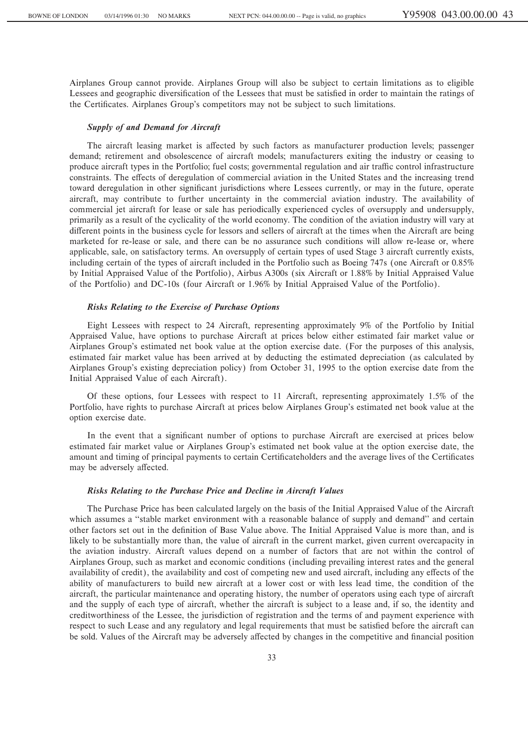Airplanes Group cannot provide. Airplanes Group will also be subject to certain limitations as to eligible Lessees and geographic diversification of the Lessees that must be satisfied in order to maintain the ratings of the Certificates. Airplanes Group's competitors may not be subject to such limitations.

### *Supply of and Demand for Aircraft*

The aircraft leasing market is affected by such factors as manufacturer production levels; passenger demand; retirement and obsolescence of aircraft models; manufacturers exiting the industry or ceasing to produce aircraft types in the Portfolio; fuel costs; governmental regulation and air traffic control infrastructure constraints. The effects of deregulation of commercial aviation in the United States and the increasing trend toward deregulation in other significant jurisdictions where Lessees currently, or may in the future, operate aircraft, may contribute to further uncertainty in the commercial aviation industry. The availability of commercial jet aircraft for lease or sale has periodically experienced cycles of oversupply and undersupply, primarily as a result of the cyclicality of the world economy. The condition of the aviation industry will vary at different points in the business cycle for lessors and sellers of aircraft at the times when the Aircraft are being marketed for re-lease or sale, and there can be no assurance such conditions will allow re-lease or, where applicable, sale, on satisfactory terms. An oversupply of certain types of used Stage 3 aircraft currently exists, including certain of the types of aircraft included in the Portfolio such as Boeing 747s (one Aircraft or 0.85% by Initial Appraised Value of the Portfolio), Airbus A300s (six Aircraft or 1.88% by Initial Appraised Value of the Portfolio) and DC-10s (four Aircraft or 1.96% by Initial Appraised Value of the Portfolio).

### *Risks Relating to the Exercise of Purchase Options*

Eight Lessees with respect to 24 Aircraft, representing approximately 9% of the Portfolio by Initial Appraised Value, have options to purchase Aircraft at prices below either estimated fair market value or Airplanes Group's estimated net book value at the option exercise date. (For the purposes of this analysis, estimated fair market value has been arrived at by deducting the estimated depreciation (as calculated by Airplanes Group's existing depreciation policy) from October 31, 1995 to the option exercise date from the Initial Appraised Value of each Aircraft).

Of these options, four Lessees with respect to 11 Aircraft, representing approximately 1.5% of the Portfolio, have rights to purchase Aircraft at prices below Airplanes Group's estimated net book value at the option exercise date.

In the event that a significant number of options to purchase Aircraft are exercised at prices below estimated fair market value or Airplanes Group's estimated net book value at the option exercise date, the amount and timing of principal payments to certain Certificateholders and the average lives of the Certificates may be adversely affected.

### *Risks Relating to the Purchase Price and Decline in Aircraft Values*

The Purchase Price has been calculated largely on the basis of the Initial Appraised Value of the Aircraft which assumes a ''stable market environment with a reasonable balance of supply and demand'' and certain other factors set out in the definition of Base Value above. The Initial Appraised Value is more than, and is likely to be substantially more than, the value of aircraft in the current market, given current overcapacity in the aviation industry. Aircraft values depend on a number of factors that are not within the control of Airplanes Group, such as market and economic conditions (including prevailing interest rates and the general availability of credit), the availability and cost of competing new and used aircraft, including any effects of the ability of manufacturers to build new aircraft at a lower cost or with less lead time, the condition of the aircraft, the particular maintenance and operating history, the number of operators using each type of aircraft and the supply of each type of aircraft, whether the aircraft is subject to a lease and, if so, the identity and creditworthiness of the Lessee, the jurisdiction of registration and the terms of and payment experience with respect to such Lease and any regulatory and legal requirements that must be satisfied before the aircraft can be sold. Values of the Aircraft may be adversely affected by changes in the competitive and financial position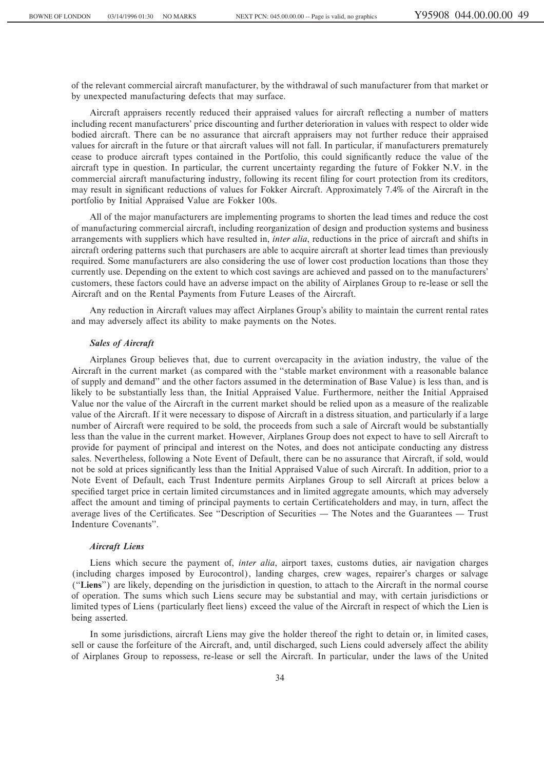of the relevant commercial aircraft manufacturer, by the withdrawal of such manufacturer from that market or by unexpected manufacturing defects that may surface.

Aircraft appraisers recently reduced their appraised values for aircraft reflecting a number of matters including recent manufacturers' price discounting and further deterioration in values with respect to older wide bodied aircraft. There can be no assurance that aircraft appraisers may not further reduce their appraised values for aircraft in the future or that aircraft values will not fall. In particular, if manufacturers prematurely cease to produce aircraft types contained in the Portfolio, this could significantly reduce the value of the aircraft type in question. In particular, the current uncertainty regarding the future of Fokker N.V. in the commercial aircraft manufacturing industry, following its recent filing for court protection from its creditors, may result in significant reductions of values for Fokker Aircraft. Approximately 7.4% of the Aircraft in the portfolio by Initial Appraised Value are Fokker 100s.

All of the major manufacturers are implementing programs to shorten the lead times and reduce the cost of manufacturing commercial aircraft, including reorganization of design and production systems and business arrangements with suppliers which have resulted in, *inter alia*, reductions in the price of aircraft and shifts in aircraft ordering patterns such that purchasers are able to acquire aircraft at shorter lead times than previously required. Some manufacturers are also considering the use of lower cost production locations than those they currently use. Depending on the extent to which cost savings are achieved and passed on to the manufacturers' customers, these factors could have an adverse impact on the ability of Airplanes Group to re-lease or sell the Aircraft and on the Rental Payments from Future Leases of the Aircraft.

Any reduction in Aircraft values may affect Airplanes Group's ability to maintain the current rental rates and may adversely affect its ability to make payments on the Notes.

### *Sales of Aircraft*

Airplanes Group believes that, due to current overcapacity in the aviation industry, the value of the Aircraft in the current market (as compared with the "stable market environment with a reasonable balance of supply and demand" and the other factors assumed in the determination of Base Value) is less than, and is likely to be substantially less than, the Initial Appraised Value. Furthermore, neither the Initial Appraised Value nor the value of the Aircraft in the current market should be relied upon as a measure of the realizable value of the Aircraft. If it were necessary to dispose of Aircraft in a distress situation, and particularly if a large number of Aircraft were required to be sold, the proceeds from such a sale of Aircraft would be substantially less than the value in the current market. However, Airplanes Group does not expect to have to sell Aircraft to provide for payment of principal and interest on the Notes, and does not anticipate conducting any distress sales. Nevertheless, following a Note Event of Default, there can be no assurance that Aircraft, if sold, would not be sold at prices significantly less than the Initial Appraised Value of such Aircraft. In addition, prior to a Note Event of Default, each Trust Indenture permits Airplanes Group to sell Aircraft at prices below a specified target price in certain limited circumstances and in limited aggregate amounts, which may adversely affect the amount and timing of principal payments to certain Certificateholders and may, in turn, affect the average lives of the Certificates. See "Description of Securities — The Notes and the Guarantees — Trust Indenture Covenants".

### *Aircraft Liens*

Liens which secure the payment of, *inter alia*, airport taxes, customs duties, air navigation charges (including charges imposed by Eurocontrol), landing charges, crew wages, repairer's charges or salvage ("**Liens**") are likely, depending on the jurisdiction in question, to attach to the Aircraft in the normal course of operation. The sums which such Liens secure may be substantial and may, with certain jurisdictions or limited types of Liens (particularly fleet liens) exceed the value of the Aircraft in respect of which the Lien is being asserted.

In some jurisdictions, aircraft Liens may give the holder thereof the right to detain or, in limited cases, sell or cause the forfeiture of the Aircraft, and, until discharged, such Liens could adversely affect the ability of Airplanes Group to repossess, re-lease or sell the Aircraft. In particular, under the laws of the United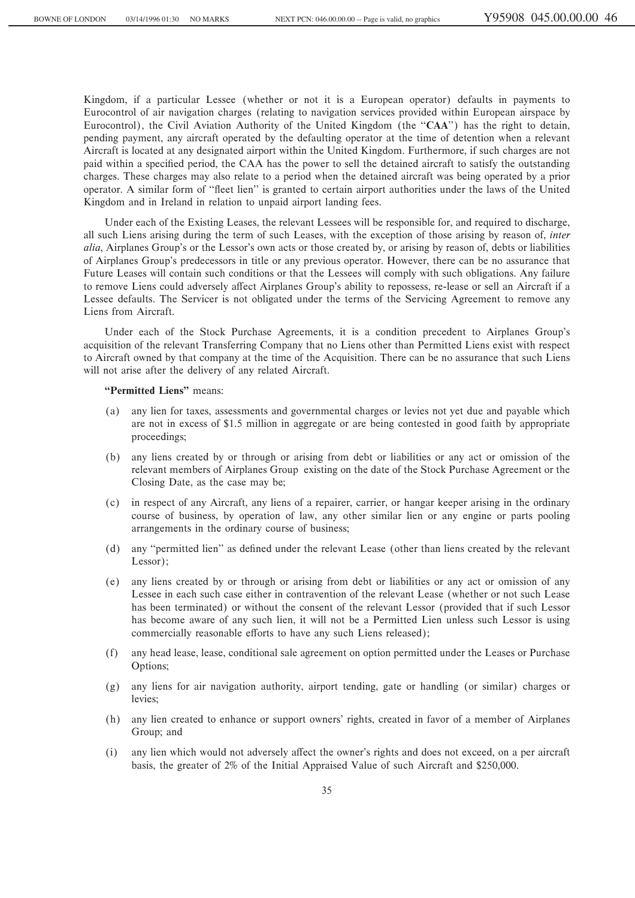Kingdom, if a particular Lessee (whether or not it is a European operator) defaults in payments to Eurocontrol of air navigation charges (relating to navigation services provided within European airspace by Eurocontrol), the Civil Aviation Authority of the United Kingdom (the "**CAA**") has the right to detain, pending payment, any aircraft operated by the defaulting operator at the time of detention when a relevant Aircraft is located at any designated airport within the United Kingdom. Furthermore, if such charges are not paid within a specified period, the CAA has the power to sell the detained aircraft to satisfy the outstanding charges. These charges may also relate to a period when the detained aircraft was being operated by a prior operator. A similar form of "fleet lien" is granted to certain airport authorities under the laws of the United Kingdom and in Ireland in relation to unpaid airport landing fees.

Under each of the Existing Leases, the relevant Lessees will be responsible for, and required to discharge, all such Liens arising during the term of such Leases, with the exception of those arising by reason of, *inter alia*, Airplanes Group's or the Lessor's own acts or those created by, or arising by reason of, debts or liabilities of Airplanes Group's predecessors in title or any previous operator. However, there can be no assurance that Future Leases will contain such conditions or that the Lessees will comply with such obligations. Any failure to remove Liens could adversely affect Airplanes Group's ability to repossess, re-lease or sell an Aircraft if a Lessee defaults. The Servicer is not obligated under the terms of the Servicing Agreement to remove any Liens from Aircraft.

Under each of the Stock Purchase Agreements, it is a condition precedent to Airplanes Group's acquisition of the relevant Transferring Company that no Liens other than Permitted Liens exist with respect to Aircraft owned by that company at the time of the Acquisition. There can be no assurance that such Liens will not arise after the delivery of any related Aircraft.

**"Permitted Liens"** means:

(a) any lien for taxes, assessments and governmental charges or levies not yet due and payable which are not in excess of $1.5 million in aggregate or are being contested in good faith by appropriate proceedings;

(b) any liens created by or through or arising from debt or liabilities or any act or omission of the relevant members of Airplanes Group existing on the date of the Stock Purchase Agreement or the Closing Date, as the case may be;

(c) in respect of any Aircraft, any liens of a repairer, carrier, or hangar keeper arising in the ordinary course of business, by operation of law, any other similar lien or any engine or parts pooling arrangements in the ordinary course of business;

(d) any "permitted lien" as defined under the relevant Lease (other than liens created by the relevant Lessor);

(e) any liens created by or through or arising from debt or liabilities or any act or omission of any Lessee in each such case either in contravention of the relevant Lease (whether or not such Lease has been terminated) or without the consent of the relevant Lessor (provided that if such Lessor has become aware of any such lien, it will not be a Permitted Lien unless such Lessor is using commercially reasonable efforts to have any such Liens released);

(f) any head lease, lease, conditional sale agreement on option permitted under the Leases or Purchase Options;

(g) any liens for air navigation authority, airport tending, gate or handling (or similar) charges or levies;

(h) any lien created to enhance or support owners' rights, created in favor of a member of Airplanes Group; and

(i) any lien which would not adversely affect the owner's rights and does not exceed, on a per aircraft basis, the greater of 2% of the Initial Appraised Value of such Aircraft and $250,000.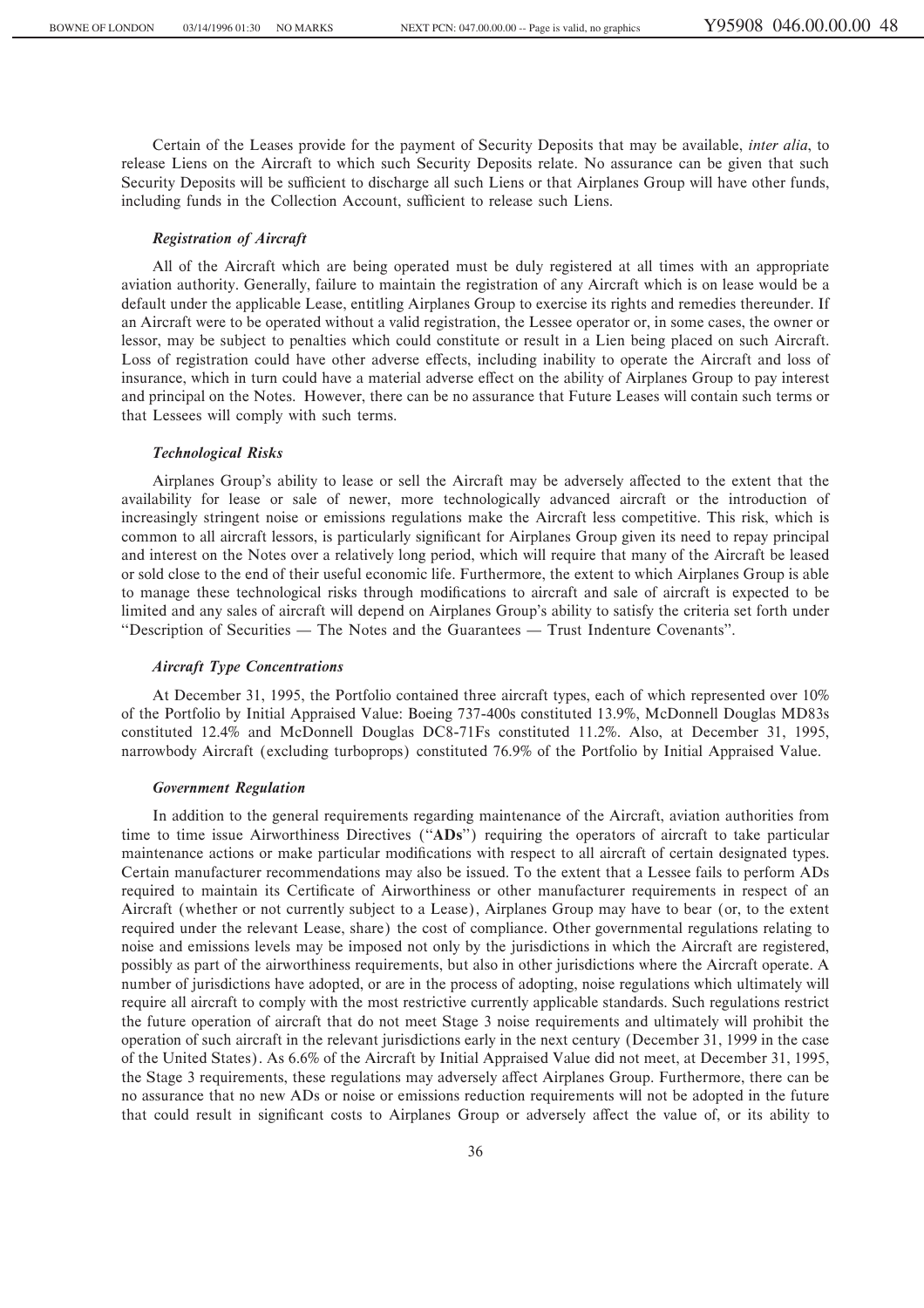Certain of the Leases provide for the payment of Security Deposits that may be available, *inter alia*, to release Liens on the Aircraft to which such Security Deposits relate. No assurance can be given that such Security Deposits will be sufficient to discharge all such Liens or that Airplanes Group will have other funds, including funds in the Collection Account, sufficient to release such Liens.

***Registration of Aircraft***

All of the Aircraft which are being operated must be duly registered at all times with an appropriate aviation authority. Generally, failure to maintain the registration of any Aircraft which is on lease would be a default under the applicable Lease, entitling Airplanes Group to exercise its rights and remedies thereunder. If an Aircraft were to be operated without a valid registration, the Lessee operator or, in some cases, the owner or lessor, may be subject to penalties which could constitute or result in a Lien being placed on such Aircraft. Loss of registration could have other adverse effects, including inability to operate the Aircraft and loss of insurance, which in turn could have a material adverse effect on the ability of Airplanes Group to pay interest and principal on the Notes. However, there can be no assurance that Future Leases will contain such terms or that Lessees will comply with such terms.

***Technological Risks***

Airplanes Group's ability to lease or sell the Aircraft may be adversely affected to the extent that the availability for lease or sale of newer, more technologically advanced aircraft or the introduction of increasingly stringent noise or emissions regulations make the Aircraft less competitive. This risk, which is common to all aircraft lessors, is particularly significant for Airplanes Group given its need to repay principal and interest on the Notes over a relatively long period, which will require that many of the Aircraft be leased or sold close to the end of their useful economic life. Furthermore, the extent to which Airplanes Group is able to manage these technological risks through modifications to aircraft and sale of aircraft is expected to be limited and any sales of aircraft will depend on Airplanes Group's ability to satisfy the criteria set forth under "Description of Securities — The Notes and the Guarantees — Trust Indenture Covenants".

***Aircraft Type Concentrations***

At December 31, 1995, the Portfolio contained three aircraft types, each of which represented over 10% of the Portfolio by Initial Appraised Value: Boeing 737-400s constituted 13.9%, McDonnell Douglas MD83s constituted 12.4% and McDonnell Douglas DC8-71Fs constituted 11.2%. Also, at December 31, 1995, narrowbody Aircraft (excluding turboprops) constituted 76.9% of the Portfolio by Initial Appraised Value.

***Government Regulation***

In addition to the general requirements regarding maintenance of the Aircraft, aviation authorities from time to time issue Airworthiness Directives ("**ADs**") requiring the operators of aircraft to take particular maintenance actions or make particular modifications with respect to all aircraft of certain designated types. Certain manufacturer recommendations may also be issued. To the extent that a Lessee fails to perform ADs required to maintain its Certificate of Airworthiness or other manufacturer requirements in respect of an Aircraft (whether or not currently subject to a Lease), Airplanes Group may have to bear (or, to the extent required under the relevant Lease, share) the cost of compliance. Other governmental regulations relating to noise and emissions levels may be imposed not only by the jurisdictions in which the Aircraft are registered, possibly as part of the airworthiness requirements, but also in other jurisdictions where the Aircraft operate. A number of jurisdictions have adopted, or are in the process of adopting, noise regulations which ultimately will require all aircraft to comply with the most restrictive currently applicable standards. Such regulations restrict the future operation of aircraft that do not meet Stage 3 noise requirements and ultimately will prohibit the operation of such aircraft in the relevant jurisdictions early in the next century (December 31, 1999 in the case of the United States). As 6.6% of the Aircraft by Initial Appraised Value did not meet, at December 31, 1995, the Stage 3 requirements, these regulations may adversely affect Airplanes Group. Furthermore, there can be no assurance that no new ADs or noise or emissions reduction requirements will not be adopted in the future that could result in significant costs to Airplanes Group or adversely affect the value of, or its ability to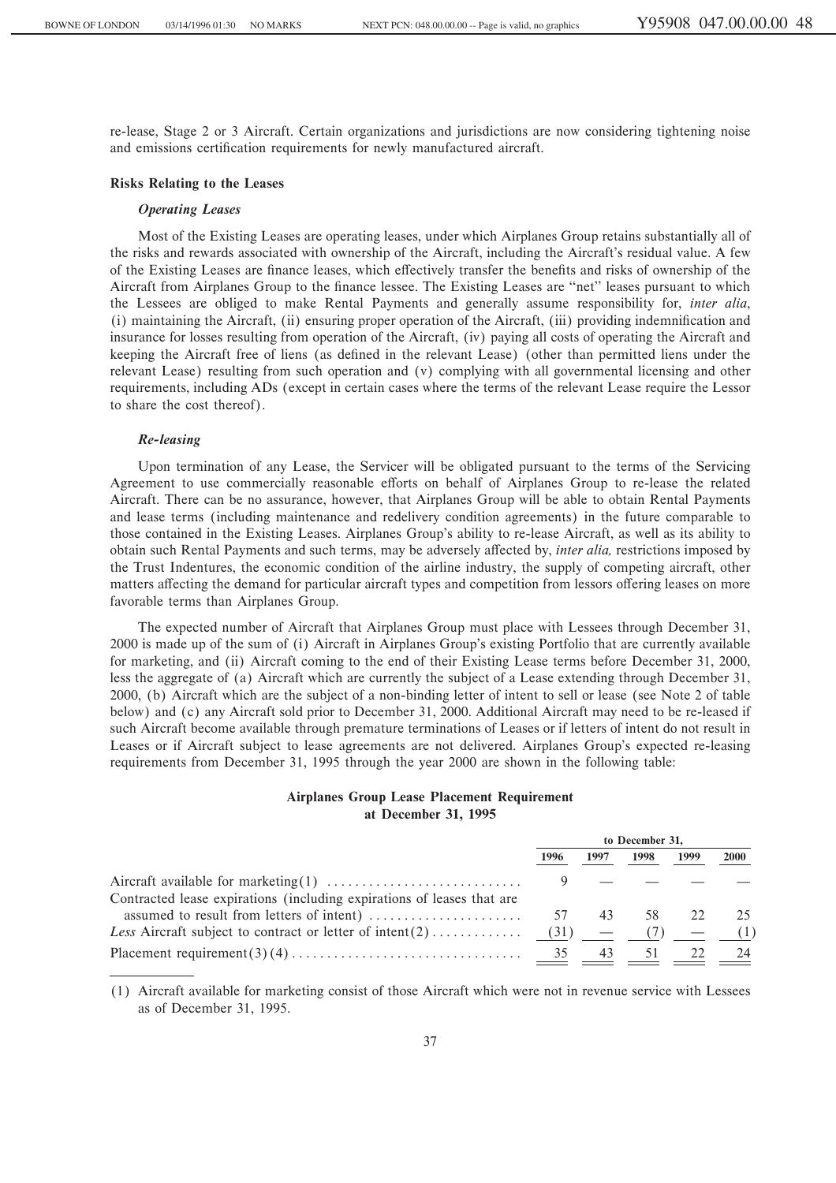re-lease, Stage 2 or 3 Aircraft. Certain organizations and jurisdictions are now considering tightening noise and emissions certification requirements for newly manufactured aircraft.

### Risks Relating to the Leases

#### *Operating Leases*

Most of the Existing Leases are operating leases, under which Airplanes Group retains substantially all of the risks and rewards associated with ownership of the Aircraft, including the Aircraft's residual value. A few of the Existing Leases are finance leases, which effectively transfer the benefits and risks of ownership of the Aircraft from Airplanes Group to the finance lessee. The Existing Leases are "net" leases pursuant to which the Lessees are obliged to make Rental Payments and generally assume responsibility for, *inter alia*, (i) maintaining the Aircraft, (ii) ensuring proper operation of the Aircraft, (iii) providing indemnification and insurance for losses resulting from operation of the Aircraft, (iv) paying all costs of operating the Aircraft and keeping the Aircraft free of liens (as defined in the relevant Lease) (other than permitted liens under the relevant Lease) resulting from such operation and (v) complying with all governmental licensing and other requirements, including ADs (except in certain cases where the terms of the relevant Lease require the Lessor to share the cost thereof).

#### *Re-leasing*

Upon termination of any Lease, the Servicer will be obligated pursuant to the terms of the Servicing Agreement to use commercially reasonable efforts on behalf of Airplanes Group to re-lease the related Aircraft. There can be no assurance, however, that Airplanes Group will be able to obtain Rental Payments and lease terms (including maintenance and redelivery condition agreements) in the future comparable to those contained in the Existing Leases. Airplanes Group's ability to re-lease Aircraft, as well as its ability to obtain such Rental Payments and such terms, may be adversely affected by, *inter alia,* restrictions imposed by the Trust Indentures, the economic condition of the airline industry, the supply of competing aircraft, other matters affecting the demand for particular aircraft types and competition from lessors offering leases on more favorable terms than Airplanes Group.

The expected number of Aircraft that Airplanes Group must place with Lessees through December 31, 2000 is made up of the sum of (i) Aircraft in Airplanes Group's existing Portfolio that are currently available for marketing, and (ii) Aircraft coming to the end of their Existing Lease terms before December 31, 2000, less the aggregate of (a) Aircraft which are currently the subject of a Lease extending through December 31, 2000, (b) Aircraft which are the subject of a non-binding letter of intent to sell or lease (see Note 2 of table below) and (c) any Aircraft sold prior to December 31, 2000. Additional Aircraft may need to be re-leased if such Aircraft become available through premature terminations of Leases or if letters of intent do not result in Leases or if Aircraft subject to lease agreements are not delivered. Airplanes Group's expected re-leasing requirements from December 31, 1995 through the year 2000 are shown in the following table:

**Airplanes Group Lease Placement Requirement at December 31, 1995**

| | to December 31, | | | | |
|---|---|---|---|---|---|
| | 1996 | 1997 | 1998 | 1999 | 2000 |
| Aircraft available for marketing(1) | 9 | — | — | — | — |
| Contracted lease expirations (including expirations of leases that are assumed to result from letters of intent) | 57 | 43 | 58 | 22 | 25 |
| *Less* Aircraft subject to contract or letter of intent(2) | (31) | — | (7) | — | (1) |
| Placement requirement(3)(4) | 35 | 43 | 51 | 22 | 24 |

(1) Aircraft available for marketing consist of those Aircraft which were not in revenue service with Lessees as of December 31, 1995.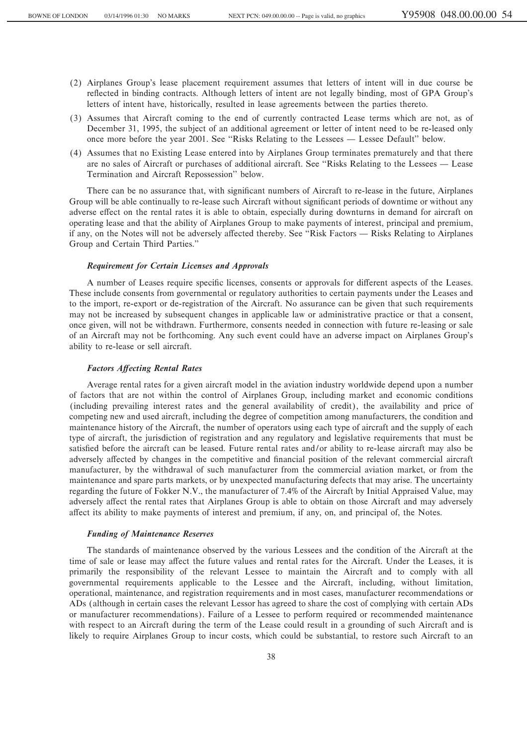(2) Airplanes Group's lease placement requirement assumes that letters of intent will in due course be reflected in binding contracts. Although letters of intent are not legally binding, most of GPA Group's letters of intent have, historically, resulted in lease agreements between the parties thereto.

(3) Assumes that Aircraft coming to the end of currently contracted Lease terms which are not, as of December 31, 1995, the subject of an additional agreement or letter of intent need to be re-leased only once more before the year 2001. See "Risks Relating to the Lessees — Lessee Default" below.

(4) Assumes that no Existing Lease entered into by Airplanes Group terminates prematurely and that there are no sales of Aircraft or purchases of additional aircraft. See "Risks Relating to the Lessees — Lease Termination and Aircraft Repossession" below.

There can be no assurance that, with significant numbers of Aircraft to re-lease in the future, Airplanes Group will be able continually to re-lease such Aircraft without significant periods of downtime or without any adverse effect on the rental rates it is able to obtain, especially during downturns in demand for aircraft on operating lease and that the ability of Airplanes Group to make payments of interest, principal and premium, if any, on the Notes will not be adversely affected thereby. See "Risk Factors — Risks Relating to Airplanes Group and Certain Third Parties."

***Requirement for Certain Licenses and Approvals***

A number of Leases require specific licenses, consents or approvals for different aspects of the Leases. These include consents from governmental or regulatory authorities to certain payments under the Leases and to the import, re-export or de-registration of the Aircraft. No assurance can be given that such requirements may not be increased by subsequent changes in applicable law or administrative practice or that a consent, once given, will not be withdrawn. Furthermore, consents needed in connection with future re-leasing or sale of an Aircraft may not be forthcoming. Any such event could have an adverse impact on Airplanes Group's ability to re-lease or sell aircraft.

***Factors Affecting Rental Rates***

Average rental rates for a given aircraft model in the aviation industry worldwide depend upon a number of factors that are not within the control of Airplanes Group, including market and economic conditions (including prevailing interest rates and the general availability of credit), the availability and price of competing new and used aircraft, including the degree of competition among manufacturers, the condition and maintenance history of the Aircraft, the number of operators using each type of aircraft and the supply of each type of aircraft, the jurisdiction of registration and any regulatory and legislative requirements that must be satisfied before the aircraft can be leased. Future rental rates and/or ability to re-lease aircraft may also be adversely affected by changes in the competitive and financial position of the relevant commercial aircraft manufacturer, by the withdrawal of such manufacturer from the commercial aviation market, or from the maintenance and spare parts markets, or by unexpected manufacturing defects that may arise. The uncertainty regarding the future of Fokker N.V., the manufacturer of 7.4% of the Aircraft by Initial Appraised Value, may adversely affect the rental rates that Airplanes Group is able to obtain on those Aircraft and may adversely affect its ability to make payments of interest and premium, if any, on, and principal of, the Notes.

***Funding of Maintenance Reserves***

The standards of maintenance observed by the various Lessees and the condition of the Aircraft at the time of sale or lease may affect the future values and rental rates for the Aircraft. Under the Leases, it is primarily the responsibility of the relevant Lessee to maintain the Aircraft and to comply with all governmental requirements applicable to the Lessee and the Aircraft, including, without limitation, operational, maintenance, and registration requirements and in most cases, manufacturer recommendations or ADs (although in certain cases the relevant Lessor has agreed to share the cost of complying with certain ADs or manufacturer recommendations). Failure of a Lessee to perform required or recommended maintenance with respect to an Aircraft during the term of the Lease could result in a grounding of such Aircraft and is likely to require Airplanes Group to incur costs, which could be substantial, to restore such Aircraft to an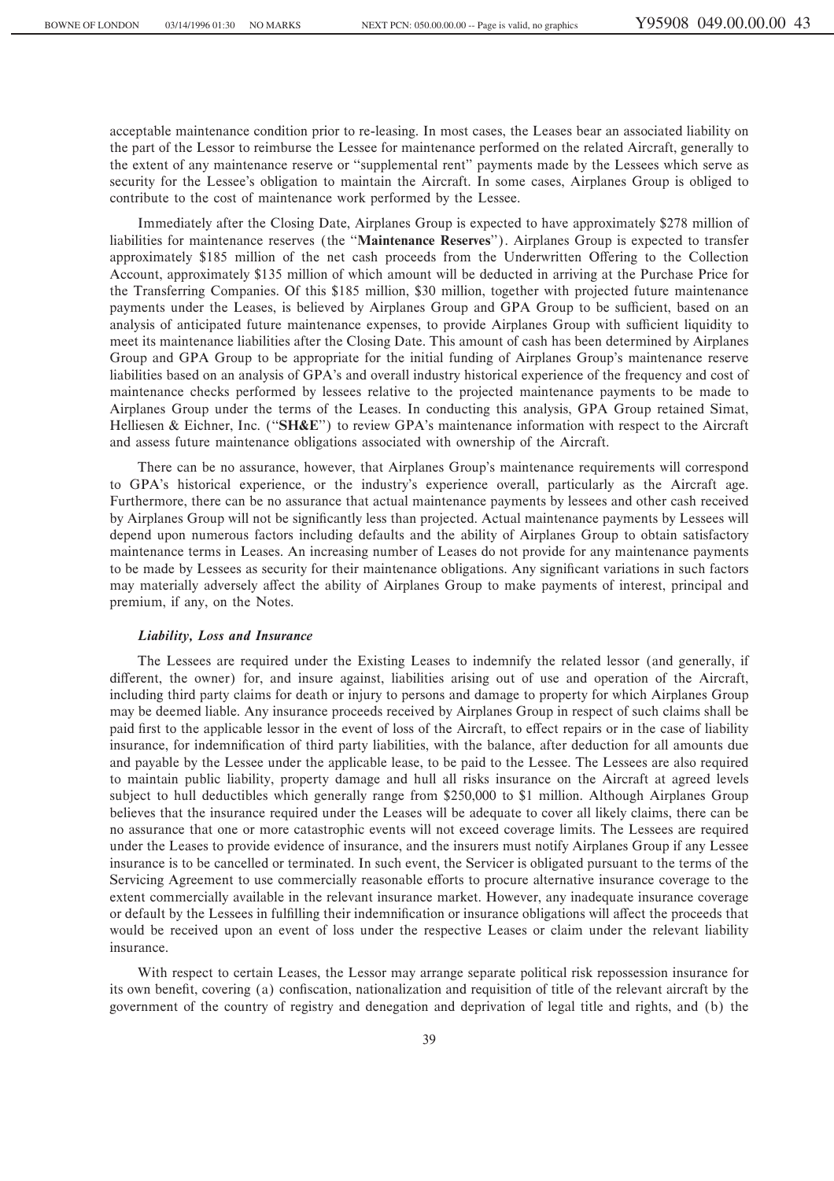acceptable maintenance condition prior to re-leasing. In most cases, the Leases bear an associated liability on the part of the Lessor to reimburse the Lessee for maintenance performed on the related Aircraft, generally to the extent of any maintenance reserve or "supplemental rent" payments made by the Lessees which serve as security for the Lessee's obligation to maintain the Aircraft. In some cases, Airplanes Group is obliged to contribute to the cost of maintenance work performed by the Lessee.

Immediately after the Closing Date, Airplanes Group is expected to have approximately $278 million of liabilities for maintenance reserves (the "**Maintenance Reserves**"). Airplanes Group is expected to transfer approximately $185 million of the net cash proceeds from the Underwritten Offering to the Collection Account, approximately $135 million of which amount will be deducted in arriving at the Purchase Price for the Transferring Companies. Of this $185 million, $30 million, together with projected future maintenance payments under the Leases, is believed by Airplanes Group and GPA Group to be sufficient, based on an analysis of anticipated future maintenance expenses, to provide Airplanes Group with sufficient liquidity to meet its maintenance liabilities after the Closing Date. This amount of cash has been determined by Airplanes Group and GPA Group to be appropriate for the initial funding of Airplanes Group's maintenance reserve liabilities based on an analysis of GPA's and overall industry historical experience of the frequency and cost of maintenance checks performed by lessees relative to the projected maintenance payments to be made to Airplanes Group under the terms of the Leases. In conducting this analysis, GPA Group retained Simat, Helliesen & Eichner, Inc. ("**SH&E**") to review GPA's maintenance information with respect to the Aircraft and assess future maintenance obligations associated with ownership of the Aircraft.

There can be no assurance, however, that Airplanes Group's maintenance requirements will correspond to GPA's historical experience, or the industry's experience overall, particularly as the Aircraft age. Furthermore, there can be no assurance that actual maintenance payments by lessees and other cash received by Airplanes Group will not be significantly less than projected. Actual maintenance payments by Lessees will depend upon numerous factors including defaults and the ability of Airplanes Group to obtain satisfactory maintenance terms in Leases. An increasing number of Leases do not provide for any maintenance payments to be made by Lessees as security for their maintenance obligations. Any significant variations in such factors may materially adversely affect the ability of Airplanes Group to make payments of interest, principal and premium, if any, on the Notes.

#### *Liability, Loss and Insurance*

The Lessees are required under the Existing Leases to indemnify the related lessor (and generally, if different, the owner) for, and insure against, liabilities arising out of use and operation of the Aircraft, including third party claims for death or injury to persons and damage to property for which Airplanes Group may be deemed liable. Any insurance proceeds received by Airplanes Group in respect of such claims shall be paid first to the applicable lessor in the event of loss of the Aircraft, to effect repairs or in the case of liability insurance, for indemnification of third party liabilities, with the balance, after deduction for all amounts due and payable by the Lessee under the applicable lease, to be paid to the Lessee. The Lessees are also required to maintain public liability, property damage and hull all risks insurance on the Aircraft at agreed levels subject to hull deductibles which generally range from $250,000 to $1 million. Although Airplanes Group believes that the insurance required under the Leases will be adequate to cover all likely claims, there can be no assurance that one or more catastrophic events will not exceed coverage limits. The Lessees are required under the Leases to provide evidence of insurance, and the insurers must notify Airplanes Group if any Lessee insurance is to be cancelled or terminated. In such event, the Servicer is obligated pursuant to the terms of the Servicing Agreement to use commercially reasonable efforts to procure alternative insurance coverage to the extent commercially available in the relevant insurance market. However, any inadequate insurance coverage or default by the Lessees in fulfilling their indemnification or insurance obligations will affect the proceeds that would be received upon an event of loss under the respective Leases or claim under the relevant liability insurance.

With respect to certain Leases, the Lessor may arrange separate political risk repossession insurance for its own benefit, covering (a) confiscation, nationalization and requisition of title of the relevant aircraft by the government of the country of registry and denegation and deprivation of legal title and rights, and (b) the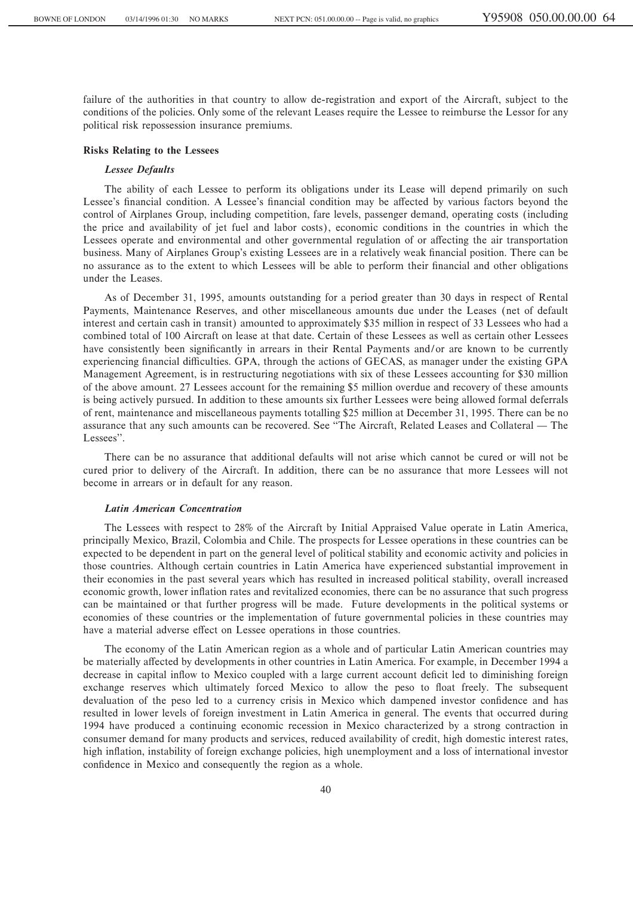failure of the authorities in that country to allow de-registration and export of the Aircraft, subject to the conditions of the policies. Only some of the relevant Leases require the Lessee to reimburse the Lessor for any political risk repossession insurance premiums.

### Risks Relating to the Lessees

#### *Lessee Defaults*

The ability of each Lessee to perform its obligations under its Lease will depend primarily on such Lessee's financial condition. A Lessee's financial condition may be affected by various factors beyond the control of Airplanes Group, including competition, fare levels, passenger demand, operating costs (including the price and availability of jet fuel and labor costs), economic conditions in the countries in which the Lessees operate and environmental and other governmental regulation of or affecting the air transportation business. Many of Airplanes Group's existing Lessees are in a relatively weak financial position. There can be no assurance as to the extent to which Lessees will be able to perform their financial and other obligations under the Leases.

As of December 31, 1995, amounts outstanding for a period greater than 30 days in respect of Rental Payments, Maintenance Reserves, and other miscellaneous amounts due under the Leases (net of default interest and certain cash in transit) amounted to approximately $35 million in respect of 33 Lessees who had a combined total of 100 Aircraft on lease at that date. Certain of these Lessees as well as certain other Lessees have consistently been significantly in arrears in their Rental Payments and/or are known to be currently experiencing financial difficulties. GPA, through the actions of GECAS, as manager under the existing GPA Management Agreement, is in restructuring negotiations with six of these Lessees accounting for $30 million of the above amount. 27 Lessees account for the remaining $5 million overdue and recovery of these amounts is being actively pursued. In addition to these amounts six further Lessees were being allowed formal deferrals of rent, maintenance and miscellaneous payments totalling $25 million at December 31, 1995. There can be no assurance that any such amounts can be recovered. See "The Aircraft, Related Leases and Collateral — The Lessees".

There can be no assurance that additional defaults will not arise which cannot be cured or will not be cured prior to delivery of the Aircraft. In addition, there can be no assurance that more Lessees will not become in arrears or in default for any reason.

#### *Latin American Concentration*

The Lessees with respect to 28% of the Aircraft by Initial Appraised Value operate in Latin America, principally Mexico, Brazil, Colombia and Chile. The prospects for Lessee operations in these countries can be expected to be dependent in part on the general level of political stability and economic activity and policies in those countries. Although certain countries in Latin America have experienced substantial improvement in their economies in the past several years which has resulted in increased political stability, overall increased economic growth, lower inflation rates and revitalized economies, there can be no assurance that such progress can be maintained or that further progress will be made. Future developments in the political systems or economies of these countries or the implementation of future governmental policies in these countries may have a material adverse effect on Lessee operations in those countries.

The economy of the Latin American region as a whole and of particular Latin American countries may be materially affected by developments in other countries in Latin America. For example, in December 1994 a decrease in capital inflow to Mexico coupled with a large current account deficit led to diminishing foreign exchange reserves which ultimately forced Mexico to allow the peso to float freely. The subsequent devaluation of the peso led to a currency crisis in Mexico which dampened investor confidence and has resulted in lower levels of foreign investment in Latin America in general. The events that occurred during 1994 have produced a continuing economic recession in Mexico characterized by a strong contraction in consumer demand for many products and services, reduced availability of credit, high domestic interest rates, high inflation, instability of foreign exchange policies, high unemployment and a loss of international investor confidence in Mexico and consequently the region as a whole.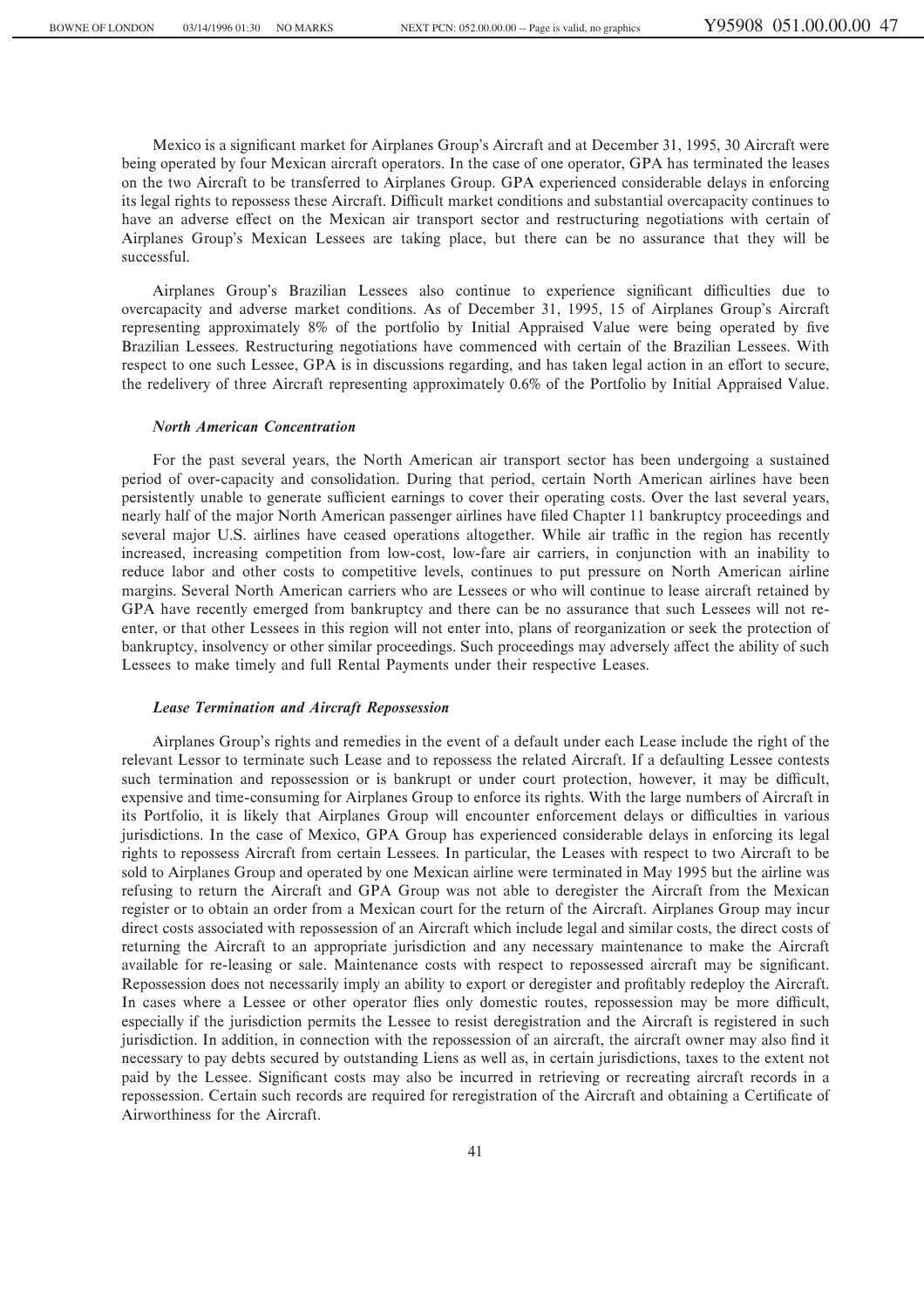Mexico is a significant market for Airplanes Group's Aircraft and at December 31, 1995, 30 Aircraft were being operated by four Mexican aircraft operators. In the case of one operator, GPA has terminated the leases on the two Aircraft to be transferred to Airplanes Group. GPA experienced considerable delays in enforcing its legal rights to repossess these Aircraft. Difficult market conditions and substantial overcapacity continues to have an adverse effect on the Mexican air transport sector and restructuring negotiations with certain of Airplanes Group's Mexican Lessees are taking place, but there can be no assurance that they will be successful.

Airplanes Group's Brazilian Lessees also continue to experience significant difficulties due to overcapacity and adverse market conditions. As of December 31, 1995, 15 of Airplanes Group's Aircraft representing approximately 8% of the portfolio by Initial Appraised Value were being operated by five Brazilian Lessees. Restructuring negotiations have commenced with certain of the Brazilian Lessees. With respect to one such Lessee, GPA is in discussions regarding, and has taken legal action in an effort to secure, the redelivery of three Aircraft representing approximately 0.6% of the Portfolio by Initial Appraised Value.

### *North American Concentration*

For the past several years, the North American air transport sector has been undergoing a sustained period of over-capacity and consolidation. During that period, certain North American airlines have been persistently unable to generate sufficient earnings to cover their operating costs. Over the last several years, nearly half of the major North American passenger airlines have filed Chapter 11 bankruptcy proceedings and several major U.S. airlines have ceased operations altogether. While air traffic in the region has recently increased, increasing competition from low-cost, low-fare air carriers, in conjunction with an inability to reduce labor and other costs to competitive levels, continues to put pressure on North American airline margins. Several North American carriers who are Lessees or who will continue to lease aircraft retained by GPA have recently emerged from bankruptcy and there can be no assurance that such Lessees will not re-enter, or that other Lessees in this region will not enter into, plans of reorganization or seek the protection of bankruptcy, insolvency or other similar proceedings. Such proceedings may adversely affect the ability of such Lessees to make timely and full Rental Payments under their respective Leases.

### *Lease Termination and Aircraft Repossession*

Airplanes Group's rights and remedies in the event of a default under each Lease include the right of the relevant Lessor to terminate such Lease and to repossess the related Aircraft. If a defaulting Lessee contests such termination and repossession or is bankrupt or under court protection, however, it may be difficult, expensive and time-consuming for Airplanes Group to enforce its rights. With the large numbers of Aircraft in its Portfolio, it is likely that Airplanes Group will encounter enforcement delays or difficulties in various jurisdictions. In the case of Mexico, GPA Group has experienced considerable delays in enforcing its legal rights to repossess Aircraft from certain Lessees. In particular, the Leases with respect to two Aircraft to be sold to Airplanes Group and operated by one Mexican airline were terminated in May 1995 but the airline was refusing to return the Aircraft and GPA Group was not able to deregister the Aircraft from the Mexican register or to obtain an order from a Mexican court for the return of the Aircraft. Airplanes Group may incur direct costs associated with repossession of an Aircraft which include legal and similar costs, the direct costs of returning the Aircraft to an appropriate jurisdiction and any necessary maintenance to make the Aircraft available for re-leasing or sale. Maintenance costs with respect to repossessed aircraft may be significant. Repossession does not necessarily imply an ability to export or deregister and profitably redeploy the Aircraft. In cases where a Lessee or other operator flies only domestic routes, repossession may be more difficult, especially if the jurisdiction permits the Lessee to resist deregistration and the Aircraft is registered in such jurisdiction. In addition, in connection with the repossession of an aircraft, the aircraft owner may also find it necessary to pay debts secured by outstanding Liens as well as, in certain jurisdictions, taxes to the extent not paid by the Lessee. Significant costs may also be incurred in retrieving or recreating aircraft records in a repossession. Certain such records are required for reregistration of the Aircraft and obtaining a Certificate of Airworthiness for the Aircraft.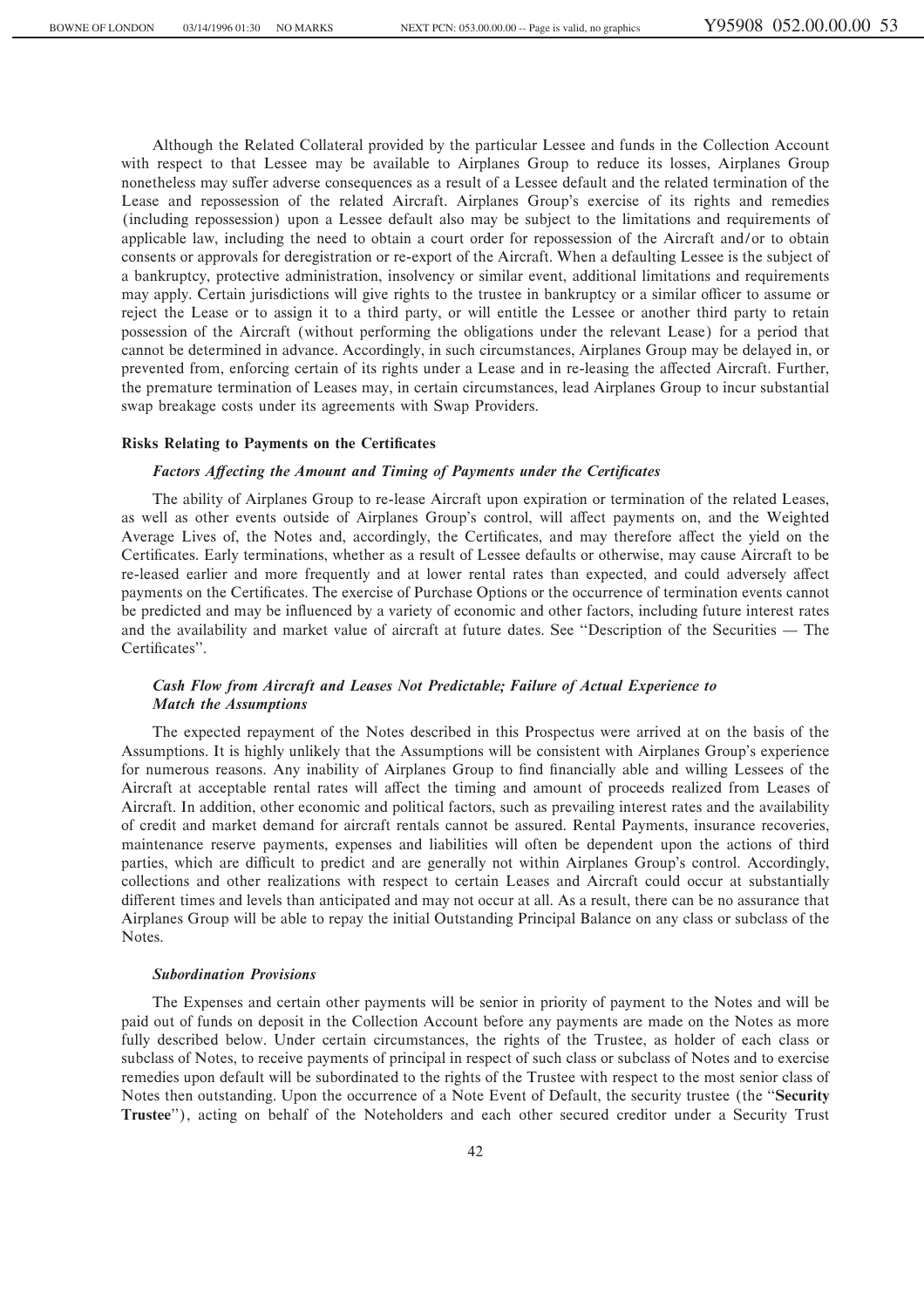Although the Related Collateral provided by the particular Lessee and funds in the Collection Account with respect to that Lessee may be available to Airplanes Group to reduce its losses, Airplanes Group nonetheless may suffer adverse consequences as a result of a Lessee default and the related termination of the Lease and repossession of the related Aircraft. Airplanes Group's exercise of its rights and remedies (including repossession) upon a Lessee default also may be subject to the limitations and requirements of applicable law, including the need to obtain a court order for repossession of the Aircraft and/or to obtain consents or approvals for deregistration or re-export of the Aircraft. When a defaulting Lessee is the subject of a bankruptcy, protective administration, insolvency or similar event, additional limitations and requirements may apply. Certain jurisdictions will give rights to the trustee in bankruptcy or a similar officer to assume or reject the Lease or to assign it to a third party, or will entitle the Lessee or another third party to retain possession of the Aircraft (without performing the obligations under the relevant Lease) for a period that cannot be determined in advance. Accordingly, in such circumstances, Airplanes Group may be delayed in, or prevented from, enforcing certain of its rights under a Lease and in re-leasing the affected Aircraft. Further, the premature termination of Leases may, in certain circumstances, lead Airplanes Group to incur substantial swap breakage costs under its agreements with Swap Providers.

### Risks Relating to Payments on the Certificates

#### *Factors Affecting the Amount and Timing of Payments under the Certificates*

The ability of Airplanes Group to re-lease Aircraft upon expiration or termination of the related Leases, as well as other events outside of Airplanes Group's control, will affect payments on, and the Weighted Average Lives of, the Notes and, accordingly, the Certificates, and may therefore affect the yield on the Certificates. Early terminations, whether as a result of Lessee defaults or otherwise, may cause Aircraft to be re-leased earlier and more frequently and at lower rental rates than expected, and could adversely affect payments on the Certificates. The exercise of Purchase Options or the occurrence of termination events cannot be predicted and may be influenced by a variety of economic and other factors, including future interest rates and the availability and market value of aircraft at future dates. See "Description of the Securities — The Certificates".

#### *Cash Flow from Aircraft and Leases Not Predictable; Failure of Actual Experience to Match the Assumptions*

The expected repayment of the Notes described in this Prospectus were arrived at on the basis of the Assumptions. It is highly unlikely that the Assumptions will be consistent with Airplanes Group's experience for numerous reasons. Any inability of Airplanes Group to find financially able and willing Lessees of the Aircraft at acceptable rental rates will affect the timing and amount of proceeds realized from Leases of Aircraft. In addition, other economic and political factors, such as prevailing interest rates and the availability of credit and market demand for aircraft rentals cannot be assured. Rental Payments, insurance recoveries, maintenance reserve payments, expenses and liabilities will often be dependent upon the actions of third parties, which are difficult to predict and are generally not within Airplanes Group's control. Accordingly, collections and other realizations with respect to certain Leases and Aircraft could occur at substantially different times and levels than anticipated and may not occur at all. As a result, there can be no assurance that Airplanes Group will be able to repay the initial Outstanding Principal Balance on any class or subclass of the Notes.

#### *Subordination Provisions*

The Expenses and certain other payments will be senior in priority of payment to the Notes and will be paid out of funds on deposit in the Collection Account before any payments are made on the Notes as more fully described below. Under certain circumstances, the rights of the Trustee, as holder of each class or subclass of Notes, to receive payments of principal in respect of such class or subclass of Notes and to exercise remedies upon default will be subordinated to the rights of the Trustee with respect to the most senior class of Notes then outstanding. Upon the occurrence of a Note Event of Default, the security trustee (the "**Security Trustee**"), acting on behalf of the Noteholders and each other secured creditor under a Security Trust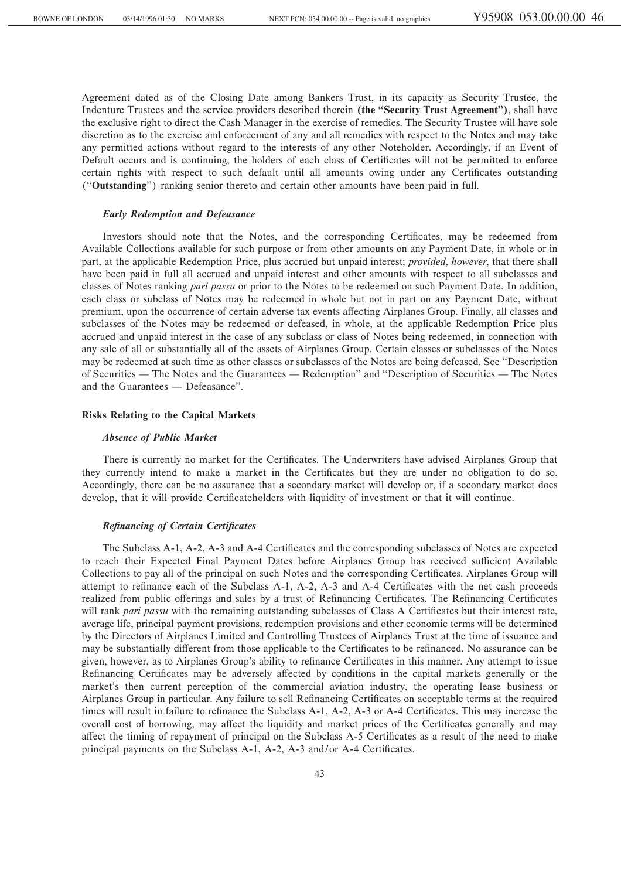Agreement dated as of the Closing Date among Bankers Trust, in its capacity as Security Trustee, the Indenture Trustees and the service providers described therein **(the "Security Trust Agreement")**, shall have the exclusive right to direct the Cash Manager in the exercise of remedies. The Security Trustee will have sole discretion as to the exercise and enforcement of any and all remedies with respect to the Notes and may take any permitted actions without regard to the interests of any other Noteholder. Accordingly, if an Event of Default occurs and is continuing, the holders of each class of Certificates will not be permitted to enforce certain rights with respect to such default until all amounts owing under any Certificates outstanding ("**Outstanding**") ranking senior thereto and certain other amounts have been paid in full.

### *Early Redemption and Defeasance*

Investors should note that the Notes, and the corresponding Certificates, may be redeemed from Available Collections available for such purpose or from other amounts on any Payment Date, in whole or in part, at the applicable Redemption Price, plus accrued but unpaid interest; *provided*, *however*, that there shall have been paid in full all accrued and unpaid interest and other amounts with respect to all subclasses and classes of Notes ranking *pari passu* or prior to the Notes to be redeemed on such Payment Date. In addition, each class or subclass of Notes may be redeemed in whole but not in part on any Payment Date, without premium, upon the occurrence of certain adverse tax events affecting Airplanes Group. Finally, all classes and subclasses of the Notes may be redeemed or defeased, in whole, at the applicable Redemption Price plus accrued and unpaid interest in the case of any subclass or class of Notes being redeemed, in connection with any sale of all or substantially all of the assets of Airplanes Group. Certain classes or subclasses of the Notes may be redeemed at such time as other classes or subclasses of the Notes are being defeased. See "Description of Securities — The Notes and the Guarantees — Redemption" and "Description of Securities — The Notes and the Guarantees — Defeasance".

## Risks Relating to the Capital Markets

### *Absence of Public Market*

There is currently no market for the Certificates. The Underwriters have advised Airplanes Group that they currently intend to make a market in the Certificates but they are under no obligation to do so. Accordingly, there can be no assurance that a secondary market will develop or, if a secondary market does develop, that it will provide Certificateholders with liquidity of investment or that it will continue.

### *Refinancing of Certain Certificates*

The Subclass A-1, A-2, A-3 and A-4 Certificates and the corresponding subclasses of Notes are expected to reach their Expected Final Payment Dates before Airplanes Group has received sufficient Available Collections to pay all of the principal on such Notes and the corresponding Certificates. Airplanes Group will attempt to refinance each of the Subclass A-1, A-2, A-3 and A-4 Certificates with the net cash proceeds realized from public offerings and sales by a trust of Refinancing Certificates. The Refinancing Certificates will rank *pari passu* with the remaining outstanding subclasses of Class A Certificates but their interest rate, average life, principal payment provisions, redemption provisions and other economic terms will be determined by the Directors of Airplanes Limited and Controlling Trustees of Airplanes Trust at the time of issuance and may be substantially different from those applicable to the Certificates to be refinanced. No assurance can be given, however, as to Airplanes Group's ability to refinance Certificates in this manner. Any attempt to issue Refinancing Certificates may be adversely affected by conditions in the capital markets generally or the market's then current perception of the commercial aviation industry, the operating lease business or Airplanes Group in particular. Any failure to sell Refinancing Certificates on acceptable terms at the required times will result in failure to refinance the Subclass A-1, A-2, A-3 or A-4 Certificates. This may increase the overall cost of borrowing, may affect the liquidity and market prices of the Certificates generally and may affect the timing of repayment of principal on the Subclass A-5 Certificates as a result of the need to make principal payments on the Subclass A-1, A-2, A-3 and/or A-4 Certificates.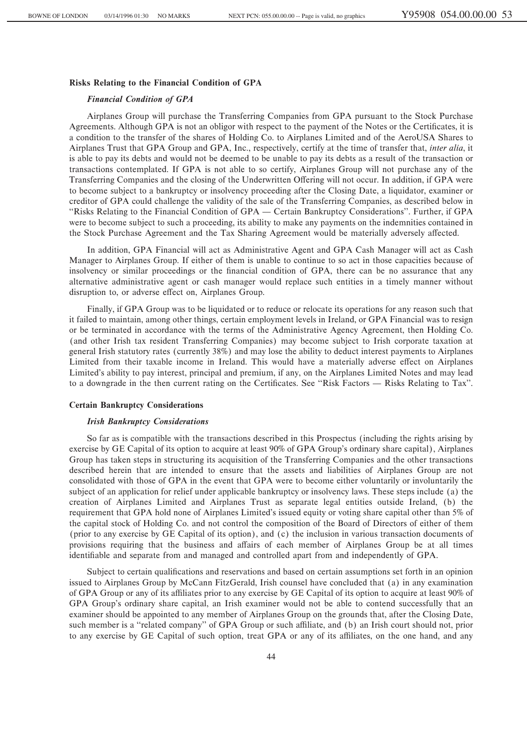### Risks Relating to the Financial Condition of GPA

#### *Financial Condition of GPA*

Airplanes Group will purchase the Transferring Companies from GPA pursuant to the Stock Purchase Agreements. Although GPA is not an obligor with respect to the payment of the Notes or the Certificates, it is a condition to the transfer of the shares of Holding Co. to Airplanes Limited and of the AeroUSA Shares to Airplanes Trust that GPA Group and GPA, Inc., respectively, certify at the time of transfer that, *inter alia*, it is able to pay its debts and would not be deemed to be unable to pay its debts as a result of the transaction or transactions contemplated. If GPA is not able to so certify, Airplanes Group will not purchase any of the Transferring Companies and the closing of the Underwritten Offering will not occur. In addition, if GPA were to become subject to a bankruptcy or insolvency proceeding after the Closing Date, a liquidator, examiner or creditor of GPA could challenge the validity of the sale of the Transferring Companies, as described below in "Risks Relating to the Financial Condition of GPA — Certain Bankruptcy Considerations". Further, if GPA were to become subject to such a proceeding, its ability to make any payments on the indemnities contained in the Stock Purchase Agreement and the Tax Sharing Agreement would be materially adversely affected.

In addition, GPA Financial will act as Administrative Agent and GPA Cash Manager will act as Cash Manager to Airplanes Group. If either of them is unable to continue to so act in those capacities because of insolvency or similar proceedings or the financial condition of GPA, there can be no assurance that any alternative administrative agent or cash manager would replace such entities in a timely manner without disruption to, or adverse effect on, Airplanes Group.

Finally, if GPA Group was to be liquidated or to reduce or relocate its operations for any reason such that it failed to maintain, among other things, certain employment levels in Ireland, or GPA Financial was to resign or be terminated in accordance with the terms of the Administrative Agency Agreement, then Holding Co. (and other Irish tax resident Transferring Companies) may become subject to Irish corporate taxation at general Irish statutory rates (currently 38%) and may lose the ability to deduct interest payments to Airplanes Limited from their taxable income in Ireland. This would have a materially adverse effect on Airplanes Limited's ability to pay interest, principal and premium, if any, on the Airplanes Limited Notes and may lead to a downgrade in the then current rating on the Certificates. See "Risk Factors — Risks Relating to Tax".

### Certain Bankruptcy Considerations

#### *Irish Bankruptcy Considerations*

So far as is compatible with the transactions described in this Prospectus (including the rights arising by exercise by GE Capital of its option to acquire at least 90% of GPA Group's ordinary share capital), Airplanes Group has taken steps in structuring its acquisition of the Transferring Companies and the other transactions described herein that are intended to ensure that the assets and liabilities of Airplanes Group are not consolidated with those of GPA in the event that GPA were to become either voluntarily or involuntarily the subject of an application for relief under applicable bankruptcy or insolvency laws. These steps include (a) the creation of Airplanes Limited and Airplanes Trust as separate legal entities outside Ireland, (b) the requirement that GPA hold none of Airplanes Limited's issued equity or voting share capital other than 5% of the capital stock of Holding Co. and not control the composition of the Board of Directors of either of them (prior to any exercise by GE Capital of its option), and (c) the inclusion in various transaction documents of provisions requiring that the business and affairs of each member of Airplanes Group be at all times identifiable and separate from and managed and controlled apart from and independently of GPA.

Subject to certain qualifications and reservations and based on certain assumptions set forth in an opinion issued to Airplanes Group by McCann FitzGerald, Irish counsel have concluded that (a) in any examination of GPA Group or any of its affiliates prior to any exercise by GE Capital of its option to acquire at least 90% of GPA Group's ordinary share capital, an Irish examiner would not be able to contend successfully that an examiner should be appointed to any member of Airplanes Group on the grounds that, after the Closing Date, such member is a "related company" of GPA Group or such affiliate, and (b) an Irish court should not, prior to any exercise by GE Capital of such option, treat GPA or any of its affiliates, on the one hand, and any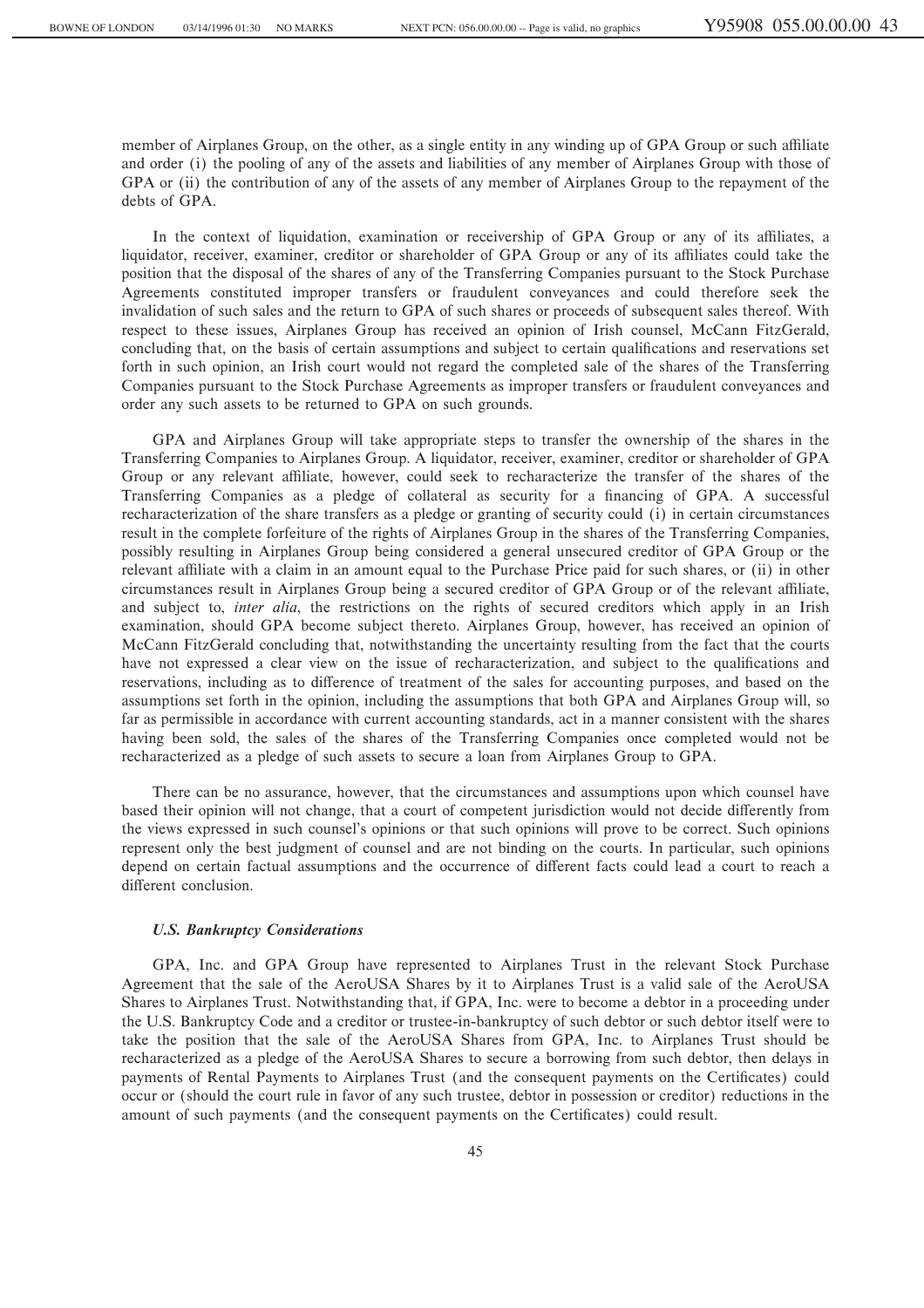member of Airplanes Group, on the other, as a single entity in any winding up of GPA Group or such affiliate and order (i) the pooling of any of the assets and liabilities of any member of Airplanes Group with those of GPA or (ii) the contribution of any of the assets of any member of Airplanes Group to the repayment of the debts of GPA.

In the context of liquidation, examination or receivership of GPA Group or any of its affiliates, a liquidator, receiver, examiner, creditor or shareholder of GPA Group or any of its affiliates could take the position that the disposal of the shares of any of the Transferring Companies pursuant to the Stock Purchase Agreements constituted improper transfers or fraudulent conveyances and could therefore seek the invalidation of such sales and the return to GPA of such shares or proceeds of subsequent sales thereof. With respect to these issues, Airplanes Group has received an opinion of Irish counsel, McCann FitzGerald, concluding that, on the basis of certain assumptions and subject to certain qualifications and reservations set forth in such opinion, an Irish court would not regard the completed sale of the shares of the Transferring Companies pursuant to the Stock Purchase Agreements as improper transfers or fraudulent conveyances and order any such assets to be returned to GPA on such grounds.

GPA and Airplanes Group will take appropriate steps to transfer the ownership of the shares in the Transferring Companies to Airplanes Group. A liquidator, receiver, examiner, creditor or shareholder of GPA Group or any relevant affiliate, however, could seek to recharacterize the transfer of the shares of the Transferring Companies as a pledge of collateral as security for a financing of GPA. A successful recharacterization of the share transfers as a pledge or granting of security could (i) in certain circumstances result in the complete forfeiture of the rights of Airplanes Group in the shares of the Transferring Companies, possibly resulting in Airplanes Group being considered a general unsecured creditor of GPA Group or the relevant affiliate with a claim in an amount equal to the Purchase Price paid for such shares, or (ii) in other circumstances result in Airplanes Group being a secured creditor of GPA Group or of the relevant affiliate, and subject to, *inter alia*, the restrictions on the rights of secured creditors which apply in an Irish examination, should GPA become subject thereto. Airplanes Group, however, has received an opinion of McCann FitzGerald concluding that, notwithstanding the uncertainty resulting from the fact that the courts have not expressed a clear view on the issue of recharacterization, and subject to the qualifications and reservations, including as to difference of treatment of the sales for accounting purposes, and based on the assumptions set forth in the opinion, including the assumptions that both GPA and Airplanes Group will, so far as permissible in accordance with current accounting standards, act in a manner consistent with the shares having been sold, the sales of the shares of the Transferring Companies once completed would not be recharacterized as a pledge of such assets to secure a loan from Airplanes Group to GPA.

There can be no assurance, however, that the circumstances and assumptions upon which counsel have based their opinion will not change, that a court of competent jurisdiction would not decide differently from the views expressed in such counsel's opinions or that such opinions will prove to be correct. Such opinions represent only the best judgment of counsel and are not binding on the courts. In particular, such opinions depend on certain factual assumptions and the occurrence of different facts could lead a court to reach a different conclusion.

***U.S. Bankruptcy Considerations***

GPA, Inc. and GPA Group have represented to Airplanes Trust in the relevant Stock Purchase Agreement that the sale of the AeroUSA Shares by it to Airplanes Trust is a valid sale of the AeroUSA Shares to Airplanes Trust. Notwithstanding that, if GPA, Inc. were to become a debtor in a proceeding under the U.S. Bankruptcy Code and a creditor or trustee-in-bankruptcy of such debtor or such debtor itself were to take the position that the sale of the AeroUSA Shares from GPA, Inc. to Airplanes Trust should be recharacterized as a pledge of the AeroUSA Shares to secure a borrowing from such debtor, then delays in payments of Rental Payments to Airplanes Trust (and the consequent payments on the Certificates) could occur or (should the court rule in favor of any such trustee, debtor in possession or creditor) reductions in the amount of such payments (and the consequent payments on the Certificates) could result.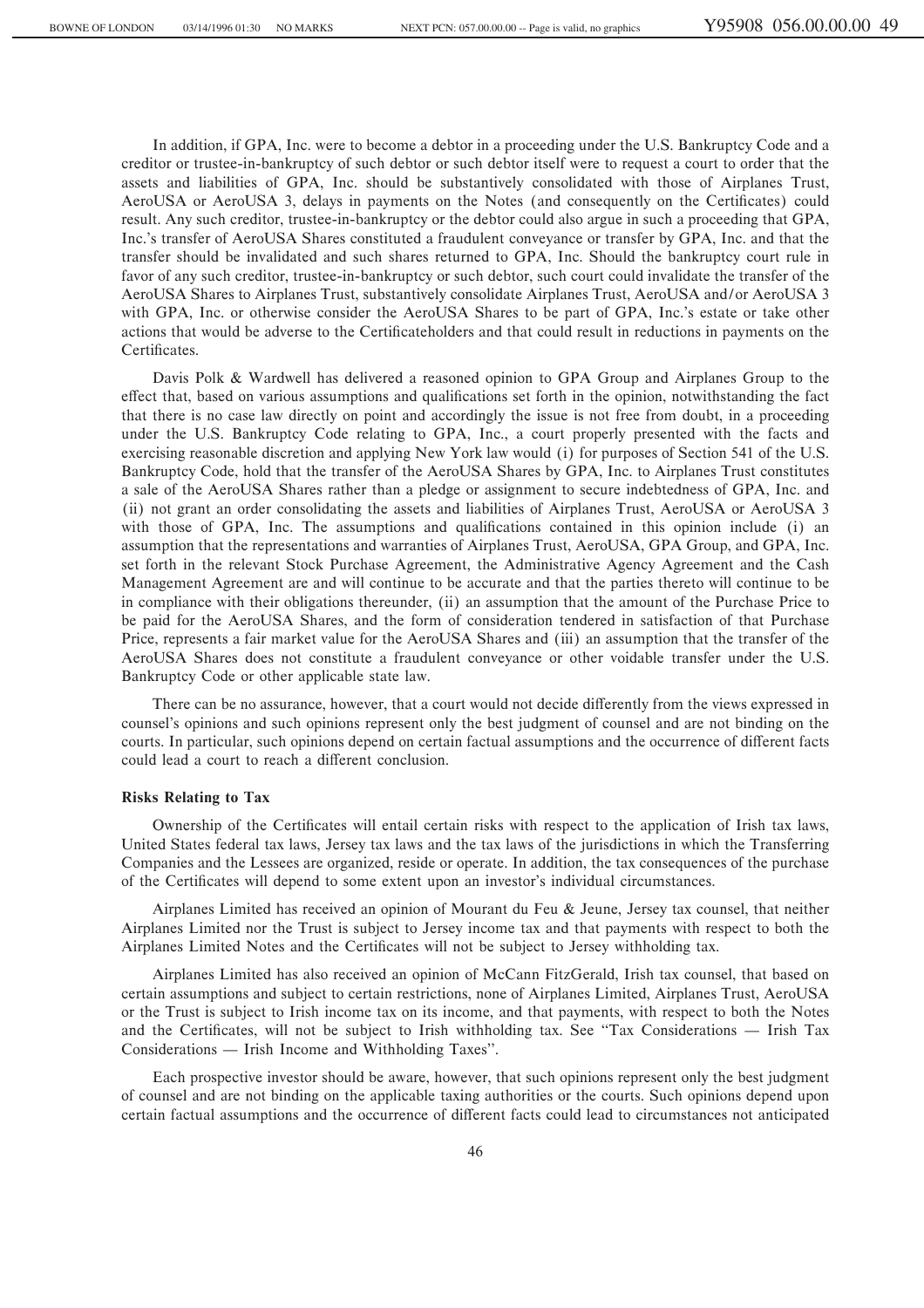In addition, if GPA, Inc. were to become a debtor in a proceeding under the U.S. Bankruptcy Code and a creditor or trustee-in-bankruptcy of such debtor or such debtor itself were to request a court to order that the assets and liabilities of GPA, Inc. should be substantively consolidated with those of Airplanes Trust, AeroUSA or AeroUSA 3, delays in payments on the Notes (and consequently on the Certificates) could result. Any such creditor, trustee-in-bankruptcy or the debtor could also argue in such a proceeding that GPA, Inc.'s transfer of AeroUSA Shares constituted a fraudulent conveyance or transfer by GPA, Inc. and that the transfer should be invalidated and such shares returned to GPA, Inc. Should the bankruptcy court rule in favor of any such creditor, trustee-in-bankruptcy or such debtor, such court could invalidate the transfer of the AeroUSA Shares to Airplanes Trust, substantively consolidate Airplanes Trust, AeroUSA and/or AeroUSA 3 with GPA, Inc. or otherwise consider the AeroUSA Shares to be part of GPA, Inc.'s estate or take other actions that would be adverse to the Certificateholders and that could result in reductions in payments on the Certificates.

Davis Polk & Wardwell has delivered a reasoned opinion to GPA Group and Airplanes Group to the effect that, based on various assumptions and qualifications set forth in the opinion, notwithstanding the fact that there is no case law directly on point and accordingly the issue is not free from doubt, in a proceeding under the U.S. Bankruptcy Code relating to GPA, Inc., a court properly presented with the facts and exercising reasonable discretion and applying New York law would (i) for purposes of Section 541 of the U.S. Bankruptcy Code, hold that the transfer of the AeroUSA Shares by GPA, Inc. to Airplanes Trust constitutes a sale of the AeroUSA Shares rather than a pledge or assignment to secure indebtedness of GPA, Inc. and (ii) not grant an order consolidating the assets and liabilities of Airplanes Trust, AeroUSA or AeroUSA 3 with those of GPA, Inc. The assumptions and qualifications contained in this opinion include (i) an assumption that the representations and warranties of Airplanes Trust, AeroUSA, GPA Group, and GPA, Inc. set forth in the relevant Stock Purchase Agreement, the Administrative Agency Agreement and the Cash Management Agreement are and will continue to be accurate and that the parties thereto will continue to be in compliance with their obligations thereunder, (ii) an assumption that the amount of the Purchase Price to be paid for the AeroUSA Shares, and the form of consideration tendered in satisfaction of that Purchase Price, represents a fair market value for the AeroUSA Shares and (iii) an assumption that the transfer of the AeroUSA Shares does not constitute a fraudulent conveyance or other voidable transfer under the U.S. Bankruptcy Code or other applicable state law.

There can be no assurance, however, that a court would not decide differently from the views expressed in counsel's opinions and such opinions represent only the best judgment of counsel and are not binding on the courts. In particular, such opinions depend on certain factual assumptions and the occurrence of different facts could lead a court to reach a different conclusion.

**Risks Relating to Tax**

Ownership of the Certificates will entail certain risks with respect to the application of Irish tax laws, United States federal tax laws, Jersey tax laws and the tax laws of the jurisdictions in which the Transferring Companies and the Lessees are organized, reside or operate. In addition, the tax consequences of the purchase of the Certificates will depend to some extent upon an investor's individual circumstances.

Airplanes Limited has received an opinion of Mourant du Feu & Jeune, Jersey tax counsel, that neither Airplanes Limited nor the Trust is subject to Jersey income tax and that payments with respect to both the Airplanes Limited Notes and the Certificates will not be subject to Jersey withholding tax.

Airplanes Limited has also received an opinion of McCann FitzGerald, Irish tax counsel, that based on certain assumptions and subject to certain restrictions, none of Airplanes Limited, Airplanes Trust, AeroUSA or the Trust is subject to Irish income tax on its income, and that payments, with respect to both the Notes and the Certificates, will not be subject to Irish withholding tax. See "Tax Considerations — Irish Tax Considerations — Irish Income and Withholding Taxes".

Each prospective investor should be aware, however, that such opinions represent only the best judgment of counsel and are not binding on the applicable taxing authorities or the courts. Such opinions depend upon certain factual assumptions and the occurrence of different facts could lead to circumstances not anticipated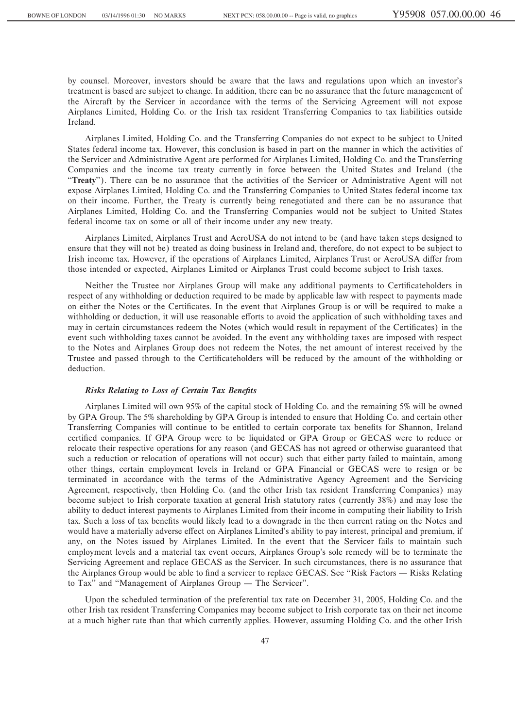by counsel. Moreover, investors should be aware that the laws and regulations upon which an investor's treatment is based are subject to change. In addition, there can be no assurance that the future management of the Aircraft by the Servicer in accordance with the terms of the Servicing Agreement will not expose Airplanes Limited, Holding Co. or the Irish tax resident Transferring Companies to tax liabilities outside Ireland.

Airplanes Limited, Holding Co. and the Transferring Companies do not expect to be subject to United States federal income tax. However, this conclusion is based in part on the manner in which the activities of the Servicer and Administrative Agent are performed for Airplanes Limited, Holding Co. and the Transferring Companies and the income tax treaty currently in force between the United States and Ireland (the "**Treaty**"). There can be no assurance that the activities of the Servicer or Administrative Agent will not expose Airplanes Limited, Holding Co. and the Transferring Companies to United States federal income tax on their income. Further, the Treaty is currently being renegotiated and there can be no assurance that Airplanes Limited, Holding Co. and the Transferring Companies would not be subject to United States federal income tax on some or all of their income under any new treaty.

Airplanes Limited, Airplanes Trust and AeroUSA do not intend to be (and have taken steps designed to ensure that they will not be) treated as doing business in Ireland and, therefore, do not expect to be subject to Irish income tax. However, if the operations of Airplanes Limited, Airplanes Trust or AeroUSA differ from those intended or expected, Airplanes Limited or Airplanes Trust could become subject to Irish taxes.

Neither the Trustee nor Airplanes Group will make any additional payments to Certificateholders in respect of any withholding or deduction required to be made by applicable law with respect to payments made on either the Notes or the Certificates. In the event that Airplanes Group is or will be required to make a withholding or deduction, it will use reasonable efforts to avoid the application of such withholding taxes and may in certain circumstances redeem the Notes (which would result in repayment of the Certificates) in the event such withholding taxes cannot be avoided. In the event any withholding taxes are imposed with respect to the Notes and Airplanes Group does not redeem the Notes, the net amount of interest received by the Trustee and passed through to the Certificateholders will be reduced by the amount of the withholding or deduction.

***Risks Relating to Loss of Certain Tax Benefits***

Airplanes Limited will own 95% of the capital stock of Holding Co. and the remaining 5% will be owned by GPA Group. The 5% shareholding by GPA Group is intended to ensure that Holding Co. and certain other Transferring Companies will continue to be entitled to certain corporate tax benefits for Shannon, Ireland certified companies. If GPA Group were to be liquidated or GPA Group or GECAS were to reduce or relocate their respective operations for any reason (and GECAS has not agreed or otherwise guaranteed that such a reduction or relocation of operations will not occur) such that either party failed to maintain, among other things, certain employment levels in Ireland or GPA Financial or GECAS were to resign or be terminated in accordance with the terms of the Administrative Agency Agreement and the Servicing Agreement, respectively, then Holding Co. (and the other Irish tax resident Transferring Companies) may become subject to Irish corporate taxation at general Irish statutory rates (currently 38%) and may lose the ability to deduct interest payments to Airplanes Limited from their income in computing their liability to Irish tax. Such a loss of tax benefits would likely lead to a downgrade in the then current rating on the Notes and would have a materially adverse effect on Airplanes Limited's ability to pay interest, principal and premium, if any, on the Notes issued by Airplanes Limited. In the event that the Servicer fails to maintain such employment levels and a material tax event occurs, Airplanes Group's sole remedy will be to terminate the Servicing Agreement and replace GECAS as the Servicer. In such circumstances, there is no assurance that the Airplanes Group would be able to find a servicer to replace GECAS. See "Risk Factors — Risks Relating to Tax" and "Management of Airplanes Group — The Servicer".

Upon the scheduled termination of the preferential tax rate on December 31, 2005, Holding Co. and the other Irish tax resident Transferring Companies may become subject to Irish corporate tax on their net income at a much higher rate than that which currently applies. However, assuming Holding Co. and the other Irish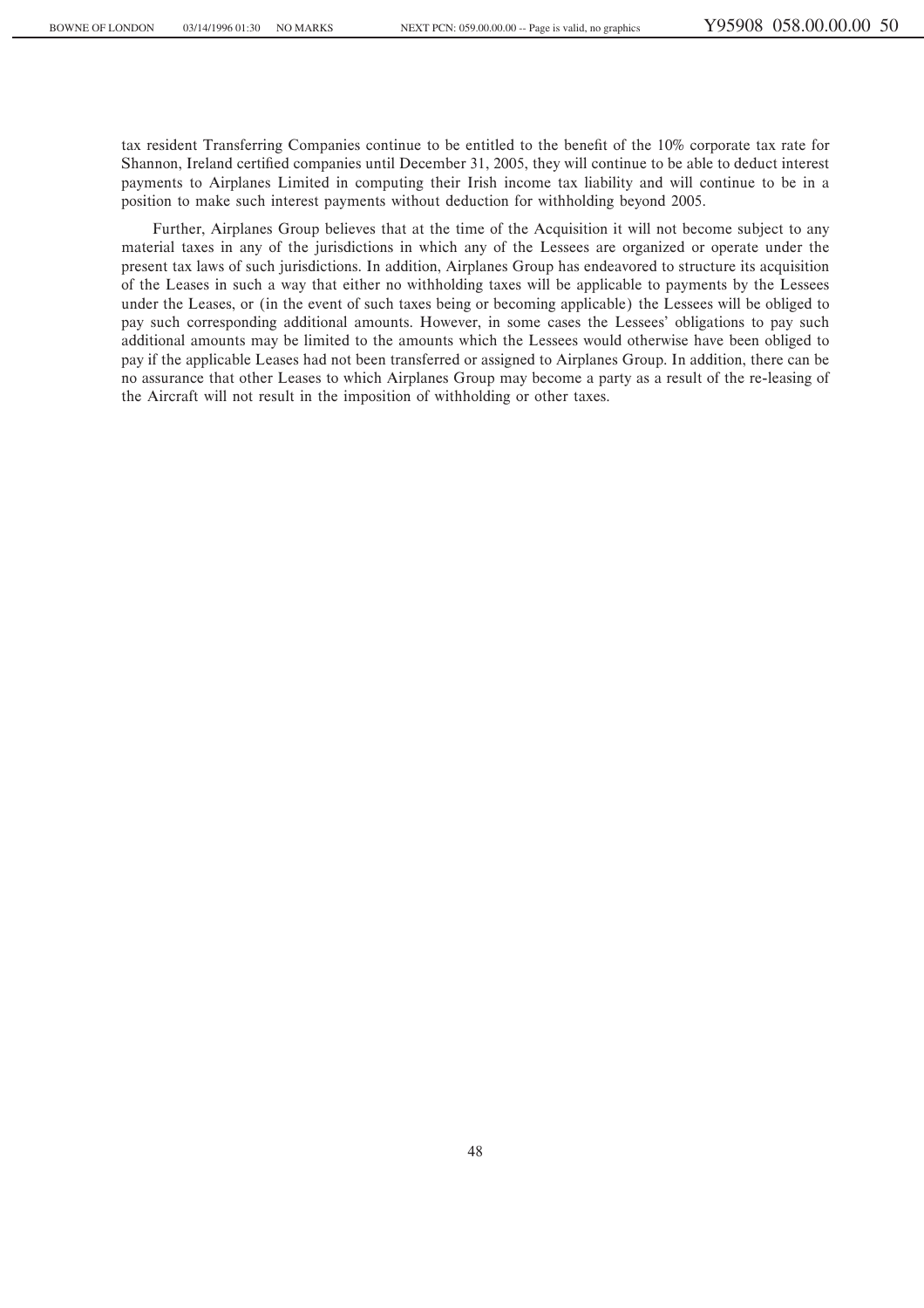tax resident Transferring Companies continue to be entitled to the benefit of the 10% corporate tax rate for Shannon, Ireland certified companies until December 31, 2005, they will continue to be able to deduct interest payments to Airplanes Limited in computing their Irish income tax liability and will continue to be in a position to make such interest payments without deduction for withholding beyond 2005.

Further, Airplanes Group believes that at the time of the Acquisition it will not become subject to any material taxes in any of the jurisdictions in which any of the Lessees are organized or operate under the present tax laws of such jurisdictions. In addition, Airplanes Group has endeavored to structure its acquisition of the Leases in such a way that either no withholding taxes will be applicable to payments by the Lessees under the Leases, or (in the event of such taxes being or becoming applicable) the Lessees will be obliged to pay such corresponding additional amounts. However, in some cases the Lessees' obligations to pay such additional amounts may be limited to the amounts which the Lessees would otherwise have been obliged to pay if the applicable Leases had not been transferred or assigned to Airplanes Group. In addition, there can be no assurance that other Leases to which Airplanes Group may become a party as a result of the re-leasing of the Aircraft will not result in the imposition of withholding or other taxes.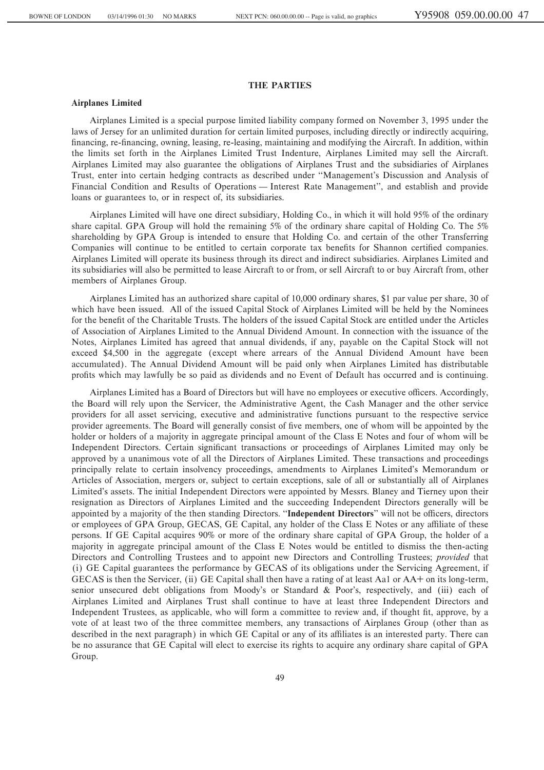## THE PARTIES

### Airplanes Limited

Airplanes Limited is a special purpose limited liability company formed on November 3, 1995 under the laws of Jersey for an unlimited duration for certain limited purposes, including directly or indirectly acquiring, financing, re-financing, owning, leasing, re-leasing, maintaining and modifying the Aircraft. In addition, within the limits set forth in the Airplanes Limited Trust Indenture, Airplanes Limited may sell the Aircraft. Airplanes Limited may also guarantee the obligations of Airplanes Trust and the subsidiaries of Airplanes Trust, enter into certain hedging contracts as described under "Management's Discussion and Analysis of Financial Condition and Results of Operations — Interest Rate Management", and establish and provide loans or guarantees to, or in respect of, its subsidiaries.

Airplanes Limited will have one direct subsidiary, Holding Co., in which it will hold 95% of the ordinary share capital. GPA Group will hold the remaining 5% of the ordinary share capital of Holding Co. The 5% shareholding by GPA Group is intended to ensure that Holding Co. and certain of the other Transferring Companies will continue to be entitled to certain corporate tax benefits for Shannon certified companies. Airplanes Limited will operate its business through its direct and indirect subsidiaries. Airplanes Limited and its subsidiaries will also be permitted to lease Aircraft to or from, or sell Aircraft to or buy Aircraft from, other members of Airplanes Group.

Airplanes Limited has an authorized share capital of 10,000 ordinary shares, $1 par value per share, 30 of which have been issued. All of the issued Capital Stock of Airplanes Limited will be held by the Nominees for the benefit of the Charitable Trusts. The holders of the issued Capital Stock are entitled under the Articles of Association of Airplanes Limited to the Annual Dividend Amount. In connection with the issuance of the Notes, Airplanes Limited has agreed that annual dividends, if any, payable on the Capital Stock will not exceed $4,500 in the aggregate (except where arrears of the Annual Dividend Amount have been accumulated). The Annual Dividend Amount will be paid only when Airplanes Limited has distributable profits which may lawfully be so paid as dividends and no Event of Default has occurred and is continuing.

Airplanes Limited has a Board of Directors but will have no employees or executive officers. Accordingly, the Board will rely upon the Servicer, the Administrative Agent, the Cash Manager and the other service providers for all asset servicing, executive and administrative functions pursuant to the respective service provider agreements. The Board will generally consist of five members, one of whom will be appointed by the holder or holders of a majority in aggregate principal amount of the Class E Notes and four of whom will be Independent Directors. Certain significant transactions or proceedings of Airplanes Limited may only be approved by a unanimous vote of all the Directors of Airplanes Limited. These transactions and proceedings principally relate to certain insolvency proceedings, amendments to Airplanes Limited's Memorandum or Articles of Association, mergers or, subject to certain exceptions, sale of all or substantially all of Airplanes Limited's assets. The initial Independent Directors were appointed by Messrs. Blaney and Tierney upon their resignation as Directors of Airplanes Limited and the succeeding Independent Directors generally will be appointed by a majority of the then standing Directors. "**Independent Directors**" will not be officers, directors or employees of GPA Group, GECAS, GE Capital, any holder of the Class E Notes or any affiliate of these persons. If GE Capital acquires 90% or more of the ordinary share capital of GPA Group, the holder of a majority in aggregate principal amount of the Class E Notes would be entitled to dismiss the then-acting Directors and Controlling Trustees and to appoint new Directors and Controlling Trustees; *provided* that (i) GE Capital guarantees the performance by GECAS of its obligations under the Servicing Agreement, if GECAS is then the Servicer, (ii) GE Capital shall then have a rating of at least Aa1 or AA+ on its long-term, senior unsecured debt obligations from Moody's or Standard & Poor's, respectively, and (iii) each of Airplanes Limited and Airplanes Trust shall continue to have at least three Independent Directors and Independent Trustees, as applicable, who will form a committee to review and, if thought fit, approve, by a vote of at least two of the three committee members, any transactions of Airplanes Group (other than as described in the next paragraph) in which GE Capital or any of its affiliates is an interested party. There can be no assurance that GE Capital will elect to exercise its rights to acquire any ordinary share capital of GPA Group.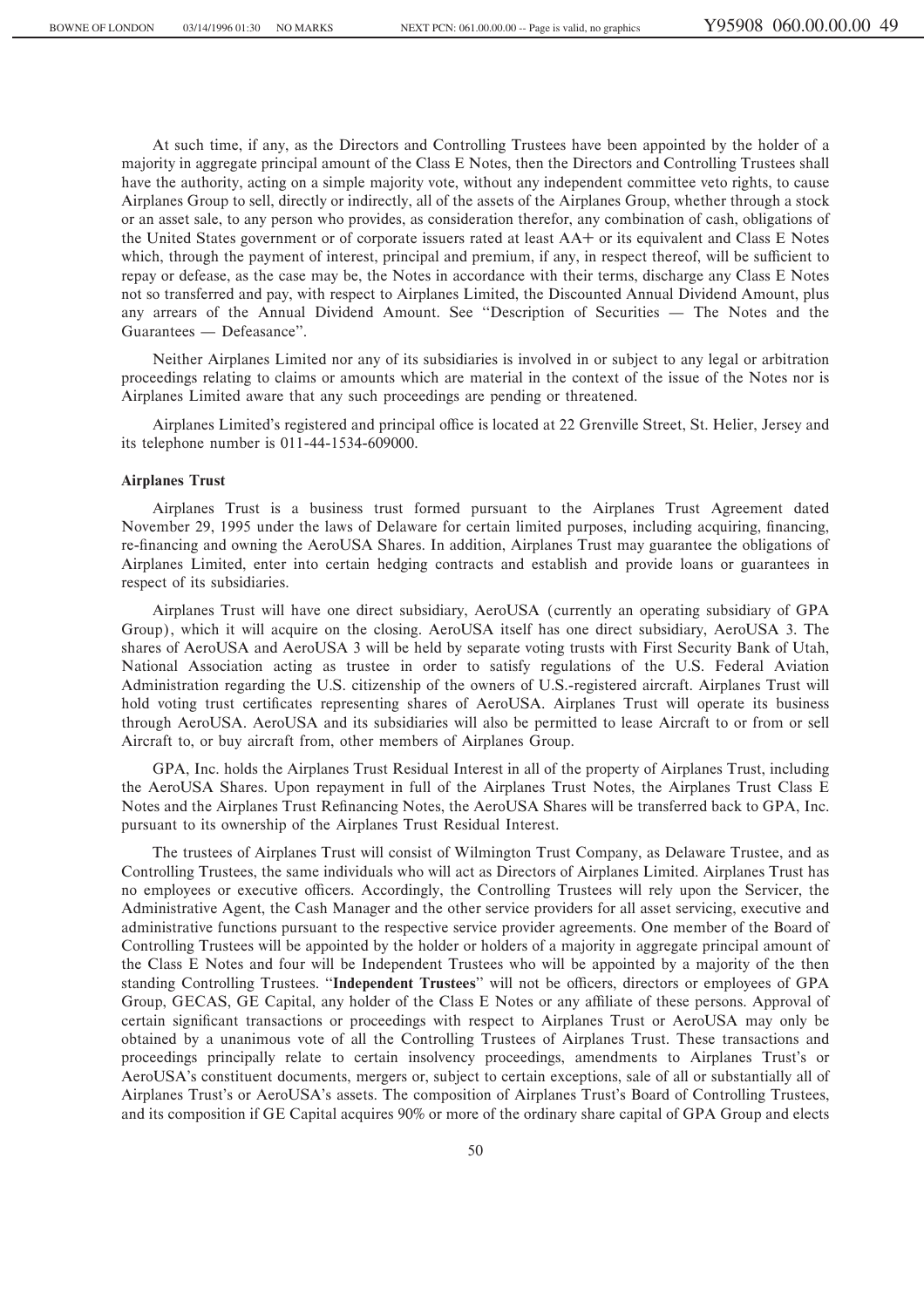At such time, if any, as the Directors and Controlling Trustees have been appointed by the holder of a majority in aggregate principal amount of the Class E Notes, then the Directors and Controlling Trustees shall have the authority, acting on a simple majority vote, without any independent committee veto rights, to cause Airplanes Group to sell, directly or indirectly, all of the assets of the Airplanes Group, whether through a stock or an asset sale, to any person who provides, as consideration therefor, any combination of cash, obligations of the United States government or of corporate issuers rated at least AA+ or its equivalent and Class E Notes which, through the payment of interest, principal and premium, if any, in respect thereof, will be sufficient to repay or defease, as the case may be, the Notes in accordance with their terms, discharge any Class E Notes not so transferred and pay, with respect to Airplanes Limited, the Discounted Annual Dividend Amount, plus any arrears of the Annual Dividend Amount. See "Description of Securities — The Notes and the Guarantees — Defeasance".

Neither Airplanes Limited nor any of its subsidiaries is involved in or subject to any legal or arbitration proceedings relating to claims or amounts which are material in the context of the issue of the Notes nor is Airplanes Limited aware that any such proceedings are pending or threatened.

Airplanes Limited's registered and principal office is located at 22 Grenville Street, St. Helier, Jersey and its telephone number is 011-44-1534-609000.

**Airplanes Trust**

Airplanes Trust is a business trust formed pursuant to the Airplanes Trust Agreement dated November 29, 1995 under the laws of Delaware for certain limited purposes, including acquiring, financing, re-financing and owning the AeroUSA Shares. In addition, Airplanes Trust may guarantee the obligations of Airplanes Limited, enter into certain hedging contracts and establish and provide loans or guarantees in respect of its subsidiaries.

Airplanes Trust will have one direct subsidiary, AeroUSA (currently an operating subsidiary of GPA Group), which it will acquire on the closing. AeroUSA itself has one direct subsidiary, AeroUSA 3. The shares of AeroUSA and AeroUSA 3 will be held by separate voting trusts with First Security Bank of Utah, National Association acting as trustee in order to satisfy regulations of the U.S. Federal Aviation Administration regarding the U.S. citizenship of the owners of U.S.-registered aircraft. Airplanes Trust will hold voting trust certificates representing shares of AeroUSA. Airplanes Trust will operate its business through AeroUSA. AeroUSA and its subsidiaries will also be permitted to lease Aircraft to or from or sell Aircraft to, or buy aircraft from, other members of Airplanes Group.

GPA, Inc. holds the Airplanes Trust Residual Interest in all of the property of Airplanes Trust, including the AeroUSA Shares. Upon repayment in full of the Airplanes Trust Notes, the Airplanes Trust Class E Notes and the Airplanes Trust Refinancing Notes, the AeroUSA Shares will be transferred back to GPA, Inc. pursuant to its ownership of the Airplanes Trust Residual Interest.

The trustees of Airplanes Trust will consist of Wilmington Trust Company, as Delaware Trustee, and as Controlling Trustees, the same individuals who will act as Directors of Airplanes Limited. Airplanes Trust has no employees or executive officers. Accordingly, the Controlling Trustees will rely upon the Servicer, the Administrative Agent, the Cash Manager and the other service providers for all asset servicing, executive and administrative functions pursuant to the respective service provider agreements. One member of the Board of Controlling Trustees will be appointed by the holder or holders of a majority in aggregate principal amount of the Class E Notes and four will be Independent Trustees who will be appointed by a majority of the then standing Controlling Trustees. "**Independent Trustees**" will not be officers, directors or employees of GPA Group, GECAS, GE Capital, any holder of the Class E Notes or any affiliate of these persons. Approval of certain significant transactions or proceedings with respect to Airplanes Trust or AeroUSA may only be obtained by a unanimous vote of all the Controlling Trustees of Airplanes Trust. These transactions and proceedings principally relate to certain insolvency proceedings, amendments to Airplanes Trust's or AeroUSA's constituent documents, mergers or, subject to certain exceptions, sale of all or substantially all of Airplanes Trust's or AeroUSA's assets. The composition of Airplanes Trust's Board of Controlling Trustees, and its composition if GE Capital acquires 90% or more of the ordinary share capital of GPA Group and elects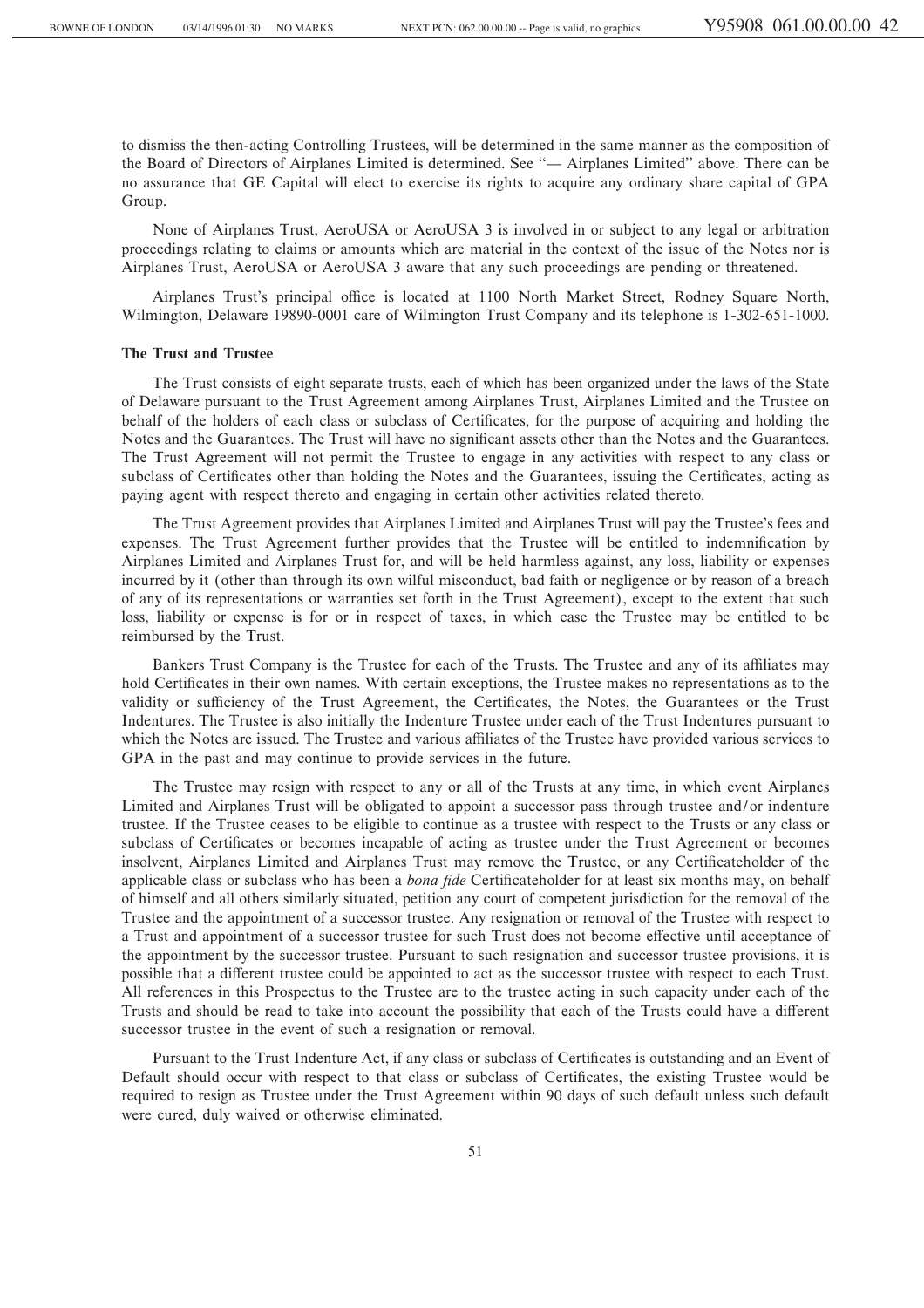to dismiss the then-acting Controlling Trustees, will be determined in the same manner as the composition of the Board of Directors of Airplanes Limited is determined. See ''— Airplanes Limited'' above. There can be no assurance that GE Capital will elect to exercise its rights to acquire any ordinary share capital of GPA Group.

None of Airplanes Trust, AeroUSA or AeroUSA 3 is involved in or subject to any legal or arbitration proceedings relating to claims or amounts which are material in the context of the issue of the Notes nor is Airplanes Trust, AeroUSA or AeroUSA 3 aware that any such proceedings are pending or threatened.

Airplanes Trust's principal office is located at 1100 North Market Street, Rodney Square North, Wilmington, Delaware 19890-0001 care of Wilmington Trust Company and its telephone is 1-302-651-1000.

**The Trust and Trustee**

The Trust consists of eight separate trusts, each of which has been organized under the laws of the State of Delaware pursuant to the Trust Agreement among Airplanes Trust, Airplanes Limited and the Trustee on behalf of the holders of each class or subclass of Certificates, for the purpose of acquiring and holding the Notes and the Guarantees. The Trust will have no significant assets other than the Notes and the Guarantees. The Trust Agreement will not permit the Trustee to engage in any activities with respect to any class or subclass of Certificates other than holding the Notes and the Guarantees, issuing the Certificates, acting as paying agent with respect thereto and engaging in certain other activities related thereto.

The Trust Agreement provides that Airplanes Limited and Airplanes Trust will pay the Trustee's fees and expenses. The Trust Agreement further provides that the Trustee will be entitled to indemnification by Airplanes Limited and Airplanes Trust for, and will be held harmless against, any loss, liability or expenses incurred by it (other than through its own wilful misconduct, bad faith or negligence or by reason of a breach of any of its representations or warranties set forth in the Trust Agreement), except to the extent that such loss, liability or expense is for or in respect of taxes, in which case the Trustee may be entitled to be reimbursed by the Trust.

Bankers Trust Company is the Trustee for each of the Trusts. The Trustee and any of its affiliates may hold Certificates in their own names. With certain exceptions, the Trustee makes no representations as to the validity or sufficiency of the Trust Agreement, the Certificates, the Notes, the Guarantees or the Trust Indentures. The Trustee is also initially the Indenture Trustee under each of the Trust Indentures pursuant to which the Notes are issued. The Trustee and various affiliates of the Trustee have provided various services to GPA in the past and may continue to provide services in the future.

The Trustee may resign with respect to any or all of the Trusts at any time, in which event Airplanes Limited and Airplanes Trust will be obligated to appoint a successor pass through trustee and/or indenture trustee. If the Trustee ceases to be eligible to continue as a trustee with respect to the Trusts or any class or subclass of Certificates or becomes incapable of acting as trustee under the Trust Agreement or becomes insolvent, Airplanes Limited and Airplanes Trust may remove the Trustee, or any Certificateholder of the applicable class or subclass who has been a *bona fide* Certificateholder for at least six months may, on behalf of himself and all others similarly situated, petition any court of competent jurisdiction for the removal of the Trustee and the appointment of a successor trustee. Any resignation or removal of the Trustee with respect to a Trust and appointment of a successor trustee for such Trust does not become effective until acceptance of the appointment by the successor trustee. Pursuant to such resignation and successor trustee provisions, it is possible that a different trustee could be appointed to act as the successor trustee with respect to each Trust. All references in this Prospectus to the Trustee are to the trustee acting in such capacity under each of the Trusts and should be read to take into account the possibility that each of the Trusts could have a different successor trustee in the event of such a resignation or removal.

Pursuant to the Trust Indenture Act, if any class or subclass of Certificates is outstanding and an Event of Default should occur with respect to that class or subclass of Certificates, the existing Trustee would be required to resign as Trustee under the Trust Agreement within 90 days of such default unless such default were cured, duly waived or otherwise eliminated.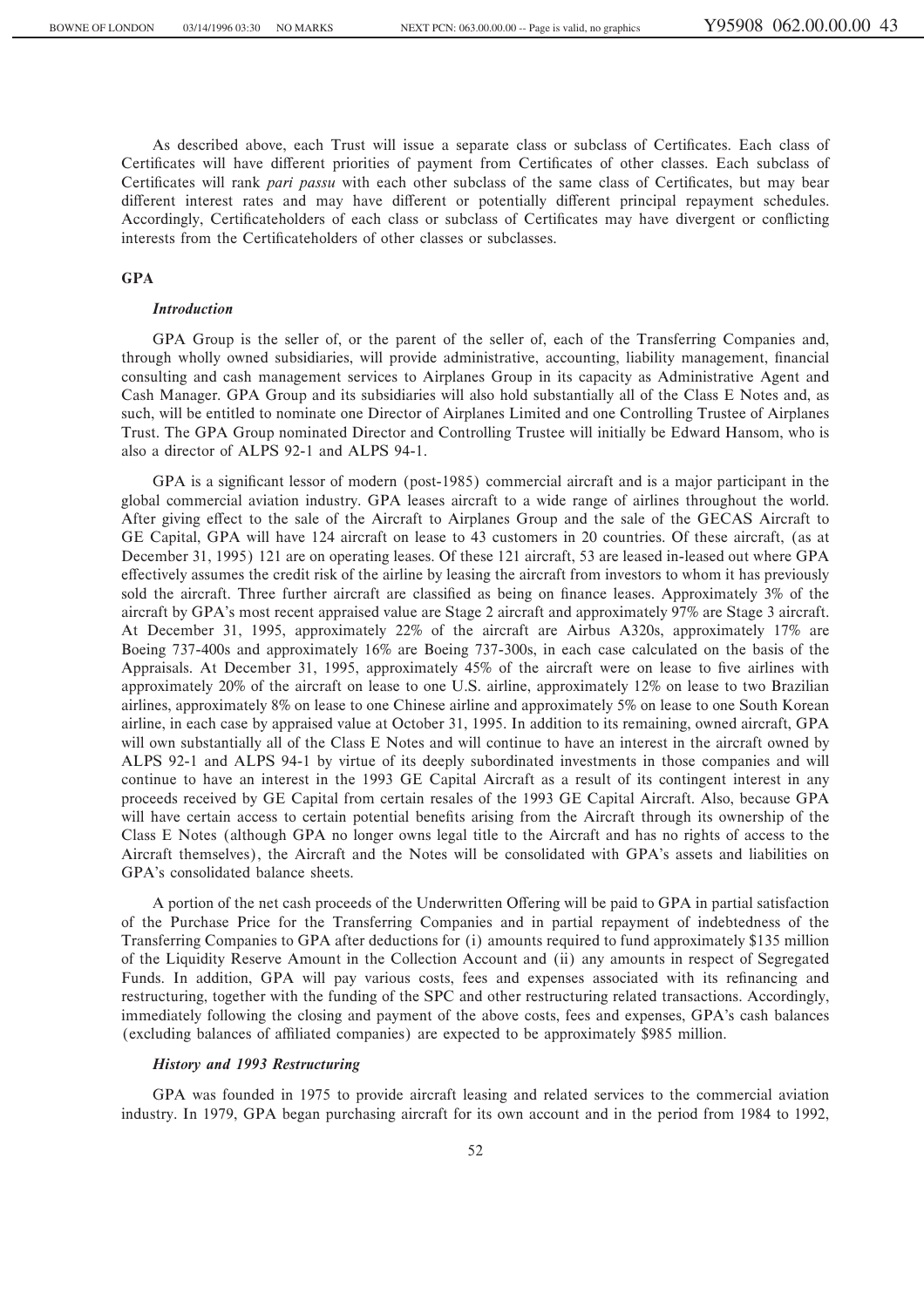As described above, each Trust will issue a separate class or subclass of Certificates. Each class of Certificates will have different priorities of payment from Certificates of other classes. Each subclass of Certificates will rank *pari passu* with each other subclass of the same class of Certificates, but may bear different interest rates and may have different or potentially different principal repayment schedules. Accordingly, Certificateholders of each class or subclass of Certificates may have divergent or conflicting interests from the Certificateholders of other classes or subclasses.

## GPA

### *Introduction*

GPA Group is the seller of, or the parent of the seller of, each of the Transferring Companies and, through wholly owned subsidiaries, will provide administrative, accounting, liability management, financial consulting and cash management services to Airplanes Group in its capacity as Administrative Agent and Cash Manager. GPA Group and its subsidiaries will also hold substantially all of the Class E Notes and, as such, will be entitled to nominate one Director of Airplanes Limited and one Controlling Trustee of Airplanes Trust. The GPA Group nominated Director and Controlling Trustee will initially be Edward Hansom, who is also a director of ALPS 92-1 and ALPS 94-1.

GPA is a significant lessor of modern (post-1985) commercial aircraft and is a major participant in the global commercial aviation industry. GPA leases aircraft to a wide range of airlines throughout the world. After giving effect to the sale of the Aircraft to Airplanes Group and the sale of the GECAS Aircraft to GE Capital, GPA will have 124 aircraft on lease to 43 customers in 20 countries. Of these aircraft, (as at December 31, 1995) 121 are on operating leases. Of these 121 aircraft, 53 are leased in-leased out where GPA effectively assumes the credit risk of the airline by leasing the aircraft from investors to whom it has previously sold the aircraft. Three further aircraft are classified as being on finance leases. Approximately 3% of the aircraft by GPA's most recent appraised value are Stage 2 aircraft and approximately 97% are Stage 3 aircraft. At December 31, 1995, approximately 22% of the aircraft are Airbus A320s, approximately 17% are Boeing 737-400s and approximately 16% are Boeing 737-300s, in each case calculated on the basis of the Appraisals. At December 31, 1995, approximately 45% of the aircraft were on lease to five airlines with approximately 20% of the aircraft on lease to one U.S. airline, approximately 12% on lease to two Brazilian airlines, approximately 8% on lease to one Chinese airline and approximately 5% on lease to one South Korean airline, in each case by appraised value at October 31, 1995. In addition to its remaining, owned aircraft, GPA will own substantially all of the Class E Notes and will continue to have an interest in the aircraft owned by ALPS 92-1 and ALPS 94-1 by virtue of its deeply subordinated investments in those companies and will continue to have an interest in the 1993 GE Capital Aircraft as a result of its contingent interest in any proceeds received by GE Capital from certain resales of the 1993 GE Capital Aircraft. Also, because GPA will have certain access to certain potential benefits arising from the Aircraft through its ownership of the Class E Notes (although GPA no longer owns legal title to the Aircraft and has no rights of access to the Aircraft themselves), the Aircraft and the Notes will be consolidated with GPA's assets and liabilities on GPA's consolidated balance sheets.

A portion of the net cash proceeds of the Underwritten Offering will be paid to GPA in partial satisfaction of the Purchase Price for the Transferring Companies and in partial repayment of indebtedness of the Transferring Companies to GPA after deductions for (i) amounts required to fund approximately $135 million of the Liquidity Reserve Amount in the Collection Account and (ii) any amounts in respect of Segregated Funds. In addition, GPA will pay various costs, fees and expenses associated with its refinancing and restructuring, together with the funding of the SPC and other restructuring related transactions. Accordingly, immediately following the closing and payment of the above costs, fees and expenses, GPA's cash balances (excluding balances of affiliated companies) are expected to be approximately $985 million.

### *History and 1993 Restructuring*

GPA was founded in 1975 to provide aircraft leasing and related services to the commercial aviation industry. In 1979, GPA began purchasing aircraft for its own account and in the period from 1984 to 1992,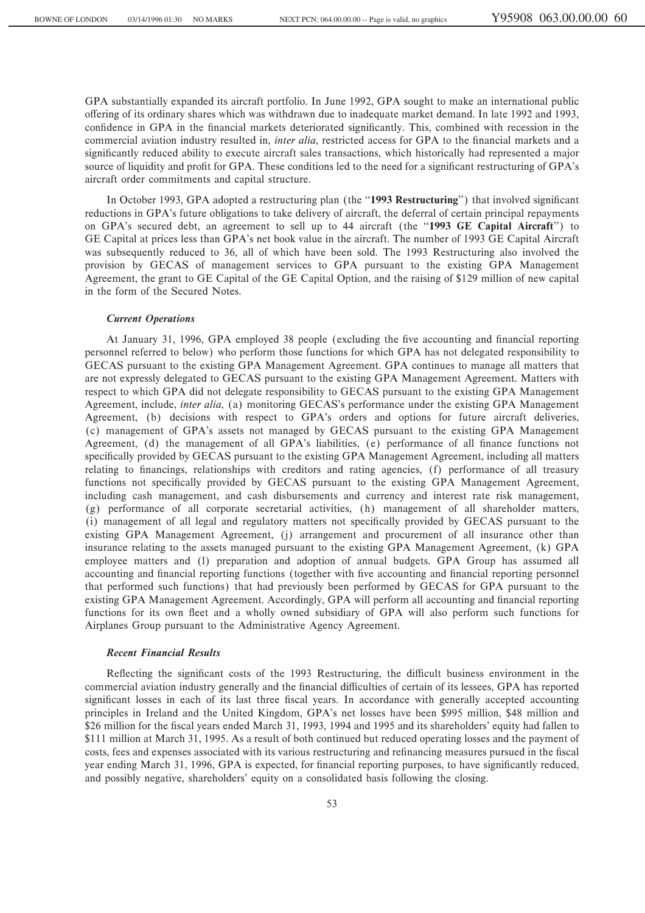GPA substantially expanded its aircraft portfolio. In June 1992, GPA sought to make an international public offering of its ordinary shares which was withdrawn due to inadequate market demand. In late 1992 and 1993, confidence in GPA in the financial markets deteriorated significantly. This, combined with recession in the commercial aviation industry resulted in, *inter alia*, restricted access for GPA to the financial markets and a significantly reduced ability to execute aircraft sales transactions, which historically had represented a major source of liquidity and profit for GPA. These conditions led to the need for a significant restructuring of GPA's aircraft order commitments and capital structure.

In October 1993, GPA adopted a restructuring plan (the "**1993 Restructuring**") that involved significant reductions in GPA's future obligations to take delivery of aircraft, the deferral of certain principal repayments on GPA's secured debt, an agreement to sell up to 44 aircraft (the "**1993 GE Capital Aircraft**") to GE Capital at prices less than GPA's net book value in the aircraft. The number of 1993 GE Capital Aircraft was subsequently reduced to 36, all of which have been sold. The 1993 Restructuring also involved the provision by GECAS of management services to GPA pursuant to the existing GPA Management Agreement, the grant to GE Capital of the GE Capital Option, and the raising of $129 million of new capital in the form of the Secured Notes.

### *Current Operations*

At January 31, 1996, GPA employed 38 people (excluding the five accounting and financial reporting personnel referred to below) who perform those functions for which GPA has not delegated responsibility to GECAS pursuant to the existing GPA Management Agreement. GPA continues to manage all matters that are not expressly delegated to GECAS pursuant to the existing GPA Management Agreement. Matters with respect to which GPA did not delegate responsibility to GECAS pursuant to the existing GPA Management Agreement, include, *inter alia*, (a) monitoring GECAS's performance under the existing GPA Management Agreement, (b) decisions with respect to GPA's orders and options for future aircraft deliveries, (c) management of GPA's assets not managed by GECAS pursuant to the existing GPA Management Agreement, (d) the management of all GPA's liabilities, (e) performance of all finance functions not specifically provided by GECAS pursuant to the existing GPA Management Agreement, including all matters relating to financings, relationships with creditors and rating agencies, (f) performance of all treasury functions not specifically provided by GECAS pursuant to the existing GPA Management Agreement, including cash management, and cash disbursements and currency and interest rate risk management, (g) performance of all corporate secretarial activities, (h) management of all shareholder matters, (i) management of all legal and regulatory matters not specifically provided by GECAS pursuant to the existing GPA Management Agreement, (j) arrangement and procurement of all insurance other than insurance relating to the assets managed pursuant to the existing GPA Management Agreement, (k) GPA employee matters and (l) preparation and adoption of annual budgets. GPA Group has assumed all accounting and financial reporting functions (together with five accounting and financial reporting personnel that performed such functions) that had previously been performed by GECAS for GPA pursuant to the existing GPA Management Agreement. Accordingly, GPA will perform all accounting and financial reporting functions for its own fleet and a wholly owned subsidiary of GPA will also perform such functions for Airplanes Group pursuant to the Administrative Agency Agreement.

### *Recent Financial Results*

Reflecting the significant costs of the 1993 Restructuring, the difficult business environment in the commercial aviation industry generally and the financial difficulties of certain of its lessees, GPA has reported significant losses in each of its last three fiscal years. In accordance with generally accepted accounting principles in Ireland and the United Kingdom, GPA's net losses have been $995 million, $48 million and $26 million for the fiscal years ended March 31, 1993, 1994 and 1995 and its shareholders' equity had fallen to $111 million at March 31, 1995. As a result of both continued but reduced operating losses and the payment of costs, fees and expenses associated with its various restructuring and refinancing measures pursued in the fiscal year ending March 31, 1996, GPA is expected, for financial reporting purposes, to have significantly reduced, and possibly negative, shareholders' equity on a consolidated basis following the closing.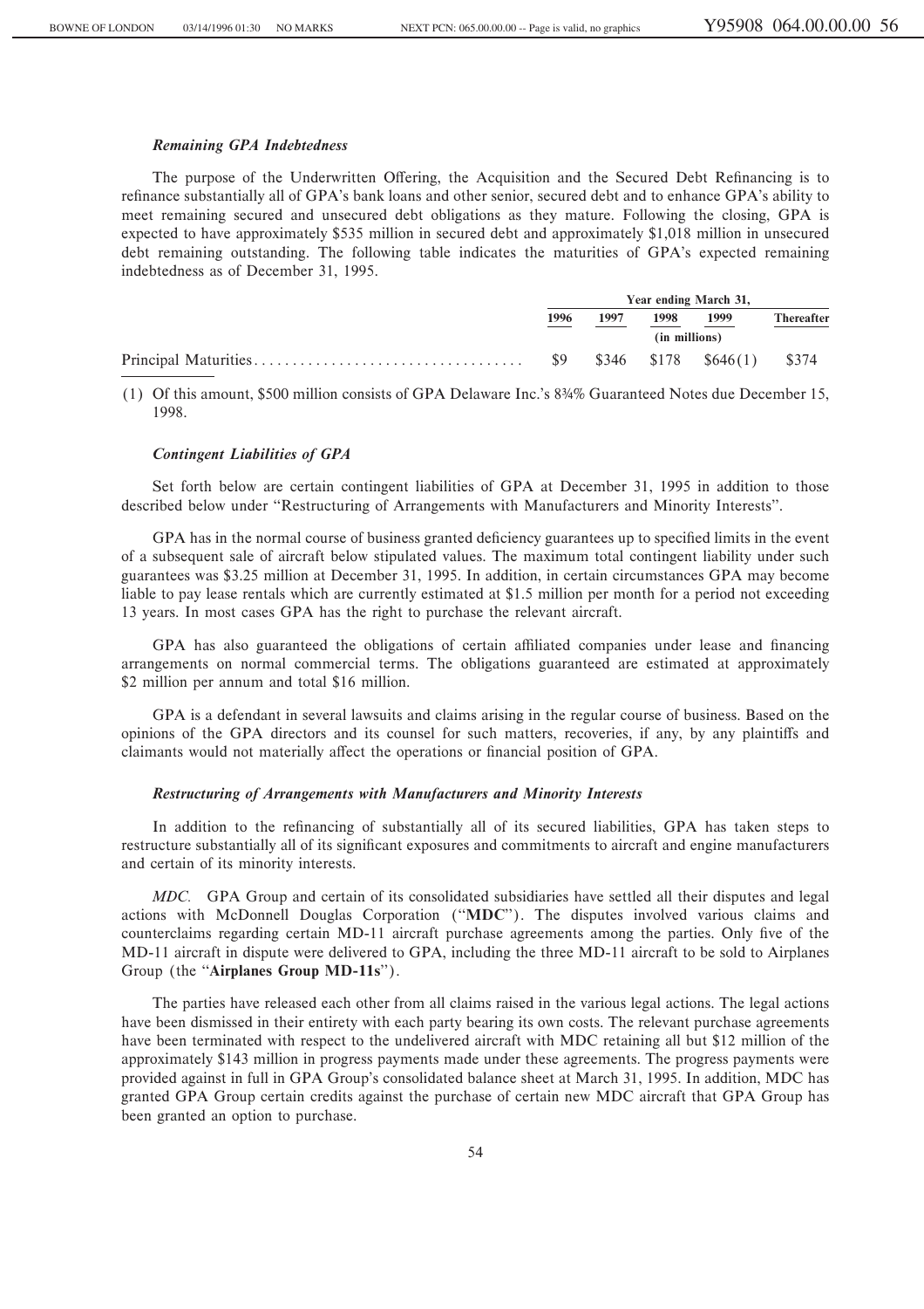### *Remaining GPA Indebtedness*

The purpose of the Underwritten Offering, the Acquisition and the Secured Debt Refinancing is to refinance substantially all of GPA's bank loans and other senior, secured debt and to enhance GPA's ability to meet remaining secured and unsecured debt obligations as they mature. Following the closing, GPA is expected to have approximately $535 million in secured debt and approximately $1,018 million in unsecured debt remaining outstanding. The following table indicates the maturities of GPA's expected remaining indebtedness as of December 31, 1995.

| | Year ending March 31, | | | | |
|---|---|---|---|---|---|
| | 1996 | 1997 | 1998 | 1999 | Thereafter |
| | | | (in millions) | | |
| Principal Maturities | $9 | $346 | $178 | $646(1) | $374 |

(1) Of this amount, $500 million consists of GPA Delaware Inc.'s 8¾% Guaranteed Notes due December 15, 1998.

### *Contingent Liabilities of GPA*

Set forth below are certain contingent liabilities of GPA at December 31, 1995 in addition to those described below under "Restructuring of Arrangements with Manufacturers and Minority Interests".

GPA has in the normal course of business granted deficiency guarantees up to specified limits in the event of a subsequent sale of aircraft below stipulated values. The maximum total contingent liability under such guarantees was $3.25 million at December 31, 1995. In addition, in certain circumstances GPA may become liable to pay lease rentals which are currently estimated at $1.5 million per month for a period not exceeding 13 years. In most cases GPA has the right to purchase the relevant aircraft.

GPA has also guaranteed the obligations of certain affiliated companies under lease and financing arrangements on normal commercial terms. The obligations guaranteed are estimated at approximately $2 million per annum and total $16 million.

GPA is a defendant in several lawsuits and claims arising in the regular course of business. Based on the opinions of the GPA directors and its counsel for such matters, recoveries, if any, by any plaintiffs and claimants would not materially affect the operations or financial position of GPA.

### *Restructuring of Arrangements with Manufacturers and Minority Interests*

In addition to the refinancing of substantially all of its secured liabilities, GPA has taken steps to restructure substantially all of its significant exposures and commitments to aircraft and engine manufacturers and certain of its minority interests.

*MDC.* GPA Group and certain of its consolidated subsidiaries have settled all their disputes and legal actions with McDonnell Douglas Corporation ("**MDC**"). The disputes involved various claims and counterclaims regarding certain MD-11 aircraft purchase agreements among the parties. Only five of the MD-11 aircraft in dispute were delivered to GPA, including the three MD-11 aircraft to be sold to Airplanes Group (the "**Airplanes Group MD-11s**").

The parties have released each other from all claims raised in the various legal actions. The legal actions have been dismissed in their entirety with each party bearing its own costs. The relevant purchase agreements have been terminated with respect to the undelivered aircraft with MDC retaining all but $12 million of the approximately $143 million in progress payments made under these agreements. The progress payments were provided against in full in GPA Group's consolidated balance sheet at March 31, 1995. In addition, MDC has granted GPA Group certain credits against the purchase of certain new MDC aircraft that GPA Group has been granted an option to purchase.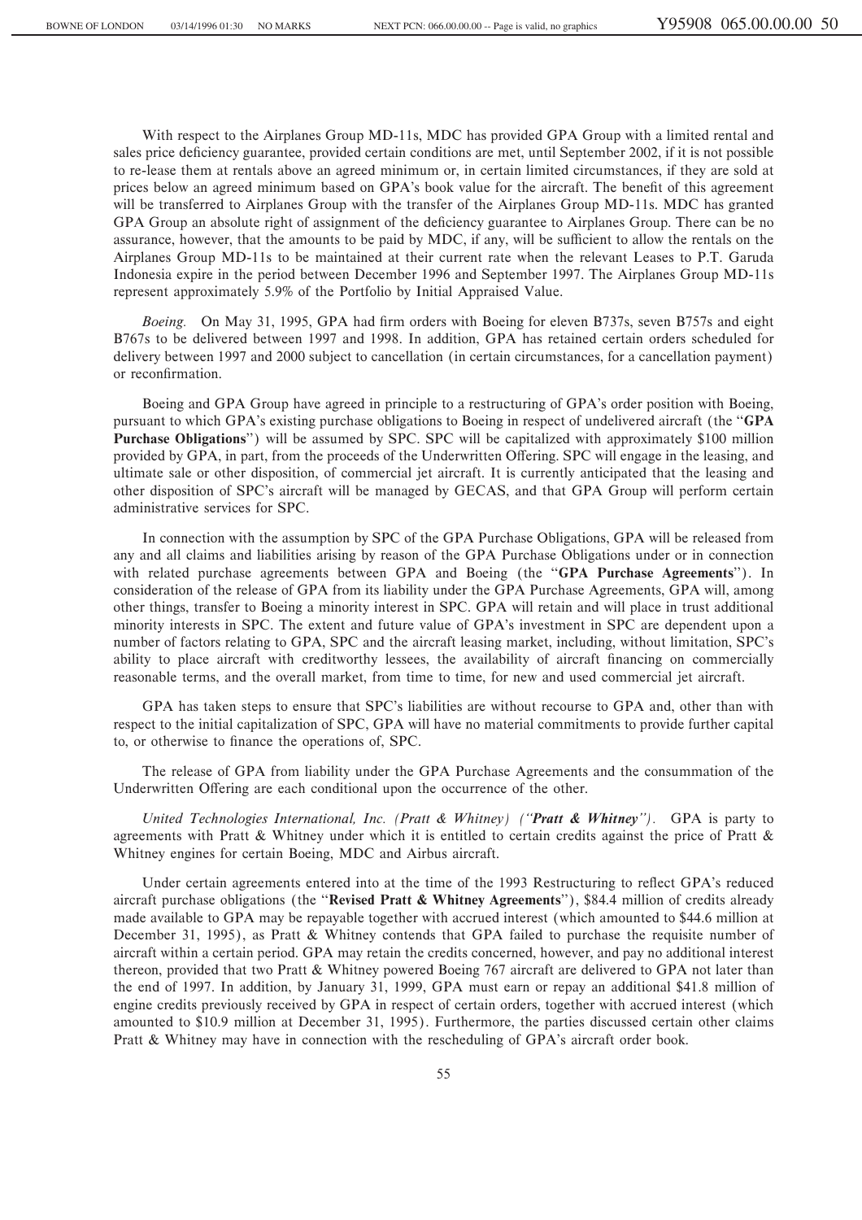With respect to the Airplanes Group MD-11s, MDC has provided GPA Group with a limited rental and sales price deficiency guarantee, provided certain conditions are met, until September 2002, if it is not possible to re-lease them at rentals above an agreed minimum or, in certain limited circumstances, if they are sold at prices below an agreed minimum based on GPA's book value for the aircraft. The benefit of this agreement will be transferred to Airplanes Group with the transfer of the Airplanes Group MD-11s. MDC has granted GPA Group an absolute right of assignment of the deficiency guarantee to Airplanes Group. There can be no assurance, however, that the amounts to be paid by MDC, if any, will be sufficient to allow the rentals on the Airplanes Group MD-11s to be maintained at their current rate when the relevant Leases to P.T. Garuda Indonesia expire in the period between December 1996 and September 1997. The Airplanes Group MD-11s represent approximately 5.9% of the Portfolio by Initial Appraised Value.

*Boeing.* On May 31, 1995, GPA had firm orders with Boeing for eleven B737s, seven B757s and eight B767s to be delivered between 1997 and 1998. In addition, GPA has retained certain orders scheduled for delivery between 1997 and 2000 subject to cancellation (in certain circumstances, for a cancellation payment) or reconfirmation.

Boeing and GPA Group have agreed in principle to a restructuring of GPA's order position with Boeing, pursuant to which GPA's existing purchase obligations to Boeing in respect of undelivered aircraft (the "**GPA Purchase Obligations**") will be assumed by SPC. SPC will be capitalized with approximately $100 million provided by GPA, in part, from the proceeds of the Underwritten Offering. SPC will engage in the leasing, and ultimate sale or other disposition, of commercial jet aircraft. It is currently anticipated that the leasing and other disposition of SPC's aircraft will be managed by GECAS, and that GPA Group will perform certain administrative services for SPC.

In connection with the assumption by SPC of the GPA Purchase Obligations, GPA will be released from any and all claims and liabilities arising by reason of the GPA Purchase Obligations under or in connection with related purchase agreements between GPA and Boeing (the "**GPA Purchase Agreements**"). In consideration of the release of GPA from its liability under the GPA Purchase Agreements, GPA will, among other things, transfer to Boeing a minority interest in SPC. GPA will retain and will place in trust additional minority interests in SPC. The extent and future value of GPA's investment in SPC are dependent upon a number of factors relating to GPA, SPC and the aircraft leasing market, including, without limitation, SPC's ability to place aircraft with creditworthy lessees, the availability of aircraft financing on commercially reasonable terms, and the overall market, from time to time, for new and used commercial jet aircraft.

GPA has taken steps to ensure that SPC's liabilities are without recourse to GPA and, other than with respect to the initial capitalization of SPC, GPA will have no material commitments to provide further capital to, or otherwise to finance the operations of, SPC.

The release of GPA from liability under the GPA Purchase Agreements and the consummation of the Underwritten Offering are each conditional upon the occurrence of the other.

*United Technologies International, Inc. (Pratt & Whitney) ("**Pratt & Whitney**").* GPA is party to agreements with Pratt & Whitney under which it is entitled to certain credits against the price of Pratt & Whitney engines for certain Boeing, MDC and Airbus aircraft.

Under certain agreements entered into at the time of the 1993 Restructuring to reflect GPA's reduced aircraft purchase obligations (the "**Revised Pratt & Whitney Agreements**"), $84.4 million of credits already made available to GPA may be repayable together with accrued interest (which amounted to $44.6 million at December 31, 1995), as Pratt & Whitney contends that GPA failed to purchase the requisite number of aircraft within a certain period. GPA may retain the credits concerned, however, and pay no additional interest thereon, provided that two Pratt & Whitney powered Boeing 767 aircraft are delivered to GPA not later than the end of 1997. In addition, by January 31, 1999, GPA must earn or repay an additional $41.8 million of engine credits previously received by GPA in respect of certain orders, together with accrued interest (which amounted to $10.9 million at December 31, 1995). Furthermore, the parties discussed certain other claims Pratt & Whitney may have in connection with the rescheduling of GPA's aircraft order book.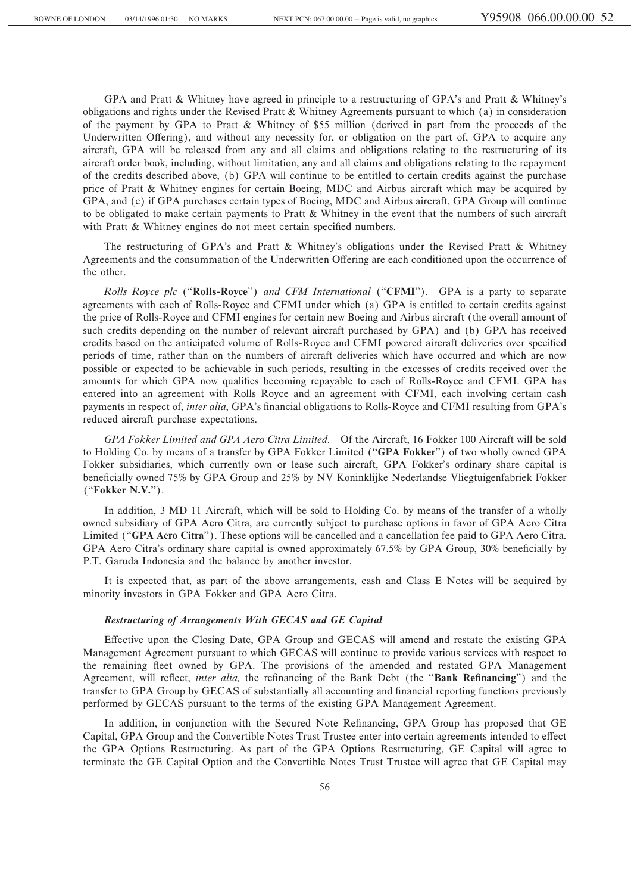GPA and Pratt & Whitney have agreed in principle to a restructuring of GPA's and Pratt & Whitney's obligations and rights under the Revised Pratt & Whitney Agreements pursuant to which (a) in consideration of the payment by GPA to Pratt & Whitney of $55 million (derived in part from the proceeds of the Underwritten Offering), and without any necessity for, or obligation on the part of, GPA to acquire any aircraft, GPA will be released from any and all claims and obligations relating to the restructuring of its aircraft order book, including, without limitation, any and all claims and obligations relating to the repayment of the credits described above, (b) GPA will continue to be entitled to certain credits against the purchase price of Pratt & Whitney engines for certain Boeing, MDC and Airbus aircraft which may be acquired by GPA, and (c) if GPA purchases certain types of Boeing, MDC and Airbus aircraft, GPA Group will continue to be obligated to make certain payments to Pratt & Whitney in the event that the numbers of such aircraft with Pratt & Whitney engines do not meet certain specified numbers.

The restructuring of GPA's and Pratt & Whitney's obligations under the Revised Pratt & Whitney Agreements and the consummation of the Underwritten Offering are each conditioned upon the occurrence of the other.

*Rolls Royce plc* ("**Rolls-Royce**") *and CFM International* ("**CFMI**"). GPA is a party to separate agreements with each of Rolls-Royce and CFMI under which (a) GPA is entitled to certain credits against the price of Rolls-Royce and CFMI engines for certain new Boeing and Airbus aircraft (the overall amount of such credits depending on the number of relevant aircraft purchased by GPA) and (b) GPA has received credits based on the anticipated volume of Rolls-Royce and CFMI powered aircraft deliveries over specified periods of time, rather than on the numbers of aircraft deliveries which have occurred and which are now possible or expected to be achievable in such periods, resulting in the excesses of credits received over the amounts for which GPA now qualifies becoming repayable to each of Rolls-Royce and CFMI. GPA has entered into an agreement with Rolls Royce and an agreement with CFMI, each involving certain cash payments in respect of, *inter alia*, GPA's financial obligations to Rolls-Royce and CFMI resulting from GPA's reduced aircraft purchase expectations.

*GPA Fokker Limited and GPA Aero Citra Limited.* Of the Aircraft, 16 Fokker 100 Aircraft will be sold to Holding Co. by means of a transfer by GPA Fokker Limited ("**GPA Fokker**") of two wholly owned GPA Fokker subsidiaries, which currently own or lease such aircraft, GPA Fokker's ordinary share capital is beneficially owned 75% by GPA Group and 25% by NV Koninklijke Nederlandse Vliegtuigenfabriek Fokker ("**Fokker N.V.**").

In addition, 3 MD 11 Aircraft, which will be sold to Holding Co. by means of the transfer of a wholly owned subsidiary of GPA Aero Citra, are currently subject to purchase options in favor of GPA Aero Citra Limited ("**GPA Aero Citra**"). These options will be cancelled and a cancellation fee paid to GPA Aero Citra. GPA Aero Citra's ordinary share capital is owned approximately 67.5% by GPA Group, 30% beneficially by P.T. Garuda Indonesia and the balance by another investor.

It is expected that, as part of the above arrangements, cash and Class E Notes will be acquired by minority investors in GPA Fokker and GPA Aero Citra.

### *Restructuring of Arrangements With GECAS and GE Capital*

Effective upon the Closing Date, GPA Group and GECAS will amend and restate the existing GPA Management Agreement pursuant to which GECAS will continue to provide various services with respect to the remaining fleet owned by GPA. The provisions of the amended and restated GPA Management Agreement, will reflect, *inter alia,* the refinancing of the Bank Debt (the "**Bank Refinancing**") and the transfer to GPA Group by GECAS of substantially all accounting and financial reporting functions previously performed by GECAS pursuant to the terms of the existing GPA Management Agreement.

In addition, in conjunction with the Secured Note Refinancing, GPA Group has proposed that GE Capital, GPA Group and the Convertible Notes Trust Trustee enter into certain agreements intended to effect the GPA Options Restructuring. As part of the GPA Options Restructuring, GE Capital will agree to terminate the GE Capital Option and the Convertible Notes Trust Trustee will agree that GE Capital may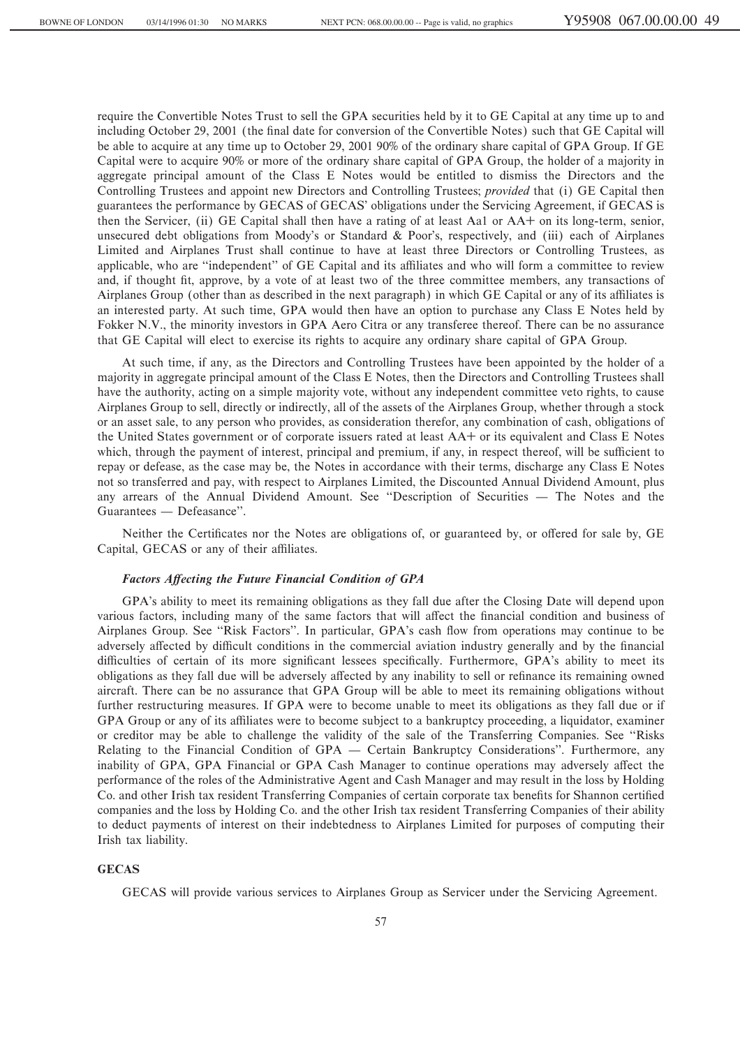require the Convertible Notes Trust to sell the GPA securities held by it to GE Capital at any time up to and including October 29, 2001 (the final date for conversion of the Convertible Notes) such that GE Capital will be able to acquire at any time up to October 29, 2001 90% of the ordinary share capital of GPA Group. If GE Capital were to acquire 90% or more of the ordinary share capital of GPA Group, the holder of a majority in aggregate principal amount of the Class E Notes would be entitled to dismiss the Directors and the Controlling Trustees and appoint new Directors and Controlling Trustees; *provided* that (i) GE Capital then guarantees the performance by GECAS of GECAS' obligations under the Servicing Agreement, if GECAS is then the Servicer, (ii) GE Capital shall then have a rating of at least Aa1 or AA+ on its long-term, senior, unsecured debt obligations from Moody's or Standard & Poor's, respectively, and (iii) each of Airplanes Limited and Airplanes Trust shall continue to have at least three Directors or Controlling Trustees, as applicable, who are "independent" of GE Capital and its affiliates and who will form a committee to review and, if thought fit, approve, by a vote of at least two of the three committee members, any transactions of Airplanes Group (other than as described in the next paragraph) in which GE Capital or any of its affiliates is an interested party. At such time, GPA would then have an option to purchase any Class E Notes held by Fokker N.V., the minority investors in GPA Aero Citra or any transferee thereof. There can be no assurance that GE Capital will elect to exercise its rights to acquire any ordinary share capital of GPA Group.

At such time, if any, as the Directors and Controlling Trustees have been appointed by the holder of a majority in aggregate principal amount of the Class E Notes, then the Directors and Controlling Trustees shall have the authority, acting on a simple majority vote, without any independent committee veto rights, to cause Airplanes Group to sell, directly or indirectly, all of the assets of the Airplanes Group, whether through a stock or an asset sale, to any person who provides, as consideration therefor, any combination of cash, obligations of the United States government or of corporate issuers rated at least AA+ or its equivalent and Class E Notes which, through the payment of interest, principal and premium, if any, in respect thereof, will be sufficient to repay or defease, as the case may be, the Notes in accordance with their terms, discharge any Class E Notes not so transferred and pay, with respect to Airplanes Limited, the Discounted Annual Dividend Amount, plus any arrears of the Annual Dividend Amount. See "Description of Securities — The Notes and the Guarantees — Defeasance".

Neither the Certificates nor the Notes are obligations of, or guaranteed by, or offered for sale by, GE Capital, GECAS or any of their affiliates.

***Factors Affecting the Future Financial Condition of GPA***

GPA's ability to meet its remaining obligations as they fall due after the Closing Date will depend upon various factors, including many of the same factors that will affect the financial condition and business of Airplanes Group. See "Risk Factors". In particular, GPA's cash flow from operations may continue to be adversely affected by difficult conditions in the commercial aviation industry generally and by the financial difficulties of certain of its more significant lessees specifically. Furthermore, GPA's ability to meet its obligations as they fall due will be adversely affected by any inability to sell or refinance its remaining owned aircraft. There can be no assurance that GPA Group will be able to meet its remaining obligations without further restructuring measures. If GPA were to become unable to meet its obligations as they fall due or if GPA Group or any of its affiliates were to become subject to a bankruptcy proceeding, a liquidator, examiner or creditor may be able to challenge the validity of the sale of the Transferring Companies. See "Risks Relating to the Financial Condition of GPA — Certain Bankruptcy Considerations". Furthermore, any inability of GPA, GPA Financial or GPA Cash Manager to continue operations may adversely affect the performance of the roles of the Administrative Agent and Cash Manager and may result in the loss by Holding Co. and other Irish tax resident Transferring Companies of certain corporate tax benefits for Shannon certified companies and the loss by Holding Co. and the other Irish tax resident Transferring Companies of their ability to deduct payments of interest on their indebtedness to Airplanes Limited for purposes of computing their Irish tax liability.

**GECAS**

GECAS will provide various services to Airplanes Group as Servicer under the Servicing Agreement.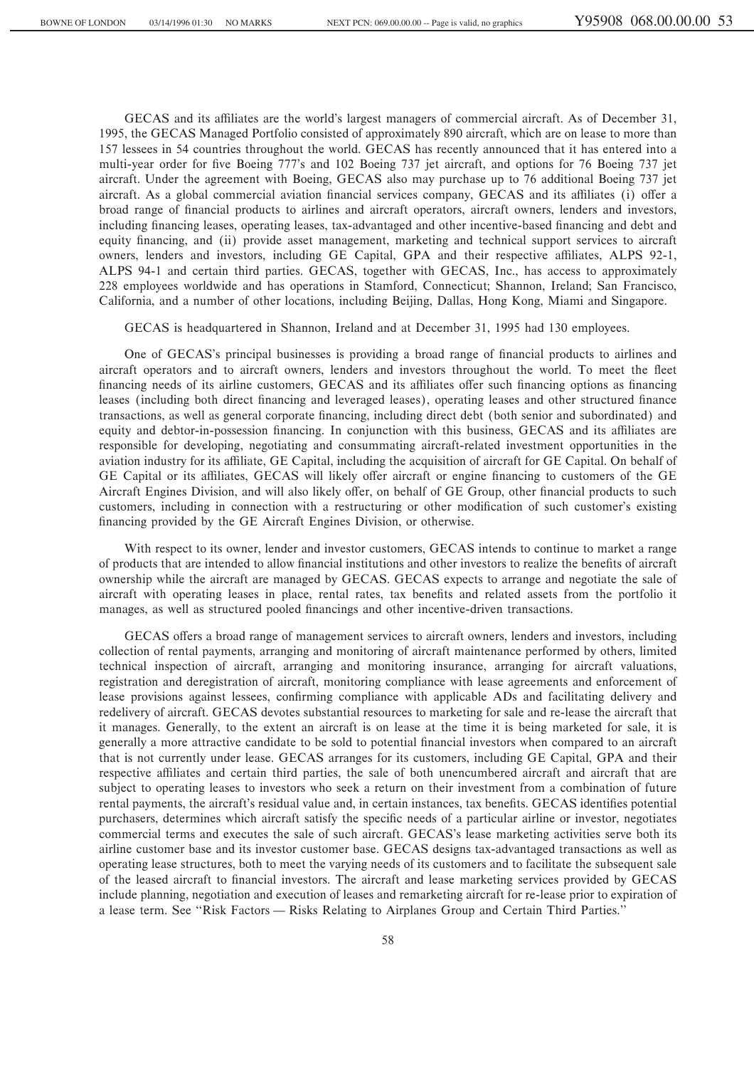GECAS and its affiliates are the world's largest managers of commercial aircraft. As of December 31, 1995, the GECAS Managed Portfolio consisted of approximately 890 aircraft, which are on lease to more than 157 lessees in 54 countries throughout the world. GECAS has recently announced that it has entered into a multi-year order for five Boeing 777's and 102 Boeing 737 jet aircraft, and options for 76 Boeing 737 jet aircraft. Under the agreement with Boeing, GECAS also may purchase up to 76 additional Boeing 737 jet aircraft. As a global commercial aviation financial services company, GECAS and its affiliates (i) offer a broad range of financial products to airlines and aircraft operators, aircraft owners, lenders and investors, including financing leases, operating leases, tax-advantaged and other incentive-based financing and debt and equity financing, and (ii) provide asset management, marketing and technical support services to aircraft owners, lenders and investors, including GE Capital, GPA and their respective affiliates, ALPS 92-1, ALPS 94-1 and certain third parties. GECAS, together with GECAS, Inc., has access to approximately 228 employees worldwide and has operations in Stamford, Connecticut; Shannon, Ireland; San Francisco, California, and a number of other locations, including Beijing, Dallas, Hong Kong, Miami and Singapore.

GECAS is headquartered in Shannon, Ireland and at December 31, 1995 had 130 employees.

One of GECAS's principal businesses is providing a broad range of financial products to airlines and aircraft operators and to aircraft owners, lenders and investors throughout the world. To meet the fleet financing needs of its airline customers, GECAS and its affiliates offer such financing options as financing leases (including both direct financing and leveraged leases), operating leases and other structured finance transactions, as well as general corporate financing, including direct debt (both senior and subordinated) and equity and debtor-in-possession financing. In conjunction with this business, GECAS and its affiliates are responsible for developing, negotiating and consummating aircraft-related investment opportunities in the aviation industry for its affiliate, GE Capital, including the acquisition of aircraft for GE Capital. On behalf of GE Capital or its affiliates, GECAS will likely offer aircraft or engine financing to customers of the GE Aircraft Engines Division, and will also likely offer, on behalf of GE Group, other financial products to such customers, including in connection with a restructuring or other modification of such customer's existing financing provided by the GE Aircraft Engines Division, or otherwise.

With respect to its owner, lender and investor customers, GECAS intends to continue to market a range of products that are intended to allow financial institutions and other investors to realize the benefits of aircraft ownership while the aircraft are managed by GECAS. GECAS expects to arrange and negotiate the sale of aircraft with operating leases in place, rental rates, tax benefits and related assets from the portfolio it manages, as well as structured pooled financings and other incentive-driven transactions.

GECAS offers a broad range of management services to aircraft owners, lenders and investors, including collection of rental payments, arranging and monitoring of aircraft maintenance performed by others, limited technical inspection of aircraft, arranging and monitoring insurance, arranging for aircraft valuations, registration and deregistration of aircraft, monitoring compliance with lease agreements and enforcement of lease provisions against lessees, confirming compliance with applicable ADs and facilitating delivery and redelivery of aircraft. GECAS devotes substantial resources to marketing for sale and re-lease the aircraft that it manages. Generally, to the extent an aircraft is on lease at the time it is being marketed for sale, it is generally a more attractive candidate to be sold to potential financial investors when compared to an aircraft that is not currently under lease. GECAS arranges for its customers, including GE Capital, GPA and their respective affiliates and certain third parties, the sale of both unencumbered aircraft and aircraft that are subject to operating leases to investors who seek a return on their investment from a combination of future rental payments, the aircraft's residual value and, in certain instances, tax benefits. GECAS identifies potential purchasers, determines which aircraft satisfy the specific needs of a particular airline or investor, negotiates commercial terms and executes the sale of such aircraft. GECAS's lease marketing activities serve both its airline customer base and its investor customer base. GECAS designs tax-advantaged transactions as well as operating lease structures, both to meet the varying needs of its customers and to facilitate the subsequent sale of the leased aircraft to financial investors. The aircraft and lease marketing services provided by GECAS include planning, negotiation and execution of leases and remarketing aircraft for re-lease prior to expiration of a lease term. See "Risk Factors — Risks Relating to Airplanes Group and Certain Third Parties."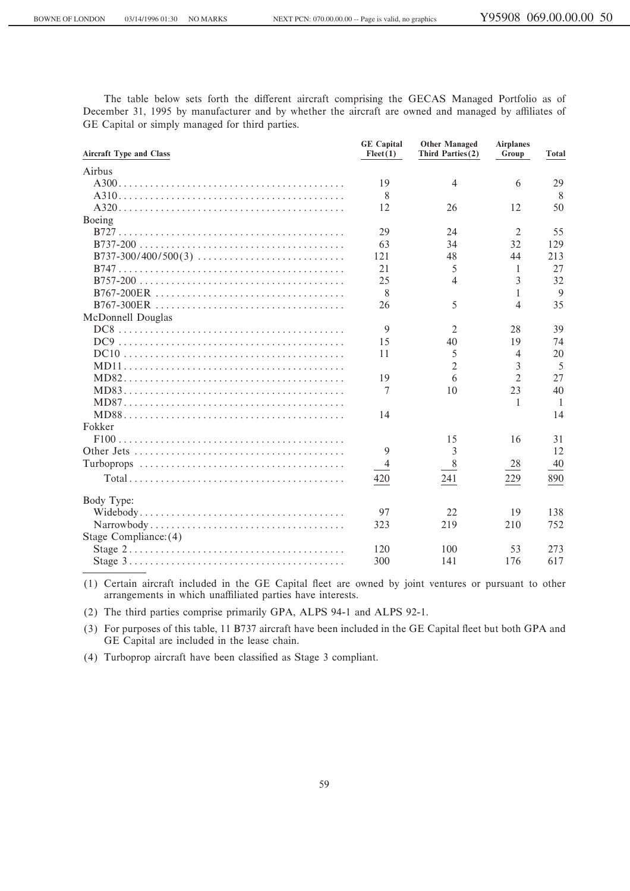The table below sets forth the different aircraft comprising the GECAS Managed Portfolio as of December 31, 1995 by manufacturer and by whether the aircraft are owned and managed by affiliates of GE Capital or simply managed for third parties.

| Aircraft Type and Class | GE Capital Fleet(1) | Other Managed Third Parties(2) | Airplanes Group | Total |
|---|---|---|---|---|
| Airbus | | | | |
| A300 | 19 | 4 | 6 | 29 |
| A310 | 8 | | | 8 |
| A320 | 12 | 26 | 12 | 50 |
| Boeing | | | | |
| B727 | 29 | 24 | 2 | 55 |
| B737-200 | 63 | 34 | 32 | 129 |
| B737-300/400/500(3) | 121 | 48 | 44 | 213 |
| B747 | 21 | 5 | 1 | 27 |
| B757-200 | 25 | 4 | 3 | 32 |
| B767-200ER | 8 | | 1 | 9 |
| B767-300ER | 26 | 5 | 4 | 35 |
| McDonnell Douglas | | | | |
| DC8 | 9 | 2 | 28 | 39 |
| DC9 | 15 | 40 | 19 | 74 |
| DC10 | 11 | 5 | 4 | 20 |
| MD11 | | 2 | 3 | 5 |
| MD82 | 19 | 6 | 2 | 27 |
| MD83 | 7 | 10 | 23 | 40 |
| MD87 | | | 1 | 1 |
| MD88 | 14 | | | 14 |
| Fokker | | | | |
| F100 | | 15 | 16 | 31 |
| Other Jets | 9 | 3 | | 12 |
| Turboprops | 4 | 8 | 28 | 40 |
| Total | 420 | 241 | 229 | 890 |
| Body Type: | | | | |
| Widebody | 97 | 22 | 19 | 138 |
| Narrowbody | 323 | 219 | 210 | 752 |
| Stage Compliance:(4) | | | | |
| Stage 2 | 120 | 100 | 53 | 273 |
| Stage 3 | 300 | 141 | 176 | 617 |

(1) Certain aircraft included in the GE Capital fleet are owned by joint ventures or pursuant to other arrangements in which unaffiliated parties have interests.

(2) The third parties comprise primarily GPA, ALPS 94-1 and ALPS 92-1.

(3) For purposes of this table, 11 B737 aircraft have been included in the GE Capital fleet but both GPA and GE Capital are included in the lease chain.

(4) Turboprop aircraft have been classified as Stage 3 compliant.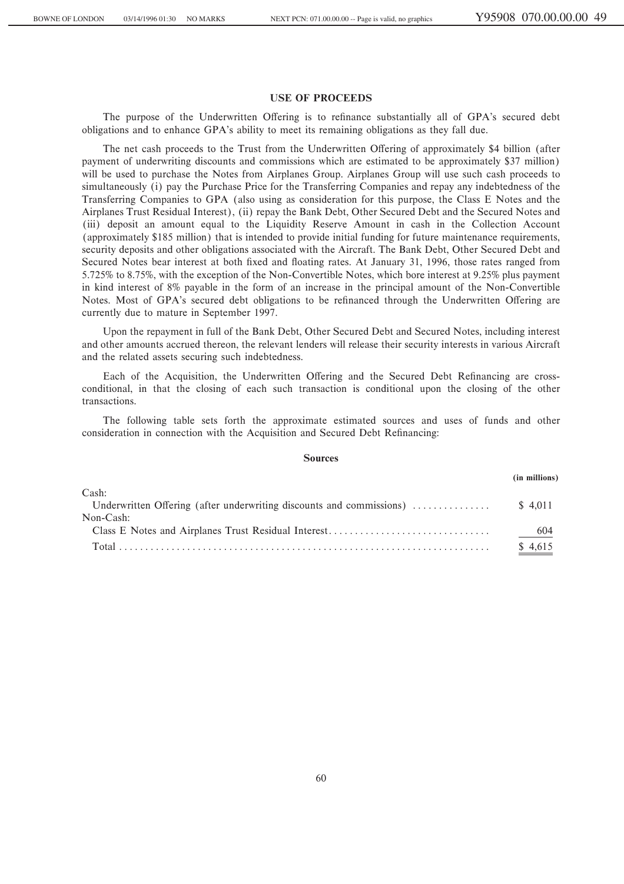## USE OF PROCEEDS

The purpose of the Underwritten Offering is to refinance substantially all of GPA's secured debt obligations and to enhance GPA's ability to meet its remaining obligations as they fall due.

The net cash proceeds to the Trust from the Underwritten Offering of approximately $4 billion (after payment of underwriting discounts and commissions which are estimated to be approximately $37 million) will be used to purchase the Notes from Airplanes Group. Airplanes Group will use such cash proceeds to simultaneously (i) pay the Purchase Price for the Transferring Companies and repay any indebtedness of the Transferring Companies to GPA (also using as consideration for this purpose, the Class E Notes and the Airplanes Trust Residual Interest), (ii) repay the Bank Debt, Other Secured Debt and the Secured Notes and (iii) deposit an amount equal to the Liquidity Reserve Amount in cash in the Collection Account (approximately $185 million) that is intended to provide initial funding for future maintenance requirements, security deposits and other obligations associated with the Aircraft. The Bank Debt, Other Secured Debt and Secured Notes bear interest at both fixed and floating rates. At January 31, 1996, those rates ranged from 5.725% to 8.75%, with the exception of the Non-Convertible Notes, which bore interest at 9.25% plus payment in kind interest of 8% payable in the form of an increase in the principal amount of the Non-Convertible Notes. Most of GPA's secured debt obligations to be refinanced through the Underwritten Offering are currently due to mature in September 1997.

Upon the repayment in full of the Bank Debt, Other Secured Debt and Secured Notes, including interest and other amounts accrued thereon, the relevant lenders will release their security interests in various Aircraft and the related assets securing such indebtedness.

Each of the Acquisition, the Underwritten Offering and the Secured Debt Refinancing are cross-conditional, in that the closing of each such transaction is conditional upon the closing of the other transactions.

The following table sets forth the approximate estimated sources and uses of funds and other consideration in connection with the Acquisition and Secured Debt Refinancing:

**Sources**

| | (in millions) |
|---|---|
| Cash: | |
| Underwritten Offering (after underwriting discounts and commissions) | $ 4,011 |
| Non-Cash: | |
| Class E Notes and Airplanes Trust Residual Interest | 604 |
| Total | $ 4,615 |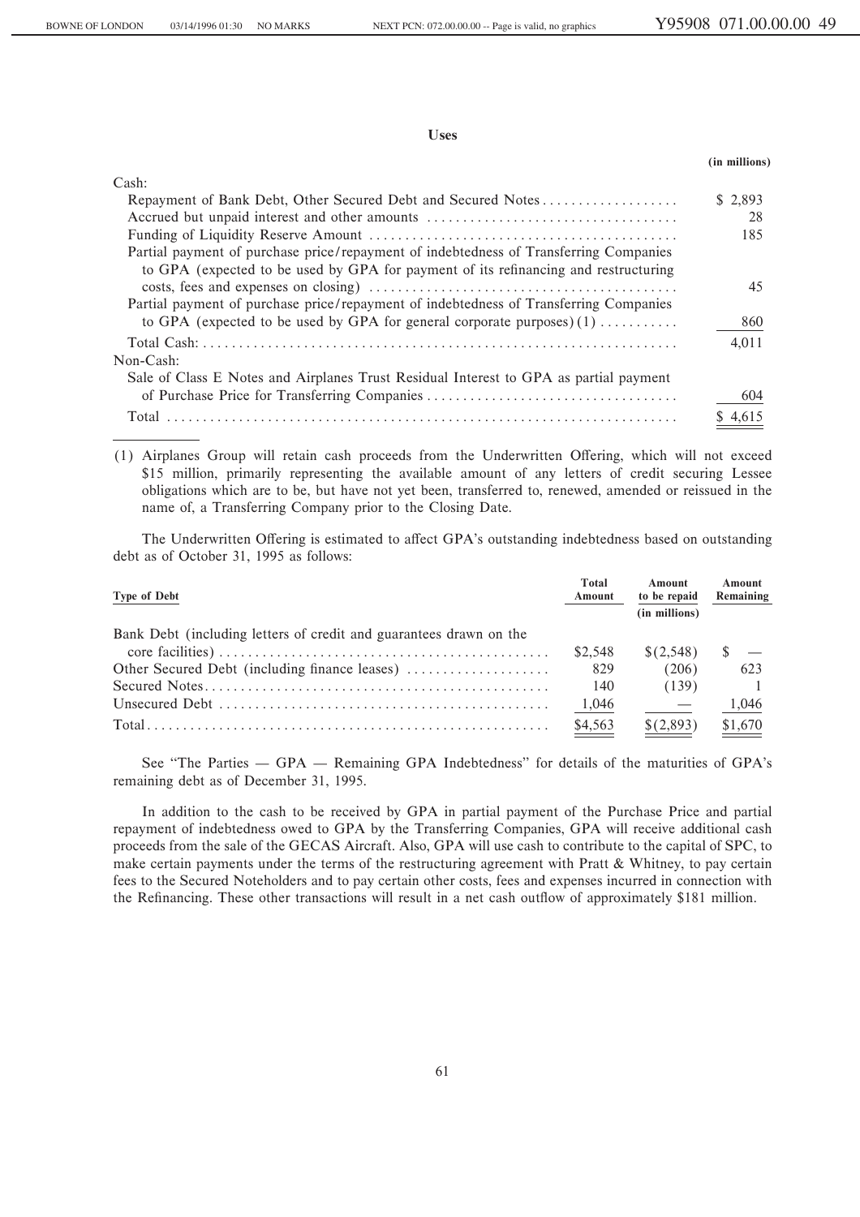**Uses**

| | (in millions) |
|---|---|
| Cash: | |
| Repayment of Bank Debt, Other Secured Debt and Secured Notes | $ 2,893 |
| Accrued but unpaid interest and other amounts | 28 |
| Funding of Liquidity Reserve Amount | 185 |
| Partial payment of purchase price/repayment of indebtedness of Transferring Companies to GPA (expected to be used by GPA for payment of its refinancing and restructuring costs, fees and expenses on closing) | 45 |
| Partial payment of purchase price/repayment of indebtedness of Transferring Companies to GPA (expected to be used by GPA for general corporate purposes) (1) | 860 |
| Total Cash: | 4,011 |
| Non-Cash: | |
| Sale of Class E Notes and Airplanes Trust Residual Interest to GPA as partial payment of Purchase Price for Transferring Companies | 604 |
| Total | $ 4,615 |

(1) Airplanes Group will retain cash proceeds from the Underwritten Offering, which will not exceed $15 million, primarily representing the available amount of any letters of credit securing Lessee obligations which are to be, but have not yet been, transferred to, renewed, amended or reissued in the name of, a Transferring Company prior to the Closing Date.

The Underwritten Offering is estimated to affect GPA's outstanding indebtedness based on outstanding debt as of October 31, 1995 as follows:

| Type of Debt | Total Amount | Amount to be repaid | Amount Remaining |
|---|---|---|---|
| | | (in millions) | |
| Bank Debt (including letters of credit and guarantees drawn on the core facilities) | $2,548 | $(2,548) | $ — |
| Other Secured Debt (including finance leases) | 829 | (206) | 623 |
| Secured Notes | 140 | (139) | 1 |
| Unsecured Debt | 1,046 | — | 1,046 |
| Total | $4,563 | $(2,893) | $1,670 |

See "The Parties — GPA — Remaining GPA Indebtedness" for details of the maturities of GPA's remaining debt as of December 31, 1995.

In addition to the cash to be received by GPA in partial payment of the Purchase Price and partial repayment of indebtedness owed to GPA by the Transferring Companies, GPA will receive additional cash proceeds from the sale of the GECAS Aircraft. Also, GPA will use cash to contribute to the capital of SPC, to make certain payments under the terms of the restructuring agreement with Pratt & Whitney, to pay certain fees to the Secured Noteholders and to pay certain other costs, fees and expenses incurred in connection with the Refinancing. These other transactions will result in a net cash outflow of approximately $181 million.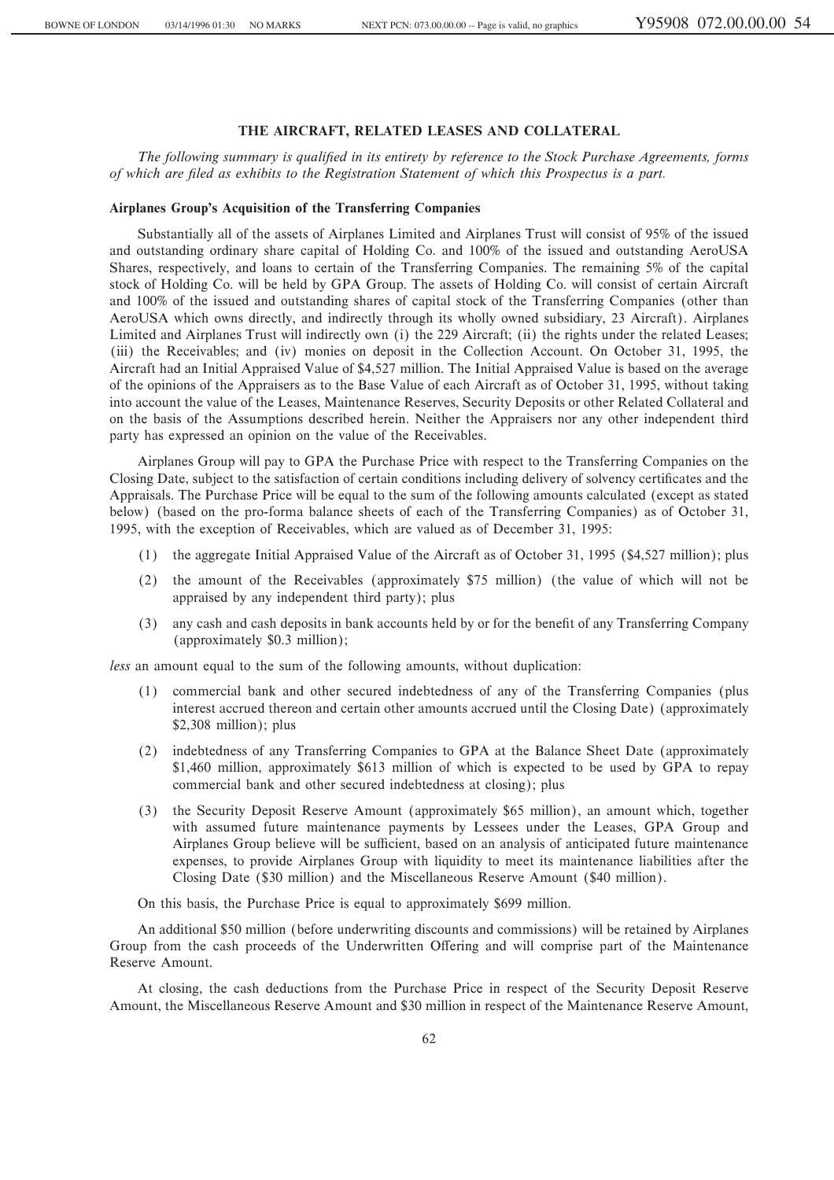## THE AIRCRAFT, RELATED LEASES AND COLLATERAL

*The following summary is qualified in its entirety by reference to the Stock Purchase Agreements, forms of which are filed as exhibits to the Registration Statement of which this Prospectus is a part.*

### Airplanes Group's Acquisition of the Transferring Companies

Substantially all of the assets of Airplanes Limited and Airplanes Trust will consist of 95% of the issued and outstanding ordinary share capital of Holding Co. and 100% of the issued and outstanding AeroUSA Shares, respectively, and loans to certain of the Transferring Companies. The remaining 5% of the capital stock of Holding Co. will be held by GPA Group. The assets of Holding Co. will consist of certain Aircraft and 100% of the issued and outstanding shares of capital stock of the Transferring Companies (other than AeroUSA which owns directly, and indirectly through its wholly owned subsidiary, 23 Aircraft). Airplanes Limited and Airplanes Trust will indirectly own (i) the 229 Aircraft; (ii) the rights under the related Leases; (iii) the Receivables; and (iv) monies on deposit in the Collection Account. On October 31, 1995, the Aircraft had an Initial Appraised Value of $4,527 million. The Initial Appraised Value is based on the average of the opinions of the Appraisers as to the Base Value of each Aircraft as of October 31, 1995, without taking into account the value of the Leases, Maintenance Reserves, Security Deposits or other Related Collateral and on the basis of the Assumptions described herein. Neither the Appraisers nor any other independent third party has expressed an opinion on the value of the Receivables.

Airplanes Group will pay to GPA the Purchase Price with respect to the Transferring Companies on the Closing Date, subject to the satisfaction of certain conditions including delivery of solvency certificates and the Appraisals. The Purchase Price will be equal to the sum of the following amounts calculated (except as stated below) (based on the pro-forma balance sheets of each of the Transferring Companies) as of October 31, 1995, with the exception of Receivables, which are valued as of December 31, 1995:

(1) the aggregate Initial Appraised Value of the Aircraft as of October 31, 1995 ($4,527 million); plus

(2) the amount of the Receivables (approximately $75 million) (the value of which will not be appraised by any independent third party); plus

(3) any cash and cash deposits in bank accounts held by or for the benefit of any Transferring Company (approximately $0.3 million);

*less* an amount equal to the sum of the following amounts, without duplication:

(1) commercial bank and other secured indebtedness of any of the Transferring Companies (plus interest accrued thereon and certain other amounts accrued until the Closing Date) (approximately $2,308 million); plus

(2) indebtedness of any Transferring Companies to GPA at the Balance Sheet Date (approximately $1,460 million, approximately $613 million of which is expected to be used by GPA to repay commercial bank and other secured indebtedness at closing); plus

(3) the Security Deposit Reserve Amount (approximately $65 million), an amount which, together with assumed future maintenance payments by Lessees under the Leases, GPA Group and Airplanes Group believe will be sufficient, based on an analysis of anticipated future maintenance expenses, to provide Airplanes Group with liquidity to meet its maintenance liabilities after the Closing Date ($30 million) and the Miscellaneous Reserve Amount ($40 million).

On this basis, the Purchase Price is equal to approximately $699 million.

An additional $50 million (before underwriting discounts and commissions) will be retained by Airplanes Group from the cash proceeds of the Underwritten Offering and will comprise part of the Maintenance Reserve Amount.

At closing, the cash deductions from the Purchase Price in respect of the Security Deposit Reserve Amount, the Miscellaneous Reserve Amount and $30 million in respect of the Maintenance Reserve Amount,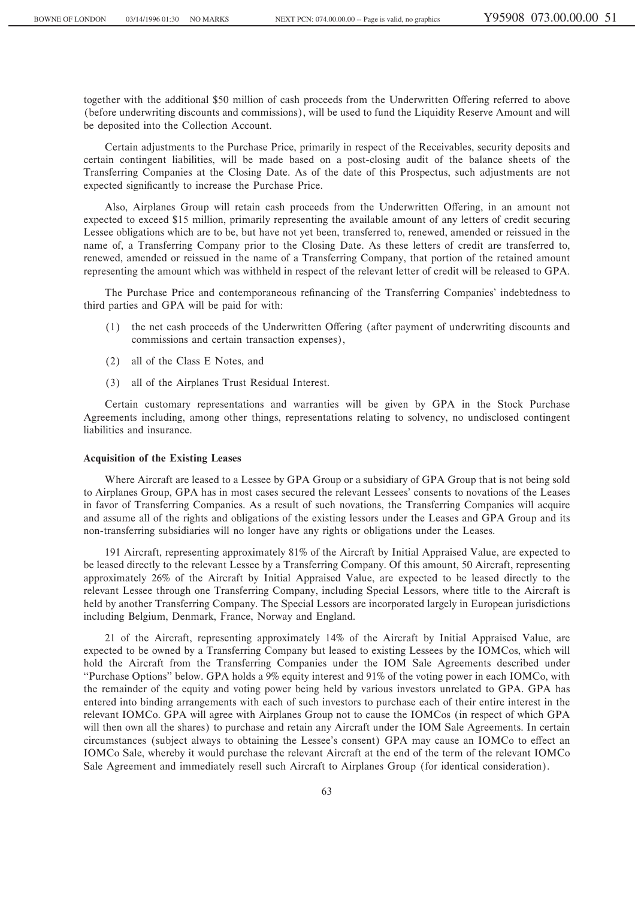together with the additional $50 million of cash proceeds from the Underwritten Offering referred to above (before underwriting discounts and commissions), will be used to fund the Liquidity Reserve Amount and will be deposited into the Collection Account.

Certain adjustments to the Purchase Price, primarily in respect of the Receivables, security deposits and certain contingent liabilities, will be made based on a post-closing audit of the balance sheets of the Transferring Companies at the Closing Date. As of the date of this Prospectus, such adjustments are not expected significantly to increase the Purchase Price.

Also, Airplanes Group will retain cash proceeds from the Underwritten Offering, in an amount not expected to exceed $15 million, primarily representing the available amount of any letters of credit securing Lessee obligations which are to be, but have not yet been, transferred to, renewed, amended or reissued in the name of, a Transferring Company prior to the Closing Date. As these letters of credit are transferred to, renewed, amended or reissued in the name of a Transferring Company, that portion of the retained amount representing the amount which was withheld in respect of the relevant letter of credit will be released to GPA.

The Purchase Price and contemporaneous refinancing of the Transferring Companies' indebtedness to third parties and GPA will be paid for with:

(1) the net cash proceeds of the Underwritten Offering (after payment of underwriting discounts and commissions and certain transaction expenses),

(2) all of the Class E Notes, and

(3) all of the Airplanes Trust Residual Interest.

Certain customary representations and warranties will be given by GPA in the Stock Purchase Agreements including, among other things, representations relating to solvency, no undisclosed contingent liabilities and insurance.

**Acquisition of the Existing Leases**

Where Aircraft are leased to a Lessee by GPA Group or a subsidiary of GPA Group that is not being sold to Airplanes Group, GPA has in most cases secured the relevant Lessees' consents to novations of the Leases in favor of Transferring Companies. As a result of such novations, the Transferring Companies will acquire and assume all of the rights and obligations of the existing lessors under the Leases and GPA Group and its non-transferring subsidiaries will no longer have any rights or obligations under the Leases.

191 Aircraft, representing approximately 81% of the Aircraft by Initial Appraised Value, are expected to be leased directly to the relevant Lessee by a Transferring Company. Of this amount, 50 Aircraft, representing approximately 26% of the Aircraft by Initial Appraised Value, are expected to be leased directly to the relevant Lessee through one Transferring Company, including Special Lessors, where title to the Aircraft is held by another Transferring Company. The Special Lessors are incorporated largely in European jurisdictions including Belgium, Denmark, France, Norway and England.

21 of the Aircraft, representing approximately 14% of the Aircraft by Initial Appraised Value, are expected to be owned by a Transferring Company but leased to existing Lessees by the IOMCos, which will hold the Aircraft from the Transferring Companies under the IOM Sale Agreements described under "Purchase Options" below. GPA holds a 9% equity interest and 91% of the voting power in each IOMCo, with the remainder of the equity and voting power being held by various investors unrelated to GPA. GPA has entered into binding arrangements with each of such investors to purchase each of their entire interest in the relevant IOMCo. GPA will agree with Airplanes Group not to cause the IOMCos (in respect of which GPA will then own all the shares) to purchase and retain any Aircraft under the IOM Sale Agreements. In certain circumstances (subject always to obtaining the Lessee's consent) GPA may cause an IOMCo to effect an IOMCo Sale, whereby it would purchase the relevant Aircraft at the end of the term of the relevant IOMCo Sale Agreement and immediately resell such Aircraft to Airplanes Group (for identical consideration).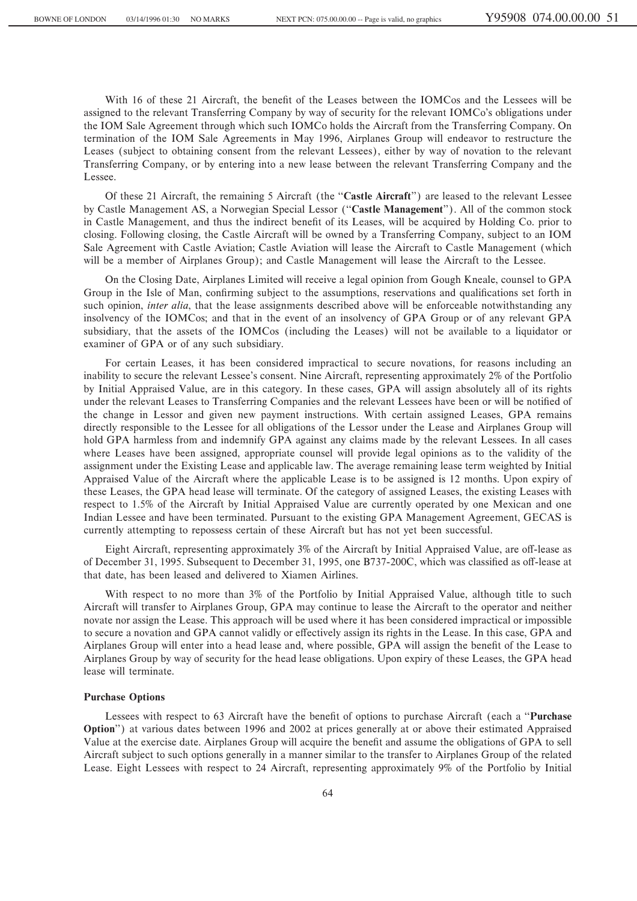With 16 of these 21 Aircraft, the benefit of the Leases between the IOMCos and the Lessees will be assigned to the relevant Transferring Company by way of security for the relevant IOMCo's obligations under the IOM Sale Agreement through which such IOMCo holds the Aircraft from the Transferring Company. On termination of the IOM Sale Agreements in May 1996, Airplanes Group will endeavor to restructure the Leases (subject to obtaining consent from the relevant Lessees), either by way of novation to the relevant Transferring Company, or by entering into a new lease between the relevant Transferring Company and the Lessee.

Of these 21 Aircraft, the remaining 5 Aircraft (the "**Castle Aircraft**") are leased to the relevant Lessee by Castle Management AS, a Norwegian Special Lessor ("**Castle Management**"). All of the common stock in Castle Management, and thus the indirect benefit of its Leases, will be acquired by Holding Co. prior to closing. Following closing, the Castle Aircraft will be owned by a Transferring Company, subject to an IOM Sale Agreement with Castle Aviation; Castle Aviation will lease the Aircraft to Castle Management (which will be a member of Airplanes Group); and Castle Management will lease the Aircraft to the Lessee.

On the Closing Date, Airplanes Limited will receive a legal opinion from Gough Kneale, counsel to GPA Group in the Isle of Man, confirming subject to the assumptions, reservations and qualifications set forth in such opinion, *inter alia*, that the lease assignments described above will be enforceable notwithstanding any insolvency of the IOMCos; and that in the event of an insolvency of GPA Group or of any relevant GPA subsidiary, that the assets of the IOMCos (including the Leases) will not be available to a liquidator or examiner of GPA or of any such subsidiary.

For certain Leases, it has been considered impractical to secure novations, for reasons including an inability to secure the relevant Lessee's consent. Nine Aircraft, representing approximately 2% of the Portfolio by Initial Appraised Value, are in this category. In these cases, GPA will assign absolutely all of its rights under the relevant Leases to Transferring Companies and the relevant Lessees have been or will be notified of the change in Lessor and given new payment instructions. With certain assigned Leases, GPA remains directly responsible to the Lessee for all obligations of the Lessor under the Lease and Airplanes Group will hold GPA harmless from and indemnify GPA against any claims made by the relevant Lessees. In all cases where Leases have been assigned, appropriate counsel will provide legal opinions as to the validity of the assignment under the Existing Lease and applicable law. The average remaining lease term weighted by Initial Appraised Value of the Aircraft where the applicable Lease is to be assigned is 12 months. Upon expiry of these Leases, the GPA head lease will terminate. Of the category of assigned Leases, the existing Leases with respect to 1.5% of the Aircraft by Initial Appraised Value are currently operated by one Mexican and one Indian Lessee and have been terminated. Pursuant to the existing GPA Management Agreement, GECAS is currently attempting to repossess certain of these Aircraft but has not yet been successful.

Eight Aircraft, representing approximately 3% of the Aircraft by Initial Appraised Value, are off-lease as of December 31, 1995. Subsequent to December 31, 1995, one B737-200C, which was classified as off-lease at that date, has been leased and delivered to Xiamen Airlines.

With respect to no more than 3% of the Portfolio by Initial Appraised Value, although title to such Aircraft will transfer to Airplanes Group, GPA may continue to lease the Aircraft to the operator and neither novate nor assign the Lease. This approach will be used where it has been considered impractical or impossible to secure a novation and GPA cannot validly or effectively assign its rights in the Lease. In this case, GPA and Airplanes Group will enter into a head lease and, where possible, GPA will assign the benefit of the Lease to Airplanes Group by way of security for the head lease obligations. Upon expiry of these Leases, the GPA head lease will terminate.

**Purchase Options**

Lessees with respect to 63 Aircraft have the benefit of options to purchase Aircraft (each a "**Purchase Option**") at various dates between 1996 and 2002 at prices generally at or above their estimated Appraised Value at the exercise date. Airplanes Group will acquire the benefit and assume the obligations of GPA to sell Aircraft subject to such options generally in a manner similar to the transfer to Airplanes Group of the related Lease. Eight Lessees with respect to 24 Aircraft, representing approximately 9% of the Portfolio by Initial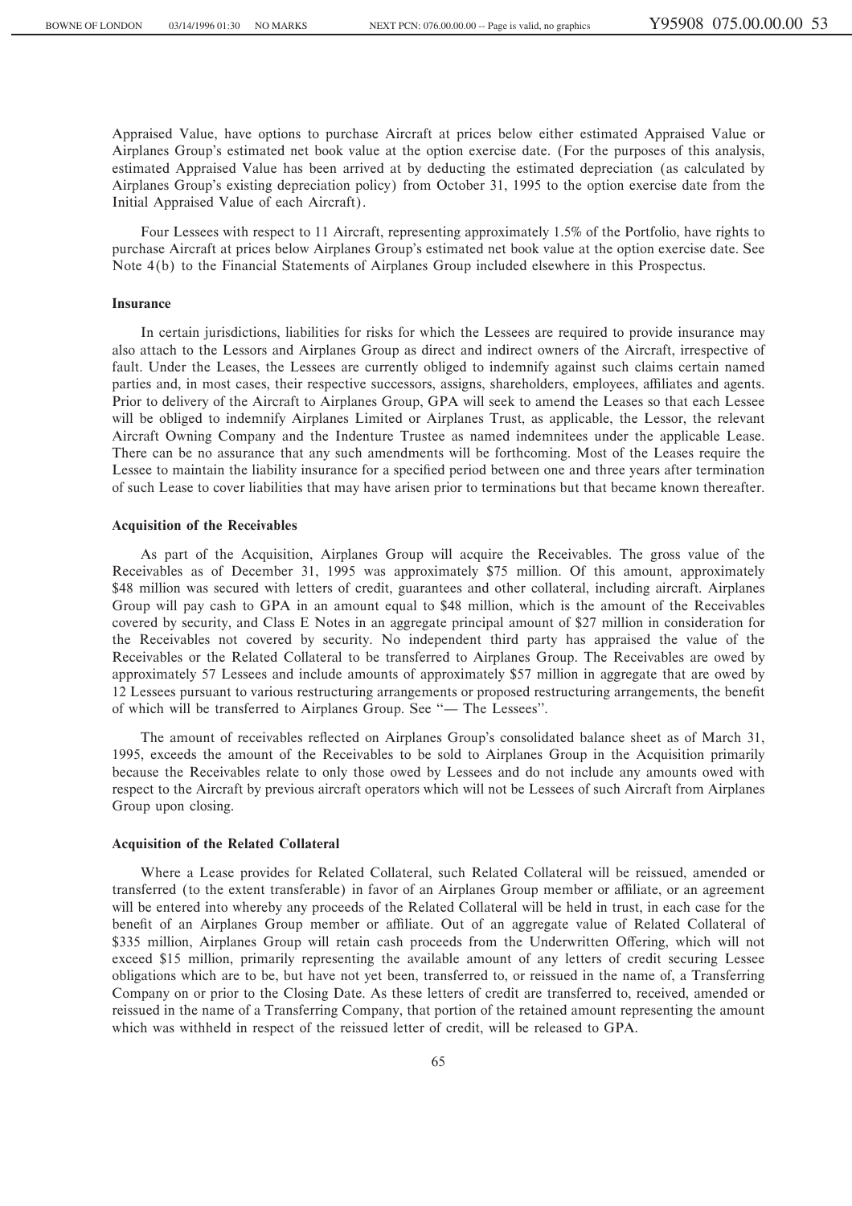Appraised Value, have options to purchase Aircraft at prices below either estimated Appraised Value or Airplanes Group's estimated net book value at the option exercise date. (For the purposes of this analysis, estimated Appraised Value has been arrived at by deducting the estimated depreciation (as calculated by Airplanes Group's existing depreciation policy) from October 31, 1995 to the option exercise date from the Initial Appraised Value of each Aircraft).

Four Lessees with respect to 11 Aircraft, representing approximately 1.5% of the Portfolio, have rights to purchase Aircraft at prices below Airplanes Group's estimated net book value at the option exercise date. See Note 4(b) to the Financial Statements of Airplanes Group included elsewhere in this Prospectus.

### Insurance

In certain jurisdictions, liabilities for risks for which the Lessees are required to provide insurance may also attach to the Lessors and Airplanes Group as direct and indirect owners of the Aircraft, irrespective of fault. Under the Leases, the Lessees are currently obliged to indemnify against such claims certain named parties and, in most cases, their respective successors, assigns, shareholders, employees, affiliates and agents. Prior to delivery of the Aircraft to Airplanes Group, GPA will seek to amend the Leases so that each Lessee will be obliged to indemnify Airplanes Limited or Airplanes Trust, as applicable, the Lessor, the relevant Aircraft Owning Company and the Indenture Trustee as named indemnitees under the applicable Lease. There can be no assurance that any such amendments will be forthcoming. Most of the Leases require the Lessee to maintain the liability insurance for a specified period between one and three years after termination of such Lease to cover liabilities that may have arisen prior to terminations but that became known thereafter.

### Acquisition of the Receivables

As part of the Acquisition, Airplanes Group will acquire the Receivables. The gross value of the Receivables as of December 31, 1995 was approximately $75 million. Of this amount, approximately $48 million was secured with letters of credit, guarantees and other collateral, including aircraft. Airplanes Group will pay cash to GPA in an amount equal to $48 million, which is the amount of the Receivables covered by security, and Class E Notes in an aggregate principal amount of $27 million in consideration for the Receivables not covered by security. No independent third party has appraised the value of the Receivables or the Related Collateral to be transferred to Airplanes Group. The Receivables are owed by approximately 57 Lessees and include amounts of approximately $57 million in aggregate that are owed by 12 Lessees pursuant to various restructuring arrangements or proposed restructuring arrangements, the benefit of which will be transferred to Airplanes Group. See "— The Lessees".

The amount of receivables reflected on Airplanes Group's consolidated balance sheet as of March 31, 1995, exceeds the amount of the Receivables to be sold to Airplanes Group in the Acquisition primarily because the Receivables relate to only those owed by Lessees and do not include any amounts owed with respect to the Aircraft by previous aircraft operators which will not be Lessees of such Aircraft from Airplanes Group upon closing.

### Acquisition of the Related Collateral

Where a Lease provides for Related Collateral, such Related Collateral will be reissued, amended or transferred (to the extent transferable) in favor of an Airplanes Group member or affiliate, or an agreement will be entered into whereby any proceeds of the Related Collateral will be held in trust, in each case for the benefit of an Airplanes Group member or affiliate. Out of an aggregate value of Related Collateral of $335 million, Airplanes Group will retain cash proceeds from the Underwritten Offering, which will not exceed $15 million, primarily representing the available amount of any letters of credit securing Lessee obligations which are to be, but have not yet been, transferred to, or reissued in the name of, a Transferring Company on or prior to the Closing Date. As these letters of credit are transferred to, received, amended or reissued in the name of a Transferring Company, that portion of the retained amount representing the amount which was withheld in respect of the reissued letter of credit, will be released to GPA.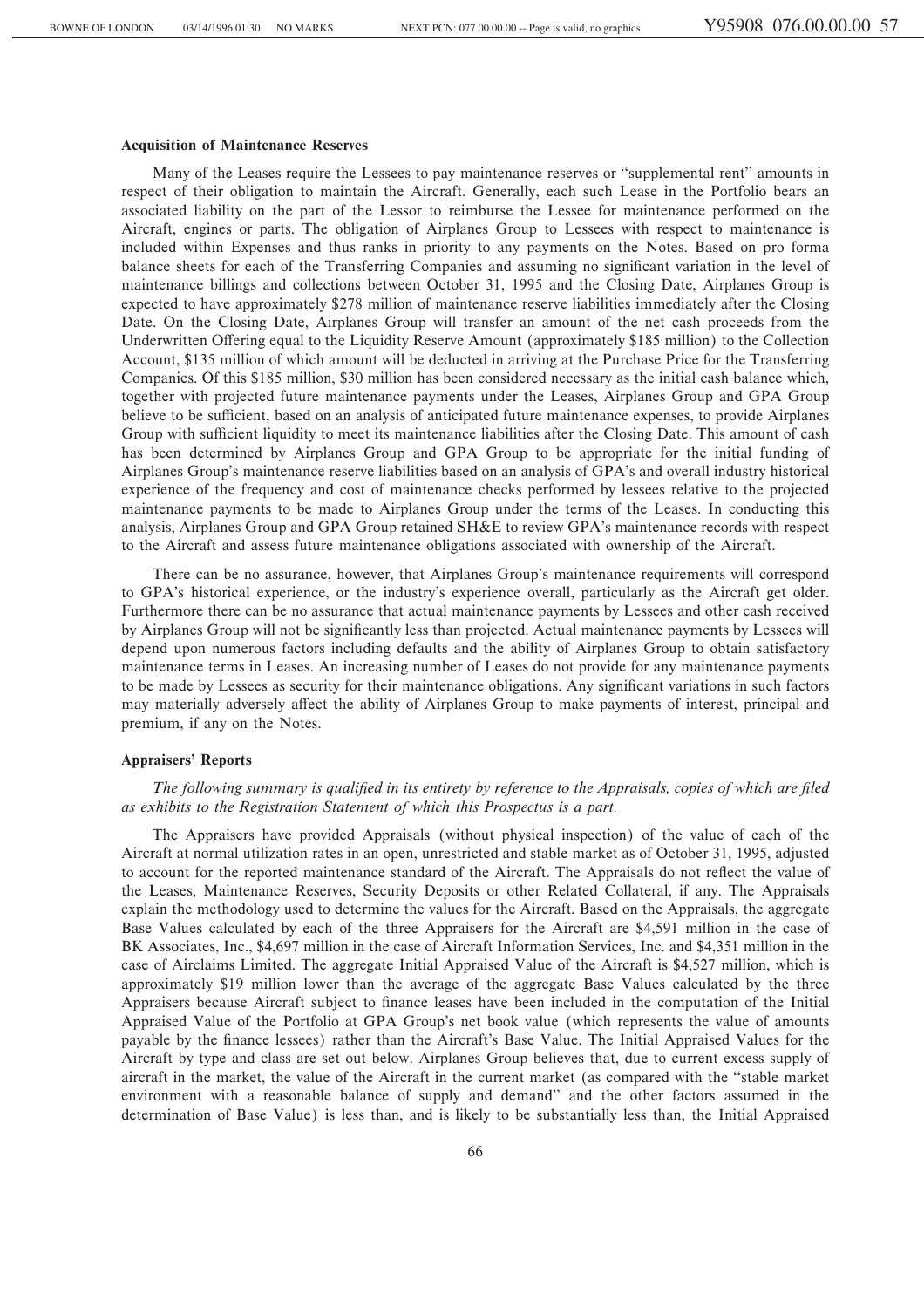**Acquisition of Maintenance Reserves**

Many of the Leases require the Lessees to pay maintenance reserves or "supplemental rent" amounts in respect of their obligation to maintain the Aircraft. Generally, each such Lease in the Portfolio bears an associated liability on the part of the Lessor to reimburse the Lessee for maintenance performed on the Aircraft, engines or parts. The obligation of Airplanes Group to Lessees with respect to maintenance is included within Expenses and thus ranks in priority to any payments on the Notes. Based on pro forma balance sheets for each of the Transferring Companies and assuming no significant variation in the level of maintenance billings and collections between October 31, 1995 and the Closing Date, Airplanes Group is expected to have approximately $278 million of maintenance reserve liabilities immediately after the Closing Date. On the Closing Date, Airplanes Group will transfer an amount of the net cash proceeds from the Underwritten Offering equal to the Liquidity Reserve Amount (approximately $185 million) to the Collection Account, $135 million of which amount will be deducted in arriving at the Purchase Price for the Transferring Companies. Of this $185 million, $30 million has been considered necessary as the initial cash balance which, together with projected future maintenance payments under the Leases, Airplanes Group and GPA Group believe to be sufficient, based on an analysis of anticipated future maintenance expenses, to provide Airplanes Group with sufficient liquidity to meet its maintenance liabilities after the Closing Date. This amount of cash has been determined by Airplanes Group and GPA Group to be appropriate for the initial funding of Airplanes Group's maintenance reserve liabilities based on an analysis of GPA's and overall industry historical experience of the frequency and cost of maintenance checks performed by lessees relative to the projected maintenance payments to be made to Airplanes Group under the terms of the Leases. In conducting this analysis, Airplanes Group and GPA Group retained SH&E to review GPA's maintenance records with respect to the Aircraft and assess future maintenance obligations associated with ownership of the Aircraft.

There can be no assurance, however, that Airplanes Group's maintenance requirements will correspond to GPA's historical experience, or the industry's experience overall, particularly as the Aircraft get older. Furthermore there can be no assurance that actual maintenance payments by Lessees and other cash received by Airplanes Group will not be significantly less than projected. Actual maintenance payments by Lessees will depend upon numerous factors including defaults and the ability of Airplanes Group to obtain satisfactory maintenance terms in Leases. An increasing number of Leases do not provide for any maintenance payments to be made by Lessees as security for their maintenance obligations. Any significant variations in such factors may materially adversely affect the ability of Airplanes Group to make payments of interest, principal and premium, if any on the Notes.

**Appraisers' Reports**

*The following summary is qualified in its entirety by reference to the Appraisals, copies of which are filed as exhibits to the Registration Statement of which this Prospectus is a part.*

The Appraisers have provided Appraisals (without physical inspection) of the value of each of the Aircraft at normal utilization rates in an open, unrestricted and stable market as of October 31, 1995, adjusted to account for the reported maintenance standard of the Aircraft. The Appraisals do not reflect the value of the Leases, Maintenance Reserves, Security Deposits or other Related Collateral, if any. The Appraisals explain the methodology used to determine the values for the Aircraft. Based on the Appraisals, the aggregate Base Values calculated by each of the three Appraisers for the Aircraft are $4,591 million in the case of BK Associates, Inc., $4,697 million in the case of Aircraft Information Services, Inc. and $4,351 million in the case of Airclaims Limited. The aggregate Initial Appraised Value of the Aircraft is $4,527 million, which is approximately $19 million lower than the average of the aggregate Base Values calculated by the three Appraisers because Aircraft subject to finance leases have been included in the computation of the Initial Appraised Value of the Portfolio at GPA Group's net book value (which represents the value of amounts payable by the finance lessees) rather than the Aircraft's Base Value. The Initial Appraised Values for the Aircraft by type and class are set out below. Airplanes Group believes that, due to current excess supply of aircraft in the market, the value of the Aircraft in the current market (as compared with the "stable market environment with a reasonable balance of supply and demand" and the other factors assumed in the determination of Base Value) is less than, and is likely to be substantially less than, the Initial Appraised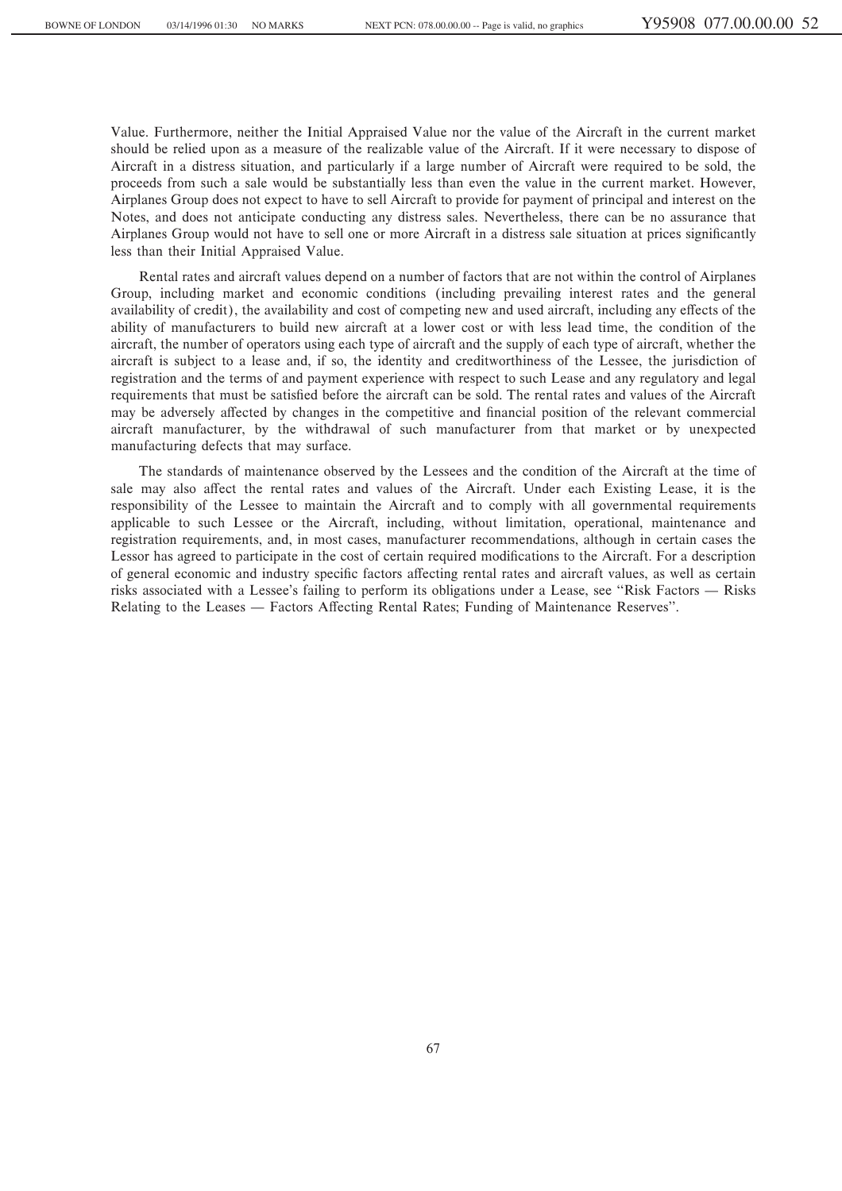Value. Furthermore, neither the Initial Appraised Value nor the value of the Aircraft in the current market should be relied upon as a measure of the realizable value of the Aircraft. If it were necessary to dispose of Aircraft in a distress situation, and particularly if a large number of Aircraft were required to be sold, the proceeds from such a sale would be substantially less than even the value in the current market. However, Airplanes Group does not expect to have to sell Aircraft to provide for payment of principal and interest on the Notes, and does not anticipate conducting any distress sales. Nevertheless, there can be no assurance that Airplanes Group would not have to sell one or more Aircraft in a distress sale situation at prices significantly less than their Initial Appraised Value.

Rental rates and aircraft values depend on a number of factors that are not within the control of Airplanes Group, including market and economic conditions (including prevailing interest rates and the general availability of credit), the availability and cost of competing new and used aircraft, including any effects of the ability of manufacturers to build new aircraft at a lower cost or with less lead time, the condition of the aircraft, the number of operators using each type of aircraft and the supply of each type of aircraft, whether the aircraft is subject to a lease and, if so, the identity and creditworthiness of the Lessee, the jurisdiction of registration and the terms of and payment experience with respect to such Lease and any regulatory and legal requirements that must be satisfied before the aircraft can be sold. The rental rates and values of the Aircraft may be adversely affected by changes in the competitive and financial position of the relevant commercial aircraft manufacturer, by the withdrawal of such manufacturer from that market or by unexpected manufacturing defects that may surface.

The standards of maintenance observed by the Lessees and the condition of the Aircraft at the time of sale may also affect the rental rates and values of the Aircraft. Under each Existing Lease, it is the responsibility of the Lessee to maintain the Aircraft and to comply with all governmental requirements applicable to such Lessee or the Aircraft, including, without limitation, operational, maintenance and registration requirements, and, in most cases, manufacturer recommendations, although in certain cases the Lessor has agreed to participate in the cost of certain required modifications to the Aircraft. For a description of general economic and industry specific factors affecting rental rates and aircraft values, as well as certain risks associated with a Lessee's failing to perform its obligations under a Lease, see "Risk Factors — Risks Relating to the Leases — Factors Affecting Rental Rates; Funding of Maintenance Reserves".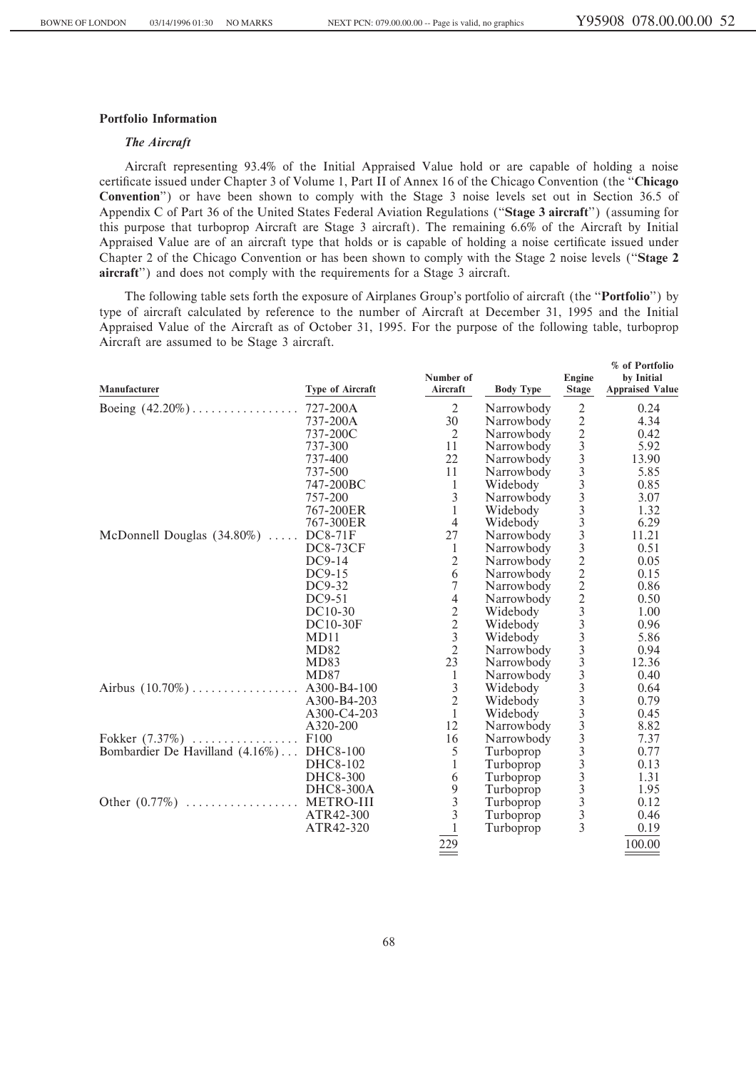### Portfolio Information

#### *The Aircraft*

Aircraft representing 93.4% of the Initial Appraised Value hold or are capable of holding a noise certificate issued under Chapter 3 of Volume 1, Part II of Annex 16 of the Chicago Convention (the "**Chicago Convention**") or have been shown to comply with the Stage 3 noise levels set out in Section 36.5 of Appendix C of Part 36 of the United States Federal Aviation Regulations ("**Stage 3 aircraft**") (assuming for this purpose that turboprop Aircraft are Stage 3 aircraft). The remaining 6.6% of the Aircraft by Initial Appraised Value are of an aircraft type that holds or is capable of holding a noise certificate issued under Chapter 2 of the Chicago Convention or has been shown to comply with the Stage 2 noise levels ("**Stage 2 aircraft**") and does not comply with the requirements for a Stage 3 aircraft.

The following table sets forth the exposure of Airplanes Group's portfolio of aircraft (the "**Portfolio**") by type of aircraft calculated by reference to the number of Aircraft at December 31, 1995 and the Initial Appraised Value of the Aircraft as of October 31, 1995. For the purpose of the following table, turboprop Aircraft are assumed to be Stage 3 aircraft.

| Manufacturer | Type of Aircraft | Number of Aircraft | Body Type | Engine Stage | % of Portfolio by Initial Appraised Value |
|---|---|---|---|---|---|
| Boeing (42.20%) | 727-200A | 2 | Narrowbody | 2 | 0.24 |
| | 737-200A | 30 | Narrowbody | 2 | 4.34 |
| | 737-200C | 2 | Narrowbody | 2 | 0.42 |
| | 737-300 | 11 | Narrowbody | 3 | 5.92 |
| | 737-400 | 22 | Narrowbody | 3 | 13.90 |
| | 737-500 | 11 | Narrowbody | 3 | 5.85 |
| | 747-200BC | 1 | Widebody | 3 | 0.85 |
| | 757-200 | 3 | Narrowbody | 3 | 3.07 |
| | 767-200ER | 1 | Widebody | 3 | 1.32 |
| | 767-300ER | 4 | Widebody | 3 | 6.29 |
| McDonnell Douglas (34.80%) | DC8-71F | 27 | Narrowbody | 3 | 11.21 |
| | DC8-73CF | 1 | Narrowbody | 3 | 0.51 |
| | DC9-14 | 2 | Narrowbody | 2 | 0.05 |
| | DC9-15 | 6 | Narrowbody | 2 | 0.15 |
| | DC9-32 | 7 | Narrowbody | 2 | 0.86 |
| | DC9-51 | 4 | Narrowbody | 2 | 0.50 |
| | DC10-30 | 2 | Widebody | 3 | 1.00 |
| | DC10-30F | 2 | Widebody | 3 | 0.96 |
| | MD11 | 3 | Widebody | 3 | 5.86 |
| | MD82 | 2 | Narrowbody | 3 | 0.94 |
| | MD83 | 23 | Narrowbody | 3 | 12.36 |
| | MD87 | 1 | Narrowbody | 3 | 0.40 |
| Airbus (10.70%) | A300-B4-100 | 3 | Widebody | 3 | 0.64 |
| | A300-B4-203 | 2 | Widebody | 3 | 0.79 |
| | A300-C4-203 | 1 | Widebody | 3 | 0.45 |
| | A320-200 | 12 | Narrowbody | 3 | 8.82 |
| Fokker (7.37%) | F100 | 16 | Narrowbody | 3 | 7.37 |
| Bombardier De Havilland (4.16%) | DHC8-100 | 5 | Turboprop | 3 | 0.77 |
| | DHC8-102 | 1 | Turboprop | 3 | 0.13 |
| | DHC8-300 | 6 | Turboprop | 3 | 1.31 |
| | DHC8-300A | 9 | Turboprop | 3 | 1.95 |
| Other (0.77%) | METRO-III | 3 | Turboprop | 3 | 0.12 |
| | ATR42-300 | 3 | Turboprop | 3 | 0.46 |
| | ATR42-320 | 1 | Turboprop | 3 | 0.19 |
| | | 229 | | | 100.00 |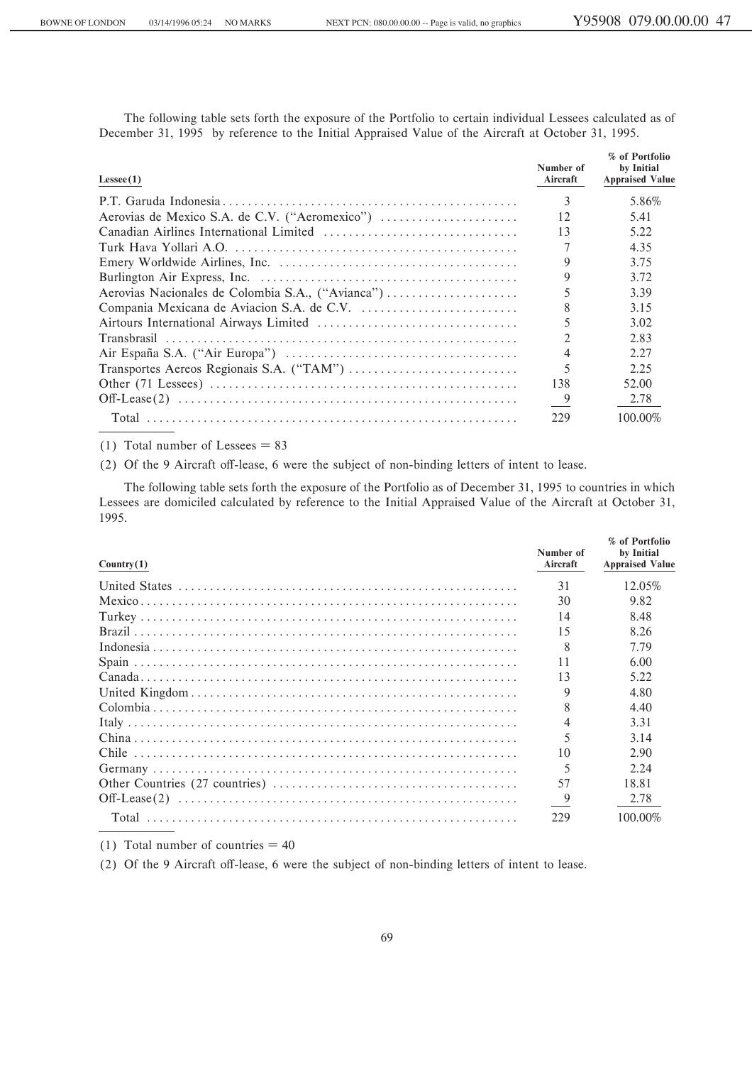The following table sets forth the exposure of the Portfolio to certain individual Lessees calculated as of December 31, 1995 by reference to the Initial Appraised Value of the Aircraft at October 31, 1995.

| Lessee(1) | Number of Aircraft | % of Portfolio by Initial Appraised Value |
|---|---|---|
| P.T. Garuda Indonesia | 3 | 5.86% |
| Aerovias de Mexico S.A. de C.V. ("Aeromexico") | 12 | 5.41 |
| Canadian Airlines International Limited | 13 | 5.22 |
| Turk Hava Yollari A.O. | 7 | 4.35 |
| Emery Worldwide Airlines, Inc. | 9 | 3.75 |
| Burlington Air Express, Inc. | 9 | 3.72 |
| Aerovias Nacionales de Colombia S.A., ("Avianca") | 5 | 3.39 |
| Compania Mexicana de Aviacion S.A. de C.V. | 8 | 3.15 |
| Airtours International Airways Limited | 5 | 3.02 |
| Transbrasil | 2 | 2.83 |
| Air España S.A. ("Air Europa") | 4 | 2.27 |
| Transportes Aereos Regionais S.A. ("TAM") | 5 | 2.25 |
| Other (71 Lessees) | 138 | 52.00 |
| Off-Lease(2) | 9 | 2.78 |
| Total | 229 | 100.00% |

(1) Total number of Lessees = 83

(2) Of the 9 Aircraft off-lease, 6 were the subject of non-binding letters of intent to lease.

The following table sets forth the exposure of the Portfolio as of December 31, 1995 to countries in which Lessees are domiciled calculated by reference to the Initial Appraised Value of the Aircraft at October 31, 1995.

| Country(1) | Number of Aircraft | % of Portfolio by Initial Appraised Value |
|---|---|---|
| United States | 31 | 12.05% |
| Mexico | 30 | 9.82 |
| Turkey | 14 | 8.48 |
| Brazil | 15 | 8.26 |
| Indonesia | 8 | 7.79 |
| Spain | 11 | 6.00 |
| Canada | 13 | 5.22 |
| United Kingdom | 9 | 4.80 |
| Colombia | 8 | 4.40 |
| Italy | 4 | 3.31 |
| China | 5 | 3.14 |
| Chile | 10 | 2.90 |
| Germany | 5 | 2.24 |
| Other Countries (27 countries) | 57 | 18.81 |
| Off-Lease(2) | 9 | 2.78 |
| Total | 229 | 100.00% |

(1) Total number of countries = 40

(2) Of the 9 Aircraft off-lease, 6 were the subject of non-binding letters of intent to lease.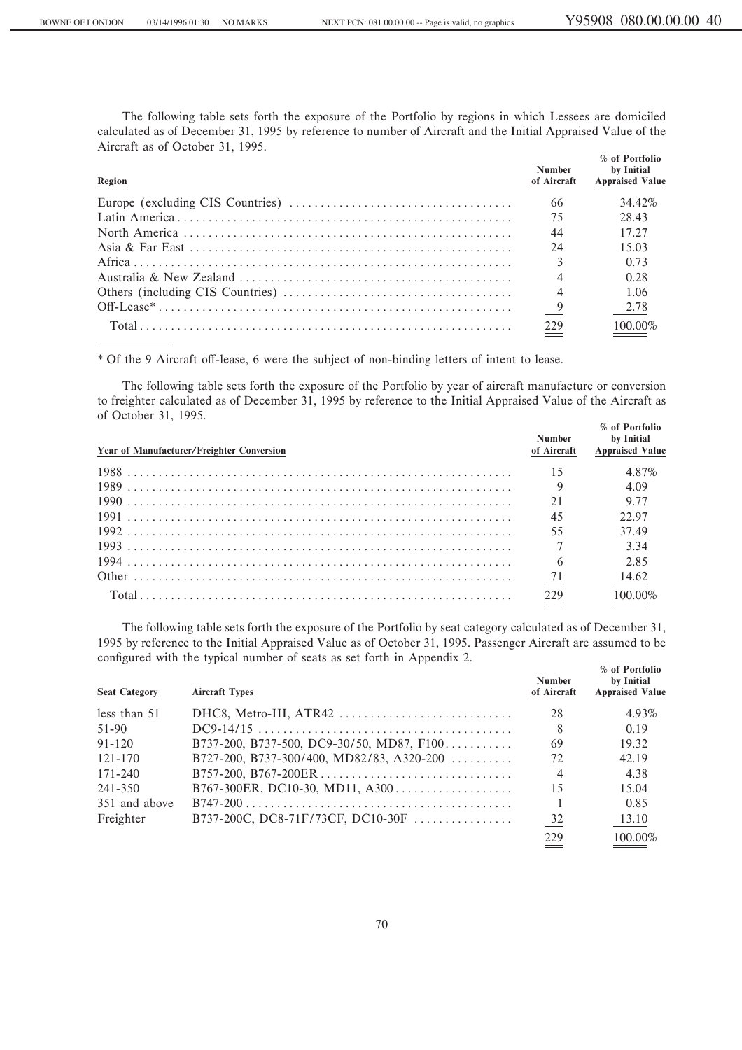The following table sets forth the exposure of the Portfolio by regions in which Lessees are domiciled calculated as of December 31, 1995 by reference to number of Aircraft and the Initial Appraised Value of the Aircraft as of October 31, 1995.

| Region | Number of Aircraft | % of Portfolio by Initial Appraised Value |
|---|---|---|
| Europe (excluding CIS Countries) | 66 | 34.42% |
| Latin America | 75 | 28.43 |
| North America | 44 | 17.27 |
| Asia & Far East | 24 | 15.03 |
| Africa | 3 | 0.73 |
| Australia & New Zealand | 4 | 0.28 |
| Others (including CIS Countries) | 4 | 1.06 |
| Off-Lease* | 9 | 2.78 |
| Total | 229 | 100.00% |

* Of the 9 Aircraft off-lease, 6 were the subject of non-binding letters of intent to lease.

The following table sets forth the exposure of the Portfolio by year of aircraft manufacture or conversion to freighter calculated as of December 31, 1995 by reference to the Initial Appraised Value of the Aircraft as of October 31, 1995.

| Year of Manufacturer/Freighter Conversion | Number of Aircraft | % of Portfolio by Initial Appraised Value |
|---|---|---|
| 1988 | 15 | 4.87% |
| 1989 | 9 | 4.09 |
| 1990 | 21 | 9.77 |
| 1991 | 45 | 22.97 |
| 1992 | 55 | 37.49 |
| 1993 | 7 | 3.34 |
| 1994 | 6 | 2.85 |
| Other | 71 | 14.62 |
| Total | 229 | 100.00% |

The following table sets forth the exposure of the Portfolio by seat category calculated as of December 31, 1995 by reference to the Initial Appraised Value as of October 31, 1995. Passenger Aircraft are assumed to be configured with the typical number of seats as set forth in Appendix 2.

| Seat Category | Aircraft Types | Number of Aircraft | % of Portfolio by Initial Appraised Value |
|---|---|---|---|
| less than 51 | DHC8, Metro-III, ATR42 | 28 | 4.93% |
| 51-90 | DC9-14/15 | 8 | 0.19 |
| 91-120 | B737-200, B737-500, DC9-30/50, MD87, F100 | 69 | 19.32 |
| 121-170 | B727-200, B737-300/400, MD82/83, A320-200 | 72 | 42.19 |
| 171-240 | B757-200, B767-200ER | 4 | 4.38 |
| 241-350 | B767-300ER, DC10-30, MD11, A300 | 15 | 15.04 |
| 351 and above | B747-200 | 1 | 0.85 |
| Freighter | B737-200C, DC8-71F/73CF, DC10-30F | 32 | 13.10 |
| | | 229 | 100.00% |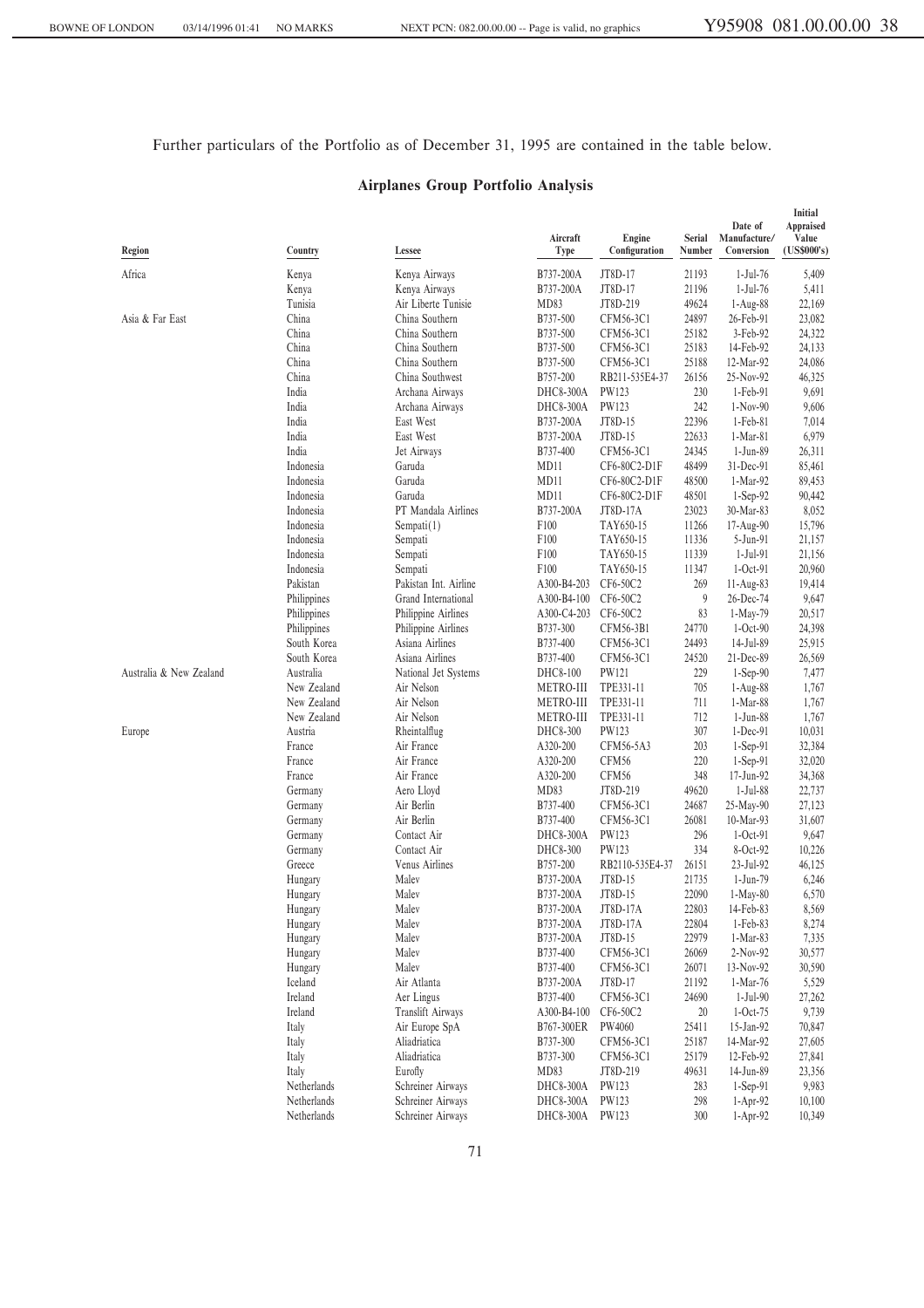Further particulars of the Portfolio as of December 31, 1995 are contained in the table below.

## Airplanes Group Portfolio Analysis

| Region | Country | Lessee | Aircraft Type | Engine Configuration | Serial Number | Date of Manufacture/ Conversion | Initial Appraised Value (US$000's) |
|---|---|---|---|---|---|---|---|
| Africa | Kenya | Kenya Airways | B737-200A | JT8D-17 | 21193 | 1-Jul-76 | 5,409 |
| | Kenya | Kenya Airways | B737-200A | JT8D-17 | 21196 | 1-Jul-76 | 5,411 |
| | Tunisia | Air Liberte Tunisie | MD83 | JT8D-219 | 49624 | 1-Aug-88 | 22,169 |
| Asia & Far East | China | China Southern | B737-500 | CFM56-3C1 | 24897 | 26-Feb-91 | 23,082 |
| | China | China Southern | B737-500 | CFM56-3C1 | 25182 | 3-Feb-92 | 24,322 |
| | China | China Southern | B737-500 | CFM56-3C1 | 25183 | 14-Feb-92 | 24,133 |
| | China | China Southern | B737-500 | CFM56-3C1 | 25188 | 12-Mar-92 | 24,086 |
| | China | China Southwest | B757-200 | RB211-535E4-37 | 26156 | 25-Nov-92 | 46,325 |
| | India | Archana Airways | DHC8-300A | PW123 | 230 | 1-Feb-91 | 9,691 |
| | India | Archana Airways | DHC8-300A | PW123 | 242 | 1-Nov-90 | 9,606 |
| | India | East West | B737-200A | JT8D-15 | 22396 | 1-Feb-81 | 7,014 |
| | India | East West | B737-200A | JT8D-15 | 22633 | 1-Mar-81 | 6,979 |
| | India | Jet Airways | B737-400 | CFM56-3C1 | 24345 | 1-Jun-89 | 26,311 |
| | Indonesia | Garuda | MD11 | CF6-80C2-D1F | 48499 | 31-Dec-91 | 85,461 |
| | Indonesia | Garuda | MD11 | CF6-80C2-D1F | 48500 | 1-Mar-92 | 89,453 |
| | Indonesia | Garuda | MD11 | CF6-80C2-D1F | 48501 | 1-Sep-92 | 90,442 |
| | Indonesia | PT Mandala Airlines | B737-200A | JT8D-17A | 23023 | 30-Mar-83 | 8,052 |
| | Indonesia | Sempati(1) | F100 | TAY650-15 | 11266 | 17-Aug-90 | 15,796 |
| | Indonesia | Sempati | F100 | TAY650-15 | 11336 | 5-Jun-91 | 21,157 |
| | Indonesia | Sempati | F100 | TAY650-15 | 11339 | 1-Jul-91 | 21,156 |
| | Indonesia | Sempati | F100 | TAY650-15 | 11347 | 1-Oct-91 | 20,960 |
| | Pakistan | Pakistan Int. Airline | A300-B4-203 | CF6-50C2 | 269 | 11-Aug-83 | 19,414 |
| | Philippines | Grand International | A300-B4-100 | CF6-50C2 | 9 | 26-Dec-74 | 9,647 |
| | Philippines | Philippine Airlines | A300-C4-203 | CF6-50C2 | 83 | 1-May-79 | 20,517 |
| | Philippines | Philippine Airlines | B737-300 | CFM56-3B1 | 24770 | 1-Oct-90 | 24,398 |
| | South Korea | Asiana Airlines | B737-400 | CFM56-3C1 | 24493 | 14-Jul-89 | 25,915 |
| | South Korea | Asiana Airlines | B737-400 | CFM56-3C1 | 24520 | 21-Dec-89 | 26,569 |
| Australia & New Zealand | Australia | National Jet Systems | DHC8-100 | PW121 | 229 | 1-Sep-90 | 7,477 |
| | New Zealand | Air Nelson | METRO-III | TPE331-11 | 705 | 1-Aug-88 | 1,767 |
| | New Zealand | Air Nelson | METRO-III | TPE331-11 | 711 | 1-Mar-88 | 1,767 |
| | New Zealand | Air Nelson | METRO-III | TPE331-11 | 712 | 1-Jun-88 | 1,767 |
| Europe | Austria | Rheintalflug | DHC8-300 | PW123 | 307 | 1-Dec-91 | 10,031 |
| | France | Air France | A320-200 | CFM56-5A3 | 203 | 1-Sep-91 | 32,384 |
| | France | Air France | A320-200 | CFM56 | 220 | 1-Sep-91 | 32,020 |
| | France | Air France | A320-200 | CFM56 | 348 | 17-Jun-92 | 34,368 |
| | Germany | Aero Lloyd | MD83 | JT8D-219 | 49620 | 1-Jul-88 | 22,737 |
| | Germany | Air Berlin | B737-400 | CFM56-3C1 | 24687 | 25-May-90 | 27,123 |
| | Germany | Air Berlin | B737-400 | CFM56-3C1 | 26081 | 10-Mar-93 | 31,607 |
| | Germany | Contact Air | DHC8-300A | PW123 | 296 | 1-Oct-91 | 9,647 |
| | Germany | Contact Air | DHC8-300 | PW123 | 334 | 8-Oct-92 | 10,226 |
| | Greece | Venus Airlines | B757-200 | RB2110-535E4-37 | 26151 | 23-Jul-92 | 46,125 |
| | Hungary | Malev | B737-200A | JT8D-15 | 21735 | 1-Jun-79 | 6,246 |
| | Hungary | Malev | B737-200A | JT8D-15 | 22090 | 1-May-80 | 6,570 |
| | Hungary | Malev | B737-200A | JT8D-17A | 22803 | 14-Feb-83 | 8,569 |
| | Hungary | Malev | B737-200A | JT8D-17A | 22804 | 1-Feb-83 | 8,274 |
| | Hungary | Malev | B737-200A | JT8D-15 | 22979 | 1-Mar-83 | 7,335 |
| | Hungary | Malev | B737-400 | CFM56-3C1 | 26069 | 2-Nov-92 | 30,577 |
| | Hungary | Malev | B737-400 | CFM56-3C1 | 26071 | 13-Nov-92 | 30,590 |
| | Iceland | Air Atlanta | B737-200A | JT8D-17 | 21192 | 1-Mar-76 | 5,529 |
| | Ireland | Aer Lingus | B737-400 | CFM56-3C1 | 24690 | 1-Jul-90 | 27,262 |
| | Ireland | Translift Airways | A300-B4-100 | CF6-50C2 | 20 | 1-Oct-75 | 9,739 |
| | Italy | Air Europe SpA | B767-300ER | PW4060 | 25411 | 15-Jan-92 | 70,847 |
| | Italy | Aliadriatica | B737-300 | CFM56-3C1 | 25187 | 14-Mar-92 | 27,605 |
| | Italy | Aliadriatica | B737-300 | CFM56-3C1 | 25179 | 12-Feb-92 | 27,841 |
| | Italy | Eurofly | MD83 | JT8D-219 | 49631 | 14-Jun-89 | 23,356 |
| | Netherlands | Schreiner Airways | DHC8-300A | PW123 | 283 | 1-Sep-91 | 9,983 |
| | Netherlands | Schreiner Airways | DHC8-300A | PW123 | 298 | 1-Apr-92 | 10,100 |
| | Netherlands | Schreiner Airways | DHC8-300A | PW123 | 300 | 1-Apr-92 | 10,349 |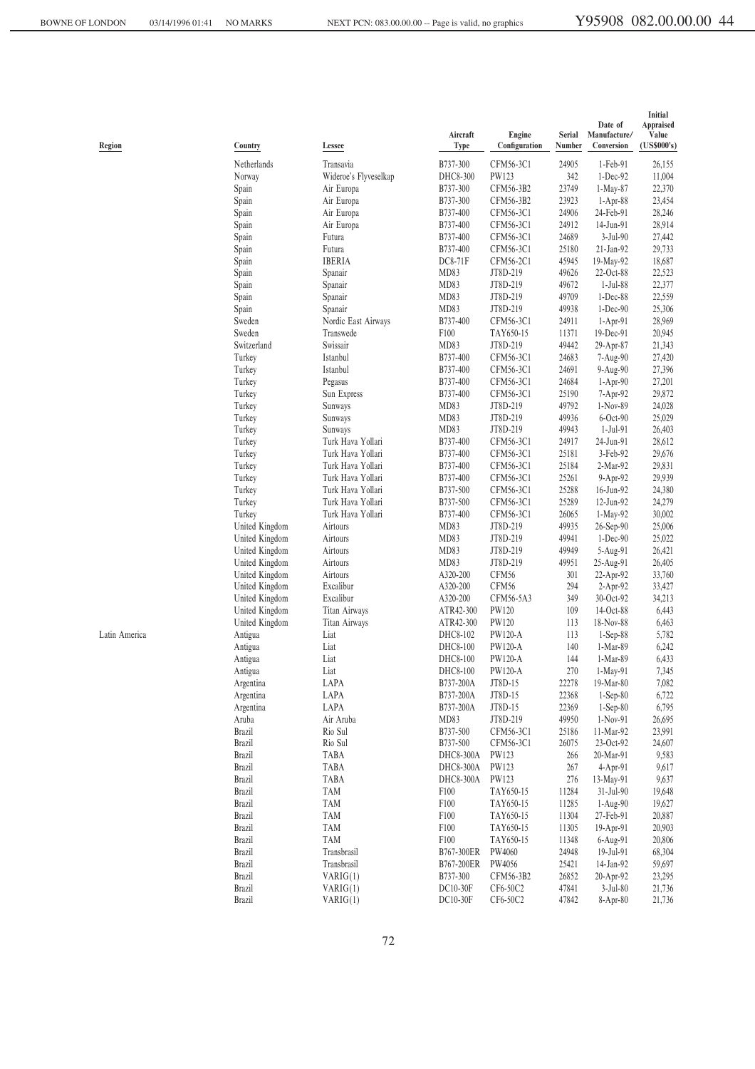| Region | Country | Lessee | Aircraft Type | Engine Configuration | Serial Number | Date of Manufacture/ Conversion | Initial Appraised Value (US$000's) |
|---|---|---|---|---|---|---|---|
| | Netherlands | Transavia | B737-300 | CFM56-3C1 | 24905 | 1-Feb-91 | 26,155 |
| | Norway | Wideroe's Flyveselkap | DHC8-300 | PW123 | 342 | 1-Dec-92 | 11,004 |
| | Spain | Air Europa | B737-300 | CFM56-3B2 | 23749 | 1-May-87 | 22,370 |
| | Spain | Air Europa | B737-300 | CFM56-3B2 | 23923 | 1-Apr-88 | 23,454 |
| | Spain | Air Europa | B737-400 | CFM56-3C1 | 24906 | 24-Feb-91 | 28,246 |
| | Spain | Air Europa | B737-400 | CFM56-3C1 | 24912 | 14-Jun-91 | 28,914 |
| | Spain | Futura | B737-400 | CFM56-3C1 | 24689 | 3-Jul-90 | 27,442 |
| | Spain | Futura | B737-400 | CFM56-3C1 | 25180 | 21-Jan-92 | 29,733 |
| | Spain | IBERIA | DC8-71F | CFM56-2C1 | 45945 | 19-May-92 | 18,687 |
| | Spain | Spanair | MD83 | JT8D-219 | 49626 | 22-Oct-88 | 22,523 |
| | Spain | Spanair | MD83 | JT8D-219 | 49672 | 1-Jul-88 | 22,377 |
| | Spain | Spanair | MD83 | JT8D-219 | 49709 | 1-Dec-88 | 22,559 |
| | Spain | Spanair | MD83 | JT8D-219 | 49938 | 1-Dec-90 | 25,306 |
| | Sweden | Nordic East Airways | B737-400 | CFM56-3C1 | 24911 | 1-Apr-91 | 28,969 |
| | Sweden | Transwede | F100 | TAY650-15 | 11371 | 19-Dec-91 | 20,945 |
| | Switzerland | Swissair | MD83 | JT8D-219 | 49442 | 29-Apr-87 | 21,343 |
| | Turkey | Istanbul | B737-400 | CFM56-3C1 | 24683 | 7-Aug-90 | 27,420 |
| | Turkey | Istanbul | B737-400 | CFM56-3C1 | 24691 | 9-Aug-90 | 27,396 |
| | Turkey | Pegasus | B737-400 | CFM56-3C1 | 24684 | 1-Apr-90 | 27,201 |
| | Turkey | Sun Express | B737-400 | CFM56-3C1 | 25190 | 7-Apr-92 | 29,872 |
| | Turkey | Sunways | MD83 | JT8D-219 | 49792 | 1-Nov-89 | 24,028 |
| | Turkey | Sunways | MD83 | JT8D-219 | 49936 | 6-Oct-90 | 25,029 |
| | Turkey | Sunways | MD83 | JT8D-219 | 49943 | 1-Jul-91 | 26,403 |
| | Turkey | Turk Hava Yollari | B737-400 | CFM56-3C1 | 24917 | 24-Jun-91 | 28,612 |
| | Turkey | Turk Hava Yollari | B737-400 | CFM56-3C1 | 25181 | 3-Feb-92 | 29,676 |
| | Turkey | Turk Hava Yollari | B737-400 | CFM56-3C1 | 25184 | 2-Mar-92 | 29,831 |
| | Turkey | Turk Hava Yollari | B737-400 | CFM56-3C1 | 25261 | 9-Apr-92 | 29,939 |
| | Turkey | Turk Hava Yollari | B737-500 | CFM56-3C1 | 25288 | 16-Jun-92 | 24,380 |
| | Turkey | Turk Hava Yollari | B737-500 | CFM56-3C1 | 25289 | 12-Jun-92 | 24,279 |
| | Turkey | Turk Hava Yollari | B737-400 | CFM56-3C1 | 26065 | 1-May-92 | 30,002 |
| | United Kingdom | Airtours | MD83 | JT8D-219 | 49935 | 26-Sep-90 | 25,006 |
| | United Kingdom | Airtours | MD83 | JT8D-219 | 49941 | 1-Dec-90 | 25,022 |
| | United Kingdom | Airtours | MD83 | JT8D-219 | 49949 | 5-Aug-91 | 26,421 |
| | United Kingdom | Airtours | MD83 | JT8D-219 | 49951 | 25-Aug-91 | 26,405 |
| | United Kingdom | Airtours | A320-200 | CFM56 | 301 | 22-Apr-92 | 33,760 |
| | United Kingdom | Excalibur | A320-200 | CFM56 | 294 | 2-Apr-92 | 33,427 |
| | United Kingdom | Excalibur | A320-200 | CFM56-5A3 | 349 | 30-Oct-92 | 34,213 |
| | United Kingdom | Titan Airways | ATR42-300 | PW120 | 109 | 14-Oct-88 | 6,443 |
| | United Kingdom | Titan Airways | ATR42-300 | PW120 | 113 | 18-Nov-88 | 6,463 |
| Latin America | Antigua | Liat | DHC8-102 | PW120-A | 113 | 1-Sep-88 | 5,782 |
| | Antigua | Liat | DHC8-100 | PW120-A | 140 | 1-Mar-89 | 6,242 |
| | Antigua | Liat | DHC8-100 | PW120-A | 144 | 1-Mar-89 | 6,433 |
| | Antigua | Liat | DHC8-100 | PW120-A | 270 | 1-May-91 | 7,345 |
| | Argentina | LAPA | B737-200A | JT8D-15 | 22278 | 19-Mar-80 | 7,082 |
| | Argentina | LAPA | B737-200A | JT8D-15 | 22368 | 1-Sep-80 | 6,722 |
| | Argentina | LAPA | B737-200A | JT8D-15 | 22369 | 1-Sep-80 | 6,795 |
| | Aruba | Air Aruba | MD83 | JT8D-219 | 49950 | 1-Nov-91 | 26,695 |
| | Brazil | Rio Sul | B737-500 | CFM56-3C1 | 25186 | 11-Mar-92 | 23,991 |
| | Brazil | Rio Sul | B737-500 | CFM56-3C1 | 26075 | 23-Oct-92 | 24,607 |
| | Brazil | TABA | DHC8-300A | PW123 | 266 | 20-Mar-91 | 9,583 |
| | Brazil | TABA | DHC8-300A | PW123 | 267 | 4-Apr-91 | 9,617 |
| | Brazil | TABA | DHC8-300A | PW123 | 276 | 13-May-91 | 9,637 |
| | Brazil | TAM | F100 | TAY650-15 | 11284 | 31-Jul-90 | 19,648 |
| | Brazil | TAM | F100 | TAY650-15 | 11285 | 1-Aug-90 | 19,627 |
| | Brazil | TAM | F100 | TAY650-15 | 11304 | 27-Feb-91 | 20,887 |
| | Brazil | TAM | F100 | TAY650-15 | 11305 | 19-Apr-91 | 20,903 |
| | Brazil | TAM | F100 | TAY650-15 | 11348 | 6-Aug-91 | 20,806 |
| | Brazil | Transbrasil | B767-300ER | PW4060 | 24948 | 19-Jul-91 | 68,304 |
| | Brazil | Transbrasil | B767-200ER | PW4056 | 25421 | 14-Jan-92 | 59,697 |
| | Brazil | VARIG(1) | B737-300 | CFM56-3B2 | 26852 | 20-Apr-92 | 23,295 |
| | Brazil | VARIG(1) | DC10-30F | CF6-50C2 | 47841 | 3-Jul-80 | 21,736 |
| | Brazil | VARIG(1) | DC10-30F | CF6-50C2 | 47842 | 8-Apr-80 | 21,736 |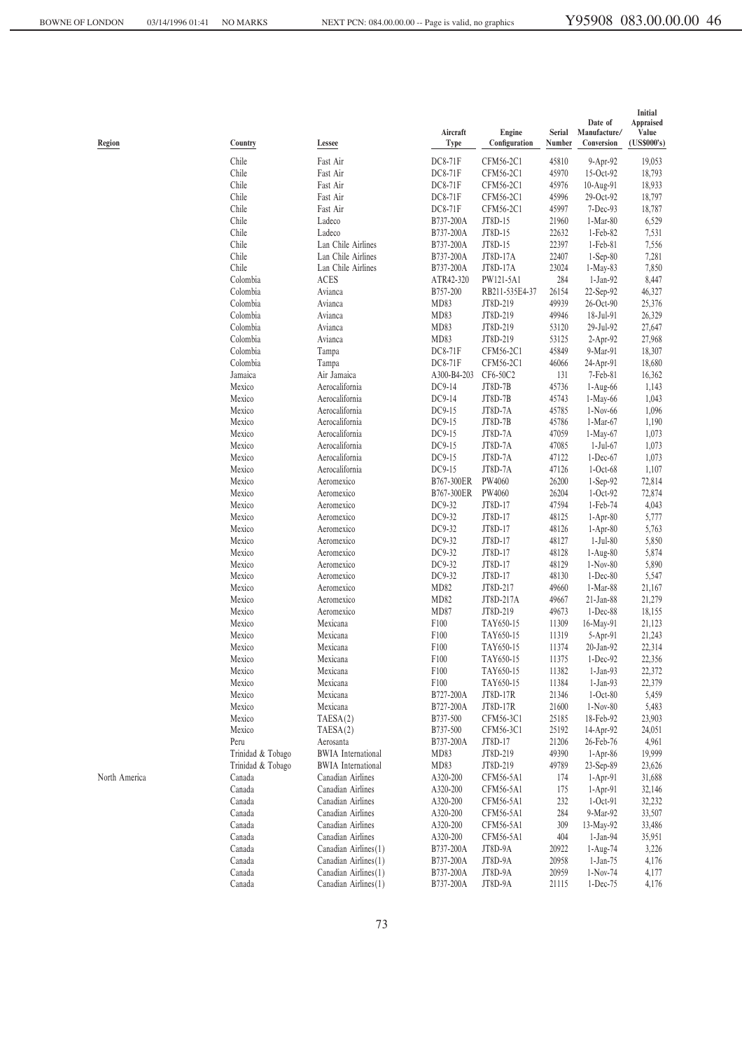| Region | Country | Lessee | Aircraft Type | Engine Configuration | Serial Number | Date of Manufacture/ Conversion | Initial Appraised Value (US$000's) |
|---|---|---|---|---|---|---|---|
| | Chile | Fast Air | DC8-71F | CFM56-2C1 | 45810 | 9-Apr-92 | 19,053 |
| | Chile | Fast Air | DC8-71F | CFM56-2C1 | 45970 | 15-Oct-92 | 18,793 |
| | Chile | Fast Air | DC8-71F | CFM56-2C1 | 45976 | 10-Aug-91 | 18,933 |
| | Chile | Fast Air | DC8-71F | CFM56-2C1 | 45996 | 29-Oct-92 | 18,797 |
| | Chile | Fast Air | DC8-71F | CFM56-2C1 | 45997 | 7-Dec-93 | 18,787 |
| | Chile | Ladeco | B737-200A | JT8D-15 | 21960 | 1-Mar-80 | 6,529 |
| | Chile | Ladeco | B737-200A | JT8D-15 | 22632 | 1-Feb-82 | 7,531 |
| | Chile | Lan Chile Airlines | B737-200A | JT8D-15 | 22397 | 1-Feb-81 | 7,556 |
| | Chile | Lan Chile Airlines | B737-200A | JT8D-17A | 22407 | 1-Sep-80 | 7,281 |
| | Chile | Lan Chile Airlines | B737-200A | JT8D-17A | 23024 | 1-May-83 | 7,850 |
| | Colombia | ACES | ATR42-320 | PW121-5A1 | 284 | 1-Jan-92 | 8,447 |
| | Colombia | Avianca | B757-200 | RB211-535E4-37 | 26154 | 22-Sep-92 | 46,327 |
| | Colombia | Avianca | MD83 | JT8D-219 | 49939 | 26-Oct-90 | 25,376 |
| | Colombia | Avianca | MD83 | JT8D-219 | 49946 | 18-Jul-91 | 26,329 |
| | Colombia | Avianca | MD83 | JT8D-219 | 53120 | 29-Jul-92 | 27,647 |
| | Colombia | Avianca | MD83 | JT8D-219 | 53125 | 2-Apr-92 | 27,968 |
| | Colombia | Tampa | DC8-71F | CFM56-2C1 | 45849 | 9-Mar-91 | 18,307 |
| | Colombia | Tampa | DC8-71F | CFM56-2C1 | 46066 | 24-Apr-91 | 18,680 |
| | Jamaica | Air Jamaica | A300-B4-203 | CF6-50C2 | 131 | 7-Feb-81 | 16,362 |
| | Mexico | Aerocalifornia | DC9-14 | JT8D-7B | 45736 | 1-Aug-66 | 1,143 |
| | Mexico | Aerocalifornia | DC9-14 | JT8D-7B | 45743 | 1-May-66 | 1,043 |
| | Mexico | Aerocalifornia | DC9-15 | JT8D-7A | 45785 | 1-Nov-66 | 1,096 |
| | Mexico | Aerocalifornia | DC9-15 | JT8D-7B | 45786 | 1-Mar-67 | 1,190 |
| | Mexico | Aerocalifornia | DC9-15 | JT8D-7A | 47059 | 1-May-67 | 1,073 |
| | Mexico | Aerocalifornia | DC9-15 | JT8D-7A | 47085 | 1-Jul-67 | 1,073 |
| | Mexico | Aerocalifornia | DC9-15 | JT8D-7A | 47122 | 1-Dec-67 | 1,073 |
| | Mexico | Aerocalifornia | DC9-15 | JT8D-7A | 47126 | 1-Oct-68 | 1,107 |
| | Mexico | Aeromexico | B767-300ER | PW4060 | 26200 | 1-Sep-92 | 72,814 |
| | Mexico | Aeromexico | B767-300ER | PW4060 | 26204 | 1-Oct-92 | 72,874 |
| | Mexico | Aeromexico | DC9-32 | JT8D-17 | 47594 | 1-Feb-74 | 4,043 |
| | Mexico | Aeromexico | DC9-32 | JT8D-17 | 48125 | 1-Apr-80 | 5,777 |
| | Mexico | Aeromexico | DC9-32 | JT8D-17 | 48126 | 1-Apr-80 | 5,763 |
| | Mexico | Aeromexico | DC9-32 | JT8D-17 | 48127 | 1-Jul-80 | 5,850 |
| | Mexico | Aeromexico | DC9-32 | JT8D-17 | 48128 | 1-Aug-80 | 5,874 |
| | Mexico | Aeromexico | DC9-32 | JT8D-17 | 48129 | 1-Nov-80 | 5,890 |
| | Mexico | Aeromexico | DC9-32 | JT8D-17 | 48130 | 1-Dec-80 | 5,547 |
| | Mexico | Aeromexico | MD82 | JT8D-217 | 49660 | 1-Mar-88 | 21,167 |
| | Mexico | Aeromexico | MD82 | JT8D-217A | 49667 | 21-Jan-88 | 21,279 |
| | Mexico | Aeromexico | MD87 | JT8D-219 | 49673 | 1-Dec-88 | 18,155 |
| | Mexico | Mexicana | F100 | TAY650-15 | 11309 | 16-May-91 | 21,123 |
| | Mexico | Mexicana | F100 | TAY650-15 | 11319 | 5-Apr-91 | 21,243 |
| | Mexico | Mexicana | F100 | TAY650-15 | 11374 | 20-Jan-92 | 22,314 |
| | Mexico | Mexicana | F100 | TAY650-15 | 11375 | 1-Dec-92 | 22,356 |
| | Mexico | Mexicana | F100 | TAY650-15 | 11382 | 1-Jan-93 | 22,372 |
| | Mexico | Mexicana | F100 | TAY650-15 | 11384 | 1-Jan-93 | 22,379 |
| | Mexico | Mexicana | B727-200A | JT8D-17R | 21346 | 1-Oct-80 | 5,459 |
| | Mexico | Mexicana | B727-200A | JT8D-17R | 21600 | 1-Nov-80 | 5,483 |
| | Mexico | TAESA(2) | B737-500 | CFM56-3C1 | 25185 | 18-Feb-92 | 23,903 |
| | Mexico | TAESA(2) | B737-500 | CFM56-3C1 | 25192 | 14-Apr-92 | 24,051 |
| | Peru | Aerosanta | B737-200A | JT8D-17 | 21206 | 26-Feb-76 | 4,961 |
| | Trinidad & Tobago | BWIA International | MD83 | JT8D-219 | 49390 | 1-Apr-86 | 19,999 |
| | Trinidad & Tobago | BWIA International | MD83 | JT8D-219 | 49789 | 23-Sep-89 | 23,626 |
| North America | Canada | Canadian Airlines | A320-200 | CFM56-5A1 | 174 | 1-Apr-91 | 31,688 |
| | Canada | Canadian Airlines | A320-200 | CFM56-5A1 | 175 | 1-Apr-91 | 32,146 |
| | Canada | Canadian Airlines | A320-200 | CFM56-5A1 | 232 | 1-Oct-91 | 32,232 |
| | Canada | Canadian Airlines | A320-200 | CFM56-5A1 | 284 | 9-Mar-92 | 33,507 |
| | Canada | Canadian Airlines | A320-200 | CFM56-5A1 | 309 | 13-May-92 | 33,486 |
| | Canada | Canadian Airlines | A320-200 | CFM56-5A1 | 404 | 1-Jan-94 | 35,951 |
| | Canada | Canadian Airlines(1) | B737-200A | JT8D-9A | 20922 | 1-Aug-74 | 3,226 |
| | Canada | Canadian Airlines(1) | B737-200A | JT8D-9A | 20958 | 1-Jan-75 | 4,176 |
| | Canada | Canadian Airlines(1) | B737-200A | JT8D-9A | 20959 | 1-Nov-74 | 4,177 |
| | Canada | Canadian Airlines(1) | B737-200A | JT8D-9A | 21115 | 1-Dec-75 | 4,176 |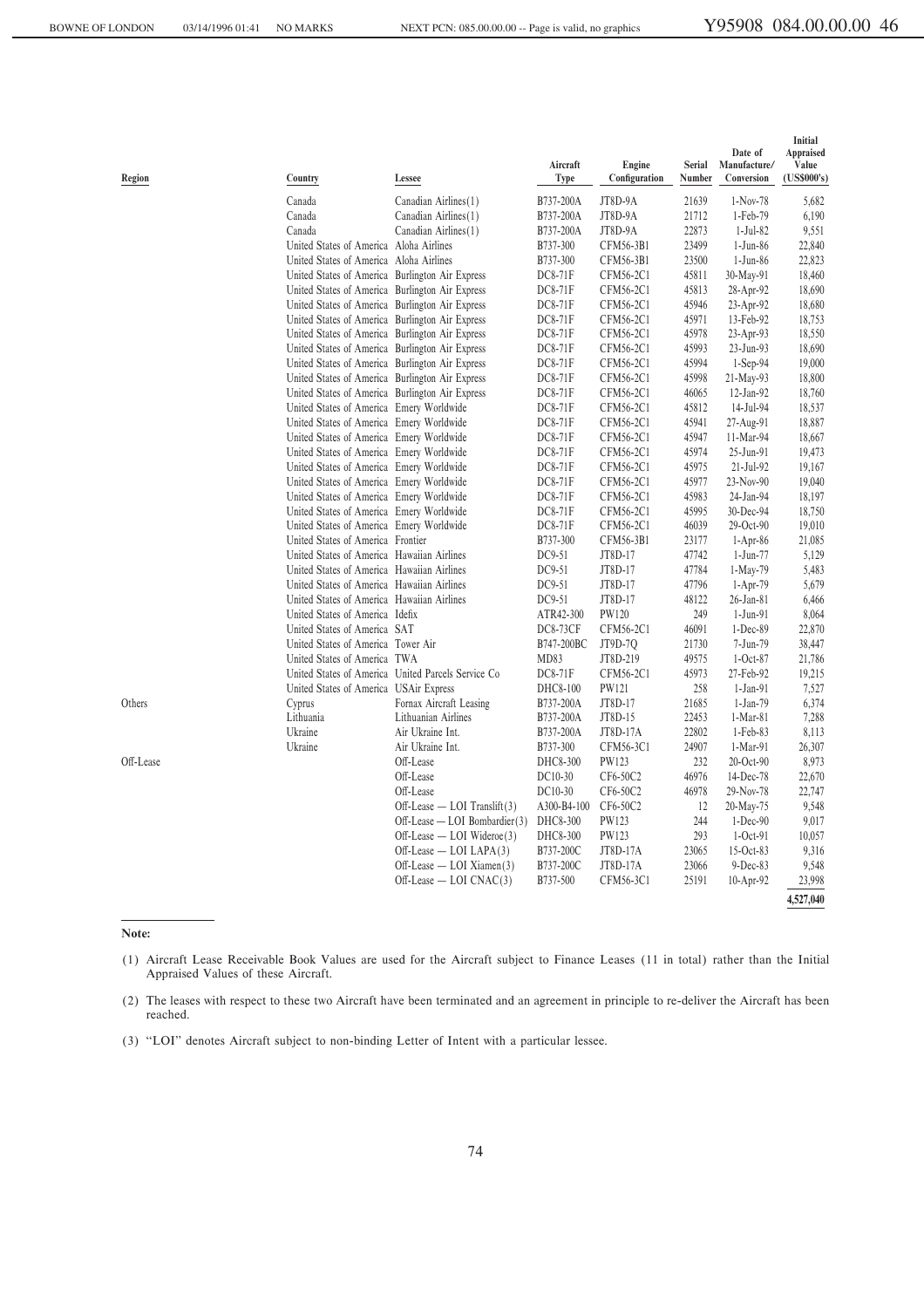| Region | Country | Lessee | Aircraft Type | Engine Configuration | Serial Number | Date of Manufacture/ Conversion | Initial Appraised Value (US$000's) |
|---|---|---|---|---|---|---|---|
| | Canada | Canadian Airlines(1) | B737-200A | JT8D-9A | 21639 | 1-Nov-78 | 5,682 |
| | Canada | Canadian Airlines(1) | B737-200A | JT8D-9A | 21712 | 1-Feb-79 | 6,190 |
| | Canada | Canadian Airlines(1) | B737-200A | JT8D-9A | 22873 | 1-Jul-82 | 9,551 |
| | United States of America | Aloha Airlines | B737-300 | CFM56-3B1 | 23499 | 1-Jun-86 | 22,840 |
| | United States of America | Aloha Airlines | B737-300 | CFM56-3B1 | 23500 | 1-Jun-86 | 22,823 |
| | United States of America | Burlington Air Express | DC8-71F | CFM56-2C1 | 45811 | 30-May-91 | 18,460 |
| | United States of America | Burlington Air Express | DC8-71F | CFM56-2C1 | 45813 | 28-Apr-92 | 18,690 |
| | United States of America | Burlington Air Express | DC8-71F | CFM56-2C1 | 45946 | 23-Apr-92 | 18,680 |
| | United States of America | Burlington Air Express | DC8-71F | CFM56-2C1 | 45971 | 13-Feb-92 | 18,753 |
| | United States of America | Burlington Air Express | DC8-71F | CFM56-2C1 | 45978 | 23-Apr-93 | 18,550 |
| | United States of America | Burlington Air Express | DC8-71F | CFM56-2C1 | 45993 | 23-Jun-93 | 18,690 |
| | United States of America | Burlington Air Express | DC8-71F | CFM56-2C1 | 45994 | 1-Sep-94 | 19,000 |
| | United States of America | Burlington Air Express | DC8-71F | CFM56-2C1 | 45998 | 21-May-93 | 18,800 |
| | United States of America | Burlington Air Express | DC8-71F | CFM56-2C1 | 46065 | 12-Jan-92 | 18,760 |
| | United States of America | Emery Worldwide | DC8-71F | CFM56-2C1 | 45812 | 14-Jul-94 | 18,537 |
| | United States of America | Emery Worldwide | DC8-71F | CFM56-2C1 | 45941 | 27-Aug-91 | 18,887 |
| | United States of America | Emery Worldwide | DC8-71F | CFM56-2C1 | 45947 | 11-Mar-94 | 18,667 |
| | United States of America | Emery Worldwide | DC8-71F | CFM56-2C1 | 45974 | 25-Jun-91 | 19,473 |
| | United States of America | Emery Worldwide | DC8-71F | CFM56-2C1 | 45975 | 21-Jul-92 | 19,167 |
| | United States of America | Emery Worldwide | DC8-71F | CFM56-2C1 | 45977 | 23-Nov-90 | 19,040 |
| | United States of America | Emery Worldwide | DC8-71F | CFM56-2C1 | 45983 | 24-Jan-94 | 18,197 |
| | United States of America | Emery Worldwide | DC8-71F | CFM56-2C1 | 45995 | 30-Dec-94 | 18,750 |
| | United States of America | Emery Worldwide | DC8-71F | CFM56-2C1 | 46039 | 29-Oct-90 | 19,010 |
| | United States of America | Frontier | B737-300 | CFM56-3B1 | 23177 | 1-Apr-86 | 21,085 |
| | United States of America | Hawaiian Airlines | DC9-51 | JT8D-17 | 47742 | 1-Jun-77 | 5,129 |
| | United States of America | Hawaiian Airlines | DC9-51 | JT8D-17 | 47784 | 1-May-79 | 5,483 |
| | United States of America | Hawaiian Airlines | DC9-51 | JT8D-17 | 47796 | 1-Apr-79 | 5,679 |
| | United States of America | Hawaiian Airlines | DC9-51 | JT8D-17 | 48122 | 26-Jan-81 | 6,466 |
| | United States of America | Idefix | ATR42-300 | PW120 | 249 | 1-Jun-91 | 8,064 |
| | United States of America | SAT | DC8-73CF | CFM56-2C1 | 46091 | 1-Dec-89 | 22,870 |
| | United States of America | Tower Air | B747-200BC | JT9D-7Q | 21730 | 7-Jun-79 | 38,447 |
| | United States of America | TWA | MD83 | JT8D-219 | 49575 | 1-Oct-87 | 21,786 |
| | United States of America | United Parcels Service Co | DC8-71F | CFM56-2C1 | 45973 | 27-Feb-92 | 19,215 |
| | United States of America | USAir Express | DHC8-100 | PW121 | 258 | 1-Jan-91 | 7,527 |
| Others | Cyprus | Fornax Aircraft Leasing | B737-200A | JT8D-17 | 21685 | 1-Jan-79 | 6,374 |
| | Lithuania | Lithuanian Airlines | B737-200A | JT8D-15 | 22453 | 1-Mar-81 | 7,288 |
| | Ukraine | Air Ukraine Int. | B737-200A | JT8D-17A | 22802 | 1-Feb-83 | 8,113 |
| | Ukraine | Air Ukraine Int. | B737-300 | CFM56-3C1 | 24907 | 1-Mar-91 | 26,307 |
| Off-Lease | | Off-Lease | DHC8-300 | PW123 | 232 | 20-Oct-90 | 8,973 |
| | | Off-Lease | DC10-30 | CF6-50C2 | 46976 | 14-Dec-78 | 22,670 |
| | | Off-Lease | DC10-30 | CF6-50C2 | 46978 | 29-Nov-78 | 22,747 |
| | | Off-Lease — LOI Translift(3) | A300-B4-100 | CF6-50C2 | 12 | 20-May-75 | 9,548 |
| | | Off-Lease — LOI Bombardier(3) | DHC8-300 | PW123 | 244 | 1-Dec-90 | 9,017 |
| | | Off-Lease — LOI Wideroe(3) | DHC8-300 | PW123 | 293 | 1-Oct-91 | 10,057 |
| | | Off-Lease — LOI LAPA(3) | B737-200C | JT8D-17A | 23065 | 15-Oct-83 | 9,316 |
| | | Off-Lease — LOI Xiamen(3) | B737-200C | JT8D-17A | 23066 | 9-Dec-83 | 9,548 |
| | | Off-Lease — LOI CNAC(3) | B737-500 | CFM56-3C1 | 25191 | 10-Apr-92 | 23,998 |
| | | | | | | | **4,527,040** |

**Note:**

(1) Aircraft Lease Receivable Book Values are used for the Aircraft subject to Finance Leases (11 in total) rather than the Initial Appraised Values of these Aircraft.

(2) The leases with respect to these two Aircraft have been terminated and an agreement in principle to re-deliver the Aircraft has been reached.

(3) "LOI" denotes Aircraft subject to non-binding Letter of Intent with a particular lessee.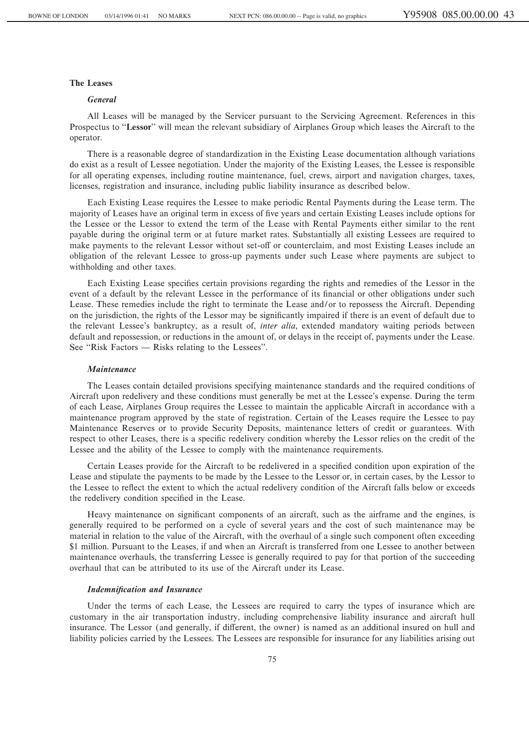### The Leases

#### *General*

All Leases will be managed by the Servicer pursuant to the Servicing Agreement. References in this Prospectus to "**Lessor**" will mean the relevant subsidiary of Airplanes Group which leases the Aircraft to the operator.

There is a reasonable degree of standardization in the Existing Lease documentation although variations do exist as a result of Lessee negotiation. Under the majority of the Existing Leases, the Lessee is responsible for all operating expenses, including routine maintenance, fuel, crews, airport and navigation charges, taxes, licenses, registration and insurance, including public liability insurance as described below.

Each Existing Lease requires the Lessee to make periodic Rental Payments during the Lease term. The majority of Leases have an original term in excess of five years and certain Existing Leases include options for the Lessee or the Lessor to extend the term of the Lease with Rental Payments either similar to the rent payable during the original term or at future market rates. Substantially all existing Lessees are required to make payments to the relevant Lessor without set-off or counterclaim, and most Existing Leases include an obligation of the relevant Lessee to gross-up payments under such Lease where payments are subject to withholding and other taxes.

Each Existing Lease specifies certain provisions regarding the rights and remedies of the Lessor in the event of a default by the relevant Lessee in the performance of its financial or other obligations under such Lease. These remedies include the right to terminate the Lease and/or to repossess the Aircraft. Depending on the jurisdiction, the rights of the Lessor may be significantly impaired if there is an event of default due to the relevant Lessee's bankruptcy, as a result of, *inter alia*, extended mandatory waiting periods between default and repossession, or reductions in the amount of, or delays in the receipt of, payments under the Lease. See "Risk Factors — Risks relating to the Lessees".

#### *Maintenance*

The Leases contain detailed provisions specifying maintenance standards and the required conditions of Aircraft upon redelivery and these conditions must generally be met at the Lessee's expense. During the term of each Lease, Airplanes Group requires the Lessee to maintain the applicable Aircraft in accordance with a maintenance program approved by the state of registration. Certain of the Leases require the Lessee to pay Maintenance Reserves or to provide Security Deposits, maintenance letters of credit or guarantees. With respect to other Leases, there is a specific redelivery condition whereby the Lessor relies on the credit of the Lessee and the ability of the Lessee to comply with the maintenance requirements.

Certain Leases provide for the Aircraft to be redelivered in a specified condition upon expiration of the Lease and stipulate the payments to be made by the Lessee to the Lessor or, in certain cases, by the Lessor to the Lessee to reflect the extent to which the actual redelivery condition of the Aircraft falls below or exceeds the redelivery condition specified in the Lease.

Heavy maintenance on significant components of an aircraft, such as the airframe and the engines, is generally required to be performed on a cycle of several years and the cost of such maintenance may be material in relation to the value of the Aircraft, with the overhaul of a single such component often exceeding $1 million. Pursuant to the Leases, if and when an Aircraft is transferred from one Lessee to another between maintenance overhauls, the transferring Lessee is generally required to pay for that portion of the succeeding overhaul that can be attributed to its use of the Aircraft under its Lease.

#### *Indemnification and Insurance*

Under the terms of each Lease, the Lessees are required to carry the types of insurance which are customary in the air transportation industry, including comprehensive liability insurance and aircraft hull insurance. The Lessor (and generally, if different, the owner) is named as an additional insured on hull and liability policies carried by the Lessees. The Lessees are responsible for insurance for any liabilities arising out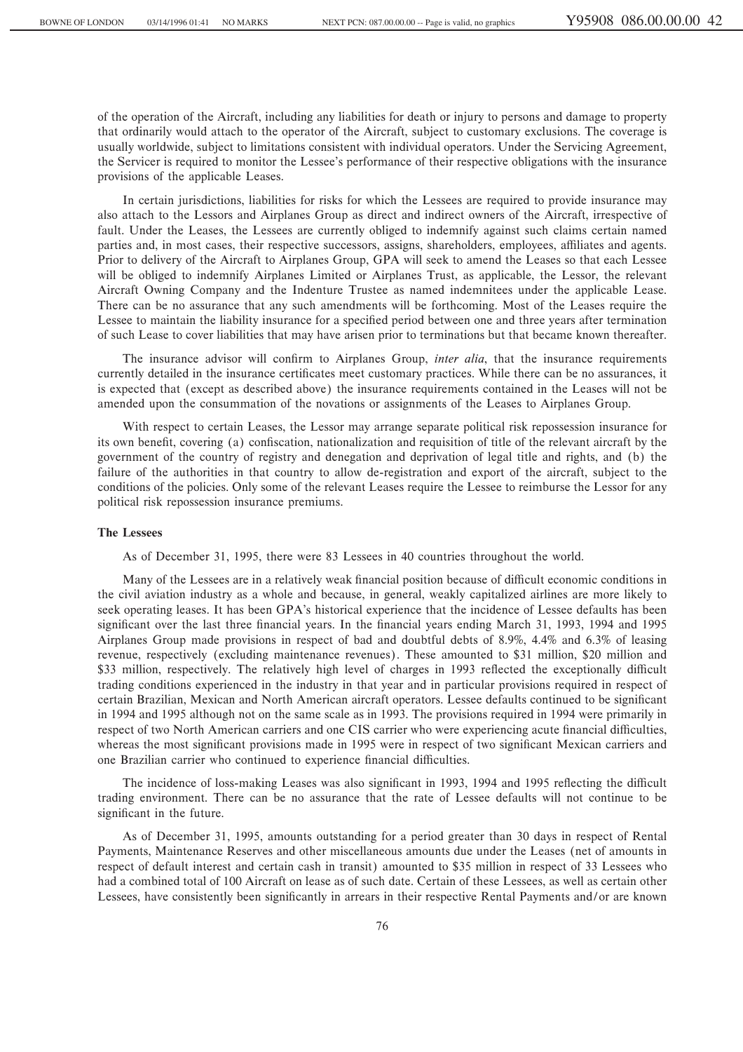of the operation of the Aircraft, including any liabilities for death or injury to persons and damage to property that ordinarily would attach to the operator of the Aircraft, subject to customary exclusions. The coverage is usually worldwide, subject to limitations consistent with individual operators. Under the Servicing Agreement, the Servicer is required to monitor the Lessee's performance of their respective obligations with the insurance provisions of the applicable Leases.

In certain jurisdictions, liabilities for risks for which the Lessees are required to provide insurance may also attach to the Lessors and Airplanes Group as direct and indirect owners of the Aircraft, irrespective of fault. Under the Leases, the Lessees are currently obliged to indemnify against such claims certain named parties and, in most cases, their respective successors, assigns, shareholders, employees, affiliates and agents. Prior to delivery of the Aircraft to Airplanes Group, GPA will seek to amend the Leases so that each Lessee will be obliged to indemnify Airplanes Limited or Airplanes Trust, as applicable, the Lessor, the relevant Aircraft Owning Company and the Indenture Trustee as named indemnitees under the applicable Lease. There can be no assurance that any such amendments will be forthcoming. Most of the Leases require the Lessee to maintain the liability insurance for a specified period between one and three years after termination of such Lease to cover liabilities that may have arisen prior to terminations but that became known thereafter.

The insurance advisor will confirm to Airplanes Group, *inter alia*, that the insurance requirements currently detailed in the insurance certificates meet customary practices. While there can be no assurances, it is expected that (except as described above) the insurance requirements contained in the Leases will not be amended upon the consummation of the novations or assignments of the Leases to Airplanes Group.

With respect to certain Leases, the Lessor may arrange separate political risk repossession insurance for its own benefit, covering (a) confiscation, nationalization and requisition of title of the relevant aircraft by the government of the country of registry and denegation and deprivation of legal title and rights, and (b) the failure of the authorities in that country to allow de-registration and export of the aircraft, subject to the conditions of the policies. Only some of the relevant Leases require the Lessee to reimburse the Lessor for any political risk repossession insurance premiums.

**The Lessees**

As of December 31, 1995, there were 83 Lessees in 40 countries throughout the world.

Many of the Lessees are in a relatively weak financial position because of difficult economic conditions in the civil aviation industry as a whole and because, in general, weakly capitalized airlines are more likely to seek operating leases. It has been GPA's historical experience that the incidence of Lessee defaults has been significant over the last three financial years. In the financial years ending March 31, 1993, 1994 and 1995 Airplanes Group made provisions in respect of bad and doubtful debts of 8.9%, 4.4% and 6.3% of leasing revenue, respectively (excluding maintenance revenues). These amounted to $31 million, $20 million and $33 million, respectively. The relatively high level of charges in 1993 reflected the exceptionally difficult trading conditions experienced in the industry in that year and in particular provisions required in respect of certain Brazilian, Mexican and North American aircraft operators. Lessee defaults continued to be significant in 1994 and 1995 although not on the same scale as in 1993. The provisions required in 1994 were primarily in respect of two North American carriers and one CIS carrier who were experiencing acute financial difficulties, whereas the most significant provisions made in 1995 were in respect of two significant Mexican carriers and one Brazilian carrier who continued to experience financial difficulties.

The incidence of loss-making Leases was also significant in 1993, 1994 and 1995 reflecting the difficult trading environment. There can be no assurance that the rate of Lessee defaults will not continue to be significant in the future.

As of December 31, 1995, amounts outstanding for a period greater than 30 days in respect of Rental Payments, Maintenance Reserves and other miscellaneous amounts due under the Leases (net of amounts in respect of default interest and certain cash in transit) amounted to $35 million in respect of 33 Lessees who had a combined total of 100 Aircraft on lease as of such date. Certain of these Lessees, as well as certain other Lessees, have consistently been significantly in arrears in their respective Rental Payments and/or are known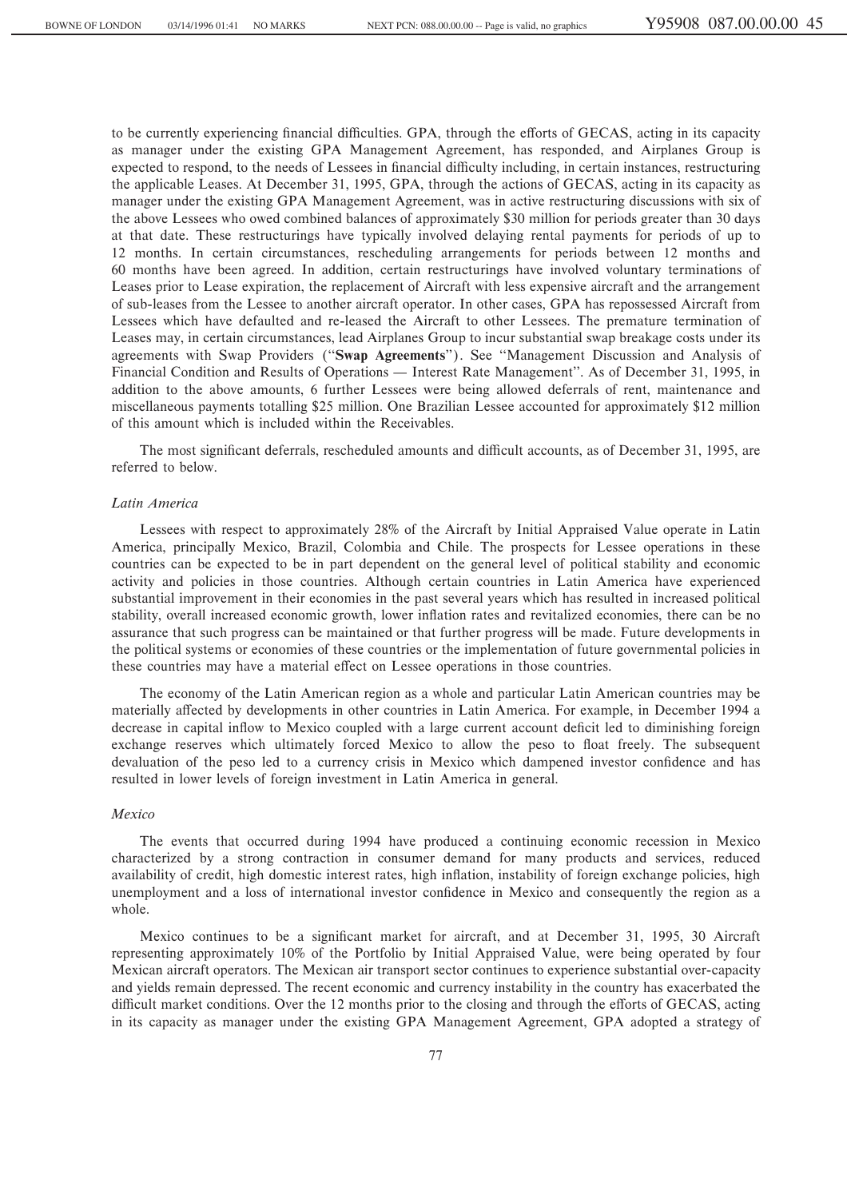to be currently experiencing financial difficulties. GPA, through the efforts of GECAS, acting in its capacity as manager under the existing GPA Management Agreement, has responded, and Airplanes Group is expected to respond, to the needs of Lessees in financial difficulty including, in certain instances, restructuring the applicable Leases. At December 31, 1995, GPA, through the actions of GECAS, acting in its capacity as manager under the existing GPA Management Agreement, was in active restructuring discussions with six of the above Lessees who owed combined balances of approximately $30 million for periods greater than 30 days at that date. These restructurings have typically involved delaying rental payments for periods of up to 12 months. In certain circumstances, rescheduling arrangements for periods between 12 months and 60 months have been agreed. In addition, certain restructurings have involved voluntary terminations of Leases prior to Lease expiration, the replacement of Aircraft with less expensive aircraft and the arrangement of sub-leases from the Lessee to another aircraft operator. In other cases, GPA has repossessed Aircraft from Lessees which have defaulted and re-leased the Aircraft to other Lessees. The premature termination of Leases may, in certain circumstances, lead Airplanes Group to incur substantial swap breakage costs under its agreements with Swap Providers ("**Swap Agreements**"). See "Management Discussion and Analysis of Financial Condition and Results of Operations — Interest Rate Management". As of December 31, 1995, in addition to the above amounts, 6 further Lessees were being allowed deferrals of rent, maintenance and miscellaneous payments totalling $25 million. One Brazilian Lessee accounted for approximately $12 million of this amount which is included within the Receivables.

The most significant deferrals, rescheduled amounts and difficult accounts, as of December 31, 1995, are referred to below.

*Latin America*

Lessees with respect to approximately 28% of the Aircraft by Initial Appraised Value operate in Latin America, principally Mexico, Brazil, Colombia and Chile. The prospects for Lessee operations in these countries can be expected to be in part dependent on the general level of political stability and economic activity and policies in those countries. Although certain countries in Latin America have experienced substantial improvement in their economies in the past several years which has resulted in increased political stability, overall increased economic growth, lower inflation rates and revitalized economies, there can be no assurance that such progress can be maintained or that further progress will be made. Future developments in the political systems or economies of these countries or the implementation of future governmental policies in these countries may have a material effect on Lessee operations in those countries.

The economy of the Latin American region as a whole and particular Latin American countries may be materially affected by developments in other countries in Latin America. For example, in December 1994 a decrease in capital inflow to Mexico coupled with a large current account deficit led to diminishing foreign exchange reserves which ultimately forced Mexico to allow the peso to float freely. The subsequent devaluation of the peso led to a currency crisis in Mexico which dampened investor confidence and has resulted in lower levels of foreign investment in Latin America in general.

*Mexico*

The events that occurred during 1994 have produced a continuing economic recession in Mexico characterized by a strong contraction in consumer demand for many products and services, reduced availability of credit, high domestic interest rates, high inflation, instability of foreign exchange policies, high unemployment and a loss of international investor confidence in Mexico and consequently the region as a whole.

Mexico continues to be a significant market for aircraft, and at December 31, 1995, 30 Aircraft representing approximately 10% of the Portfolio by Initial Appraised Value, were being operated by four Mexican aircraft operators. The Mexican air transport sector continues to experience substantial over-capacity and yields remain depressed. The recent economic and currency instability in the country has exacerbated the difficult market conditions. Over the 12 months prior to the closing and through the efforts of GECAS, acting in its capacity as manager under the existing GPA Management Agreement, GPA adopted a strategy of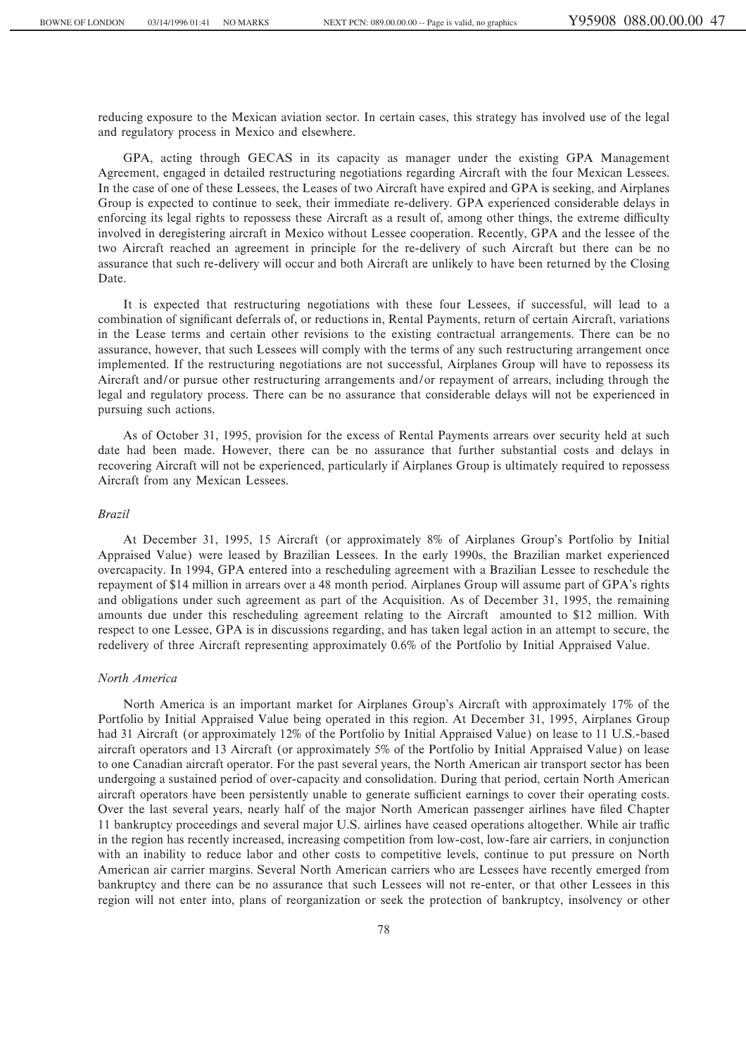reducing exposure to the Mexican aviation sector. In certain cases, this strategy has involved use of the legal and regulatory process in Mexico and elsewhere.

GPA, acting through GECAS in its capacity as manager under the existing GPA Management Agreement, engaged in detailed restructuring negotiations regarding Aircraft with the four Mexican Lessees. In the case of one of these Lessees, the Leases of two Aircraft have expired and GPA is seeking, and Airplanes Group is expected to continue to seek, their immediate re-delivery. GPA experienced considerable delays in enforcing its legal rights to repossess these Aircraft as a result of, among other things, the extreme difficulty involved in deregistering aircraft in Mexico without Lessee cooperation. Recently, GPA and the lessee of the two Aircraft reached an agreement in principle for the re-delivery of such Aircraft but there can be no assurance that such re-delivery will occur and both Aircraft are unlikely to have been returned by the Closing Date.

It is expected that restructuring negotiations with these four Lessees, if successful, will lead to a combination of significant deferrals of, or reductions in, Rental Payments, return of certain Aircraft, variations in the Lease terms and certain other revisions to the existing contractual arrangements. There can be no assurance, however, that such Lessees will comply with the terms of any such restructuring arrangement once implemented. If the restructuring negotiations are not successful, Airplanes Group will have to repossess its Aircraft and/or pursue other restructuring arrangements and/or repayment of arrears, including through the legal and regulatory process. There can be no assurance that considerable delays will not be experienced in pursuing such actions.

As of October 31, 1995, provision for the excess of Rental Payments arrears over security held at such date had been made. However, there can be no assurance that further substantial costs and delays in recovering Aircraft will not be experienced, particularly if Airplanes Group is ultimately required to repossess Aircraft from any Mexican Lessees.

*Brazil*

At December 31, 1995, 15 Aircraft (or approximately 8% of Airplanes Group's Portfolio by Initial Appraised Value) were leased by Brazilian Lessees. In the early 1990s, the Brazilian market experienced overcapacity. In 1994, GPA entered into a rescheduling agreement with a Brazilian Lessee to reschedule the repayment of $14 million in arrears over a 48 month period. Airplanes Group will assume part of GPA's rights and obligations under such agreement as part of the Acquisition. As of December 31, 1995, the remaining amounts due under this rescheduling agreement relating to the Aircraft amounted to $12 million. With respect to one Lessee, GPA is in discussions regarding, and has taken legal action in an attempt to secure, the redelivery of three Aircraft representing approximately 0.6% of the Portfolio by Initial Appraised Value.

*North America*

North America is an important market for Airplanes Group's Aircraft with approximately 17% of the Portfolio by Initial Appraised Value being operated in this region. At December 31, 1995, Airplanes Group had 31 Aircraft (or approximately 12% of the Portfolio by Initial Appraised Value) on lease to 11 U.S.-based aircraft operators and 13 Aircraft (or approximately 5% of the Portfolio by Initial Appraised Value) on lease to one Canadian aircraft operator. For the past several years, the North American air transport sector has been undergoing a sustained period of over-capacity and consolidation. During that period, certain North American aircraft operators have been persistently unable to generate sufficient earnings to cover their operating costs. Over the last several years, nearly half of the major North American passenger airlines have filed Chapter 11 bankruptcy proceedings and several major U.S. airlines have ceased operations altogether. While air traffic in the region has recently increased, increasing competition from low-cost, low-fare air carriers, in conjunction with an inability to reduce labor and other costs to competitive levels, continue to put pressure on North American air carrier margins. Several North American carriers who are Lessees have recently emerged from bankruptcy and there can be no assurance that such Lessees will not re-enter, or that other Lessees in this region will not enter into, plans of reorganization or seek the protection of bankruptcy, insolvency or other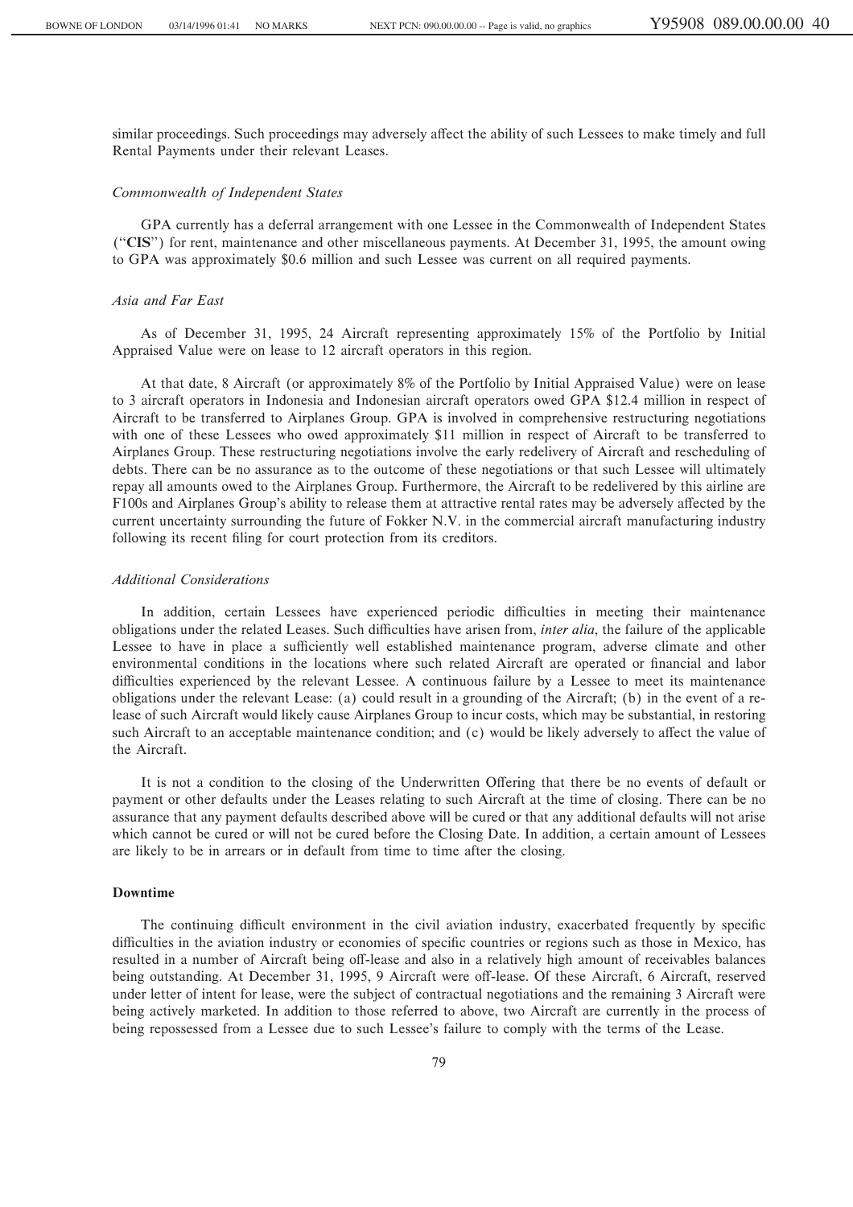similar proceedings. Such proceedings may adversely affect the ability of such Lessees to make timely and full Rental Payments under their relevant Leases.

*Commonwealth of Independent States*

GPA currently has a deferral arrangement with one Lessee in the Commonwealth of Independent States ("**CIS**") for rent, maintenance and other miscellaneous payments. At December 31, 1995, the amount owing to GPA was approximately $0.6 million and such Lessee was current on all required payments.

*Asia and Far East*

As of December 31, 1995, 24 Aircraft representing approximately 15% of the Portfolio by Initial Appraised Value were on lease to 12 aircraft operators in this region.

At that date, 8 Aircraft (or approximately 8% of the Portfolio by Initial Appraised Value) were on lease to 3 aircraft operators in Indonesia and Indonesian aircraft operators owed GPA $12.4 million in respect of Aircraft to be transferred to Airplanes Group. GPA is involved in comprehensive restructuring negotiations with one of these Lessees who owed approximately $11 million in respect of Aircraft to be transferred to Airplanes Group. These restructuring negotiations involve the early redelivery of Aircraft and rescheduling of debts. There can be no assurance as to the outcome of these negotiations or that such Lessee will ultimately repay all amounts owed to the Airplanes Group. Furthermore, the Aircraft to be redelivered by this airline are F100s and Airplanes Group's ability to release them at attractive rental rates may be adversely affected by the current uncertainty surrounding the future of Fokker N.V. in the commercial aircraft manufacturing industry following its recent filing for court protection from its creditors.

*Additional Considerations*

In addition, certain Lessees have experienced periodic difficulties in meeting their maintenance obligations under the related Leases. Such difficulties have arisen from, *inter alia*, the failure of the applicable Lessee to have in place a sufficiently well established maintenance program, adverse climate and other environmental conditions in the locations where such related Aircraft are operated or financial and labor difficulties experienced by the relevant Lessee. A continuous failure by a Lessee to meet its maintenance obligations under the relevant Lease: (a) could result in a grounding of the Aircraft; (b) in the event of a re-lease of such Aircraft would likely cause Airplanes Group to incur costs, which may be substantial, in restoring such Aircraft to an acceptable maintenance condition; and (c) would be likely adversely to affect the value of the Aircraft.

It is not a condition to the closing of the Underwritten Offering that there be no events of default or payment or other defaults under the Leases relating to such Aircraft at the time of closing. There can be no assurance that any payment defaults described above will be cured or that any additional defaults will not arise which cannot be cured or will not be cured before the Closing Date. In addition, a certain amount of Lessees are likely to be in arrears or in default from time to time after the closing.

**Downtime**

The continuing difficult environment in the civil aviation industry, exacerbated frequently by specific difficulties in the aviation industry or economies of specific countries or regions such as those in Mexico, has resulted in a number of Aircraft being off-lease and also in a relatively high amount of receivables balances being outstanding. At December 31, 1995, 9 Aircraft were off-lease. Of these Aircraft, 6 Aircraft, reserved under letter of intent for lease, were the subject of contractual negotiations and the remaining 3 Aircraft were being actively marketed. In addition to those referred to above, two Aircraft are currently in the process of being repossessed from a Lessee due to such Lessee's failure to comply with the terms of the Lease.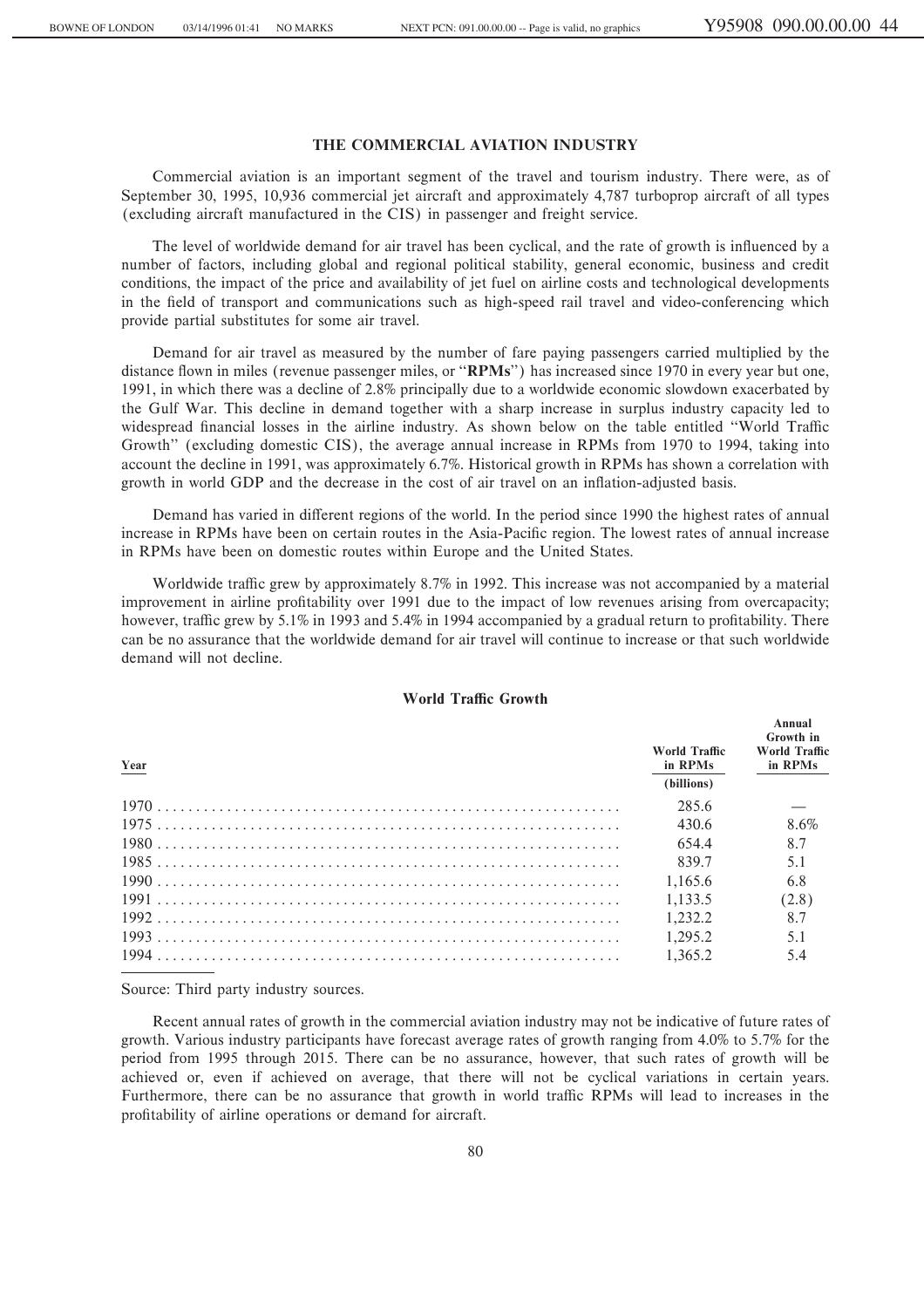## THE COMMERCIAL AVIATION INDUSTRY

Commercial aviation is an important segment of the travel and tourism industry. There were, as of September 30, 1995, 10,936 commercial jet aircraft and approximately 4,787 turboprop aircraft of all types (excluding aircraft manufactured in the CIS) in passenger and freight service.

The level of worldwide demand for air travel has been cyclical, and the rate of growth is influenced by a number of factors, including global and regional political stability, general economic, business and credit conditions, the impact of the price and availability of jet fuel on airline costs and technological developments in the field of transport and communications such as high-speed rail travel and video-conferencing which provide partial substitutes for some air travel.

Demand for air travel as measured by the number of fare paying passengers carried multiplied by the distance flown in miles (revenue passenger miles, or "**RPMs**") has increased since 1970 in every year but one, 1991, in which there was a decline of 2.8% principally due to a worldwide economic slowdown exacerbated by the Gulf War. This decline in demand together with a sharp increase in surplus industry capacity led to widespread financial losses in the airline industry. As shown below on the table entitled "World Traffic Growth" (excluding domestic CIS), the average annual increase in RPMs from 1970 to 1994, taking into account the decline in 1991, was approximately 6.7%. Historical growth in RPMs has shown a correlation with growth in world GDP and the decrease in the cost of air travel on an inflation-adjusted basis.

Demand has varied in different regions of the world. In the period since 1990 the highest rates of annual increase in RPMs have been on certain routes in the Asia-Pacific region. The lowest rates of annual increase in RPMs have been on domestic routes within Europe and the United States.

Worldwide traffic grew by approximately 8.7% in 1992. This increase was not accompanied by a material improvement in airline profitability over 1991 due to the impact of low revenues arising from overcapacity; however, traffic grew by 5.1% in 1993 and 5.4% in 1994 accompanied by a gradual return to profitability. There can be no assurance that the worldwide demand for air travel will continue to increase or that such worldwide demand will not decline.

**World Traffic Growth**

| Year | World Traffic in RPMs (billions) | Annual Growth in World Traffic in RPMs |
|---|---|---|
| 1970 | 285.6 | — |
| 1975 | 430.6 | 8.6% |
| 1980 | 654.4 | 8.7 |
| 1985 | 839.7 | 5.1 |
| 1990 | 1,165.6 | 6.8 |
| 1991 | 1,133.5 | (2.8) |
| 1992 | 1,232.2 | 8.7 |
| 1993 | 1,295.2 | 5.1 |
| 1994 | 1,365.2 | 5.4 |

Source: Third party industry sources.

Recent annual rates of growth in the commercial aviation industry may not be indicative of future rates of growth. Various industry participants have forecast average rates of growth ranging from 4.0% to 5.7% for the period from 1995 through 2015. There can be no assurance, however, that such rates of growth will be achieved or, even if achieved on average, that there will not be cyclical variations in certain years. Furthermore, there can be no assurance that growth in world traffic RPMs will lead to increases in the profitability of airline operations or demand for aircraft.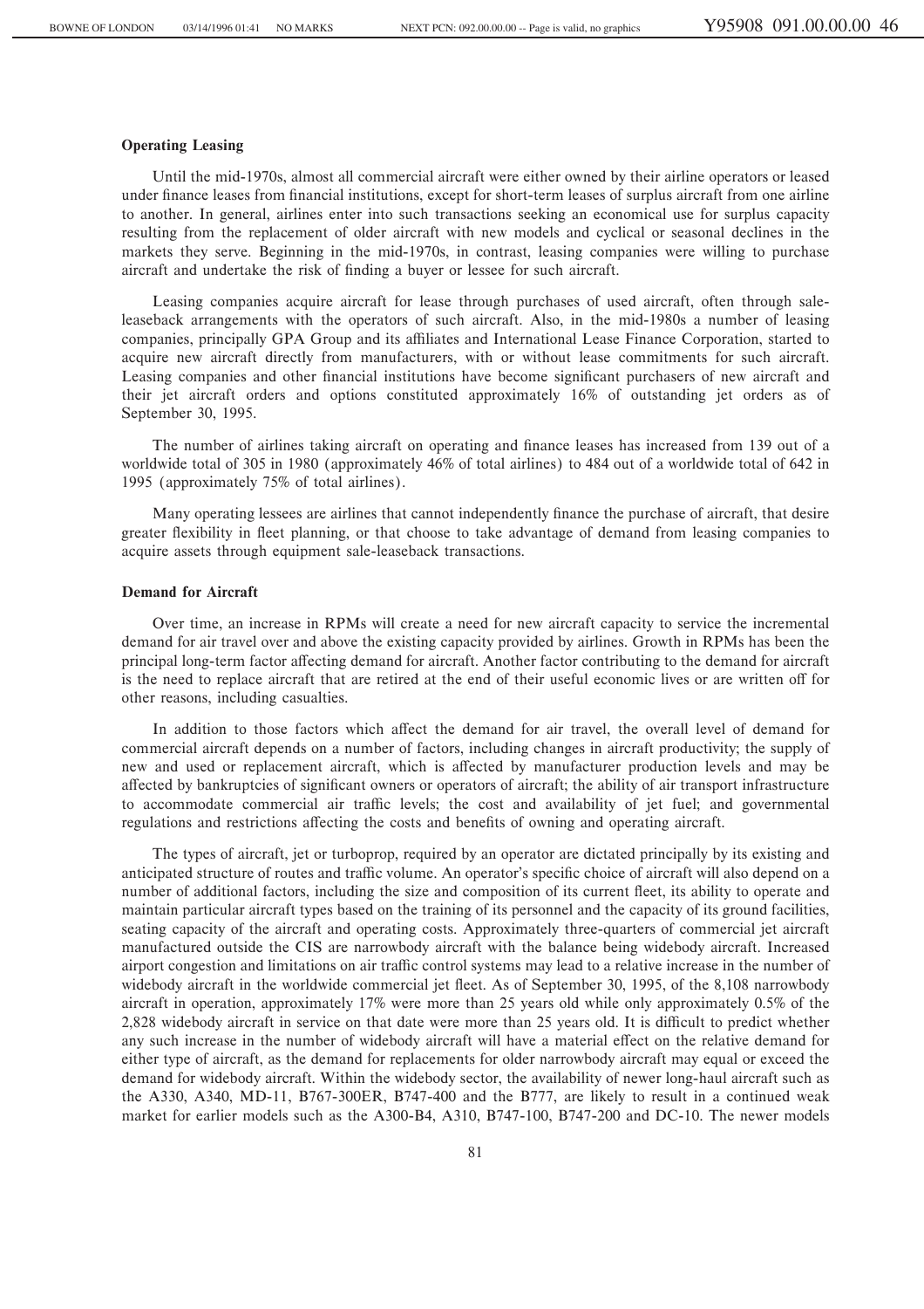**Operating Leasing**

Until the mid-1970s, almost all commercial aircraft were either owned by their airline operators or leased under finance leases from financial institutions, except for short-term leases of surplus aircraft from one airline to another. In general, airlines enter into such transactions seeking an economical use for surplus capacity resulting from the replacement of older aircraft with new models and cyclical or seasonal declines in the markets they serve. Beginning in the mid-1970s, in contrast, leasing companies were willing to purchase aircraft and undertake the risk of finding a buyer or lessee for such aircraft.

Leasing companies acquire aircraft for lease through purchases of used aircraft, often through sale-leaseback arrangements with the operators of such aircraft. Also, in the mid-1980s a number of leasing companies, principally GPA Group and its affiliates and International Lease Finance Corporation, started to acquire new aircraft directly from manufacturers, with or without lease commitments for such aircraft. Leasing companies and other financial institutions have become significant purchasers of new aircraft and their jet aircraft orders and options constituted approximately 16% of outstanding jet orders as of September 30, 1995.

The number of airlines taking aircraft on operating and finance leases has increased from 139 out of a worldwide total of 305 in 1980 (approximately 46% of total airlines) to 484 out of a worldwide total of 642 in 1995 (approximately 75% of total airlines).

Many operating lessees are airlines that cannot independently finance the purchase of aircraft, that desire greater flexibility in fleet planning, or that choose to take advantage of demand from leasing companies to acquire assets through equipment sale-leaseback transactions.

**Demand for Aircraft**

Over time, an increase in RPMs will create a need for new aircraft capacity to service the incremental demand for air travel over and above the existing capacity provided by airlines. Growth in RPMs has been the principal long-term factor affecting demand for aircraft. Another factor contributing to the demand for aircraft is the need to replace aircraft that are retired at the end of their useful economic lives or are written off for other reasons, including casualties.

In addition to those factors which affect the demand for air travel, the overall level of demand for commercial aircraft depends on a number of factors, including changes in aircraft productivity; the supply of new and used or replacement aircraft, which is affected by manufacturer production levels and may be affected by bankruptcies of significant owners or operators of aircraft; the ability of air transport infrastructure to accommodate commercial air traffic levels; the cost and availability of jet fuel; and governmental regulations and restrictions affecting the costs and benefits of owning and operating aircraft.

The types of aircraft, jet or turboprop, required by an operator are dictated principally by its existing and anticipated structure of routes and traffic volume. An operator's specific choice of aircraft will also depend on a number of additional factors, including the size and composition of its current fleet, its ability to operate and maintain particular aircraft types based on the training of its personnel and the capacity of its ground facilities, seating capacity of the aircraft and operating costs. Approximately three-quarters of commercial jet aircraft manufactured outside the CIS are narrowbody aircraft with the balance being widebody aircraft. Increased airport congestion and limitations on air traffic control systems may lead to a relative increase in the number of widebody aircraft in the worldwide commercial jet fleet. As of September 30, 1995, of the 8,108 narrowbody aircraft in operation, approximately 17% were more than 25 years old while only approximately 0.5% of the 2,828 widebody aircraft in service on that date were more than 25 years old. It is difficult to predict whether any such increase in the number of widebody aircraft will have a material effect on the relative demand for either type of aircraft, as the demand for replacements for older narrowbody aircraft may equal or exceed the demand for widebody aircraft. Within the widebody sector, the availability of newer long-haul aircraft such as the A330, A340, MD-11, B767-300ER, B747-400 and the B777, are likely to result in a continued weak market for earlier models such as the A300-B4, A310, B747-100, B747-200 and DC-10. The newer models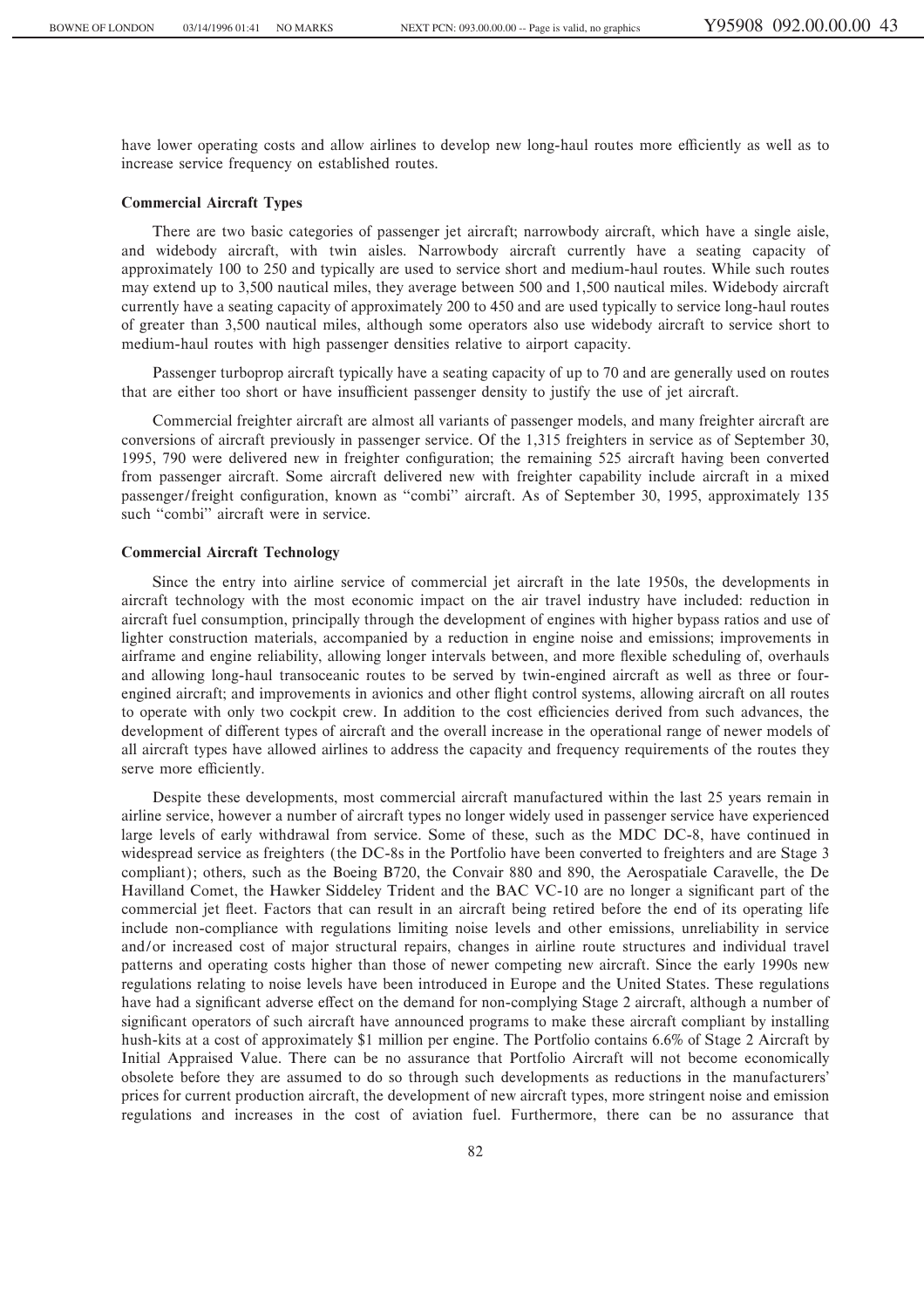have lower operating costs and allow airlines to develop new long-haul routes more efficiently as well as to increase service frequency on established routes.

**Commercial Aircraft Types**

There are two basic categories of passenger jet aircraft; narrowbody aircraft, which have a single aisle, and widebody aircraft, with twin aisles. Narrowbody aircraft currently have a seating capacity of approximately 100 to 250 and typically are used to service short and medium-haul routes. While such routes may extend up to 3,500 nautical miles, they average between 500 and 1,500 nautical miles. Widebody aircraft currently have a seating capacity of approximately 200 to 450 and are used typically to service long-haul routes of greater than 3,500 nautical miles, although some operators also use widebody aircraft to service short to medium-haul routes with high passenger densities relative to airport capacity.

Passenger turboprop aircraft typically have a seating capacity of up to 70 and are generally used on routes that are either too short or have insufficient passenger density to justify the use of jet aircraft.

Commercial freighter aircraft are almost all variants of passenger models, and many freighter aircraft are conversions of aircraft previously in passenger service. Of the 1,315 freighters in service as of September 30, 1995, 790 were delivered new in freighter configuration; the remaining 525 aircraft having been converted from passenger aircraft. Some aircraft delivered new with freighter capability include aircraft in a mixed passenger/freight configuration, known as "combi" aircraft. As of September 30, 1995, approximately 135 such "combi" aircraft were in service.

**Commercial Aircraft Technology**

Since the entry into airline service of commercial jet aircraft in the late 1950s, the developments in aircraft technology with the most economic impact on the air travel industry have included: reduction in aircraft fuel consumption, principally through the development of engines with higher bypass ratios and use of lighter construction materials, accompanied by a reduction in engine noise and emissions; improvements in airframe and engine reliability, allowing longer intervals between, and more flexible scheduling of, overhauls and allowing long-haul transoceanic routes to be served by twin-engined aircraft as well as three or four-engined aircraft; and improvements in avionics and other flight control systems, allowing aircraft on all routes to operate with only two cockpit crew. In addition to the cost efficiencies derived from such advances, the development of different types of aircraft and the overall increase in the operational range of newer models of all aircraft types have allowed airlines to address the capacity and frequency requirements of the routes they serve more efficiently.

Despite these developments, most commercial aircraft manufactured within the last 25 years remain in airline service, however a number of aircraft types no longer widely used in passenger service have experienced large levels of early withdrawal from service. Some of these, such as the MDC DC-8, have continued in widespread service as freighters (the DC-8s in the Portfolio have been converted to freighters and are Stage 3 compliant); others, such as the Boeing B720, the Convair 880 and 890, the Aerospatiale Caravelle, the De Havilland Comet, the Hawker Siddeley Trident and the BAC VC-10 are no longer a significant part of the commercial jet fleet. Factors that can result in an aircraft being retired before the end of its operating life include non-compliance with regulations limiting noise levels and other emissions, unreliability in service and/or increased cost of major structural repairs, changes in airline route structures and individual travel patterns and operating costs higher than those of newer competing new aircraft. Since the early 1990s new regulations relating to noise levels have been introduced in Europe and the United States. These regulations have had a significant adverse effect on the demand for non-complying Stage 2 aircraft, although a number of significant operators of such aircraft have announced programs to make these aircraft compliant by installing hush-kits at a cost of approximately $1 million per engine. The Portfolio contains 6.6% of Stage 2 Aircraft by Initial Appraised Value. There can be no assurance that Portfolio Aircraft will not become economically obsolete before they are assumed to do so through such developments as reductions in the manufacturers' prices for current production aircraft, the development of new aircraft types, more stringent noise and emission regulations and increases in the cost of aviation fuel. Furthermore, there can be no assurance that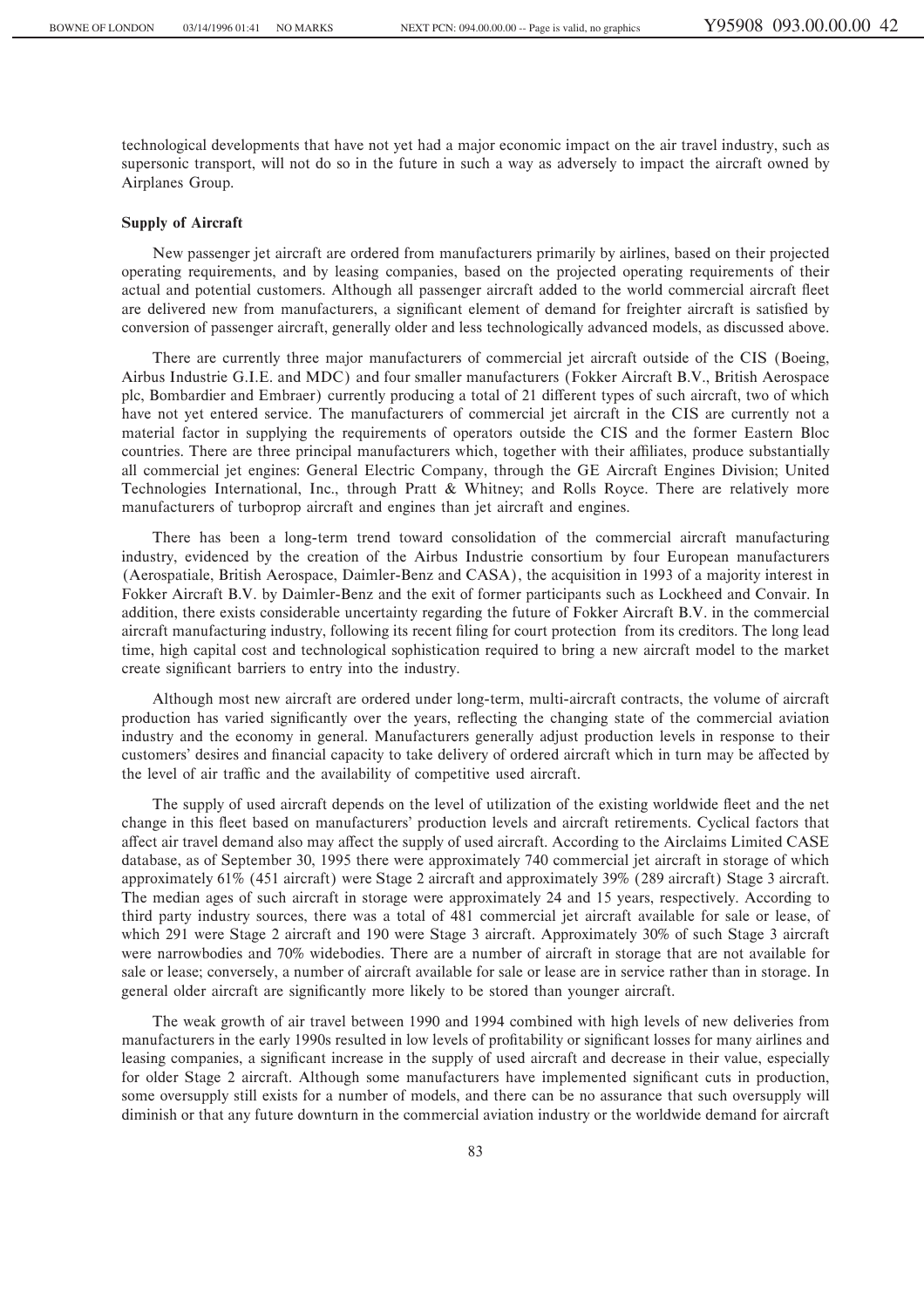technological developments that have not yet had a major economic impact on the air travel industry, such as supersonic transport, will not do so in the future in such a way as adversely to impact the aircraft owned by Airplanes Group.

**Supply of Aircraft**

New passenger jet aircraft are ordered from manufacturers primarily by airlines, based on their projected operating requirements, and by leasing companies, based on the projected operating requirements of their actual and potential customers. Although all passenger aircraft added to the world commercial aircraft fleet are delivered new from manufacturers, a significant element of demand for freighter aircraft is satisfied by conversion of passenger aircraft, generally older and less technologically advanced models, as discussed above.

There are currently three major manufacturers of commercial jet aircraft outside of the CIS (Boeing, Airbus Industrie G.I.E. and MDC) and four smaller manufacturers (Fokker Aircraft B.V., British Aerospace plc, Bombardier and Embraer) currently producing a total of 21 different types of such aircraft, two of which have not yet entered service. The manufacturers of commercial jet aircraft in the CIS are currently not a material factor in supplying the requirements of operators outside the CIS and the former Eastern Bloc countries. There are three principal manufacturers which, together with their affiliates, produce substantially all commercial jet engines: General Electric Company, through the GE Aircraft Engines Division; United Technologies International, Inc., through Pratt & Whitney; and Rolls Royce. There are relatively more manufacturers of turboprop aircraft and engines than jet aircraft and engines.

There has been a long-term trend toward consolidation of the commercial aircraft manufacturing industry, evidenced by the creation of the Airbus Industrie consortium by four European manufacturers (Aerospatiale, British Aerospace, Daimler-Benz and CASA), the acquisition in 1993 of a majority interest in Fokker Aircraft B.V. by Daimler-Benz and the exit of former participants such as Lockheed and Convair. In addition, there exists considerable uncertainty regarding the future of Fokker Aircraft B.V. in the commercial aircraft manufacturing industry, following its recent filing for court protection from its creditors. The long lead time, high capital cost and technological sophistication required to bring a new aircraft model to the market create significant barriers to entry into the industry.

Although most new aircraft are ordered under long-term, multi-aircraft contracts, the volume of aircraft production has varied significantly over the years, reflecting the changing state of the commercial aviation industry and the economy in general. Manufacturers generally adjust production levels in response to their customers' desires and financial capacity to take delivery of ordered aircraft which in turn may be affected by the level of air traffic and the availability of competitive used aircraft.

The supply of used aircraft depends on the level of utilization of the existing worldwide fleet and the net change in this fleet based on manufacturers' production levels and aircraft retirements. Cyclical factors that affect air travel demand also may affect the supply of used aircraft. According to the Airclaims Limited CASE database, as of September 30, 1995 there were approximately 740 commercial jet aircraft in storage of which approximately 61% (451 aircraft) were Stage 2 aircraft and approximately 39% (289 aircraft) Stage 3 aircraft. The median ages of such aircraft in storage were approximately 24 and 15 years, respectively. According to third party industry sources, there was a total of 481 commercial jet aircraft available for sale or lease, of which 291 were Stage 2 aircraft and 190 were Stage 3 aircraft. Approximately 30% of such Stage 3 aircraft were narrowbodies and 70% widebodies. There are a number of aircraft in storage that are not available for sale or lease; conversely, a number of aircraft available for sale or lease are in service rather than in storage. In general older aircraft are significantly more likely to be stored than younger aircraft.

The weak growth of air travel between 1990 and 1994 combined with high levels of new deliveries from manufacturers in the early 1990s resulted in low levels of profitability or significant losses for many airlines and leasing companies, a significant increase in the supply of used aircraft and decrease in their value, especially for older Stage 2 aircraft. Although some manufacturers have implemented significant cuts in production, some oversupply still exists for a number of models, and there can be no assurance that such oversupply will diminish or that any future downturn in the commercial aviation industry or the worldwide demand for aircraft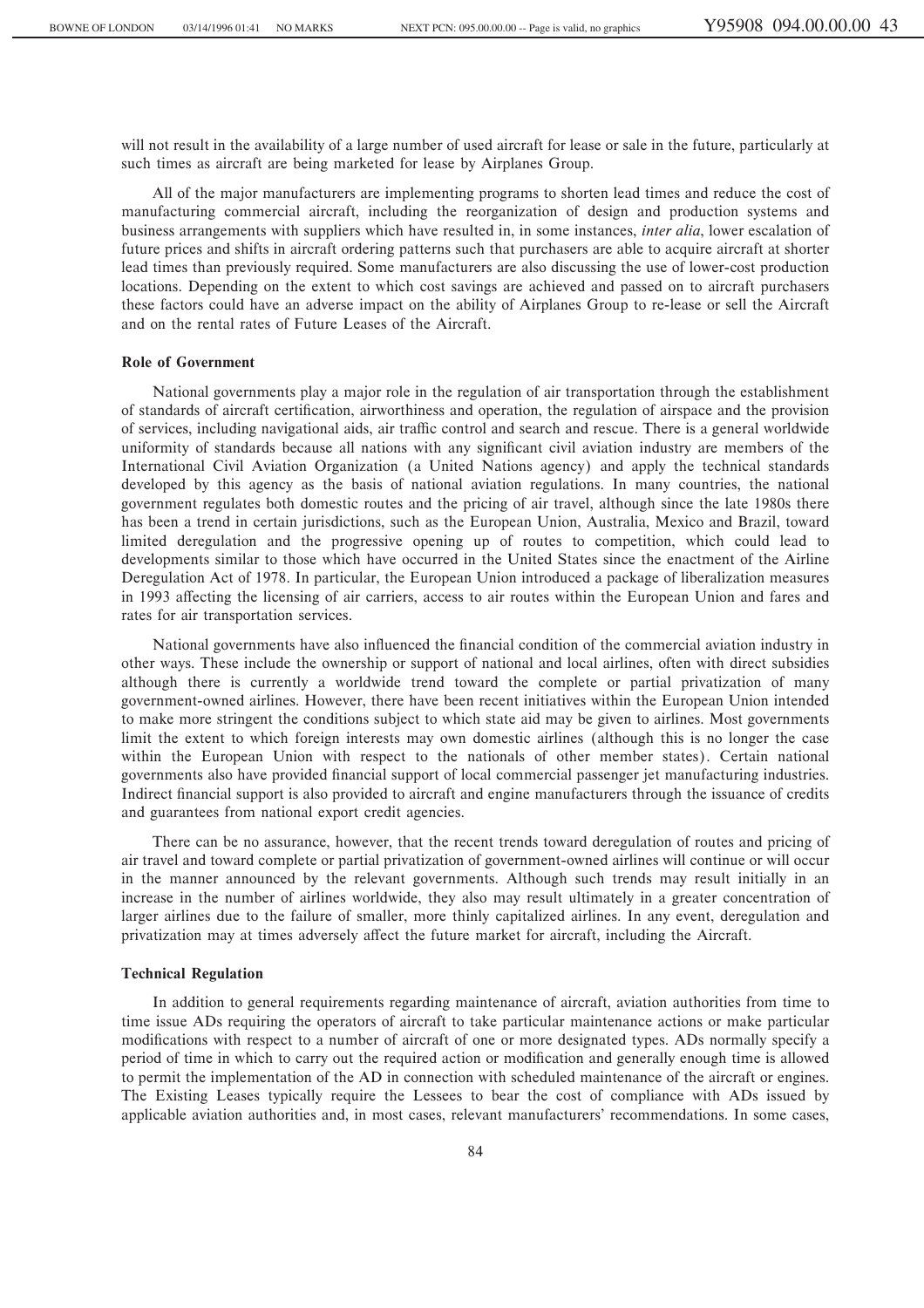will not result in the availability of a large number of used aircraft for lease or sale in the future, particularly at such times as aircraft are being marketed for lease by Airplanes Group.

All of the major manufacturers are implementing programs to shorten lead times and reduce the cost of manufacturing commercial aircraft, including the reorganization of design and production systems and business arrangements with suppliers which have resulted in, in some instances, *inter alia*, lower escalation of future prices and shifts in aircraft ordering patterns such that purchasers are able to acquire aircraft at shorter lead times than previously required. Some manufacturers are also discussing the use of lower-cost production locations. Depending on the extent to which cost savings are achieved and passed on to aircraft purchasers these factors could have an adverse impact on the ability of Airplanes Group to re-lease or sell the Aircraft and on the rental rates of Future Leases of the Aircraft.

**Role of Government**

National governments play a major role in the regulation of air transportation through the establishment of standards of aircraft certification, airworthiness and operation, the regulation of airspace and the provision of services, including navigational aids, air traffic control and search and rescue. There is a general worldwide uniformity of standards because all nations with any significant civil aviation industry are members of the International Civil Aviation Organization (a United Nations agency) and apply the technical standards developed by this agency as the basis of national aviation regulations. In many countries, the national government regulates both domestic routes and the pricing of air travel, although since the late 1980s there has been a trend in certain jurisdictions, such as the European Union, Australia, Mexico and Brazil, toward limited deregulation and the progressive opening up of routes to competition, which could lead to developments similar to those which have occurred in the United States since the enactment of the Airline Deregulation Act of 1978. In particular, the European Union introduced a package of liberalization measures in 1993 affecting the licensing of air carriers, access to air routes within the European Union and fares and rates for air transportation services.

National governments have also influenced the financial condition of the commercial aviation industry in other ways. These include the ownership or support of national and local airlines, often with direct subsidies although there is currently a worldwide trend toward the complete or partial privatization of many government-owned airlines. However, there have been recent initiatives within the European Union intended to make more stringent the conditions subject to which state aid may be given to airlines. Most governments limit the extent to which foreign interests may own domestic airlines (although this is no longer the case within the European Union with respect to the nationals of other member states). Certain national governments also have provided financial support of local commercial passenger jet manufacturing industries. Indirect financial support is also provided to aircraft and engine manufacturers through the issuance of credits and guarantees from national export credit agencies.

There can be no assurance, however, that the recent trends toward deregulation of routes and pricing of air travel and toward complete or partial privatization of government-owned airlines will continue or will occur in the manner announced by the relevant governments. Although such trends may result initially in an increase in the number of airlines worldwide, they also may result ultimately in a greater concentration of larger airlines due to the failure of smaller, more thinly capitalized airlines. In any event, deregulation and privatization may at times adversely affect the future market for aircraft, including the Aircraft.

**Technical Regulation**

In addition to general requirements regarding maintenance of aircraft, aviation authorities from time to time issue ADs requiring the operators of aircraft to take particular maintenance actions or make particular modifications with respect to a number of aircraft of one or more designated types. ADs normally specify a period of time in which to carry out the required action or modification and generally enough time is allowed to permit the implementation of the AD in connection with scheduled maintenance of the aircraft or engines. The Existing Leases typically require the Lessees to bear the cost of compliance with ADs issued by applicable aviation authorities and, in most cases, relevant manufacturers' recommendations. In some cases,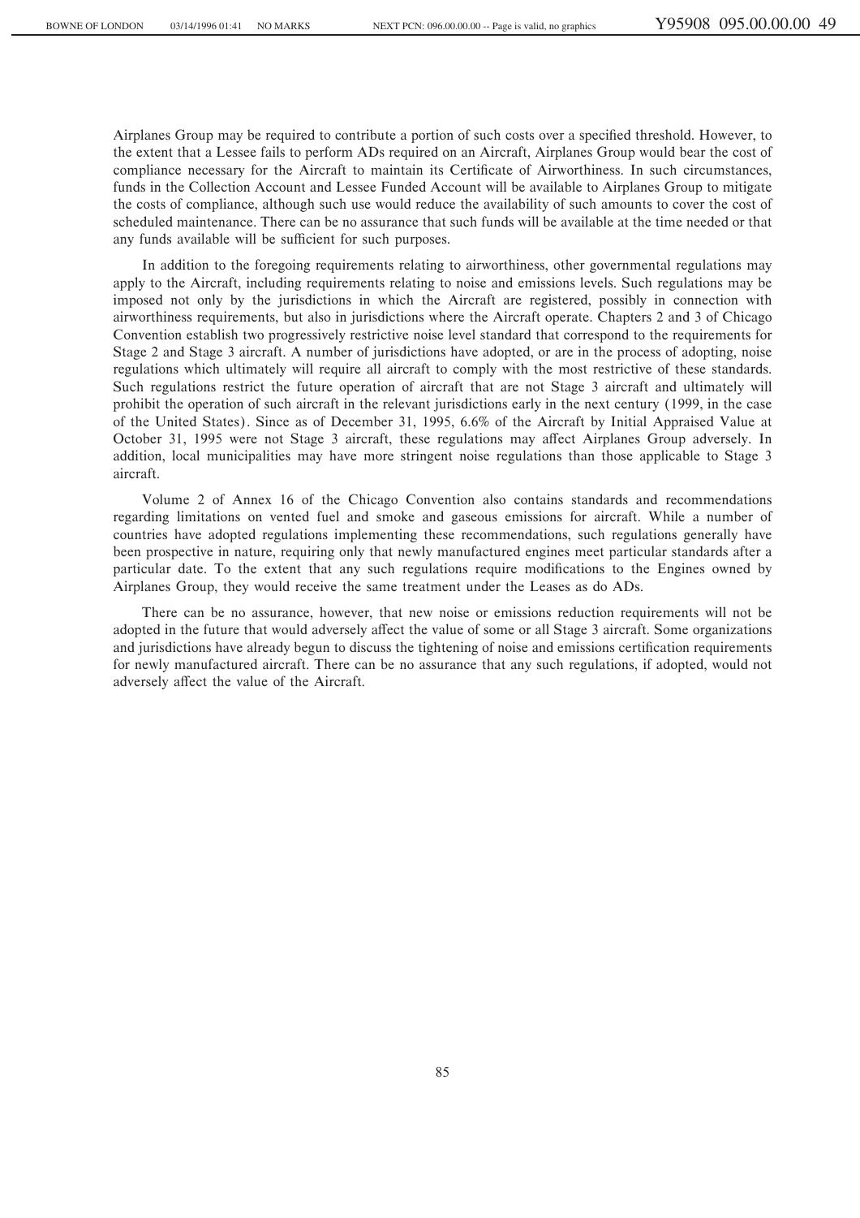Airplanes Group may be required to contribute a portion of such costs over a specified threshold. However, to the extent that a Lessee fails to perform ADs required on an Aircraft, Airplanes Group would bear the cost of compliance necessary for the Aircraft to maintain its Certificate of Airworthiness. In such circumstances, funds in the Collection Account and Lessee Funded Account will be available to Airplanes Group to mitigate the costs of compliance, although such use would reduce the availability of such amounts to cover the cost of scheduled maintenance. There can be no assurance that such funds will be available at the time needed or that any funds available will be sufficient for such purposes.

In addition to the foregoing requirements relating to airworthiness, other governmental regulations may apply to the Aircraft, including requirements relating to noise and emissions levels. Such regulations may be imposed not only by the jurisdictions in which the Aircraft are registered, possibly in connection with airworthiness requirements, but also in jurisdictions where the Aircraft operate. Chapters 2 and 3 of Chicago Convention establish two progressively restrictive noise level standard that correspond to the requirements for Stage 2 and Stage 3 aircraft. A number of jurisdictions have adopted, or are in the process of adopting, noise regulations which ultimately will require all aircraft to comply with the most restrictive of these standards. Such regulations restrict the future operation of aircraft that are not Stage 3 aircraft and ultimately will prohibit the operation of such aircraft in the relevant jurisdictions early in the next century (1999, in the case of the United States). Since as of December 31, 1995, 6.6% of the Aircraft by Initial Appraised Value at October 31, 1995 were not Stage 3 aircraft, these regulations may affect Airplanes Group adversely. In addition, local municipalities may have more stringent noise regulations than those applicable to Stage 3 aircraft.

Volume 2 of Annex 16 of the Chicago Convention also contains standards and recommendations regarding limitations on vented fuel and smoke and gaseous emissions for aircraft. While a number of countries have adopted regulations implementing these recommendations, such regulations generally have been prospective in nature, requiring only that newly manufactured engines meet particular standards after a particular date. To the extent that any such regulations require modifications to the Engines owned by Airplanes Group, they would receive the same treatment under the Leases as do ADs.

There can be no assurance, however, that new noise or emissions reduction requirements will not be adopted in the future that would adversely affect the value of some or all Stage 3 aircraft. Some organizations and jurisdictions have already begun to discuss the tightening of noise and emissions certification requirements for newly manufactured aircraft. There can be no assurance that any such regulations, if adopted, would not adversely affect the value of the Aircraft.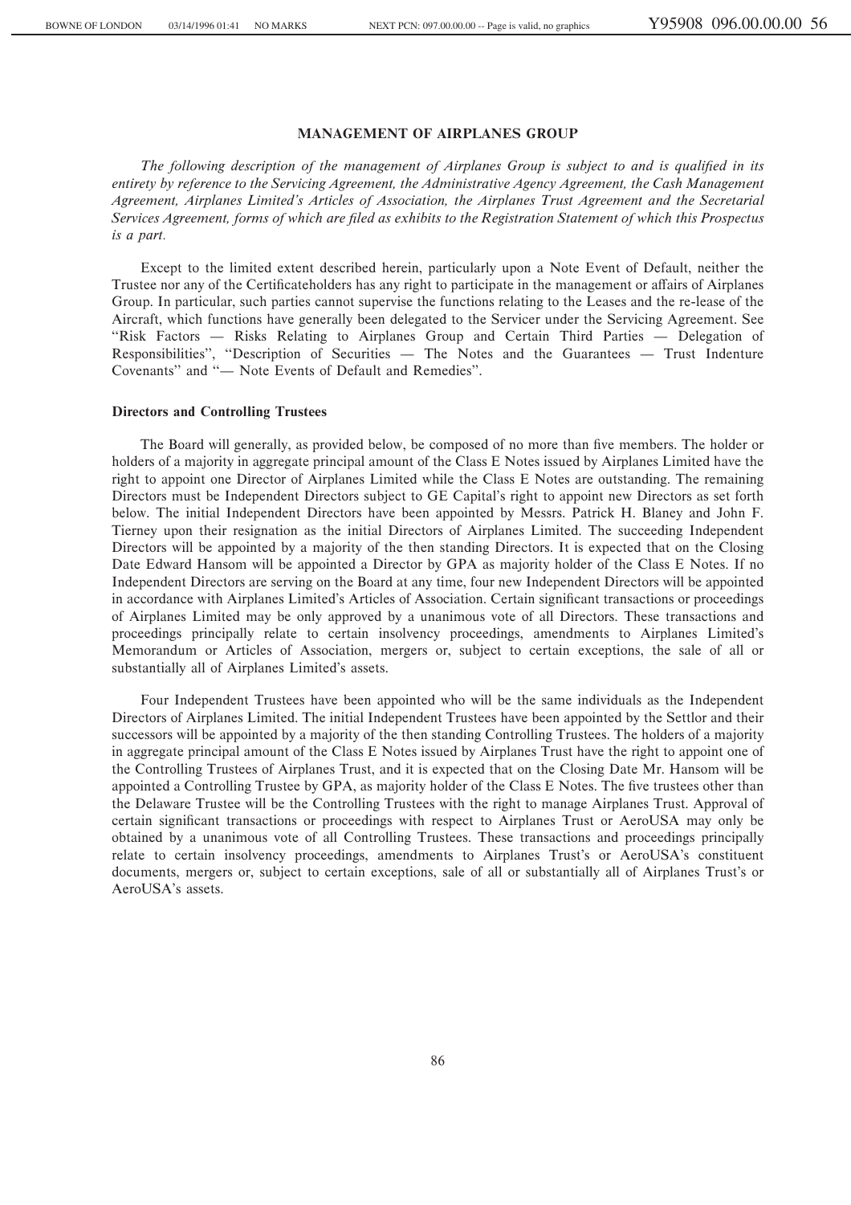## MANAGEMENT OF AIRPLANES GROUP

*The following description of the management of Airplanes Group is subject to and is qualified in its entirety by reference to the Servicing Agreement, the Administrative Agency Agreement, the Cash Management Agreement, Airplanes Limited's Articles of Association, the Airplanes Trust Agreement and the Secretarial Services Agreement, forms of which are filed as exhibits to the Registration Statement of which this Prospectus is a part.*

Except to the limited extent described herein, particularly upon a Note Event of Default, neither the Trustee nor any of the Certificateholders has any right to participate in the management or affairs of Airplanes Group. In particular, such parties cannot supervise the functions relating to the Leases and the re-lease of the Aircraft, which functions have generally been delegated to the Servicer under the Servicing Agreement. See "Risk Factors — Risks Relating to Airplanes Group and Certain Third Parties — Delegation of Responsibilities", "Description of Securities — The Notes and the Guarantees — Trust Indenture Covenants" and "— Note Events of Default and Remedies".

### Directors and Controlling Trustees

The Board will generally, as provided below, be composed of no more than five members. The holder or holders of a majority in aggregate principal amount of the Class E Notes issued by Airplanes Limited have the right to appoint one Director of Airplanes Limited while the Class E Notes are outstanding. The remaining Directors must be Independent Directors subject to GE Capital's right to appoint new Directors as set forth below. The initial Independent Directors have been appointed by Messrs. Patrick H. Blaney and John F. Tierney upon their resignation as the initial Directors of Airplanes Limited. The succeeding Independent Directors will be appointed by a majority of the then standing Directors. It is expected that on the Closing Date Edward Hansom will be appointed a Director by GPA as majority holder of the Class E Notes. If no Independent Directors are serving on the Board at any time, four new Independent Directors will be appointed in accordance with Airplanes Limited's Articles of Association. Certain significant transactions or proceedings of Airplanes Limited may be only approved by a unanimous vote of all Directors. These transactions and proceedings principally relate to certain insolvency proceedings, amendments to Airplanes Limited's Memorandum or Articles of Association, mergers or, subject to certain exceptions, the sale of all or substantially all of Airplanes Limited's assets.

Four Independent Trustees have been appointed who will be the same individuals as the Independent Directors of Airplanes Limited. The initial Independent Trustees have been appointed by the Settlor and their successors will be appointed by a majority of the then standing Controlling Trustees. The holders of a majority in aggregate principal amount of the Class E Notes issued by Airplanes Trust have the right to appoint one of the Controlling Trustees of Airplanes Trust, and it is expected that on the Closing Date Mr. Hansom will be appointed a Controlling Trustee by GPA, as majority holder of the Class E Notes. The five trustees other than the Delaware Trustee will be the Controlling Trustees with the right to manage Airplanes Trust. Approval of certain significant transactions or proceedings with respect to Airplanes Trust or AeroUSA may only be obtained by a unanimous vote of all Controlling Trustees. These transactions and proceedings principally relate to certain insolvency proceedings, amendments to Airplanes Trust's or AeroUSA's constituent documents, mergers or, subject to certain exceptions, sale of all or substantially all of Airplanes Trust's or AeroUSA's assets.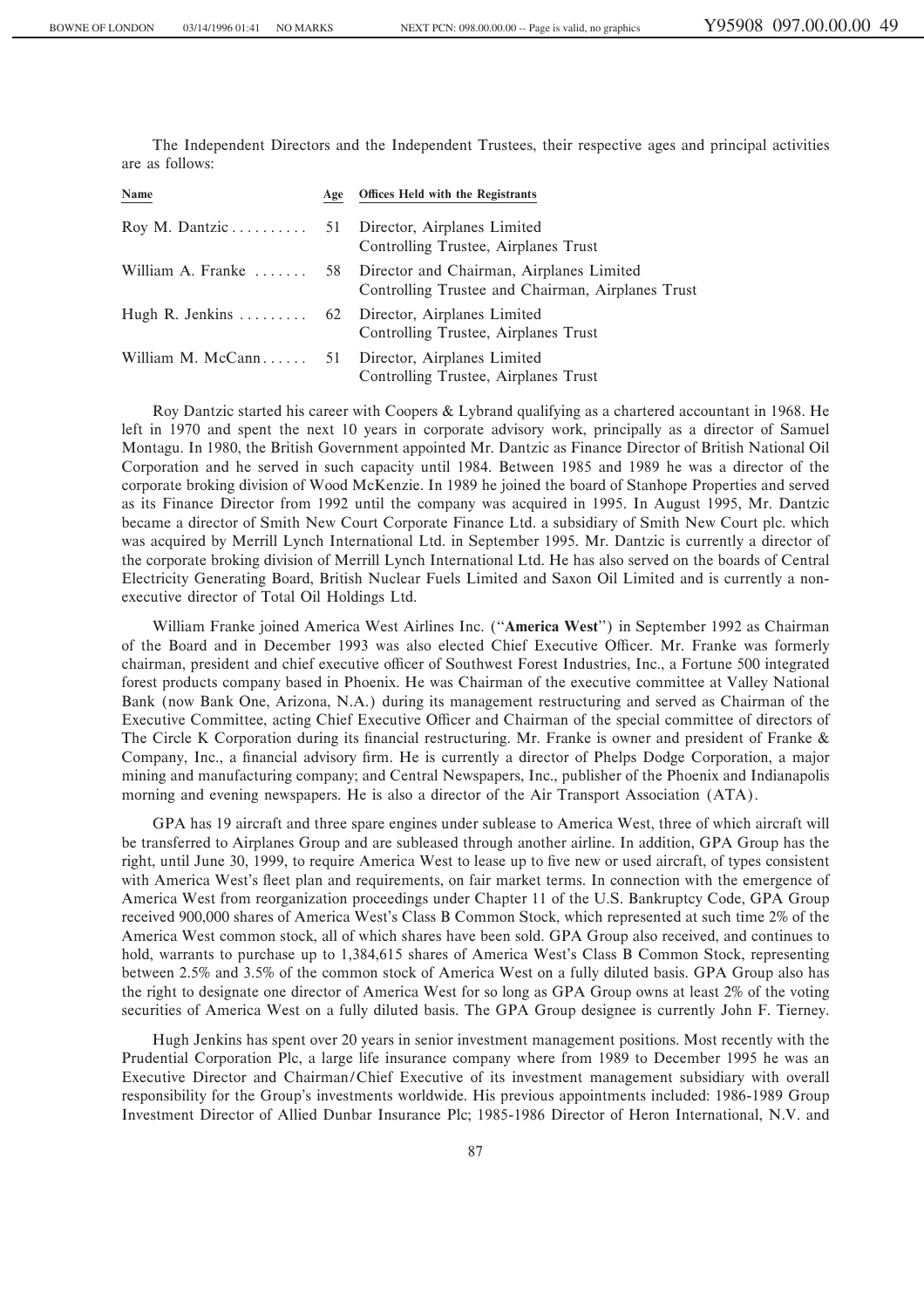The Independent Directors and the Independent Trustees, their respective ages and principal activities are as follows:

| Name | Age | Offices Held with the Registrants |
| --- | --- | --- |
| Roy M. Dantzic | 51 | Director, Airplanes Limited<br>Controlling Trustee, Airplanes Trust |
| William A. Franke | 58 | Director and Chairman, Airplanes Limited<br>Controlling Trustee and Chairman, Airplanes Trust |
| Hugh R. Jenkins | 62 | Director, Airplanes Limited<br>Controlling Trustee, Airplanes Trust |
| William M. McCann | 51 | Director, Airplanes Limited<br>Controlling Trustee, Airplanes Trust |

Roy Dantzic started his career with Coopers & Lybrand qualifying as a chartered accountant in 1968. He left in 1970 and spent the next 10 years in corporate advisory work, principally as a director of Samuel Montagu. In 1980, the British Government appointed Mr. Dantzic as Finance Director of British National Oil Corporation and he served in such capacity until 1984. Between 1985 and 1989 he was a director of the corporate broking division of Wood McKenzie. In 1989 he joined the board of Stanhope Properties and served as its Finance Director from 1992 until the company was acquired in 1995. In August 1995, Mr. Dantzic became a director of Smith New Court Corporate Finance Ltd. a subsidiary of Smith New Court plc. which was acquired by Merrill Lynch International Ltd. in September 1995. Mr. Dantzic is currently a director of the corporate broking division of Merrill Lynch International Ltd. He has also served on the boards of Central Electricity Generating Board, British Nuclear Fuels Limited and Saxon Oil Limited and is currently a non-executive director of Total Oil Holdings Ltd.

William Franke joined America West Airlines Inc. ("**America West**") in September 1992 as Chairman of the Board and in December 1993 was also elected Chief Executive Officer. Mr. Franke was formerly chairman, president and chief executive officer of Southwest Forest Industries, Inc., a Fortune 500 integrated forest products company based in Phoenix. He was Chairman of the executive committee at Valley National Bank (now Bank One, Arizona, N.A.) during its management restructuring and served as Chairman of the Executive Committee, acting Chief Executive Officer and Chairman of the special committee of directors of The Circle K Corporation during its financial restructuring. Mr. Franke is owner and president of Franke & Company, Inc., a financial advisory firm. He is currently a director of Phelps Dodge Corporation, a major mining and manufacturing company; and Central Newspapers, Inc., publisher of the Phoenix and Indianapolis morning and evening newspapers. He is also a director of the Air Transport Association (ATA).

GPA has 19 aircraft and three spare engines under sublease to America West, three of which aircraft will be transferred to Airplanes Group and are subleased through another airline. In addition, GPA Group has the right, until June 30, 1999, to require America West to lease up to five new or used aircraft, of types consistent with America West's fleet plan and requirements, on fair market terms. In connection with the emergence of America West from reorganization proceedings under Chapter 11 of the U.S. Bankruptcy Code, GPA Group received 900,000 shares of America West's Class B Common Stock, which represented at such time 2% of the America West common stock, all of which shares have been sold. GPA Group also received, and continues to hold, warrants to purchase up to 1,384,615 shares of America West's Class B Common Stock, representing between 2.5% and 3.5% of the common stock of America West on a fully diluted basis. GPA Group also has the right to designate one director of America West for so long as GPA Group owns at least 2% of the voting securities of America West on a fully diluted basis. The GPA Group designee is currently John F. Tierney.

Hugh Jenkins has spent over 20 years in senior investment management positions. Most recently with the Prudential Corporation Plc, a large life insurance company where from 1989 to December 1995 he was an Executive Director and Chairman/Chief Executive of its investment management subsidiary with overall responsibility for the Group's investments worldwide. His previous appointments included: 1986-1989 Group Investment Director of Allied Dunbar Insurance Plc; 1985-1986 Director of Heron International, N.V. and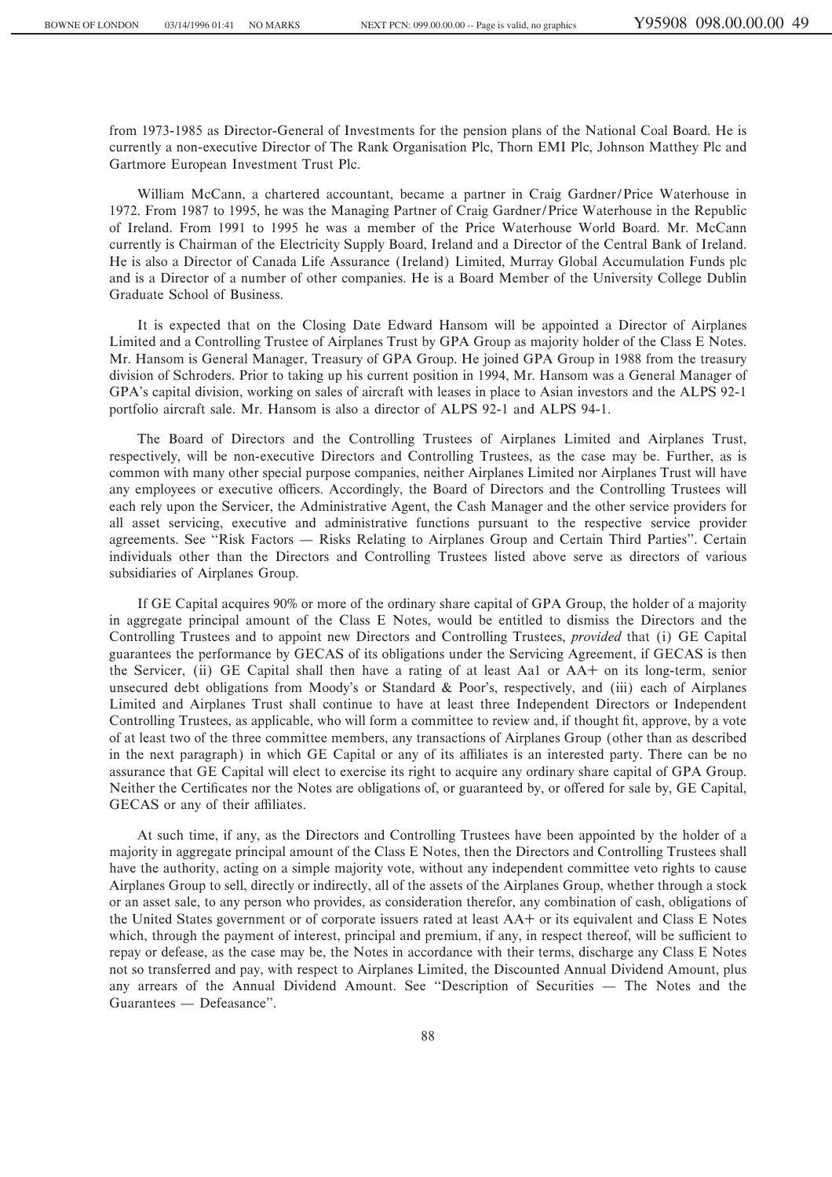from 1973-1985 as Director-General of Investments for the pension plans of the National Coal Board. He is currently a non-executive Director of The Rank Organisation Plc, Thorn EMI Plc, Johnson Matthey Plc and Gartmore European Investment Trust Plc.

William McCann, a chartered accountant, became a partner in Craig Gardner/Price Waterhouse in 1972. From 1987 to 1995, he was the Managing Partner of Craig Gardner/Price Waterhouse in the Republic of Ireland. From 1991 to 1995 he was a member of the Price Waterhouse World Board. Mr. McCann currently is Chairman of the Electricity Supply Board, Ireland and a Director of the Central Bank of Ireland. He is also a Director of Canada Life Assurance (Ireland) Limited, Murray Global Accumulation Funds plc and is a Director of a number of other companies. He is a Board Member of the University College Dublin Graduate School of Business.

It is expected that on the Closing Date Edward Hansom will be appointed a Director of Airplanes Limited and a Controlling Trustee of Airplanes Trust by GPA Group as majority holder of the Class E Notes. Mr. Hansom is General Manager, Treasury of GPA Group. He joined GPA Group in 1988 from the treasury division of Schroders. Prior to taking up his current position in 1994, Mr. Hansom was a General Manager of GPA's capital division, working on sales of aircraft with leases in place to Asian investors and the ALPS 92-1 portfolio aircraft sale. Mr. Hansom is also a director of ALPS 92-1 and ALPS 94-1.

The Board of Directors and the Controlling Trustees of Airplanes Limited and Airplanes Trust, respectively, will be non-executive Directors and Controlling Trustees, as the case may be. Further, as is common with many other special purpose companies, neither Airplanes Limited nor Airplanes Trust will have any employees or executive officers. Accordingly, the Board of Directors and the Controlling Trustees will each rely upon the Servicer, the Administrative Agent, the Cash Manager and the other service providers for all asset servicing, executive and administrative functions pursuant to the respective service provider agreements. See "Risk Factors — Risks Relating to Airplanes Group and Certain Third Parties". Certain individuals other than the Directors and Controlling Trustees listed above serve as directors of various subsidiaries of Airplanes Group.

If GE Capital acquires 90% or more of the ordinary share capital of GPA Group, the holder of a majority in aggregate principal amount of the Class E Notes, would be entitled to dismiss the Directors and the Controlling Trustees and to appoint new Directors and Controlling Trustees, *provided* that (i) GE Capital guarantees the performance by GECAS of its obligations under the Servicing Agreement, if GECAS is then the Servicer, (ii) GE Capital shall then have a rating of at least Aa1 or AA+ on its long-term, senior unsecured debt obligations from Moody's or Standard & Poor's, respectively, and (iii) each of Airplanes Limited and Airplanes Trust shall continue to have at least three Independent Directors or Independent Controlling Trustees, as applicable, who will form a committee to review and, if thought fit, approve, by a vote of at least two of the three committee members, any transactions of Airplanes Group (other than as described in the next paragraph) in which GE Capital or any of its affiliates is an interested party. There can be no assurance that GE Capital will elect to exercise its right to acquire any ordinary share capital of GPA Group. Neither the Certificates nor the Notes are obligations of, or guaranteed by, or offered for sale by, GE Capital, GECAS or any of their affiliates.

At such time, if any, as the Directors and Controlling Trustees have been appointed by the holder of a majority in aggregate principal amount of the Class E Notes, then the Directors and Controlling Trustees shall have the authority, acting on a simple majority vote, without any independent committee veto rights to cause Airplanes Group to sell, directly or indirectly, all of the assets of the Airplanes Group, whether through a stock or an asset sale, to any person who provides, as consideration therefor, any combination of cash, obligations of the United States government or of corporate issuers rated at least AA+ or its equivalent and Class E Notes which, through the payment of interest, principal and premium, if any, in respect thereof, will be sufficient to repay or defease, as the case may be, the Notes in accordance with their terms, discharge any Class E Notes not so transferred and pay, with respect to Airplanes Limited, the Discounted Annual Dividend Amount, plus any arrears of the Annual Dividend Amount. See "Description of Securities — The Notes and the Guarantees — Defeasance".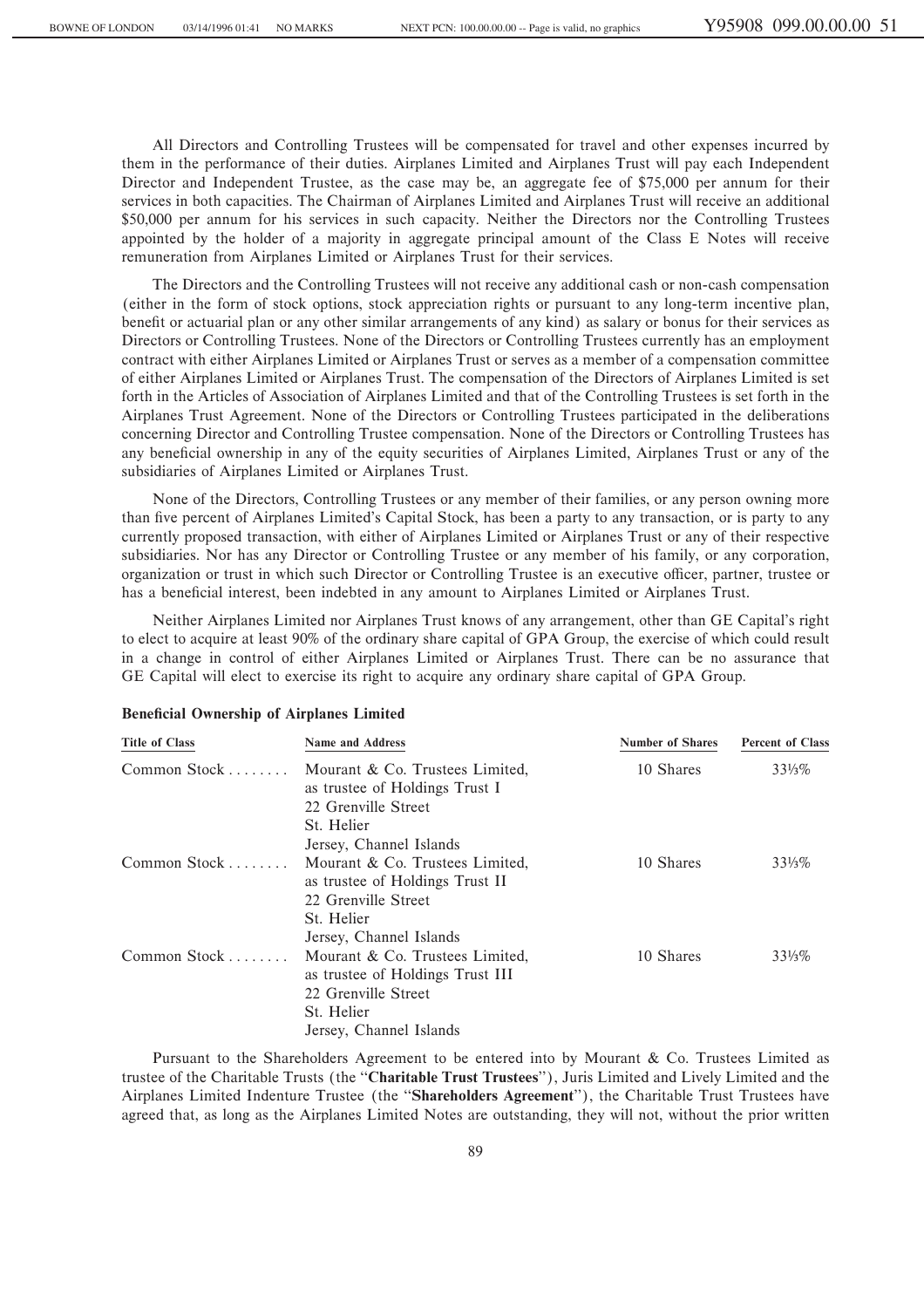All Directors and Controlling Trustees will be compensated for travel and other expenses incurred by them in the performance of their duties. Airplanes Limited and Airplanes Trust will pay each Independent Director and Independent Trustee, as the case may be, an aggregate fee of $75,000 per annum for their services in both capacities. The Chairman of Airplanes Limited and Airplanes Trust will receive an additional $50,000 per annum for his services in such capacity. Neither the Directors nor the Controlling Trustees appointed by the holder of a majority in aggregate principal amount of the Class E Notes will receive remuneration from Airplanes Limited or Airplanes Trust for their services.

The Directors and the Controlling Trustees will not receive any additional cash or non-cash compensation (either in the form of stock options, stock appreciation rights or pursuant to any long-term incentive plan, benefit or actuarial plan or any other similar arrangements of any kind) as salary or bonus for their services as Directors or Controlling Trustees. None of the Directors or Controlling Trustees currently has an employment contract with either Airplanes Limited or Airplanes Trust or serves as a member of a compensation committee of either Airplanes Limited or Airplanes Trust. The compensation of the Directors of Airplanes Limited is set forth in the Articles of Association of Airplanes Limited and that of the Controlling Trustees is set forth in the Airplanes Trust Agreement. None of the Directors or Controlling Trustees participated in the deliberations concerning Director and Controlling Trustee compensation. None of the Directors or Controlling Trustees has any beneficial ownership in any of the equity securities of Airplanes Limited, Airplanes Trust or any of the subsidiaries of Airplanes Limited or Airplanes Trust.

None of the Directors, Controlling Trustees or any member of their families, or any person owning more than five percent of Airplanes Limited's Capital Stock, has been a party to any transaction, or is party to any currently proposed transaction, with either of Airplanes Limited or Airplanes Trust or any of their respective subsidiaries. Nor has any Director or Controlling Trustee or any member of his family, or any corporation, organization or trust in which such Director or Controlling Trustee is an executive officer, partner, trustee or has a beneficial interest, been indebted in any amount to Airplanes Limited or Airplanes Trust.

Neither Airplanes Limited nor Airplanes Trust knows of any arrangement, other than GE Capital's right to elect to acquire at least 90% of the ordinary share capital of GPA Group, the exercise of which could result in a change in control of either Airplanes Limited or Airplanes Trust. There can be no assurance that GE Capital will elect to exercise its right to acquire any ordinary share capital of GPA Group.

**Beneficial Ownership of Airplanes Limited**

| Title of Class | Name and Address | Number of Shares | Percent of Class |
|---|---|---|---|
| Common Stock | Mourant & Co. Trustees Limited, as trustee of Holdings Trust I, 22 Grenville Street, St. Helier, Jersey, Channel Islands | 10 Shares | 33⅓% |
| Common Stock | Mourant & Co. Trustees Limited, as trustee of Holdings Trust II, 22 Grenville Street, St. Helier, Jersey, Channel Islands | 10 Shares | 33⅓% |
| Common Stock | Mourant & Co. Trustees Limited, as trustee of Holdings Trust III, 22 Grenville Street, St. Helier, Jersey, Channel Islands | 10 Shares | 33⅓% |

Pursuant to the Shareholders Agreement to be entered into by Mourant & Co. Trustees Limited as trustee of the Charitable Trusts (the "**Charitable Trust Trustees**"), Juris Limited and Lively Limited and the Airplanes Limited Indenture Trustee (the "**Shareholders Agreement**"), the Charitable Trust Trustees have agreed that, as long as the Airplanes Limited Notes are outstanding, they will not, without the prior written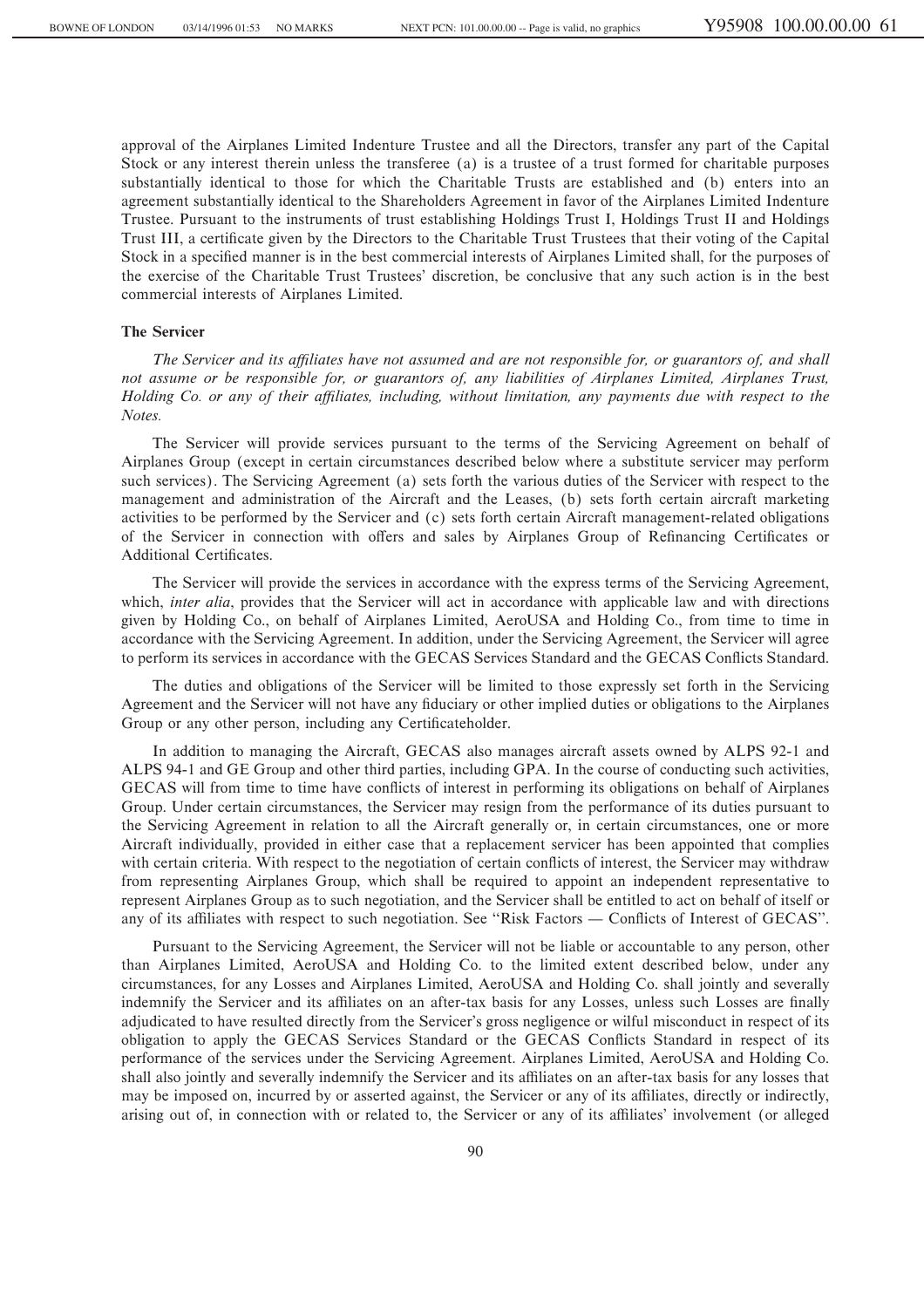approval of the Airplanes Limited Indenture Trustee and all the Directors, transfer any part of the Capital Stock or any interest therein unless the transferee (a) is a trustee of a trust formed for charitable purposes substantially identical to those for which the Charitable Trusts are established and (b) enters into an agreement substantially identical to the Shareholders Agreement in favor of the Airplanes Limited Indenture Trustee. Pursuant to the instruments of trust establishing Holdings Trust I, Holdings Trust II and Holdings Trust III, a certificate given by the Directors to the Charitable Trust Trustees that their voting of the Capital Stock in a specified manner is in the best commercial interests of Airplanes Limited shall, for the purposes of the exercise of the Charitable Trust Trustees' discretion, be conclusive that any such action is in the best commercial interests of Airplanes Limited.

**The Servicer**

*The Servicer and its affiliates have not assumed and are not responsible for, or guarantors of, and shall not assume or be responsible for, or guarantors of, any liabilities of Airplanes Limited, Airplanes Trust, Holding Co. or any of their affiliates, including, without limitation, any payments due with respect to the Notes.*

The Servicer will provide services pursuant to the terms of the Servicing Agreement on behalf of Airplanes Group (except in certain circumstances described below where a substitute servicer may perform such services). The Servicing Agreement (a) sets forth the various duties of the Servicer with respect to the management and administration of the Aircraft and the Leases, (b) sets forth certain aircraft marketing activities to be performed by the Servicer and (c) sets forth certain Aircraft management-related obligations of the Servicer in connection with offers and sales by Airplanes Group of Refinancing Certificates or Additional Certificates.

The Servicer will provide the services in accordance with the express terms of the Servicing Agreement, which, *inter alia*, provides that the Servicer will act in accordance with applicable law and with directions given by Holding Co., on behalf of Airplanes Limited, AeroUSA and Holding Co., from time to time in accordance with the Servicing Agreement. In addition, under the Servicing Agreement, the Servicer will agree to perform its services in accordance with the GECAS Services Standard and the GECAS Conflicts Standard.

The duties and obligations of the Servicer will be limited to those expressly set forth in the Servicing Agreement and the Servicer will not have any fiduciary or other implied duties or obligations to the Airplanes Group or any other person, including any Certificateholder.

In addition to managing the Aircraft, GECAS also manages aircraft assets owned by ALPS 92-1 and ALPS 94-1 and GE Group and other third parties, including GPA. In the course of conducting such activities, GECAS will from time to time have conflicts of interest in performing its obligations on behalf of Airplanes Group. Under certain circumstances, the Servicer may resign from the performance of its duties pursuant to the Servicing Agreement in relation to all the Aircraft generally or, in certain circumstances, one or more Aircraft individually, provided in either case that a replacement servicer has been appointed that complies with certain criteria. With respect to the negotiation of certain conflicts of interest, the Servicer may withdraw from representing Airplanes Group, which shall be required to appoint an independent representative to represent Airplanes Group as to such negotiation, and the Servicer shall be entitled to act on behalf of itself or any of its affiliates with respect to such negotiation. See "Risk Factors — Conflicts of Interest of GECAS".

Pursuant to the Servicing Agreement, the Servicer will not be liable or accountable to any person, other than Airplanes Limited, AeroUSA and Holding Co. to the limited extent described below, under any circumstances, for any Losses and Airplanes Limited, AeroUSA and Holding Co. shall jointly and severally indemnify the Servicer and its affiliates on an after-tax basis for any Losses, unless such Losses are finally adjudicated to have resulted directly from the Servicer's gross negligence or wilful misconduct in respect of its obligation to apply the GECAS Services Standard or the GECAS Conflicts Standard in respect of its performance of the services under the Servicing Agreement. Airplanes Limited, AeroUSA and Holding Co. shall also jointly and severally indemnify the Servicer and its affiliates on an after-tax basis for any losses that may be imposed on, incurred by or asserted against, the Servicer or any of its affiliates, directly or indirectly, arising out of, in connection with or related to, the Servicer or any of its affiliates' involvement (or alleged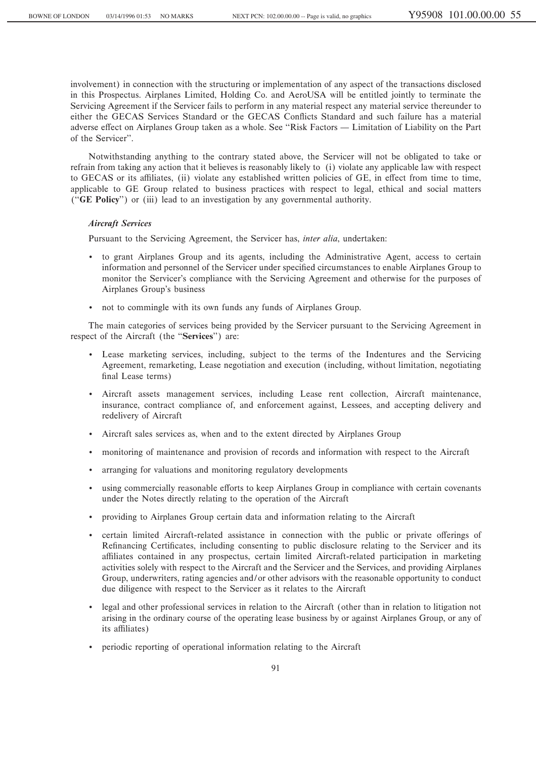involvement) in connection with the structuring or implementation of any aspect of the transactions disclosed in this Prospectus. Airplanes Limited, Holding Co. and AeroUSA will be entitled jointly to terminate the Servicing Agreement if the Servicer fails to perform in any material respect any material service thereunder to either the GECAS Services Standard or the GECAS Conflicts Standard and such failure has a material adverse effect on Airplanes Group taken as a whole. See "Risk Factors — Limitation of Liability on the Part of the Servicer".

Notwithstanding anything to the contrary stated above, the Servicer will not be obligated to take or refrain from taking any action that it believes is reasonably likely to (i) violate any applicable law with respect to GECAS or its affiliates, (ii) violate any established written policies of GE, in effect from time to time, applicable to GE Group related to business practices with respect to legal, ethical and social matters ("**GE Policy**") or (iii) lead to an investigation by any governmental authority.

***Aircraft Services***

Pursuant to the Servicing Agreement, the Servicer has, *inter alia*, undertaken:

- to grant Airplanes Group and its agents, including the Administrative Agent, access to certain information and personnel of the Servicer under specified circumstances to enable Airplanes Group to monitor the Servicer's compliance with the Servicing Agreement and otherwise for the purposes of Airplanes Group's business
- not to commingle with its own funds any funds of Airplanes Group.

The main categories of services being provided by the Servicer pursuant to the Servicing Agreement in respect of the Aircraft (the "**Services**") are:

- Lease marketing services, including, subject to the terms of the Indentures and the Servicing Agreement, remarketing, Lease negotiation and execution (including, without limitation, negotiating final Lease terms)
- Aircraft assets management services, including Lease rent collection, Aircraft maintenance, insurance, contract compliance of, and enforcement against, Lessees, and accepting delivery and redelivery of Aircraft
- Aircraft sales services as, when and to the extent directed by Airplanes Group
- monitoring of maintenance and provision of records and information with respect to the Aircraft
- arranging for valuations and monitoring regulatory developments
- using commercially reasonable efforts to keep Airplanes Group in compliance with certain covenants under the Notes directly relating to the operation of the Aircraft
- providing to Airplanes Group certain data and information relating to the Aircraft
- certain limited Aircraft-related assistance in connection with the public or private offerings of Refinancing Certificates, including consenting to public disclosure relating to the Servicer and its affiliates contained in any prospectus, certain limited Aircraft-related participation in marketing activities solely with respect to the Aircraft and the Servicer and the Services, and providing Airplanes Group, underwriters, rating agencies and/or other advisors with the reasonable opportunity to conduct due diligence with respect to the Servicer as it relates to the Aircraft
- legal and other professional services in relation to the Aircraft (other than in relation to litigation not arising in the ordinary course of the operating lease business by or against Airplanes Group, or any of its affiliates)
- periodic reporting of operational information relating to the Aircraft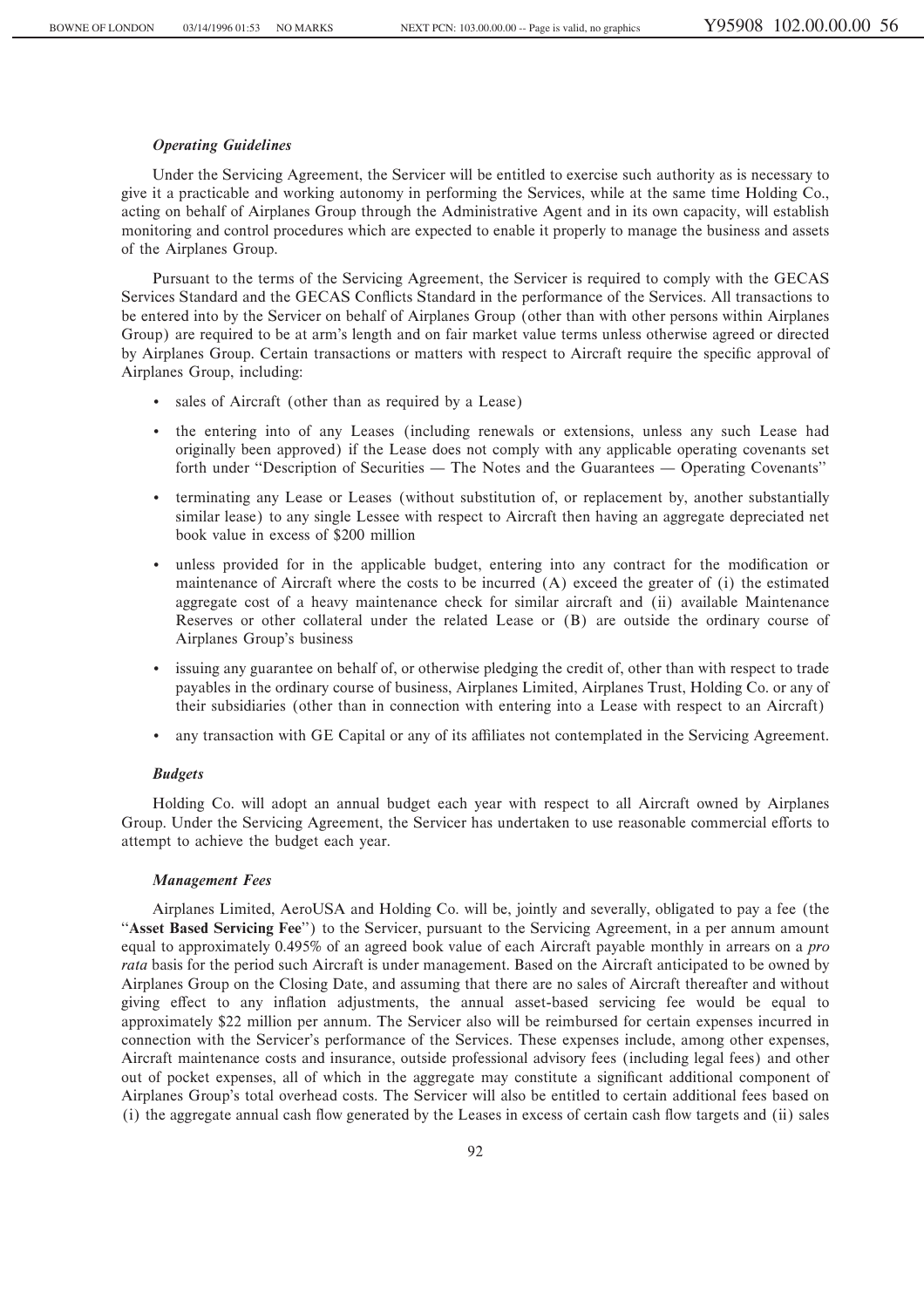### *Operating Guidelines*

Under the Servicing Agreement, the Servicer will be entitled to exercise such authority as is necessary to give it a practicable and working autonomy in performing the Services, while at the same time Holding Co., acting on behalf of Airplanes Group through the Administrative Agent and in its own capacity, will establish monitoring and control procedures which are expected to enable it properly to manage the business and assets of the Airplanes Group.

Pursuant to the terms of the Servicing Agreement, the Servicer is required to comply with the GECAS Services Standard and the GECAS Conflicts Standard in the performance of the Services. All transactions to be entered into by the Servicer on behalf of Airplanes Group (other than with other persons within Airplanes Group) are required to be at arm's length and on fair market value terms unless otherwise agreed or directed by Airplanes Group. Certain transactions or matters with respect to Aircraft require the specific approval of Airplanes Group, including:

- sales of Aircraft (other than as required by a Lease)
- the entering into of any Leases (including renewals or extensions, unless any such Lease had originally been approved) if the Lease does not comply with any applicable operating covenants set forth under "Description of Securities — The Notes and the Guarantees — Operating Covenants"
- terminating any Lease or Leases (without substitution of, or replacement by, another substantially similar lease) to any single Lessee with respect to Aircraft then having an aggregate depreciated net book value in excess of $200 million
- unless provided for in the applicable budget, entering into any contract for the modification or maintenance of Aircraft where the costs to be incurred (A) exceed the greater of (i) the estimated aggregate cost of a heavy maintenance check for similar aircraft and (ii) available Maintenance Reserves or other collateral under the related Lease or (B) are outside the ordinary course of Airplanes Group's business
- issuing any guarantee on behalf of, or otherwise pledging the credit of, other than with respect to trade payables in the ordinary course of business, Airplanes Limited, Airplanes Trust, Holding Co. or any of their subsidiaries (other than in connection with entering into a Lease with respect to an Aircraft)
- any transaction with GE Capital or any of its affiliates not contemplated in the Servicing Agreement.

### *Budgets*

Holding Co. will adopt an annual budget each year with respect to all Aircraft owned by Airplanes Group. Under the Servicing Agreement, the Servicer has undertaken to use reasonable commercial efforts to attempt to achieve the budget each year.

### *Management Fees*

Airplanes Limited, AeroUSA and Holding Co. will be, jointly and severally, obligated to pay a fee (the "**Asset Based Servicing Fee**") to the Servicer, pursuant to the Servicing Agreement, in a per annum amount equal to approximately 0.495% of an agreed book value of each Aircraft payable monthly in arrears on a *pro rata* basis for the period such Aircraft is under management. Based on the Aircraft anticipated to be owned by Airplanes Group on the Closing Date, and assuming that there are no sales of Aircraft thereafter and without giving effect to any inflation adjustments, the annual asset-based servicing fee would be equal to approximately $22 million per annum. The Servicer also will be reimbursed for certain expenses incurred in connection with the Servicer's performance of the Services. These expenses include, among other expenses, Aircraft maintenance costs and insurance, outside professional advisory fees (including legal fees) and other out of pocket expenses, all of which in the aggregate may constitute a significant additional component of Airplanes Group's total overhead costs. The Servicer will also be entitled to certain additional fees based on (i) the aggregate annual cash flow generated by the Leases in excess of certain cash flow targets and (ii) sales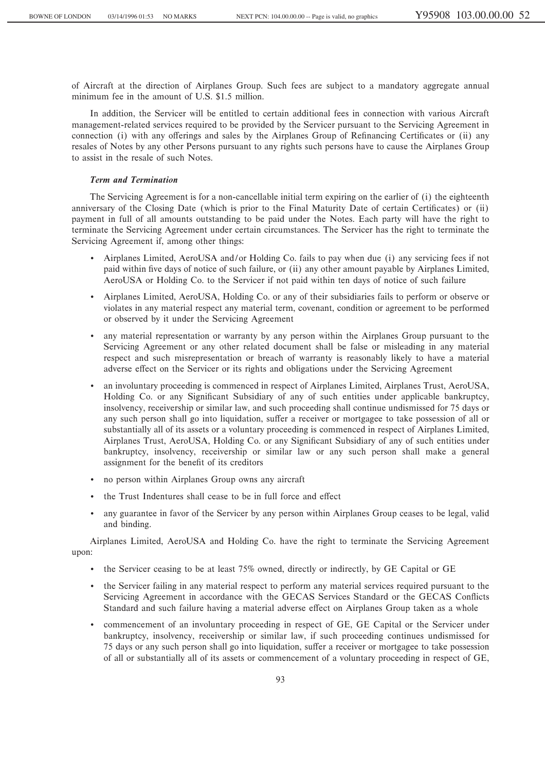of Aircraft at the direction of Airplanes Group. Such fees are subject to a mandatory aggregate annual minimum fee in the amount of U.S. $1.5 million.

In addition, the Servicer will be entitled to certain additional fees in connection with various Aircraft management-related services required to be provided by the Servicer pursuant to the Servicing Agreement in connection (i) with any offerings and sales by the Airplanes Group of Refinancing Certificates or (ii) any resales of Notes by any other Persons pursuant to any rights such persons have to cause the Airplanes Group to assist in the resale of such Notes.

***Term and Termination***

The Servicing Agreement is for a non-cancellable initial term expiring on the earlier of (i) the eighteenth anniversary of the Closing Date (which is prior to the Final Maturity Date of certain Certificates) or (ii) payment in full of all amounts outstanding to be paid under the Notes. Each party will have the right to terminate the Servicing Agreement under certain circumstances. The Servicer has the right to terminate the Servicing Agreement if, among other things:

- Airplanes Limited, AeroUSA and/or Holding Co. fails to pay when due (i) any servicing fees if not paid within five days of notice of such failure, or (ii) any other amount payable by Airplanes Limited, AeroUSA or Holding Co. to the Servicer if not paid within ten days of notice of such failure
- Airplanes Limited, AeroUSA, Holding Co. or any of their subsidiaries fails to perform or observe or violates in any material respect any material term, covenant, condition or agreement to be performed or observed by it under the Servicing Agreement
- any material representation or warranty by any person within the Airplanes Group pursuant to the Servicing Agreement or any other related document shall be false or misleading in any material respect and such misrepresentation or breach of warranty is reasonably likely to have a material adverse effect on the Servicer or its rights and obligations under the Servicing Agreement
- an involuntary proceeding is commenced in respect of Airplanes Limited, Airplanes Trust, AeroUSA, Holding Co. or any Significant Subsidiary of any of such entities under applicable bankruptcy, insolvency, receivership or similar law, and such proceeding shall continue undismissed for 75 days or any such person shall go into liquidation, suffer a receiver or mortgagee to take possession of all or substantially all of its assets or a voluntary proceeding is commenced in respect of Airplanes Limited, Airplanes Trust, AeroUSA, Holding Co. or any Significant Subsidiary of any of such entities under bankruptcy, insolvency, receivership or similar law or any such person shall make a general assignment for the benefit of its creditors
- no person within Airplanes Group owns any aircraft
- the Trust Indentures shall cease to be in full force and effect
- any guarantee in favor of the Servicer by any person within Airplanes Group ceases to be legal, valid and binding.

Airplanes Limited, AeroUSA and Holding Co. have the right to terminate the Servicing Agreement upon:

- the Servicer ceasing to be at least 75% owned, directly or indirectly, by GE Capital or GE
- the Servicer failing in any material respect to perform any material services required pursuant to the Servicing Agreement in accordance with the GECAS Services Standard or the GECAS Conflicts Standard and such failure having a material adverse effect on Airplanes Group taken as a whole
- commencement of an involuntary proceeding in respect of GE, GE Capital or the Servicer under bankruptcy, insolvency, receivership or similar law, if such proceeding continues undismissed for 75 days or any such person shall go into liquidation, suffer a receiver or mortgagee to take possession of all or substantially all of its assets or commencement of a voluntary proceeding in respect of GE,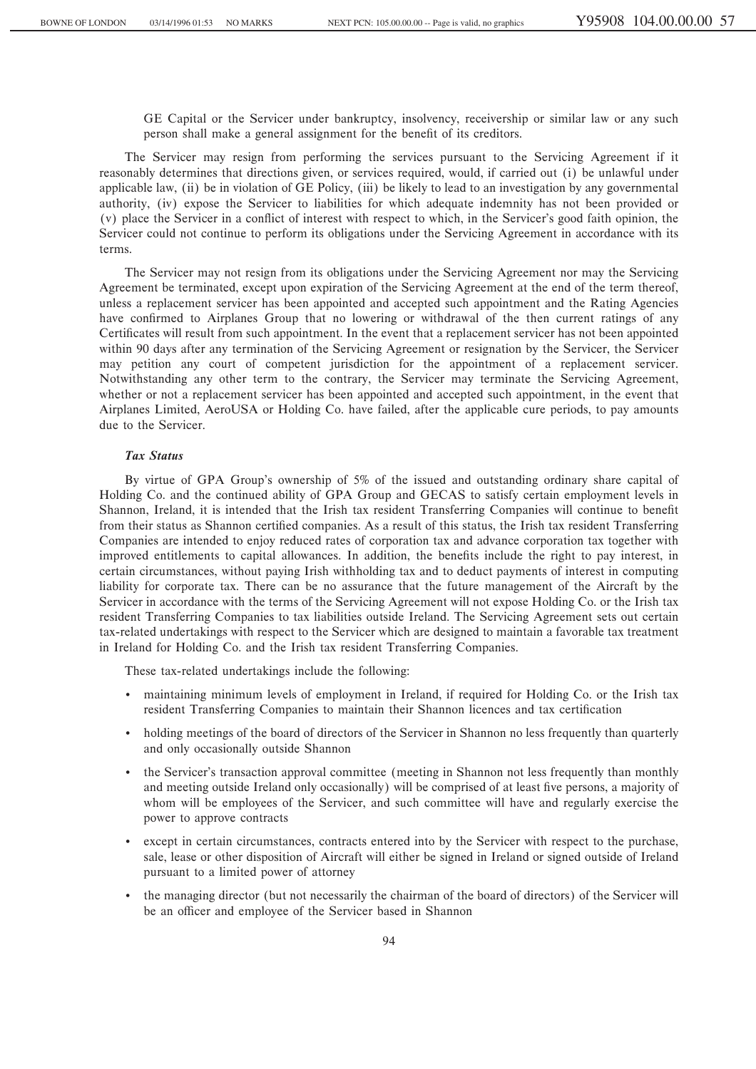GE Capital or the Servicer under bankruptcy, insolvency, receivership or similar law or any such person shall make a general assignment for the benefit of its creditors.

The Servicer may resign from performing the services pursuant to the Servicing Agreement if it reasonably determines that directions given, or services required, would, if carried out (i) be unlawful under applicable law, (ii) be in violation of GE Policy, (iii) be likely to lead to an investigation by any governmental authority, (iv) expose the Servicer to liabilities for which adequate indemnity has not been provided or (v) place the Servicer in a conflict of interest with respect to which, in the Servicer's good faith opinion, the Servicer could not continue to perform its obligations under the Servicing Agreement in accordance with its terms.

The Servicer may not resign from its obligations under the Servicing Agreement nor may the Servicing Agreement be terminated, except upon expiration of the Servicing Agreement at the end of the term thereof, unless a replacement servicer has been appointed and accepted such appointment and the Rating Agencies have confirmed to Airplanes Group that no lowering or withdrawal of the then current ratings of any Certificates will result from such appointment. In the event that a replacement servicer has not been appointed within 90 days after any termination of the Servicing Agreement or resignation by the Servicer, the Servicer may petition any court of competent jurisdiction for the appointment of a replacement servicer. Notwithstanding any other term to the contrary, the Servicer may terminate the Servicing Agreement, whether or not a replacement servicer has been appointed and accepted such appointment, in the event that Airplanes Limited, AeroUSA or Holding Co. have failed, after the applicable cure periods, to pay amounts due to the Servicer.

***Tax Status***

By virtue of GPA Group's ownership of 5% of the issued and outstanding ordinary share capital of Holding Co. and the continued ability of GPA Group and GECAS to satisfy certain employment levels in Shannon, Ireland, it is intended that the Irish tax resident Transferring Companies will continue to benefit from their status as Shannon certified companies. As a result of this status, the Irish tax resident Transferring Companies are intended to enjoy reduced rates of corporation tax and advance corporation tax together with improved entitlements to capital allowances. In addition, the benefits include the right to pay interest, in certain circumstances, without paying Irish withholding tax and to deduct payments of interest in computing liability for corporate tax. There can be no assurance that the future management of the Aircraft by the Servicer in accordance with the terms of the Servicing Agreement will not expose Holding Co. or the Irish tax resident Transferring Companies to tax liabilities outside Ireland. The Servicing Agreement sets out certain tax-related undertakings with respect to the Servicer which are designed to maintain a favorable tax treatment in Ireland for Holding Co. and the Irish tax resident Transferring Companies.

These tax-related undertakings include the following:

- maintaining minimum levels of employment in Ireland, if required for Holding Co. or the Irish tax resident Transferring Companies to maintain their Shannon licences and tax certification
- holding meetings of the board of directors of the Servicer in Shannon no less frequently than quarterly and only occasionally outside Shannon
- the Servicer's transaction approval committee (meeting in Shannon not less frequently than monthly and meeting outside Ireland only occasionally) will be comprised of at least five persons, a majority of whom will be employees of the Servicer, and such committee will have and regularly exercise the power to approve contracts
- except in certain circumstances, contracts entered into by the Servicer with respect to the purchase, sale, lease or other disposition of Aircraft will either be signed in Ireland or signed outside of Ireland pursuant to a limited power of attorney
- the managing director (but not necessarily the chairman of the board of directors) of the Servicer will be an officer and employee of the Servicer based in Shannon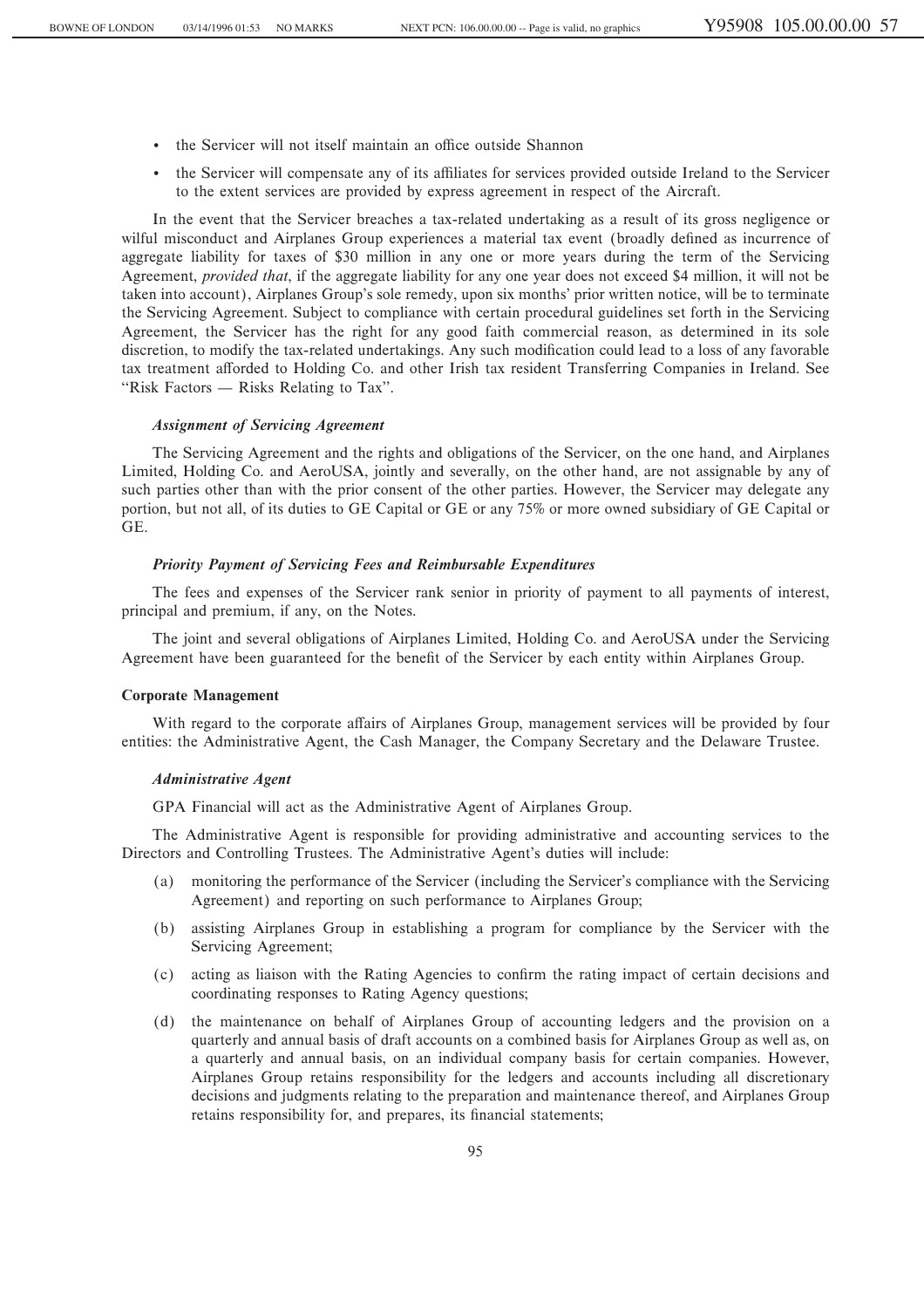- the Servicer will not itself maintain an office outside Shannon
- the Servicer will compensate any of its affiliates for services provided outside Ireland to the Servicer to the extent services are provided by express agreement in respect of the Aircraft.

In the event that the Servicer breaches a tax-related undertaking as a result of its gross negligence or wilful misconduct and Airplanes Group experiences a material tax event (broadly defined as incurrence of aggregate liability for taxes of $30 million in any one or more years during the term of the Servicing Agreement, *provided that*, if the aggregate liability for any one year does not exceed $4 million, it will not be taken into account), Airplanes Group's sole remedy, upon six months' prior written notice, will be to terminate the Servicing Agreement. Subject to compliance with certain procedural guidelines set forth in the Servicing Agreement, the Servicer has the right for any good faith commercial reason, as determined in its sole discretion, to modify the tax-related undertakings. Any such modification could lead to a loss of any favorable tax treatment afforded to Holding Co. and other Irish tax resident Transferring Companies in Ireland. See "Risk Factors — Risks Relating to Tax".

#### *Assignment of Servicing Agreement*

The Servicing Agreement and the rights and obligations of the Servicer, on the one hand, and Airplanes Limited, Holding Co. and AeroUSA, jointly and severally, on the other hand, are not assignable by any of such parties other than with the prior consent of the other parties. However, the Servicer may delegate any portion, but not all, of its duties to GE Capital or GE or any 75% or more owned subsidiary of GE Capital or GE.

#### *Priority Payment of Servicing Fees and Reimbursable Expenditures*

The fees and expenses of the Servicer rank senior in priority of payment to all payments of interest, principal and premium, if any, on the Notes.

The joint and several obligations of Airplanes Limited, Holding Co. and AeroUSA under the Servicing Agreement have been guaranteed for the benefit of the Servicer by each entity within Airplanes Group.

### Corporate Management

With regard to the corporate affairs of Airplanes Group, management services will be provided by four entities: the Administrative Agent, the Cash Manager, the Company Secretary and the Delaware Trustee.

#### *Administrative Agent*

GPA Financial will act as the Administrative Agent of Airplanes Group.

The Administrative Agent is responsible for providing administrative and accounting services to the Directors and Controlling Trustees. The Administrative Agent's duties will include:

(a) monitoring the performance of the Servicer (including the Servicer's compliance with the Servicing Agreement) and reporting on such performance to Airplanes Group;

(b) assisting Airplanes Group in establishing a program for compliance by the Servicer with the Servicing Agreement;

(c) acting as liaison with the Rating Agencies to confirm the rating impact of certain decisions and coordinating responses to Rating Agency questions;

(d) the maintenance on behalf of Airplanes Group of accounting ledgers and the provision on a quarterly and annual basis of draft accounts on a combined basis for Airplanes Group as well as, on a quarterly and annual basis, on an individual company basis for certain companies. However, Airplanes Group retains responsibility for the ledgers and accounts including all discretionary decisions and judgments relating to the preparation and maintenance thereof, and Airplanes Group retains responsibility for, and prepares, its financial statements;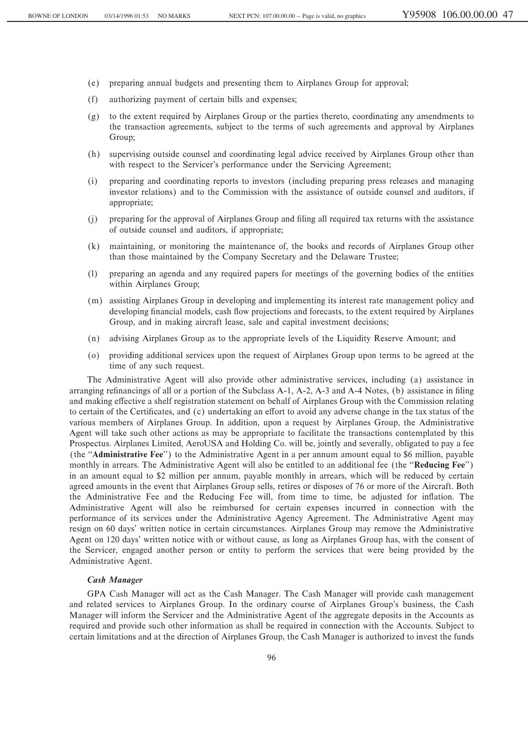(e) preparing annual budgets and presenting them to Airplanes Group for approval;

(f) authorizing payment of certain bills and expenses;

(g) to the extent required by Airplanes Group or the parties thereto, coordinating any amendments to the transaction agreements, subject to the terms of such agreements and approval by Airplanes Group;

(h) supervising outside counsel and coordinating legal advice received by Airplanes Group other than with respect to the Servicer's performance under the Servicing Agreement;

(i) preparing and coordinating reports to investors (including preparing press releases and managing investor relations) and to the Commission with the assistance of outside counsel and auditors, if appropriate;

(j) preparing for the approval of Airplanes Group and filing all required tax returns with the assistance of outside counsel and auditors, if appropriate;

(k) maintaining, or monitoring the maintenance of, the books and records of Airplanes Group other than those maintained by the Company Secretary and the Delaware Trustee;

(l) preparing an agenda and any required papers for meetings of the governing bodies of the entities within Airplanes Group;

(m) assisting Airplanes Group in developing and implementing its interest rate management policy and developing financial models, cash flow projections and forecasts, to the extent required by Airplanes Group, and in making aircraft lease, sale and capital investment decisions;

(n) advising Airplanes Group as to the appropriate levels of the Liquidity Reserve Amount; and

(o) providing additional services upon the request of Airplanes Group upon terms to be agreed at the time of any such request.

The Administrative Agent will also provide other administrative services, including (a) assistance in arranging refinancings of all or a portion of the Subclass A-1, A-2, A-3 and A-4 Notes, (b) assistance in filing and making effective a shelf registration statement on behalf of Airplanes Group with the Commission relating to certain of the Certificates, and (c) undertaking an effort to avoid any adverse change in the tax status of the various members of Airplanes Group. In addition, upon a request by Airplanes Group, the Administrative Agent will take such other actions as may be appropriate to facilitate the transactions contemplated by this Prospectus. Airplanes Limited, AeroUSA and Holding Co. will be, jointly and severally, obligated to pay a fee (the "**Administrative Fee**") to the Administrative Agent in a per annum amount equal to $6 million, payable monthly in arrears. The Administrative Agent will also be entitled to an additional fee (the "**Reducing Fee**") in an amount equal to $2 million per annum, payable monthly in arrears, which will be reduced by certain agreed amounts in the event that Airplanes Group sells, retires or disposes of 76 or more of the Aircraft. Both the Administrative Fee and the Reducing Fee will, from time to time, be adjusted for inflation. The Administrative Agent will also be reimbursed for certain expenses incurred in connection with the performance of its services under the Administrative Agency Agreement. The Administrative Agent may resign on 60 days' written notice in certain circumstances. Airplanes Group may remove the Administrative Agent on 120 days' written notice with or without cause, as long as Airplanes Group has, with the consent of the Servicer, engaged another person or entity to perform the services that were being provided by the Administrative Agent.

***Cash Manager***

GPA Cash Manager will act as the Cash Manager. The Cash Manager will provide cash management and related services to Airplanes Group. In the ordinary course of Airplanes Group's business, the Cash Manager will inform the Servicer and the Administrative Agent of the aggregate deposits in the Accounts as required and provide such other information as shall be required in connection with the Accounts. Subject to certain limitations and at the direction of Airplanes Group, the Cash Manager is authorized to invest the funds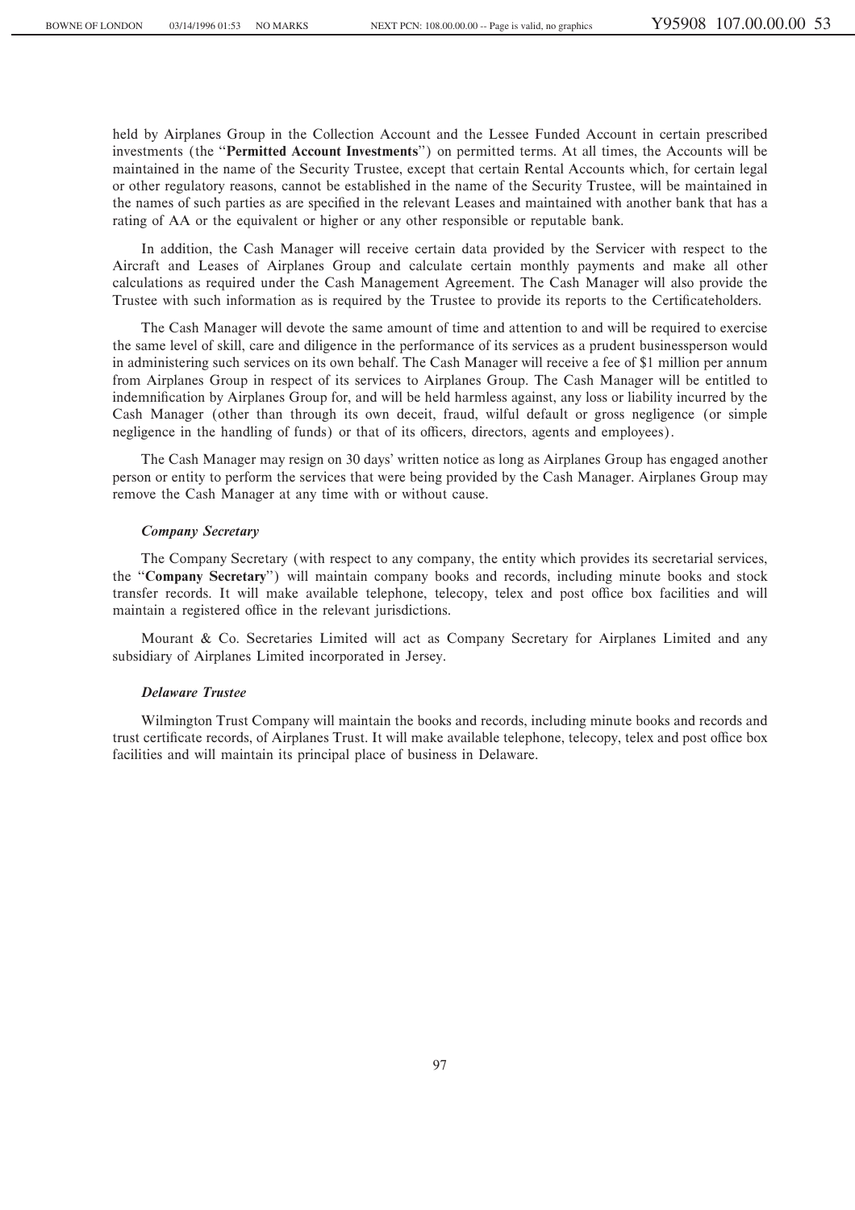held by Airplanes Group in the Collection Account and the Lessee Funded Account in certain prescribed investments (the "**Permitted Account Investments**") on permitted terms. At all times, the Accounts will be maintained in the name of the Security Trustee, except that certain Rental Accounts which, for certain legal or other regulatory reasons, cannot be established in the name of the Security Trustee, will be maintained in the names of such parties as are specified in the relevant Leases and maintained with another bank that has a rating of AA or the equivalent or higher or any other responsible or reputable bank.

In addition, the Cash Manager will receive certain data provided by the Servicer with respect to the Aircraft and Leases of Airplanes Group and calculate certain monthly payments and make all other calculations as required under the Cash Management Agreement. The Cash Manager will also provide the Trustee with such information as is required by the Trustee to provide its reports to the Certificateholders.

The Cash Manager will devote the same amount of time and attention to and will be required to exercise the same level of skill, care and diligence in the performance of its services as a prudent businessperson would in administering such services on its own behalf. The Cash Manager will receive a fee of $1 million per annum from Airplanes Group in respect of its services to Airplanes Group. The Cash Manager will be entitled to indemnification by Airplanes Group for, and will be held harmless against, any loss or liability incurred by the Cash Manager (other than through its own deceit, fraud, wilful default or gross negligence (or simple negligence in the handling of funds) or that of its officers, directors, agents and employees).

The Cash Manager may resign on 30 days' written notice as long as Airplanes Group has engaged another person or entity to perform the services that were being provided by the Cash Manager. Airplanes Group may remove the Cash Manager at any time with or without cause.

### *Company Secretary*

The Company Secretary (with respect to any company, the entity which provides its secretarial services, the "**Company Secretary**") will maintain company books and records, including minute books and stock transfer records. It will make available telephone, telecopy, telex and post office box facilities and will maintain a registered office in the relevant jurisdictions.

Mourant & Co. Secretaries Limited will act as Company Secretary for Airplanes Limited and any subsidiary of Airplanes Limited incorporated in Jersey.

### *Delaware Trustee*

Wilmington Trust Company will maintain the books and records, including minute books and records and trust certificate records, of Airplanes Trust. It will make available telephone, telecopy, telex and post office box facilities and will maintain its principal place of business in Delaware.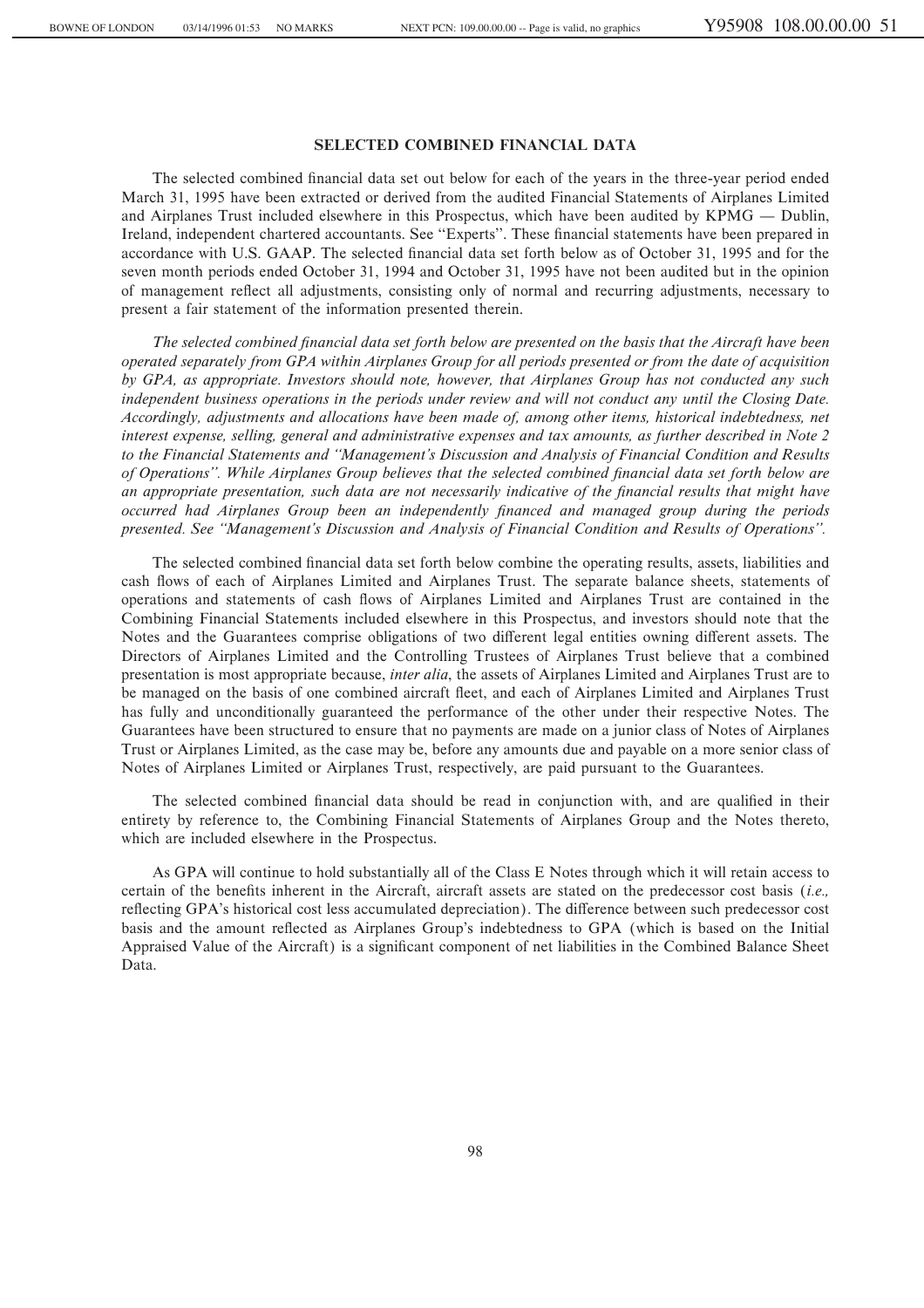## SELECTED COMBINED FINANCIAL DATA

The selected combined financial data set out below for each of the years in the three-year period ended March 31, 1995 have been extracted or derived from the audited Financial Statements of Airplanes Limited and Airplanes Trust included elsewhere in this Prospectus, which have been audited by KPMG — Dublin, Ireland, independent chartered accountants. See "Experts". These financial statements have been prepared in accordance with U.S. GAAP. The selected financial data set forth below as of October 31, 1995 and for the seven month periods ended October 31, 1994 and October 31, 1995 have not been audited but in the opinion of management reflect all adjustments, consisting only of normal and recurring adjustments, necessary to present a fair statement of the information presented therein.

*The selected combined financial data set forth below are presented on the basis that the Aircraft have been operated separately from GPA within Airplanes Group for all periods presented or from the date of acquisition by GPA, as appropriate. Investors should note, however, that Airplanes Group has not conducted any such independent business operations in the periods under review and will not conduct any until the Closing Date. Accordingly, adjustments and allocations have been made of, among other items, historical indebtedness, net interest expense, selling, general and administrative expenses and tax amounts, as further described in Note 2 to the Financial Statements and "Management's Discussion and Analysis of Financial Condition and Results of Operations". While Airplanes Group believes that the selected combined financial data set forth below are an appropriate presentation, such data are not necessarily indicative of the financial results that might have occurred had Airplanes Group been an independently financed and managed group during the periods presented. See "Management's Discussion and Analysis of Financial Condition and Results of Operations".*

The selected combined financial data set forth below combine the operating results, assets, liabilities and cash flows of each of Airplanes Limited and Airplanes Trust. The separate balance sheets, statements of operations and statements of cash flows of Airplanes Limited and Airplanes Trust are contained in the Combining Financial Statements included elsewhere in this Prospectus, and investors should note that the Notes and the Guarantees comprise obligations of two different legal entities owning different assets. The Directors of Airplanes Limited and the Controlling Trustees of Airplanes Trust believe that a combined presentation is most appropriate because, *inter alia*, the assets of Airplanes Limited and Airplanes Trust are to be managed on the basis of one combined aircraft fleet, and each of Airplanes Limited and Airplanes Trust has fully and unconditionally guaranteed the performance of the other under their respective Notes. The Guarantees have been structured to ensure that no payments are made on a junior class of Notes of Airplanes Trust or Airplanes Limited, as the case may be, before any amounts due and payable on a more senior class of Notes of Airplanes Limited or Airplanes Trust, respectively, are paid pursuant to the Guarantees.

The selected combined financial data should be read in conjunction with, and are qualified in their entirety by reference to, the Combining Financial Statements of Airplanes Group and the Notes thereto, which are included elsewhere in the Prospectus.

As GPA will continue to hold substantially all of the Class E Notes through which it will retain access to certain of the benefits inherent in the Aircraft, aircraft assets are stated on the predecessor cost basis (*i.e.,* reflecting GPA's historical cost less accumulated depreciation). The difference between such predecessor cost basis and the amount reflected as Airplanes Group's indebtedness to GPA (which is based on the Initial Appraised Value of the Aircraft) is a significant component of net liabilities in the Combined Balance Sheet Data.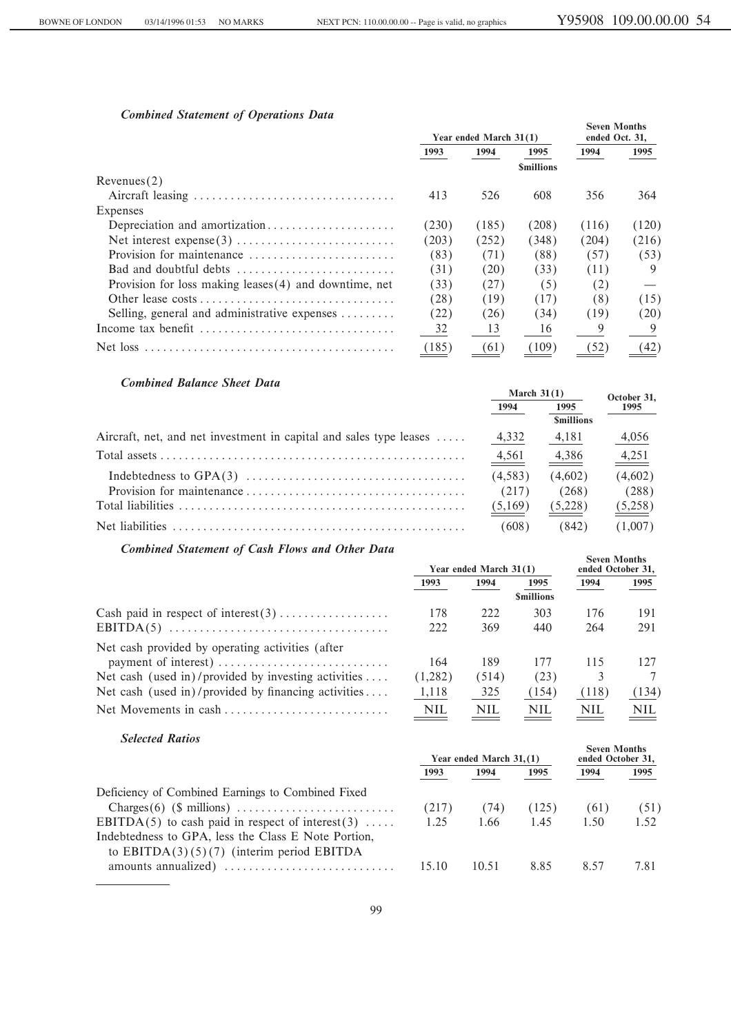### *Combined Statement of Operations Data*

| | Year ended March 31(1) | | | Seven Months ended Oct. 31, | |
|---|---|---|---|---|---|
| | 1993 | 1994 | 1995 | 1994 | 1995 |
| | | | $millions | | |
| Revenues(2) | | | | | |
| Aircraft leasing | 413 | 526 | 608 | 356 | 364 |
| Expenses | | | | | |
| Depreciation and amortization | (230) | (185) | (208) | (116) | (120) |
| Net interest expense(3) | (203) | (252) | (348) | (204) | (216) |
| Provision for maintenance | (83) | (71) | (88) | (57) | (53) |
| Bad and doubtful debts | (31) | (20) | (33) | (11) | 9 |
| Provision for loss making leases(4) and downtime, net | (33) | (27) | (5) | (2) | — |
| Other lease costs | (28) | (19) | (17) | (8) | (15) |
| Selling, general and administrative expenses | (22) | (26) | (34) | (19) | (20) |
| Income tax benefit | 32 | 13 | 16 | 9 | 9 |
| Net loss | (185) | (61) | (109) | (52) | (42) |

### *Combined Balance Sheet Data*

| | March 31(1) | | October 31, |
|---|---|---|---|
| | 1994 | 1995 | 1995 |
| | | $millions | |
| Aircraft, net, and net investment in capital and sales type leases | 4,332 | 4,181 | 4,056 |
| Total assets | 4,561 | 4,386 | 4,251 |
| Indebtedness to GPA(3) | (4,583) | (4,602) | (4,602) |
| Provision for maintenance | (217) | (268) | (288) |
| Total liabilities | (5,169) | (5,228) | (5,258) |
| Net liabilities | (608) | (842) | (1,007) |

### *Combined Statement of Cash Flows and Other Data*

| | Year ended March 31(1) | | | Seven Months ended October 31, | |
|---|---|---|---|---|---|
| | 1993 | 1994 | 1995 | 1994 | 1995 |
| | | | $millions | | |
| Cash paid in respect of interest(3) | 178 | 222 | 303 | 176 | 191 |
| EBITDA(5) | 222 | 369 | 440 | 264 | 291 |
| Net cash provided by operating activities (after payment of interest) | 164 | 189 | 177 | 115 | 127 |
| Net cash (used in)/provided by investing activities | (1,282) | (514) | (23) | 3 | 7 |
| Net cash (used in)/provided by financing activities | 1,118 | 325 | (154) | (118) | (134) |
| Net Movements in cash | NIL | NIL | NIL | NIL | NIL |

### *Selected Ratios*

| | Year ended March 31,(1) | | | Seven Months ended October 31, | |
|---|---|---|---|---|---|
| | 1993 | 1994 | 1995 | 1994 | 1995 |
| Deficiency of Combined Earnings to Combined Fixed Charges(6) ($ millions) | (217) | (74) | (125) | (61) | (51) |
| EBITDA(5) to cash paid in respect of interest(3) | 1.25 | 1.66 | 1.45 | 1.50 | 1.52 |
| Indebtedness to GPA, less the Class E Note Portion, to EBITDA(3)(5)(7) (interim period EBITDA amounts annualized) | 15.10 | 10.51 | 8.85 | 8.57 | 7.81 |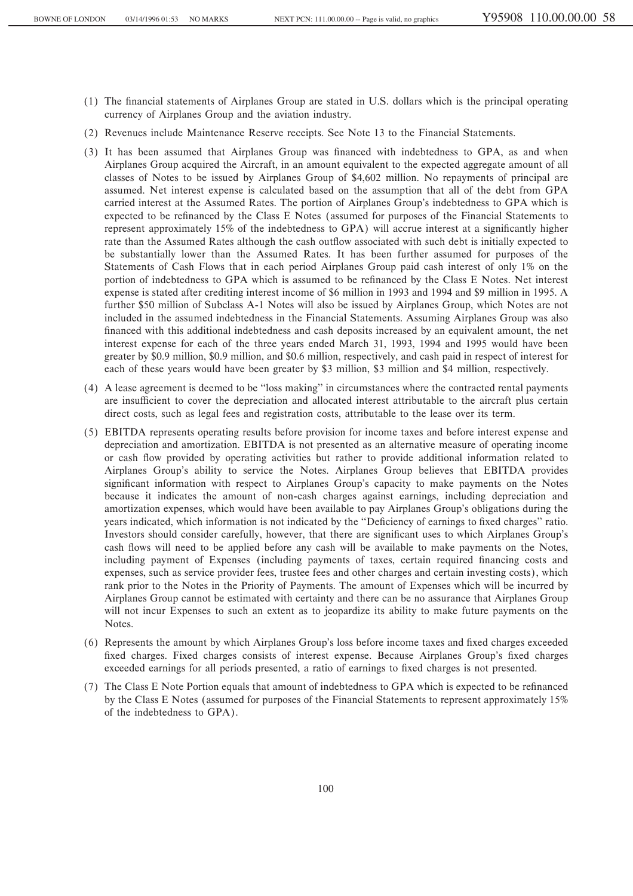(1) The financial statements of Airplanes Group are stated in U.S. dollars which is the principal operating currency of Airplanes Group and the aviation industry.

(2) Revenues include Maintenance Reserve receipts. See Note 13 to the Financial Statements.

(3) It has been assumed that Airplanes Group was financed with indebtedness to GPA, as and when Airplanes Group acquired the Aircraft, in an amount equivalent to the expected aggregate amount of all classes of Notes to be issued by Airplanes Group of $4,602 million. No repayments of principal are assumed. Net interest expense is calculated based on the assumption that all of the debt from GPA carried interest at the Assumed Rates. The portion of Airplanes Group's indebtedness to GPA which is expected to be refinanced by the Class E Notes (assumed for purposes of the Financial Statements to represent approximately 15% of the indebtedness to GPA) will accrue interest at a significantly higher rate than the Assumed Rates although the cash outflow associated with such debt is initially expected to be substantially lower than the Assumed Rates. It has been further assumed for purposes of the Statements of Cash Flows that in each period Airplanes Group paid cash interest of only 1% on the portion of indebtedness to GPA which is assumed to be refinanced by the Class E Notes. Net interest expense is stated after crediting interest income of $6 million in 1993 and 1994 and $9 million in 1995. A further $50 million of Subclass A-1 Notes will also be issued by Airplanes Group, which Notes are not included in the assumed indebtedness in the Financial Statements. Assuming Airplanes Group was also financed with this additional indebtedness and cash deposits increased by an equivalent amount, the net interest expense for each of the three years ended March 31, 1993, 1994 and 1995 would have been greater by $0.9 million, $0.9 million, and $0.6 million, respectively, and cash paid in respect of interest for each of these years would have been greater by $3 million, $3 million and $4 million, respectively.

(4) A lease agreement is deemed to be "loss making" in circumstances where the contracted rental payments are insufficient to cover the depreciation and allocated interest attributable to the aircraft plus certain direct costs, such as legal fees and registration costs, attributable to the lease over its term.

(5) EBITDA represents operating results before provision for income taxes and before interest expense and depreciation and amortization. EBITDA is not presented as an alternative measure of operating income or cash flow provided by operating activities but rather to provide additional information related to Airplanes Group's ability to service the Notes. Airplanes Group believes that EBITDA provides significant information with respect to Airplanes Group's capacity to make payments on the Notes because it indicates the amount of non-cash charges against earnings, including depreciation and amortization expenses, which would have been available to pay Airplanes Group's obligations during the years indicated, which information is not indicated by the "Deficiency of earnings to fixed charges" ratio. Investors should consider carefully, however, that there are significant uses to which Airplanes Group's cash flows will need to be applied before any cash will be available to make payments on the Notes, including payment of Expenses (including payments of taxes, certain required financing costs and expenses, such as service provider fees, trustee fees and other charges and certain investing costs), which rank prior to the Notes in the Priority of Payments. The amount of Expenses which will be incurred by Airplanes Group cannot be estimated with certainty and there can be no assurance that Airplanes Group will not incur Expenses to such an extent as to jeopardize its ability to make future payments on the Notes.

(6) Represents the amount by which Airplanes Group's loss before income taxes and fixed charges exceeded fixed charges. Fixed charges consists of interest expense. Because Airplanes Group's fixed charges exceeded earnings for all periods presented, a ratio of earnings to fixed charges is not presented.

(7) The Class E Note Portion equals that amount of indebtedness to GPA which is expected to be refinanced by the Class E Notes (assumed for purposes of the Financial Statements to represent approximately 15% of the indebtedness to GPA).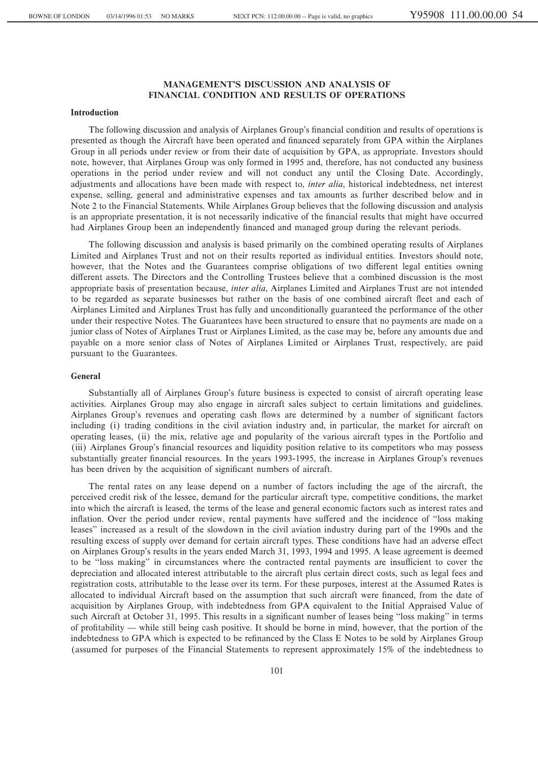## MANAGEMENT'S DISCUSSION AND ANALYSIS OF FINANCIAL CONDITION AND RESULTS OF OPERATIONS

### Introduction

The following discussion and analysis of Airplanes Group's financial condition and results of operations is presented as though the Aircraft have been operated and financed separately from GPA within the Airplanes Group in all periods under review or from their date of acquisition by GPA, as appropriate. Investors should note, however, that Airplanes Group was only formed in 1995 and, therefore, has not conducted any business operations in the period under review and will not conduct any until the Closing Date. Accordingly, adjustments and allocations have been made with respect to, *inter alia*, historical indebtedness, net interest expense, selling, general and administrative expenses and tax amounts as further described below and in Note 2 to the Financial Statements. While Airplanes Group believes that the following discussion and analysis is an appropriate presentation, it is not necessarily indicative of the financial results that might have occurred had Airplanes Group been an independently financed and managed group during the relevant periods.

The following discussion and analysis is based primarily on the combined operating results of Airplanes Limited and Airplanes Trust and not on their results reported as individual entities. Investors should note, however, that the Notes and the Guarantees comprise obligations of two different legal entities owning different assets. The Directors and the Controlling Trustees believe that a combined discussion is the most appropriate basis of presentation because, *inter alia*, Airplanes Limited and Airplanes Trust are not intended to be regarded as separate businesses but rather on the basis of one combined aircraft fleet and each of Airplanes Limited and Airplanes Trust has fully and unconditionally guaranteed the performance of the other under their respective Notes. The Guarantees have been structured to ensure that no payments are made on a junior class of Notes of Airplanes Trust or Airplanes Limited, as the case may be, before any amounts due and payable on a more senior class of Notes of Airplanes Limited or Airplanes Trust, respectively, are paid pursuant to the Guarantees.

### General

Substantially all of Airplanes Group's future business is expected to consist of aircraft operating lease activities. Airplanes Group may also engage in aircraft sales subject to certain limitations and guidelines. Airplanes Group's revenues and operating cash flows are determined by a number of significant factors including (i) trading conditions in the civil aviation industry and, in particular, the market for aircraft on operating leases, (ii) the mix, relative age and popularity of the various aircraft types in the Portfolio and (iii) Airplanes Group's financial resources and liquidity position relative to its competitors who may possess substantially greater financial resources. In the years 1993-1995, the increase in Airplanes Group's revenues has been driven by the acquisition of significant numbers of aircraft.

The rental rates on any lease depend on a number of factors including the age of the aircraft, the perceived credit risk of the lessee, demand for the particular aircraft type, competitive conditions, the market into which the aircraft is leased, the terms of the lease and general economic factors such as interest rates and inflation. Over the period under review, rental payments have suffered and the incidence of "loss making leases" increased as a result of the slowdown in the civil aviation industry during part of the 1990s and the resulting excess of supply over demand for certain aircraft types. These conditions have had an adverse effect on Airplanes Group's results in the years ended March 31, 1993, 1994 and 1995. A lease agreement is deemed to be "loss making" in circumstances where the contracted rental payments are insufficient to cover the depreciation and allocated interest attributable to the aircraft plus certain direct costs, such as legal fees and registration costs, attributable to the lease over its term. For these purposes, interest at the Assumed Rates is allocated to individual Aircraft based on the assumption that such aircraft were financed, from the date of acquisition by Airplanes Group, with indebtedness from GPA equivalent to the Initial Appraised Value of such Aircraft at October 31, 1995. This results in a significant number of leases being "loss making" in terms of profitability — while still being cash positive. It should be borne in mind, however, that the portion of the indebtedness to GPA which is expected to be refinanced by the Class E Notes to be sold by Airplanes Group (assumed for purposes of the Financial Statements to represent approximately 15% of the indebtedness to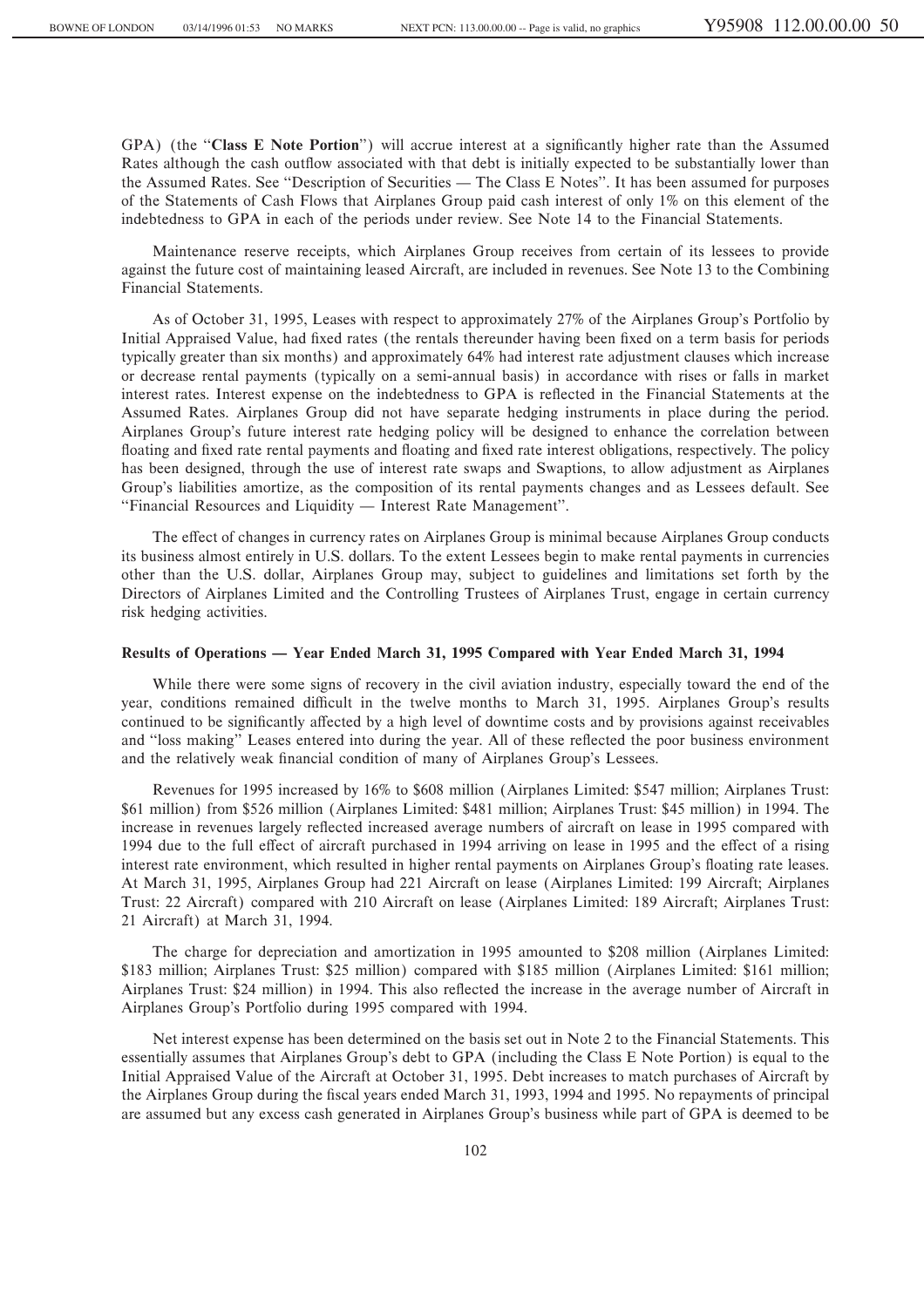GPA) (the "**Class E Note Portion**") will accrue interest at a significantly higher rate than the Assumed Rates although the cash outflow associated with that debt is initially expected to be substantially lower than the Assumed Rates. See "Description of Securities — The Class E Notes". It has been assumed for purposes of the Statements of Cash Flows that Airplanes Group paid cash interest of only 1% on this element of the indebtedness to GPA in each of the periods under review. See Note 14 to the Financial Statements.

Maintenance reserve receipts, which Airplanes Group receives from certain of its lessees to provide against the future cost of maintaining leased Aircraft, are included in revenues. See Note 13 to the Combining Financial Statements.

As of October 31, 1995, Leases with respect to approximately 27% of the Airplanes Group's Portfolio by Initial Appraised Value, had fixed rates (the rentals thereunder having been fixed on a term basis for periods typically greater than six months) and approximately 64% had interest rate adjustment clauses which increase or decrease rental payments (typically on a semi-annual basis) in accordance with rises or falls in market interest rates. Interest expense on the indebtedness to GPA is reflected in the Financial Statements at the Assumed Rates. Airplanes Group did not have separate hedging instruments in place during the period. Airplanes Group's future interest rate hedging policy will be designed to enhance the correlation between floating and fixed rate rental payments and floating and fixed rate interest obligations, respectively. The policy has been designed, through the use of interest rate swaps and Swaptions, to allow adjustment as Airplanes Group's liabilities amortize, as the composition of its rental payments changes and as Lessees default. See "Financial Resources and Liquidity — Interest Rate Management".

The effect of changes in currency rates on Airplanes Group is minimal because Airplanes Group conducts its business almost entirely in U.S. dollars. To the extent Lessees begin to make rental payments in currencies other than the U.S. dollar, Airplanes Group may, subject to guidelines and limitations set forth by the Directors of Airplanes Limited and the Controlling Trustees of Airplanes Trust, engage in certain currency risk hedging activities.

**Results of Operations — Year Ended March 31, 1995 Compared with Year Ended March 31, 1994**

While there were some signs of recovery in the civil aviation industry, especially toward the end of the year, conditions remained difficult in the twelve months to March 31, 1995. Airplanes Group's results continued to be significantly affected by a high level of downtime costs and by provisions against receivables and "loss making" Leases entered into during the year. All of these reflected the poor business environment and the relatively weak financial condition of many of Airplanes Group's Lessees.

Revenues for 1995 increased by 16% to $608 million (Airplanes Limited: $547 million; Airplanes Trust: $61 million) from $526 million (Airplanes Limited: $481 million; Airplanes Trust: $45 million) in 1994. The increase in revenues largely reflected increased average numbers of aircraft on lease in 1995 compared with 1994 due to the full effect of aircraft purchased in 1994 arriving on lease in 1995 and the effect of a rising interest rate environment, which resulted in higher rental payments on Airplanes Group's floating rate leases. At March 31, 1995, Airplanes Group had 221 Aircraft on lease (Airplanes Limited: 199 Aircraft; Airplanes Trust: 22 Aircraft) compared with 210 Aircraft on lease (Airplanes Limited: 189 Aircraft; Airplanes Trust: 21 Aircraft) at March 31, 1994.

The charge for depreciation and amortization in 1995 amounted to $208 million (Airplanes Limited: $183 million; Airplanes Trust: $25 million) compared with $185 million (Airplanes Limited: $161 million; Airplanes Trust: $24 million) in 1994. This also reflected the increase in the average number of Aircraft in Airplanes Group's Portfolio during 1995 compared with 1994.

Net interest expense has been determined on the basis set out in Note 2 to the Financial Statements. This essentially assumes that Airplanes Group's debt to GPA (including the Class E Note Portion) is equal to the Initial Appraised Value of the Aircraft at October 31, 1995. Debt increases to match purchases of Aircraft by the Airplanes Group during the fiscal years ended March 31, 1993, 1994 and 1995. No repayments of principal are assumed but any excess cash generated in Airplanes Group's business while part of GPA is deemed to be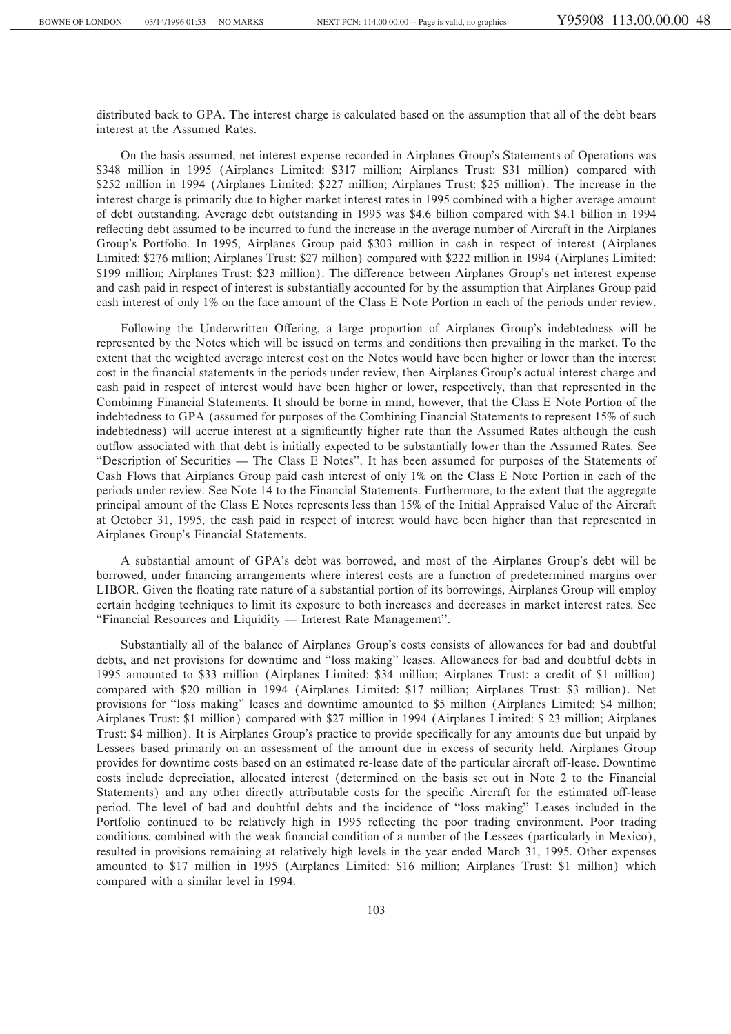distributed back to GPA. The interest charge is calculated based on the assumption that all of the debt bears interest at the Assumed Rates.

On the basis assumed, net interest expense recorded in Airplanes Group's Statements of Operations was $348 million in 1995 (Airplanes Limited: $317 million; Airplanes Trust: $31 million) compared with $252 million in 1994 (Airplanes Limited: $227 million; Airplanes Trust: $25 million). The increase in the interest charge is primarily due to higher market interest rates in 1995 combined with a higher average amount of debt outstanding. Average debt outstanding in 1995 was $4.6 billion compared with $4.1 billion in 1994 reflecting debt assumed to be incurred to fund the increase in the average number of Aircraft in the Airplanes Group's Portfolio. In 1995, Airplanes Group paid $303 million in cash in respect of interest (Airplanes Limited: $276 million; Airplanes Trust: $27 million) compared with $222 million in 1994 (Airplanes Limited: $199 million; Airplanes Trust: $23 million). The difference between Airplanes Group's net interest expense and cash paid in respect of interest is substantially accounted for by the assumption that Airplanes Group paid cash interest of only 1% on the face amount of the Class E Note Portion in each of the periods under review.

Following the Underwritten Offering, a large proportion of Airplanes Group's indebtedness will be represented by the Notes which will be issued on terms and conditions then prevailing in the market. To the extent that the weighted average interest cost on the Notes would have been higher or lower than the interest cost in the financial statements in the periods under review, then Airplanes Group's actual interest charge and cash paid in respect of interest would have been higher or lower, respectively, than that represented in the Combining Financial Statements. It should be borne in mind, however, that the Class E Note Portion of the indebtedness to GPA (assumed for purposes of the Combining Financial Statements to represent 15% of such indebtedness) will accrue interest at a significantly higher rate than the Assumed Rates although the cash outflow associated with that debt is initially expected to be substantially lower than the Assumed Rates. See "Description of Securities — The Class E Notes". It has been assumed for purposes of the Statements of Cash Flows that Airplanes Group paid cash interest of only 1% on the Class E Note Portion in each of the periods under review. See Note 14 to the Financial Statements. Furthermore, to the extent that the aggregate principal amount of the Class E Notes represents less than 15% of the Initial Appraised Value of the Aircraft at October 31, 1995, the cash paid in respect of interest would have been higher than that represented in Airplanes Group's Financial Statements.

A substantial amount of GPA's debt was borrowed, and most of the Airplanes Group's debt will be borrowed, under financing arrangements where interest costs are a function of predetermined margins over LIBOR. Given the floating rate nature of a substantial portion of its borrowings, Airplanes Group will employ certain hedging techniques to limit its exposure to both increases and decreases in market interest rates. See "Financial Resources and Liquidity — Interest Rate Management".

Substantially all of the balance of Airplanes Group's costs consists of allowances for bad and doubtful debts, and net provisions for downtime and "loss making" leases. Allowances for bad and doubtful debts in 1995 amounted to $33 million (Airplanes Limited: $34 million; Airplanes Trust: a credit of $1 million) compared with $20 million in 1994 (Airplanes Limited: $17 million; Airplanes Trust: $3 million). Net provisions for "loss making" leases and downtime amounted to $5 million (Airplanes Limited: $4 million; Airplanes Trust: $1 million) compared with $27 million in 1994 (Airplanes Limited: $ 23 million; Airplanes Trust: $4 million). It is Airplanes Group's practice to provide specifically for any amounts due but unpaid by Lessees based primarily on an assessment of the amount due in excess of security held. Airplanes Group provides for downtime costs based on an estimated re-lease date of the particular aircraft off-lease. Downtime costs include depreciation, allocated interest (determined on the basis set out in Note 2 to the Financial Statements) and any other directly attributable costs for the specific Aircraft for the estimated off-lease period. The level of bad and doubtful debts and the incidence of "loss making" Leases included in the Portfolio continued to be relatively high in 1995 reflecting the poor trading environment. Poor trading conditions, combined with the weak financial condition of a number of the Lessees (particularly in Mexico), resulted in provisions remaining at relatively high levels in the year ended March 31, 1995. Other expenses amounted to $17 million in 1995 (Airplanes Limited: $16 million; Airplanes Trust: $1 million) which compared with a similar level in 1994.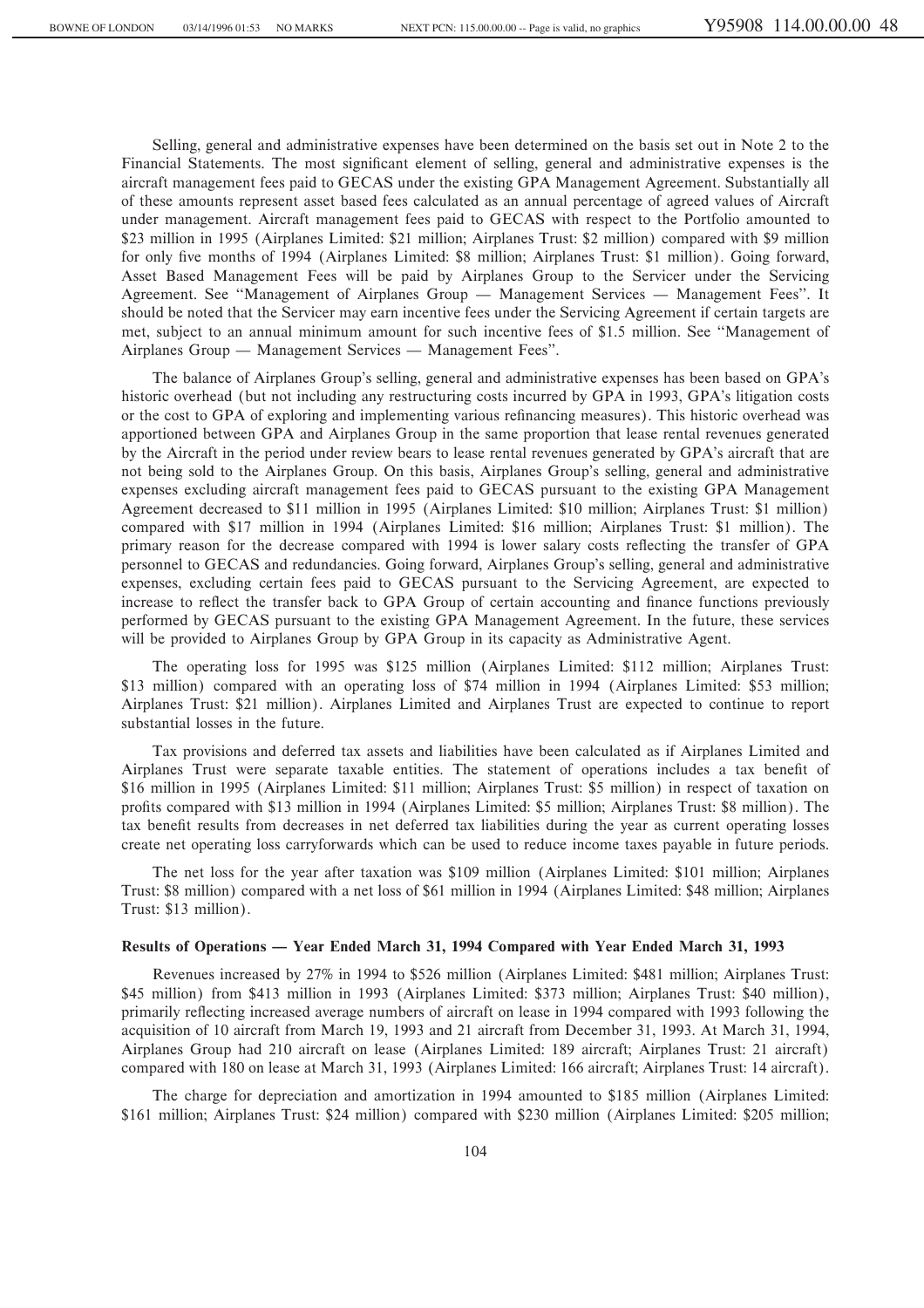Selling, general and administrative expenses have been determined on the basis set out in Note 2 to the Financial Statements. The most significant element of selling, general and administrative expenses is the aircraft management fees paid to GECAS under the existing GPA Management Agreement. Substantially all of these amounts represent asset based fees calculated as an annual percentage of agreed values of Aircraft under management. Aircraft management fees paid to GECAS with respect to the Portfolio amounted to $23 million in 1995 (Airplanes Limited: $21 million; Airplanes Trust: $2 million) compared with $9 million for only five months of 1994 (Airplanes Limited: $8 million; Airplanes Trust: $1 million). Going forward, Asset Based Management Fees will be paid by Airplanes Group to the Servicer under the Servicing Agreement. See "Management of Airplanes Group — Management Services — Management Fees". It should be noted that the Servicer may earn incentive fees under the Servicing Agreement if certain targets are met, subject to an annual minimum amount for such incentive fees of $1.5 million. See "Management of Airplanes Group — Management Services — Management Fees".

The balance of Airplanes Group's selling, general and administrative expenses has been based on GPA's historic overhead (but not including any restructuring costs incurred by GPA in 1993, GPA's litigation costs or the cost to GPA of exploring and implementing various refinancing measures). This historic overhead was apportioned between GPA and Airplanes Group in the same proportion that lease rental revenues generated by the Aircraft in the period under review bears to lease rental revenues generated by GPA's aircraft that are not being sold to the Airplanes Group. On this basis, Airplanes Group's selling, general and administrative expenses excluding aircraft management fees paid to GECAS pursuant to the existing GPA Management Agreement decreased to $11 million in 1995 (Airplanes Limited: $10 million; Airplanes Trust: $1 million) compared with $17 million in 1994 (Airplanes Limited: $16 million; Airplanes Trust: $1 million). The primary reason for the decrease compared with 1994 is lower salary costs reflecting the transfer of GPA personnel to GECAS and redundancies. Going forward, Airplanes Group's selling, general and administrative expenses, excluding certain fees paid to GECAS pursuant to the Servicing Agreement, are expected to increase to reflect the transfer back to GPA Group of certain accounting and finance functions previously performed by GECAS pursuant to the existing GPA Management Agreement. In the future, these services will be provided to Airplanes Group by GPA Group in its capacity as Administrative Agent.

The operating loss for 1995 was $125 million (Airplanes Limited: $112 million; Airplanes Trust: $13 million) compared with an operating loss of $74 million in 1994 (Airplanes Limited: $53 million; Airplanes Trust: $21 million). Airplanes Limited and Airplanes Trust are expected to continue to report substantial losses in the future.

Tax provisions and deferred tax assets and liabilities have been calculated as if Airplanes Limited and Airplanes Trust were separate taxable entities. The statement of operations includes a tax benefit of $16 million in 1995 (Airplanes Limited: $11 million; Airplanes Trust: $5 million) in respect of taxation on profits compared with $13 million in 1994 (Airplanes Limited: $5 million; Airplanes Trust: $8 million). The tax benefit results from decreases in net deferred tax liabilities during the year as current operating losses create net operating loss carryforwards which can be used to reduce income taxes payable in future periods.

The net loss for the year after taxation was $109 million (Airplanes Limited: $101 million; Airplanes Trust: $8 million) compared with a net loss of $61 million in 1994 (Airplanes Limited: $48 million; Airplanes Trust: $13 million).

**Results of Operations — Year Ended March 31, 1994 Compared with Year Ended March 31, 1993**

Revenues increased by 27% in 1994 to $526 million (Airplanes Limited: $481 million; Airplanes Trust: $45 million) from $413 million in 1993 (Airplanes Limited: $373 million; Airplanes Trust: $40 million), primarily reflecting increased average numbers of aircraft on lease in 1994 compared with 1993 following the acquisition of 10 aircraft from March 19, 1993 and 21 aircraft from December 31, 1993. At March 31, 1994, Airplanes Group had 210 aircraft on lease (Airplanes Limited: 189 aircraft; Airplanes Trust: 21 aircraft) compared with 180 on lease at March 31, 1993 (Airplanes Limited: 166 aircraft; Airplanes Trust: 14 aircraft).

The charge for depreciation and amortization in 1994 amounted to $185 million (Airplanes Limited: $161 million; Airplanes Trust: $24 million) compared with $230 million (Airplanes Limited: $205 million;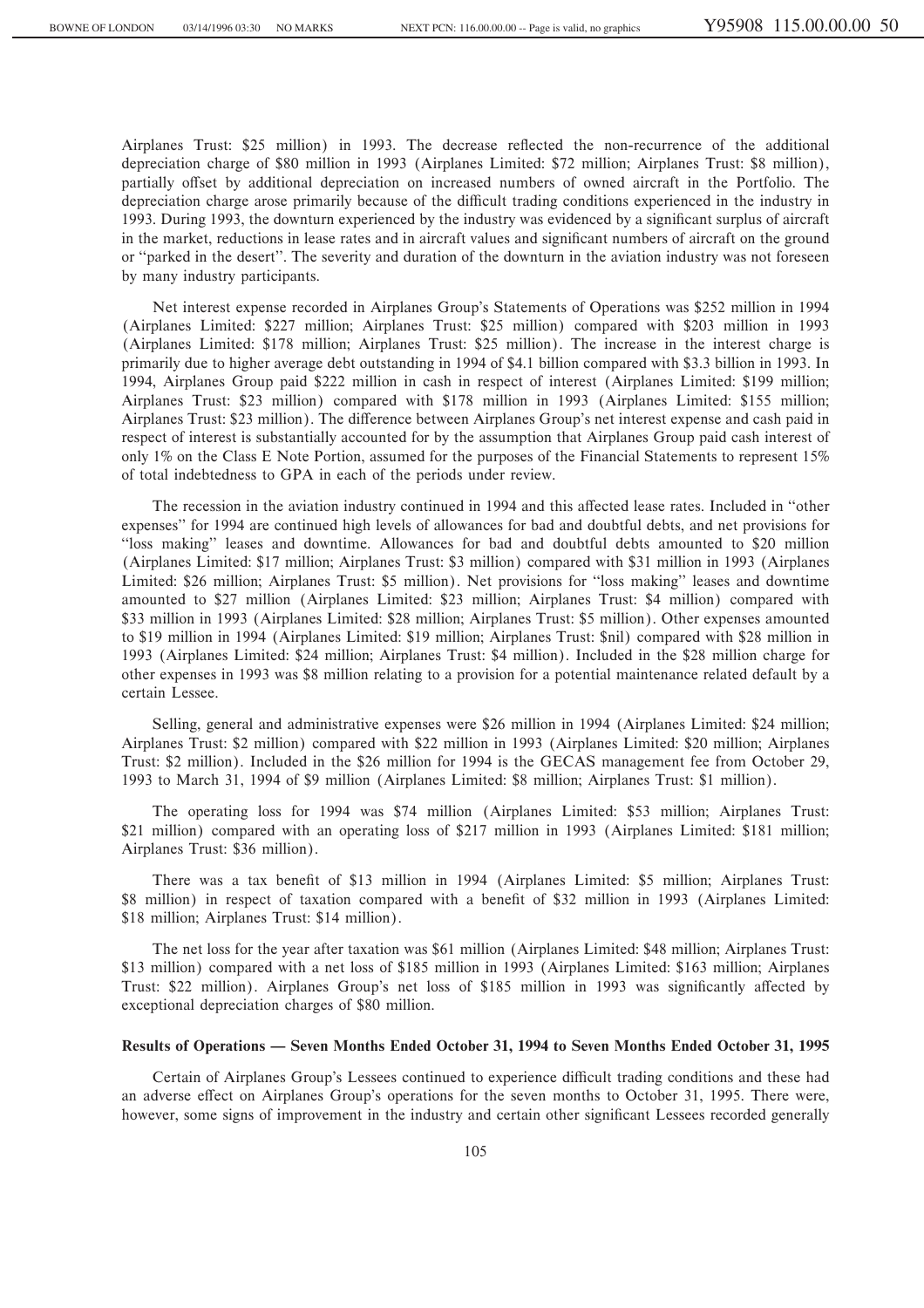Airplanes Trust: $25 million) in 1993. The decrease reflected the non-recurrence of the additional depreciation charge of $80 million in 1993 (Airplanes Limited: $72 million; Airplanes Trust: $8 million), partially offset by additional depreciation on increased numbers of owned aircraft in the Portfolio. The depreciation charge arose primarily because of the difficult trading conditions experienced in the industry in 1993. During 1993, the downturn experienced by the industry was evidenced by a significant surplus of aircraft in the market, reductions in lease rates and in aircraft values and significant numbers of aircraft on the ground or ''parked in the desert''. The severity and duration of the downturn in the aviation industry was not foreseen by many industry participants.

Net interest expense recorded in Airplanes Group's Statements of Operations was $252 million in 1994 (Airplanes Limited: $227 million; Airplanes Trust: $25 million) compared with $203 million in 1993 (Airplanes Limited: $178 million; Airplanes Trust: $25 million). The increase in the interest charge is primarily due to higher average debt outstanding in 1994 of $4.1 billion compared with $3.3 billion in 1993. In 1994, Airplanes Group paid $222 million in cash in respect of interest (Airplanes Limited: $199 million; Airplanes Trust: $23 million) compared with $178 million in 1993 (Airplanes Limited: $155 million; Airplanes Trust: $23 million). The difference between Airplanes Group's net interest expense and cash paid in respect of interest is substantially accounted for by the assumption that Airplanes Group paid cash interest of only 1% on the Class E Note Portion, assumed for the purposes of the Financial Statements to represent 15% of total indebtedness to GPA in each of the periods under review.

The recession in the aviation industry continued in 1994 and this affected lease rates. Included in ''other expenses'' for 1994 are continued high levels of allowances for bad and doubtful debts, and net provisions for ''loss making'' leases and downtime. Allowances for bad and doubtful debts amounted to $20 million (Airplanes Limited: $17 million; Airplanes Trust: $3 million) compared with $31 million in 1993 (Airplanes Limited: $26 million; Airplanes Trust: $5 million). Net provisions for ''loss making'' leases and downtime amounted to $27 million (Airplanes Limited: $23 million; Airplanes Trust: $4 million) compared with $33 million in 1993 (Airplanes Limited: $28 million; Airplanes Trust: $5 million). Other expenses amounted to $19 million in 1994 (Airplanes Limited: $19 million; Airplanes Trust: $nil) compared with $28 million in 1993 (Airplanes Limited: $24 million; Airplanes Trust: $4 million). Included in the $28 million charge for other expenses in 1993 was $8 million relating to a provision for a potential maintenance related default by a certain Lessee.

Selling, general and administrative expenses were $26 million in 1994 (Airplanes Limited: $24 million; Airplanes Trust: $2 million) compared with $22 million in 1993 (Airplanes Limited: $20 million; Airplanes Trust: $2 million). Included in the $26 million for 1994 is the GECAS management fee from October 29, 1993 to March 31, 1994 of $9 million (Airplanes Limited: $8 million; Airplanes Trust: $1 million).

The operating loss for 1994 was $74 million (Airplanes Limited: $53 million; Airplanes Trust: $21 million) compared with an operating loss of $217 million in 1993 (Airplanes Limited: $181 million; Airplanes Trust: $36 million).

There was a tax benefit of $13 million in 1994 (Airplanes Limited: $5 million; Airplanes Trust: $8 million) in respect of taxation compared with a benefit of $32 million in 1993 (Airplanes Limited: $18 million; Airplanes Trust: $14 million).

The net loss for the year after taxation was $61 million (Airplanes Limited: $48 million; Airplanes Trust: $13 million) compared with a net loss of $185 million in 1993 (Airplanes Limited: $163 million; Airplanes Trust: $22 million). Airplanes Group's net loss of $185 million in 1993 was significantly affected by exceptional depreciation charges of $80 million.

**Results of Operations — Seven Months Ended October 31, 1994 to Seven Months Ended October 31, 1995**

Certain of Airplanes Group's Lessees continued to experience difficult trading conditions and these had an adverse effect on Airplanes Group's operations for the seven months to October 31, 1995. There were, however, some signs of improvement in the industry and certain other significant Lessees recorded generally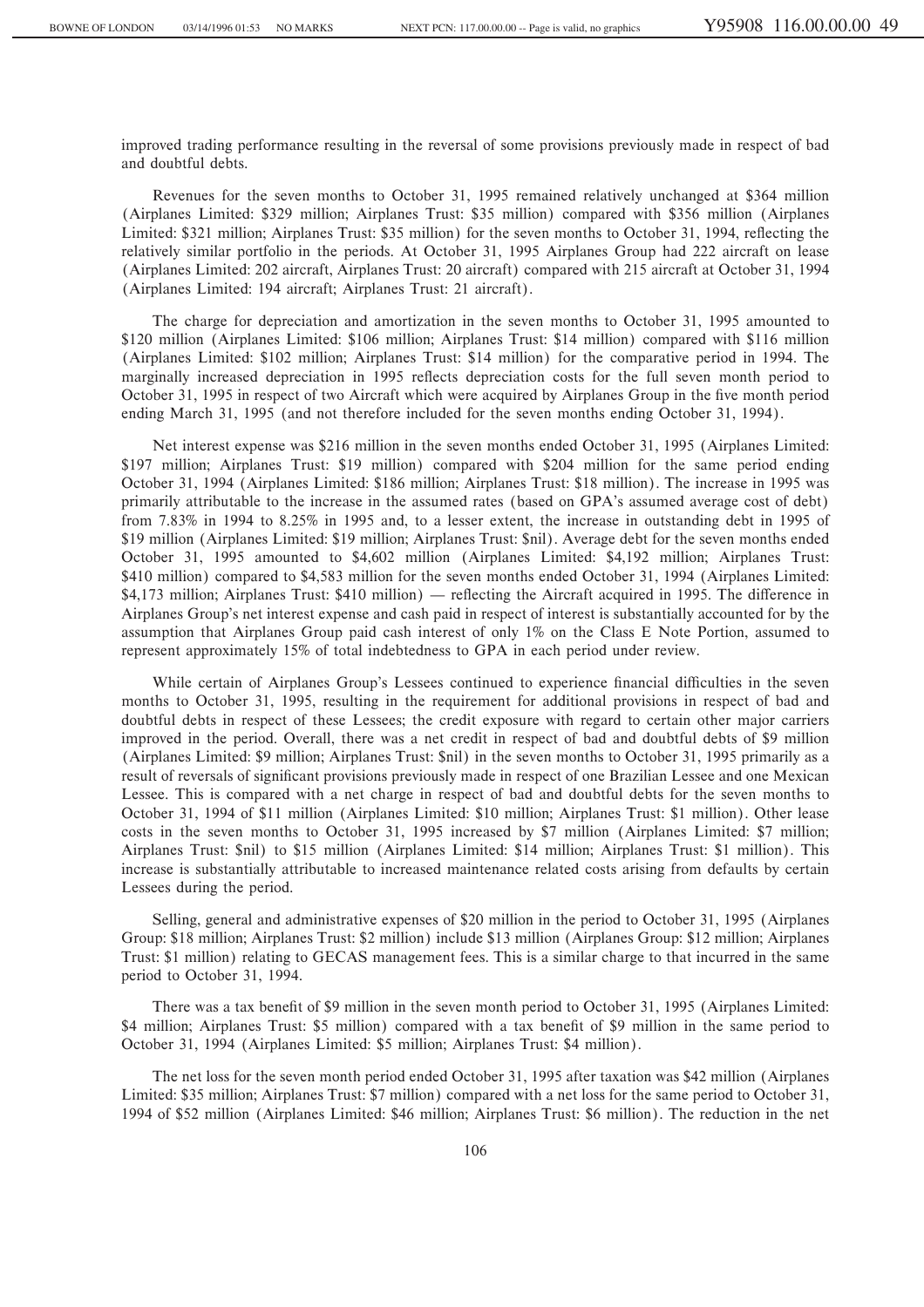improved trading performance resulting in the reversal of some provisions previously made in respect of bad and doubtful debts.

Revenues for the seven months to October 31, 1995 remained relatively unchanged at $364 million (Airplanes Limited: $329 million; Airplanes Trust: $35 million) compared with $356 million (Airplanes Limited: $321 million; Airplanes Trust: $35 million) for the seven months to October 31, 1994, reflecting the relatively similar portfolio in the periods. At October 31, 1995 Airplanes Group had 222 aircraft on lease (Airplanes Limited: 202 aircraft, Airplanes Trust: 20 aircraft) compared with 215 aircraft at October 31, 1994 (Airplanes Limited: 194 aircraft; Airplanes Trust: 21 aircraft).

The charge for depreciation and amortization in the seven months to October 31, 1995 amounted to $120 million (Airplanes Limited: $106 million; Airplanes Trust: $14 million) compared with $116 million (Airplanes Limited: $102 million; Airplanes Trust: $14 million) for the comparative period in 1994. The marginally increased depreciation in 1995 reflects depreciation costs for the full seven month period to October 31, 1995 in respect of two Aircraft which were acquired by Airplanes Group in the five month period ending March 31, 1995 (and not therefore included for the seven months ending October 31, 1994).

Net interest expense was $216 million in the seven months ended October 31, 1995 (Airplanes Limited: $197 million; Airplanes Trust: $19 million) compared with $204 million for the same period ending October 31, 1994 (Airplanes Limited: $186 million; Airplanes Trust: $18 million). The increase in 1995 was primarily attributable to the increase in the assumed rates (based on GPA's assumed average cost of debt) from 7.83% in 1994 to 8.25% in 1995 and, to a lesser extent, the increase in outstanding debt in 1995 of $19 million (Airplanes Limited: $19 million; Airplanes Trust: $nil). Average debt for the seven months ended October 31, 1995 amounted to $4,602 million (Airplanes Limited: $4,192 million; Airplanes Trust: $410 million) compared to $4,583 million for the seven months ended October 31, 1994 (Airplanes Limited: $4,173 million; Airplanes Trust: $410 million) — reflecting the Aircraft acquired in 1995. The difference in Airplanes Group's net interest expense and cash paid in respect of interest is substantially accounted for by the assumption that Airplanes Group paid cash interest of only 1% on the Class E Note Portion, assumed to represent approximately 15% of total indebtedness to GPA in each period under review.

While certain of Airplanes Group's Lessees continued to experience financial difficulties in the seven months to October 31, 1995, resulting in the requirement for additional provisions in respect of bad and doubtful debts in respect of these Lessees; the credit exposure with regard to certain other major carriers improved in the period. Overall, there was a net credit in respect of bad and doubtful debts of $9 million (Airplanes Limited: $9 million; Airplanes Trust: $nil) in the seven months to October 31, 1995 primarily as a result of reversals of significant provisions previously made in respect of one Brazilian Lessee and one Mexican Lessee. This is compared with a net charge in respect of bad and doubtful debts for the seven months to October 31, 1994 of $11 million (Airplanes Limited: $10 million; Airplanes Trust: $1 million). Other lease costs in the seven months to October 31, 1995 increased by $7 million (Airplanes Limited: $7 million; Airplanes Trust: $nil) to $15 million (Airplanes Limited: $14 million; Airplanes Trust: $1 million). This increase is substantially attributable to increased maintenance related costs arising from defaults by certain Lessees during the period.

Selling, general and administrative expenses of $20 million in the period to October 31, 1995 (Airplanes Group: $18 million; Airplanes Trust: $2 million) include $13 million (Airplanes Group: $12 million; Airplanes Trust: $1 million) relating to GECAS management fees. This is a similar charge to that incurred in the same period to October 31, 1994.

There was a tax benefit of $9 million in the seven month period to October 31, 1995 (Airplanes Limited: $4 million; Airplanes Trust: $5 million) compared with a tax benefit of $9 million in the same period to October 31, 1994 (Airplanes Limited: $5 million; Airplanes Trust: $4 million).

The net loss for the seven month period ended October 31, 1995 after taxation was $42 million (Airplanes Limited: $35 million; Airplanes Trust: $7 million) compared with a net loss for the same period to October 31, 1994 of $52 million (Airplanes Limited: $46 million; Airplanes Trust: $6 million). The reduction in the net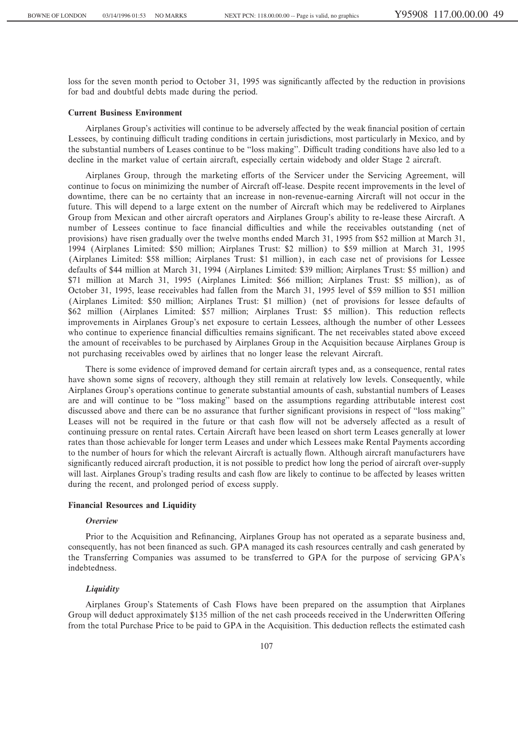loss for the seven month period to October 31, 1995 was significantly affected by the reduction in provisions for bad and doubtful debts made during the period.

**Current Business Environment**

Airplanes Group's activities will continue to be adversely affected by the weak financial position of certain Lessees, by continuing difficult trading conditions in certain jurisdictions, most particularly in Mexico, and by the substantial numbers of Leases continue to be "loss making". Difficult trading conditions have also led to a decline in the market value of certain aircraft, especially certain widebody and older Stage 2 aircraft.

Airplanes Group, through the marketing efforts of the Servicer under the Servicing Agreement, will continue to focus on minimizing the number of Aircraft off-lease. Despite recent improvements in the level of downtime, there can be no certainty that an increase in non-revenue-earning Aircraft will not occur in the future. This will depend to a large extent on the number of Aircraft which may be redelivered to Airplanes Group from Mexican and other aircraft operators and Airplanes Group's ability to re-lease these Aircraft. A number of Lessees continue to face financial difficulties and while the receivables outstanding (net of provisions) have risen gradually over the twelve months ended March 31, 1995 from $52 million at March 31, 1994 (Airplanes Limited: $50 million; Airplanes Trust: $2 million) to $59 million at March 31, 1995 (Airplanes Limited: $58 million; Airplanes Trust: $1 million), in each case net of provisions for Lessee defaults of $44 million at March 31, 1994 (Airplanes Limited: $39 million; Airplanes Trust: $5 million) and $71 million at March 31, 1995 (Airplanes Limited: $66 million; Airplanes Trust: $5 million), as of October 31, 1995, lease receivables had fallen from the March 31, 1995 level of $59 million to $51 million (Airplanes Limited: $50 million; Airplanes Trust: $1 million) (net of provisions for lessee defaults of $62 million (Airplanes Limited: $57 million; Airplanes Trust: $5 million). This reduction reflects improvements in Airplanes Group's net exposure to certain Lessees, although the number of other Lessees who continue to experience financial difficulties remains significant. The net receivables stated above exceed the amount of receivables to be purchased by Airplanes Group in the Acquisition because Airplanes Group is not purchasing receivables owed by airlines that no longer lease the relevant Aircraft.

There is some evidence of improved demand for certain aircraft types and, as a consequence, rental rates have shown some signs of recovery, although they still remain at relatively low levels. Consequently, while Airplanes Group's operations continue to generate substantial amounts of cash, substantial numbers of Leases are and will continue to be "loss making" based on the assumptions regarding attributable interest cost discussed above and there can be no assurance that further significant provisions in respect of "loss making" Leases will not be required in the future or that cash flow will not be adversely affected as a result of continuing pressure on rental rates. Certain Aircraft have been leased on short term Leases generally at lower rates than those achievable for longer term Leases and under which Lessees make Rental Payments according to the number of hours for which the relevant Aircraft is actually flown. Although aircraft manufacturers have significantly reduced aircraft production, it is not possible to predict how long the period of aircraft over-supply will last. Airplanes Group's trading results and cash flow are likely to continue to be affected by leases written during the recent, and prolonged period of excess supply.

**Financial Resources and Liquidity**

***Overview***

Prior to the Acquisition and Refinancing, Airplanes Group has not operated as a separate business and, consequently, has not been financed as such. GPA managed its cash resources centrally and cash generated by the Transferring Companies was assumed to be transferred to GPA for the purpose of servicing GPA's indebtedness.

***Liquidity***

Airplanes Group's Statements of Cash Flows have been prepared on the assumption that Airplanes Group will deduct approximately $135 million of the net cash proceeds received in the Underwritten Offering from the total Purchase Price to be paid to GPA in the Acquisition. This deduction reflects the estimated cash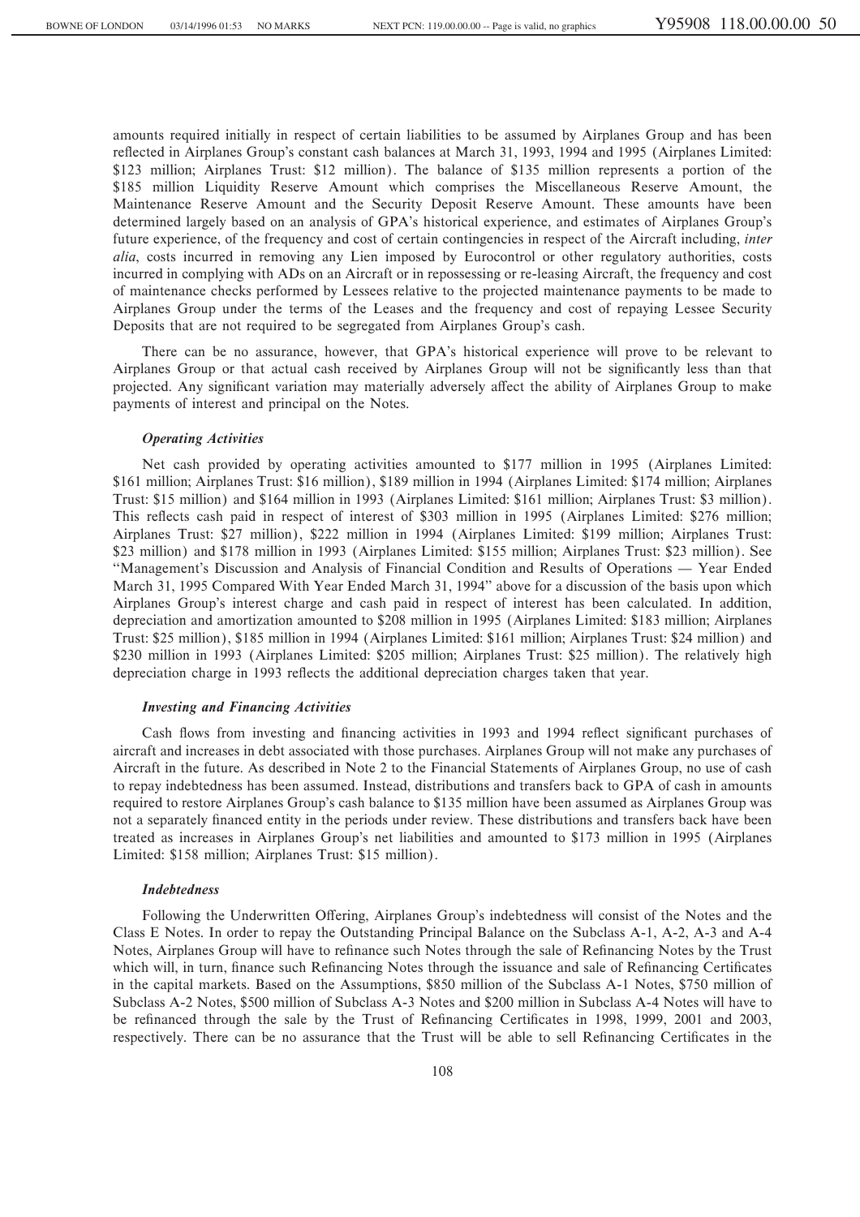amounts required initially in respect of certain liabilities to be assumed by Airplanes Group and has been reflected in Airplanes Group's constant cash balances at March 31, 1993, 1994 and 1995 (Airplanes Limited: $123 million; Airplanes Trust: $12 million). The balance of $135 million represents a portion of the $185 million Liquidity Reserve Amount which comprises the Miscellaneous Reserve Amount, the Maintenance Reserve Amount and the Security Deposit Reserve Amount. These amounts have been determined largely based on an analysis of GPA's historical experience, and estimates of Airplanes Group's future experience, of the frequency and cost of certain contingencies in respect of the Aircraft including, *inter alia*, costs incurred in removing any Lien imposed by Eurocontrol or other regulatory authorities, costs incurred in complying with ADs on an Aircraft or in repossessing or re-leasing Aircraft, the frequency and cost of maintenance checks performed by Lessees relative to the projected maintenance payments to be made to Airplanes Group under the terms of the Leases and the frequency and cost of repaying Lessee Security Deposits that are not required to be segregated from Airplanes Group's cash.

There can be no assurance, however, that GPA's historical experience will prove to be relevant to Airplanes Group or that actual cash received by Airplanes Group will not be significantly less than that projected. Any significant variation may materially adversely affect the ability of Airplanes Group to make payments of interest and principal on the Notes.

### *Operating Activities*

Net cash provided by operating activities amounted to $177 million in 1995 (Airplanes Limited: $161 million; Airplanes Trust: $16 million), $189 million in 1994 (Airplanes Limited: $174 million; Airplanes Trust: $15 million) and $164 million in 1993 (Airplanes Limited: $161 million; Airplanes Trust: $3 million). This reflects cash paid in respect of interest of $303 million in 1995 (Airplanes Limited: $276 million; Airplanes Trust: $27 million), $222 million in 1994 (Airplanes Limited: $199 million; Airplanes Trust: $23 million) and $178 million in 1993 (Airplanes Limited: $155 million; Airplanes Trust: $23 million). See "Management's Discussion and Analysis of Financial Condition and Results of Operations — Year Ended March 31, 1995 Compared With Year Ended March 31, 1994" above for a discussion of the basis upon which Airplanes Group's interest charge and cash paid in respect of interest has been calculated. In addition, depreciation and amortization amounted to $208 million in 1995 (Airplanes Limited: $183 million; Airplanes Trust: $25 million), $185 million in 1994 (Airplanes Limited: $161 million; Airplanes Trust: $24 million) and $230 million in 1993 (Airplanes Limited: $205 million; Airplanes Trust: $25 million). The relatively high depreciation charge in 1993 reflects the additional depreciation charges taken that year.

### *Investing and Financing Activities*

Cash flows from investing and financing activities in 1993 and 1994 reflect significant purchases of aircraft and increases in debt associated with those purchases. Airplanes Group will not make any purchases of Aircraft in the future. As described in Note 2 to the Financial Statements of Airplanes Group, no use of cash to repay indebtedness has been assumed. Instead, distributions and transfers back to GPA of cash in amounts required to restore Airplanes Group's cash balance to $135 million have been assumed as Airplanes Group was not a separately financed entity in the periods under review. These distributions and transfers back have been treated as increases in Airplanes Group's net liabilities and amounted to $173 million in 1995 (Airplanes Limited: $158 million; Airplanes Trust: $15 million).

### *Indebtedness*

Following the Underwritten Offering, Airplanes Group's indebtedness will consist of the Notes and the Class E Notes. In order to repay the Outstanding Principal Balance on the Subclass A-1, A-2, A-3 and A-4 Notes, Airplanes Group will have to refinance such Notes through the sale of Refinancing Notes by the Trust which will, in turn, finance such Refinancing Notes through the issuance and sale of Refinancing Certificates in the capital markets. Based on the Assumptions, $850 million of the Subclass A-1 Notes, $750 million of Subclass A-2 Notes, $500 million of Subclass A-3 Notes and $200 million in Subclass A-4 Notes will have to be refinanced through the sale by the Trust of Refinancing Certificates in 1998, 1999, 2001 and 2003, respectively. There can be no assurance that the Trust will be able to sell Refinancing Certificates in the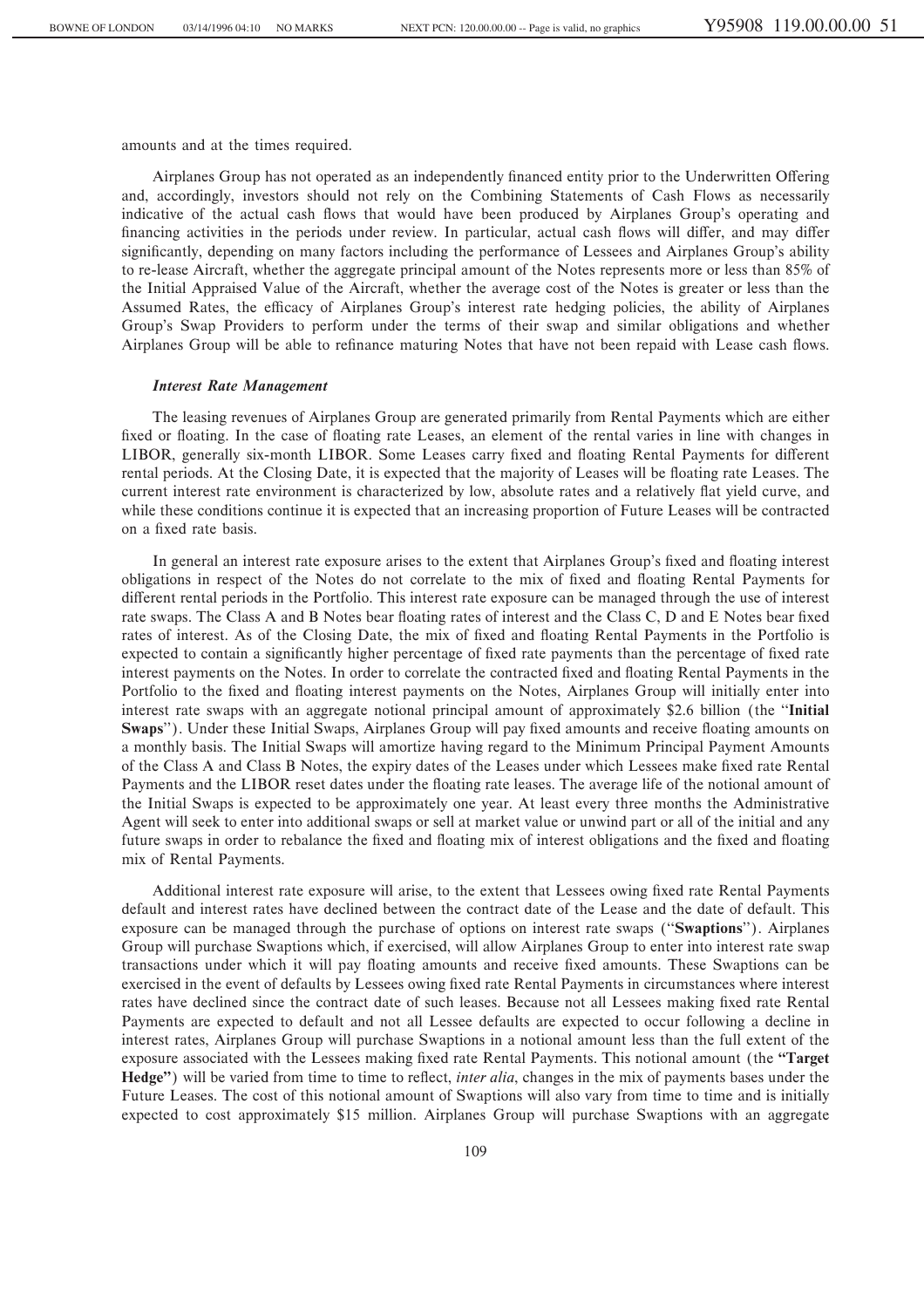amounts and at the times required.

Airplanes Group has not operated as an independently financed entity prior to the Underwritten Offering and, accordingly, investors should not rely on the Combining Statements of Cash Flows as necessarily indicative of the actual cash flows that would have been produced by Airplanes Group's operating and financing activities in the periods under review. In particular, actual cash flows will differ, and may differ significantly, depending on many factors including the performance of Lessees and Airplanes Group's ability to re-lease Aircraft, whether the aggregate principal amount of the Notes represents more or less than 85% of the Initial Appraised Value of the Aircraft, whether the average cost of the Notes is greater or less than the Assumed Rates, the efficacy of Airplanes Group's interest rate hedging policies, the ability of Airplanes Group's Swap Providers to perform under the terms of their swap and similar obligations and whether Airplanes Group will be able to refinance maturing Notes that have not been repaid with Lease cash flows.

***Interest Rate Management***

The leasing revenues of Airplanes Group are generated primarily from Rental Payments which are either fixed or floating. In the case of floating rate Leases, an element of the rental varies in line with changes in LIBOR, generally six-month LIBOR. Some Leases carry fixed and floating Rental Payments for different rental periods. At the Closing Date, it is expected that the majority of Leases will be floating rate Leases. The current interest rate environment is characterized by low, absolute rates and a relatively flat yield curve, and while these conditions continue it is expected that an increasing proportion of Future Leases will be contracted on a fixed rate basis.

In general an interest rate exposure arises to the extent that Airplanes Group's fixed and floating interest obligations in respect of the Notes do not correlate to the mix of fixed and floating Rental Payments for different rental periods in the Portfolio. This interest rate exposure can be managed through the use of interest rate swaps. The Class A and B Notes bear floating rates of interest and the Class C, D and E Notes bear fixed rates of interest. As of the Closing Date, the mix of fixed and floating Rental Payments in the Portfolio is expected to contain a significantly higher percentage of fixed rate payments than the percentage of fixed rate interest payments on the Notes. In order to correlate the contracted fixed and floating Rental Payments in the Portfolio to the fixed and floating interest payments on the Notes, Airplanes Group will initially enter into interest rate swaps with an aggregate notional principal amount of approximately $2.6 billion (the "**Initial Swaps**"). Under these Initial Swaps, Airplanes Group will pay fixed amounts and receive floating amounts on a monthly basis. The Initial Swaps will amortize having regard to the Minimum Principal Payment Amounts of the Class A and Class B Notes, the expiry dates of the Leases under which Lessees make fixed rate Rental Payments and the LIBOR reset dates under the floating rate leases. The average life of the notional amount of the Initial Swaps is expected to be approximately one year. At least every three months the Administrative Agent will seek to enter into additional swaps or sell at market value or unwind part or all of the initial and any future swaps in order to rebalance the fixed and floating mix of interest obligations and the fixed and floating mix of Rental Payments.

Additional interest rate exposure will arise, to the extent that Lessees owing fixed rate Rental Payments default and interest rates have declined between the contract date of the Lease and the date of default. This exposure can be managed through the purchase of options on interest rate swaps ("**Swaptions**"). Airplanes Group will purchase Swaptions which, if exercised, will allow Airplanes Group to enter into interest rate swap transactions under which it will pay floating amounts and receive fixed amounts. These Swaptions can be exercised in the event of defaults by Lessees owing fixed rate Rental Payments in circumstances where interest rates have declined since the contract date of such leases. Because not all Lessees making fixed rate Rental Payments are expected to default and not all Lessee defaults are expected to occur following a decline in interest rates, Airplanes Group will purchase Swaptions in a notional amount less than the full extent of the exposure associated with the Lessees making fixed rate Rental Payments. This notional amount (the **"Target Hedge"**) will be varied from time to time to reflect, *inter alia*, changes in the mix of payments bases under the Future Leases. The cost of this notional amount of Swaptions will also vary from time to time and is initially expected to cost approximately $15 million. Airplanes Group will purchase Swaptions with an aggregate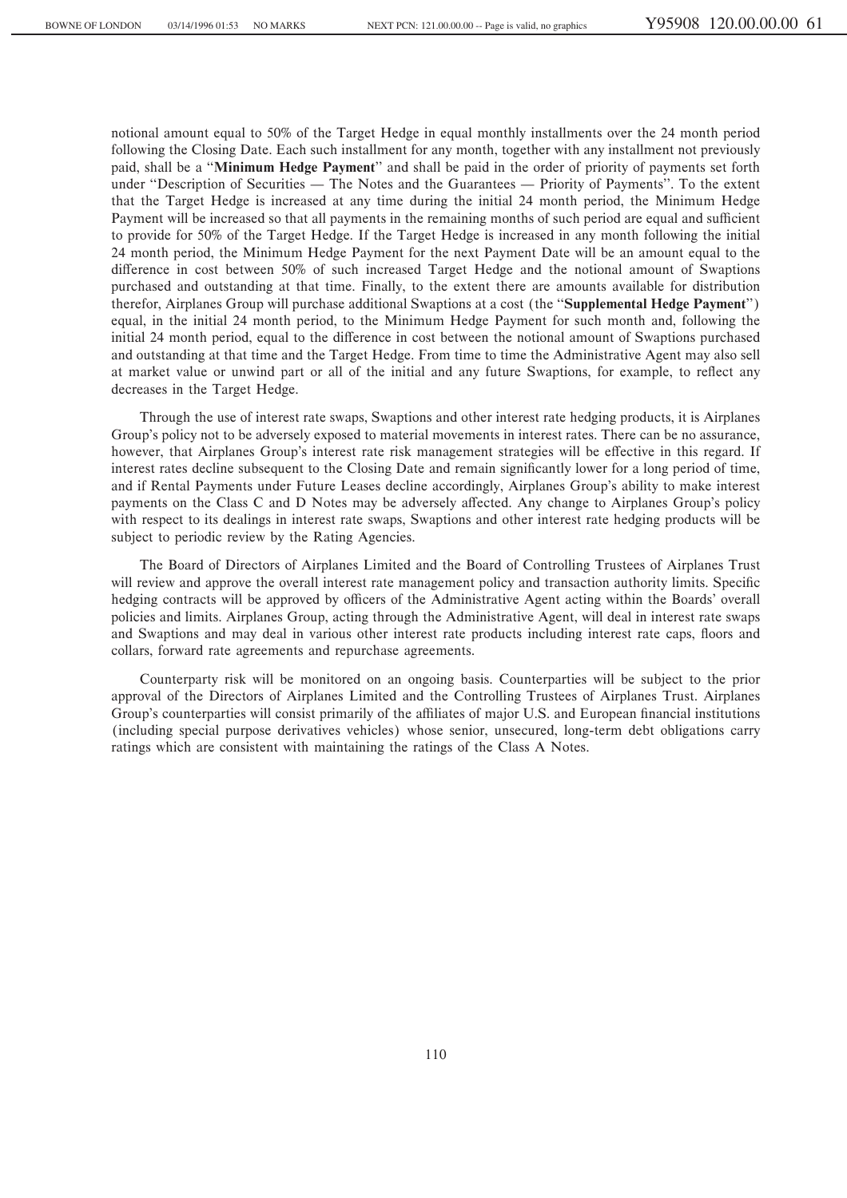notional amount equal to 50% of the Target Hedge in equal monthly installments over the 24 month period following the Closing Date. Each such installment for any month, together with any installment not previously paid, shall be a "**Minimum Hedge Payment**" and shall be paid in the order of priority of payments set forth under "Description of Securities — The Notes and the Guarantees — Priority of Payments". To the extent that the Target Hedge is increased at any time during the initial 24 month period, the Minimum Hedge Payment will be increased so that all payments in the remaining months of such period are equal and sufficient to provide for 50% of the Target Hedge. If the Target Hedge is increased in any month following the initial 24 month period, the Minimum Hedge Payment for the next Payment Date will be an amount equal to the difference in cost between 50% of such increased Target Hedge and the notional amount of Swaptions purchased and outstanding at that time. Finally, to the extent there are amounts available for distribution therefor, Airplanes Group will purchase additional Swaptions at a cost (the "**Supplemental Hedge Payment**") equal, in the initial 24 month period, to the Minimum Hedge Payment for such month and, following the initial 24 month period, equal to the difference in cost between the notional amount of Swaptions purchased and outstanding at that time and the Target Hedge. From time to time the Administrative Agent may also sell at market value or unwind part or all of the initial and any future Swaptions, for example, to reflect any decreases in the Target Hedge.

Through the use of interest rate swaps, Swaptions and other interest rate hedging products, it is Airplanes Group's policy not to be adversely exposed to material movements in interest rates. There can be no assurance, however, that Airplanes Group's interest rate risk management strategies will be effective in this regard. If interest rates decline subsequent to the Closing Date and remain significantly lower for a long period of time, and if Rental Payments under Future Leases decline accordingly, Airplanes Group's ability to make interest payments on the Class C and D Notes may be adversely affected. Any change to Airplanes Group's policy with respect to its dealings in interest rate swaps, Swaptions and other interest rate hedging products will be subject to periodic review by the Rating Agencies.

The Board of Directors of Airplanes Limited and the Board of Controlling Trustees of Airplanes Trust will review and approve the overall interest rate management policy and transaction authority limits. Specific hedging contracts will be approved by officers of the Administrative Agent acting within the Boards' overall policies and limits. Airplanes Group, acting through the Administrative Agent, will deal in interest rate swaps and Swaptions and may deal in various other interest rate products including interest rate caps, floors and collars, forward rate agreements and repurchase agreements.

Counterparty risk will be monitored on an ongoing basis. Counterparties will be subject to the prior approval of the Directors of Airplanes Limited and the Controlling Trustees of Airplanes Trust. Airplanes Group's counterparties will consist primarily of the affiliates of major U.S. and European financial institutions (including special purpose derivatives vehicles) whose senior, unsecured, long-term debt obligations carry ratings which are consistent with maintaining the ratings of the Class A Notes.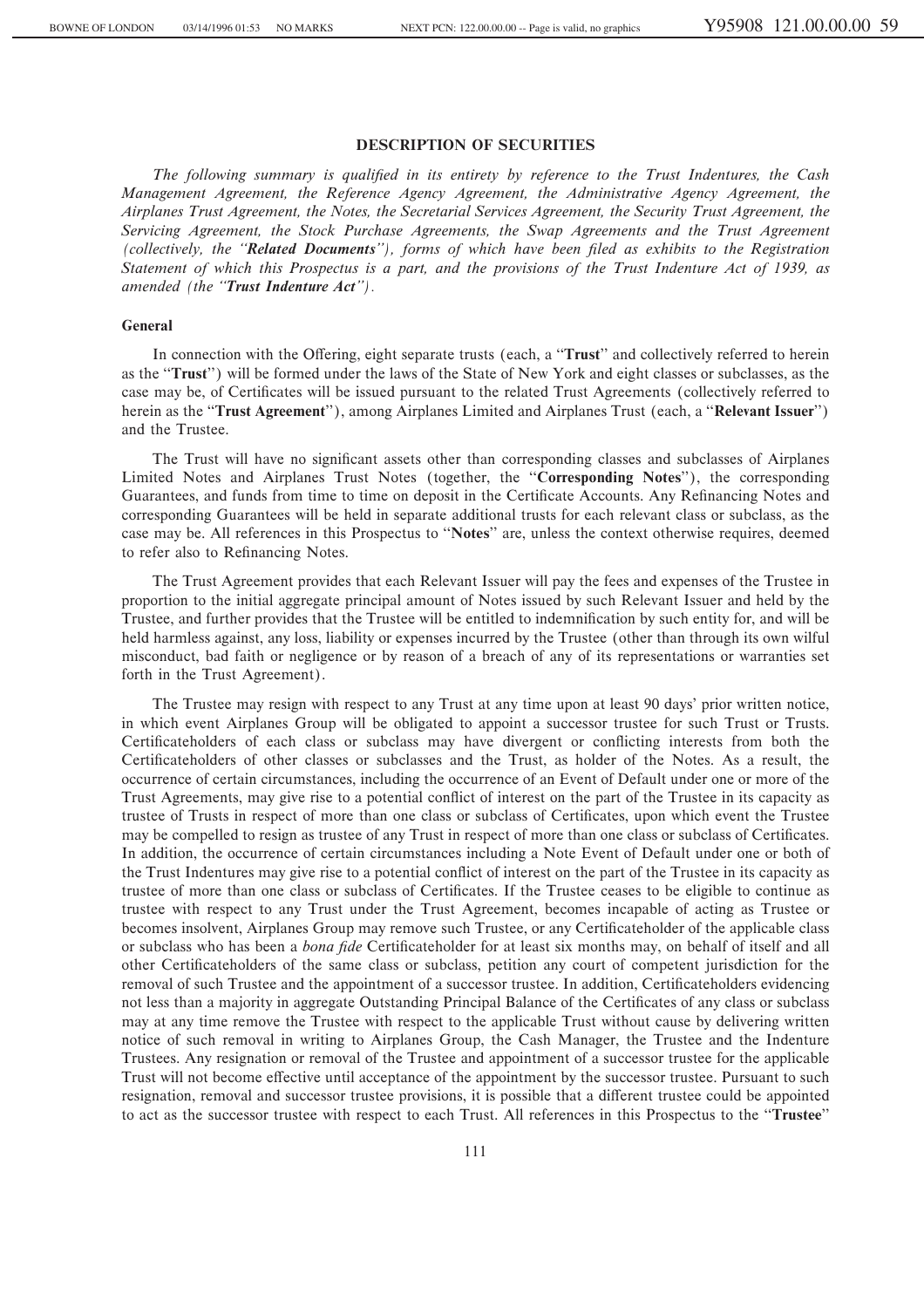## DESCRIPTION OF SECURITIES

*The following summary is qualified in its entirety by reference to the Trust Indentures, the Cash Management Agreement, the Reference Agency Agreement, the Administrative Agency Agreement, the Airplanes Trust Agreement, the Notes, the Secretarial Services Agreement, the Security Trust Agreement, the Servicing Agreement, the Stock Purchase Agreements, the Swap Agreements and the Trust Agreement (collectively, the "**Related Documents**"), forms of which have been filed as exhibits to the Registration Statement of which this Prospectus is a part, and the provisions of the Trust Indenture Act of 1939, as amended (the "**Trust Indenture Act**").*

### General

In connection with the Offering, eight separate trusts (each, a "**Trust**" and collectively referred to herein as the "**Trust**") will be formed under the laws of the State of New York and eight classes or subclasses, as the case may be, of Certificates will be issued pursuant to the related Trust Agreements (collectively referred to herein as the "**Trust Agreement**"), among Airplanes Limited and Airplanes Trust (each, a "**Relevant Issuer**") and the Trustee.

The Trust will have no significant assets other than corresponding classes and subclasses of Airplanes Limited Notes and Airplanes Trust Notes (together, the "**Corresponding Notes**"), the corresponding Guarantees, and funds from time to time on deposit in the Certificate Accounts. Any Refinancing Notes and corresponding Guarantees will be held in separate additional trusts for each relevant class or subclass, as the case may be. All references in this Prospectus to "**Notes**" are, unless the context otherwise requires, deemed to refer also to Refinancing Notes.

The Trust Agreement provides that each Relevant Issuer will pay the fees and expenses of the Trustee in proportion to the initial aggregate principal amount of Notes issued by such Relevant Issuer and held by the Trustee, and further provides that the Trustee will be entitled to indemnification by such entity for, and will be held harmless against, any loss, liability or expenses incurred by the Trustee (other than through its own wilful misconduct, bad faith or negligence or by reason of a breach of any of its representations or warranties set forth in the Trust Agreement).

The Trustee may resign with respect to any Trust at any time upon at least 90 days' prior written notice, in which event Airplanes Group will be obligated to appoint a successor trustee for such Trust or Trusts. Certificateholders of each class or subclass may have divergent or conflicting interests from both the Certificateholders of other classes or subclasses and the Trust, as holder of the Notes. As a result, the occurrence of certain circumstances, including the occurrence of an Event of Default under one or more of the Trust Agreements, may give rise to a potential conflict of interest on the part of the Trustee in its capacity as trustee of Trusts in respect of more than one class or subclass of Certificates, upon which event the Trustee may be compelled to resign as trustee of any Trust in respect of more than one class or subclass of Certificates. In addition, the occurrence of certain circumstances including a Note Event of Default under one or both of the Trust Indentures may give rise to a potential conflict of interest on the part of the Trustee in its capacity as trustee of more than one class or subclass of Certificates. If the Trustee ceases to be eligible to continue as trustee with respect to any Trust under the Trust Agreement, becomes incapable of acting as Trustee or becomes insolvent, Airplanes Group may remove such Trustee, or any Certificateholder of the applicable class or subclass who has been a *bona fide* Certificateholder for at least six months may, on behalf of itself and all other Certificateholders of the same class or subclass, petition any court of competent jurisdiction for the removal of such Trustee and the appointment of a successor trustee. In addition, Certificateholders evidencing not less than a majority in aggregate Outstanding Principal Balance of the Certificates of any class or subclass may at any time remove the Trustee with respect to the applicable Trust without cause by delivering written notice of such removal in writing to Airplanes Group, the Cash Manager, the Trustee and the Indenture Trustees. Any resignation or removal of the Trustee and appointment of a successor trustee for the applicable Trust will not become effective until acceptance of the appointment by the successor trustee. Pursuant to such resignation, removal and successor trustee provisions, it is possible that a different trustee could be appointed to act as the successor trustee with respect to each Trust. All references in this Prospectus to the "**Trustee**"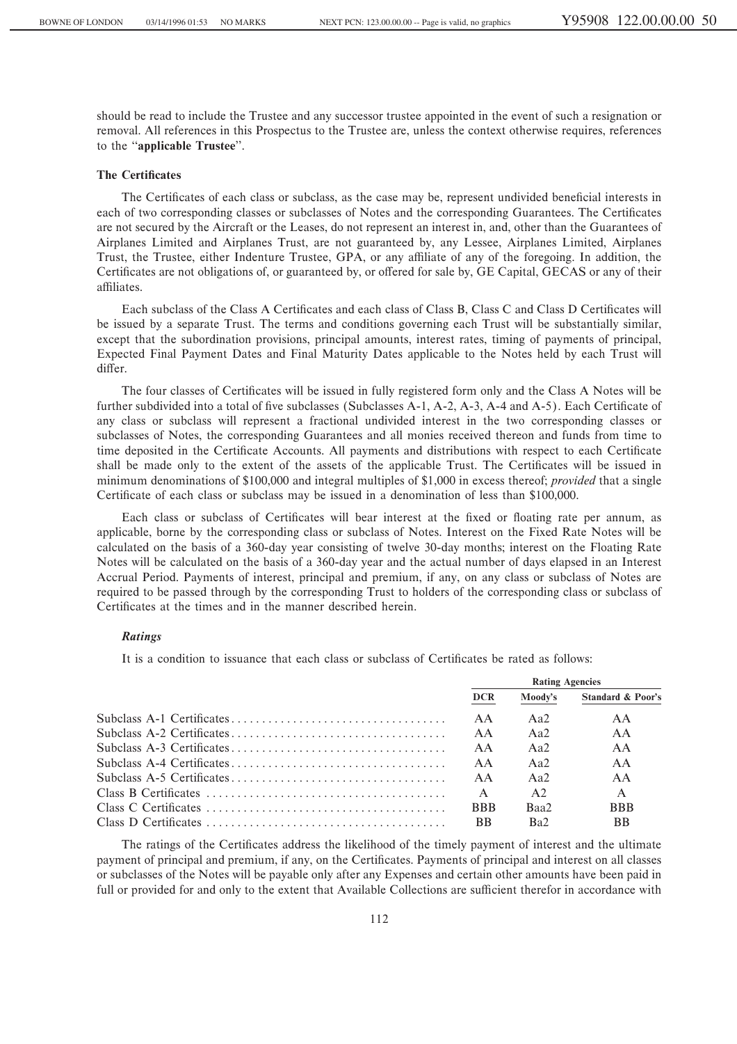should be read to include the Trustee and any successor trustee appointed in the event of such a resignation or removal. All references in this Prospectus to the Trustee are, unless the context otherwise requires, references to the "**applicable Trustee**".

### The Certificates

The Certificates of each class or subclass, as the case may be, represent undivided beneficial interests in each of two corresponding classes or subclasses of Notes and the corresponding Guarantees. The Certificates are not secured by the Aircraft or the Leases, do not represent an interest in, and, other than the Guarantees of Airplanes Limited and Airplanes Trust, are not guaranteed by, any Lessee, Airplanes Limited, Airplanes Trust, the Trustee, either Indenture Trustee, GPA, or any affiliate of any of the foregoing. In addition, the Certificates are not obligations of, or guaranteed by, or offered for sale by, GE Capital, GECAS or any of their affiliates.

Each subclass of the Class A Certificates and each class of Class B, Class C and Class D Certificates will be issued by a separate Trust. The terms and conditions governing each Trust will be substantially similar, except that the subordination provisions, principal amounts, interest rates, timing of payments of principal, Expected Final Payment Dates and Final Maturity Dates applicable to the Notes held by each Trust will differ.

The four classes of Certificates will be issued in fully registered form only and the Class A Notes will be further subdivided into a total of five subclasses (Subclasses A-1, A-2, A-3, A-4 and A-5). Each Certificate of any class or subclass will represent a fractional undivided interest in the two corresponding classes or subclasses of Notes, the corresponding Guarantees and all monies received thereon and funds from time to time deposited in the Certificate Accounts. All payments and distributions with respect to each Certificate shall be made only to the extent of the assets of the applicable Trust. The Certificates will be issued in minimum denominations of $100,000 and integral multiples of $1,000 in excess thereof; *provided* that a single Certificate of each class or subclass may be issued in a denomination of less than $100,000.

Each class or subclass of Certificates will bear interest at the fixed or floating rate per annum, as applicable, borne by the corresponding class or subclass of Notes. Interest on the Fixed Rate Notes will be calculated on the basis of a 360-day year consisting of twelve 30-day months; interest on the Floating Rate Notes will be calculated on the basis of a 360-day year and the actual number of days elapsed in an Interest Accrual Period. Payments of interest, principal and premium, if any, on any class or subclass of Notes are required to be passed through by the corresponding Trust to holders of the corresponding class or subclass of Certificates at the times and in the manner described herein.

#### *Ratings*

It is a condition to issuance that each class or subclass of Certificates be rated as follows:

| | Rating Agencies | | |
|---|---|---|---|
| | DCR | Moody's | Standard & Poor's |
| Subclass A-1 Certificates | AA | Aa2 | AA |
| Subclass A-2 Certificates | AA | Aa2 | AA |
| Subclass A-3 Certificates | AA | Aa2 | AA |
| Subclass A-4 Certificates | AA | Aa2 | AA |
| Subclass A-5 Certificates | AA | Aa2 | AA |
| Class B Certificates | A | A2 | A |
| Class C Certificates | BBB | Baa2 | BBB |
| Class D Certificates | BB | Ba2 | BB |

The ratings of the Certificates address the likelihood of the timely payment of interest and the ultimate payment of principal and premium, if any, on the Certificates. Payments of principal and interest on all classes or subclasses of the Notes will be payable only after any Expenses and certain other amounts have been paid in full or provided for and only to the extent that Available Collections are sufficient therefor in accordance with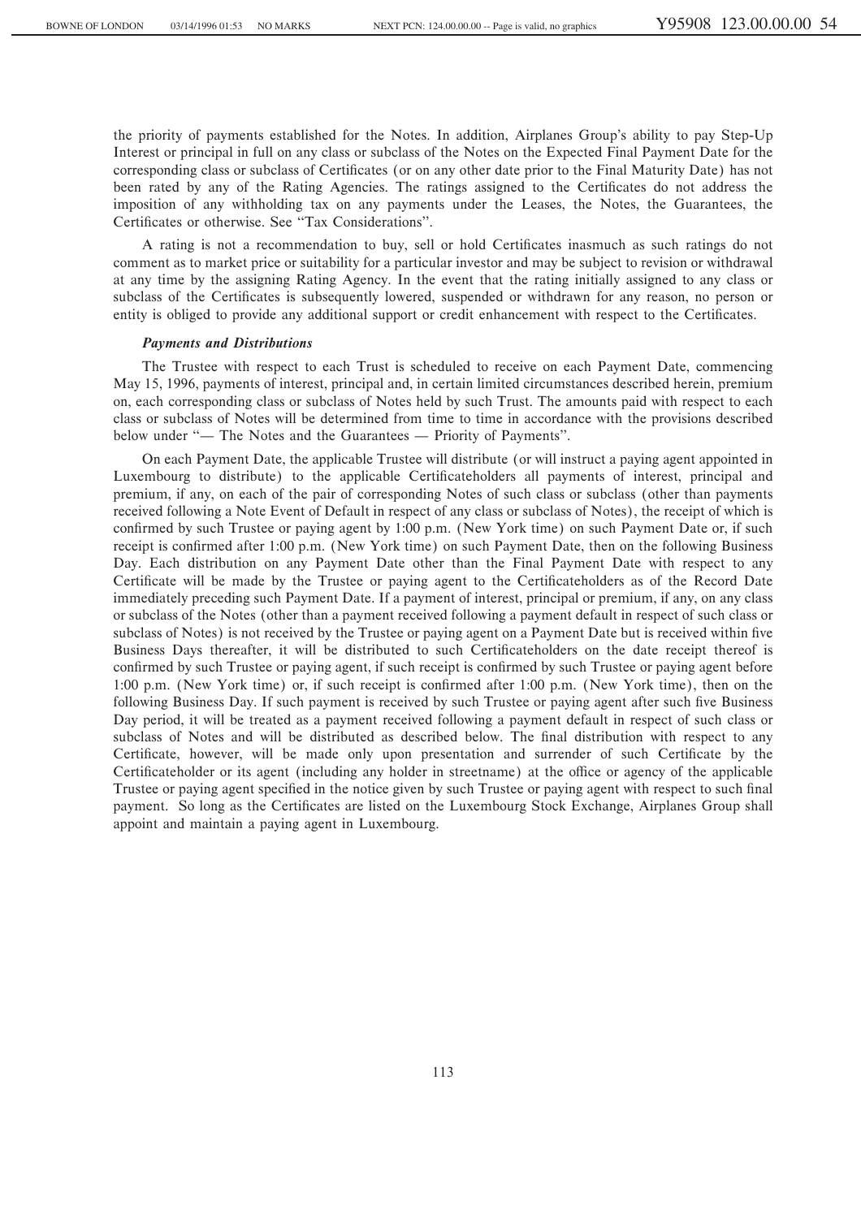the priority of payments established for the Notes. In addition, Airplanes Group's ability to pay Step-Up Interest or principal in full on any class or subclass of the Notes on the Expected Final Payment Date for the corresponding class or subclass of Certificates (or on any other date prior to the Final Maturity Date) has not been rated by any of the Rating Agencies. The ratings assigned to the Certificates do not address the imposition of any withholding tax on any payments under the Leases, the Notes, the Guarantees, the Certificates or otherwise. See "Tax Considerations".

A rating is not a recommendation to buy, sell or hold Certificates inasmuch as such ratings do not comment as to market price or suitability for a particular investor and may be subject to revision or withdrawal at any time by the assigning Rating Agency. In the event that the rating initially assigned to any class or subclass of the Certificates is subsequently lowered, suspended or withdrawn for any reason, no person or entity is obliged to provide any additional support or credit enhancement with respect to the Certificates.

#### *Payments and Distributions*

The Trustee with respect to each Trust is scheduled to receive on each Payment Date, commencing May 15, 1996, payments of interest, principal and, in certain limited circumstances described herein, premium on, each corresponding class or subclass of Notes held by such Trust. The amounts paid with respect to each class or subclass of Notes will be determined from time to time in accordance with the provisions described below under "— The Notes and the Guarantees — Priority of Payments".

On each Payment Date, the applicable Trustee will distribute (or will instruct a paying agent appointed in Luxembourg to distribute) to the applicable Certificateholders all payments of interest, principal and premium, if any, on each of the pair of corresponding Notes of such class or subclass (other than payments received following a Note Event of Default in respect of any class or subclass of Notes), the receipt of which is confirmed by such Trustee or paying agent by 1:00 p.m. (New York time) on such Payment Date or, if such receipt is confirmed after 1:00 p.m. (New York time) on such Payment Date, then on the following Business Day. Each distribution on any Payment Date other than the Final Payment Date with respect to any Certificate will be made by the Trustee or paying agent to the Certificateholders as of the Record Date immediately preceding such Payment Date. If a payment of interest, principal or premium, if any, on any class or subclass of the Notes (other than a payment received following a payment default in respect of such class or subclass of Notes) is not received by the Trustee or paying agent on a Payment Date but is received within five Business Days thereafter, it will be distributed to such Certificateholders on the date receipt thereof is confirmed by such Trustee or paying agent, if such receipt is confirmed by such Trustee or paying agent before 1:00 p.m. (New York time) or, if such receipt is confirmed after 1:00 p.m. (New York time), then on the following Business Day. If such payment is received by such Trustee or paying agent after such five Business Day period, it will be treated as a payment received following a payment default in respect of such class or subclass of Notes and will be distributed as described below. The final distribution with respect to any Certificate, however, will be made only upon presentation and surrender of such Certificate by the Certificateholder or its agent (including any holder in streetname) at the office or agency of the applicable Trustee or paying agent specified in the notice given by such Trustee or paying agent with respect to such final payment. So long as the Certificates are listed on the Luxembourg Stock Exchange, Airplanes Group shall appoint and maintain a paying agent in Luxembourg.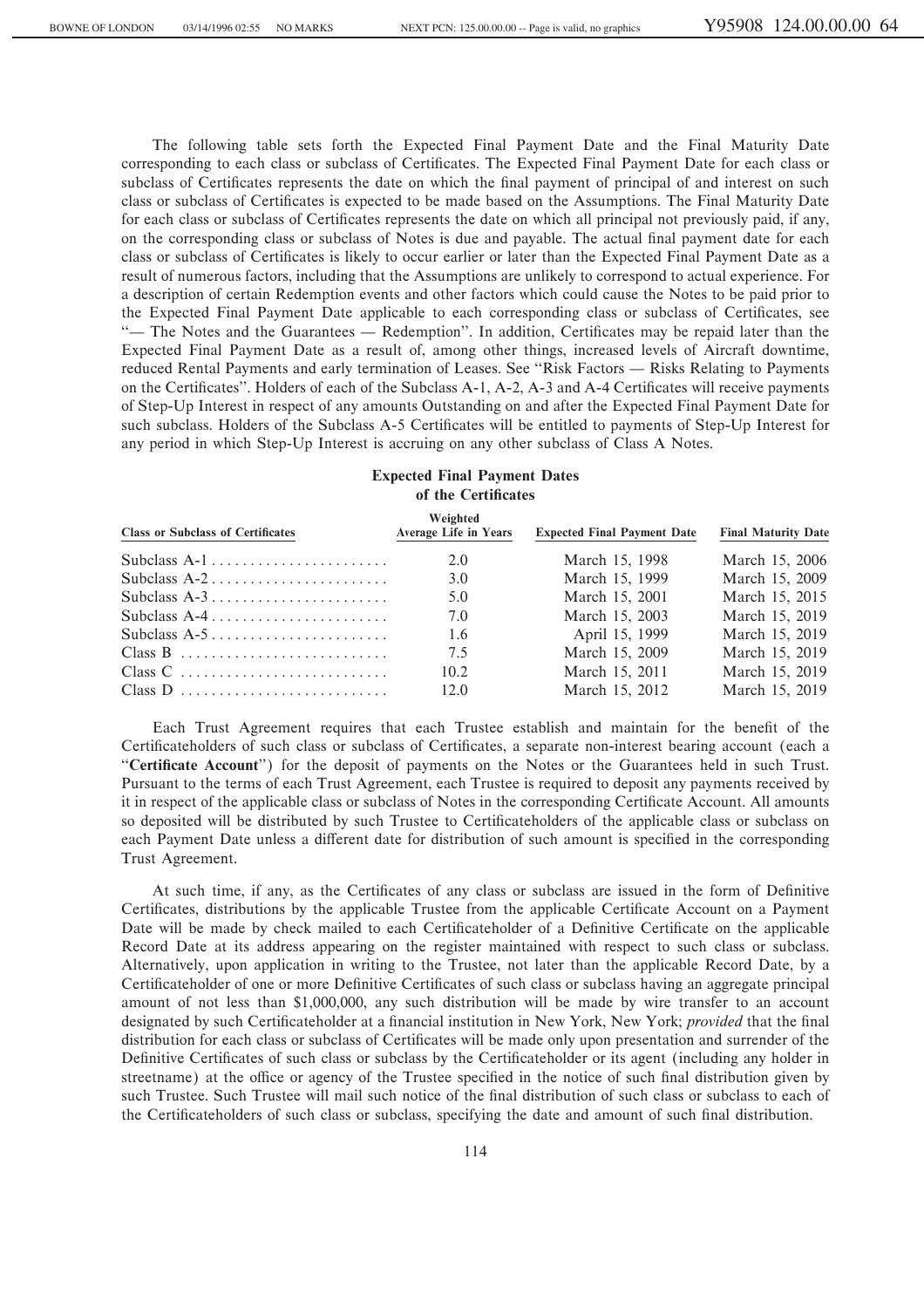The following table sets forth the Expected Final Payment Date and the Final Maturity Date corresponding to each class or subclass of Certificates. The Expected Final Payment Date for each class or subclass of Certificates represents the date on which the final payment of principal of and interest on such class or subclass of Certificates is expected to be made based on the Assumptions. The Final Maturity Date for each class or subclass of Certificates represents the date on which all principal not previously paid, if any, on the corresponding class or subclass of Notes is due and payable. The actual final payment date for each class or subclass of Certificates is likely to occur earlier or later than the Expected Final Payment Date as a result of numerous factors, including that the Assumptions are unlikely to correspond to actual experience. For a description of certain Redemption events and other factors which could cause the Notes to be paid prior to the Expected Final Payment Date applicable to each corresponding class or subclass of Certificates, see "— The Notes and the Guarantees — Redemption". In addition, Certificates may be repaid later than the Expected Final Payment Date as a result of, among other things, increased levels of Aircraft downtime, reduced Rental Payments and early termination of Leases. See "Risk Factors — Risks Relating to Payments on the Certificates". Holders of each of the Subclass A-1, A-2, A-3 and A-4 Certificates will receive payments of Step-Up Interest in respect of any amounts Outstanding on and after the Expected Final Payment Date for such subclass. Holders of the Subclass A-5 Certificates will be entitled to payments of Step-Up Interest for any period in which Step-Up Interest is accruing on any other subclass of Class A Notes.

**Expected Final Payment Dates of the Certificates**

| Class or Subclass of Certificates | Weighted Average Life in Years | Expected Final Payment Date | Final Maturity Date |
|---|---|---|---|
| Subclass A-1 | 2.0 | March 15, 1998 | March 15, 2006 |
| Subclass A-2 | 3.0 | March 15, 1999 | March 15, 2009 |
| Subclass A-3 | 5.0 | March 15, 2001 | March 15, 2015 |
| Subclass A-4 | 7.0 | March 15, 2003 | March 15, 2019 |
| Subclass A-5 | 1.6 | April 15, 1999 | March 15, 2019 |
| Class B | 7.5 | March 15, 2009 | March 15, 2019 |
| Class C | 10.2 | March 15, 2011 | March 15, 2019 |
| Class D | 12.0 | March 15, 2012 | March 15, 2019 |

Each Trust Agreement requires that each Trustee establish and maintain for the benefit of the Certificateholders of such class or subclass of Certificates, a separate non-interest bearing account (each a "**Certificate Account**") for the deposit of payments on the Notes or the Guarantees held in such Trust. Pursuant to the terms of each Trust Agreement, each Trustee is required to deposit any payments received by it in respect of the applicable class or subclass of Notes in the corresponding Certificate Account. All amounts so deposited will be distributed by such Trustee to Certificateholders of the applicable class or subclass on each Payment Date unless a different date for distribution of such amount is specified in the corresponding Trust Agreement.

At such time, if any, as the Certificates of any class or subclass are issued in the form of Definitive Certificates, distributions by the applicable Trustee from the applicable Certificate Account on a Payment Date will be made by check mailed to each Certificateholder of a Definitive Certificate on the applicable Record Date at its address appearing on the register maintained with respect to such class or subclass. Alternatively, upon application in writing to the Trustee, not later than the applicable Record Date, by a Certificateholder of one or more Definitive Certificates of such class or subclass having an aggregate principal amount of not less than $1,000,000, any such distribution will be made by wire transfer to an account designated by such Certificateholder at a financial institution in New York, New York; *provided* that the final distribution for each class or subclass of Certificates will be made only upon presentation and surrender of the Definitive Certificates of such class or subclass by the Certificateholder or its agent (including any holder in streetname) at the office or agency of the Trustee specified in the notice of such final distribution given by such Trustee. Such Trustee will mail such notice of the final distribution of such class or subclass to each of the Certificateholders of such class or subclass, specifying the date and amount of such final distribution.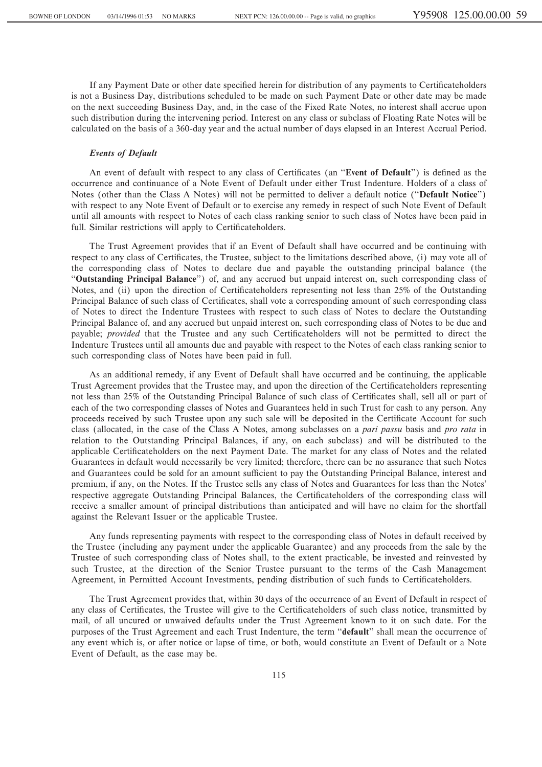If any Payment Date or other date specified herein for distribution of any payments to Certificateholders is not a Business Day, distributions scheduled to be made on such Payment Date or other date may be made on the next succeeding Business Day, and, in the case of the Fixed Rate Notes, no interest shall accrue upon such distribution during the intervening period. Interest on any class or subclass of Floating Rate Notes will be calculated on the basis of a 360-day year and the actual number of days elapsed in an Interest Accrual Period.

### *Events of Default*

An event of default with respect to any class of Certificates (an "**Event of Default**") is defined as the occurrence and continuance of a Note Event of Default under either Trust Indenture. Holders of a class of Notes (other than the Class A Notes) will not be permitted to deliver a default notice ("**Default Notice**") with respect to any Note Event of Default or to exercise any remedy in respect of such Note Event of Default until all amounts with respect to Notes of each class ranking senior to such class of Notes have been paid in full. Similar restrictions will apply to Certificateholders.

The Trust Agreement provides that if an Event of Default shall have occurred and be continuing with respect to any class of Certificates, the Trustee, subject to the limitations described above, (i) may vote all of the corresponding class of Notes to declare due and payable the outstanding principal balance (the "**Outstanding Principal Balance**") of, and any accrued but unpaid interest on, such corresponding class of Notes, and (ii) upon the direction of Certificateholders representing not less than 25% of the Outstanding Principal Balance of such class of Certificates, shall vote a corresponding amount of such corresponding class of Notes to direct the Indenture Trustees with respect to such class of Notes to declare the Outstanding Principal Balance of, and any accrued but unpaid interest on, such corresponding class of Notes to be due and payable; *provided* that the Trustee and any such Certificateholders will not be permitted to direct the Indenture Trustees until all amounts due and payable with respect to the Notes of each class ranking senior to such corresponding class of Notes have been paid in full.

As an additional remedy, if any Event of Default shall have occurred and be continuing, the applicable Trust Agreement provides that the Trustee may, and upon the direction of the Certificateholders representing not less than 25% of the Outstanding Principal Balance of such class of Certificates shall, sell all or part of each of the two corresponding classes of Notes and Guarantees held in such Trust for cash to any person. Any proceeds received by such Trustee upon any such sale will be deposited in the Certificate Account for such class (allocated, in the case of the Class A Notes, among subclasses on a *pari passu* basis and *pro rata* in relation to the Outstanding Principal Balances, if any, on each subclass) and will be distributed to the applicable Certificateholders on the next Payment Date. The market for any class of Notes and the related Guarantees in default would necessarily be very limited; therefore, there can be no assurance that such Notes and Guarantees could be sold for an amount sufficient to pay the Outstanding Principal Balance, interest and premium, if any, on the Notes. If the Trustee sells any class of Notes and Guarantees for less than the Notes' respective aggregate Outstanding Principal Balances, the Certificateholders of the corresponding class will receive a smaller amount of principal distributions than anticipated and will have no claim for the shortfall against the Relevant Issuer or the applicable Trustee.

Any funds representing payments with respect to the corresponding class of Notes in default received by the Trustee (including any payment under the applicable Guarantee) and any proceeds from the sale by the Trustee of such corresponding class of Notes shall, to the extent practicable, be invested and reinvested by such Trustee, at the direction of the Senior Trustee pursuant to the terms of the Cash Management Agreement, in Permitted Account Investments, pending distribution of such funds to Certificateholders.

The Trust Agreement provides that, within 30 days of the occurrence of an Event of Default in respect of any class of Certificates, the Trustee will give to the Certificateholders of such class notice, transmitted by mail, of all uncured or unwaived defaults under the Trust Agreement known to it on such date. For the purposes of the Trust Agreement and each Trust Indenture, the term "**default**" shall mean the occurrence of any event which is, or after notice or lapse of time, or both, would constitute an Event of Default or a Note Event of Default, as the case may be.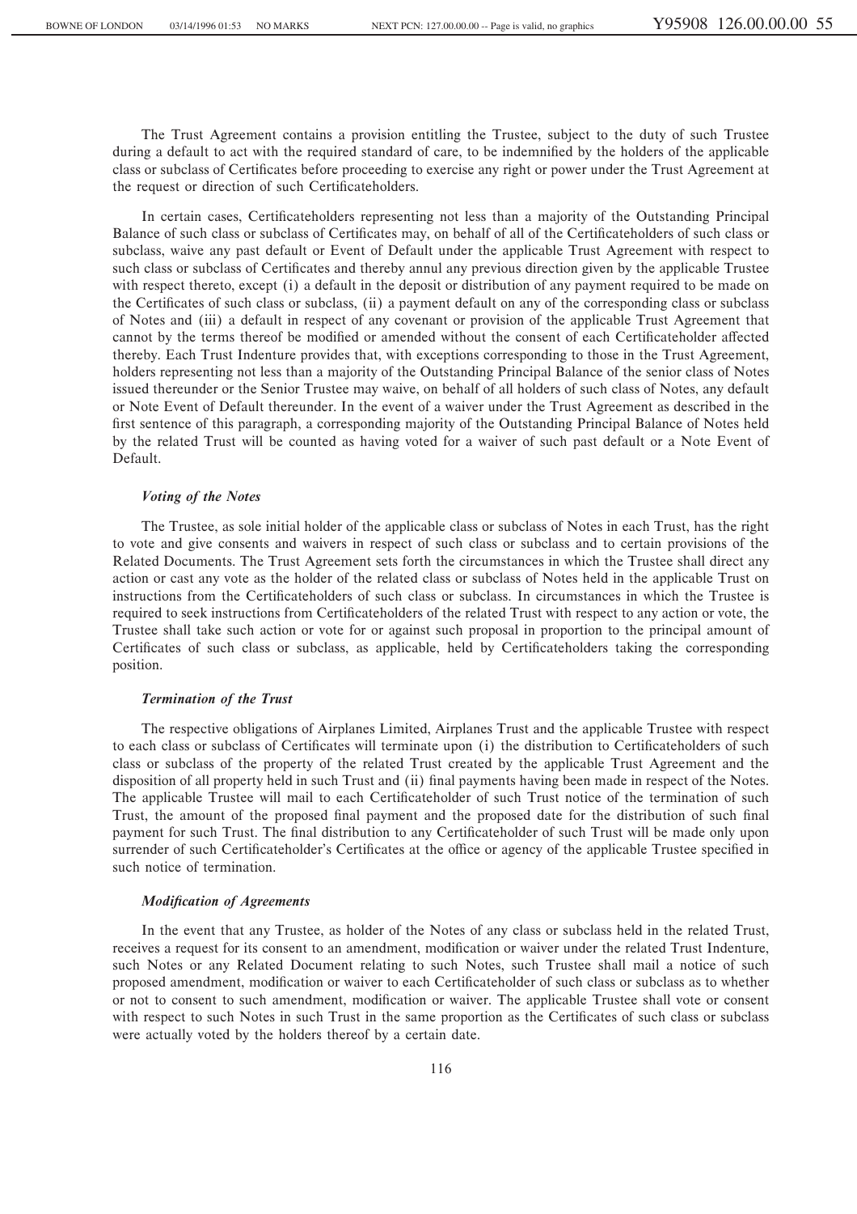The Trust Agreement contains a provision entitling the Trustee, subject to the duty of such Trustee during a default to act with the required standard of care, to be indemnified by the holders of the applicable class or subclass of Certificates before proceeding to exercise any right or power under the Trust Agreement at the request or direction of such Certificateholders.

In certain cases, Certificateholders representing not less than a majority of the Outstanding Principal Balance of such class or subclass of Certificates may, on behalf of all of the Certificateholders of such class or subclass, waive any past default or Event of Default under the applicable Trust Agreement with respect to such class or subclass of Certificates and thereby annul any previous direction given by the applicable Trustee with respect thereto, except (i) a default in the deposit or distribution of any payment required to be made on the Certificates of such class or subclass, (ii) a payment default on any of the corresponding class or subclass of Notes and (iii) a default in respect of any covenant or provision of the applicable Trust Agreement that cannot by the terms thereof be modified or amended without the consent of each Certificateholder affected thereby. Each Trust Indenture provides that, with exceptions corresponding to those in the Trust Agreement, holders representing not less than a majority of the Outstanding Principal Balance of the senior class of Notes issued thereunder or the Senior Trustee may waive, on behalf of all holders of such class of Notes, any default or Note Event of Default thereunder. In the event of a waiver under the Trust Agreement as described in the first sentence of this paragraph, a corresponding majority of the Outstanding Principal Balance of Notes held by the related Trust will be counted as having voted for a waiver of such past default or a Note Event of Default.

### *Voting of the Notes*

The Trustee, as sole initial holder of the applicable class or subclass of Notes in each Trust, has the right to vote and give consents and waivers in respect of such class or subclass and to certain provisions of the Related Documents. The Trust Agreement sets forth the circumstances in which the Trustee shall direct any action or cast any vote as the holder of the related class or subclass of Notes held in the applicable Trust on instructions from the Certificateholders of such class or subclass. In circumstances in which the Trustee is required to seek instructions from Certificateholders of the related Trust with respect to any action or vote, the Trustee shall take such action or vote for or against such proposal in proportion to the principal amount of Certificates of such class or subclass, as applicable, held by Certificateholders taking the corresponding position.

### *Termination of the Trust*

The respective obligations of Airplanes Limited, Airplanes Trust and the applicable Trustee with respect to each class or subclass of Certificates will terminate upon (i) the distribution to Certificateholders of such class or subclass of the property of the related Trust created by the applicable Trust Agreement and the disposition of all property held in such Trust and (ii) final payments having been made in respect of the Notes. The applicable Trustee will mail to each Certificateholder of such Trust notice of the termination of such Trust, the amount of the proposed final payment and the proposed date for the distribution of such final payment for such Trust. The final distribution to any Certificateholder of such Trust will be made only upon surrender of such Certificateholder's Certificates at the office or agency of the applicable Trustee specified in such notice of termination.

### *Modification of Agreements*

In the event that any Trustee, as holder of the Notes of any class or subclass held in the related Trust, receives a request for its consent to an amendment, modification or waiver under the related Trust Indenture, such Notes or any Related Document relating to such Notes, such Trustee shall mail a notice of such proposed amendment, modification or waiver to each Certificateholder of such class or subclass as to whether or not to consent to such amendment, modification or waiver. The applicable Trustee shall vote or consent with respect to such Notes in such Trust in the same proportion as the Certificates of such class or subclass were actually voted by the holders thereof by a certain date.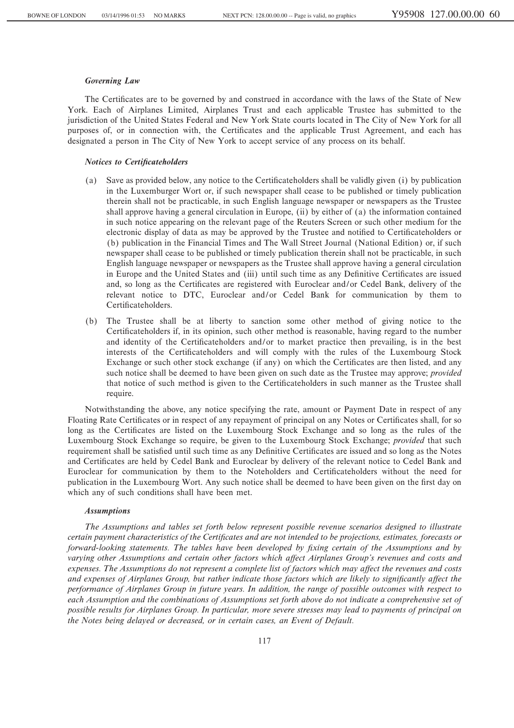### *Governing Law*

The Certificates are to be governed by and construed in accordance with the laws of the State of New York. Each of Airplanes Limited, Airplanes Trust and each applicable Trustee has submitted to the jurisdiction of the United States Federal and New York State courts located in The City of New York for all purposes of, or in connection with, the Certificates and the applicable Trust Agreement, and each has designated a person in The City of New York to accept service of any process on its behalf.

### *Notices to Certificateholders*

(a) Save as provided below, any notice to the Certificateholders shall be validly given (i) by publication in the Luxemburger Wort or, if such newspaper shall cease to be published or timely publication therein shall not be practicable, in such English language newspaper or newspapers as the Trustee shall approve having a general circulation in Europe, (ii) by either of (a) the information contained in such notice appearing on the relevant page of the Reuters Screen or such other medium for the electronic display of data as may be approved by the Trustee and notified to Certificateholders or (b) publication in the Financial Times and The Wall Street Journal (National Edition) or, if such newspaper shall cease to be published or timely publication therein shall not be practicable, in such English language newspaper or newspapers as the Trustee shall approve having a general circulation in Europe and the United States and (iii) until such time as any Definitive Certificates are issued and, so long as the Certificates are registered with Euroclear and/or Cedel Bank, delivery of the relevant notice to DTC, Euroclear and/or Cedel Bank for communication by them to Certificateholders.

(b) The Trustee shall be at liberty to sanction some other method of giving notice to the Certificateholders if, in its opinion, such other method is reasonable, having regard to the number and identity of the Certificateholders and/or to market practice then prevailing, is in the best interests of the Certificateholders and will comply with the rules of the Luxembourg Stock Exchange or such other stock exchange (if any) on which the Certificates are then listed, and any such notice shall be deemed to have been given on such date as the Trustee may approve; *provided* that notice of such method is given to the Certificateholders in such manner as the Trustee shall require.

Notwithstanding the above, any notice specifying the rate, amount or Payment Date in respect of any Floating Rate Certificates or in respect of any repayment of principal on any Notes or Certificates shall, for so long as the Certificates are listed on the Luxembourg Stock Exchange and so long as the rules of the Luxembourg Stock Exchange so require, be given to the Luxembourg Stock Exchange; *provided* that such requirement shall be satisfied until such time as any Definitive Certificates are issued and so long as the Notes and Certificates are held by Cedel Bank and Euroclear by delivery of the relevant notice to Cedel Bank and Euroclear for communication by them to the Noteholders and Certificateholders without the need for publication in the Luxembourg Wort. Any such notice shall be deemed to have been given on the first day on which any of such conditions shall have been met.

### *Assumptions*

*The Assumptions and tables set forth below represent possible revenue scenarios designed to illustrate certain payment characteristics of the Certificates and are not intended to be projections, estimates, forecasts or forward-looking statements. The tables have been developed by fixing certain of the Assumptions and by varying other Assumptions and certain other factors which affect Airplanes Group's revenues and costs and expenses. The Assumptions do not represent a complete list of factors which may affect the revenues and costs and expenses of Airplanes Group, but rather indicate those factors which are likely to significantly affect the performance of Airplanes Group in future years. In addition, the range of possible outcomes with respect to each Assumption and the combinations of Assumptions set forth above do not indicate a comprehensive set of possible results for Airplanes Group. In particular, more severe stresses may lead to payments of principal on the Notes being delayed or decreased, or in certain cases, an Event of Default.*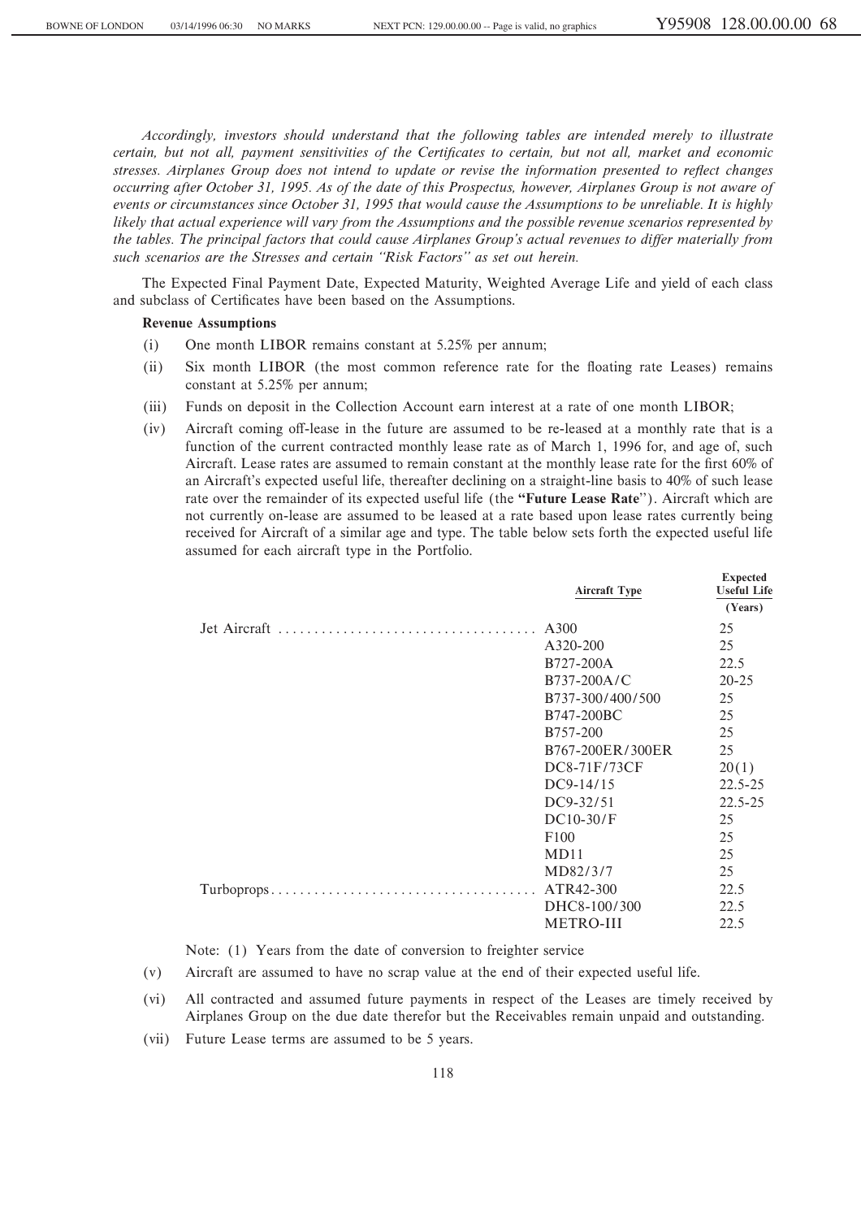*Accordingly, investors should understand that the following tables are intended merely to illustrate certain, but not all, payment sensitivities of the Certificates to certain, but not all, market and economic stresses. Airplanes Group does not intend to update or revise the information presented to reflect changes occurring after October 31, 1995. As of the date of this Prospectus, however, Airplanes Group is not aware of events or circumstances since October 31, 1995 that would cause the Assumptions to be unreliable. It is highly likely that actual experience will vary from the Assumptions and the possible revenue scenarios represented by the tables. The principal factors that could cause Airplanes Group's actual revenues to differ materially from such scenarios are the Stresses and certain "Risk Factors" as set out herein.*

The Expected Final Payment Date, Expected Maturity, Weighted Average Life and yield of each class and subclass of Certificates have been based on the Assumptions.

**Revenue Assumptions**

(i) One month LIBOR remains constant at 5.25% per annum;

(ii) Six month LIBOR (the most common reference rate for the floating rate Leases) remains constant at 5.25% per annum;

(iii) Funds on deposit in the Collection Account earn interest at a rate of one month LIBOR;

(iv) Aircraft coming off-lease in the future are assumed to be re-leased at a monthly rate that is a function of the current contracted monthly lease rate as of March 1, 1996 for, and age of, such Aircraft. Lease rates are assumed to remain constant at the monthly lease rate for the first 60% of an Aircraft's expected useful life, thereafter declining on a straight-line basis to 40% of such lease rate over the remainder of its expected useful life (the **"Future Lease Rate"**). Aircraft which are not currently on-lease are assumed to be leased at a rate based upon lease rates currently being received for Aircraft of a similar age and type. The table below sets forth the expected useful life assumed for each aircraft type in the Portfolio.

| | Aircraft Type | Expected Useful Life (Years) |
|---|---|---|
| Jet Aircraft | A300 | 25 |
| | A320-200 | 25 |
| | B727-200A | 22.5 |
| | B737-200A/C | 20-25 |
| | B737-300/400/500 | 25 |
| | B747-200BC | 25 |
| | B757-200 | 25 |
| | B767-200ER/300ER | 25 |
| | DC8-71F/73CF | 20(1) |
| | DC9-14/15 | 22.5-25 |
| | DC9-32/51 | 22.5-25 |
| | DC10-30/F | 25 |
| | F100 | 25 |
| | MD11 | 25 |
| | MD82/3/7 | 25 |
| Turboprops | ATR42-300 | 22.5 |
| | DHC8-100/300 | 22.5 |
| | METRO-III | 22.5 |

Note: (1) Years from the date of conversion to freighter service

(v) Aircraft are assumed to have no scrap value at the end of their expected useful life.

(vi) All contracted and assumed future payments in respect of the Leases are timely received by Airplanes Group on the due date therefor but the Receivables remain unpaid and outstanding.

(vii) Future Lease terms are assumed to be 5 years.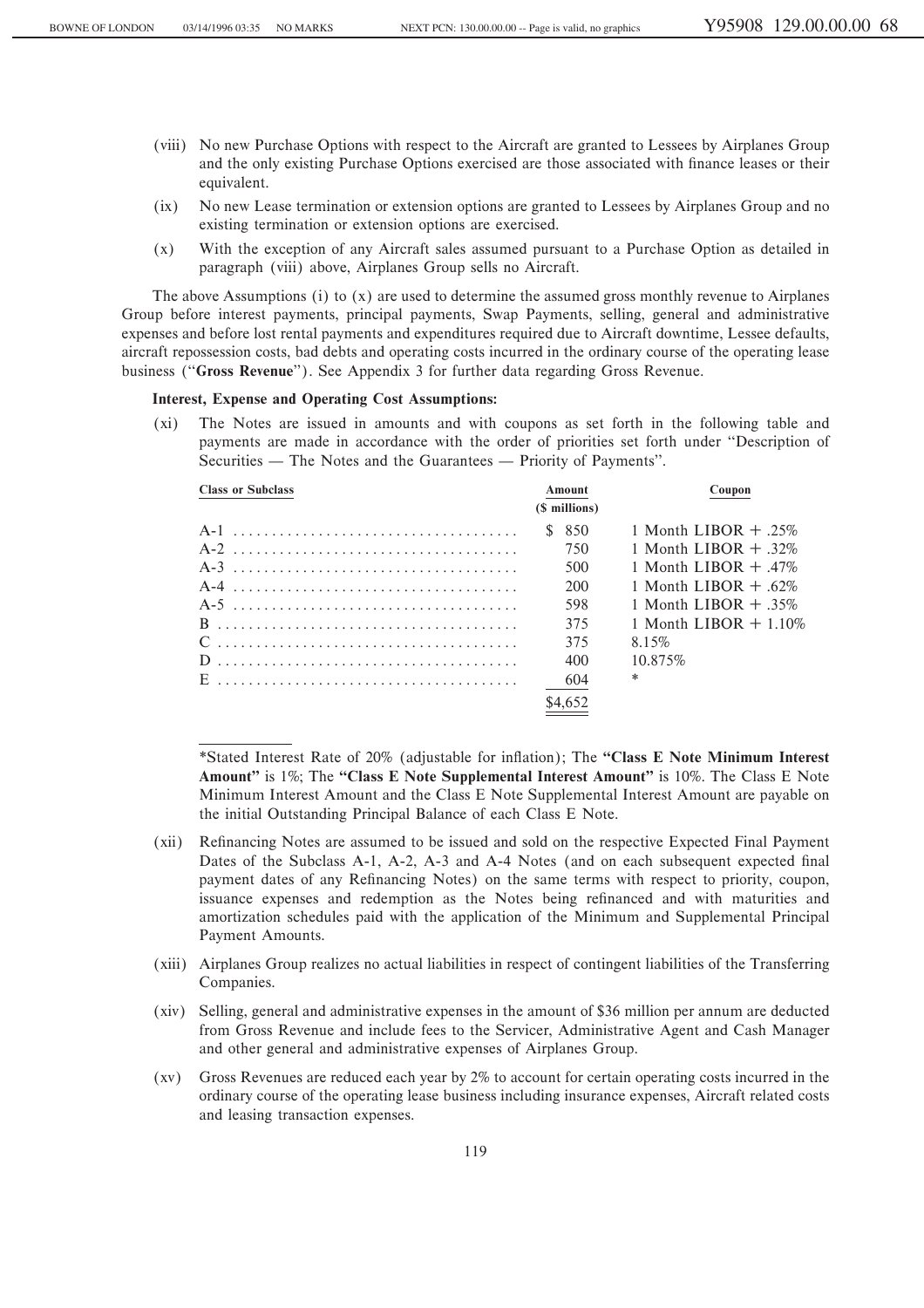(viii) No new Purchase Options with respect to the Aircraft are granted to Lessees by Airplanes Group and the only existing Purchase Options exercised are those associated with finance leases or their equivalent.

(ix) No new Lease termination or extension options are granted to Lessees by Airplanes Group and no existing termination or extension options are exercised.

(x) With the exception of any Aircraft sales assumed pursuant to a Purchase Option as detailed in paragraph (viii) above, Airplanes Group sells no Aircraft.

The above Assumptions (i) to (x) are used to determine the assumed gross monthly revenue to Airplanes Group before interest payments, principal payments, Swap Payments, selling, general and administrative expenses and before lost rental payments and expenditures required due to Aircraft downtime, Lessee defaults, aircraft repossession costs, bad debts and operating costs incurred in the ordinary course of the operating lease business ("**Gross Revenue**"). See Appendix 3 for further data regarding Gross Revenue.

**Interest, Expense and Operating Cost Assumptions:**

(xi) The Notes are issued in amounts and with coupons as set forth in the following table and payments are made in accordance with the order of priorities set forth under "Description of Securities — The Notes and the Guarantees — Priority of Payments".

| Class or Subclass | Amount ($ millions) | Coupon |
|---|---|---|
| A-1 | $ 850 | 1 Month LIBOR + .25% |
| A-2 | 750 | 1 Month LIBOR + .32% |
| A-3 | 500 | 1 Month LIBOR + .47% |
| A-4 | 200 | 1 Month LIBOR + .62% |
| A-5 | 598 | 1 Month LIBOR + .35% |
| B | 375 | 1 Month LIBOR + 1.10% |
| C | 375 | 8.15% |
| D | 400 | 10.875% |
| E | 604 | * |
| | $4,652 | |

*Stated Interest Rate of 20% (adjustable for inflation); The **"Class E Note Minimum Interest Amount"** is 1%; The **"Class E Note Supplemental Interest Amount"** is 10%. The Class E Note Minimum Interest Amount and the Class E Note Supplemental Interest Amount are payable on the initial Outstanding Principal Balance of each Class E Note.

(xii) Refinancing Notes are assumed to be issued and sold on the respective Expected Final Payment Dates of the Subclass A-1, A-2, A-3 and A-4 Notes (and on each subsequent expected final payment dates of any Refinancing Notes) on the same terms with respect to priority, coupon, issuance expenses and redemption as the Notes being refinanced and with maturities and amortization schedules paid with the application of the Minimum and Supplemental Principal Payment Amounts.

(xiii) Airplanes Group realizes no actual liabilities in respect of contingent liabilities of the Transferring Companies.

(xiv) Selling, general and administrative expenses in the amount of $36 million per annum are deducted from Gross Revenue and include fees to the Servicer, Administrative Agent and Cash Manager and other general and administrative expenses of Airplanes Group.

(xv) Gross Revenues are reduced each year by 2% to account for certain operating costs incurred in the ordinary course of the operating lease business including insurance expenses, Aircraft related costs and leasing transaction expenses.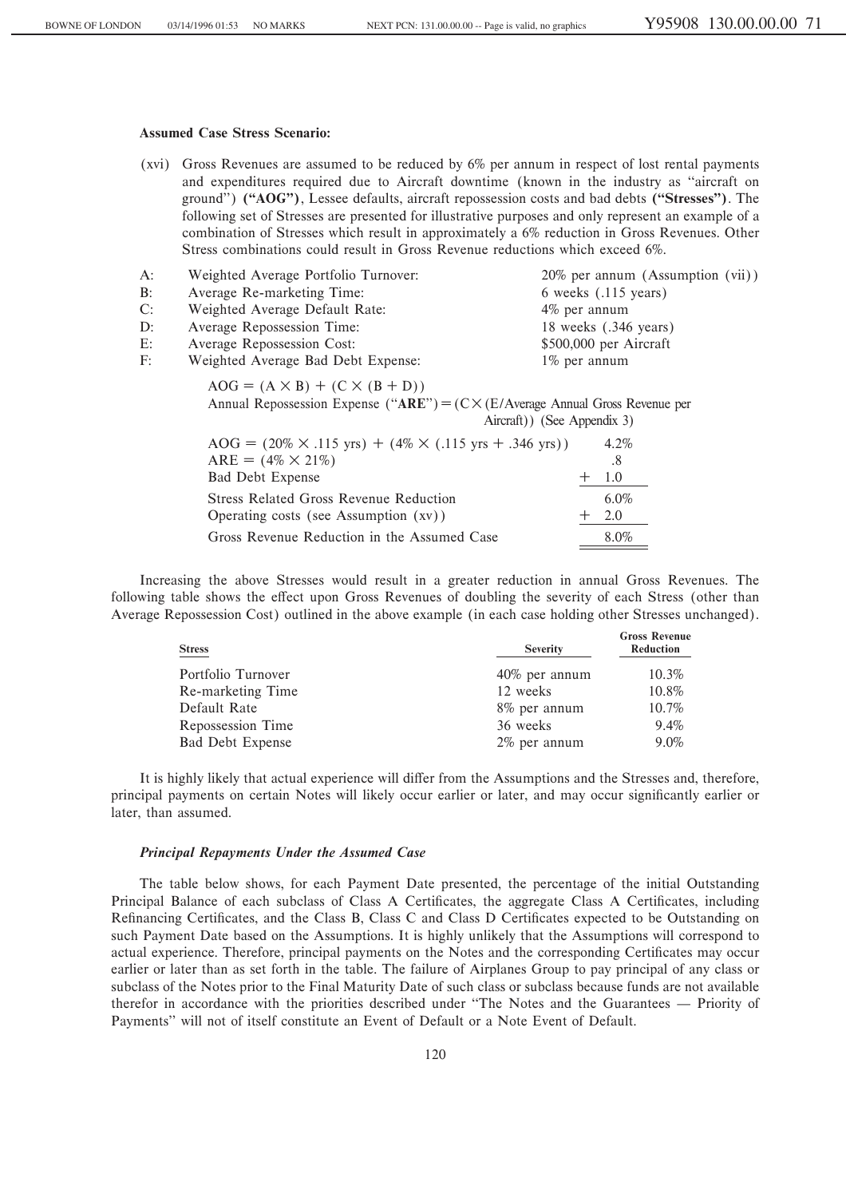**Assumed Case Stress Scenario:**

(xvi) Gross Revenues are assumed to be reduced by 6% per annum in respect of lost rental payments and expenditures required due to Aircraft downtime (known in the industry as "aircraft on ground") **("AOG")**, Lessee defaults, aircraft repossession costs and bad debts **("Stresses")**. The following set of Stresses are presented for illustrative purposes and only represent an example of a combination of Stresses which result in approximately a 6% reduction in Gross Revenues. Other Stress combinations could result in Gross Revenue reductions which exceed 6%.

| | | |
|---|---|---|
| A: | Weighted Average Portfolio Turnover: | 20% per annum (Assumption (vii)) |
| B: | Average Re-marketing Time: | 6 weeks (.115 years) |
| C: | Weighted Average Default Rate: | 4% per annum |
| D: | Average Repossession Time: | 18 weeks (.346 years) |
| E: | Average Repossession Cost: | $500,000 per Aircraft |
| F: | Weighted Average Bad Debt Expense: | 1% per annum |

$AOG = (A \times B) + (C \times (B + D))$

Annual Repossession Expense ("**ARE**") $= (C \times (E/\text{Average Annual Gross Revenue per Aircraft}))$ (See Appendix 3)

| | |
|---|---|
| $AOG = (20\% \times .115 \text{ yrs}) + (4\% \times (.115 \text{ yrs} + .346 \text{ yrs}))$ | 4.2% |
| $ARE = (4\% \times 21\%)$ | .8 |
| Bad Debt Expense | + 1.0 |
| Stress Related Gross Revenue Reduction | 6.0% |
| Operating costs (see Assumption (xv)) | + 2.0 |
| Gross Revenue Reduction in the Assumed Case | 8.0% |

Increasing the above Stresses would result in a greater reduction in annual Gross Revenues. The following table shows the effect upon Gross Revenues of doubling the severity of each Stress (other than Average Repossession Cost) outlined in the above example (in each case holding other Stresses unchanged).

| Stress | Severity | Gross Revenue Reduction |
|---|---|---|
| Portfolio Turnover | 40% per annum | 10.3% |
| Re-marketing Time | 12 weeks | 10.8% |
| Default Rate | 8% per annum | 10.7% |
| Repossession Time | 36 weeks | 9.4% |
| Bad Debt Expense | 2% per annum | 9.0% |

It is highly likely that actual experience will differ from the Assumptions and the Stresses and, therefore, principal payments on certain Notes will likely occur earlier or later, and may occur significantly earlier or later, than assumed.

***Principal Repayments Under the Assumed Case***

The table below shows, for each Payment Date presented, the percentage of the initial Outstanding Principal Balance of each subclass of Class A Certificates, the aggregate Class A Certificates, including Refinancing Certificates, and the Class B, Class C and Class D Certificates expected to be Outstanding on such Payment Date based on the Assumptions. It is highly unlikely that the Assumptions will correspond to actual experience. Therefore, principal payments on the Notes and the corresponding Certificates may occur earlier or later than as set forth in the table. The failure of Airplanes Group to pay principal of any class or subclass of the Notes prior to the Final Maturity Date of such class or subclass because funds are not available therefor in accordance with the priorities described under "The Notes and the Guarantees — Priority of Payments" will not of itself constitute an Event of Default or a Note Event of Default.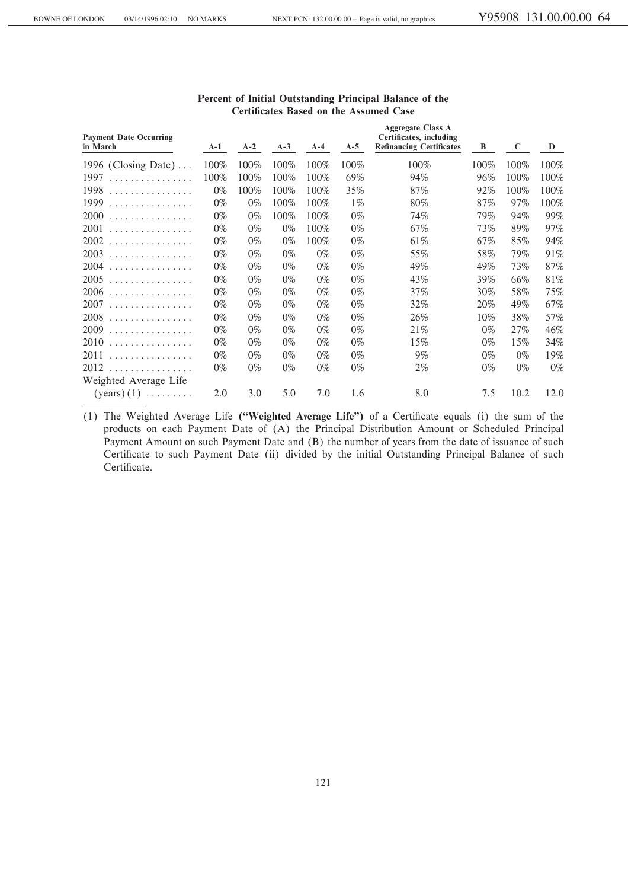**Percent of Initial Outstanding Principal Balance of the Certificates Based on the Assumed Case**

| Payment Date Occurring in March | A-1 | A-2 | A-3 | A-4 | A-5 | Aggregate Class A Certificates, including Refinancing Certificates | B | C | D |
|---|---|---|---|---|---|---|---|---|---|
| 1996 (Closing Date) | 100% | 100% | 100% | 100% | 100% | 100% | 100% | 100% | 100% |
| 1997 | 100% | 100% | 100% | 100% | 69% | 94% | 96% | 100% | 100% |
| 1998 | 0% | 100% | 100% | 100% | 35% | 87% | 92% | 100% | 100% |
| 1999 | 0% | 0% | 100% | 100% | 1% | 80% | 87% | 97% | 100% |
| 2000 | 0% | 0% | 100% | 100% | 0% | 74% | 79% | 94% | 99% |
| 2001 | 0% | 0% | 0% | 100% | 0% | 67% | 73% | 89% | 97% |
| 2002 | 0% | 0% | 0% | 100% | 0% | 61% | 67% | 85% | 94% |
| 2003 | 0% | 0% | 0% | 0% | 0% | 55% | 58% | 79% | 91% |
| 2004 | 0% | 0% | 0% | 0% | 0% | 49% | 49% | 73% | 87% |
| 2005 | 0% | 0% | 0% | 0% | 0% | 43% | 39% | 66% | 81% |
| 2006 | 0% | 0% | 0% | 0% | 0% | 37% | 30% | 58% | 75% |
| 2007 | 0% | 0% | 0% | 0% | 0% | 32% | 20% | 49% | 67% |
| 2008 | 0% | 0% | 0% | 0% | 0% | 26% | 10% | 38% | 57% |
| 2009 | 0% | 0% | 0% | 0% | 0% | 21% | 0% | 27% | 46% |
| 2010 | 0% | 0% | 0% | 0% | 0% | 15% | 0% | 15% | 34% |
| 2011 | 0% | 0% | 0% | 0% | 0% | 9% | 0% | 0% | 19% |
| 2012 | 0% | 0% | 0% | 0% | 0% | 2% | 0% | 0% | 0% |
| Weighted Average Life (years) (1) | 2.0 | 3.0 | 5.0 | 7.0 | 1.6 | 8.0 | 7.5 | 10.2 | 12.0 |

(1) The Weighted Average Life **("Weighted Average Life")** of a Certificate equals (i) the sum of the products on each Payment Date of (A) the Principal Distribution Amount or Scheduled Principal Payment Amount on such Payment Date and (B) the number of years from the date of issuance of such Certificate to such Payment Date (ii) divided by the initial Outstanding Principal Balance of such Certificate.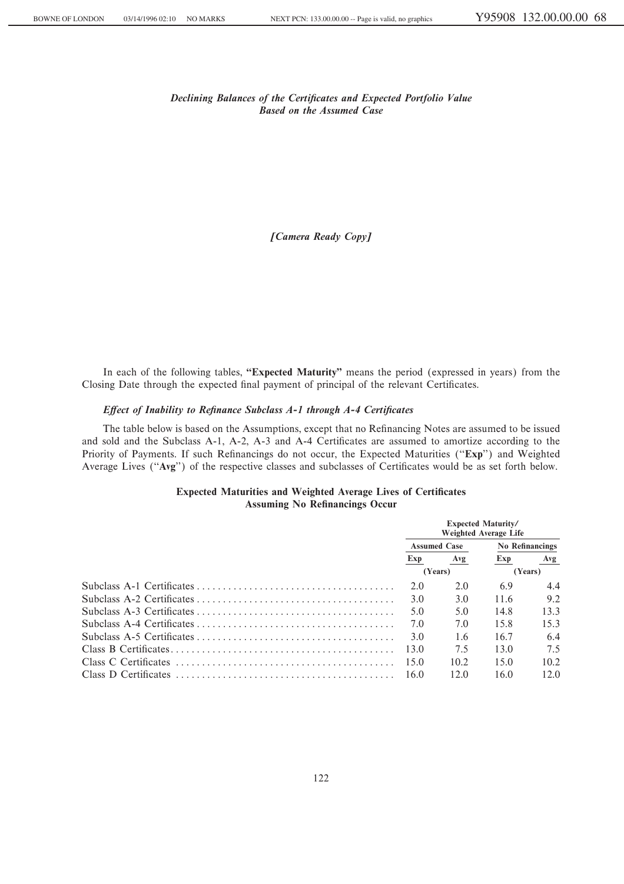*Declining Balances of the Certificates and Expected Portfolio Value Based on the Assumed Case*

*[Camera Ready Copy]*

In each of the following tables, **"Expected Maturity"** means the period (expressed in years) from the Closing Date through the expected final payment of principal of the relevant Certificates.

### *Effect of Inability to Refinance Subclass A-1 through A-4 Certificates*

The table below is based on the Assumptions, except that no Refinancing Notes are assumed to be issued and sold and the Subclass A-1, A-2, A-3 and A-4 Certificates are assumed to amortize according to the Priority of Payments. If such Refinancings do not occur, the Expected Maturities ("**Exp**") and Weighted Average Lives ("**Avg**") of the respective classes and subclasses of Certificates would be as set forth below.

**Expected Maturities and Weighted Average Lives of Certificates Assuming No Refinancings Occur**

| | Expected Maturity/ Weighted Average Life | | | |
|---|---|---|---|---|
| | Assumed Case | | No Refinancings | |
| | Exp | Avg | Exp | Avg |
| | (Years) | | (Years) | |
| Subclass A-1 Certificates | 2.0 | 2.0 | 6.9 | 4.4 |
| Subclass A-2 Certificates | 3.0 | 3.0 | 11.6 | 9.2 |
| Subclass A-3 Certificates | 5.0 | 5.0 | 14.8 | 13.3 |
| Subclass A-4 Certificates | 7.0 | 7.0 | 15.8 | 15.3 |
| Subclass A-5 Certificates | 3.0 | 1.6 | 16.7 | 6.4 |
| Class B Certificates | 13.0 | 7.5 | 13.0 | 7.5 |
| Class C Certificates | 15.0 | 10.2 | 15.0 | 10.2 |
| Class D Certificates | 16.0 | 12.0 | 16.0 | 12.0 |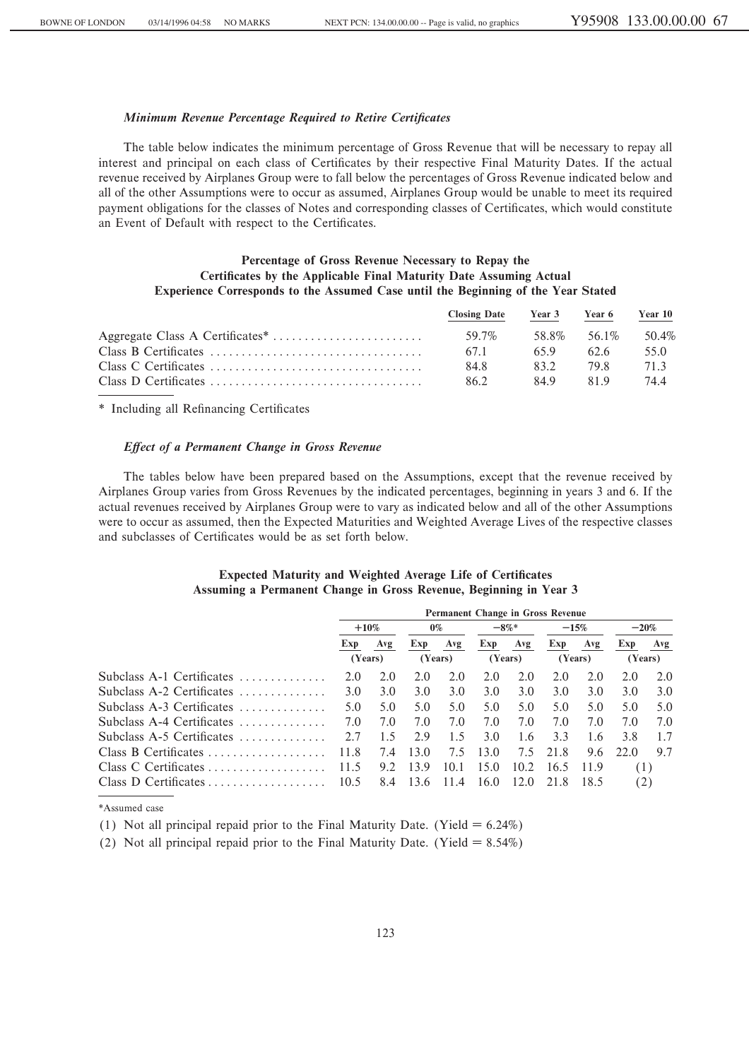### *Minimum Revenue Percentage Required to Retire Certificates*

The table below indicates the minimum percentage of Gross Revenue that will be necessary to repay all interest and principal on each class of Certificates by their respective Final Maturity Dates. If the actual revenue received by Airplanes Group were to fall below the percentages of Gross Revenue indicated below and all of the other Assumptions were to occur as assumed, Airplanes Group would be unable to meet its required payment obligations for the classes of Notes and corresponding classes of Certificates, which would constitute an Event of Default with respect to the Certificates.

**Percentage of Gross Revenue Necessary to Repay the Certificates by the Applicable Final Maturity Date Assuming Actual Experience Corresponds to the Assumed Case until the Beginning of the Year Stated**

| | Closing Date | Year 3 | Year 6 | Year 10 |
|---|---|---|---|---|
| Aggregate Class A Certificates* | 59.7% | 58.8% | 56.1% | 50.4% |
| Class B Certificates | 67.1 | 65.9 | 62.6 | 55.0 |
| Class C Certificates | 84.8 | 83.2 | 79.8 | 71.3 |
| Class D Certificates | 86.2 | 84.9 | 81.9 | 74.4 |

\* Including all Refinancing Certificates

### *Effect of a Permanent Change in Gross Revenue*

The tables below have been prepared based on the Assumptions, except that the revenue received by Airplanes Group varies from Gross Revenues by the indicated percentages, beginning in years 3 and 6. If the actual revenues received by Airplanes Group were to vary as indicated below and all of the other Assumptions were to occur as assumed, then the Expected Maturities and Weighted Average Lives of the respective classes and subclasses of Certificates would be as set forth below.

**Expected Maturity and Weighted Average Life of Certificates Assuming a Permanent Change in Gross Revenue, Beginning in Year 3**

| | Permanent Change in Gross Revenue | | | | | | | | | |
|---|---|---|---|---|---|---|---|---|---|---|
| | +10% | | 0% | | −8%* | | −15% | | −20% | |
| | Exp (Years) | Avg | Exp (Years) | Avg | Exp (Years) | Avg | Exp (Years) | Avg | Exp (Years) | Avg |
| Subclass A-1 Certificates | 2.0 | 2.0 | 2.0 | 2.0 | 2.0 | 2.0 | 2.0 | 2.0 | 2.0 | 2.0 |
| Subclass A-2 Certificates | 3.0 | 3.0 | 3.0 | 3.0 | 3.0 | 3.0 | 3.0 | 3.0 | 3.0 | 3.0 |
| Subclass A-3 Certificates | 5.0 | 5.0 | 5.0 | 5.0 | 5.0 | 5.0 | 5.0 | 5.0 | 5.0 | 5.0 |
| Subclass A-4 Certificates | 7.0 | 7.0 | 7.0 | 7.0 | 7.0 | 7.0 | 7.0 | 7.0 | 7.0 | 7.0 |
| Subclass A-5 Certificates | 2.7 | 1.5 | 2.9 | 1.5 | 3.0 | 1.6 | 3.3 | 1.6 | 3.8 | 1.7 |
| Class B Certificates | 11.8 | 7.4 | 13.0 | 7.5 | 13.0 | 7.5 | 21.8 | 9.6 | 22.0 | 9.7 |
| Class C Certificates | 11.5 | 9.2 | 13.9 | 10.1 | 15.0 | 10.2 | 16.5 | 11.9 | (1) | |
| Class D Certificates | 10.5 | 8.4 | 13.6 | 11.4 | 16.0 | 12.0 | 21.8 | 18.5 | (2) | |

\*Assumed case

(1) Not all principal repaid prior to the Final Maturity Date. (Yield = 6.24%)

(2) Not all principal repaid prior to the Final Maturity Date. (Yield = 8.54%)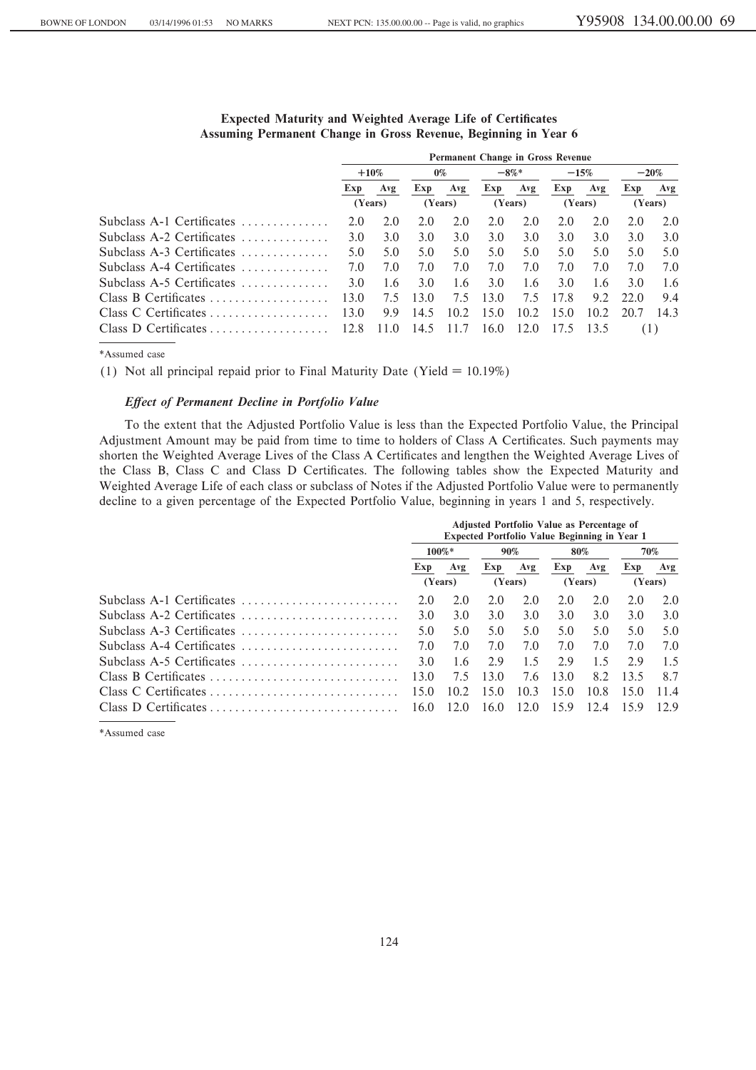**Expected Maturity and Weighted Average Life of Certificates Assuming Permanent Change in Gross Revenue, Beginning in Year 6**

| | Permanent Change in Gross Revenue | | | | | | | | | |
|---|---|---|---|---|---|---|---|---|---|---|
| | +10% | | 0% | | −8%* | | −15% | | −20% | |
| | Exp | Avg | Exp | Avg | Exp | Avg | Exp | Avg | Exp | Avg |
| | (Years) | | (Years) | | (Years) | | (Years) | | (Years) | |
| Subclass A-1 Certificates | 2.0 | 2.0 | 2.0 | 2.0 | 2.0 | 2.0 | 2.0 | 2.0 | 2.0 | 2.0 |
| Subclass A-2 Certificates | 3.0 | 3.0 | 3.0 | 3.0 | 3.0 | 3.0 | 3.0 | 3.0 | 3.0 | 3.0 |
| Subclass A-3 Certificates | 5.0 | 5.0 | 5.0 | 5.0 | 5.0 | 5.0 | 5.0 | 5.0 | 5.0 | 5.0 |
| Subclass A-4 Certificates | 7.0 | 7.0 | 7.0 | 7.0 | 7.0 | 7.0 | 7.0 | 7.0 | 7.0 | 7.0 |
| Subclass A-5 Certificates | 3.0 | 1.6 | 3.0 | 1.6 | 3.0 | 1.6 | 3.0 | 1.6 | 3.0 | 1.6 |
| Class B Certificates | 13.0 | 7.5 | 13.0 | 7.5 | 13.0 | 7.5 | 17.8 | 9.2 | 22.0 | 9.4 |
| Class C Certificates | 13.0 | 9.9 | 14.5 | 10.2 | 15.0 | 10.2 | 15.0 | 10.2 | 20.7 | 14.3 |
| Class D Certificates | 12.8 | 11.0 | 14.5 | 11.7 | 16.0 | 12.0 | 17.5 | 13.5 | (1) | |

*Assumed case

(1) Not all principal repaid prior to Final Maturity Date (Yield = 10.19%)

***Effect of Permanent Decline in Portfolio Value***

To the extent that the Adjusted Portfolio Value is less than the Expected Portfolio Value, the Principal Adjustment Amount may be paid from time to time to holders of Class A Certificates. Such payments may shorten the Weighted Average Lives of the Class A Certificates and lengthen the Weighted Average Lives of the Class B, Class C and Class D Certificates. The following tables show the Expected Maturity and Weighted Average Life of each class or subclass of Notes if the Adjusted Portfolio Value were to permanently decline to a given percentage of the Expected Portfolio Value, beginning in years 1 and 5, respectively.

| | Adjusted Portfolio Value as Percentage of Expected Portfolio Value Beginning in Year 1 | | | | | | | |
|---|---|---|---|---|---|---|---|---|
| | 100%* | | 90% | | 80% | | 70% | |
| | Exp | Avg | Exp | Avg | Exp | Avg | Exp | Avg |
| | (Years) | | (Years) | | (Years) | | (Years) | |
| Subclass A-1 Certificates | 2.0 | 2.0 | 2.0 | 2.0 | 2.0 | 2.0 | 2.0 | 2.0 |
| Subclass A-2 Certificates | 3.0 | 3.0 | 3.0 | 3.0 | 3.0 | 3.0 | 3.0 | 3.0 |
| Subclass A-3 Certificates | 5.0 | 5.0 | 5.0 | 5.0 | 5.0 | 5.0 | 5.0 | 5.0 |
| Subclass A-4 Certificates | 7.0 | 7.0 | 7.0 | 7.0 | 7.0 | 7.0 | 7.0 | 7.0 |
| Subclass A-5 Certificates | 3.0 | 1.6 | 2.9 | 1.5 | 2.9 | 1.5 | 2.9 | 1.5 |
| Class B Certificates | 13.0 | 7.5 | 13.0 | 7.6 | 13.0 | 8.2 | 13.5 | 8.7 |
| Class C Certificates | 15.0 | 10.2 | 15.0 | 10.3 | 15.0 | 10.8 | 15.0 | 11.4 |
| Class D Certificates | 16.0 | 12.0 | 16.0 | 12.0 | 15.9 | 12.4 | 15.9 | 12.9 |

*Assumed case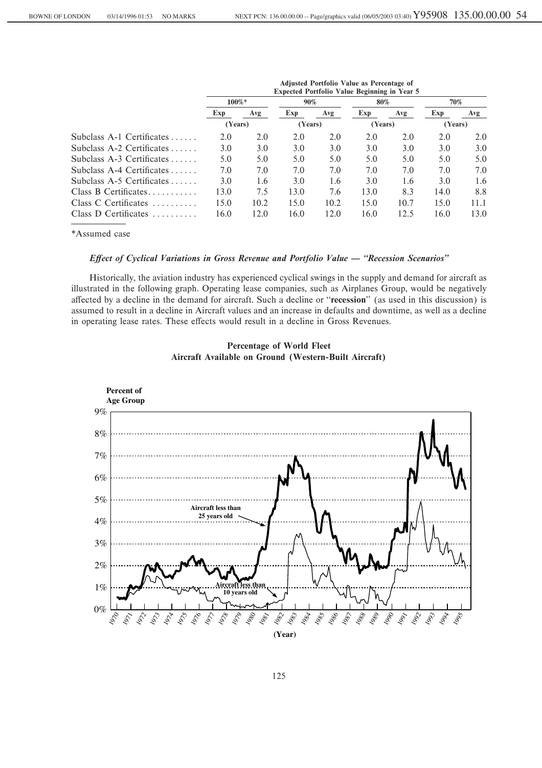| | Adjusted Portfolio Value as Percentage of Expected Portfolio Value Beginning in Year 5 | | | | | | | |
|---|---|---|---|---|---|---|---|---|
| | 100%* | | 90% | | 80% | | 70% | |
| | Exp | Avg | Exp | Avg | Exp | Avg | Exp | Avg |
| | (Years) | | (Years) | | (Years) | | (Years) | |
| Subclass A-1 Certificates | 2.0 | 2.0 | 2.0 | 2.0 | 2.0 | 2.0 | 2.0 | 2.0 |
| Subclass A-2 Certificates | 3.0 | 3.0 | 3.0 | 3.0 | 3.0 | 3.0 | 3.0 | 3.0 |
| Subclass A-3 Certificates | 5.0 | 5.0 | 5.0 | 5.0 | 5.0 | 5.0 | 5.0 | 5.0 |
| Subclass A-4 Certificates | 7.0 | 7.0 | 7.0 | 7.0 | 7.0 | 7.0 | 7.0 | 7.0 |
| Subclass A-5 Certificates | 3.0 | 1.6 | 3.0 | 1.6 | 3.0 | 1.6 | 3.0 | 1.6 |
| Class B Certificates | 13.0 | 7.5 | 13.0 | 7.6 | 13.0 | 8.3 | 14.0 | 8.8 |
| Class C Certificates | 15.0 | 10.2 | 15.0 | 10.2 | 15.0 | 10.7 | 15.0 | 11.1 |
| Class D Certificates | 16.0 | 12.0 | 16.0 | 12.0 | 16.0 | 12.5 | 16.0 | 13.0 |

*Assumed case

### *Effect of Cyclical Variations in Gross Revenue and Portfolio Value — "Recession Scenarios"*

Historically, the aviation industry has experienced cyclical swings in the supply and demand for aircraft as illustrated in the following graph. Operating lease companies, such as Airplanes Group, would be negatively affected by a decline in the demand for aircraft. Such a decline or "**recession**" (as used in this discussion) is assumed to result in a decline in Aircraft values and an increase in defaults and downtime, as well as a decline in operating lease rates. These effects would result in a decline in Gross Revenues.

**Percentage of World Fleet**
**Aircraft Available on Ground (Western-Built Aircraft)**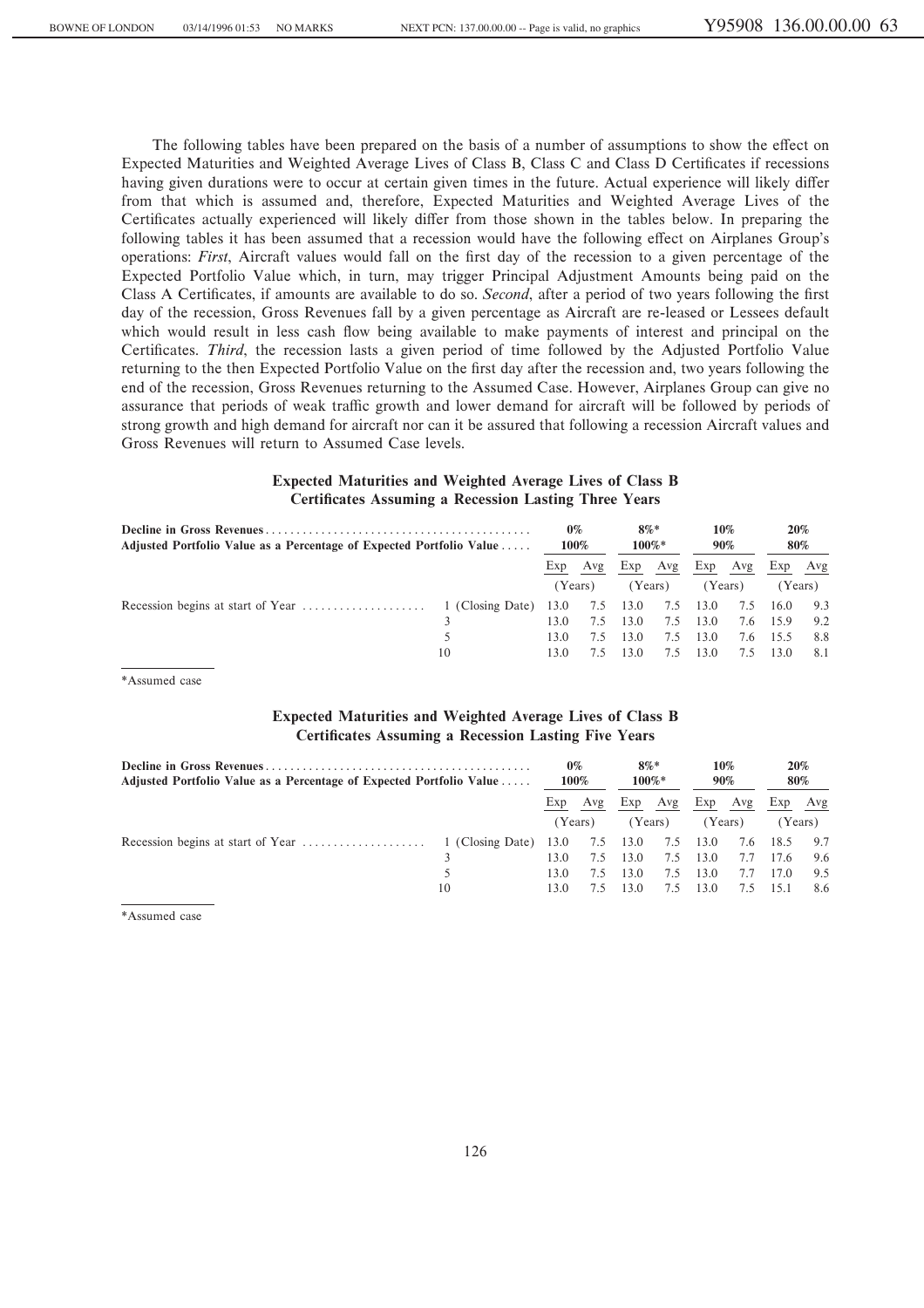The following tables have been prepared on the basis of a number of assumptions to show the effect on Expected Maturities and Weighted Average Lives of Class B, Class C and Class D Certificates if recessions having given durations were to occur at certain given times in the future. Actual experience will likely differ from that which is assumed and, therefore, Expected Maturities and Weighted Average Lives of the Certificates actually experienced will likely differ from those shown in the tables below. In preparing the following tables it has been assumed that a recession would have the following effect on Airplanes Group's operations: *First*, Aircraft values would fall on the first day of the recession to a given percentage of the Expected Portfolio Value which, in turn, may trigger Principal Adjustment Amounts being paid on the Class A Certificates, if amounts are available to do so. *Second*, after a period of two years following the first day of the recession, Gross Revenues fall by a given percentage as Aircraft are re-leased or Lessees default which would result in less cash flow being available to make payments of interest and principal on the Certificates. *Third*, the recession lasts a given period of time followed by the Adjusted Portfolio Value returning to the then Expected Portfolio Value on the first day after the recession and, two years following the end of the recession, Gross Revenues returning to the Assumed Case. However, Airplanes Group can give no assurance that periods of weak traffic growth and lower demand for aircraft will be followed by periods of strong growth and high demand for aircraft nor can it be assured that following a recession Aircraft values and Gross Revenues will return to Assumed Case levels.

**Expected Maturities and Weighted Average Lives of Class B Certificates Assuming a Recession Lasting Three Years**

| **Decline in Gross Revenues** | | **0%** | | **8%*** | | **10%** | | **20%** | |
|---|---|---|---|---|---|---|---|---|---|
| **Adjusted Portfolio Value as a Percentage of Expected Portfolio Value** | | **100%** | | **100%*** | | **90%** | | **80%** | |
| | | Exp | Avg | Exp | Avg | Exp | Avg | Exp | Avg |
| | | (Years) | | (Years) | | (Years) | | (Years) | |
| Recession begins at start of Year | 1 (Closing Date) | 13.0 | 7.5 | 13.0 | 7.5 | 13.0 | 7.5 | 16.0 | 9.3 |
| | 3 | 13.0 | 7.5 | 13.0 | 7.5 | 13.0 | 7.6 | 15.9 | 9.2 |
| | 5 | 13.0 | 7.5 | 13.0 | 7.5 | 13.0 | 7.6 | 15.5 | 8.8 |
| | 10 | 13.0 | 7.5 | 13.0 | 7.5 | 13.0 | 7.5 | 13.0 | 8.1 |

*Assumed case

**Expected Maturities and Weighted Average Lives of Class B Certificates Assuming a Recession Lasting Five Years**

| **Decline in Gross Revenues** | | **0%** | | **8%*** | | **10%** | | **20%** | |
|---|---|---|---|---|---|---|---|---|---|
| **Adjusted Portfolio Value as a Percentage of Expected Portfolio Value** | | **100%** | | **100%*** | | **90%** | | **80%** | |
| | | Exp | Avg | Exp | Avg | Exp | Avg | Exp | Avg |
| | | (Years) | | (Years) | | (Years) | | (Years) | |
| Recession begins at start of Year | 1 (Closing Date) | 13.0 | 7.5 | 13.0 | 7.5 | 13.0 | 7.6 | 18.5 | 9.7 |
| | 3 | 13.0 | 7.5 | 13.0 | 7.5 | 13.0 | 7.7 | 17.6 | 9.6 |
| | 5 | 13.0 | 7.5 | 13.0 | 7.5 | 13.0 | 7.7 | 17.0 | 9.5 |
| | 10 | 13.0 | 7.5 | 13.0 | 7.5 | 13.0 | 7.5 | 15.1 | 8.6 |

*Assumed case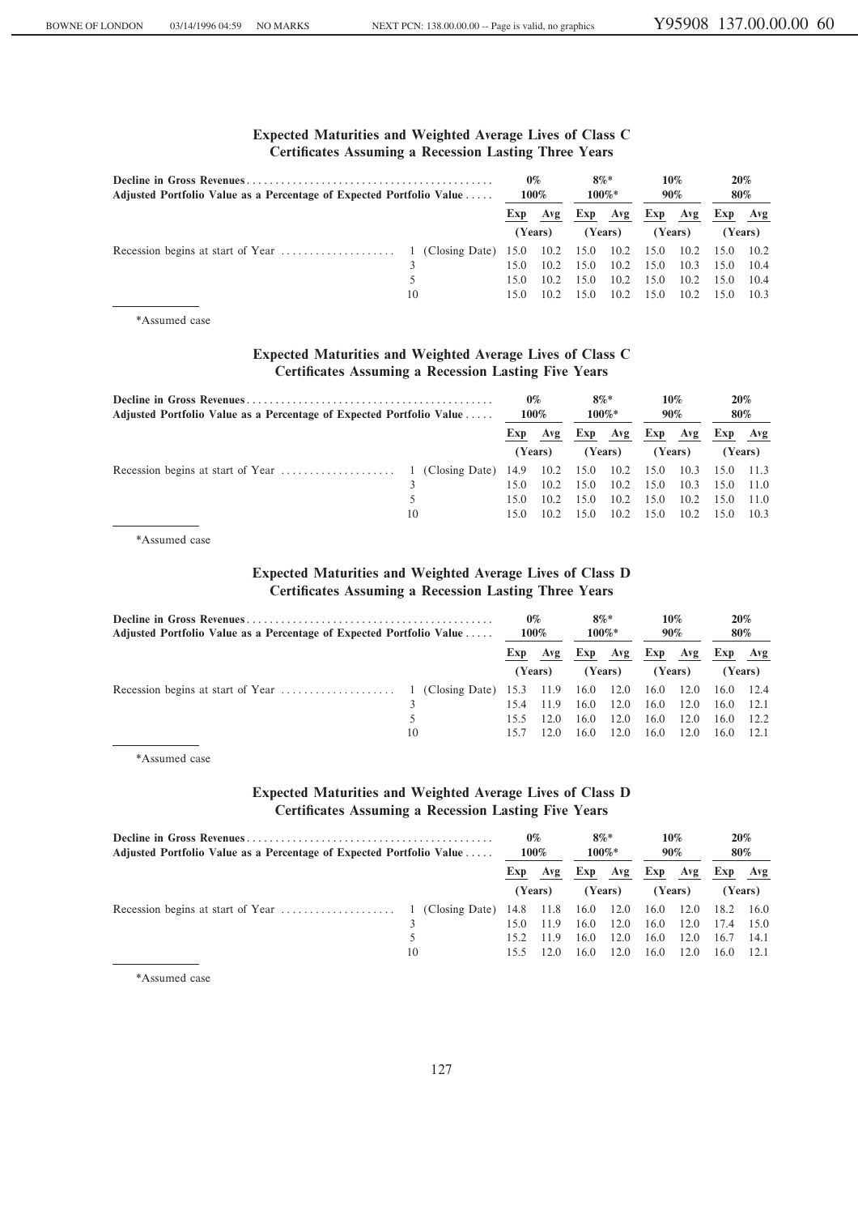### Expected Maturities and Weighted Average Lives of Class C Certificates Assuming a Recession Lasting Three Years

| Decline in Gross Revenues | | 0% | | 8%* | | 10% | | 20% | |
|---|---|---|---|---|---|---|---|---|---|
| Adjusted Portfolio Value as a Percentage of Expected Portfolio Value | | 100% | | 100%* | | 90% | | 80% | |
| | | Exp | Avg | Exp | Avg | Exp | Avg | Exp | Avg |
| | | (Years) | | (Years) | | (Years) | | (Years) | |
| Recession begins at start of Year | 1 (Closing Date) | 15.0 | 10.2 | 15.0 | 10.2 | 15.0 | 10.2 | 15.0 | 10.2 |
| | 3 | 15.0 | 10.2 | 15.0 | 10.2 | 15.0 | 10.3 | 15.0 | 10.4 |
| | 5 | 15.0 | 10.2 | 15.0 | 10.2 | 15.0 | 10.2 | 15.0 | 10.4 |
| | 10 | 15.0 | 10.2 | 15.0 | 10.2 | 15.0 | 10.2 | 15.0 | 10.3 |

*Assumed case

### Expected Maturities and Weighted Average Lives of Class C Certificates Assuming a Recession Lasting Five Years

| Decline in Gross Revenues | | 0% | | 8%* | | 10% | | 20% | |
|---|---|---|---|---|---|---|---|---|---|
| Adjusted Portfolio Value as a Percentage of Expected Portfolio Value | | 100% | | 100%* | | 90% | | 80% | |
| | | Exp | Avg | Exp | Avg | Exp | Avg | Exp | Avg |
| | | (Years) | | (Years) | | (Years) | | (Years) | |
| Recession begins at start of Year | 1 (Closing Date) | 14.9 | 10.2 | 15.0 | 10.2 | 15.0 | 10.3 | 15.0 | 11.3 |
| | 3 | 15.0 | 10.2 | 15.0 | 10.2 | 15.0 | 10.3 | 15.0 | 11.0 |
| | 5 | 15.0 | 10.2 | 15.0 | 10.2 | 15.0 | 10.2 | 15.0 | 11.0 |
| | 10 | 15.0 | 10.2 | 15.0 | 10.2 | 15.0 | 10.2 | 15.0 | 10.3 |

*Assumed case

### Expected Maturities and Weighted Average Lives of Class D Certificates Assuming a Recession Lasting Three Years

| Decline in Gross Revenues | | 0% | | 8%* | | 10% | | 20% | |
|---|---|---|---|---|---|---|---|---|---|
| Adjusted Portfolio Value as a Percentage of Expected Portfolio Value | | 100% | | 100%* | | 90% | | 80% | |
| | | Exp | Avg | Exp | Avg | Exp | Avg | Exp | Avg |
| | | (Years) | | (Years) | | (Years) | | (Years) | |
| Recession begins at start of Year | 1 (Closing Date) | 15.3 | 11.9 | 16.0 | 12.0 | 16.0 | 12.0 | 16.0 | 12.4 |
| | 3 | 15.4 | 11.9 | 16.0 | 12.0 | 16.0 | 12.0 | 16.0 | 12.1 |
| | 5 | 15.5 | 12.0 | 16.0 | 12.0 | 16.0 | 12.0 | 16.0 | 12.2 |
| | 10 | 15.7 | 12.0 | 16.0 | 12.0 | 16.0 | 12.0 | 16.0 | 12.1 |

*Assumed case

### Expected Maturities and Weighted Average Lives of Class D Certificates Assuming a Recession Lasting Five Years

| Decline in Gross Revenues | | 0% | | 8%* | | 10% | | 20% | |
|---|---|---|---|---|---|---|---|---|---|
| Adjusted Portfolio Value as a Percentage of Expected Portfolio Value | | 100% | | 100%* | | 90% | | 80% | |
| | | Exp | Avg | Exp | Avg | Exp | Avg | Exp | Avg |
| | | (Years) | | (Years) | | (Years) | | (Years) | |
| Recession begins at start of Year | 1 (Closing Date) | 14.8 | 11.8 | 16.0 | 12.0 | 16.0 | 12.0 | 18.2 | 16.0 |
| | 3 | 15.0 | 11.9 | 16.0 | 12.0 | 16.0 | 12.0 | 17.4 | 15.0 |
| | 5 | 15.2 | 11.9 | 16.0 | 12.0 | 16.0 | 12.0 | 16.7 | 14.1 |
| | 10 | 15.5 | 12.0 | 16.0 | 12.0 | 16.0 | 12.0 | 16.0 | 12.1 |

*Assumed case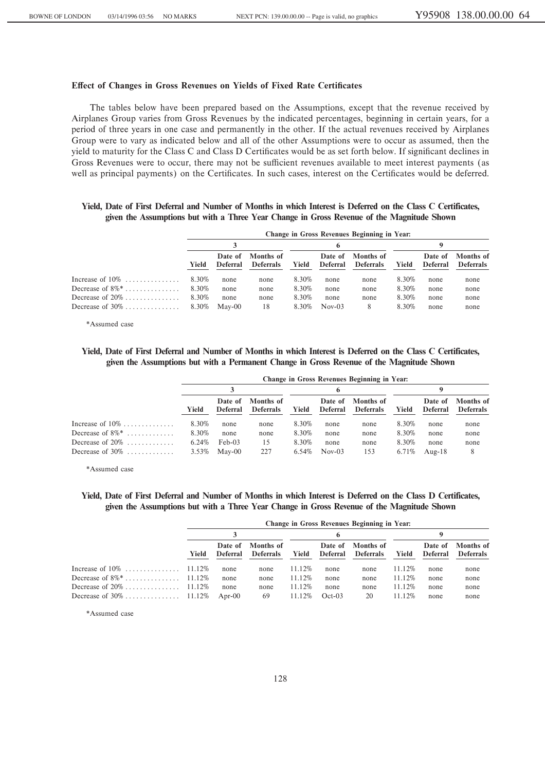### Effect of Changes in Gross Revenues on Yields of Fixed Rate Certificates

The tables below have been prepared based on the Assumptions, except that the revenue received by Airplanes Group varies from Gross Revenues by the indicated percentages, beginning in certain years, for a period of three years in one case and permanently in the other. If the actual revenues received by Airplanes Group were to vary as indicated below and all of the other Assumptions were to occur as assumed, then the yield to maturity for the Class C and Class D Certificates would be as set forth below. If significant declines in Gross Revenues were to occur, there may not be sufficient revenues available to meet interest payments (as well as principal payments) on the Certificates. In such cases, interest on the Certificates would be deferred.

**Yield, Date of First Deferral and Number of Months in which Interest is Deferred on the Class C Certificates, given the Assumptions but with a Three Year Change in Gross Revenue of the Magnitude Shown**

| | Change in Gross Revenues Beginning in Year: | | | | | | | | |
|---|---|---|---|---|---|---|---|---|---|
| | 3 | | | 6 | | | 9 | | |
| | Yield | Date of Deferral | Months of Deferrals | Yield | Date of Deferral | Months of Deferrals | Yield | Date of Deferral | Months of Deferrals |
| Increase of 10% | 8.30% | none | none | 8.30% | none | none | 8.30% | none | none |
| Decrease of 8%* | 8.30% | none | none | 8.30% | none | none | 8.30% | none | none |
| Decrease of 20% | 8.30% | none | none | 8.30% | none | none | 8.30% | none | none |
| Decrease of 30% | 8.30% | May-00 | 18 | 8.30% | Nov-03 | 8 | 8.30% | none | none |

*Assumed case

**Yield, Date of First Deferral and Number of Months in which Interest is Deferred on the Class C Certificates, given the Assumptions but with a Permanent Change in Gross Revenue of the Magnitude Shown**

| | Change in Gross Revenues Beginning in Year: | | | | | | | | |
|---|---|---|---|---|---|---|---|---|---|
| | 3 | | | 6 | | | 9 | | |
| | Yield | Date of Deferral | Months of Deferrals | Yield | Date of Deferral | Months of Deferrals | Yield | Date of Deferral | Months of Deferrals |
| Increase of 10% | 8.30% | none | none | 8.30% | none | none | 8.30% | none | none |
| Decrease of 8%* | 8.30% | none | none | 8.30% | none | none | 8.30% | none | none |
| Decrease of 20% | 6.24% | Feb-03 | 15 | 8.30% | none | none | 8.30% | none | none |
| Decrease of 30% | 3.53% | May-00 | 227 | 6.54% | Nov-03 | 153 | 6.71% | Aug-18 | 8 |

*Assumed case

**Yield, Date of First Deferral and Number of Months in which Interest is Deferred on the Class D Certificates, given the Assumptions but with a Three Year Change in Gross Revenue of the Magnitude Shown**

| | Change in Gross Revenues Beginning in Year: | | | | | | | | |
|---|---|---|---|---|---|---|---|---|---|
| | 3 | | | 6 | | | 9 | | |
| | Yield | Date of Deferral | Months of Deferrals | Yield | Date of Deferral | Months of Deferrals | Yield | Date of Deferral | Months of Deferrals |
| Increase of 10% | 11.12% | none | none | 11.12% | none | none | 11.12% | none | none |
| Decrease of 8%* | 11.12% | none | none | 11.12% | none | none | 11.12% | none | none |
| Decrease of 20% | 11.12% | none | none | 11.12% | none | none | 11.12% | none | none |
| Decrease of 30% | 11.12% | Apr-00 | 69 | 11.12% | Oct-03 | 20 | 11.12% | none | none |

*Assumed case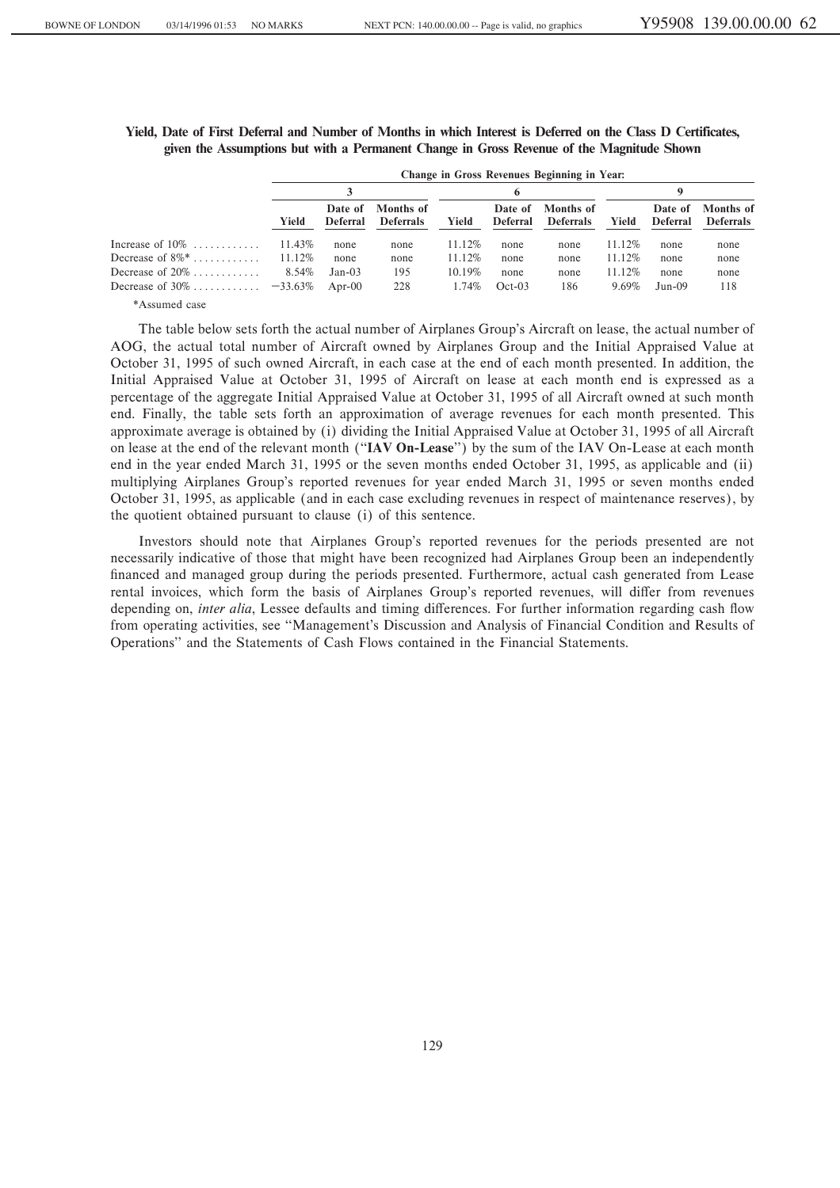**Yield, Date of First Deferral and Number of Months in which Interest is Deferred on the Class D Certificates, given the Assumptions but with a Permanent Change in Gross Revenue of the Magnitude Shown**

| | Change in Gross Revenues Beginning in Year: | | | | | | | | |
|---|---|---|---|---|---|---|---|---|---|
| | 3 | | | 6 | | | 9 | | |
| | Yield | Date of Deferral | Months of Deferrals | Yield | Date of Deferral | Months of Deferrals | Yield | Date of Deferral | Months of Deferrals |
| Increase of 10% | 11.43% | none | none | 11.12% | none | none | 11.12% | none | none |
| Decrease of 8%* | 11.12% | none | none | 11.12% | none | none | 11.12% | none | none |
| Decrease of 20% | 8.54% | Jan-03 | 195 | 10.19% | none | none | 11.12% | none | none |
| Decrease of 30% | −33.63% | Apr-00 | 228 | 1.74% | Oct-03 | 186 | 9.69% | Jun-09 | 118 |

*Assumed case

The table below sets forth the actual number of Airplanes Group's Aircraft on lease, the actual number of AOG, the actual total number of Aircraft owned by Airplanes Group and the Initial Appraised Value at October 31, 1995 of such owned Aircraft, in each case at the end of each month presented. In addition, the Initial Appraised Value at October 31, 1995 of Aircraft on lease at each month end is expressed as a percentage of the aggregate Initial Appraised Value at October 31, 1995 of all Aircraft owned at such month end. Finally, the table sets forth an approximation of average revenues for each month presented. This approximate average is obtained by (i) dividing the Initial Appraised Value at October 31, 1995 of all Aircraft on lease at the end of the relevant month ("**IAV On-Lease**") by the sum of the IAV On-Lease at each month end in the year ended March 31, 1995 or the seven months ended October 31, 1995, as applicable and (ii) multiplying Airplanes Group's reported revenues for year ended March 31, 1995 or seven months ended October 31, 1995, as applicable (and in each case excluding revenues in respect of maintenance reserves), by the quotient obtained pursuant to clause (i) of this sentence.

Investors should note that Airplanes Group's reported revenues for the periods presented are not necessarily indicative of those that might have been recognized had Airplanes Group been an independently financed and managed group during the periods presented. Furthermore, actual cash generated from Lease rental invoices, which form the basis of Airplanes Group's reported revenues, will differ from revenues depending on, *inter alia*, Lessee defaults and timing differences. For further information regarding cash flow from operating activities, see "Management's Discussion and Analysis of Financial Condition and Results of Operations" and the Statements of Cash Flows contained in the Financial Statements.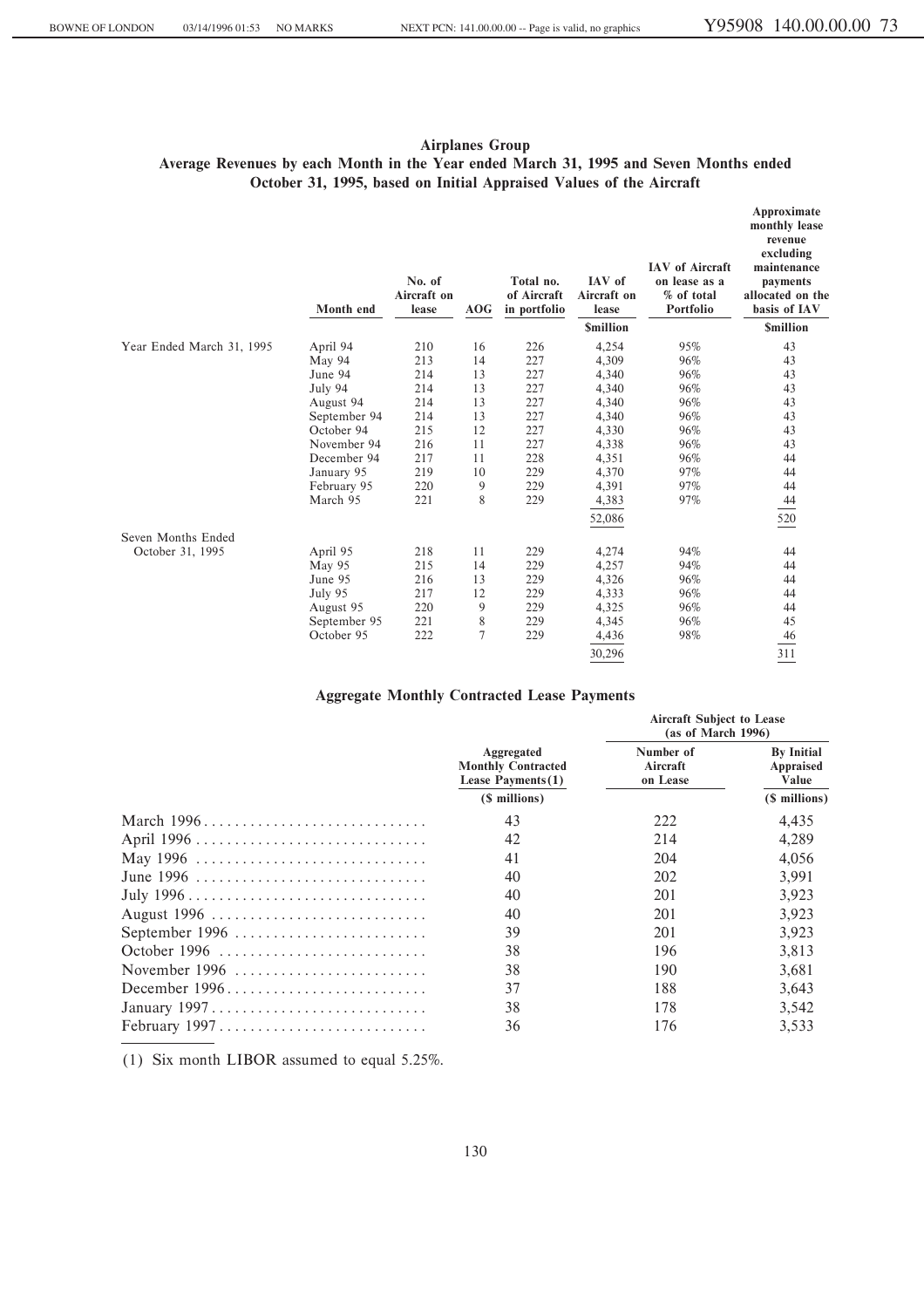### Airplanes Group

### Average Revenues by each Month in the Year ended March 31, 1995 and Seven Months ended October 31, 1995, based on Initial Appraised Values of the Aircraft

| | Month end | No. of Aircraft on lease | AOG | Total no. of Aircraft in portfolio | IAV of Aircraft on lease | IAV of Aircraft on lease as a % of total Portfolio | Approximate monthly lease revenue excluding maintenance payments allocated on the basis of IAV |
|---|---|---|---|---|---|---|---|
| | | | | | $million | | $million |
| Year Ended March 31, 1995 | April 94 | 210 | 16 | 226 | 4,254 | 95% | 43 |
| | May 94 | 213 | 14 | 227 | 4,309 | 96% | 43 |
| | June 94 | 214 | 13 | 227 | 4,340 | 96% | 43 |
| | July 94 | 214 | 13 | 227 | 4,340 | 96% | 43 |
| | August 94 | 214 | 13 | 227 | 4,340 | 96% | 43 |
| | September 94 | 214 | 13 | 227 | 4,340 | 96% | 43 |
| | October 94 | 215 | 12 | 227 | 4,330 | 96% | 43 |
| | November 94 | 216 | 11 | 227 | 4,338 | 96% | 43 |
| | December 94 | 217 | 11 | 228 | 4,351 | 96% | 44 |
| | January 95 | 219 | 10 | 229 | 4,370 | 97% | 44 |
| | February 95 | 220 | 9 | 229 | 4,391 | 97% | 44 |
| | March 95 | 221 | 8 | 229 | 4,383 | 97% | 44 |
| | | | | | 52,086 | | 520 |
| Seven Months Ended October 31, 1995 | April 95 | 218 | 11 | 229 | 4,274 | 94% | 44 |
| | May 95 | 215 | 14 | 229 | 4,257 | 94% | 44 |
| | June 95 | 216 | 13 | 229 | 4,326 | 96% | 44 |
| | July 95 | 217 | 12 | 229 | 4,333 | 96% | 44 |
| | August 95 | 220 | 9 | 229 | 4,325 | 96% | 44 |
| | September 95 | 221 | 8 | 229 | 4,345 | 96% | 45 |
| | October 95 | 222 | 7 | 229 | 4,436 | 98% | 46 |
| | | | | | 30,296 | | 311 |

### Aggregate Monthly Contracted Lease Payments

| | Aggregated Monthly Contracted Lease Payments(1) | Aircraft Subject to Lease (as of March 1996) | |
|---|---|---|---|
| | | Number of Aircraft on Lease | By Initial Appraised Value |
| | ($ millions) | | ($ millions) |
| March 1996 | 43 | 222 | 4,435 |
| April 1996 | 42 | 214 | 4,289 |
| May 1996 | 41 | 204 | 4,056 |
| June 1996 | 40 | 202 | 3,991 |
| July 1996 | 40 | 201 | 3,923 |
| August 1996 | 40 | 201 | 3,923 |
| September 1996 | 39 | 201 | 3,923 |
| October 1996 | 38 | 196 | 3,813 |
| November 1996 | 38 | 190 | 3,681 |
| December 1996 | 37 | 188 | 3,643 |
| January 1997 | 38 | 178 | 3,542 |
| February 1997 | 36 | 176 | 3,533 |

(1) Six month LIBOR assumed to equal 5.25%.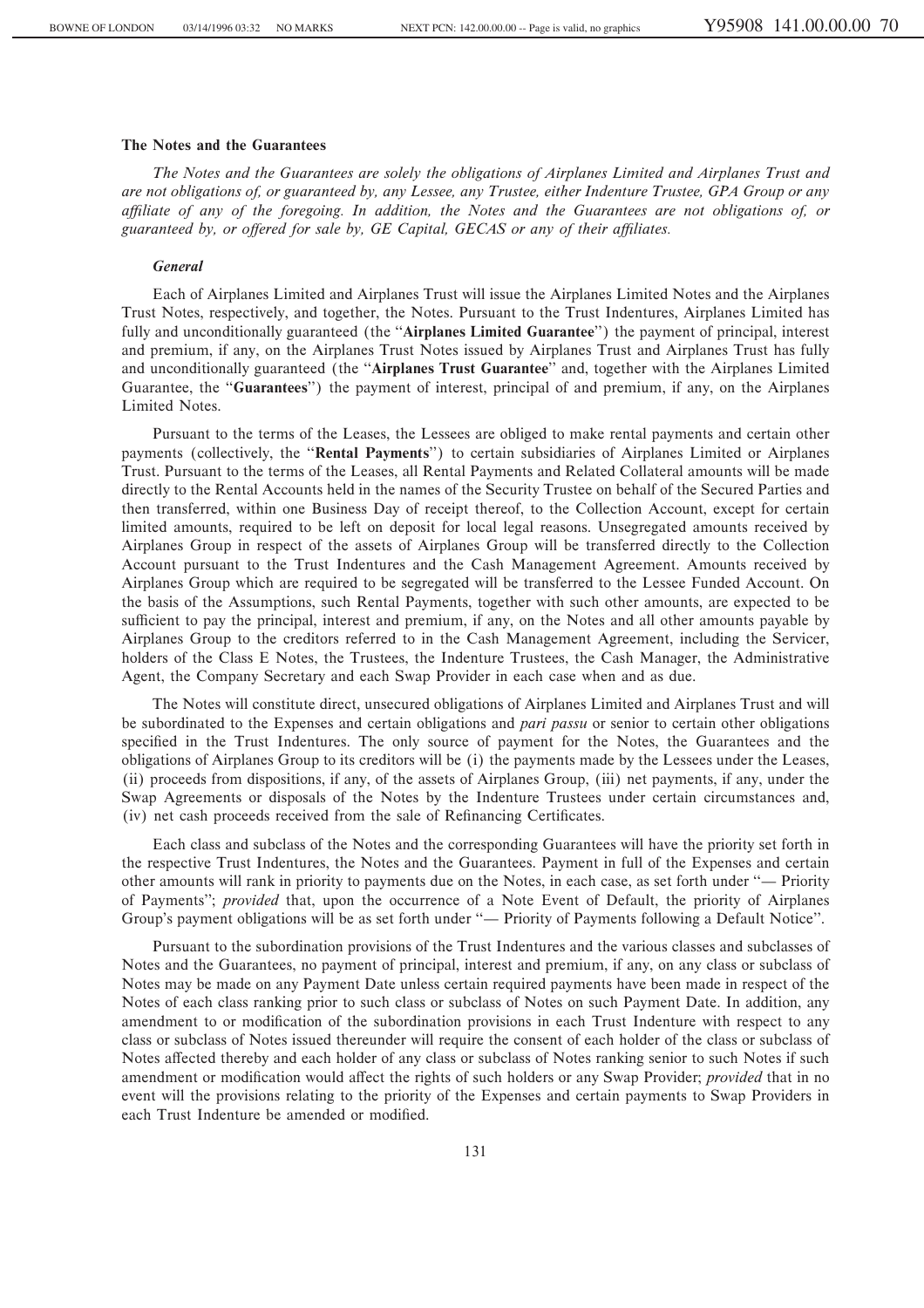### The Notes and the Guarantees

*The Notes and the Guarantees are solely the obligations of Airplanes Limited and Airplanes Trust and are not obligations of, or guaranteed by, any Lessee, any Trustee, either Indenture Trustee, GPA Group or any affiliate of any of the foregoing. In addition, the Notes and the Guarantees are not obligations of, or guaranteed by, or offered for sale by, GE Capital, GECAS or any of their affiliates.*

#### *General*

Each of Airplanes Limited and Airplanes Trust will issue the Airplanes Limited Notes and the Airplanes Trust Notes, respectively, and together, the Notes. Pursuant to the Trust Indentures, Airplanes Limited has fully and unconditionally guaranteed (the "**Airplanes Limited Guarantee**") the payment of principal, interest and premium, if any, on the Airplanes Trust Notes issued by Airplanes Trust and Airplanes Trust has fully and unconditionally guaranteed (the "**Airplanes Trust Guarantee**" and, together with the Airplanes Limited Guarantee, the "**Guarantees**") the payment of interest, principal of and premium, if any, on the Airplanes Limited Notes.

Pursuant to the terms of the Leases, the Lessees are obliged to make rental payments and certain other payments (collectively, the "**Rental Payments**") to certain subsidiaries of Airplanes Limited or Airplanes Trust. Pursuant to the terms of the Leases, all Rental Payments and Related Collateral amounts will be made directly to the Rental Accounts held in the names of the Security Trustee on behalf of the Secured Parties and then transferred, within one Business Day of receipt thereof, to the Collection Account, except for certain limited amounts, required to be left on deposit for local legal reasons. Unsegregated amounts received by Airplanes Group in respect of the assets of Airplanes Group will be transferred directly to the Collection Account pursuant to the Trust Indentures and the Cash Management Agreement. Amounts received by Airplanes Group which are required to be segregated will be transferred to the Lessee Funded Account. On the basis of the Assumptions, such Rental Payments, together with such other amounts, are expected to be sufficient to pay the principal, interest and premium, if any, on the Notes and all other amounts payable by Airplanes Group to the creditors referred to in the Cash Management Agreement, including the Servicer, holders of the Class E Notes, the Trustees, the Indenture Trustees, the Cash Manager, the Administrative Agent, the Company Secretary and each Swap Provider in each case when and as due.

The Notes will constitute direct, unsecured obligations of Airplanes Limited and Airplanes Trust and will be subordinated to the Expenses and certain obligations and *pari passu* or senior to certain other obligations specified in the Trust Indentures. The only source of payment for the Notes, the Guarantees and the obligations of Airplanes Group to its creditors will be (i) the payments made by the Lessees under the Leases, (ii) proceeds from dispositions, if any, of the assets of Airplanes Group, (iii) net payments, if any, under the Swap Agreements or disposals of the Notes by the Indenture Trustees under certain circumstances and, (iv) net cash proceeds received from the sale of Refinancing Certificates.

Each class and subclass of the Notes and the corresponding Guarantees will have the priority set forth in the respective Trust Indentures, the Notes and the Guarantees. Payment in full of the Expenses and certain other amounts will rank in priority to payments due on the Notes, in each case, as set forth under "— Priority of Payments"; *provided* that, upon the occurrence of a Note Event of Default, the priority of Airplanes Group's payment obligations will be as set forth under "— Priority of Payments following a Default Notice".

Pursuant to the subordination provisions of the Trust Indentures and the various classes and subclasses of Notes and the Guarantees, no payment of principal, interest and premium, if any, on any class or subclass of Notes may be made on any Payment Date unless certain required payments have been made in respect of the Notes of each class ranking prior to such class or subclass of Notes on such Payment Date. In addition, any amendment to or modification of the subordination provisions in each Trust Indenture with respect to any class or subclass of Notes issued thereunder will require the consent of each holder of the class or subclass of Notes affected thereby and each holder of any class or subclass of Notes ranking senior to such Notes if such amendment or modification would affect the rights of such holders or any Swap Provider; *provided* that in no event will the provisions relating to the priority of the Expenses and certain payments to Swap Providers in each Trust Indenture be amended or modified.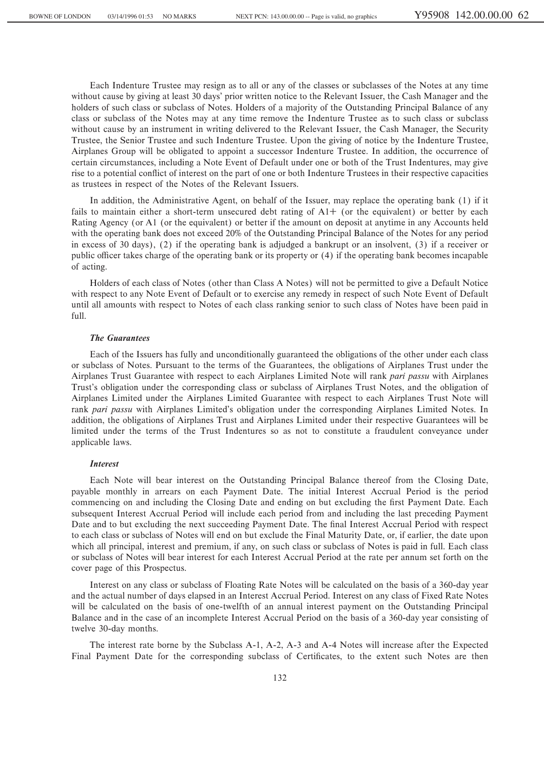Each Indenture Trustee may resign as to all or any of the classes or subclasses of the Notes at any time without cause by giving at least 30 days' prior written notice to the Relevant Issuer, the Cash Manager and the holders of such class or subclass of Notes. Holders of a majority of the Outstanding Principal Balance of any class or subclass of the Notes may at any time remove the Indenture Trustee as to such class or subclass without cause by an instrument in writing delivered to the Relevant Issuer, the Cash Manager, the Security Trustee, the Senior Trustee and such Indenture Trustee. Upon the giving of notice by the Indenture Trustee, Airplanes Group will be obligated to appoint a successor Indenture Trustee. In addition, the occurrence of certain circumstances, including a Note Event of Default under one or both of the Trust Indentures, may give rise to a potential conflict of interest on the part of one or both Indenture Trustees in their respective capacities as trustees in respect of the Notes of the Relevant Issuers.

In addition, the Administrative Agent, on behalf of the Issuer, may replace the operating bank (1) if it fails to maintain either a short-term unsecured debt rating of A1+ (or the equivalent) or better by each Rating Agency (or A1 (or the equivalent) or better if the amount on deposit at anytime in any Accounts held with the operating bank does not exceed 20% of the Outstanding Principal Balance of the Notes for any period in excess of 30 days), (2) if the operating bank is adjudged a bankrupt or an insolvent, (3) if a receiver or public officer takes charge of the operating bank or its property or (4) if the operating bank becomes incapable of acting.

Holders of each class of Notes (other than Class A Notes) will not be permitted to give a Default Notice with respect to any Note Event of Default or to exercise any remedy in respect of such Note Event of Default until all amounts with respect to Notes of each class ranking senior to such class of Notes have been paid in full.

***The Guarantees***

Each of the Issuers has fully and unconditionally guaranteed the obligations of the other under each class or subclass of Notes. Pursuant to the terms of the Guarantees, the obligations of Airplanes Trust under the Airplanes Trust Guarantee with respect to each Airplanes Limited Note will rank *pari passu* with Airplanes Trust's obligation under the corresponding class or subclass of Airplanes Trust Notes, and the obligation of Airplanes Limited under the Airplanes Limited Guarantee with respect to each Airplanes Trust Note will rank *pari passu* with Airplanes Limited's obligation under the corresponding Airplanes Limited Notes. In addition, the obligations of Airplanes Trust and Airplanes Limited under their respective Guarantees will be limited under the terms of the Trust Indentures so as not to constitute a fraudulent conveyance under applicable laws.

***Interest***

Each Note will bear interest on the Outstanding Principal Balance thereof from the Closing Date, payable monthly in arrears on each Payment Date. The initial Interest Accrual Period is the period commencing on and including the Closing Date and ending on but excluding the first Payment Date. Each subsequent Interest Accrual Period will include each period from and including the last preceding Payment Date and to but excluding the next succeeding Payment Date. The final Interest Accrual Period with respect to each class or subclass of Notes will end on but exclude the Final Maturity Date, or, if earlier, the date upon which all principal, interest and premium, if any, on such class or subclass of Notes is paid in full. Each class or subclass of Notes will bear interest for each Interest Accrual Period at the rate per annum set forth on the cover page of this Prospectus.

Interest on any class or subclass of Floating Rate Notes will be calculated on the basis of a 360-day year and the actual number of days elapsed in an Interest Accrual Period. Interest on any class of Fixed Rate Notes will be calculated on the basis of one-twelfth of an annual interest payment on the Outstanding Principal Balance and in the case of an incomplete Interest Accrual Period on the basis of a 360-day year consisting of twelve 30-day months.

The interest rate borne by the Subclass A-1, A-2, A-3 and A-4 Notes will increase after the Expected Final Payment Date for the corresponding subclass of Certificates, to the extent such Notes are then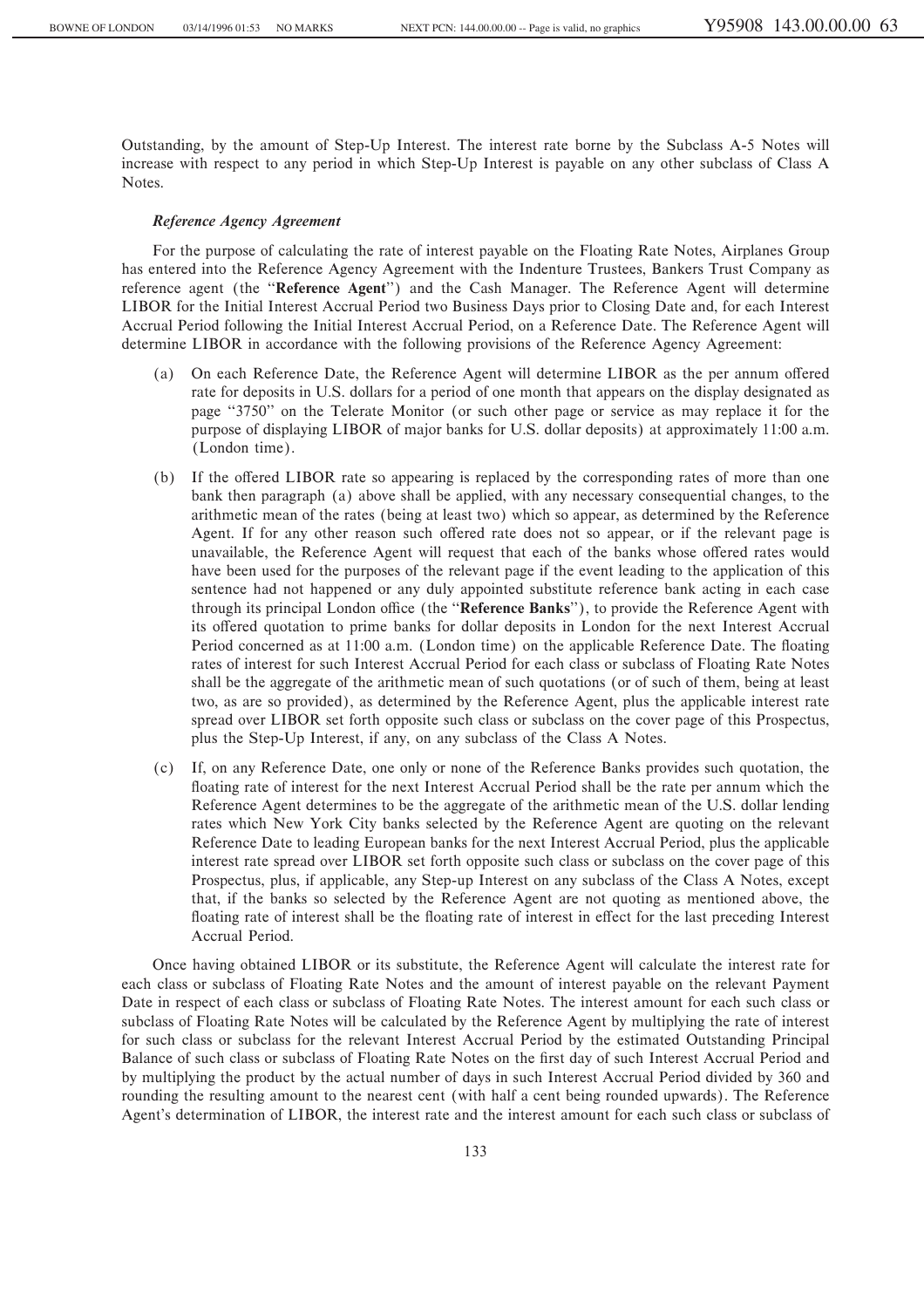Outstanding, by the amount of Step-Up Interest. The interest rate borne by the Subclass A-5 Notes will increase with respect to any period in which Step-Up Interest is payable on any other subclass of Class A Notes.

***Reference Agency Agreement***

For the purpose of calculating the rate of interest payable on the Floating Rate Notes, Airplanes Group has entered into the Reference Agency Agreement with the Indenture Trustees, Bankers Trust Company as reference agent (the "**Reference Agent**") and the Cash Manager. The Reference Agent will determine LIBOR for the Initial Interest Accrual Period two Business Days prior to Closing Date and, for each Interest Accrual Period following the Initial Interest Accrual Period, on a Reference Date. The Reference Agent will determine LIBOR in accordance with the following provisions of the Reference Agency Agreement:

(a) On each Reference Date, the Reference Agent will determine LIBOR as the per annum offered rate for deposits in U.S. dollars for a period of one month that appears on the display designated as page "3750" on the Telerate Monitor (or such other page or service as may replace it for the purpose of displaying LIBOR of major banks for U.S. dollar deposits) at approximately 11:00 a.m. (London time).

(b) If the offered LIBOR rate so appearing is replaced by the corresponding rates of more than one bank then paragraph (a) above shall be applied, with any necessary consequential changes, to the arithmetic mean of the rates (being at least two) which so appear, as determined by the Reference Agent. If for any other reason such offered rate does not so appear, or if the relevant page is unavailable, the Reference Agent will request that each of the banks whose offered rates would have been used for the purposes of the relevant page if the event leading to the application of this sentence had not happened or any duly appointed substitute reference bank acting in each case through its principal London office (the "**Reference Banks**"), to provide the Reference Agent with its offered quotation to prime banks for dollar deposits in London for the next Interest Accrual Period concerned as at 11:00 a.m. (London time) on the applicable Reference Date. The floating rates of interest for such Interest Accrual Period for each class or subclass of Floating Rate Notes shall be the aggregate of the arithmetic mean of such quotations (or of such of them, being at least two, as are so provided), as determined by the Reference Agent, plus the applicable interest rate spread over LIBOR set forth opposite such class or subclass on the cover page of this Prospectus, plus the Step-Up Interest, if any, on any subclass of the Class A Notes.

(c) If, on any Reference Date, one only or none of the Reference Banks provides such quotation, the floating rate of interest for the next Interest Accrual Period shall be the rate per annum which the Reference Agent determines to be the aggregate of the arithmetic mean of the U.S. dollar lending rates which New York City banks selected by the Reference Agent are quoting on the relevant Reference Date to leading European banks for the next Interest Accrual Period, plus the applicable interest rate spread over LIBOR set forth opposite such class or subclass on the cover page of this Prospectus, plus, if applicable, any Step-up Interest on any subclass of the Class A Notes, except that, if the banks so selected by the Reference Agent are not quoting as mentioned above, the floating rate of interest shall be the floating rate of interest in effect for the last preceding Interest Accrual Period.

Once having obtained LIBOR or its substitute, the Reference Agent will calculate the interest rate for each class or subclass of Floating Rate Notes and the amount of interest payable on the relevant Payment Date in respect of each class or subclass of Floating Rate Notes. The interest amount for each such class or subclass of Floating Rate Notes will be calculated by the Reference Agent by multiplying the rate of interest for such class or subclass for the relevant Interest Accrual Period by the estimated Outstanding Principal Balance of such class or subclass of Floating Rate Notes on the first day of such Interest Accrual Period and by multiplying the product by the actual number of days in such Interest Accrual Period divided by 360 and rounding the resulting amount to the nearest cent (with half a cent being rounded upwards). The Reference Agent's determination of LIBOR, the interest rate and the interest amount for each such class or subclass of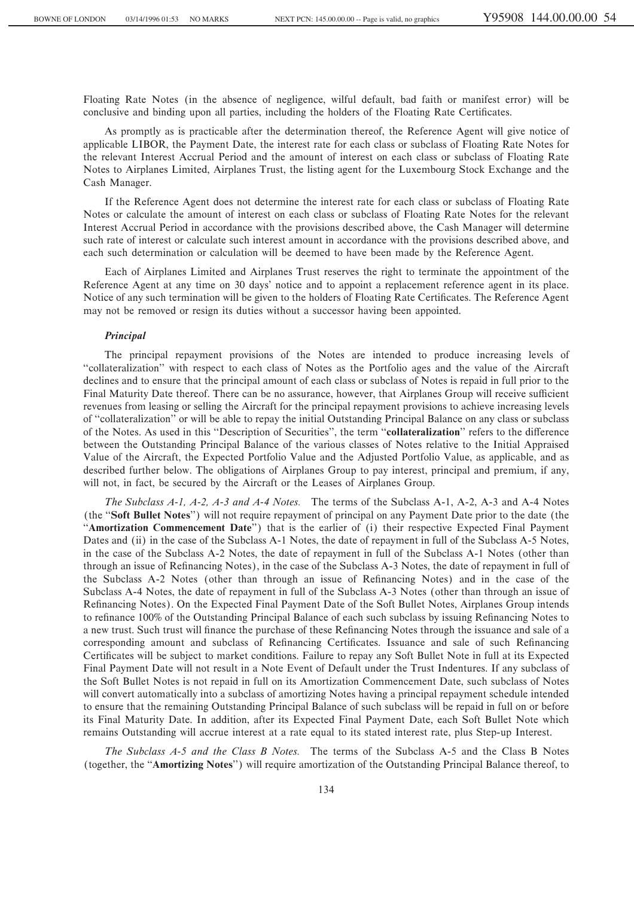Floating Rate Notes (in the absence of negligence, wilful default, bad faith or manifest error) will be conclusive and binding upon all parties, including the holders of the Floating Rate Certificates.

As promptly as is practicable after the determination thereof, the Reference Agent will give notice of applicable LIBOR, the Payment Date, the interest rate for each class or subclass of Floating Rate Notes for the relevant Interest Accrual Period and the amount of interest on each class or subclass of Floating Rate Notes to Airplanes Limited, Airplanes Trust, the listing agent for the Luxembourg Stock Exchange and the Cash Manager.

If the Reference Agent does not determine the interest rate for each class or subclass of Floating Rate Notes or calculate the amount of interest on each class or subclass of Floating Rate Notes for the relevant Interest Accrual Period in accordance with the provisions described above, the Cash Manager will determine such rate of interest or calculate such interest amount in accordance with the provisions described above, and each such determination or calculation will be deemed to have been made by the Reference Agent.

Each of Airplanes Limited and Airplanes Trust reserves the right to terminate the appointment of the Reference Agent at any time on 30 days' notice and to appoint a replacement reference agent in its place. Notice of any such termination will be given to the holders of Floating Rate Certificates. The Reference Agent may not be removed or resign its duties without a successor having been appointed.

***Principal***

The principal repayment provisions of the Notes are intended to produce increasing levels of "collateralization" with respect to each class of Notes as the Portfolio ages and the value of the Aircraft declines and to ensure that the principal amount of each class or subclass of Notes is repaid in full prior to the Final Maturity Date thereof. There can be no assurance, however, that Airplanes Group will receive sufficient revenues from leasing or selling the Aircraft for the principal repayment provisions to achieve increasing levels of "collateralization" or will be able to repay the initial Outstanding Principal Balance on any class or subclass of the Notes. As used in this "Description of Securities", the term "**collateralization**" refers to the difference between the Outstanding Principal Balance of the various classes of Notes relative to the Initial Appraised Value of the Aircraft, the Expected Portfolio Value and the Adjusted Portfolio Value, as applicable, and as described further below. The obligations of Airplanes Group to pay interest, principal and premium, if any, will not, in fact, be secured by the Aircraft or the Leases of Airplanes Group.

*The Subclass A-1, A-2, A-3 and A-4 Notes.* The terms of the Subclass A-1, A-2, A-3 and A-4 Notes (the "**Soft Bullet Notes**") will not require repayment of principal on any Payment Date prior to the date (the "**Amortization Commencement Date**") that is the earlier of (i) their respective Expected Final Payment Dates and (ii) in the case of the Subclass A-1 Notes, the date of repayment in full of the Subclass A-5 Notes, in the case of the Subclass A-2 Notes, the date of repayment in full of the Subclass A-1 Notes (other than through an issue of Refinancing Notes), in the case of the Subclass A-3 Notes, the date of repayment in full of the Subclass A-2 Notes (other than through an issue of Refinancing Notes) and in the case of the Subclass A-4 Notes, the date of repayment in full of the Subclass A-3 Notes (other than through an issue of Refinancing Notes). On the Expected Final Payment Date of the Soft Bullet Notes, Airplanes Group intends to refinance 100% of the Outstanding Principal Balance of each such subclass by issuing Refinancing Notes to a new trust. Such trust will finance the purchase of these Refinancing Notes through the issuance and sale of a corresponding amount and subclass of Refinancing Certificates. Issuance and sale of such Refinancing Certificates will be subject to market conditions. Failure to repay any Soft Bullet Note in full at its Expected Final Payment Date will not result in a Note Event of Default under the Trust Indentures. If any subclass of the Soft Bullet Notes is not repaid in full on its Amortization Commencement Date, such subclass of Notes will convert automatically into a subclass of amortizing Notes having a principal repayment schedule intended to ensure that the remaining Outstanding Principal Balance of such subclass will be repaid in full on or before its Final Maturity Date. In addition, after its Expected Final Payment Date, each Soft Bullet Note which remains Outstanding will accrue interest at a rate equal to its stated interest rate, plus Step-up Interest.

*The Subclass A-5 and the Class B Notes.* The terms of the Subclass A-5 and the Class B Notes (together, the "**Amortizing Notes**") will require amortization of the Outstanding Principal Balance thereof, to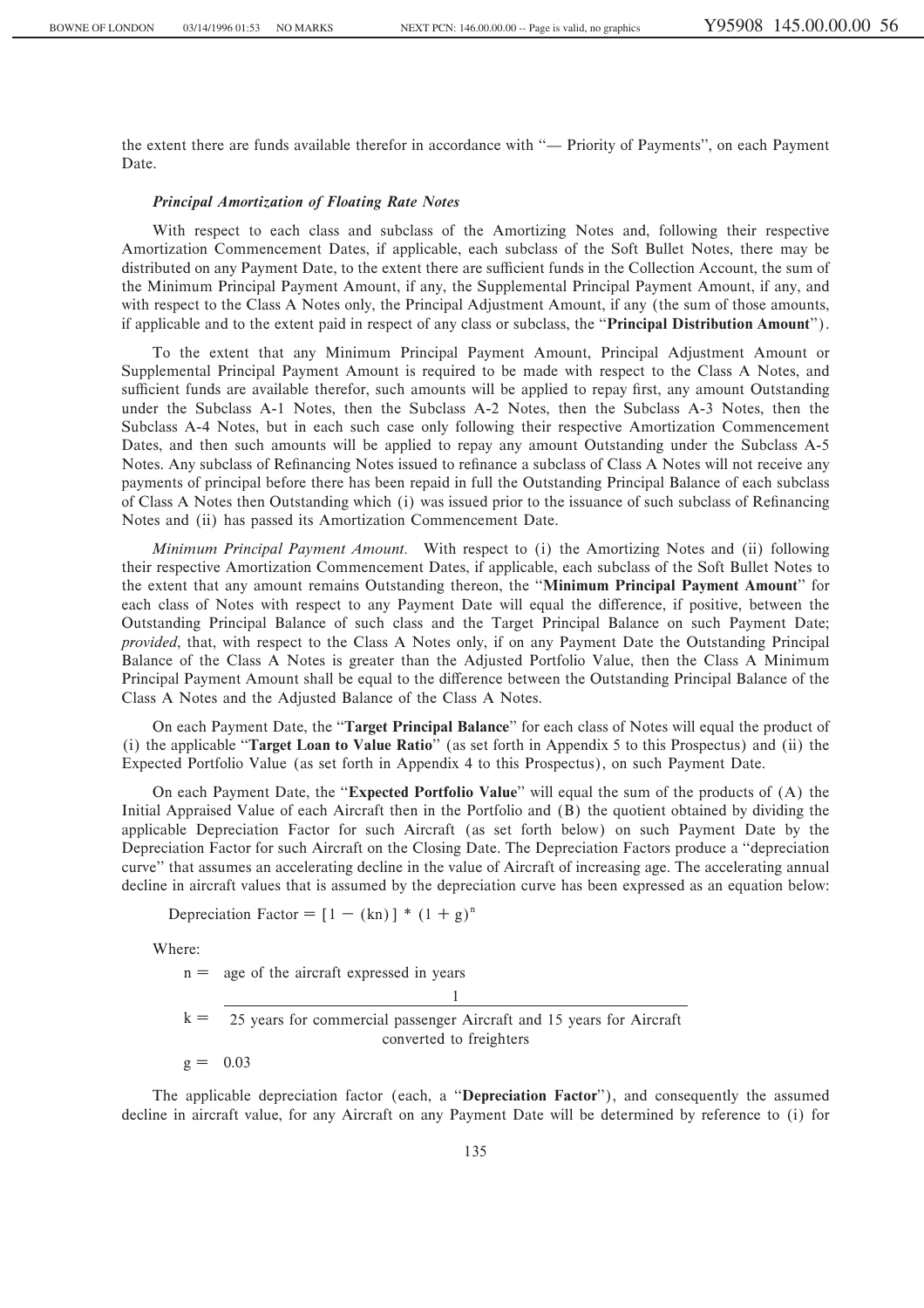the extent there are funds available therefor in accordance with "— Priority of Payments", on each Payment Date.

***Principal Amortization of Floating Rate Notes***

With respect to each class and subclass of the Amortizing Notes and, following their respective Amortization Commencement Dates, if applicable, each subclass of the Soft Bullet Notes, there may be distributed on any Payment Date, to the extent there are sufficient funds in the Collection Account, the sum of the Minimum Principal Payment Amount, if any, the Supplemental Principal Payment Amount, if any, and with respect to the Class A Notes only, the Principal Adjustment Amount, if any (the sum of those amounts, if applicable and to the extent paid in respect of any class or subclass, the "**Principal Distribution Amount**").

To the extent that any Minimum Principal Payment Amount, Principal Adjustment Amount or Supplemental Principal Payment Amount is required to be made with respect to the Class A Notes, and sufficient funds are available therefor, such amounts will be applied to repay first, any amount Outstanding under the Subclass A-1 Notes, then the Subclass A-2 Notes, then the Subclass A-3 Notes, then the Subclass A-4 Notes, but in each such case only following their respective Amortization Commencement Dates, and then such amounts will be applied to repay any amount Outstanding under the Subclass A-5 Notes. Any subclass of Refinancing Notes issued to refinance a subclass of Class A Notes will not receive any payments of principal before there has been repaid in full the Outstanding Principal Balance of each subclass of Class A Notes then Outstanding which (i) was issued prior to the issuance of such subclass of Refinancing Notes and (ii) has passed its Amortization Commencement Date.

*Minimum Principal Payment Amount.* With respect to (i) the Amortizing Notes and (ii) following their respective Amortization Commencement Dates, if applicable, each subclass of the Soft Bullet Notes to the extent that any amount remains Outstanding thereon, the "**Minimum Principal Payment Amount**" for each class of Notes with respect to any Payment Date will equal the difference, if positive, between the Outstanding Principal Balance of such class and the Target Principal Balance on such Payment Date; *provided*, that, with respect to the Class A Notes only, if on any Payment Date the Outstanding Principal Balance of the Class A Notes is greater than the Adjusted Portfolio Value, then the Class A Minimum Principal Payment Amount shall be equal to the difference between the Outstanding Principal Balance of the Class A Notes and the Adjusted Balance of the Class A Notes.

On each Payment Date, the "**Target Principal Balance**" for each class of Notes will equal the product of (i) the applicable "**Target Loan to Value Ratio**" (as set forth in Appendix 5 to this Prospectus) and (ii) the Expected Portfolio Value (as set forth in Appendix 4 to this Prospectus), on such Payment Date.

On each Payment Date, the "**Expected Portfolio Value**" will equal the sum of the products of (A) the Initial Appraised Value of each Aircraft then in the Portfolio and (B) the quotient obtained by dividing the applicable Depreciation Factor for such Aircraft (as set forth below) on such Payment Date by the Depreciation Factor for such Aircraft on the Closing Date. The Depreciation Factors produce a "depreciation curve" that assumes an accelerating decline in the value of Aircraft of increasing age. The accelerating annual decline in aircraft values that is assumed by the depreciation curve has been expressed as an equation below:

$$\text{Depreciation Factor} = [1 - (kn)] * (1 + g)^n$$

Where:

$n =$ age of the aircraft expressed in years

$$k = \frac{1}{\text{25 years for commercial passenger Aircraft and 15 years for Aircraft converted to freighters}}$$

$g = 0.03$

The applicable depreciation factor (each, a "**Depreciation Factor**"), and consequently the assumed decline in aircraft value, for any Aircraft on any Payment Date will be determined by reference to (i) for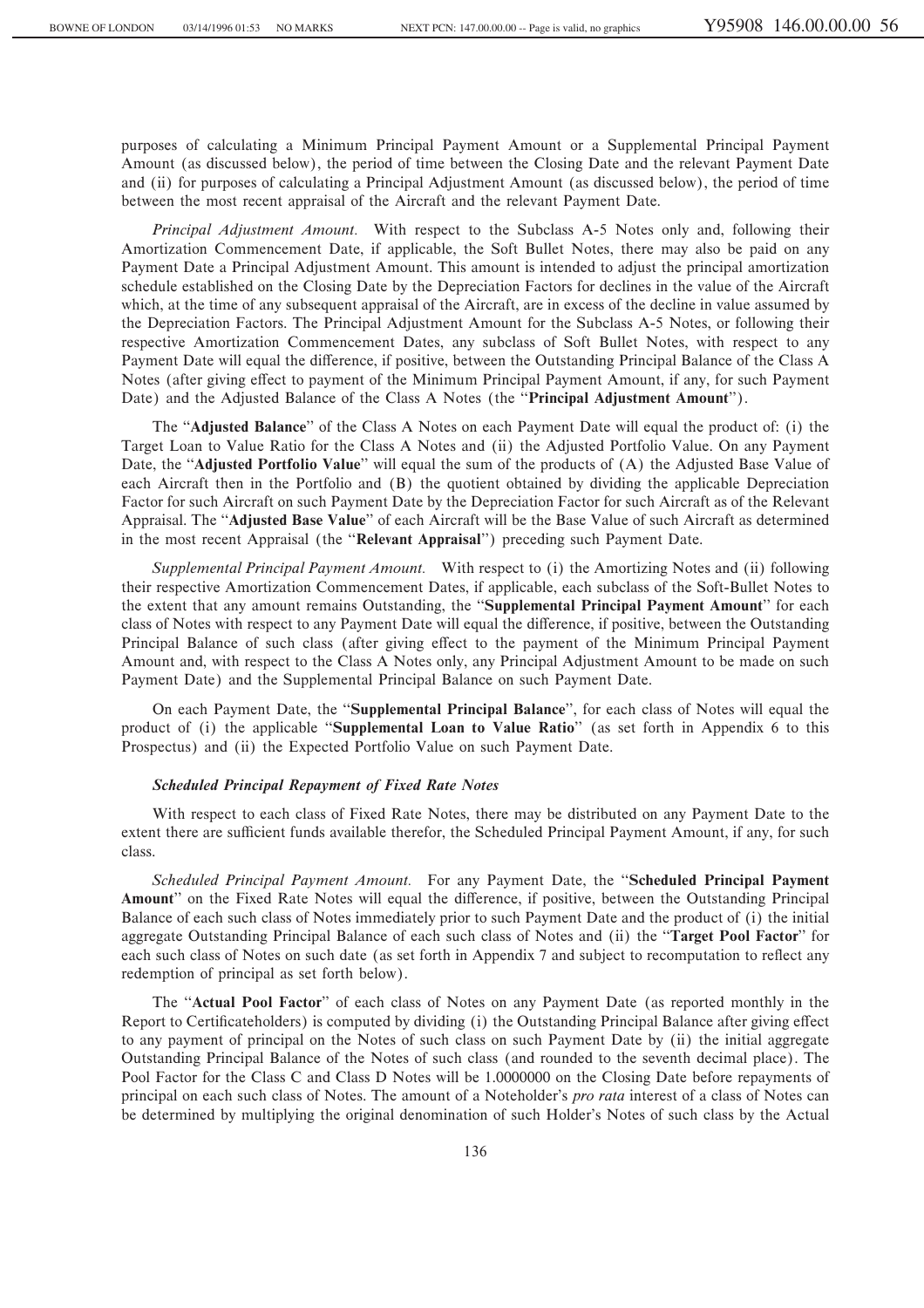purposes of calculating a Minimum Principal Payment Amount or a Supplemental Principal Payment Amount (as discussed below), the period of time between the Closing Date and the relevant Payment Date and (ii) for purposes of calculating a Principal Adjustment Amount (as discussed below), the period of time between the most recent appraisal of the Aircraft and the relevant Payment Date.

*Principal Adjustment Amount.* With respect to the Subclass A-5 Notes only and, following their Amortization Commencement Date, if applicable, the Soft Bullet Notes, there may also be paid on any Payment Date a Principal Adjustment Amount. This amount is intended to adjust the principal amortization schedule established on the Closing Date by the Depreciation Factors for declines in the value of the Aircraft which, at the time of any subsequent appraisal of the Aircraft, are in excess of the decline in value assumed by the Depreciation Factors. The Principal Adjustment Amount for the Subclass A-5 Notes, or following their respective Amortization Commencement Dates, any subclass of Soft Bullet Notes, with respect to any Payment Date will equal the difference, if positive, between the Outstanding Principal Balance of the Class A Notes (after giving effect to payment of the Minimum Principal Payment Amount, if any, for such Payment Date) and the Adjusted Balance of the Class A Notes (the "**Principal Adjustment Amount**").

The "**Adjusted Balance**" of the Class A Notes on each Payment Date will equal the product of: (i) the Target Loan to Value Ratio for the Class A Notes and (ii) the Adjusted Portfolio Value. On any Payment Date, the "**Adjusted Portfolio Value**" will equal the sum of the products of (A) the Adjusted Base Value of each Aircraft then in the Portfolio and (B) the quotient obtained by dividing the applicable Depreciation Factor for such Aircraft on such Payment Date by the Depreciation Factor for such Aircraft as of the Relevant Appraisal. The "**Adjusted Base Value**" of each Aircraft will be the Base Value of such Aircraft as determined in the most recent Appraisal (the "**Relevant Appraisal**") preceding such Payment Date.

*Supplemental Principal Payment Amount.* With respect to (i) the Amortizing Notes and (ii) following their respective Amortization Commencement Dates, if applicable, each subclass of the Soft-Bullet Notes to the extent that any amount remains Outstanding, the "**Supplemental Principal Payment Amount**" for each class of Notes with respect to any Payment Date will equal the difference, if positive, between the Outstanding Principal Balance of such class (after giving effect to the payment of the Minimum Principal Payment Amount and, with respect to the Class A Notes only, any Principal Adjustment Amount to be made on such Payment Date) and the Supplemental Principal Balance on such Payment Date.

On each Payment Date, the "**Supplemental Principal Balance**", for each class of Notes will equal the product of (i) the applicable "**Supplemental Loan to Value Ratio**" (as set forth in Appendix 6 to this Prospectus) and (ii) the Expected Portfolio Value on such Payment Date.

### *Scheduled Principal Repayment of Fixed Rate Notes*

With respect to each class of Fixed Rate Notes, there may be distributed on any Payment Date to the extent there are sufficient funds available therefor, the Scheduled Principal Payment Amount, if any, for such class.

*Scheduled Principal Payment Amount.* For any Payment Date, the "**Scheduled Principal Payment Amount**" on the Fixed Rate Notes will equal the difference, if positive, between the Outstanding Principal Balance of each such class of Notes immediately prior to such Payment Date and the product of (i) the initial aggregate Outstanding Principal Balance of each such class of Notes and (ii) the "**Target Pool Factor**" for each such class of Notes on such date (as set forth in Appendix 7 and subject to recomputation to reflect any redemption of principal as set forth below).

The "**Actual Pool Factor**" of each class of Notes on any Payment Date (as reported monthly in the Report to Certificateholders) is computed by dividing (i) the Outstanding Principal Balance after giving effect to any payment of principal on the Notes of such class on such Payment Date by (ii) the initial aggregate Outstanding Principal Balance of the Notes of such class (and rounded to the seventh decimal place). The Pool Factor for the Class C and Class D Notes will be 1.0000000 on the Closing Date before repayments of principal on each such class of Notes. The amount of a Noteholder's *pro rata* interest of a class of Notes can be determined by multiplying the original denomination of such Holder's Notes of such class by the Actual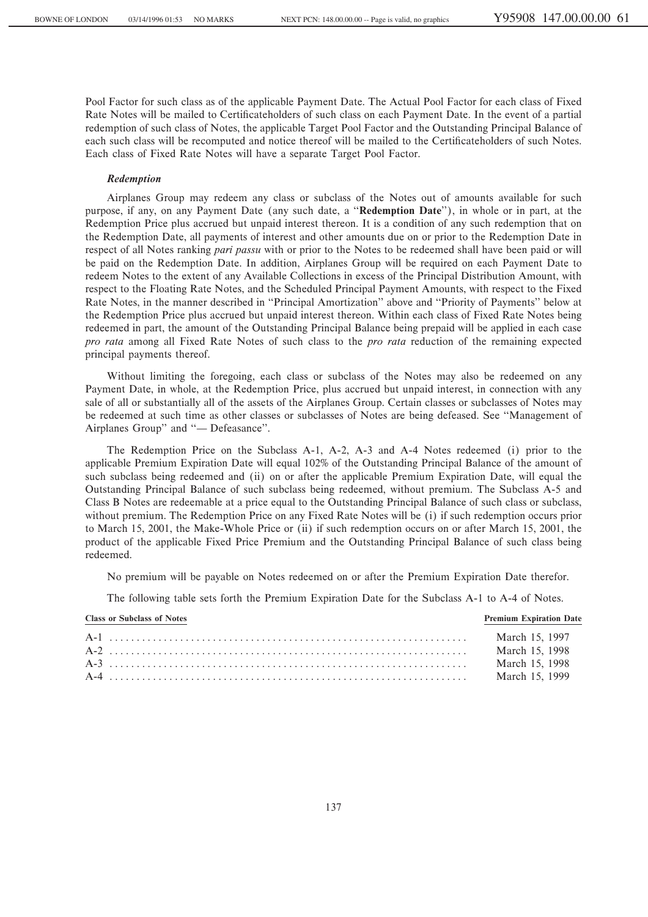Pool Factor for such class as of the applicable Payment Date. The Actual Pool Factor for each class of Fixed Rate Notes will be mailed to Certificateholders of such class on each Payment Date. In the event of a partial redemption of such class of Notes, the applicable Target Pool Factor and the Outstanding Principal Balance of each such class will be recomputed and notice thereof will be mailed to the Certificateholders of such Notes. Each class of Fixed Rate Notes will have a separate Target Pool Factor.

### *Redemption*

Airplanes Group may redeem any class or subclass of the Notes out of amounts available for such purpose, if any, on any Payment Date (any such date, a "**Redemption Date**"), in whole or in part, at the Redemption Price plus accrued but unpaid interest thereon. It is a condition of any such redemption that on the Redemption Date, all payments of interest and other amounts due on or prior to the Redemption Date in respect of all Notes ranking *pari passu* with or prior to the Notes to be redeemed shall have been paid or will be paid on the Redemption Date. In addition, Airplanes Group will be required on each Payment Date to redeem Notes to the extent of any Available Collections in excess of the Principal Distribution Amount, with respect to the Floating Rate Notes, and the Scheduled Principal Payment Amounts, with respect to the Fixed Rate Notes, in the manner described in "Principal Amortization" above and "Priority of Payments" below at the Redemption Price plus accrued but unpaid interest thereon. Within each class of Fixed Rate Notes being redeemed in part, the amount of the Outstanding Principal Balance being prepaid will be applied in each case *pro rata* among all Fixed Rate Notes of such class to the *pro rata* reduction of the remaining expected principal payments thereof.

Without limiting the foregoing, each class or subclass of the Notes may also be redeemed on any Payment Date, in whole, at the Redemption Price, plus accrued but unpaid interest, in connection with any sale of all or substantially all of the assets of the Airplanes Group. Certain classes or subclasses of Notes may be redeemed at such time as other classes or subclasses of Notes are being defeased. See "Management of Airplanes Group" and "— Defeasance".

The Redemption Price on the Subclass A-1, A-2, A-3 and A-4 Notes redeemed (i) prior to the applicable Premium Expiration Date will equal 102% of the Outstanding Principal Balance of the amount of such subclass being redeemed and (ii) on or after the applicable Premium Expiration Date, will equal the Outstanding Principal Balance of such subclass being redeemed, without premium. The Subclass A-5 and Class B Notes are redeemable at a price equal to the Outstanding Principal Balance of such class or subclass, without premium. The Redemption Price on any Fixed Rate Notes will be (i) if such redemption occurs prior to March 15, 2001, the Make-Whole Price or (ii) if such redemption occurs on or after March 15, 2001, the product of the applicable Fixed Price Premium and the Outstanding Principal Balance of such class being redeemed.

No premium will be payable on Notes redeemed on or after the Premium Expiration Date therefor.

The following table sets forth the Premium Expiration Date for the Subclass A-1 to A-4 of Notes.

| Class or Subclass of Notes | Premium Expiration Date |
|---|---|
| A-1 | March 15, 1997 |
| A-2 | March 15, 1998 |
| A-3 | March 15, 1998 |
| A-4 | March 15, 1999 |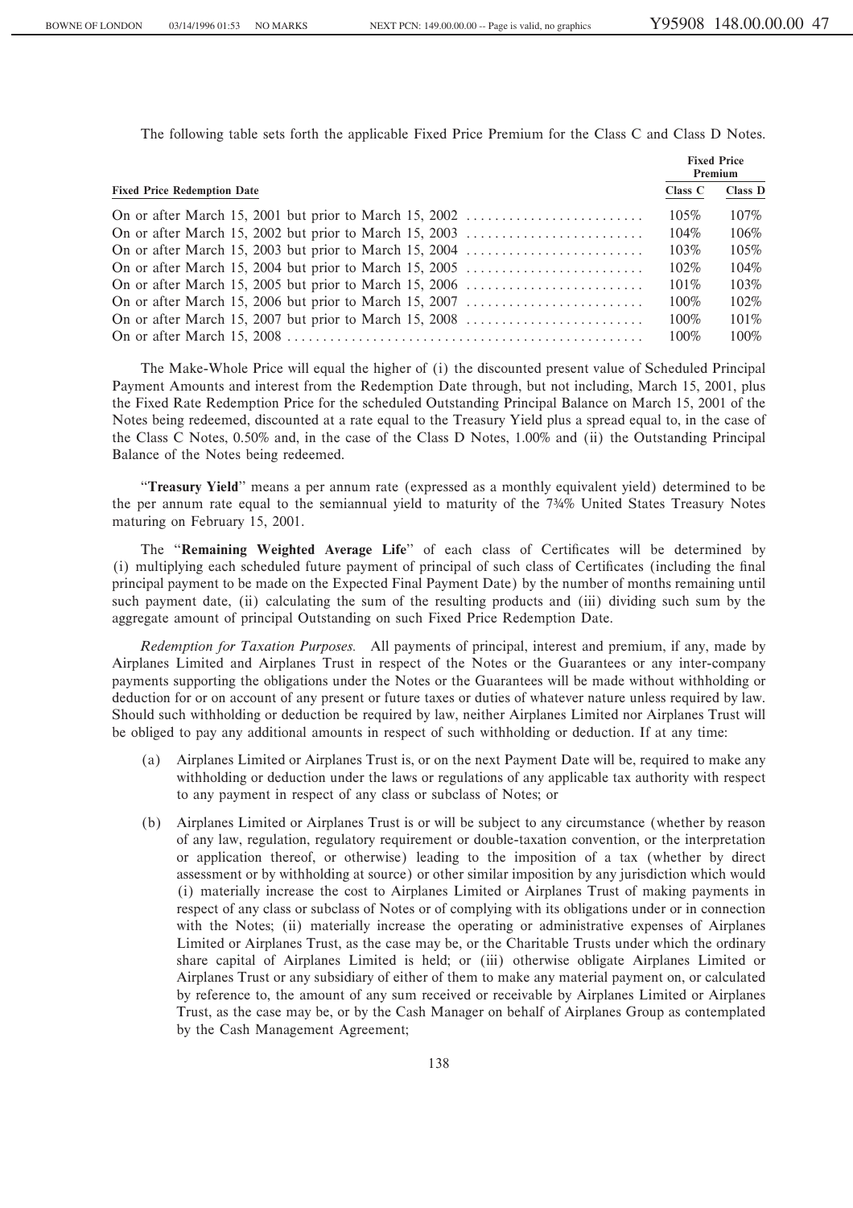The following table sets forth the applicable Fixed Price Premium for the Class C and Class D Notes.

| Fixed Price Redemption Date | Fixed Price Premium | |
|---|---|---|
| | Class C | Class D |
| On or after March 15, 2001 but prior to March 15, 2002 | 105% | 107% |
| On or after March 15, 2002 but prior to March 15, 2003 | 104% | 106% |
| On or after March 15, 2003 but prior to March 15, 2004 | 103% | 105% |
| On or after March 15, 2004 but prior to March 15, 2005 | 102% | 104% |
| On or after March 15, 2005 but prior to March 15, 2006 | 101% | 103% |
| On or after March 15, 2006 but prior to March 15, 2007 | 100% | 102% |
| On or after March 15, 2007 but prior to March 15, 2008 | 100% | 101% |
| On or after March 15, 2008 | 100% | 100% |

The Make-Whole Price will equal the higher of (i) the discounted present value of Scheduled Principal Payment Amounts and interest from the Redemption Date through, but not including, March 15, 2001, plus the Fixed Rate Redemption Price for the scheduled Outstanding Principal Balance on March 15, 2001 of the Notes being redeemed, discounted at a rate equal to the Treasury Yield plus a spread equal to, in the case of the Class C Notes, 0.50% and, in the case of the Class D Notes, 1.00% and (ii) the Outstanding Principal Balance of the Notes being redeemed.

"**Treasury Yield**" means a per annum rate (expressed as a monthly equivalent yield) determined to be the per annum rate equal to the semiannual yield to maturity of the 7¾% United States Treasury Notes maturing on February 15, 2001.

The "**Remaining Weighted Average Life**" of each class of Certificates will be determined by (i) multiplying each scheduled future payment of principal of such class of Certificates (including the final principal payment to be made on the Expected Final Payment Date) by the number of months remaining until such payment date, (ii) calculating the sum of the resulting products and (iii) dividing such sum by the aggregate amount of principal Outstanding on such Fixed Price Redemption Date.

*Redemption for Taxation Purposes.* All payments of principal, interest and premium, if any, made by Airplanes Limited and Airplanes Trust in respect of the Notes or the Guarantees or any inter-company payments supporting the obligations under the Notes or the Guarantees will be made without withholding or deduction for or on account of any present or future taxes or duties of whatever nature unless required by law. Should such withholding or deduction be required by law, neither Airplanes Limited nor Airplanes Trust will be obliged to pay any additional amounts in respect of such withholding or deduction. If at any time:

(a) Airplanes Limited or Airplanes Trust is, or on the next Payment Date will be, required to make any withholding or deduction under the laws or regulations of any applicable tax authority with respect to any payment in respect of any class or subclass of Notes; or

(b) Airplanes Limited or Airplanes Trust is or will be subject to any circumstance (whether by reason of any law, regulation, regulatory requirement or double-taxation convention, or the interpretation or application thereof, or otherwise) leading to the imposition of a tax (whether by direct assessment or by withholding at source) or other similar imposition by any jurisdiction which would (i) materially increase the cost to Airplanes Limited or Airplanes Trust of making payments in respect of any class or subclass of Notes or of complying with its obligations under or in connection with the Notes; (ii) materially increase the operating or administrative expenses of Airplanes Limited or Airplanes Trust, as the case may be, or the Charitable Trusts under which the ordinary share capital of Airplanes Limited is held; or (iii) otherwise obligate Airplanes Limited or Airplanes Trust or any subsidiary of either of them to make any material payment on, or calculated by reference to, the amount of any sum received or receivable by Airplanes Limited or Airplanes Trust, as the case may be, or by the Cash Manager on behalf of Airplanes Group as contemplated by the Cash Management Agreement;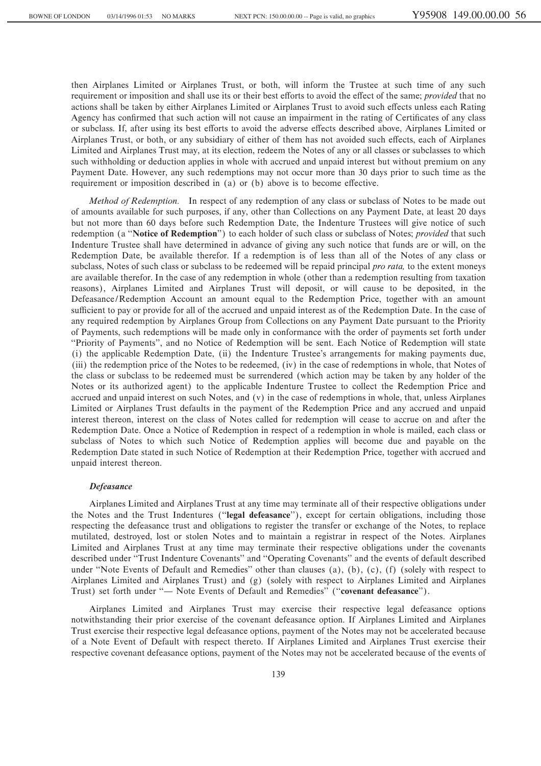then Airplanes Limited or Airplanes Trust, or both, will inform the Trustee at such time of any such requirement or imposition and shall use its or their best efforts to avoid the effect of the same; *provided* that no actions shall be taken by either Airplanes Limited or Airplanes Trust to avoid such effects unless each Rating Agency has confirmed that such action will not cause an impairment in the rating of Certificates of any class or subclass. If, after using its best efforts to avoid the adverse effects described above, Airplanes Limited or Airplanes Trust, or both, or any subsidiary of either of them has not avoided such effects, each of Airplanes Limited and Airplanes Trust may, at its election, redeem the Notes of any or all classes or subclasses to which such withholding or deduction applies in whole with accrued and unpaid interest but without premium on any Payment Date. However, any such redemptions may not occur more than 30 days prior to such time as the requirement or imposition described in (a) or (b) above is to become effective.

*Method of Redemption.* In respect of any redemption of any class or subclass of Notes to be made out of amounts available for such purposes, if any, other than Collections on any Payment Date, at least 20 days but not more than 60 days before such Redemption Date, the Indenture Trustees will give notice of such redemption (a "**Notice of Redemption**") to each holder of such class or subclass of Notes; *provided* that such Indenture Trustee shall have determined in advance of giving any such notice that funds are or will, on the Redemption Date, be available therefor. If a redemption is of less than all of the Notes of any class or subclass, Notes of such class or subclass to be redeemed will be repaid principal *pro rata,* to the extent moneys are available therefor. In the case of any redemption in whole (other than a redemption resulting from taxation reasons), Airplanes Limited and Airplanes Trust will deposit, or will cause to be deposited, in the Defeasance/Redemption Account an amount equal to the Redemption Price, together with an amount sufficient to pay or provide for all of the accrued and unpaid interest as of the Redemption Date. In the case of any required redemption by Airplanes Group from Collections on any Payment Date pursuant to the Priority of Payments, such redemptions will be made only in conformance with the order of payments set forth under "Priority of Payments", and no Notice of Redemption will be sent. Each Notice of Redemption will state (i) the applicable Redemption Date, (ii) the Indenture Trustee's arrangements for making payments due, (iii) the redemption price of the Notes to be redeemed, (iv) in the case of redemptions in whole, that Notes of the class or subclass to be redeemed must be surrendered (which action may be taken by any holder of the Notes or its authorized agent) to the applicable Indenture Trustee to collect the Redemption Price and accrued and unpaid interest on such Notes, and (v) in the case of redemptions in whole, that, unless Airplanes Limited or Airplanes Trust defaults in the payment of the Redemption Price and any accrued and unpaid interest thereon, interest on the class of Notes called for redemption will cease to accrue on and after the Redemption Date. Once a Notice of Redemption in respect of a redemption in whole is mailed, each class or subclass of Notes to which such Notice of Redemption applies will become due and payable on the Redemption Date stated in such Notice of Redemption at their Redemption Price, together with accrued and unpaid interest thereon.

### *Defeasance*

Airplanes Limited and Airplanes Trust at any time may terminate all of their respective obligations under the Notes and the Trust Indentures ("**legal defeasance**"), except for certain obligations, including those respecting the defeasance trust and obligations to register the transfer or exchange of the Notes, to replace mutilated, destroyed, lost or stolen Notes and to maintain a registrar in respect of the Notes. Airplanes Limited and Airplanes Trust at any time may terminate their respective obligations under the covenants described under "Trust Indenture Covenants" and "Operating Covenants" and the events of default described under "Note Events of Default and Remedies" other than clauses (a), (b), (c), (f) (solely with respect to Airplanes Limited and Airplanes Trust) and (g) (solely with respect to Airplanes Limited and Airplanes Trust) set forth under "— Note Events of Default and Remedies" ("**covenant defeasance**").

Airplanes Limited and Airplanes Trust may exercise their respective legal defeasance options notwithstanding their prior exercise of the covenant defeasance option. If Airplanes Limited and Airplanes Trust exercise their respective legal defeasance options, payment of the Notes may not be accelerated because of a Note Event of Default with respect thereto. If Airplanes Limited and Airplanes Trust exercise their respective covenant defeasance options, payment of the Notes may not be accelerated because of the events of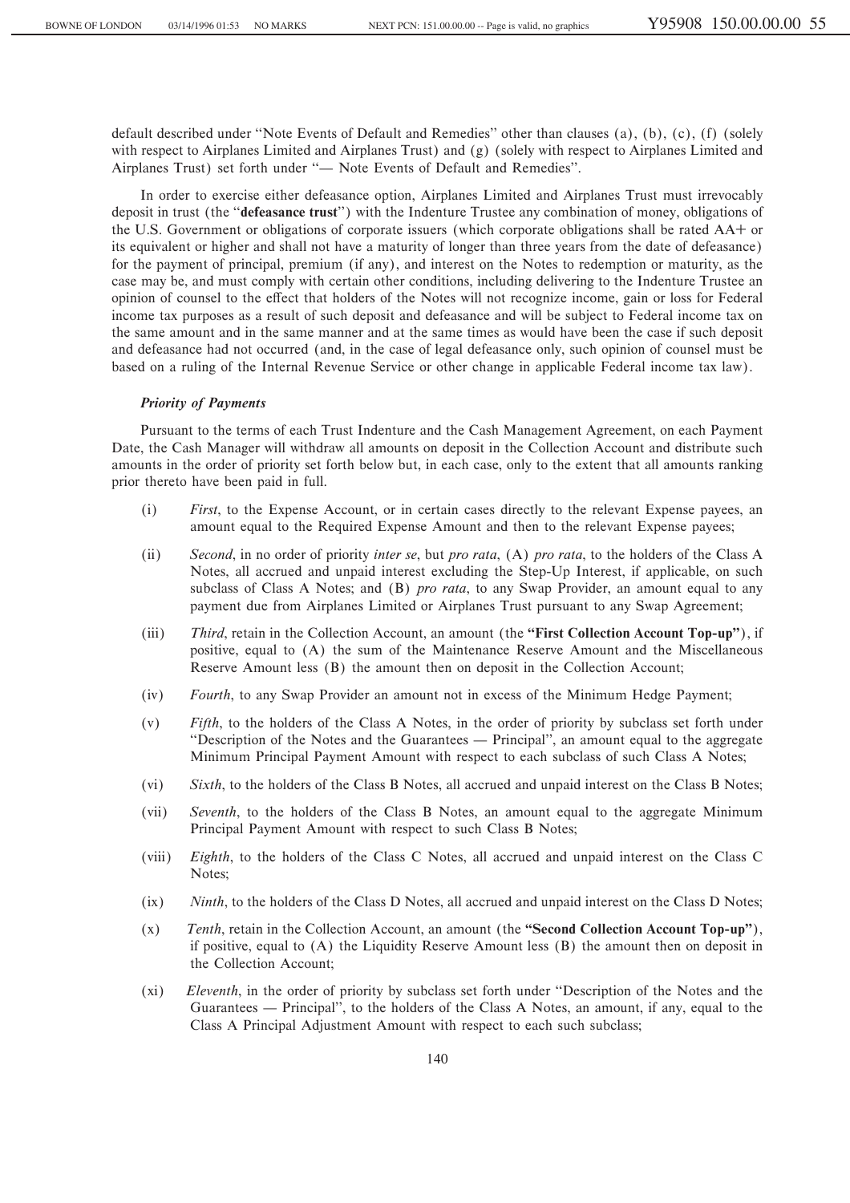default described under "Note Events of Default and Remedies" other than clauses (a), (b), (c), (f) (solely with respect to Airplanes Limited and Airplanes Trust) and (g) (solely with respect to Airplanes Limited and Airplanes Trust) set forth under "— Note Events of Default and Remedies".

In order to exercise either defeasance option, Airplanes Limited and Airplanes Trust must irrevocably deposit in trust (the "**defeasance trust**") with the Indenture Trustee any combination of money, obligations of the U.S. Government or obligations of corporate issuers (which corporate obligations shall be rated AA+ or its equivalent or higher and shall not have a maturity of longer than three years from the date of defeasance) for the payment of principal, premium (if any), and interest on the Notes to redemption or maturity, as the case may be, and must comply with certain other conditions, including delivering to the Indenture Trustee an opinion of counsel to the effect that holders of the Notes will not recognize income, gain or loss for Federal income tax purposes as a result of such deposit and defeasance and will be subject to Federal income tax on the same amount and in the same manner and at the same times as would have been the case if such deposit and defeasance had not occurred (and, in the case of legal defeasance only, such opinion of counsel must be based on a ruling of the Internal Revenue Service or other change in applicable Federal income tax law).

### *Priority of Payments*

Pursuant to the terms of each Trust Indenture and the Cash Management Agreement, on each Payment Date, the Cash Manager will withdraw all amounts on deposit in the Collection Account and distribute such amounts in the order of priority set forth below but, in each case, only to the extent that all amounts ranking prior thereto have been paid in full.

(i) *First*, to the Expense Account, or in certain cases directly to the relevant Expense payees, an amount equal to the Required Expense Amount and then to the relevant Expense payees;

(ii) *Second*, in no order of priority *inter se*, but *pro rata*, (A) *pro rata*, to the holders of the Class A Notes, all accrued and unpaid interest excluding the Step-Up Interest, if applicable, on such subclass of Class A Notes; and (B) *pro rata*, to any Swap Provider, an amount equal to any payment due from Airplanes Limited or Airplanes Trust pursuant to any Swap Agreement;

(iii) *Third*, retain in the Collection Account, an amount (the **"First Collection Account Top-up"**), if positive, equal to (A) the sum of the Maintenance Reserve Amount and the Miscellaneous Reserve Amount less (B) the amount then on deposit in the Collection Account;

(iv) *Fourth*, to any Swap Provider an amount not in excess of the Minimum Hedge Payment;

(v) *Fifth*, to the holders of the Class A Notes, in the order of priority by subclass set forth under "Description of the Notes and the Guarantees — Principal", an amount equal to the aggregate Minimum Principal Payment Amount with respect to each subclass of such Class A Notes;

(vi) *Sixth*, to the holders of the Class B Notes, all accrued and unpaid interest on the Class B Notes;

(vii) *Seventh*, to the holders of the Class B Notes, an amount equal to the aggregate Minimum Principal Payment Amount with respect to such Class B Notes;

(viii) *Eighth*, to the holders of the Class C Notes, all accrued and unpaid interest on the Class C Notes;

(ix) *Ninth*, to the holders of the Class D Notes, all accrued and unpaid interest on the Class D Notes;

(x) *Tenth*, retain in the Collection Account, an amount (the **"Second Collection Account Top-up"**), if positive, equal to (A) the Liquidity Reserve Amount less (B) the amount then on deposit in the Collection Account;

(xi) *Eleventh*, in the order of priority by subclass set forth under "Description of the Notes and the Guarantees — Principal", to the holders of the Class A Notes, an amount, if any, equal to the Class A Principal Adjustment Amount with respect to each such subclass;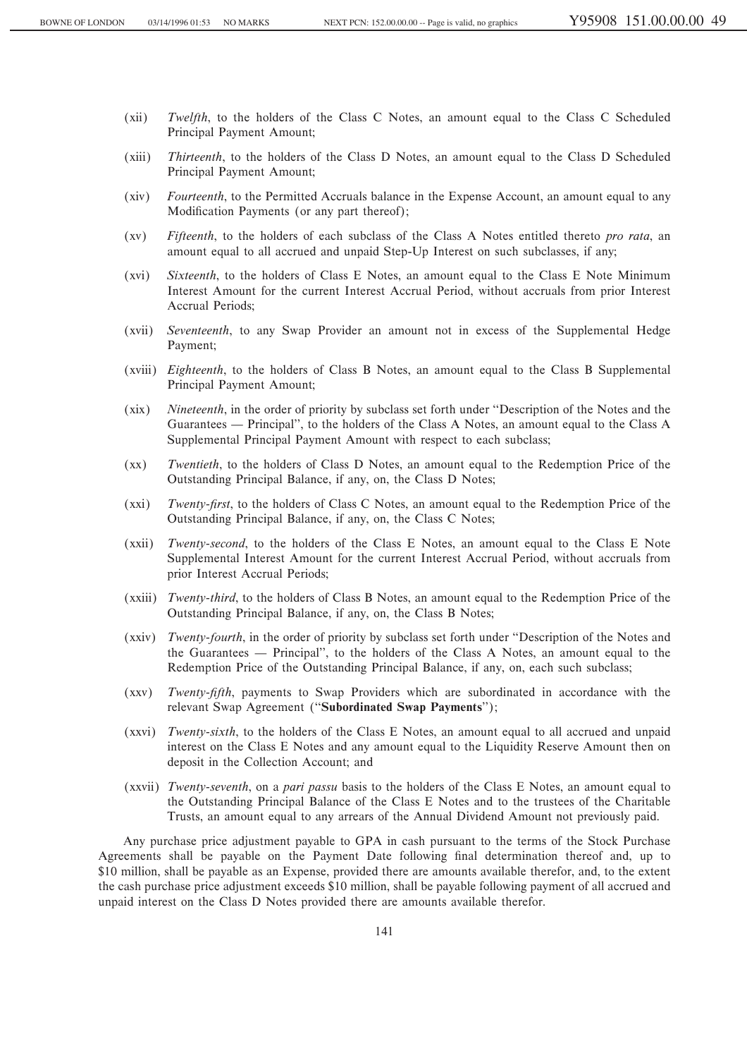(xii) *Twelfth*, to the holders of the Class C Notes, an amount equal to the Class C Scheduled Principal Payment Amount;

(xiii) *Thirteenth*, to the holders of the Class D Notes, an amount equal to the Class D Scheduled Principal Payment Amount;

(xiv) *Fourteenth*, to the Permitted Accruals balance in the Expense Account, an amount equal to any Modification Payments (or any part thereof);

(xv) *Fifteenth*, to the holders of each subclass of the Class A Notes entitled thereto *pro rata*, an amount equal to all accrued and unpaid Step-Up Interest on such subclasses, if any;

(xvi) *Sixteenth*, to the holders of Class E Notes, an amount equal to the Class E Note Minimum Interest Amount for the current Interest Accrual Period, without accruals from prior Interest Accrual Periods;

(xvii) *Seventeenth*, to any Swap Provider an amount not in excess of the Supplemental Hedge Payment;

(xviii) *Eighteenth*, to the holders of Class B Notes, an amount equal to the Class B Supplemental Principal Payment Amount;

(xix) *Nineteenth*, in the order of priority by subclass set forth under "Description of the Notes and the Guarantees — Principal", to the holders of the Class A Notes, an amount equal to the Class A Supplemental Principal Payment Amount with respect to each subclass;

(xx) *Twentieth*, to the holders of Class D Notes, an amount equal to the Redemption Price of the Outstanding Principal Balance, if any, on, the Class D Notes;

(xxi) *Twenty-first*, to the holders of Class C Notes, an amount equal to the Redemption Price of the Outstanding Principal Balance, if any, on, the Class C Notes;

(xxii) *Twenty-second*, to the holders of the Class E Notes, an amount equal to the Class E Note Supplemental Interest Amount for the current Interest Accrual Period, without accruals from prior Interest Accrual Periods;

(xxiii) *Twenty-third*, to the holders of Class B Notes, an amount equal to the Redemption Price of the Outstanding Principal Balance, if any, on, the Class B Notes;

(xxiv) *Twenty-fourth*, in the order of priority by subclass set forth under "Description of the Notes and the Guarantees — Principal", to the holders of the Class A Notes, an amount equal to the Redemption Price of the Outstanding Principal Balance, if any, on, each such subclass;

(xxv) *Twenty-fifth*, payments to Swap Providers which are subordinated in accordance with the relevant Swap Agreement ("**Subordinated Swap Payments**");

(xxvi) *Twenty-sixth*, to the holders of the Class E Notes, an amount equal to all accrued and unpaid interest on the Class E Notes and any amount equal to the Liquidity Reserve Amount then on deposit in the Collection Account; and

(xxvii) *Twenty-seventh*, on a *pari passu* basis to the holders of the Class E Notes, an amount equal to the Outstanding Principal Balance of the Class E Notes and to the trustees of the Charitable Trusts, an amount equal to any arrears of the Annual Dividend Amount not previously paid.

Any purchase price adjustment payable to GPA in cash pursuant to the terms of the Stock Purchase Agreements shall be payable on the Payment Date following final determination thereof and, up to \$10 million, shall be payable as an Expense, provided there are amounts available therefor, and, to the extent the cash purchase price adjustment exceeds \$10 million, shall be payable following payment of all accrued and unpaid interest on the Class D Notes provided there are amounts available therefor.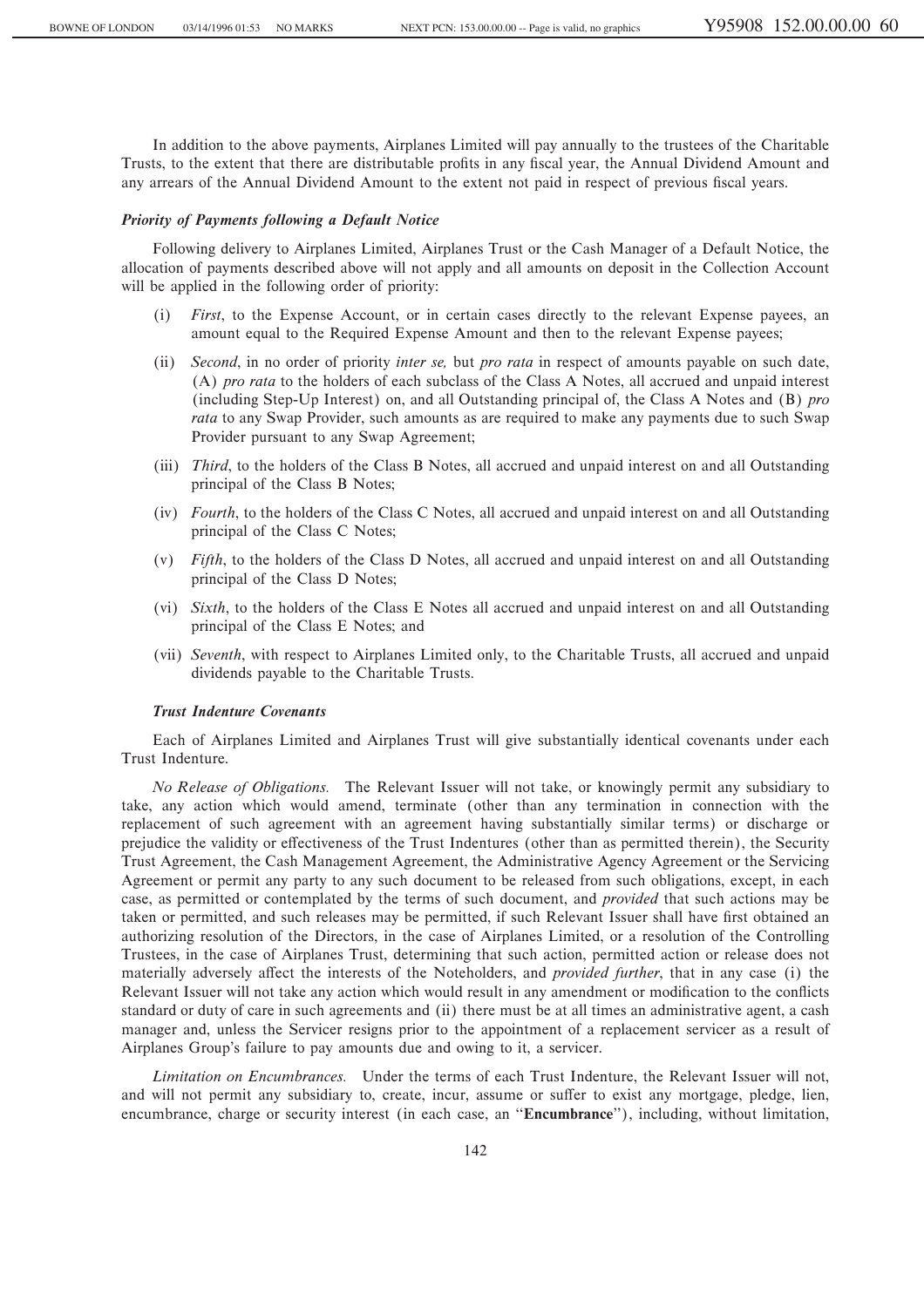In addition to the above payments, Airplanes Limited will pay annually to the trustees of the Charitable Trusts, to the extent that there are distributable profits in any fiscal year, the Annual Dividend Amount and any arrears of the Annual Dividend Amount to the extent not paid in respect of previous fiscal years.

***Priority of Payments following a Default Notice***

Following delivery to Airplanes Limited, Airplanes Trust or the Cash Manager of a Default Notice, the allocation of payments described above will not apply and all amounts on deposit in the Collection Account will be applied in the following order of priority:

(i) *First*, to the Expense Account, or in certain cases directly to the relevant Expense payees, an amount equal to the Required Expense Amount and then to the relevant Expense payees;

(ii) *Second*, in no order of priority *inter se,* but *pro rata* in respect of amounts payable on such date, (A) *pro rata* to the holders of each subclass of the Class A Notes, all accrued and unpaid interest (including Step-Up Interest) on, and all Outstanding principal of, the Class A Notes and (B) *pro rata* to any Swap Provider, such amounts as are required to make any payments due to such Swap Provider pursuant to any Swap Agreement;

(iii) *Third*, to the holders of the Class B Notes, all accrued and unpaid interest on and all Outstanding principal of the Class B Notes;

(iv) *Fourth*, to the holders of the Class C Notes, all accrued and unpaid interest on and all Outstanding principal of the Class C Notes;

(v) *Fifth*, to the holders of the Class D Notes, all accrued and unpaid interest on and all Outstanding principal of the Class D Notes;

(vi) *Sixth*, to the holders of the Class E Notes all accrued and unpaid interest on and all Outstanding principal of the Class E Notes; and

(vii) *Seventh*, with respect to Airplanes Limited only, to the Charitable Trusts, all accrued and unpaid dividends payable to the Charitable Trusts.

***Trust Indenture Covenants***

Each of Airplanes Limited and Airplanes Trust will give substantially identical covenants under each Trust Indenture.

*No Release of Obligations.* The Relevant Issuer will not take, or knowingly permit any subsidiary to take, any action which would amend, terminate (other than any termination in connection with the replacement of such agreement with an agreement having substantially similar terms) or discharge or prejudice the validity or effectiveness of the Trust Indentures (other than as permitted therein), the Security Trust Agreement, the Cash Management Agreement, the Administrative Agency Agreement or the Servicing Agreement or permit any party to any such document to be released from such obligations, except, in each case, as permitted or contemplated by the terms of such document, and *provided* that such actions may be taken or permitted, and such releases may be permitted, if such Relevant Issuer shall have first obtained an authorizing resolution of the Directors, in the case of Airplanes Limited, or a resolution of the Controlling Trustees, in the case of Airplanes Trust, determining that such action, permitted action or release does not materially adversely affect the interests of the Noteholders, and *provided further*, that in any case (i) the Relevant Issuer will not take any action which would result in any amendment or modification to the conflicts standard or duty of care in such agreements and (ii) there must be at all times an administrative agent, a cash manager and, unless the Servicer resigns prior to the appointment of a replacement servicer as a result of Airplanes Group's failure to pay amounts due and owing to it, a servicer.

*Limitation on Encumbrances.* Under the terms of each Trust Indenture, the Relevant Issuer will not, and will not permit any subsidiary to, create, incur, assume or suffer to exist any mortgage, pledge, lien, encumbrance, charge or security interest (in each case, an "**Encumbrance**"), including, without limitation,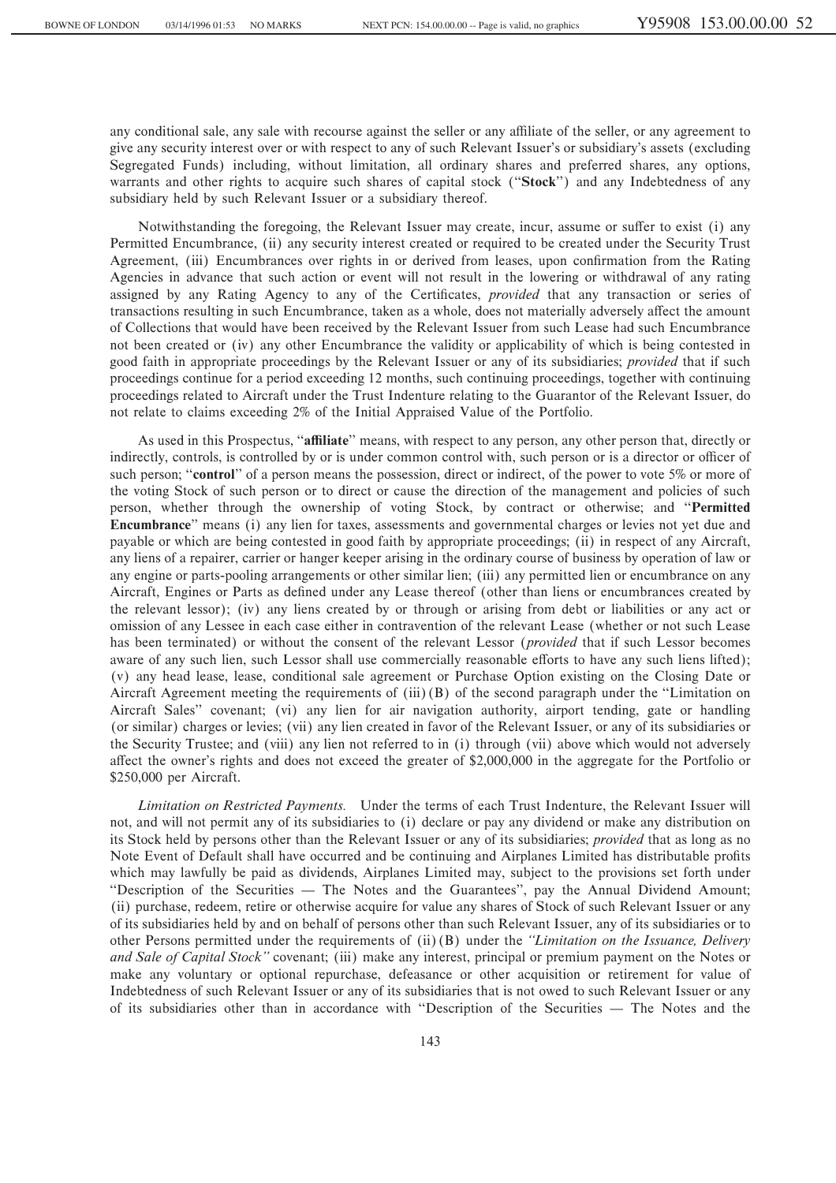any conditional sale, any sale with recourse against the seller or any affiliate of the seller, or any agreement to give any security interest over or with respect to any of such Relevant Issuer's or subsidiary's assets (excluding Segregated Funds) including, without limitation, all ordinary shares and preferred shares, any options, warrants and other rights to acquire such shares of capital stock ("**Stock**") and any Indebtedness of any subsidiary held by such Relevant Issuer or a subsidiary thereof.

Notwithstanding the foregoing, the Relevant Issuer may create, incur, assume or suffer to exist (i) any Permitted Encumbrance, (ii) any security interest created or required to be created under the Security Trust Agreement, (iii) Encumbrances over rights in or derived from leases, upon confirmation from the Rating Agencies in advance that such action or event will not result in the lowering or withdrawal of any rating assigned by any Rating Agency to any of the Certificates, *provided* that any transaction or series of transactions resulting in such Encumbrance, taken as a whole, does not materially adversely affect the amount of Collections that would have been received by the Relevant Issuer from such Lease had such Encumbrance not been created or (iv) any other Encumbrance the validity or applicability of which is being contested in good faith in appropriate proceedings by the Relevant Issuer or any of its subsidiaries; *provided* that if such proceedings continue for a period exceeding 12 months, such continuing proceedings, together with continuing proceedings related to Aircraft under the Trust Indenture relating to the Guarantor of the Relevant Issuer, do not relate to claims exceeding 2% of the Initial Appraised Value of the Portfolio.

As used in this Prospectus, "**affiliate**" means, with respect to any person, any other person that, directly or indirectly, controls, is controlled by or is under common control with, such person or is a director or officer of such person; "**control**" of a person means the possession, direct or indirect, of the power to vote 5% or more of the voting Stock of such person or to direct or cause the direction of the management and policies of such person, whether through the ownership of voting Stock, by contract or otherwise; and "**Permitted Encumbrance**" means (i) any lien for taxes, assessments and governmental charges or levies not yet due and payable or which are being contested in good faith by appropriate proceedings; (ii) in respect of any Aircraft, any liens of a repairer, carrier or hanger keeper arising in the ordinary course of business by operation of law or any engine or parts-pooling arrangements or other similar lien; (iii) any permitted lien or encumbrance on any Aircraft, Engines or Parts as defined under any Lease thereof (other than liens or encumbrances created by the relevant lessor); (iv) any liens created by or through or arising from debt or liabilities or any act or omission of any Lessee in each case either in contravention of the relevant Lease (whether or not such Lease has been terminated) or without the consent of the relevant Lessor (*provided* that if such Lessor becomes aware of any such lien, such Lessor shall use commercially reasonable efforts to have any such liens lifted); (v) any head lease, lease, conditional sale agreement or Purchase Option existing on the Closing Date or Aircraft Agreement meeting the requirements of (iii) (B) of the second paragraph under the "Limitation on Aircraft Sales" covenant; (vi) any lien for air navigation authority, airport tending, gate or handling (or similar) charges or levies; (vii) any lien created in favor of the Relevant Issuer, or any of its subsidiaries or the Security Trustee; and (viii) any lien not referred to in (i) through (vii) above which would not adversely affect the owner's rights and does not exceed the greater of $2,000,000 in the aggregate for the Portfolio or $250,000 per Aircraft.

*Limitation on Restricted Payments.* Under the terms of each Trust Indenture, the Relevant Issuer will not, and will not permit any of its subsidiaries to (i) declare or pay any dividend or make any distribution on its Stock held by persons other than the Relevant Issuer or any of its subsidiaries; *provided* that as long as no Note Event of Default shall have occurred and be continuing and Airplanes Limited has distributable profits which may lawfully be paid as dividends, Airplanes Limited may, subject to the provisions set forth under "Description of the Securities — The Notes and the Guarantees", pay the Annual Dividend Amount; (ii) purchase, redeem, retire or otherwise acquire for value any shares of Stock of such Relevant Issuer or any of its subsidiaries held by and on behalf of persons other than such Relevant Issuer, any of its subsidiaries or to other Persons permitted under the requirements of (ii) (B) under the *"Limitation on the Issuance, Delivery and Sale of Capital Stock"* covenant; (iii) make any interest, principal or premium payment on the Notes or make any voluntary or optional repurchase, defeasance or other acquisition or retirement for value of Indebtedness of such Relevant Issuer or any of its subsidiaries that is not owed to such Relevant Issuer or any of its subsidiaries other than in accordance with "Description of the Securities — The Notes and the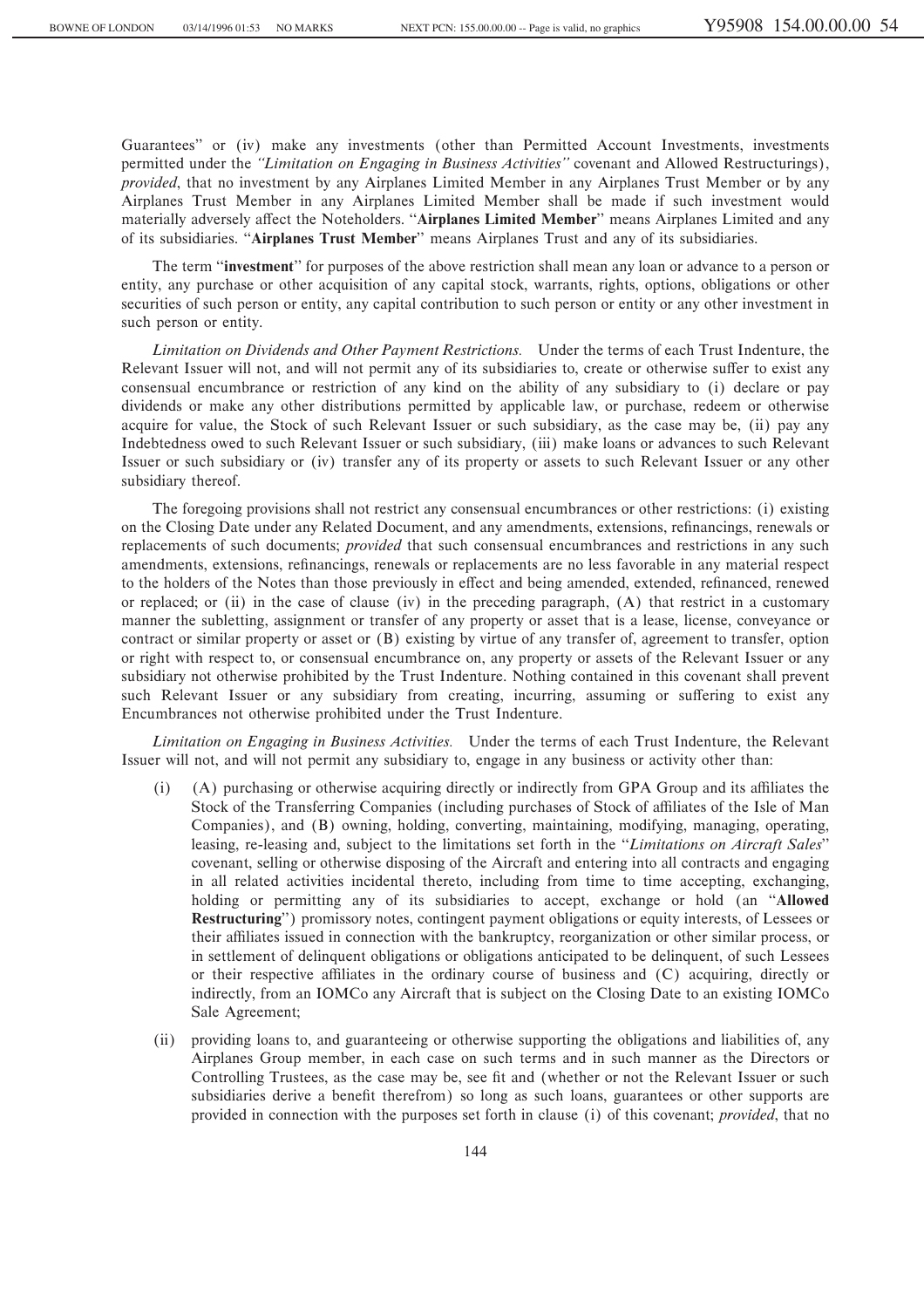Guarantees" or (iv) make any investments (other than Permitted Account Investments, investments permitted under the *"Limitation on Engaging in Business Activities"* covenant and Allowed Restructurings), *provided*, that no investment by any Airplanes Limited Member in any Airplanes Trust Member or by any Airplanes Trust Member in any Airplanes Limited Member shall be made if such investment would materially adversely affect the Noteholders. "**Airplanes Limited Member**" means Airplanes Limited and any of its subsidiaries. "**Airplanes Trust Member**" means Airplanes Trust and any of its subsidiaries.

The term "**investment**" for purposes of the above restriction shall mean any loan or advance to a person or entity, any purchase or other acquisition of any capital stock, warrants, rights, options, obligations or other securities of such person or entity, any capital contribution to such person or entity or any other investment in such person or entity.

*Limitation on Dividends and Other Payment Restrictions.* Under the terms of each Trust Indenture, the Relevant Issuer will not, and will not permit any of its subsidiaries to, create or otherwise suffer to exist any consensual encumbrance or restriction of any kind on the ability of any subsidiary to (i) declare or pay dividends or make any other distributions permitted by applicable law, or purchase, redeem or otherwise acquire for value, the Stock of such Relevant Issuer or such subsidiary, as the case may be, (ii) pay any Indebtedness owed to such Relevant Issuer or such subsidiary, (iii) make loans or advances to such Relevant Issuer or such subsidiary or (iv) transfer any of its property or assets to such Relevant Issuer or any other subsidiary thereof.

The foregoing provisions shall not restrict any consensual encumbrances or other restrictions: (i) existing on the Closing Date under any Related Document, and any amendments, extensions, refinancings, renewals or replacements of such documents; *provided* that such consensual encumbrances and restrictions in any such amendments, extensions, refinancings, renewals or replacements are no less favorable in any material respect to the holders of the Notes than those previously in effect and being amended, extended, refinanced, renewed or replaced; or (ii) in the case of clause (iv) in the preceding paragraph, (A) that restrict in a customary manner the subletting, assignment or transfer of any property or asset that is a lease, license, conveyance or contract or similar property or asset or (B) existing by virtue of any transfer of, agreement to transfer, option or right with respect to, or consensual encumbrance on, any property or assets of the Relevant Issuer or any subsidiary not otherwise prohibited by the Trust Indenture. Nothing contained in this covenant shall prevent such Relevant Issuer or any subsidiary from creating, incurring, assuming or suffering to exist any Encumbrances not otherwise prohibited under the Trust Indenture.

*Limitation on Engaging in Business Activities.* Under the terms of each Trust Indenture, the Relevant Issuer will not, and will not permit any subsidiary to, engage in any business or activity other than:

(i) (A) purchasing or otherwise acquiring directly or indirectly from GPA Group and its affiliates the Stock of the Transferring Companies (including purchases of Stock of affiliates of the Isle of Man Companies), and (B) owning, holding, converting, maintaining, modifying, managing, operating, leasing, re-leasing and, subject to the limitations set forth in the "*Limitations on Aircraft Sales*" covenant, selling or otherwise disposing of the Aircraft and entering into all contracts and engaging in all related activities incidental thereto, including from time to time accepting, exchanging, holding or permitting any of its subsidiaries to accept, exchange or hold (an "**Allowed Restructuring**") promissory notes, contingent payment obligations or equity interests, of Lessees or their affiliates issued in connection with the bankruptcy, reorganization or other similar process, or in settlement of delinquent obligations or obligations anticipated to be delinquent, of such Lessees or their respective affiliates in the ordinary course of business and (C) acquiring, directly or indirectly, from an IOMCo any Aircraft that is subject on the Closing Date to an existing IOMCo Sale Agreement;

(ii) providing loans to, and guaranteeing or otherwise supporting the obligations and liabilities of, any Airplanes Group member, in each case on such terms and in such manner as the Directors or Controlling Trustees, as the case may be, see fit and (whether or not the Relevant Issuer or such subsidiaries derive a benefit therefrom) so long as such loans, guarantees or other supports are provided in connection with the purposes set forth in clause (i) of this covenant; *provided*, that no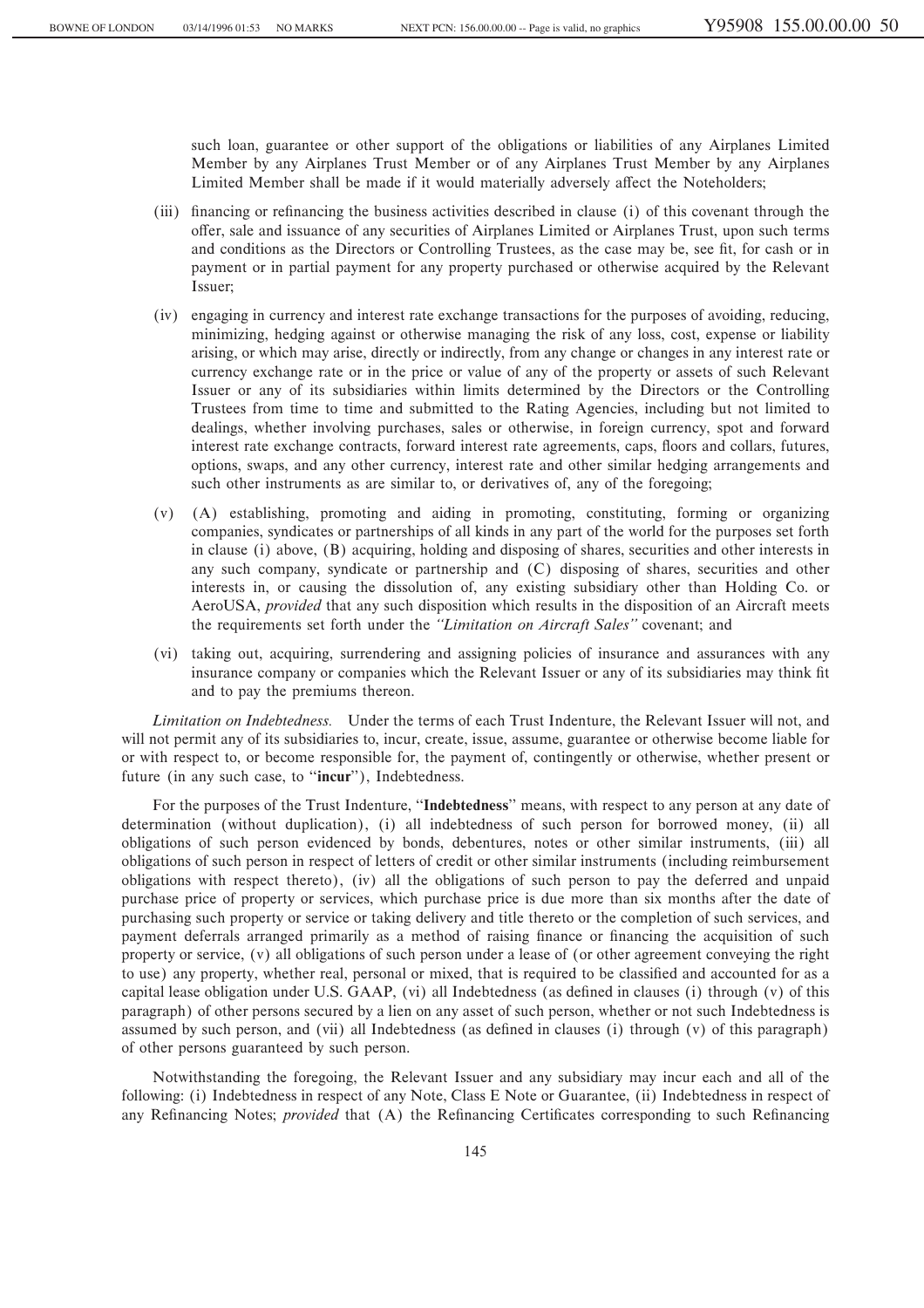such loan, guarantee or other support of the obligations or liabilities of any Airplanes Limited Member by any Airplanes Trust Member or of any Airplanes Trust Member by any Airplanes Limited Member shall be made if it would materially adversely affect the Noteholders;

(iii) financing or refinancing the business activities described in clause (i) of this covenant through the offer, sale and issuance of any securities of Airplanes Limited or Airplanes Trust, upon such terms and conditions as the Directors or Controlling Trustees, as the case may be, see fit, for cash or in payment or in partial payment for any property purchased or otherwise acquired by the Relevant Issuer;

(iv) engaging in currency and interest rate exchange transactions for the purposes of avoiding, reducing, minimizing, hedging against or otherwise managing the risk of any loss, cost, expense or liability arising, or which may arise, directly or indirectly, from any change or changes in any interest rate or currency exchange rate or in the price or value of any of the property or assets of such Relevant Issuer or any of its subsidiaries within limits determined by the Directors or the Controlling Trustees from time to time and submitted to the Rating Agencies, including but not limited to dealings, whether involving purchases, sales or otherwise, in foreign currency, spot and forward interest rate exchange contracts, forward interest rate agreements, caps, floors and collars, futures, options, swaps, and any other currency, interest rate and other similar hedging arrangements and such other instruments as are similar to, or derivatives of, any of the foregoing;

(v) (A) establishing, promoting and aiding in promoting, constituting, forming or organizing companies, syndicates or partnerships of all kinds in any part of the world for the purposes set forth in clause (i) above, (B) acquiring, holding and disposing of shares, securities and other interests in any such company, syndicate or partnership and (C) disposing of shares, securities and other interests in, or causing the dissolution of, any existing subsidiary other than Holding Co. or AeroUSA, *provided* that any such disposition which results in the disposition of an Aircraft meets the requirements set forth under the *"Limitation on Aircraft Sales"* covenant; and

(vi) taking out, acquiring, surrendering and assigning policies of insurance and assurances with any insurance company or companies which the Relevant Issuer or any of its subsidiaries may think fit and to pay the premiums thereon.

*Limitation on Indebtedness.* Under the terms of each Trust Indenture, the Relevant Issuer will not, and will not permit any of its subsidiaries to, incur, create, issue, assume, guarantee or otherwise become liable for or with respect to, or become responsible for, the payment of, contingently or otherwise, whether present or future (in any such case, to "**incur**"), Indebtedness.

For the purposes of the Trust Indenture, "**Indebtedness**" means, with respect to any person at any date of determination (without duplication), (i) all indebtedness of such person for borrowed money, (ii) all obligations of such person evidenced by bonds, debentures, notes or other similar instruments, (iii) all obligations of such person in respect of letters of credit or other similar instruments (including reimbursement obligations with respect thereto), (iv) all the obligations of such person to pay the deferred and unpaid purchase price of property or services, which purchase price is due more than six months after the date of purchasing such property or service or taking delivery and title thereto or the completion of such services, and payment deferrals arranged primarily as a method of raising finance or financing the acquisition of such property or service, (v) all obligations of such person under a lease of (or other agreement conveying the right to use) any property, whether real, personal or mixed, that is required to be classified and accounted for as a capital lease obligation under U.S. GAAP, (vi) all Indebtedness (as defined in clauses (i) through (v) of this paragraph) of other persons secured by a lien on any asset of such person, whether or not such Indebtedness is assumed by such person, and (vii) all Indebtedness (as defined in clauses (i) through (v) of this paragraph) of other persons guaranteed by such person.

Notwithstanding the foregoing, the Relevant Issuer and any subsidiary may incur each and all of the following: (i) Indebtedness in respect of any Note, Class E Note or Guarantee, (ii) Indebtedness in respect of any Refinancing Notes; *provided* that (A) the Refinancing Certificates corresponding to such Refinancing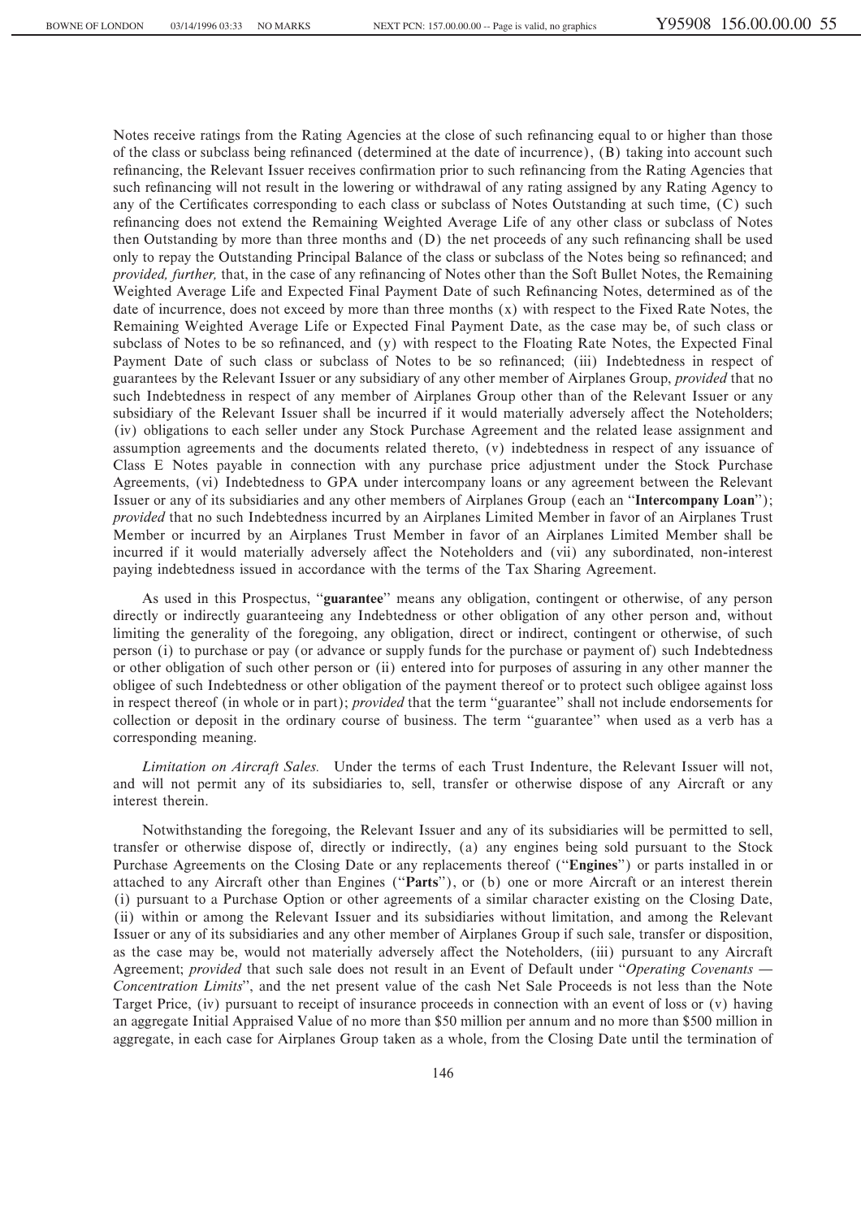Notes receive ratings from the Rating Agencies at the close of such refinancing equal to or higher than those of the class or subclass being refinanced (determined at the date of incurrence), (B) taking into account such refinancing, the Relevant Issuer receives confirmation prior to such refinancing from the Rating Agencies that such refinancing will not result in the lowering or withdrawal of any rating assigned by any Rating Agency to any of the Certificates corresponding to each class or subclass of Notes Outstanding at such time, (C) such refinancing does not extend the Remaining Weighted Average Life of any other class or subclass of Notes then Outstanding by more than three months and (D) the net proceeds of any such refinancing shall be used only to repay the Outstanding Principal Balance of the class or subclass of the Notes being so refinanced; and *provided, further,* that, in the case of any refinancing of Notes other than the Soft Bullet Notes, the Remaining Weighted Average Life and Expected Final Payment Date of such Refinancing Notes, determined as of the date of incurrence, does not exceed by more than three months (x) with respect to the Fixed Rate Notes, the Remaining Weighted Average Life or Expected Final Payment Date, as the case may be, of such class or subclass of Notes to be so refinanced, and (y) with respect to the Floating Rate Notes, the Expected Final Payment Date of such class or subclass of Notes to be so refinanced; (iii) Indebtedness in respect of guarantees by the Relevant Issuer or any subsidiary of any other member of Airplanes Group, *provided* that no such Indebtedness in respect of any member of Airplanes Group other than of the Relevant Issuer or any subsidiary of the Relevant Issuer shall be incurred if it would materially adversely affect the Noteholders; (iv) obligations to each seller under any Stock Purchase Agreement and the related lease assignment and assumption agreements and the documents related thereto, (v) indebtedness in respect of any issuance of Class E Notes payable in connection with any purchase price adjustment under the Stock Purchase Agreements, (vi) Indebtedness to GPA under intercompany loans or any agreement between the Relevant Issuer or any of its subsidiaries and any other members of Airplanes Group (each an "**Intercompany Loan**"); *provided* that no such Indebtedness incurred by an Airplanes Limited Member in favor of an Airplanes Trust Member or incurred by an Airplanes Trust Member in favor of an Airplanes Limited Member shall be incurred if it would materially adversely affect the Noteholders and (vii) any subordinated, non-interest paying indebtedness issued in accordance with the terms of the Tax Sharing Agreement.

As used in this Prospectus, "**guarantee**" means any obligation, contingent or otherwise, of any person directly or indirectly guaranteeing any Indebtedness or other obligation of any other person and, without limiting the generality of the foregoing, any obligation, direct or indirect, contingent or otherwise, of such person (i) to purchase or pay (or advance or supply funds for the purchase or payment of) such Indebtedness or other obligation of such other person or (ii) entered into for purposes of assuring in any other manner the obligee of such Indebtedness or other obligation of the payment thereof or to protect such obligee against loss in respect thereof (in whole or in part); *provided* that the term "guarantee" shall not include endorsements for collection or deposit in the ordinary course of business. The term "guarantee" when used as a verb has a corresponding meaning.

*Limitation on Aircraft Sales.* Under the terms of each Trust Indenture, the Relevant Issuer will not, and will not permit any of its subsidiaries to, sell, transfer or otherwise dispose of any Aircraft or any interest therein.

Notwithstanding the foregoing, the Relevant Issuer and any of its subsidiaries will be permitted to sell, transfer or otherwise dispose of, directly or indirectly, (a) any engines being sold pursuant to the Stock Purchase Agreements on the Closing Date or any replacements thereof ("**Engines**") or parts installed in or attached to any Aircraft other than Engines ("**Parts**"), or (b) one or more Aircraft or an interest therein (i) pursuant to a Purchase Option or other agreements of a similar character existing on the Closing Date, (ii) within or among the Relevant Issuer and its subsidiaries without limitation, and among the Relevant Issuer or any of its subsidiaries and any other member of Airplanes Group if such sale, transfer or disposition, as the case may be, would not materially adversely affect the Noteholders, (iii) pursuant to any Aircraft Agreement; *provided* that such sale does not result in an Event of Default under "*Operating Covenants — Concentration Limits*", and the net present value of the cash Net Sale Proceeds is not less than the Note Target Price, (iv) pursuant to receipt of insurance proceeds in connection with an event of loss or (v) having an aggregate Initial Appraised Value of no more than $50 million per annum and no more than $500 million in aggregate, in each case for Airplanes Group taken as a whole, from the Closing Date until the termination of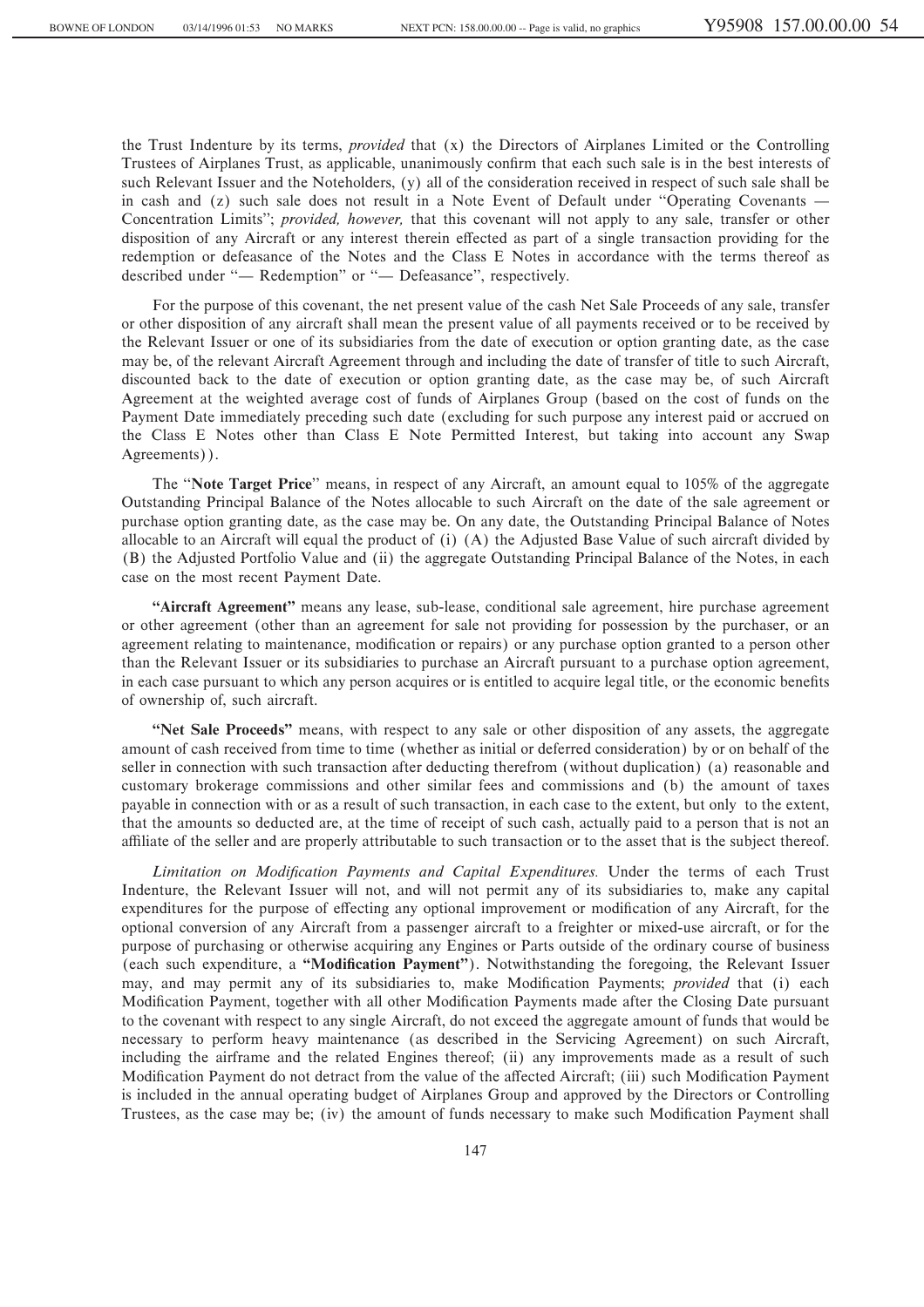the Trust Indenture by its terms, *provided* that (x) the Directors of Airplanes Limited or the Controlling Trustees of Airplanes Trust, as applicable, unanimously confirm that each such sale is in the best interests of such Relevant Issuer and the Noteholders, (y) all of the consideration received in respect of such sale shall be in cash and (z) such sale does not result in a Note Event of Default under "Operating Covenants — Concentration Limits"; *provided, however,* that this covenant will not apply to any sale, transfer or other disposition of any Aircraft or any interest therein effected as part of a single transaction providing for the redemption or defeasance of the Notes and the Class E Notes in accordance with the terms thereof as described under "— Redemption" or "— Defeasance", respectively.

For the purpose of this covenant, the net present value of the cash Net Sale Proceeds of any sale, transfer or other disposition of any aircraft shall mean the present value of all payments received or to be received by the Relevant Issuer or one of its subsidiaries from the date of execution or option granting date, as the case may be, of the relevant Aircraft Agreement through and including the date of transfer of title to such Aircraft, discounted back to the date of execution or option granting date, as the case may be, of such Aircraft Agreement at the weighted average cost of funds of Airplanes Group (based on the cost of funds on the Payment Date immediately preceding such date (excluding for such purpose any interest paid or accrued on the Class E Notes other than Class E Note Permitted Interest, but taking into account any Swap Agreements)).

The "**Note Target Price**" means, in respect of any Aircraft, an amount equal to 105% of the aggregate Outstanding Principal Balance of the Notes allocable to such Aircraft on the date of the sale agreement or purchase option granting date, as the case may be. On any date, the Outstanding Principal Balance of Notes allocable to an Aircraft will equal the product of (i) (A) the Adjusted Base Value of such aircraft divided by (B) the Adjusted Portfolio Value and (ii) the aggregate Outstanding Principal Balance of the Notes, in each case on the most recent Payment Date.

**"Aircraft Agreement"** means any lease, sub-lease, conditional sale agreement, hire purchase agreement or other agreement (other than an agreement for sale not providing for possession by the purchaser, or an agreement relating to maintenance, modification or repairs) or any purchase option granted to a person other than the Relevant Issuer or its subsidiaries to purchase an Aircraft pursuant to a purchase option agreement, in each case pursuant to which any person acquires or is entitled to acquire legal title, or the economic benefits of ownership of, such aircraft.

**"Net Sale Proceeds"** means, with respect to any sale or other disposition of any assets, the aggregate amount of cash received from time to time (whether as initial or deferred consideration) by or on behalf of the seller in connection with such transaction after deducting therefrom (without duplication) (a) reasonable and customary brokerage commissions and other similar fees and commissions and (b) the amount of taxes payable in connection with or as a result of such transaction, in each case to the extent, but only to the extent, that the amounts so deducted are, at the time of receipt of such cash, actually paid to a person that is not an affiliate of the seller and are properly attributable to such transaction or to the asset that is the subject thereof.

*Limitation on Modification Payments and Capital Expenditures.* Under the terms of each Trust Indenture, the Relevant Issuer will not, and will not permit any of its subsidiaries to, make any capital expenditures for the purpose of effecting any optional improvement or modification of any Aircraft, for the optional conversion of any Aircraft from a passenger aircraft to a freighter or mixed-use aircraft, or for the purpose of purchasing or otherwise acquiring any Engines or Parts outside of the ordinary course of business (each such expenditure, a **"Modification Payment"**). Notwithstanding the foregoing, the Relevant Issuer may, and may permit any of its subsidiaries to, make Modification Payments; *provided* that (i) each Modification Payment, together with all other Modification Payments made after the Closing Date pursuant to the covenant with respect to any single Aircraft, do not exceed the aggregate amount of funds that would be necessary to perform heavy maintenance (as described in the Servicing Agreement) on such Aircraft, including the airframe and the related Engines thereof; (ii) any improvements made as a result of such Modification Payment do not detract from the value of the affected Aircraft; (iii) such Modification Payment is included in the annual operating budget of Airplanes Group and approved by the Directors or Controlling Trustees, as the case may be; (iv) the amount of funds necessary to make such Modification Payment shall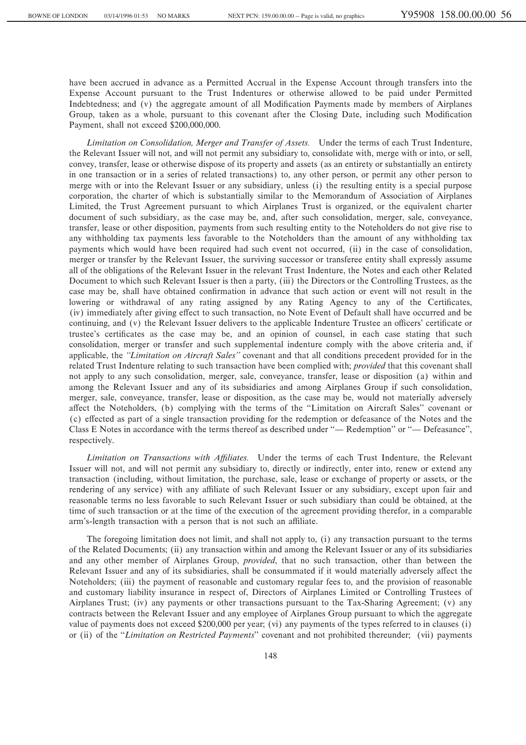have been accrued in advance as a Permitted Accrual in the Expense Account through transfers into the Expense Account pursuant to the Trust Indentures or otherwise allowed to be paid under Permitted Indebtedness; and (v) the aggregate amount of all Modification Payments made by members of Airplanes Group, taken as a whole, pursuant to this covenant after the Closing Date, including such Modification Payment, shall not exceed $200,000,000.

*Limitation on Consolidation, Merger and Transfer of Assets.* Under the terms of each Trust Indenture, the Relevant Issuer will not, and will not permit any subsidiary to, consolidate with, merge with or into, or sell, convey, transfer, lease or otherwise dispose of its property and assets (as an entirety or substantially an entirety in one transaction or in a series of related transactions) to, any other person, or permit any other person to merge with or into the Relevant Issuer or any subsidiary, unless (i) the resulting entity is a special purpose corporation, the charter of which is substantially similar to the Memorandum of Association of Airplanes Limited, the Trust Agreement pursuant to which Airplanes Trust is organized, or the equivalent charter document of such subsidiary, as the case may be, and, after such consolidation, merger, sale, conveyance, transfer, lease or other disposition, payments from such resulting entity to the Noteholders do not give rise to any withholding tax payments less favorable to the Noteholders than the amount of any withholding tax payments which would have been required had such event not occurred, (ii) in the case of consolidation, merger or transfer by the Relevant Issuer, the surviving successor or transferee entity shall expressly assume all of the obligations of the Relevant Issuer in the relevant Trust Indenture, the Notes and each other Related Document to which such Relevant Issuer is then a party, (iii) the Directors or the Controlling Trustees, as the case may be, shall have obtained confirmation in advance that such action or event will not result in the lowering or withdrawal of any rating assigned by any Rating Agency to any of the Certificates, (iv) immediately after giving effect to such transaction, no Note Event of Default shall have occurred and be continuing, and (v) the Relevant Issuer delivers to the applicable Indenture Trustee an officers' certificate or trustee's certificates as the case may be, and an opinion of counsel, in each case stating that such consolidation, merger or transfer and such supplemental indenture comply with the above criteria and, if applicable, the *"Limitation on Aircraft Sales"* covenant and that all conditions precedent provided for in the related Trust Indenture relating to such transaction have been complied with; *provided* that this covenant shall not apply to any such consolidation, merger, sale, conveyance, transfer, lease or disposition (a) within and among the Relevant Issuer and any of its subsidiaries and among Airplanes Group if such consolidation, merger, sale, conveyance, transfer, lease or disposition, as the case may be, would not materially adversely affect the Noteholders, (b) complying with the terms of the "Limitation on Aircraft Sales" covenant or (c) effected as part of a single transaction providing for the redemption or defeasance of the Notes and the Class E Notes in accordance with the terms thereof as described under "— Redemption" or "— Defeasance", respectively.

*Limitation on Transactions with Affiliates.* Under the terms of each Trust Indenture, the Relevant Issuer will not, and will not permit any subsidiary to, directly or indirectly, enter into, renew or extend any transaction (including, without limitation, the purchase, sale, lease or exchange of property or assets, or the rendering of any service) with any affiliate of such Relevant Issuer or any subsidiary, except upon fair and reasonable terms no less favorable to such Relevant Issuer or such subsidiary than could be obtained, at the time of such transaction or at the time of the execution of the agreement providing therefor, in a comparable arm's-length transaction with a person that is not such an affiliate.

The foregoing limitation does not limit, and shall not apply to, (i) any transaction pursuant to the terms of the Related Documents; (ii) any transaction within and among the Relevant Issuer or any of its subsidiaries and any other member of Airplanes Group, *provided*, that no such transaction, other than between the Relevant Issuer and any of its subsidiaries, shall be consummated if it would materially adversely affect the Noteholders; (iii) the payment of reasonable and customary regular fees to, and the provision of reasonable and customary liability insurance in respect of, Directors of Airplanes Limited or Controlling Trustees of Airplanes Trust; (iv) any payments or other transactions pursuant to the Tax-Sharing Agreement; (v) any contracts between the Relevant Issuer and any employee of Airplanes Group pursuant to which the aggregate value of payments does not exceed $200,000 per year; (vi) any payments of the types referred to in clauses (i) or (ii) of the "*Limitation on Restricted Payments*" covenant and not prohibited thereunder; (vii) payments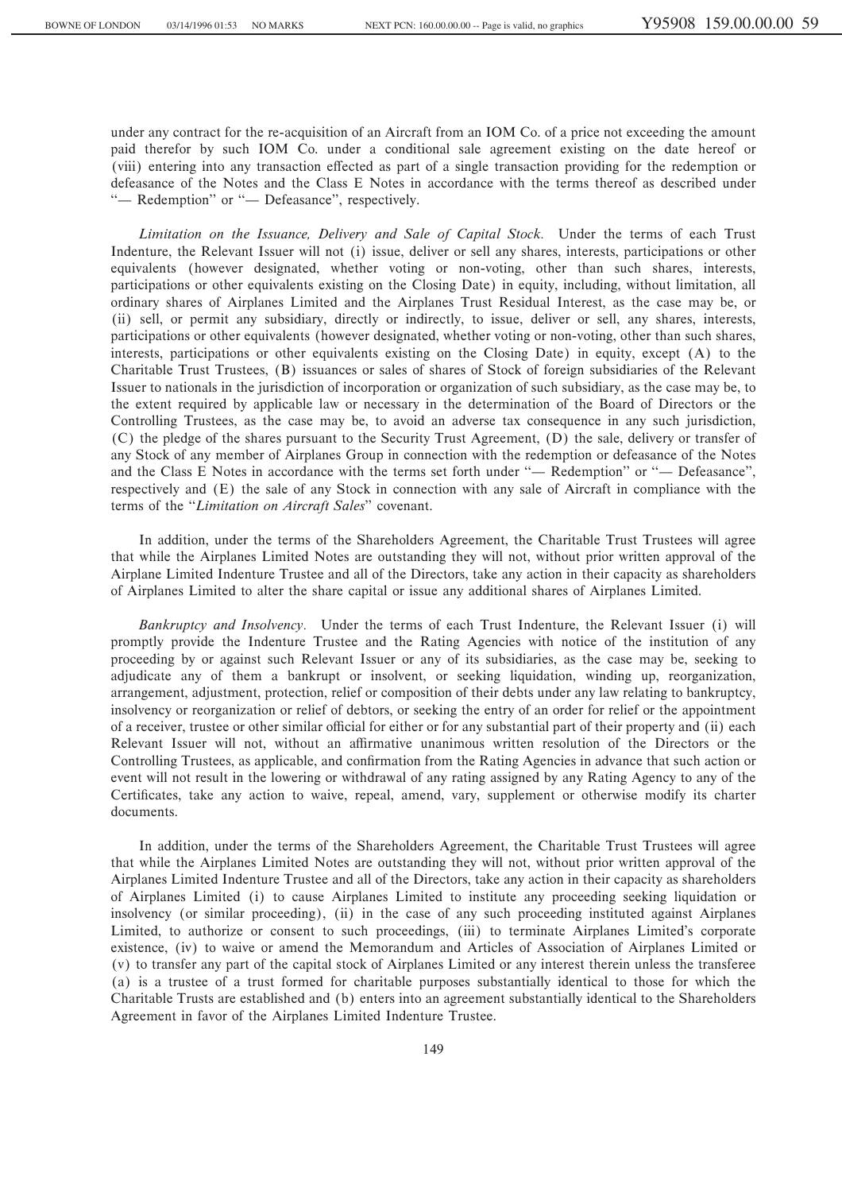under any contract for the re-acquisition of an Aircraft from an IOM Co. of a price not exceeding the amount paid therefor by such IOM Co. under a conditional sale agreement existing on the date hereof or (viii) entering into any transaction effected as part of a single transaction providing for the redemption or defeasance of the Notes and the Class E Notes in accordance with the terms thereof as described under "— Redemption" or "— Defeasance", respectively.

*Limitation on the Issuance, Delivery and Sale of Capital Stock.* Under the terms of each Trust Indenture, the Relevant Issuer will not (i) issue, deliver or sell any shares, interests, participations or other equivalents (however designated, whether voting or non-voting, other than such shares, interests, participations or other equivalents existing on the Closing Date) in equity, including, without limitation, all ordinary shares of Airplanes Limited and the Airplanes Trust Residual Interest, as the case may be, or (ii) sell, or permit any subsidiary, directly or indirectly, to issue, deliver or sell, any shares, interests, participations or other equivalents (however designated, whether voting or non-voting, other than such shares, interests, participations or other equivalents existing on the Closing Date) in equity, except (A) to the Charitable Trust Trustees, (B) issuances or sales of shares of Stock of foreign subsidiaries of the Relevant Issuer to nationals in the jurisdiction of incorporation or organization of such subsidiary, as the case may be, to the extent required by applicable law or necessary in the determination of the Board of Directors or the Controlling Trustees, as the case may be, to avoid an adverse tax consequence in any such jurisdiction, (C) the pledge of the shares pursuant to the Security Trust Agreement, (D) the sale, delivery or transfer of any Stock of any member of Airplanes Group in connection with the redemption or defeasance of the Notes and the Class E Notes in accordance with the terms set forth under "— Redemption" or "— Defeasance", respectively and (E) the sale of any Stock in connection with any sale of Aircraft in compliance with the terms of the "*Limitation on Aircraft Sales*" covenant.

In addition, under the terms of the Shareholders Agreement, the Charitable Trust Trustees will agree that while the Airplanes Limited Notes are outstanding they will not, without prior written approval of the Airplane Limited Indenture Trustee and all of the Directors, take any action in their capacity as shareholders of Airplanes Limited to alter the share capital or issue any additional shares of Airplanes Limited.

*Bankruptcy and Insolvency.* Under the terms of each Trust Indenture, the Relevant Issuer (i) will promptly provide the Indenture Trustee and the Rating Agencies with notice of the institution of any proceeding by or against such Relevant Issuer or any of its subsidiaries, as the case may be, seeking to adjudicate any of them a bankrupt or insolvent, or seeking liquidation, winding up, reorganization, arrangement, adjustment, protection, relief or composition of their debts under any law relating to bankruptcy, insolvency or reorganization or relief of debtors, or seeking the entry of an order for relief or the appointment of a receiver, trustee or other similar official for either or for any substantial part of their property and (ii) each Relevant Issuer will not, without an affirmative unanimous written resolution of the Directors or the Controlling Trustees, as applicable, and confirmation from the Rating Agencies in advance that such action or event will not result in the lowering or withdrawal of any rating assigned by any Rating Agency to any of the Certificates, take any action to waive, repeal, amend, vary, supplement or otherwise modify its charter documents.

In addition, under the terms of the Shareholders Agreement, the Charitable Trust Trustees will agree that while the Airplanes Limited Notes are outstanding they will not, without prior written approval of the Airplanes Limited Indenture Trustee and all of the Directors, take any action in their capacity as shareholders of Airplanes Limited (i) to cause Airplanes Limited to institute any proceeding seeking liquidation or insolvency (or similar proceeding), (ii) in the case of any such proceeding instituted against Airplanes Limited, to authorize or consent to such proceedings, (iii) to terminate Airplanes Limited's corporate existence, (iv) to waive or amend the Memorandum and Articles of Association of Airplanes Limited or (v) to transfer any part of the capital stock of Airplanes Limited or any interest therein unless the transferee (a) is a trustee of a trust formed for charitable purposes substantially identical to those for which the Charitable Trusts are established and (b) enters into an agreement substantially identical to the Shareholders Agreement in favor of the Airplanes Limited Indenture Trustee.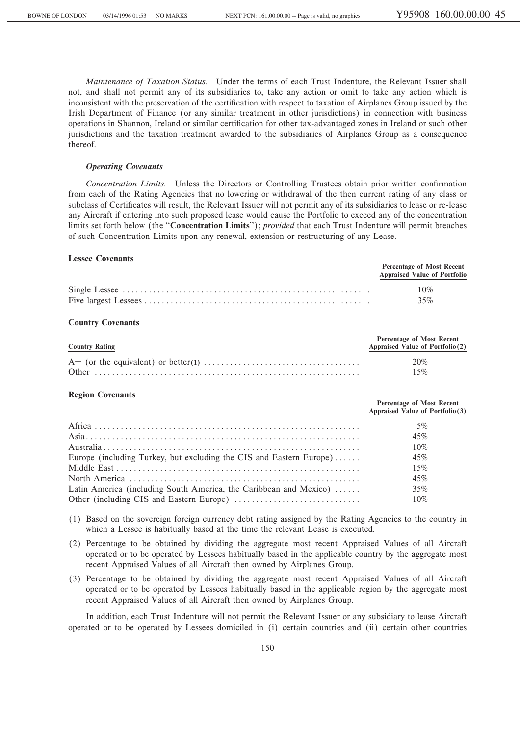*Maintenance of Taxation Status.* Under the terms of each Trust Indenture, the Relevant Issuer shall not, and shall not permit any of its subsidiaries to, take any action or omit to take any action which is inconsistent with the preservation of the certification with respect to taxation of Airplanes Group issued by the Irish Department of Finance (or any similar treatment in other jurisdictions) in connection with business operations in Shannon, Ireland or similar certification for other tax-advantaged zones in Ireland or such other jurisdictions and the taxation treatment awarded to the subsidiaries of Airplanes Group as a consequence thereof.

### *Operating Covenants*

*Concentration Limits.* Unless the Directors or Controlling Trustees obtain prior written confirmation from each of the Rating Agencies that no lowering or withdrawal of the then current rating of any class or subclass of Certificates will result, the Relevant Issuer will not permit any of its subsidiaries to lease or re-lease any Aircraft if entering into such proposed lease would cause the Portfolio to exceed any of the concentration limits set forth below (the "**Concentration Limits**"); *provided* that each Trust Indenture will permit breaches of such Concentration Limits upon any renewal, extension or restructuring of any Lease.

**Lessee Covenants**

| | Percentage of Most Recent Appraised Value of Portfolio |
|---|---|
| Single Lessee | 10% |
| Five largest Lessees | 35% |

**Country Covenants**

| Country Rating | Percentage of Most Recent Appraised Value of Portfolio(2) |
|---|---|
| A− (or the equivalent) or better(1) | 20% |
| Other | 15% |

**Region Covenants**

| | Percentage of Most Recent Appraised Value of Portfolio(3) |
|---|---|
| Africa | 5% |
| Asia | 45% |
| Australia | 10% |
| Europe (including Turkey, but excluding the CIS and Eastern Europe) | 45% |
| Middle East | 15% |
| North America | 45% |
| Latin America (including South America, the Caribbean and Mexico) | 35% |
| Other (including CIS and Eastern Europe) | 10% |

(1) Based on the sovereign foreign currency debt rating assigned by the Rating Agencies to the country in which a Lessee is habitually based at the time the relevant Lease is executed.

(2) Percentage to be obtained by dividing the aggregate most recent Appraised Values of all Aircraft operated or to be operated by Lessees habitually based in the applicable country by the aggregate most recent Appraised Values of all Aircraft then owned by Airplanes Group.

(3) Percentage to be obtained by dividing the aggregate most recent Appraised Values of all Aircraft operated or to be operated by Lessees habitually based in the applicable region by the aggregate most recent Appraised Values of all Aircraft then owned by Airplanes Group.

In addition, each Trust Indenture will not permit the Relevant Issuer or any subsidiary to lease Aircraft operated or to be operated by Lessees domiciled in (i) certain countries and (ii) certain other countries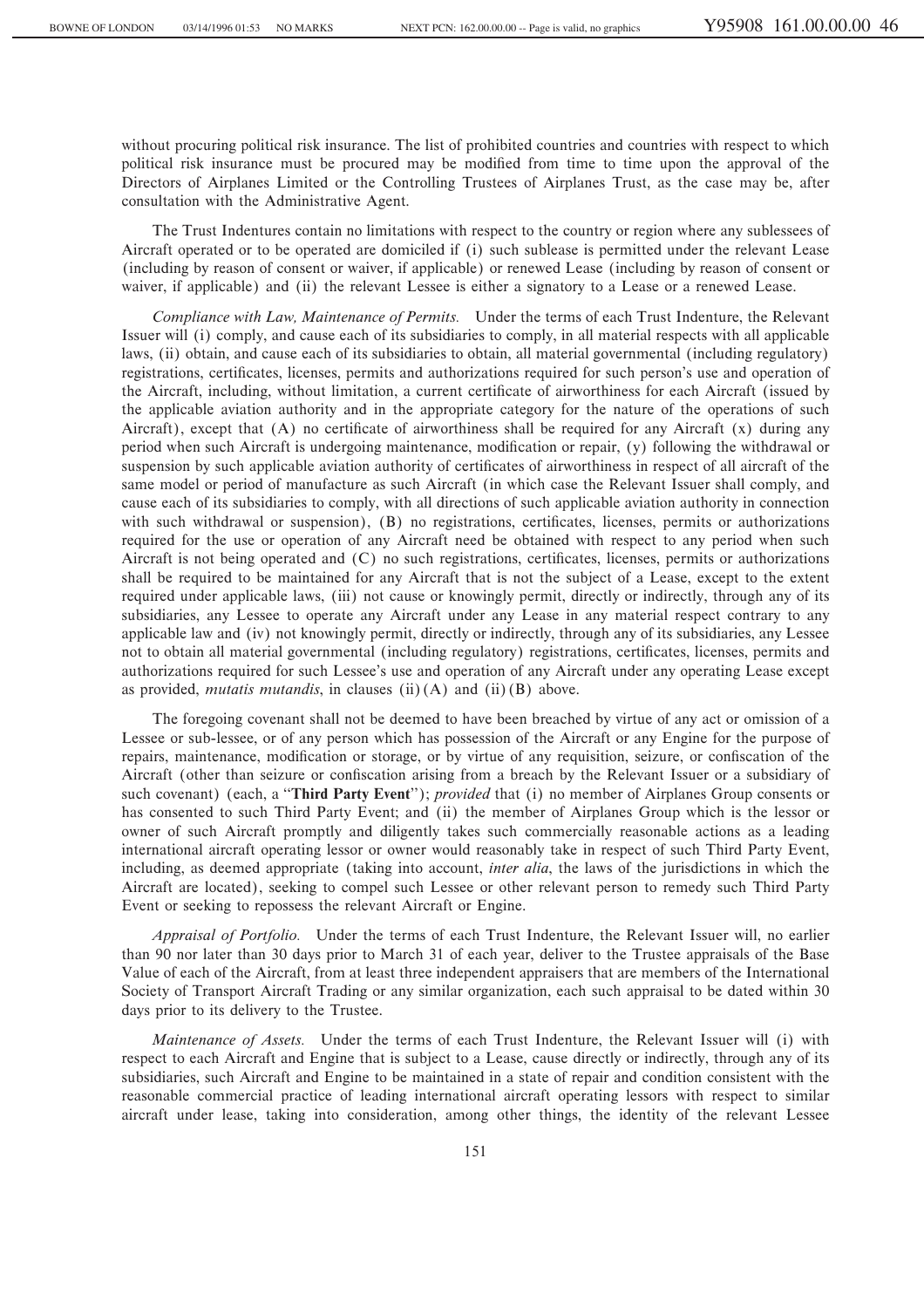without procuring political risk insurance. The list of prohibited countries and countries with respect to which political risk insurance must be procured may be modified from time to time upon the approval of the Directors of Airplanes Limited or the Controlling Trustees of Airplanes Trust, as the case may be, after consultation with the Administrative Agent.

The Trust Indentures contain no limitations with respect to the country or region where any sublessees of Aircraft operated or to be operated are domiciled if (i) such sublease is permitted under the relevant Lease (including by reason of consent or waiver, if applicable) or renewed Lease (including by reason of consent or waiver, if applicable) and (ii) the relevant Lessee is either a signatory to a Lease or a renewed Lease.

*Compliance with Law, Maintenance of Permits.* Under the terms of each Trust Indenture, the Relevant Issuer will (i) comply, and cause each of its subsidiaries to comply, in all material respects with all applicable laws, (ii) obtain, and cause each of its subsidiaries to obtain, all material governmental (including regulatory) registrations, certificates, licenses, permits and authorizations required for such person's use and operation of the Aircraft, including, without limitation, a current certificate of airworthiness for each Aircraft (issued by the applicable aviation authority and in the appropriate category for the nature of the operations of such Aircraft), except that (A) no certificate of airworthiness shall be required for any Aircraft (x) during any period when such Aircraft is undergoing maintenance, modification or repair, (y) following the withdrawal or suspension by such applicable aviation authority of certificates of airworthiness in respect of all aircraft of the same model or period of manufacture as such Aircraft (in which case the Relevant Issuer shall comply, and cause each of its subsidiaries to comply, with all directions of such applicable aviation authority in connection with such withdrawal or suspension), (B) no registrations, certificates, licenses, permits or authorizations required for the use or operation of any Aircraft need be obtained with respect to any period when such Aircraft is not being operated and (C) no such registrations, certificates, licenses, permits or authorizations shall be required to be maintained for any Aircraft that is not the subject of a Lease, except to the extent required under applicable laws, (iii) not cause or knowingly permit, directly or indirectly, through any of its subsidiaries, any Lessee to operate any Aircraft under any Lease in any material respect contrary to any applicable law and (iv) not knowingly permit, directly or indirectly, through any of its subsidiaries, any Lessee not to obtain all material governmental (including regulatory) registrations, certificates, licenses, permits and authorizations required for such Lessee's use and operation of any Aircraft under any operating Lease except as provided, *mutatis mutandis*, in clauses (ii) (A) and (ii) (B) above.

The foregoing covenant shall not be deemed to have been breached by virtue of any act or omission of a Lessee or sub-lessee, or of any person which has possession of the Aircraft or any Engine for the purpose of repairs, maintenance, modification or storage, or by virtue of any requisition, seizure, or confiscation of the Aircraft (other than seizure or confiscation arising from a breach by the Relevant Issuer or a subsidiary of such covenant) (each, a "**Third Party Event**"); *provided* that (i) no member of Airplanes Group consents or has consented to such Third Party Event; and (ii) the member of Airplanes Group which is the lessor or owner of such Aircraft promptly and diligently takes such commercially reasonable actions as a leading international aircraft operating lessor or owner would reasonably take in respect of such Third Party Event, including, as deemed appropriate (taking into account, *inter alia*, the laws of the jurisdictions in which the Aircraft are located), seeking to compel such Lessee or other relevant person to remedy such Third Party Event or seeking to repossess the relevant Aircraft or Engine.

*Appraisal of Portfolio.* Under the terms of each Trust Indenture, the Relevant Issuer will, no earlier than 90 nor later than 30 days prior to March 31 of each year, deliver to the Trustee appraisals of the Base Value of each of the Aircraft, from at least three independent appraisers that are members of the International Society of Transport Aircraft Trading or any similar organization, each such appraisal to be dated within 30 days prior to its delivery to the Trustee.

*Maintenance of Assets.* Under the terms of each Trust Indenture, the Relevant Issuer will (i) with respect to each Aircraft and Engine that is subject to a Lease, cause directly or indirectly, through any of its subsidiaries, such Aircraft and Engine to be maintained in a state of repair and condition consistent with the reasonable commercial practice of leading international aircraft operating lessors with respect to similar aircraft under lease, taking into consideration, among other things, the identity of the relevant Lessee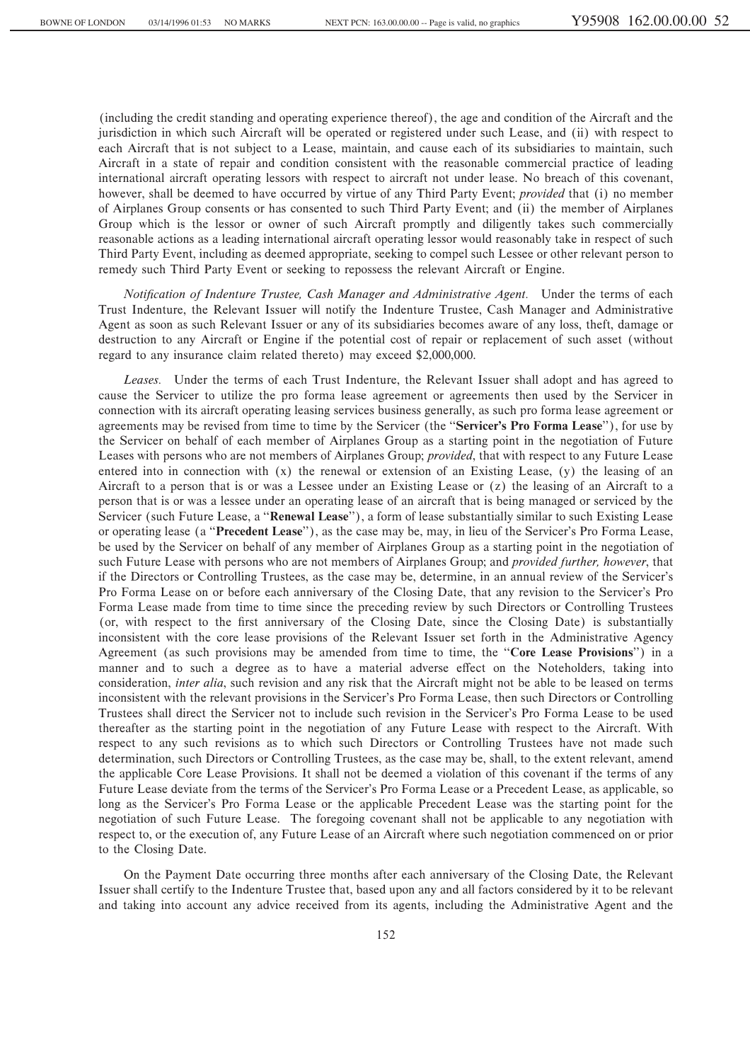(including the credit standing and operating experience thereof), the age and condition of the Aircraft and the jurisdiction in which such Aircraft will be operated or registered under such Lease, and (ii) with respect to each Aircraft that is not subject to a Lease, maintain, and cause each of its subsidiaries to maintain, such Aircraft in a state of repair and condition consistent with the reasonable commercial practice of leading international aircraft operating lessors with respect to aircraft not under lease. No breach of this covenant, however, shall be deemed to have occurred by virtue of any Third Party Event; *provided* that (i) no member of Airplanes Group consents or has consented to such Third Party Event; and (ii) the member of Airplanes Group which is the lessor or owner of such Aircraft promptly and diligently takes such commercially reasonable actions as a leading international aircraft operating lessor would reasonably take in respect of such Third Party Event, including as deemed appropriate, seeking to compel such Lessee or other relevant person to remedy such Third Party Event or seeking to repossess the relevant Aircraft or Engine.

*Notification of Indenture Trustee, Cash Manager and Administrative Agent.* Under the terms of each Trust Indenture, the Relevant Issuer will notify the Indenture Trustee, Cash Manager and Administrative Agent as soon as such Relevant Issuer or any of its subsidiaries becomes aware of any loss, theft, damage or destruction to any Aircraft or Engine if the potential cost of repair or replacement of such asset (without regard to any insurance claim related thereto) may exceed $2,000,000.

*Leases.* Under the terms of each Trust Indenture, the Relevant Issuer shall adopt and has agreed to cause the Servicer to utilize the pro forma lease agreement or agreements then used by the Servicer in connection with its aircraft operating leasing services business generally, as such pro forma lease agreement or agreements may be revised from time to time by the Servicer (the "**Servicer's Pro Forma Lease**"), for use by the Servicer on behalf of each member of Airplanes Group as a starting point in the negotiation of Future Leases with persons who are not members of Airplanes Group; *provided*, that with respect to any Future Lease entered into in connection with (x) the renewal or extension of an Existing Lease, (y) the leasing of an Aircraft to a person that is or was a Lessee under an Existing Lease or (z) the leasing of an Aircraft to a person that is or was a lessee under an operating lease of an aircraft that is being managed or serviced by the Servicer (such Future Lease, a "**Renewal Lease**"), a form of lease substantially similar to such Existing Lease or operating lease (a "**Precedent Lease**"), as the case may be, may, in lieu of the Servicer's Pro Forma Lease, be used by the Servicer on behalf of any member of Airplanes Group as a starting point in the negotiation of such Future Lease with persons who are not members of Airplanes Group; and *provided further, however*, that if the Directors or Controlling Trustees, as the case may be, determine, in an annual review of the Servicer's Pro Forma Lease on or before each anniversary of the Closing Date, that any revision to the Servicer's Pro Forma Lease made from time to time since the preceding review by such Directors or Controlling Trustees (or, with respect to the first anniversary of the Closing Date, since the Closing Date) is substantially inconsistent with the core lease provisions of the Relevant Issuer set forth in the Administrative Agency Agreement (as such provisions may be amended from time to time, the "**Core Lease Provisions**") in a manner and to such a degree as to have a material adverse effect on the Noteholders, taking into consideration, *inter alia*, such revision and any risk that the Aircraft might not be able to be leased on terms inconsistent with the relevant provisions in the Servicer's Pro Forma Lease, then such Directors or Controlling Trustees shall direct the Servicer not to include such revision in the Servicer's Pro Forma Lease to be used thereafter as the starting point in the negotiation of any Future Lease with respect to the Aircraft. With respect to any such revisions as to which such Directors or Controlling Trustees have not made such determination, such Directors or Controlling Trustees, as the case may be, shall, to the extent relevant, amend the applicable Core Lease Provisions. It shall not be deemed a violation of this covenant if the terms of any Future Lease deviate from the terms of the Servicer's Pro Forma Lease or a Precedent Lease, as applicable, so long as the Servicer's Pro Forma Lease or the applicable Precedent Lease was the starting point for the negotiation of such Future Lease. The foregoing covenant shall not be applicable to any negotiation with respect to, or the execution of, any Future Lease of an Aircraft where such negotiation commenced on or prior to the Closing Date.

On the Payment Date occurring three months after each anniversary of the Closing Date, the Relevant Issuer shall certify to the Indenture Trustee that, based upon any and all factors considered by it to be relevant and taking into account any advice received from its agents, including the Administrative Agent and the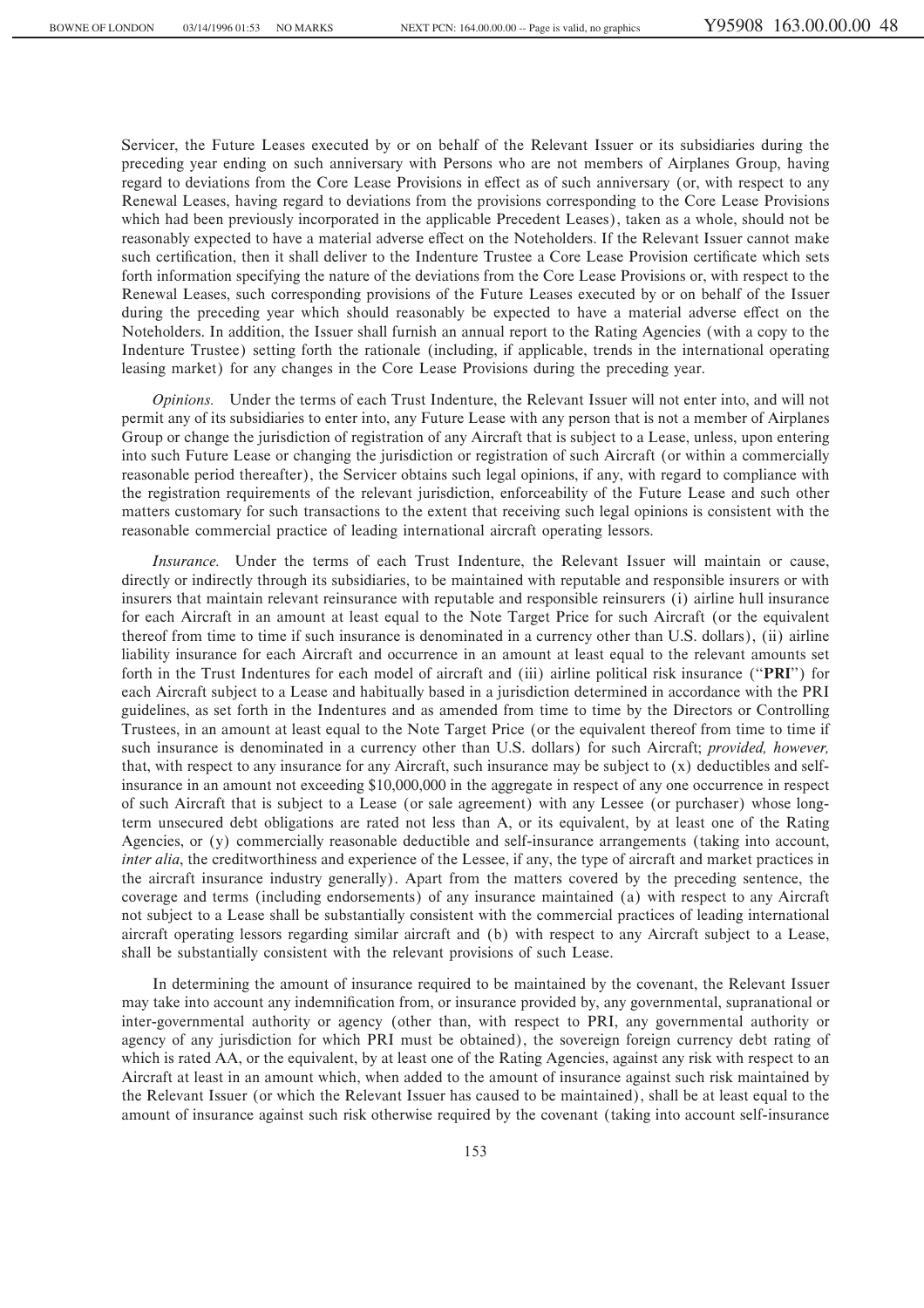Servicer, the Future Leases executed by or on behalf of the Relevant Issuer or its subsidiaries during the preceding year ending on such anniversary with Persons who are not members of Airplanes Group, having regard to deviations from the Core Lease Provisions in effect as of such anniversary (or, with respect to any Renewal Leases, having regard to deviations from the provisions corresponding to the Core Lease Provisions which had been previously incorporated in the applicable Precedent Leases), taken as a whole, should not be reasonably expected to have a material adverse effect on the Noteholders. If the Relevant Issuer cannot make such certification, then it shall deliver to the Indenture Trustee a Core Lease Provision certificate which sets forth information specifying the nature of the deviations from the Core Lease Provisions or, with respect to the Renewal Leases, such corresponding provisions of the Future Leases executed by or on behalf of the Issuer during the preceding year which should reasonably be expected to have a material adverse effect on the Noteholders. In addition, the Issuer shall furnish an annual report to the Rating Agencies (with a copy to the Indenture Trustee) setting forth the rationale (including, if applicable, trends in the international operating leasing market) for any changes in the Core Lease Provisions during the preceding year.

*Opinions.* Under the terms of each Trust Indenture, the Relevant Issuer will not enter into, and will not permit any of its subsidiaries to enter into, any Future Lease with any person that is not a member of Airplanes Group or change the jurisdiction of registration of any Aircraft that is subject to a Lease, unless, upon entering into such Future Lease or changing the jurisdiction or registration of such Aircraft (or within a commercially reasonable period thereafter), the Servicer obtains such legal opinions, if any, with regard to compliance with the registration requirements of the relevant jurisdiction, enforceability of the Future Lease and such other matters customary for such transactions to the extent that receiving such legal opinions is consistent with the reasonable commercial practice of leading international aircraft operating lessors.

*Insurance.* Under the terms of each Trust Indenture, the Relevant Issuer will maintain or cause, directly or indirectly through its subsidiaries, to be maintained with reputable and responsible insurers or with insurers that maintain relevant reinsurance with reputable and responsible reinsurers (i) airline hull insurance for each Aircraft in an amount at least equal to the Note Target Price for such Aircraft (or the equivalent thereof from time to time if such insurance is denominated in a currency other than U.S. dollars), (ii) airline liability insurance for each Aircraft and occurrence in an amount at least equal to the relevant amounts set forth in the Trust Indentures for each model of aircraft and (iii) airline political risk insurance ("**PRI**") for each Aircraft subject to a Lease and habitually based in a jurisdiction determined in accordance with the PRI guidelines, as set forth in the Indentures and as amended from time to time by the Directors or Controlling Trustees, in an amount at least equal to the Note Target Price (or the equivalent thereof from time to time if such insurance is denominated in a currency other than U.S. dollars) for such Aircraft; *provided, however,* that, with respect to any insurance for any Aircraft, such insurance may be subject to (x) deductibles and self-insurance in an amount not exceeding $10,000,000 in the aggregate in respect of any one occurrence in respect of such Aircraft that is subject to a Lease (or sale agreement) with any Lessee (or purchaser) whose long-term unsecured debt obligations are rated not less than A, or its equivalent, by at least one of the Rating Agencies, or (y) commercially reasonable deductible and self-insurance arrangements (taking into account, *inter alia*, the creditworthiness and experience of the Lessee, if any, the type of aircraft and market practices in the aircraft insurance industry generally). Apart from the matters covered by the preceding sentence, the coverage and terms (including endorsements) of any insurance maintained (a) with respect to any Aircraft not subject to a Lease shall be substantially consistent with the commercial practices of leading international aircraft operating lessors regarding similar aircraft and (b) with respect to any Aircraft subject to a Lease, shall be substantially consistent with the relevant provisions of such Lease.

In determining the amount of insurance required to be maintained by the covenant, the Relevant Issuer may take into account any indemnification from, or insurance provided by, any governmental, supranational or inter-governmental authority or agency (other than, with respect to PRI, any governmental authority or agency of any jurisdiction for which PRI must be obtained), the sovereign foreign currency debt rating of which is rated AA, or the equivalent, by at least one of the Rating Agencies, against any risk with respect to an Aircraft at least in an amount which, when added to the amount of insurance against such risk maintained by the Relevant Issuer (or which the Relevant Issuer has caused to be maintained), shall be at least equal to the amount of insurance against such risk otherwise required by the covenant (taking into account self-insurance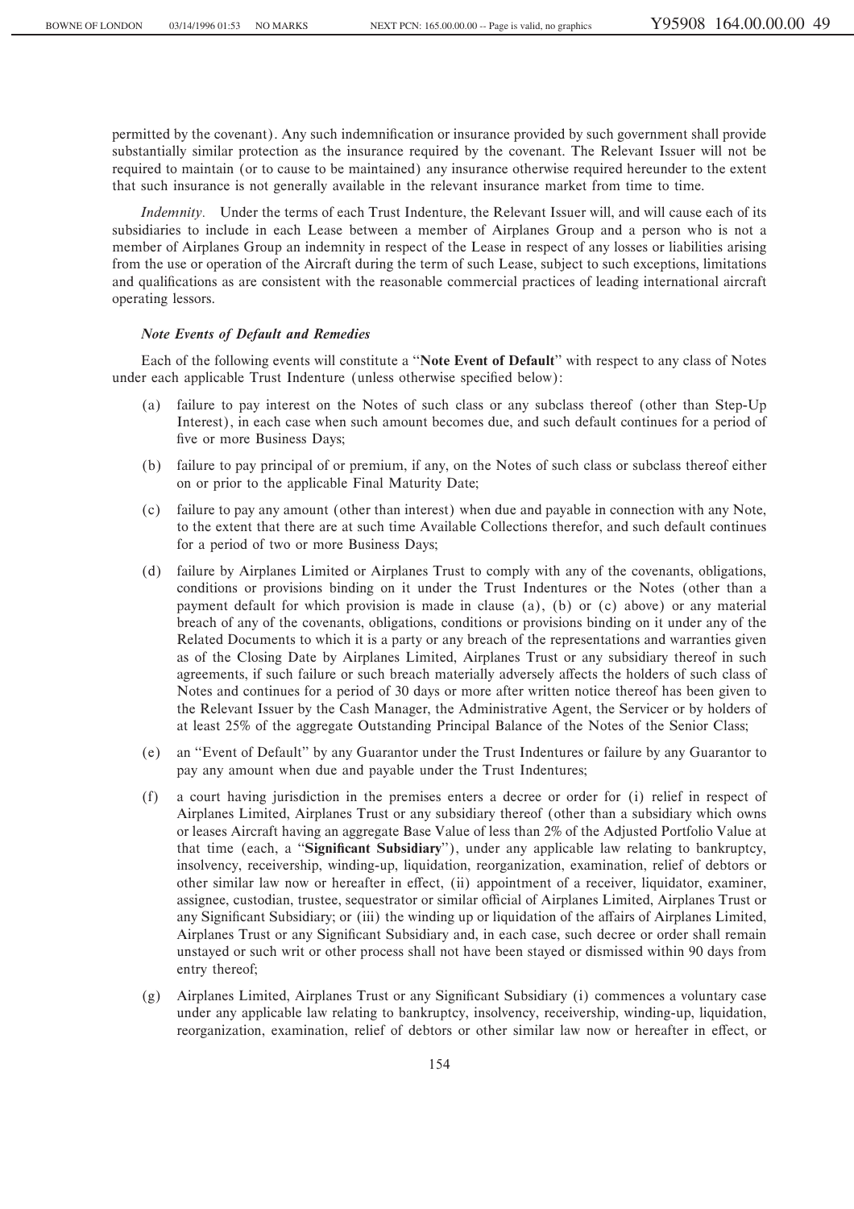permitted by the covenant). Any such indemnification or insurance provided by such government shall provide substantially similar protection as the insurance required by the covenant. The Relevant Issuer will not be required to maintain (or to cause to be maintained) any insurance otherwise required hereunder to the extent that such insurance is not generally available in the relevant insurance market from time to time.

*Indemnity.* Under the terms of each Trust Indenture, the Relevant Issuer will, and will cause each of its subsidiaries to include in each Lease between a member of Airplanes Group and a person who is not a member of Airplanes Group an indemnity in respect of the Lease in respect of any losses or liabilities arising from the use or operation of the Aircraft during the term of such Lease, subject to such exceptions, limitations and qualifications as are consistent with the reasonable commercial practices of leading international aircraft operating lessors.

***Note Events of Default and Remedies***

Each of the following events will constitute a "**Note Event of Default**" with respect to any class of Notes under each applicable Trust Indenture (unless otherwise specified below):

(a) failure to pay interest on the Notes of such class or any subclass thereof (other than Step-Up Interest), in each case when such amount becomes due, and such default continues for a period of five or more Business Days;

(b) failure to pay principal of or premium, if any, on the Notes of such class or subclass thereof either on or prior to the applicable Final Maturity Date;

(c) failure to pay any amount (other than interest) when due and payable in connection with any Note, to the extent that there are at such time Available Collections therefor, and such default continues for a period of two or more Business Days;

(d) failure by Airplanes Limited or Airplanes Trust to comply with any of the covenants, obligations, conditions or provisions binding on it under the Trust Indentures or the Notes (other than a payment default for which provision is made in clause (a), (b) or (c) above) or any material breach of any of the covenants, obligations, conditions or provisions binding on it under any of the Related Documents to which it is a party or any breach of the representations and warranties given as of the Closing Date by Airplanes Limited, Airplanes Trust or any subsidiary thereof in such agreements, if such failure or such breach materially adversely affects the holders of such class of Notes and continues for a period of 30 days or more after written notice thereof has been given to the Relevant Issuer by the Cash Manager, the Administrative Agent, the Servicer or by holders of at least 25% of the aggregate Outstanding Principal Balance of the Notes of the Senior Class;

(e) an "Event of Default" by any Guarantor under the Trust Indentures or failure by any Guarantor to pay any amount when due and payable under the Trust Indentures;

(f) a court having jurisdiction in the premises enters a decree or order for (i) relief in respect of Airplanes Limited, Airplanes Trust or any subsidiary thereof (other than a subsidiary which owns or leases Aircraft having an aggregate Base Value of less than 2% of the Adjusted Portfolio Value at that time (each, a "**Significant Subsidiary**"), under any applicable law relating to bankruptcy, insolvency, receivership, winding-up, liquidation, reorganization, examination, relief of debtors or other similar law now or hereafter in effect, (ii) appointment of a receiver, liquidator, examiner, assignee, custodian, trustee, sequestrator or similar official of Airplanes Limited, Airplanes Trust or any Significant Subsidiary; or (iii) the winding up or liquidation of the affairs of Airplanes Limited, Airplanes Trust or any Significant Subsidiary and, in each case, such decree or order shall remain unstayed or such writ or other process shall not have been stayed or dismissed within 90 days from entry thereof;

(g) Airplanes Limited, Airplanes Trust or any Significant Subsidiary (i) commences a voluntary case under any applicable law relating to bankruptcy, insolvency, receivership, winding-up, liquidation, reorganization, examination, relief of debtors or other similar law now or hereafter in effect, or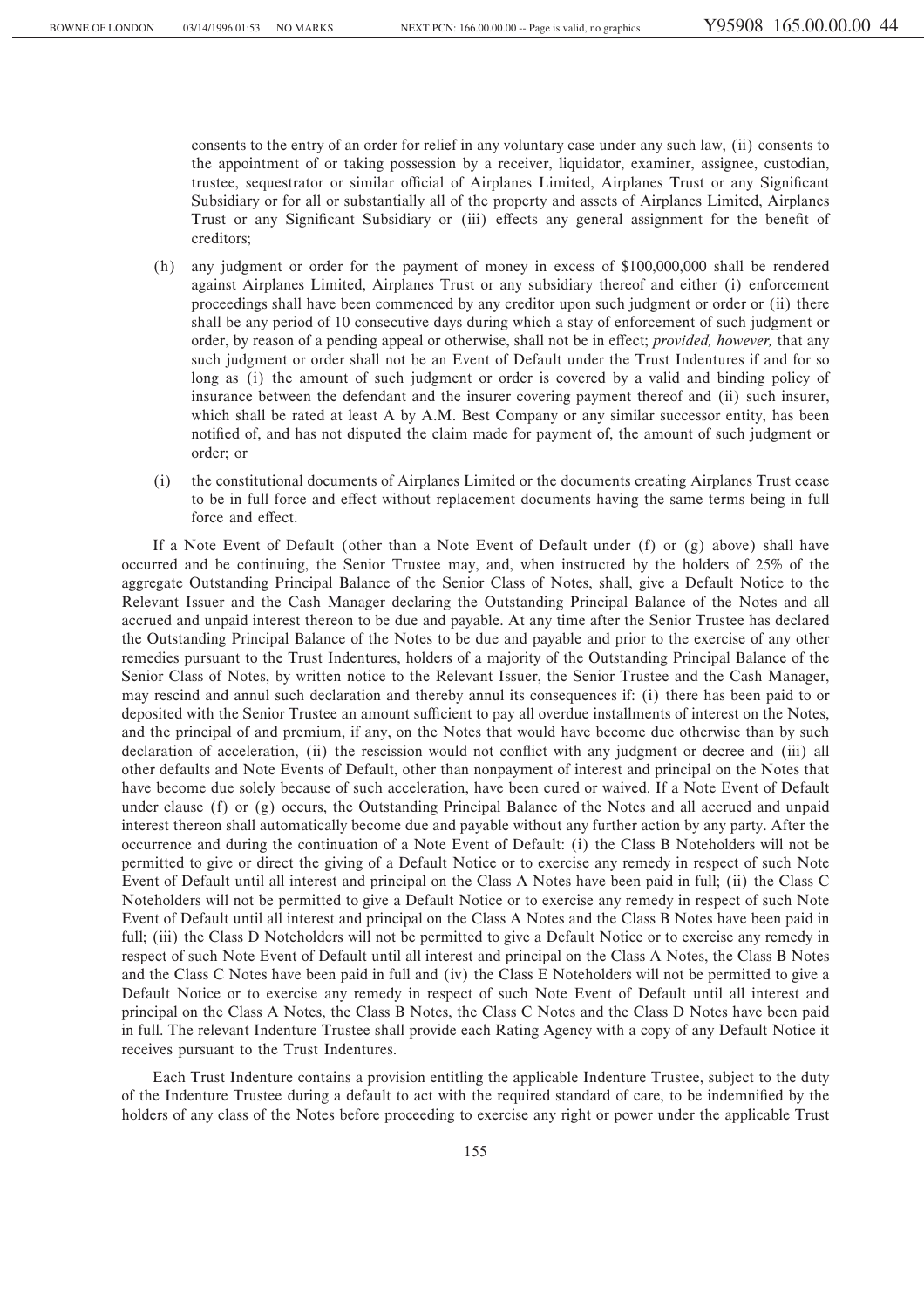consents to the entry of an order for relief in any voluntary case under any such law, (ii) consents to the appointment of or taking possession by a receiver, liquidator, examiner, assignee, custodian, trustee, sequestrator or similar official of Airplanes Limited, Airplanes Trust or any Significant Subsidiary or for all or substantially all of the property and assets of Airplanes Limited, Airplanes Trust or any Significant Subsidiary or (iii) effects any general assignment for the benefit of creditors;

(h) any judgment or order for the payment of money in excess of $100,000,000 shall be rendered against Airplanes Limited, Airplanes Trust or any subsidiary thereof and either (i) enforcement proceedings shall have been commenced by any creditor upon such judgment or order or (ii) there shall be any period of 10 consecutive days during which a stay of enforcement of such judgment or order, by reason of a pending appeal or otherwise, shall not be in effect; *provided, however,* that any such judgment or order shall not be an Event of Default under the Trust Indentures if and for so long as (i) the amount of such judgment or order is covered by a valid and binding policy of insurance between the defendant and the insurer covering payment thereof and (ii) such insurer, which shall be rated at least A by A.M. Best Company or any similar successor entity, has been notified of, and has not disputed the claim made for payment of, the amount of such judgment or order; or

(i) the constitutional documents of Airplanes Limited or the documents creating Airplanes Trust cease to be in full force and effect without replacement documents having the same terms being in full force and effect.

If a Note Event of Default (other than a Note Event of Default under (f) or (g) above) shall have occurred and be continuing, the Senior Trustee may, and, when instructed by the holders of 25% of the aggregate Outstanding Principal Balance of the Senior Class of Notes, shall, give a Default Notice to the Relevant Issuer and the Cash Manager declaring the Outstanding Principal Balance of the Notes and all accrued and unpaid interest thereon to be due and payable. At any time after the Senior Trustee has declared the Outstanding Principal Balance of the Notes to be due and payable and prior to the exercise of any other remedies pursuant to the Trust Indentures, holders of a majority of the Outstanding Principal Balance of the Senior Class of Notes, by written notice to the Relevant Issuer, the Senior Trustee and the Cash Manager, may rescind and annul such declaration and thereby annul its consequences if: (i) there has been paid to or deposited with the Senior Trustee an amount sufficient to pay all overdue installments of interest on the Notes, and the principal of and premium, if any, on the Notes that would have become due otherwise than by such declaration of acceleration, (ii) the rescission would not conflict with any judgment or decree and (iii) all other defaults and Note Events of Default, other than nonpayment of interest and principal on the Notes that have become due solely because of such acceleration, have been cured or waived. If a Note Event of Default under clause (f) or (g) occurs, the Outstanding Principal Balance of the Notes and all accrued and unpaid interest thereon shall automatically become due and payable without any further action by any party. After the occurrence and during the continuation of a Note Event of Default: (i) the Class B Noteholders will not be permitted to give or direct the giving of a Default Notice or to exercise any remedy in respect of such Note Event of Default until all interest and principal on the Class A Notes have been paid in full; (ii) the Class C Noteholders will not be permitted to give a Default Notice or to exercise any remedy in respect of such Note Event of Default until all interest and principal on the Class A Notes and the Class B Notes have been paid in full; (iii) the Class D Noteholders will not be permitted to give a Default Notice or to exercise any remedy in respect of such Note Event of Default until all interest and principal on the Class A Notes, the Class B Notes and the Class C Notes have been paid in full and (iv) the Class E Noteholders will not be permitted to give a Default Notice or to exercise any remedy in respect of such Note Event of Default until all interest and principal on the Class A Notes, the Class B Notes, the Class C Notes and the Class D Notes have been paid in full. The relevant Indenture Trustee shall provide each Rating Agency with a copy of any Default Notice it receives pursuant to the Trust Indentures.

Each Trust Indenture contains a provision entitling the applicable Indenture Trustee, subject to the duty of the Indenture Trustee during a default to act with the required standard of care, to be indemnified by the holders of any class of the Notes before proceeding to exercise any right or power under the applicable Trust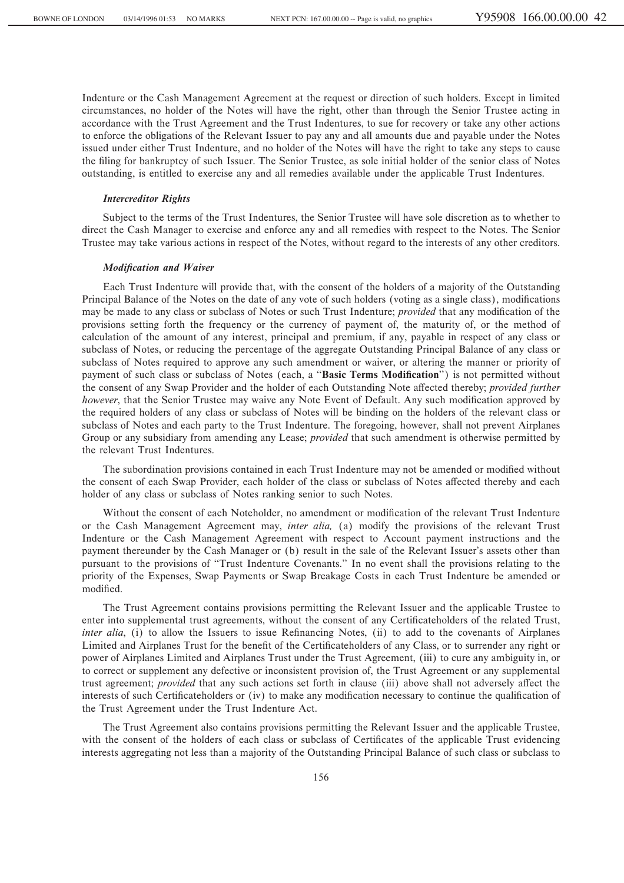Indenture or the Cash Management Agreement at the request or direction of such holders. Except in limited circumstances, no holder of the Notes will have the right, other than through the Senior Trustee acting in accordance with the Trust Agreement and the Trust Indentures, to sue for recovery or take any other actions to enforce the obligations of the Relevant Issuer to pay any and all amounts due and payable under the Notes issued under either Trust Indenture, and no holder of the Notes will have the right to take any steps to cause the filing for bankruptcy of such Issuer. The Senior Trustee, as sole initial holder of the senior class of Notes outstanding, is entitled to exercise any and all remedies available under the applicable Trust Indentures.

***Intercreditor Rights***

Subject to the terms of the Trust Indentures, the Senior Trustee will have sole discretion as to whether to direct the Cash Manager to exercise and enforce any and all remedies with respect to the Notes. The Senior Trustee may take various actions in respect of the Notes, without regard to the interests of any other creditors.

***Modification and Waiver***

Each Trust Indenture will provide that, with the consent of the holders of a majority of the Outstanding Principal Balance of the Notes on the date of any vote of such holders (voting as a single class), modifications may be made to any class or subclass of Notes or such Trust Indenture; *provided* that any modification of the provisions setting forth the frequency or the currency of payment of, the maturity of, or the method of calculation of the amount of any interest, principal and premium, if any, payable in respect of any class or subclass of Notes, or reducing the percentage of the aggregate Outstanding Principal Balance of any class or subclass of Notes required to approve any such amendment or waiver, or altering the manner or priority of payment of such class or subclass of Notes (each, a "**Basic Terms Modification**") is not permitted without the consent of any Swap Provider and the holder of each Outstanding Note affected thereby; *provided further however*, that the Senior Trustee may waive any Note Event of Default. Any such modification approved by the required holders of any class or subclass of Notes will be binding on the holders of the relevant class or subclass of Notes and each party to the Trust Indenture. The foregoing, however, shall not prevent Airplanes Group or any subsidiary from amending any Lease; *provided* that such amendment is otherwise permitted by the relevant Trust Indentures.

The subordination provisions contained in each Trust Indenture may not be amended or modified without the consent of each Swap Provider, each holder of the class or subclass of Notes affected thereby and each holder of any class or subclass of Notes ranking senior to such Notes.

Without the consent of each Noteholder, no amendment or modification of the relevant Trust Indenture or the Cash Management Agreement may, *inter alia,* (a) modify the provisions of the relevant Trust Indenture or the Cash Management Agreement with respect to Account payment instructions and the payment thereunder by the Cash Manager or (b) result in the sale of the Relevant Issuer's assets other than pursuant to the provisions of "Trust Indenture Covenants." In no event shall the provisions relating to the priority of the Expenses, Swap Payments or Swap Breakage Costs in each Trust Indenture be amended or modified.

The Trust Agreement contains provisions permitting the Relevant Issuer and the applicable Trustee to enter into supplemental trust agreements, without the consent of any Certificateholders of the related Trust, *inter alia*, (i) to allow the Issuers to issue Refinancing Notes, (ii) to add to the covenants of Airplanes Limited and Airplanes Trust for the benefit of the Certificateholders of any Class, or to surrender any right or power of Airplanes Limited and Airplanes Trust under the Trust Agreement, (iii) to cure any ambiguity in, or to correct or supplement any defective or inconsistent provision of, the Trust Agreement or any supplemental trust agreement; *provided* that any such actions set forth in clause (iii) above shall not adversely affect the interests of such Certificateholders or (iv) to make any modification necessary to continue the qualification of the Trust Agreement under the Trust Indenture Act.

The Trust Agreement also contains provisions permitting the Relevant Issuer and the applicable Trustee, with the consent of the holders of each class or subclass of Certificates of the applicable Trust evidencing interests aggregating not less than a majority of the Outstanding Principal Balance of such class or subclass to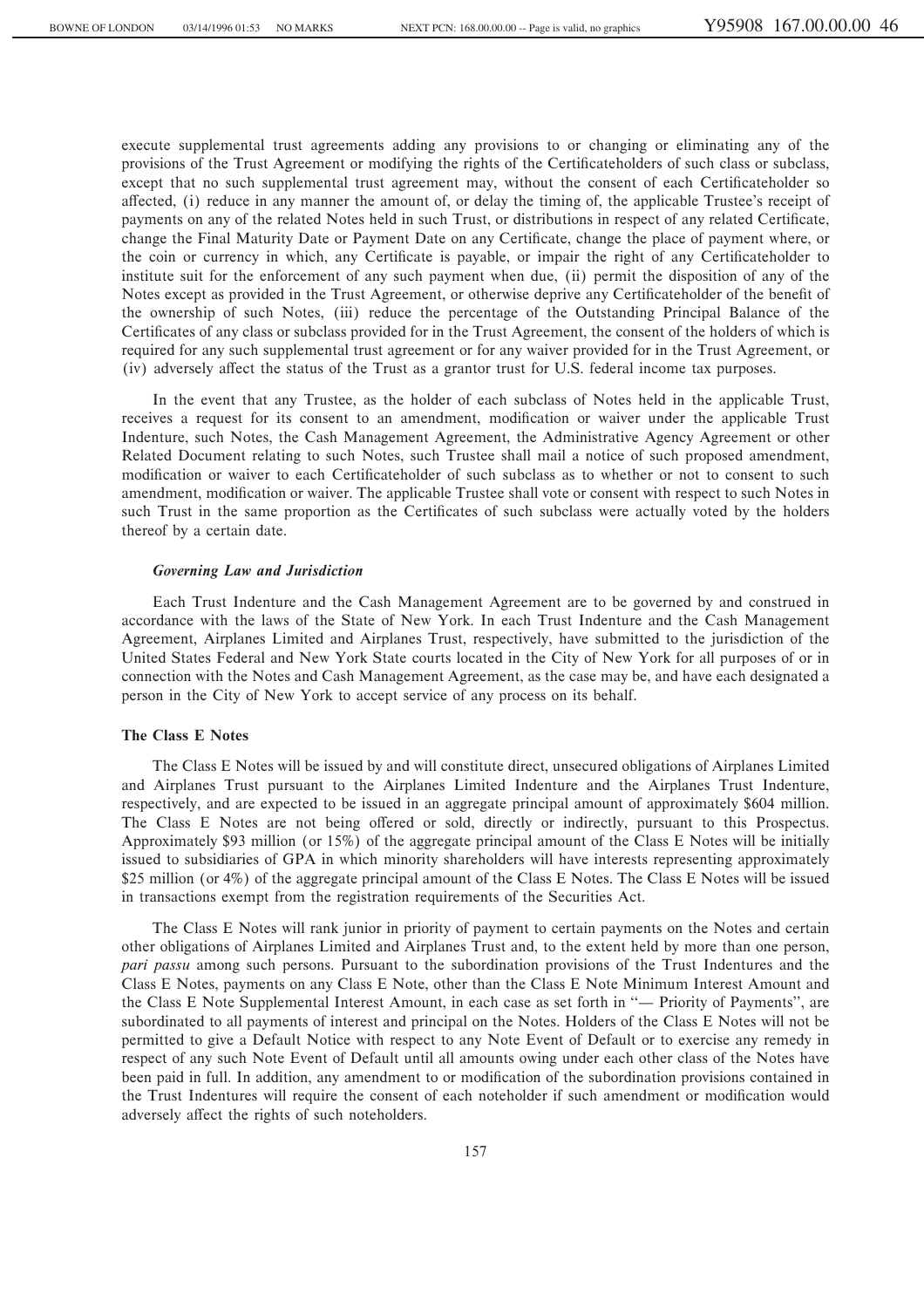execute supplemental trust agreements adding any provisions to or changing or eliminating any of the provisions of the Trust Agreement or modifying the rights of the Certificateholders of such class or subclass, except that no such supplemental trust agreement may, without the consent of each Certificateholder so affected, (i) reduce in any manner the amount of, or delay the timing of, the applicable Trustee's receipt of payments on any of the related Notes held in such Trust, or distributions in respect of any related Certificate, change the Final Maturity Date or Payment Date on any Certificate, change the place of payment where, or the coin or currency in which, any Certificate is payable, or impair the right of any Certificateholder to institute suit for the enforcement of any such payment when due, (ii) permit the disposition of any of the Notes except as provided in the Trust Agreement, or otherwise deprive any Certificateholder of the benefit of the ownership of such Notes, (iii) reduce the percentage of the Outstanding Principal Balance of the Certificates of any class or subclass provided for in the Trust Agreement, the consent of the holders of which is required for any such supplemental trust agreement or for any waiver provided for in the Trust Agreement, or (iv) adversely affect the status of the Trust as a grantor trust for U.S. federal income tax purposes.

In the event that any Trustee, as the holder of each subclass of Notes held in the applicable Trust, receives a request for its consent to an amendment, modification or waiver under the applicable Trust Indenture, such Notes, the Cash Management Agreement, the Administrative Agency Agreement or other Related Document relating to such Notes, such Trustee shall mail a notice of such proposed amendment, modification or waiver to each Certificateholder of such subclass as to whether or not to consent to such amendment, modification or waiver. The applicable Trustee shall vote or consent with respect to such Notes in such Trust in the same proportion as the Certificates of such subclass were actually voted by the holders thereof by a certain date.

#### *Governing Law and Jurisdiction*

Each Trust Indenture and the Cash Management Agreement are to be governed by and construed in accordance with the laws of the State of New York. In each Trust Indenture and the Cash Management Agreement, Airplanes Limited and Airplanes Trust, respectively, have submitted to the jurisdiction of the United States Federal and New York State courts located in the City of New York for all purposes of or in connection with the Notes and Cash Management Agreement, as the case may be, and have each designated a person in the City of New York to accept service of any process on its behalf.

### The Class E Notes

The Class E Notes will be issued by and will constitute direct, unsecured obligations of Airplanes Limited and Airplanes Trust pursuant to the Airplanes Limited Indenture and the Airplanes Trust Indenture, respectively, and are expected to be issued in an aggregate principal amount of approximately $604 million. The Class E Notes are not being offered or sold, directly or indirectly, pursuant to this Prospectus. Approximately $93 million (or 15%) of the aggregate principal amount of the Class E Notes will be initially issued to subsidiaries of GPA in which minority shareholders will have interests representing approximately $25 million (or 4%) of the aggregate principal amount of the Class E Notes. The Class E Notes will be issued in transactions exempt from the registration requirements of the Securities Act.

The Class E Notes will rank junior in priority of payment to certain payments on the Notes and certain other obligations of Airplanes Limited and Airplanes Trust and, to the extent held by more than one person, *pari passu* among such persons. Pursuant to the subordination provisions of the Trust Indentures and the Class E Notes, payments on any Class E Note, other than the Class E Note Minimum Interest Amount and the Class E Note Supplemental Interest Amount, in each case as set forth in "— Priority of Payments", are subordinated to all payments of interest and principal on the Notes. Holders of the Class E Notes will not be permitted to give a Default Notice with respect to any Note Event of Default or to exercise any remedy in respect of any such Note Event of Default until all amounts owing under each other class of the Notes have been paid in full. In addition, any amendment to or modification of the subordination provisions contained in the Trust Indentures will require the consent of each noteholder if such amendment or modification would adversely affect the rights of such noteholders.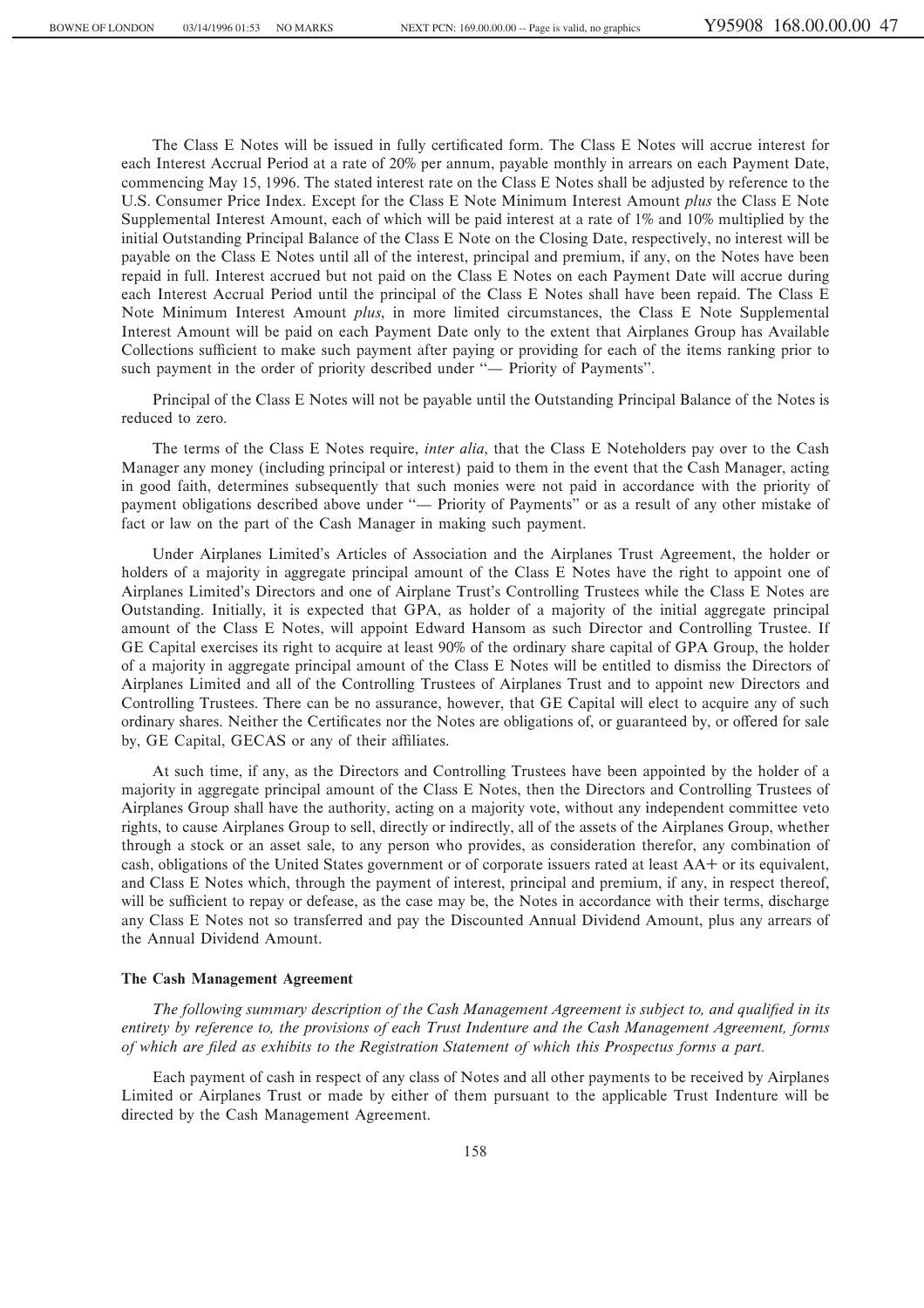The Class E Notes will be issued in fully certificated form. The Class E Notes will accrue interest for each Interest Accrual Period at a rate of 20% per annum, payable monthly in arrears on each Payment Date, commencing May 15, 1996. The stated interest rate on the Class E Notes shall be adjusted by reference to the U.S. Consumer Price Index. Except for the Class E Note Minimum Interest Amount *plus* the Class E Note Supplemental Interest Amount, each of which will be paid interest at a rate of 1% and 10% multiplied by the initial Outstanding Principal Balance of the Class E Note on the Closing Date, respectively, no interest will be payable on the Class E Notes until all of the interest, principal and premium, if any, on the Notes have been repaid in full. Interest accrued but not paid on the Class E Notes on each Payment Date will accrue during each Interest Accrual Period until the principal of the Class E Notes shall have been repaid. The Class E Note Minimum Interest Amount *plus*, in more limited circumstances, the Class E Note Supplemental Interest Amount will be paid on each Payment Date only to the extent that Airplanes Group has Available Collections sufficient to make such payment after paying or providing for each of the items ranking prior to such payment in the order of priority described under "— Priority of Payments".

Principal of the Class E Notes will not be payable until the Outstanding Principal Balance of the Notes is reduced to zero.

The terms of the Class E Notes require, *inter alia*, that the Class E Noteholders pay over to the Cash Manager any money (including principal or interest) paid to them in the event that the Cash Manager, acting in good faith, determines subsequently that such monies were not paid in accordance with the priority of payment obligations described above under "— Priority of Payments" or as a result of any other mistake of fact or law on the part of the Cash Manager in making such payment.

Under Airplanes Limited's Articles of Association and the Airplanes Trust Agreement, the holder or holders of a majority in aggregate principal amount of the Class E Notes have the right to appoint one of Airplanes Limited's Directors and one of Airplane Trust's Controlling Trustees while the Class E Notes are Outstanding. Initially, it is expected that GPA, as holder of a majority of the initial aggregate principal amount of the Class E Notes, will appoint Edward Hansom as such Director and Controlling Trustee. If GE Capital exercises its right to acquire at least 90% of the ordinary share capital of GPA Group, the holder of a majority in aggregate principal amount of the Class E Notes will be entitled to dismiss the Directors of Airplanes Limited and all of the Controlling Trustees of Airplanes Trust and to appoint new Directors and Controlling Trustees. There can be no assurance, however, that GE Capital will elect to acquire any of such ordinary shares. Neither the Certificates nor the Notes are obligations of, or guaranteed by, or offered for sale by, GE Capital, GECAS or any of their affiliates.

At such time, if any, as the Directors and Controlling Trustees have been appointed by the holder of a majority in aggregate principal amount of the Class E Notes, then the Directors and Controlling Trustees of Airplanes Group shall have the authority, acting on a majority vote, without any independent committee veto rights, to cause Airplanes Group to sell, directly or indirectly, all of the assets of the Airplanes Group, whether through a stock or an asset sale, to any person who provides, as consideration therefor, any combination of cash, obligations of the United States government or of corporate issuers rated at least AA+ or its equivalent, and Class E Notes which, through the payment of interest, principal and premium, if any, in respect thereof, will be sufficient to repay or defease, as the case may be, the Notes in accordance with their terms, discharge any Class E Notes not so transferred and pay the Discounted Annual Dividend Amount, plus any arrears of the Annual Dividend Amount.

**The Cash Management Agreement**

*The following summary description of the Cash Management Agreement is subject to, and qualified in its entirety by reference to, the provisions of each Trust Indenture and the Cash Management Agreement, forms of which are filed as exhibits to the Registration Statement of which this Prospectus forms a part.*

Each payment of cash in respect of any class of Notes and all other payments to be received by Airplanes Limited or Airplanes Trust or made by either of them pursuant to the applicable Trust Indenture will be directed by the Cash Management Agreement.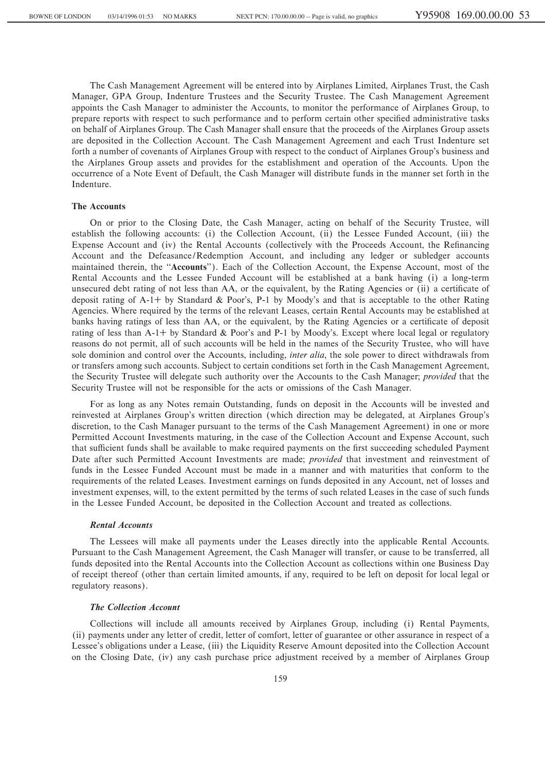The Cash Management Agreement will be entered into by Airplanes Limited, Airplanes Trust, the Cash Manager, GPA Group, Indenture Trustees and the Security Trustee. The Cash Management Agreement appoints the Cash Manager to administer the Accounts, to monitor the performance of Airplanes Group, to prepare reports with respect to such performance and to perform certain other specified administrative tasks on behalf of Airplanes Group. The Cash Manager shall ensure that the proceeds of the Airplanes Group assets are deposited in the Collection Account. The Cash Management Agreement and each Trust Indenture set forth a number of covenants of Airplanes Group with respect to the conduct of Airplanes Group's business and the Airplanes Group assets and provides for the establishment and operation of the Accounts. Upon the occurrence of a Note Event of Default, the Cash Manager will distribute funds in the manner set forth in the Indenture.

### The Accounts

On or prior to the Closing Date, the Cash Manager, acting on behalf of the Security Trustee, will establish the following accounts: (i) the Collection Account, (ii) the Lessee Funded Account, (iii) the Expense Account and (iv) the Rental Accounts (collectively with the Proceeds Account, the Refinancing Account and the Defeasance/Redemption Account, and including any ledger or subledger accounts maintained therein, the "**Accounts**"). Each of the Collection Account, the Expense Account, most of the Rental Accounts and the Lessee Funded Account will be established at a bank having (i) a long-term unsecured debt rating of not less than AA, or the equivalent, by the Rating Agencies or (ii) a certificate of deposit rating of A-1+ by Standard & Poor's, P-1 by Moody's and that is acceptable to the other Rating Agencies. Where required by the terms of the relevant Leases, certain Rental Accounts may be established at banks having ratings of less than AA, or the equivalent, by the Rating Agencies or a certificate of deposit rating of less than A-1+ by Standard & Poor's and P-1 by Moody's. Except where local legal or regulatory reasons do not permit, all of such accounts will be held in the names of the Security Trustee, who will have sole dominion and control over the Accounts, including, *inter alia*, the sole power to direct withdrawals from or transfers among such accounts. Subject to certain conditions set forth in the Cash Management Agreement, the Security Trustee will delegate such authority over the Accounts to the Cash Manager; *provided* that the Security Trustee will not be responsible for the acts or omissions of the Cash Manager.

For as long as any Notes remain Outstanding, funds on deposit in the Accounts will be invested and reinvested at Airplanes Group's written direction (which direction may be delegated, at Airplanes Group's discretion, to the Cash Manager pursuant to the terms of the Cash Management Agreement) in one or more Permitted Account Investments maturing, in the case of the Collection Account and Expense Account, such that sufficient funds shall be available to make required payments on the first succeeding scheduled Payment Date after such Permitted Account Investments are made; *provided* that investment and reinvestment of funds in the Lessee Funded Account must be made in a manner and with maturities that conform to the requirements of the related Leases. Investment earnings on funds deposited in any Account, net of losses and investment expenses, will, to the extent permitted by the terms of such related Leases in the case of such funds in the Lessee Funded Account, be deposited in the Collection Account and treated as collections.

#### *Rental Accounts*

The Lessees will make all payments under the Leases directly into the applicable Rental Accounts. Pursuant to the Cash Management Agreement, the Cash Manager will transfer, or cause to be transferred, all funds deposited into the Rental Accounts into the Collection Account as collections within one Business Day of receipt thereof (other than certain limited amounts, if any, required to be left on deposit for local legal or regulatory reasons).

#### *The Collection Account*

Collections will include all amounts received by Airplanes Group, including (i) Rental Payments, (ii) payments under any letter of credit, letter of comfort, letter of guarantee or other assurance in respect of a Lessee's obligations under a Lease, (iii) the Liquidity Reserve Amount deposited into the Collection Account on the Closing Date, (iv) any cash purchase price adjustment received by a member of Airplanes Group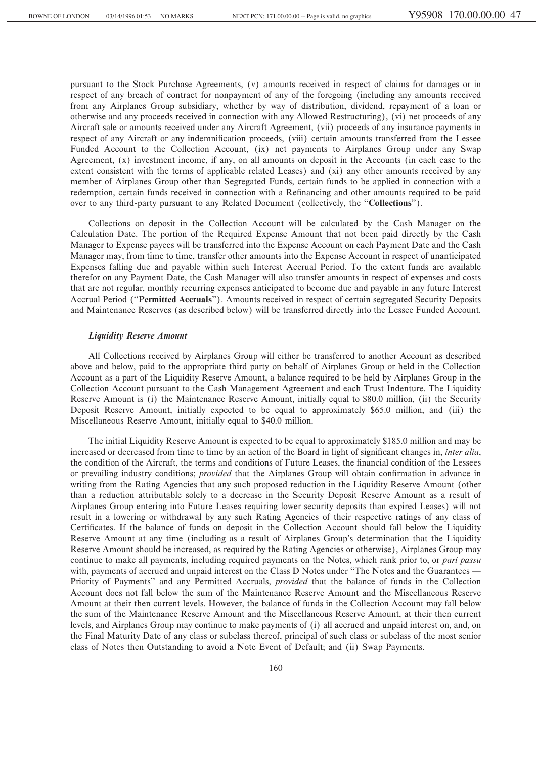pursuant to the Stock Purchase Agreements, (v) amounts received in respect of claims for damages or in respect of any breach of contract for nonpayment of any of the foregoing (including any amounts received from any Airplanes Group subsidiary, whether by way of distribution, dividend, repayment of a loan or otherwise and any proceeds received in connection with any Allowed Restructuring), (vi) net proceeds of any Aircraft sale or amounts received under any Aircraft Agreement, (vii) proceeds of any insurance payments in respect of any Aircraft or any indemnification proceeds, (viii) certain amounts transferred from the Lessee Funded Account to the Collection Account, (ix) net payments to Airplanes Group under any Swap Agreement, (x) investment income, if any, on all amounts on deposit in the Accounts (in each case to the extent consistent with the terms of applicable related Leases) and (xi) any other amounts received by any member of Airplanes Group other than Segregated Funds, certain funds to be applied in connection with a redemption, certain funds received in connection with a Refinancing and other amounts required to be paid over to any third-party pursuant to any Related Document (collectively, the "**Collections**").

Collections on deposit in the Collection Account will be calculated by the Cash Manager on the Calculation Date. The portion of the Required Expense Amount that not been paid directly by the Cash Manager to Expense payees will be transferred into the Expense Account on each Payment Date and the Cash Manager may, from time to time, transfer other amounts into the Expense Account in respect of unanticipated Expenses falling due and payable within such Interest Accrual Period. To the extent funds are available therefor on any Payment Date, the Cash Manager will also transfer amounts in respect of expenses and costs that are not regular, monthly recurring expenses anticipated to become due and payable in any future Interest Accrual Period ("**Permitted Accruals**"). Amounts received in respect of certain segregated Security Deposits and Maintenance Reserves (as described below) will be transferred directly into the Lessee Funded Account.

### *Liquidity Reserve Amount*

All Collections received by Airplanes Group will either be transferred to another Account as described above and below, paid to the appropriate third party on behalf of Airplanes Group or held in the Collection Account as a part of the Liquidity Reserve Amount, a balance required to be held by Airplanes Group in the Collection Account pursuant to the Cash Management Agreement and each Trust Indenture. The Liquidity Reserve Amount is (i) the Maintenance Reserve Amount, initially equal to $80.0 million, (ii) the Security Deposit Reserve Amount, initially expected to be equal to approximately $65.0 million, and (iii) the Miscellaneous Reserve Amount, initially equal to $40.0 million.

The initial Liquidity Reserve Amount is expected to be equal to approximately $185.0 million and may be increased or decreased from time to time by an action of the Board in light of significant changes in, *inter alia*, the condition of the Aircraft, the terms and conditions of Future Leases, the financial condition of the Lessees or prevailing industry conditions; *provided* that the Airplanes Group will obtain confirmation in advance in writing from the Rating Agencies that any such proposed reduction in the Liquidity Reserve Amount (other than a reduction attributable solely to a decrease in the Security Deposit Reserve Amount as a result of Airplanes Group entering into Future Leases requiring lower security deposits than expired Leases) will not result in a lowering or withdrawal by any such Rating Agencies of their respective ratings of any class of Certificates. If the balance of funds on deposit in the Collection Account should fall below the Liquidity Reserve Amount at any time (including as a result of Airplanes Group's determination that the Liquidity Reserve Amount should be increased, as required by the Rating Agencies or otherwise), Airplanes Group may continue to make all payments, including required payments on the Notes, which rank prior to, or *pari passu* with, payments of accrued and unpaid interest on the Class D Notes under "The Notes and the Guarantees — Priority of Payments" and any Permitted Accruals, *provided* that the balance of funds in the Collection Account does not fall below the sum of the Maintenance Reserve Amount and the Miscellaneous Reserve Amount at their then current levels. However, the balance of funds in the Collection Account may fall below the sum of the Maintenance Reserve Amount and the Miscellaneous Reserve Amount, at their then current levels, and Airplanes Group may continue to make payments of (i) all accrued and unpaid interest on, and, on the Final Maturity Date of any class or subclass thereof, principal of such class or subclass of the most senior class of Notes then Outstanding to avoid a Note Event of Default; and (ii) Swap Payments.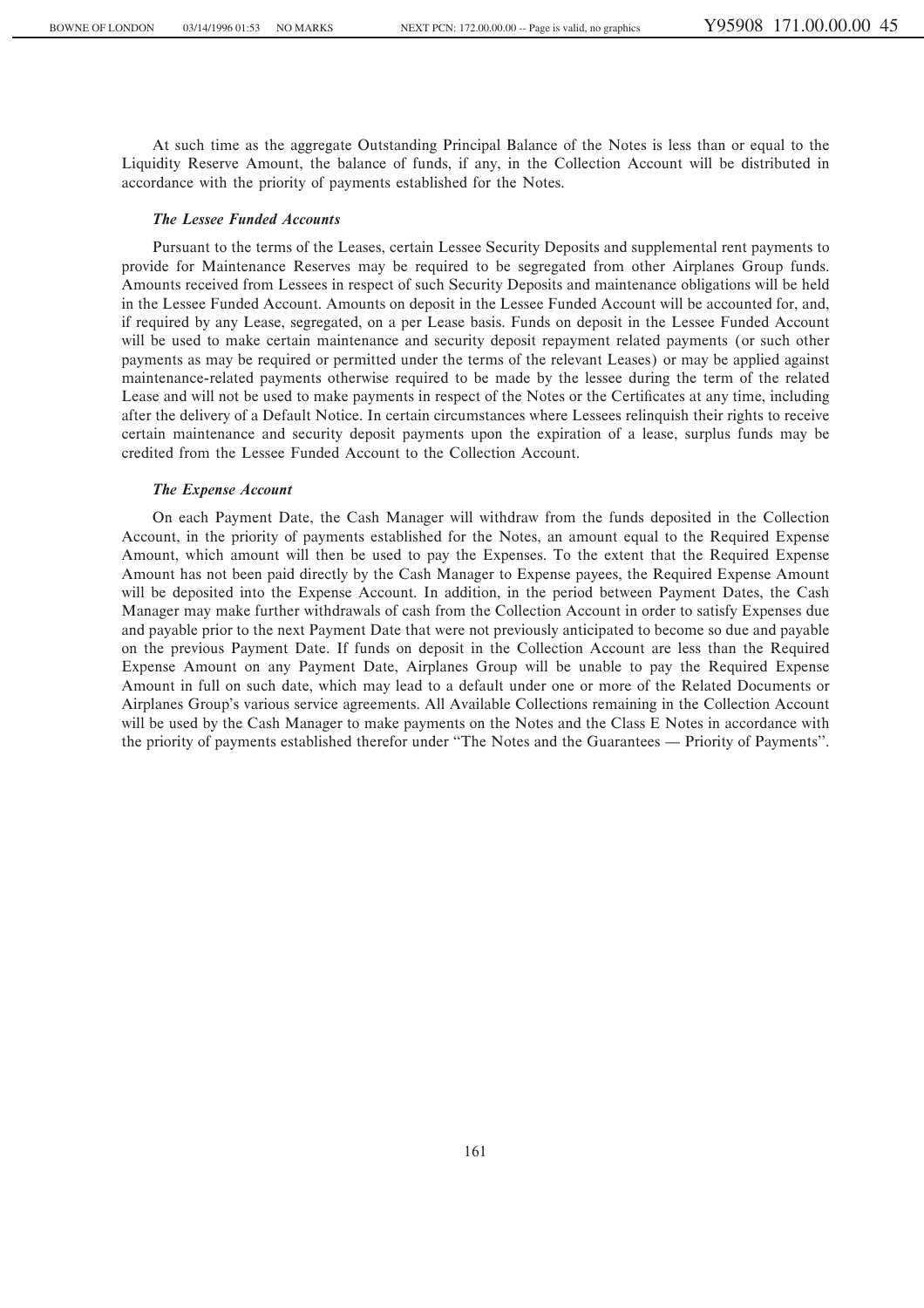At such time as the aggregate Outstanding Principal Balance of the Notes is less than or equal to the Liquidity Reserve Amount, the balance of funds, if any, in the Collection Account will be distributed in accordance with the priority of payments established for the Notes.

### *The Lessee Funded Accounts*

Pursuant to the terms of the Leases, certain Lessee Security Deposits and supplemental rent payments to provide for Maintenance Reserves may be required to be segregated from other Airplanes Group funds. Amounts received from Lessees in respect of such Security Deposits and maintenance obligations will be held in the Lessee Funded Account. Amounts on deposit in the Lessee Funded Account will be accounted for, and, if required by any Lease, segregated, on a per Lease basis. Funds on deposit in the Lessee Funded Account will be used to make certain maintenance and security deposit repayment related payments (or such other payments as may be required or permitted under the terms of the relevant Leases) or may be applied against maintenance-related payments otherwise required to be made by the lessee during the term of the related Lease and will not be used to make payments in respect of the Notes or the Certificates at any time, including after the delivery of a Default Notice. In certain circumstances where Lessees relinquish their rights to receive certain maintenance and security deposit payments upon the expiration of a lease, surplus funds may be credited from the Lessee Funded Account to the Collection Account.

### *The Expense Account*

On each Payment Date, the Cash Manager will withdraw from the funds deposited in the Collection Account, in the priority of payments established for the Notes, an amount equal to the Required Expense Amount, which amount will then be used to pay the Expenses. To the extent that the Required Expense Amount has not been paid directly by the Cash Manager to Expense payees, the Required Expense Amount will be deposited into the Expense Account. In addition, in the period between Payment Dates, the Cash Manager may make further withdrawals of cash from the Collection Account in order to satisfy Expenses due and payable prior to the next Payment Date that were not previously anticipated to become so due and payable on the previous Payment Date. If funds on deposit in the Collection Account are less than the Required Expense Amount on any Payment Date, Airplanes Group will be unable to pay the Required Expense Amount in full on such date, which may lead to a default under one or more of the Related Documents or Airplanes Group's various service agreements. All Available Collections remaining in the Collection Account will be used by the Cash Manager to make payments on the Notes and the Class E Notes in accordance with the priority of payments established therefor under "The Notes and the Guarantees — Priority of Payments".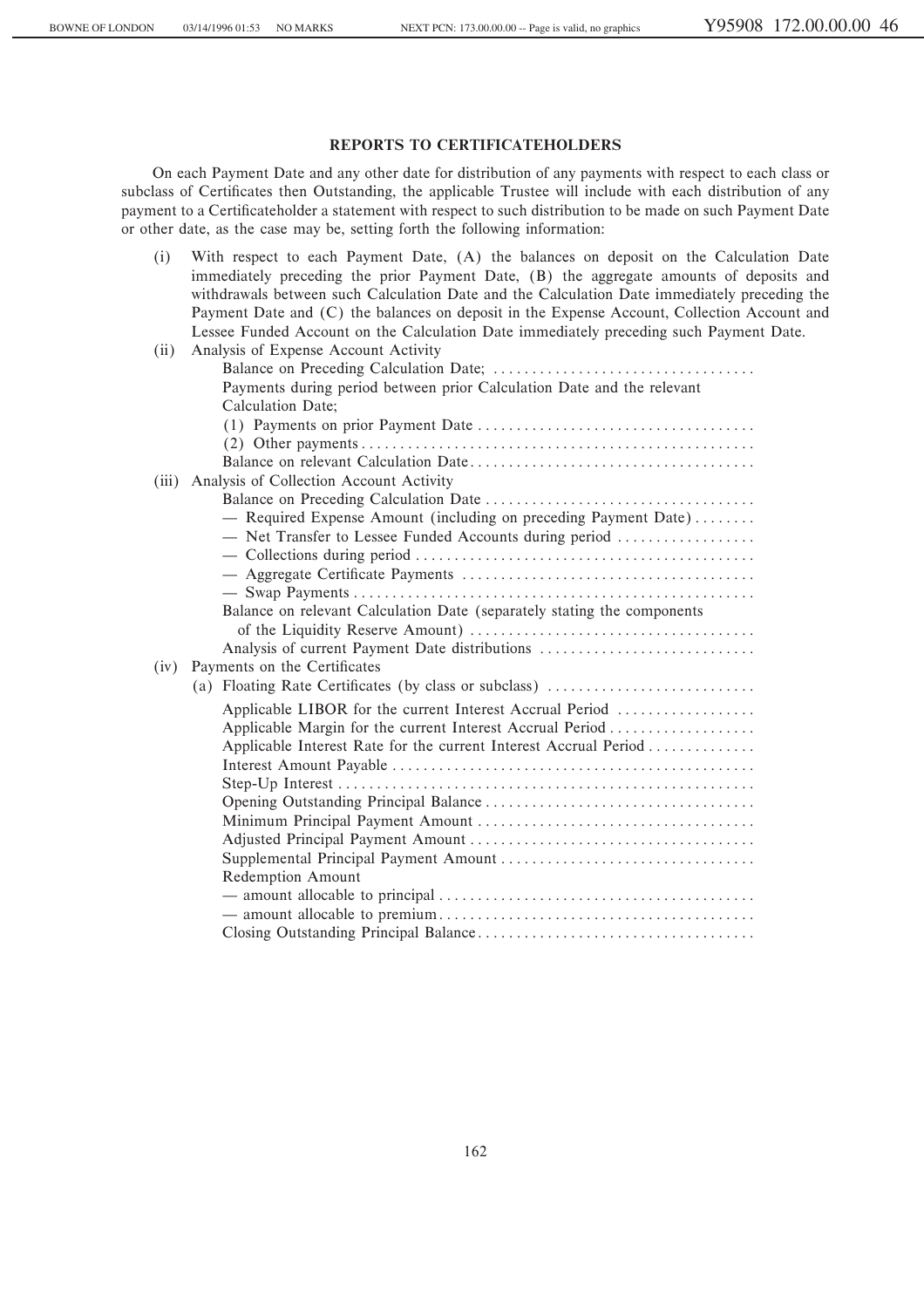## REPORTS TO CERTIFICATEHOLDERS

On each Payment Date and any other date for distribution of any payments with respect to each class or subclass of Certificates then Outstanding, the applicable Trustee will include with each distribution of any payment to a Certificateholder a statement with respect to such distribution to be made on such Payment Date or other date, as the case may be, setting forth the following information:

(i) With respect to each Payment Date, (A) the balances on deposit on the Calculation Date immediately preceding the prior Payment Date, (B) the aggregate amounts of deposits and withdrawals between such Calculation Date and the Calculation Date immediately preceding the Payment Date and (C) the balances on deposit in the Expense Account, Collection Account and Lessee Funded Account on the Calculation Date immediately preceding such Payment Date.

(ii) Analysis of Expense Account Activity

  Balance on Preceding Calculation Date; . . . . . . . . . . . . . . . . . . . . . . . . . . . . . . . . .

  Payments during period between prior Calculation Date and the relevant Calculation Date;

  (1) Payments on prior Payment Date . . . . . . . . . . . . . . . . . . . . . . . . . . . . . . . . . . .

  (2) Other payments . . . . . . . . . . . . . . . . . . . . . . . . . . . . . . . . . . . . . . . . . . . . . . . . . .

  Balance on relevant Calculation Date . . . . . . . . . . . . . . . . . . . . . . . . . . . . . . . . . . . .

(iii) Analysis of Collection Account Activity

  Balance on Preceding Calculation Date . . . . . . . . . . . . . . . . . . . . . . . . . . . . . . . . . .

  — Required Expense Amount (including on preceding Payment Date) . . . . . . . .

  — Net Transfer to Lessee Funded Accounts during period . . . . . . . . . . . . . . . . .

  — Collections during period . . . . . . . . . . . . . . . . . . . . . . . . . . . . . . . . . . . . . . . . . . .

  — Aggregate Certificate Payments . . . . . . . . . . . . . . . . . . . . . . . . . . . . . . . . . . . . .

  — Swap Payments . . . . . . . . . . . . . . . . . . . . . . . . . . . . . . . . . . . . . . . . . . . . . . . . . . .

  Balance on relevant Calculation Date (separately stating the components of the Liquidity Reserve Amount) . . . . . . . . . . . . . . . . . . . . . . . . . . . . . . . . . . . .

  Analysis of current Payment Date distributions . . . . . . . . . . . . . . . . . . . . . . . . . . .

(iv) Payments on the Certificates

  (a) Floating Rate Certificates (by class or subclass) . . . . . . . . . . . . . . . . . . . . . . . . . .

  Applicable LIBOR for the current Interest Accrual Period . . . . . . . . . . . . . . . . .

  Applicable Margin for the current Interest Accrual Period . . . . . . . . . . . . . . . . . .

  Applicable Interest Rate for the current Interest Accrual Period . . . . . . . . . . . . .

  Interest Amount Payable . . . . . . . . . . . . . . . . . . . . . . . . . . . . . . . . . . . . . . . . . . . . . .

  Step-Up Interest . . . . . . . . . . . . . . . . . . . . . . . . . . . . . . . . . . . . . . . . . . . . . . . . . . . . .

  Opening Outstanding Principal Balance . . . . . . . . . . . . . . . . . . . . . . . . . . . . . . . . . .

  Minimum Principal Payment Amount . . . . . . . . . . . . . . . . . . . . . . . . . . . . . . . . . . .

  Adjusted Principal Payment Amount . . . . . . . . . . . . . . . . . . . . . . . . . . . . . . . . . . . .

  Supplemental Principal Payment Amount . . . . . . . . . . . . . . . . . . . . . . . . . . . . . . . .

  Redemption Amount

  — amount allocable to principal . . . . . . . . . . . . . . . . . . . . . . . . . . . . . . . . . . . . . . . .

  — amount allocable to premium . . . . . . . . . . . . . . . . . . . . . . . . . . . . . . . . . . . . . . . .

  Closing Outstanding Principal Balance . . . . . . . . . . . . . . . . . . . . . . . . . . . . . . . . . . .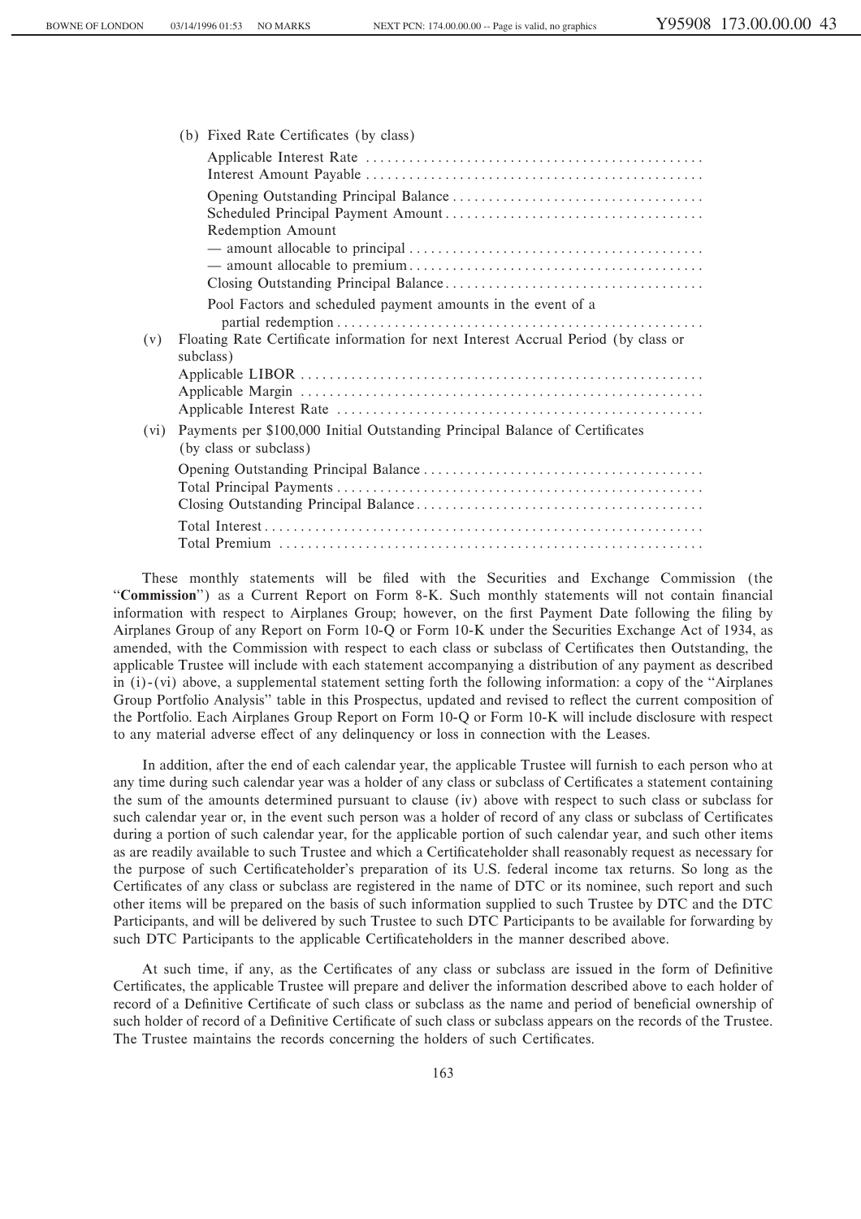(b) Fixed Rate Certificates (by class)

Applicable Interest Rate ..............................................
Interest Amount Payable ..............................................

Opening Outstanding Principal Balance ..................................
Scheduled Principal Payment Amount ....................................
Redemption Amount
— amount allocable to principal ........................................
— amount allocable to premium ........................................
Closing Outstanding Principal Balance ...................................

Pool Factors and scheduled payment amounts in the event of a partial redemption ..................................................

(v) Floating Rate Certificate information for next Interest Accrual Period (by class or subclass)

Applicable LIBOR .......................................................
Applicable Margin .......................................................
Applicable Interest Rate .................................................

(vi) Payments per $100,000 Initial Outstanding Principal Balance of Certificates (by class or subclass)

Opening Outstanding Principal Balance ......................................
Total Principal Payments ..................................................
Closing Outstanding Principal Balance .......................................

Total Interest ............................................................
Total Premium ...........................................................

These monthly statements will be filed with the Securities and Exchange Commission (the "**Commission**") as a Current Report on Form 8-K. Such monthly statements will not contain financial information with respect to Airplanes Group; however, on the first Payment Date following the filing by Airplanes Group of any Report on Form 10-Q or Form 10-K under the Securities Exchange Act of 1934, as amended, with the Commission with respect to each class or subclass of Certificates then Outstanding, the applicable Trustee will include with each statement accompanying a distribution of any payment as described in (i)-(vi) above, a supplemental statement setting forth the following information: a copy of the "Airplanes Group Portfolio Analysis" table in this Prospectus, updated and revised to reflect the current composition of the Portfolio. Each Airplanes Group Report on Form 10-Q or Form 10-K will include disclosure with respect to any material adverse effect of any delinquency or loss in connection with the Leases.

In addition, after the end of each calendar year, the applicable Trustee will furnish to each person who at any time during such calendar year was a holder of any class or subclass of Certificates a statement containing the sum of the amounts determined pursuant to clause (iv) above with respect to such class or subclass for such calendar year or, in the event such person was a holder of record of any class or subclass of Certificates during a portion of such calendar year, for the applicable portion of such calendar year, and such other items as are readily available to such Trustee and which a Certificateholder shall reasonably request as necessary for the purpose of such Certificateholder's preparation of its U.S. federal income tax returns. So long as the Certificates of any class or subclass are registered in the name of DTC or its nominee, such report and such other items will be prepared on the basis of such information supplied to such Trustee by DTC and the DTC Participants, and will be delivered by such Trustee to such DTC Participants to be available for forwarding by such DTC Participants to the applicable Certificateholders in the manner described above.

At such time, if any, as the Certificates of any class or subclass are issued in the form of Definitive Certificates, the applicable Trustee will prepare and deliver the information described above to each holder of record of a Definitive Certificate of such class or subclass as the name and period of beneficial ownership of such holder of record of a Definitive Certificate of such class or subclass appears on the records of the Trustee. The Trustee maintains the records concerning the holders of such Certificates.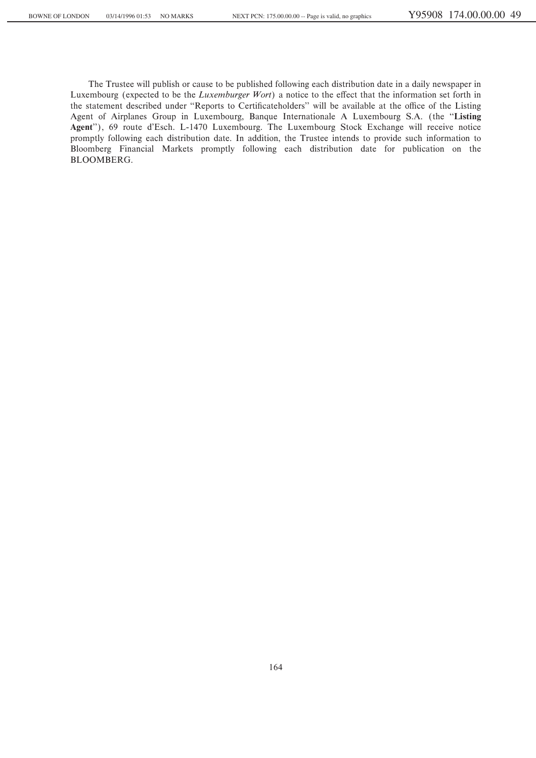The Trustee will publish or cause to be published following each distribution date in a daily newspaper in Luxembourg (expected to be the *Luxemburger Wort*) a notice to the effect that the information set forth in the statement described under "Reports to Certificateholders" will be available at the office of the Listing Agent of Airplanes Group in Luxembourg, Banque Internationale A Luxembourg S.A. (the "**Listing Agent**"), 69 route d'Esch. L-1470 Luxembourg. The Luxembourg Stock Exchange will receive notice promptly following each distribution date. In addition, the Trustee intends to provide such information to Bloomberg Financial Markets promptly following each distribution date for publication on the BLOOMBERG.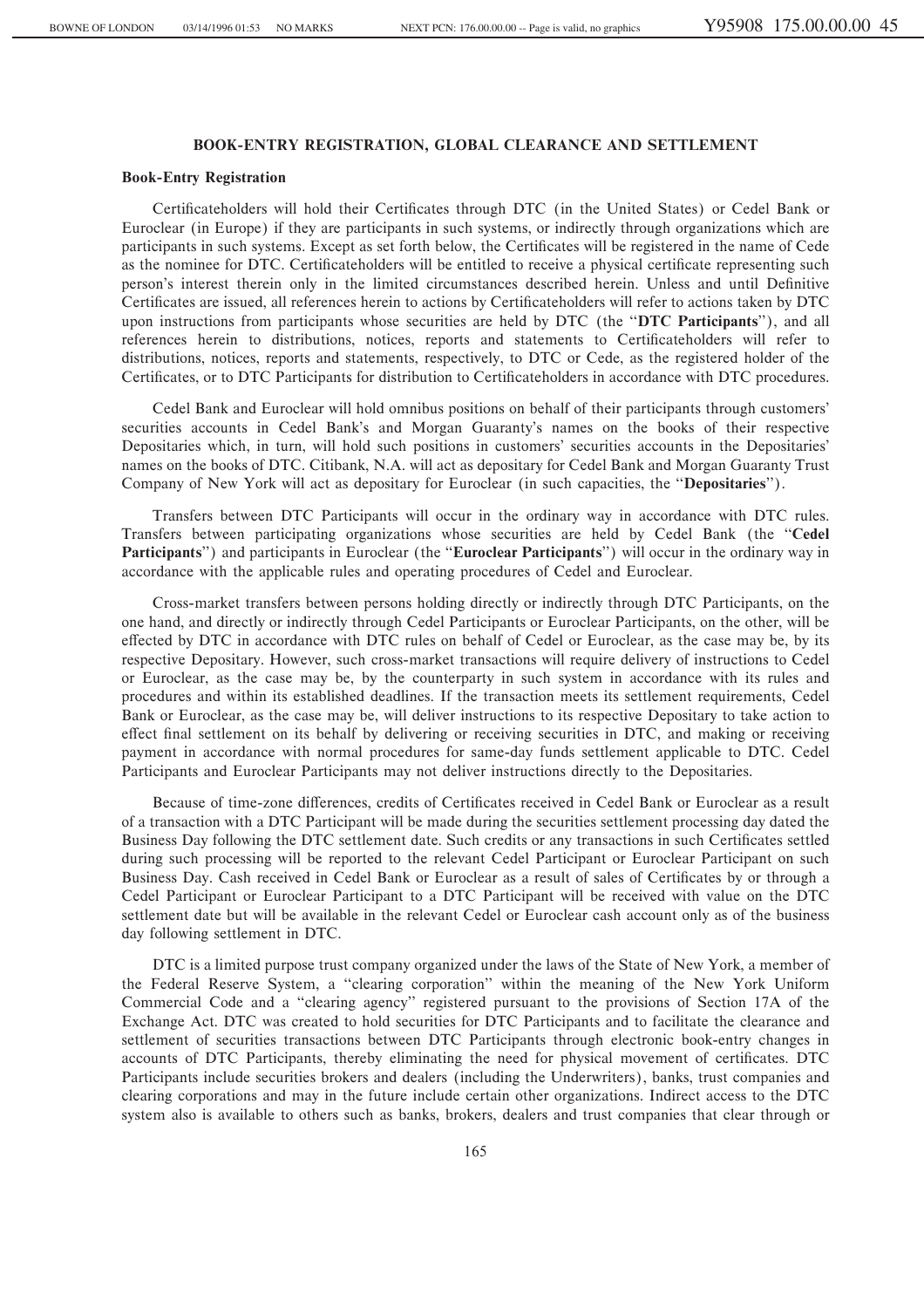## BOOK-ENTRY REGISTRATION, GLOBAL CLEARANCE AND SETTLEMENT

### Book-Entry Registration

Certificateholders will hold their Certificates through DTC (in the United States) or Cedel Bank or Euroclear (in Europe) if they are participants in such systems, or indirectly through organizations which are participants in such systems. Except as set forth below, the Certificates will be registered in the name of Cede as the nominee for DTC. Certificateholders will be entitled to receive a physical certificate representing such person's interest therein only in the limited circumstances described herein. Unless and until Definitive Certificates are issued, all references herein to actions by Certificateholders will refer to actions taken by DTC upon instructions from participants whose securities are held by DTC (the "**DTC Participants**"), and all references herein to distributions, notices, reports and statements to Certificateholders will refer to distributions, notices, reports and statements, respectively, to DTC or Cede, as the registered holder of the Certificates, or to DTC Participants for distribution to Certificateholders in accordance with DTC procedures.

Cedel Bank and Euroclear will hold omnibus positions on behalf of their participants through customers' securities accounts in Cedel Bank's and Morgan Guaranty's names on the books of their respective Depositaries which, in turn, will hold such positions in customers' securities accounts in the Depositaries' names on the books of DTC. Citibank, N.A. will act as depositary for Cedel Bank and Morgan Guaranty Trust Company of New York will act as depositary for Euroclear (in such capacities, the "**Depositaries**").

Transfers between DTC Participants will occur in the ordinary way in accordance with DTC rules. Transfers between participating organizations whose securities are held by Cedel Bank (the "**Cedel Participants**") and participants in Euroclear (the "**Euroclear Participants**") will occur in the ordinary way in accordance with the applicable rules and operating procedures of Cedel and Euroclear.

Cross-market transfers between persons holding directly or indirectly through DTC Participants, on the one hand, and directly or indirectly through Cedel Participants or Euroclear Participants, on the other, will be effected by DTC in accordance with DTC rules on behalf of Cedel or Euroclear, as the case may be, by its respective Depositary. However, such cross-market transactions will require delivery of instructions to Cedel or Euroclear, as the case may be, by the counterparty in such system in accordance with its rules and procedures and within its established deadlines. If the transaction meets its settlement requirements, Cedel Bank or Euroclear, as the case may be, will deliver instructions to its respective Depositary to take action to effect final settlement on its behalf by delivering or receiving securities in DTC, and making or receiving payment in accordance with normal procedures for same-day funds settlement applicable to DTC. Cedel Participants and Euroclear Participants may not deliver instructions directly to the Depositaries.

Because of time-zone differences, credits of Certificates received in Cedel Bank or Euroclear as a result of a transaction with a DTC Participant will be made during the securities settlement processing day dated the Business Day following the DTC settlement date. Such credits or any transactions in such Certificates settled during such processing will be reported to the relevant Cedel Participant or Euroclear Participant on such Business Day. Cash received in Cedel Bank or Euroclear as a result of sales of Certificates by or through a Cedel Participant or Euroclear Participant to a DTC Participant will be received with value on the DTC settlement date but will be available in the relevant Cedel or Euroclear cash account only as of the business day following settlement in DTC.

DTC is a limited purpose trust company organized under the laws of the State of New York, a member of the Federal Reserve System, a "clearing corporation" within the meaning of the New York Uniform Commercial Code and a "clearing agency" registered pursuant to the provisions of Section 17A of the Exchange Act. DTC was created to hold securities for DTC Participants and to facilitate the clearance and settlement of securities transactions between DTC Participants through electronic book-entry changes in accounts of DTC Participants, thereby eliminating the need for physical movement of certificates. DTC Participants include securities brokers and dealers (including the Underwriters), banks, trust companies and clearing corporations and may in the future include certain other organizations. Indirect access to the DTC system also is available to others such as banks, brokers, dealers and trust companies that clear through or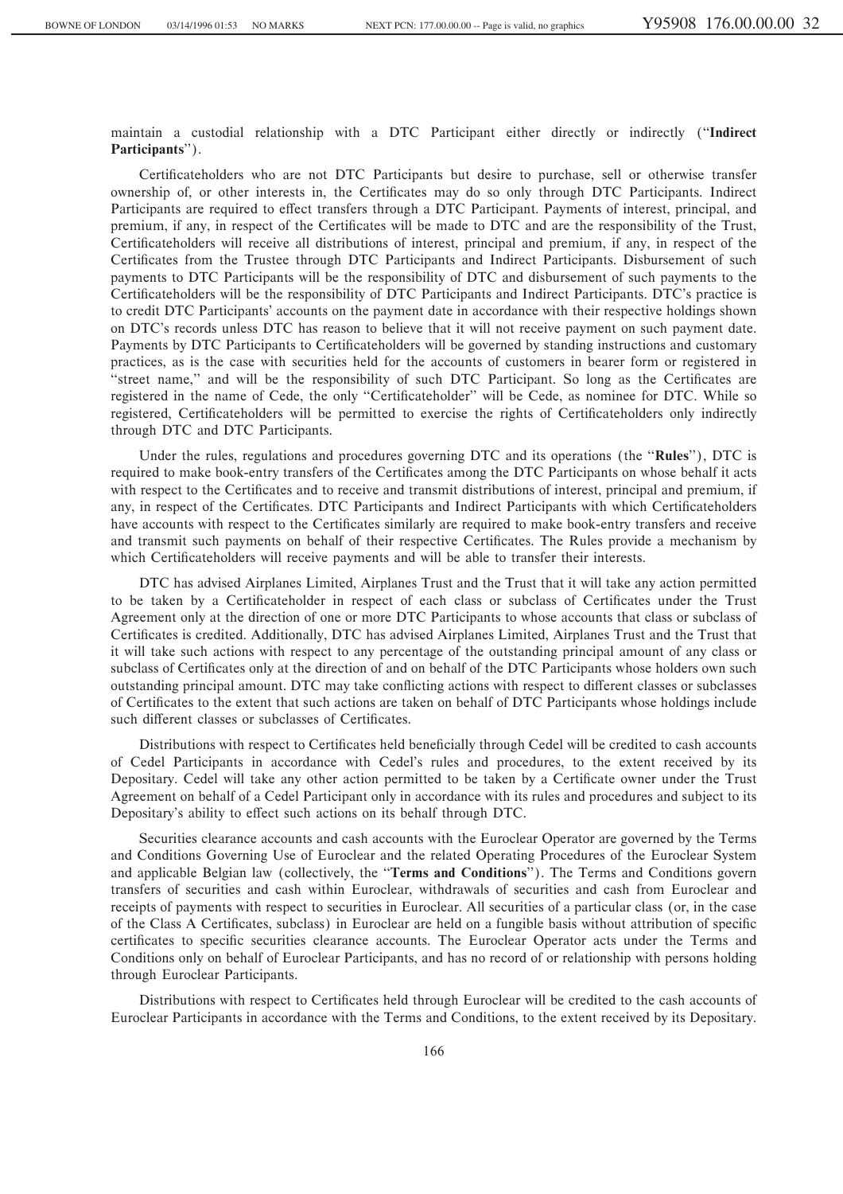maintain a custodial relationship with a DTC Participant either directly or indirectly ("**Indirect Participants**").

Certificateholders who are not DTC Participants but desire to purchase, sell or otherwise transfer ownership of, or other interests in, the Certificates may do so only through DTC Participants. Indirect Participants are required to effect transfers through a DTC Participant. Payments of interest, principal, and premium, if any, in respect of the Certificates will be made to DTC and are the responsibility of the Trust, Certificateholders will receive all distributions of interest, principal and premium, if any, in respect of the Certificates from the Trustee through DTC Participants and Indirect Participants. Disbursement of such payments to DTC Participants will be the responsibility of DTC and disbursement of such payments to the Certificateholders will be the responsibility of DTC Participants and Indirect Participants. DTC's practice is to credit DTC Participants' accounts on the payment date in accordance with their respective holdings shown on DTC's records unless DTC has reason to believe that it will not receive payment on such payment date. Payments by DTC Participants to Certificateholders will be governed by standing instructions and customary practices, as is the case with securities held for the accounts of customers in bearer form or registered in "street name," and will be the responsibility of such DTC Participant. So long as the Certificates are registered in the name of Cede, the only "Certificateholder" will be Cede, as nominee for DTC. While so registered, Certificateholders will be permitted to exercise the rights of Certificateholders only indirectly through DTC and DTC Participants.

Under the rules, regulations and procedures governing DTC and its operations (the "**Rules**"), DTC is required to make book-entry transfers of the Certificates among the DTC Participants on whose behalf it acts with respect to the Certificates and to receive and transmit distributions of interest, principal and premium, if any, in respect of the Certificates. DTC Participants and Indirect Participants with which Certificateholders have accounts with respect to the Certificates similarly are required to make book-entry transfers and receive and transmit such payments on behalf of their respective Certificates. The Rules provide a mechanism by which Certificateholders will receive payments and will be able to transfer their interests.

DTC has advised Airplanes Limited, Airplanes Trust and the Trust that it will take any action permitted to be taken by a Certificateholder in respect of each class or subclass of Certificates under the Trust Agreement only at the direction of one or more DTC Participants to whose accounts that class or subclass of Certificates is credited. Additionally, DTC has advised Airplanes Limited, Airplanes Trust and the Trust that it will take such actions with respect to any percentage of the outstanding principal amount of any class or subclass of Certificates only at the direction of and on behalf of the DTC Participants whose holders own such outstanding principal amount. DTC may take conflicting actions with respect to different classes or subclasses of Certificates to the extent that such actions are taken on behalf of DTC Participants whose holdings include such different classes or subclasses of Certificates.

Distributions with respect to Certificates held beneficially through Cedel will be credited to cash accounts of Cedel Participants in accordance with Cedel's rules and procedures, to the extent received by its Depositary. Cedel will take any other action permitted to be taken by a Certificate owner under the Trust Agreement on behalf of a Cedel Participant only in accordance with its rules and procedures and subject to its Depositary's ability to effect such actions on its behalf through DTC.

Securities clearance accounts and cash accounts with the Euroclear Operator are governed by the Terms and Conditions Governing Use of Euroclear and the related Operating Procedures of the Euroclear System and applicable Belgian law (collectively, the "**Terms and Conditions**"). The Terms and Conditions govern transfers of securities and cash within Euroclear, withdrawals of securities and cash from Euroclear and receipts of payments with respect to securities in Euroclear. All securities of a particular class (or, in the case of the Class A Certificates, subclass) in Euroclear are held on a fungible basis without attribution of specific certificates to specific securities clearance accounts. The Euroclear Operator acts under the Terms and Conditions only on behalf of Euroclear Participants, and has no record of or relationship with persons holding through Euroclear Participants.

Distributions with respect to Certificates held through Euroclear will be credited to the cash accounts of Euroclear Participants in accordance with the Terms and Conditions, to the extent received by its Depositary.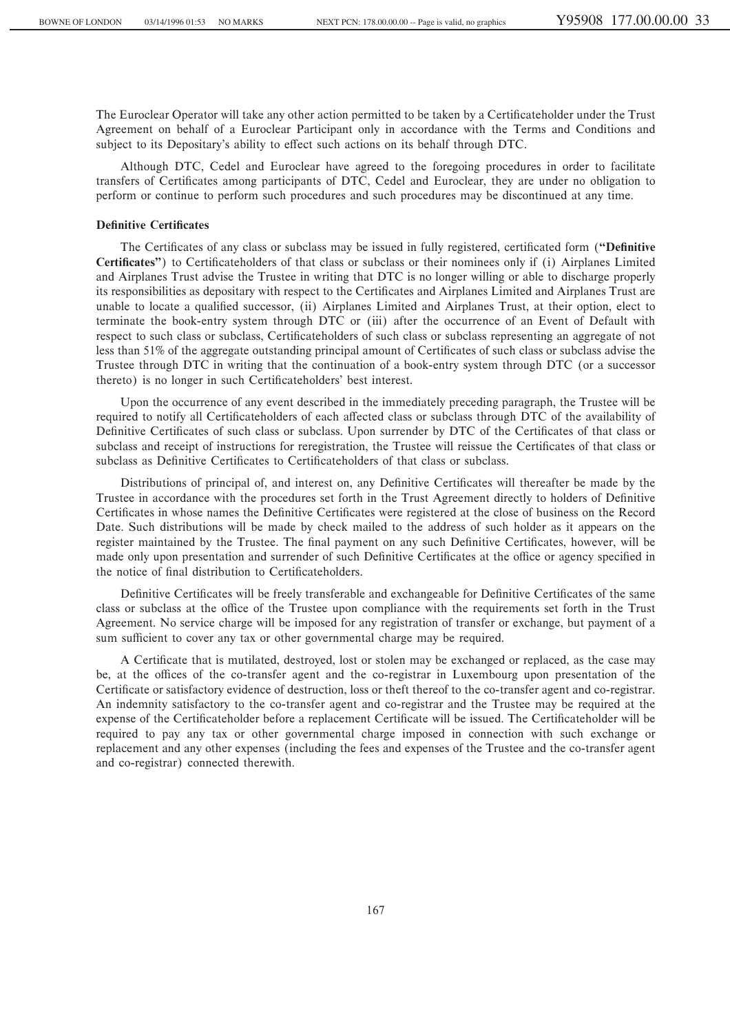The Euroclear Operator will take any other action permitted to be taken by a Certificateholder under the Trust Agreement on behalf of a Euroclear Participant only in accordance with the Terms and Conditions and subject to its Depositary's ability to effect such actions on its behalf through DTC.

Although DTC, Cedel and Euroclear have agreed to the foregoing procedures in order to facilitate transfers of Certificates among participants of DTC, Cedel and Euroclear, they are under no obligation to perform or continue to perform such procedures and such procedures may be discontinued at any time.

**Definitive Certificates**

The Certificates of any class or subclass may be issued in fully registered, certificated form (**"Definitive Certificates"**) to Certificateholders of that class or subclass or their nominees only if (i) Airplanes Limited and Airplanes Trust advise the Trustee in writing that DTC is no longer willing or able to discharge properly its responsibilities as depositary with respect to the Certificates and Airplanes Limited and Airplanes Trust are unable to locate a qualified successor, (ii) Airplanes Limited and Airplanes Trust, at their option, elect to terminate the book-entry system through DTC or (iii) after the occurrence of an Event of Default with respect to such class or subclass, Certificateholders of such class or subclass representing an aggregate of not less than 51% of the aggregate outstanding principal amount of Certificates of such class or subclass advise the Trustee through DTC in writing that the continuation of a book-entry system through DTC (or a successor thereto) is no longer in such Certificateholders' best interest.

Upon the occurrence of any event described in the immediately preceding paragraph, the Trustee will be required to notify all Certificateholders of each affected class or subclass through DTC of the availability of Definitive Certificates of such class or subclass. Upon surrender by DTC of the Certificates of that class or subclass and receipt of instructions for reregistration, the Trustee will reissue the Certificates of that class or subclass as Definitive Certificates to Certificateholders of that class or subclass.

Distributions of principal of, and interest on, any Definitive Certificates will thereafter be made by the Trustee in accordance with the procedures set forth in the Trust Agreement directly to holders of Definitive Certificates in whose names the Definitive Certificates were registered at the close of business on the Record Date. Such distributions will be made by check mailed to the address of such holder as it appears on the register maintained by the Trustee. The final payment on any such Definitive Certificates, however, will be made only upon presentation and surrender of such Definitive Certificates at the office or agency specified in the notice of final distribution to Certificateholders.

Definitive Certificates will be freely transferable and exchangeable for Definitive Certificates of the same class or subclass at the office of the Trustee upon compliance with the requirements set forth in the Trust Agreement. No service charge will be imposed for any registration of transfer or exchange, but payment of a sum sufficient to cover any tax or other governmental charge may be required.

A Certificate that is mutilated, destroyed, lost or stolen may be exchanged or replaced, as the case may be, at the offices of the co-transfer agent and the co-registrar in Luxembourg upon presentation of the Certificate or satisfactory evidence of destruction, loss or theft thereof to the co-transfer agent and co-registrar. An indemnity satisfactory to the co-transfer agent and co-registrar and the Trustee may be required at the expense of the Certificateholder before a replacement Certificate will be issued. The Certificateholder will be required to pay any tax or other governmental charge imposed in connection with such exchange or replacement and any other expenses (including the fees and expenses of the Trustee and the co-transfer agent and co-registrar) connected therewith.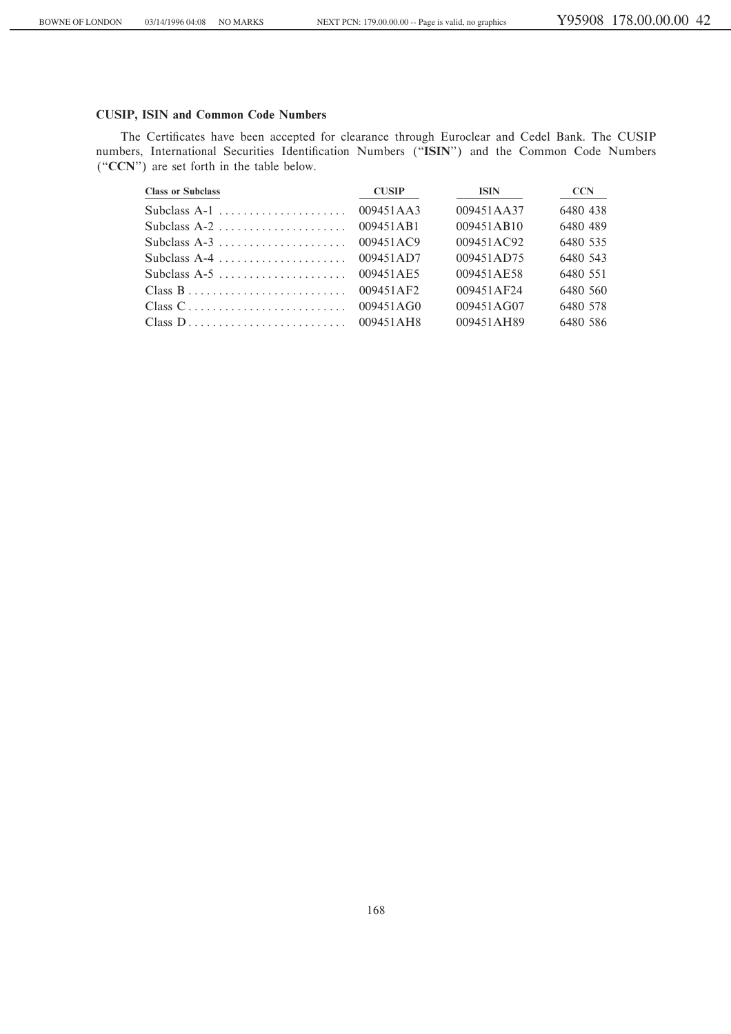**CUSIP, ISIN and Common Code Numbers**

The Certificates have been accepted for clearance through Euroclear and Cedel Bank. The CUSIP numbers, International Securities Identification Numbers ("**ISIN**") and the Common Code Numbers ("**CCN**") are set forth in the table below.

| Class or Subclass | CUSIP | ISIN | CCN |
|---|---|---|---|
| Subclass A-1 | 009451AA3 | 009451AA37 | 6480 438 |
| Subclass A-2 | 009451AB1 | 009451AB10 | 6480 489 |
| Subclass A-3 | 009451AC9 | 009451AC92 | 6480 535 |
| Subclass A-4 | 009451AD7 | 009451AD75 | 6480 543 |
| Subclass A-5 | 009451AE5 | 009451AE58 | 6480 551 |
| Class B | 009451AF2 | 009451AF24 | 6480 560 |
| Class C | 009451AG0 | 009451AG07 | 6480 578 |
| Class D | 009451AH8 | 009451AH89 | 6480 586 |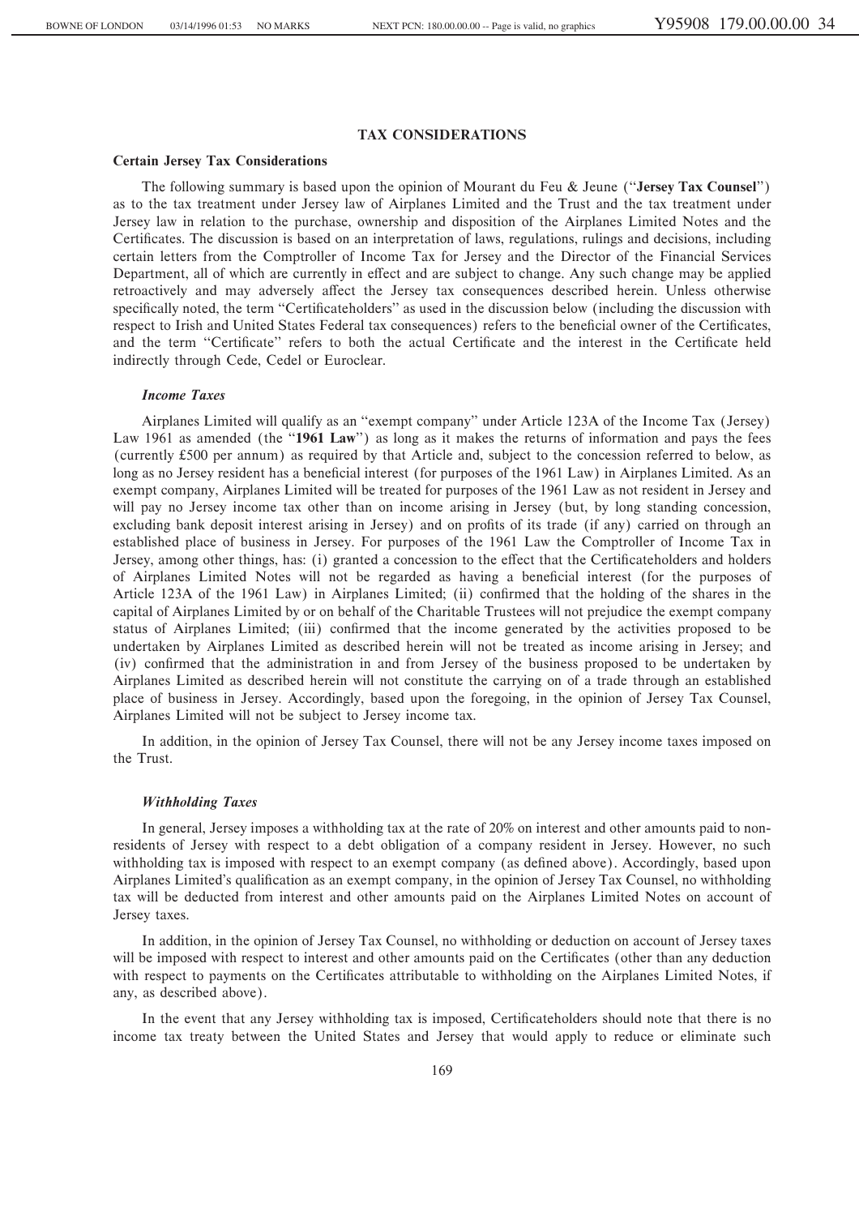## TAX CONSIDERATIONS

### Certain Jersey Tax Considerations

The following summary is based upon the opinion of Mourant du Feu & Jeune ("**Jersey Tax Counsel**") as to the tax treatment under Jersey law of Airplanes Limited and the Trust and the tax treatment under Jersey law in relation to the purchase, ownership and disposition of the Airplanes Limited Notes and the Certificates. The discussion is based on an interpretation of laws, regulations, rulings and decisions, including certain letters from the Comptroller of Income Tax for Jersey and the Director of the Financial Services Department, all of which are currently in effect and are subject to change. Any such change may be applied retroactively and may adversely affect the Jersey tax consequences described herein. Unless otherwise specifically noted, the term "Certificateholders" as used in the discussion below (including the discussion with respect to Irish and United States Federal tax consequences) refers to the beneficial owner of the Certificates, and the term "Certificate" refers to both the actual Certificate and the interest in the Certificate held indirectly through Cede, Cedel or Euroclear.

#### *Income Taxes*

Airplanes Limited will qualify as an "exempt company" under Article 123A of the Income Tax (Jersey) Law 1961 as amended (the "**1961 Law**") as long as it makes the returns of information and pays the fees (currently £500 per annum) as required by that Article and, subject to the concession referred to below, as long as no Jersey resident has a beneficial interest (for purposes of the 1961 Law) in Airplanes Limited. As an exempt company, Airplanes Limited will be treated for purposes of the 1961 Law as not resident in Jersey and will pay no Jersey income tax other than on income arising in Jersey (but, by long standing concession, excluding bank deposit interest arising in Jersey) and on profits of its trade (if any) carried on through an established place of business in Jersey. For purposes of the 1961 Law the Comptroller of Income Tax in Jersey, among other things, has: (i) granted a concession to the effect that the Certificateholders and holders of Airplanes Limited Notes will not be regarded as having a beneficial interest (for the purposes of Article 123A of the 1961 Law) in Airplanes Limited; (ii) confirmed that the holding of the shares in the capital of Airplanes Limited by or on behalf of the Charitable Trustees will not prejudice the exempt company status of Airplanes Limited; (iii) confirmed that the income generated by the activities proposed to be undertaken by Airplanes Limited as described herein will not be treated as income arising in Jersey; and (iv) confirmed that the administration in and from Jersey of the business proposed to be undertaken by Airplanes Limited as described herein will not constitute the carrying on of a trade through an established place of business in Jersey. Accordingly, based upon the foregoing, in the opinion of Jersey Tax Counsel, Airplanes Limited will not be subject to Jersey income tax.

In addition, in the opinion of Jersey Tax Counsel, there will not be any Jersey income taxes imposed on the Trust.

#### *Withholding Taxes*

In general, Jersey imposes a withholding tax at the rate of 20% on interest and other amounts paid to non-residents of Jersey with respect to a debt obligation of a company resident in Jersey. However, no such withholding tax is imposed with respect to an exempt company (as defined above). Accordingly, based upon Airplanes Limited's qualification as an exempt company, in the opinion of Jersey Tax Counsel, no withholding tax will be deducted from interest and other amounts paid on the Airplanes Limited Notes on account of Jersey taxes.

In addition, in the opinion of Jersey Tax Counsel, no withholding or deduction on account of Jersey taxes will be imposed with respect to interest and other amounts paid on the Certificates (other than any deduction with respect to payments on the Certificates attributable to withholding on the Airplanes Limited Notes, if any, as described above).

In the event that any Jersey withholding tax is imposed, Certificateholders should note that there is no income tax treaty between the United States and Jersey that would apply to reduce or eliminate such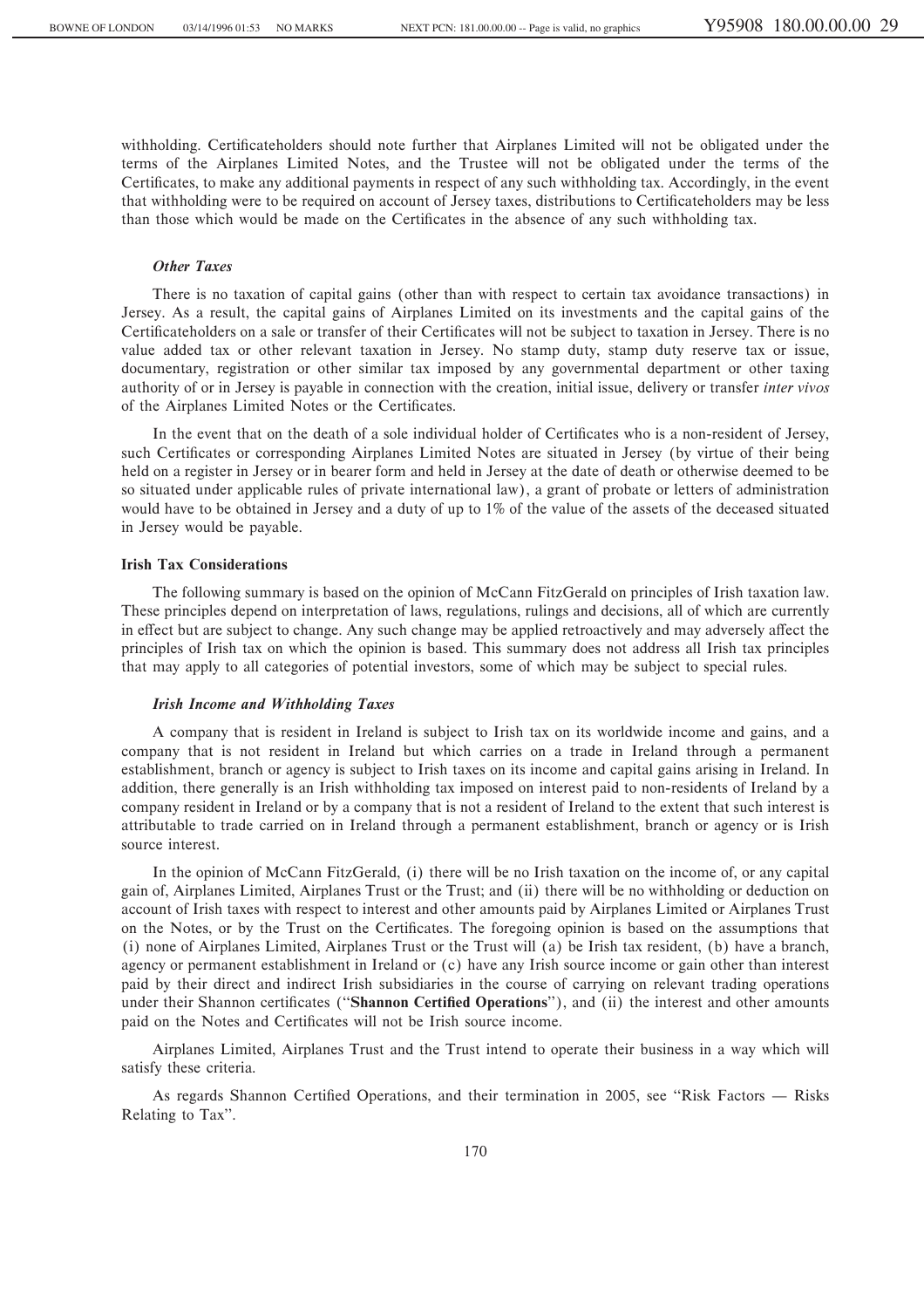withholding. Certificateholders should note further that Airplanes Limited will not be obligated under the terms of the Airplanes Limited Notes, and the Trustee will not be obligated under the terms of the Certificates, to make any additional payments in respect of any such withholding tax. Accordingly, in the event that withholding were to be required on account of Jersey taxes, distributions to Certificateholders may be less than those which would be made on the Certificates in the absence of any such withholding tax.

#### *Other Taxes*

There is no taxation of capital gains (other than with respect to certain tax avoidance transactions) in Jersey. As a result, the capital gains of Airplanes Limited on its investments and the capital gains of the Certificateholders on a sale or transfer of their Certificates will not be subject to taxation in Jersey. There is no value added tax or other relevant taxation in Jersey. No stamp duty, stamp duty reserve tax or issue, documentary, registration or other similar tax imposed by any governmental department or other taxing authority of or in Jersey is payable in connection with the creation, initial issue, delivery or transfer *inter vivos* of the Airplanes Limited Notes or the Certificates.

In the event that on the death of a sole individual holder of Certificates who is a non-resident of Jersey, such Certificates or corresponding Airplanes Limited Notes are situated in Jersey (by virtue of their being held on a register in Jersey or in bearer form and held in Jersey at the date of death or otherwise deemed to be so situated under applicable rules of private international law), a grant of probate or letters of administration would have to be obtained in Jersey and a duty of up to 1% of the value of the assets of the deceased situated in Jersey would be payable.

### Irish Tax Considerations

The following summary is based on the opinion of McCann FitzGerald on principles of Irish taxation law. These principles depend on interpretation of laws, regulations, rulings and decisions, all of which are currently in effect but are subject to change. Any such change may be applied retroactively and may adversely affect the principles of Irish tax on which the opinion is based. This summary does not address all Irish tax principles that may apply to all categories of potential investors, some of which may be subject to special rules.

#### *Irish Income and Withholding Taxes*

A company that is resident in Ireland is subject to Irish tax on its worldwide income and gains, and a company that is not resident in Ireland but which carries on a trade in Ireland through a permanent establishment, branch or agency is subject to Irish taxes on its income and capital gains arising in Ireland. In addition, there generally is an Irish withholding tax imposed on interest paid to non-residents of Ireland by a company resident in Ireland or by a company that is not a resident of Ireland to the extent that such interest is attributable to trade carried on in Ireland through a permanent establishment, branch or agency or is Irish source interest.

In the opinion of McCann FitzGerald, (i) there will be no Irish taxation on the income of, or any capital gain of, Airplanes Limited, Airplanes Trust or the Trust; and (ii) there will be no withholding or deduction on account of Irish taxes with respect to interest and other amounts paid by Airplanes Limited or Airplanes Trust on the Notes, or by the Trust on the Certificates. The foregoing opinion is based on the assumptions that (i) none of Airplanes Limited, Airplanes Trust or the Trust will (a) be Irish tax resident, (b) have a branch, agency or permanent establishment in Ireland or (c) have any Irish source income or gain other than interest paid by their direct and indirect Irish subsidiaries in the course of carrying on relevant trading operations under their Shannon certificates ("**Shannon Certified Operations**"), and (ii) the interest and other amounts paid on the Notes and Certificates will not be Irish source income.

Airplanes Limited, Airplanes Trust and the Trust intend to operate their business in a way which will satisfy these criteria.

As regards Shannon Certified Operations, and their termination in 2005, see "Risk Factors — Risks Relating to Tax".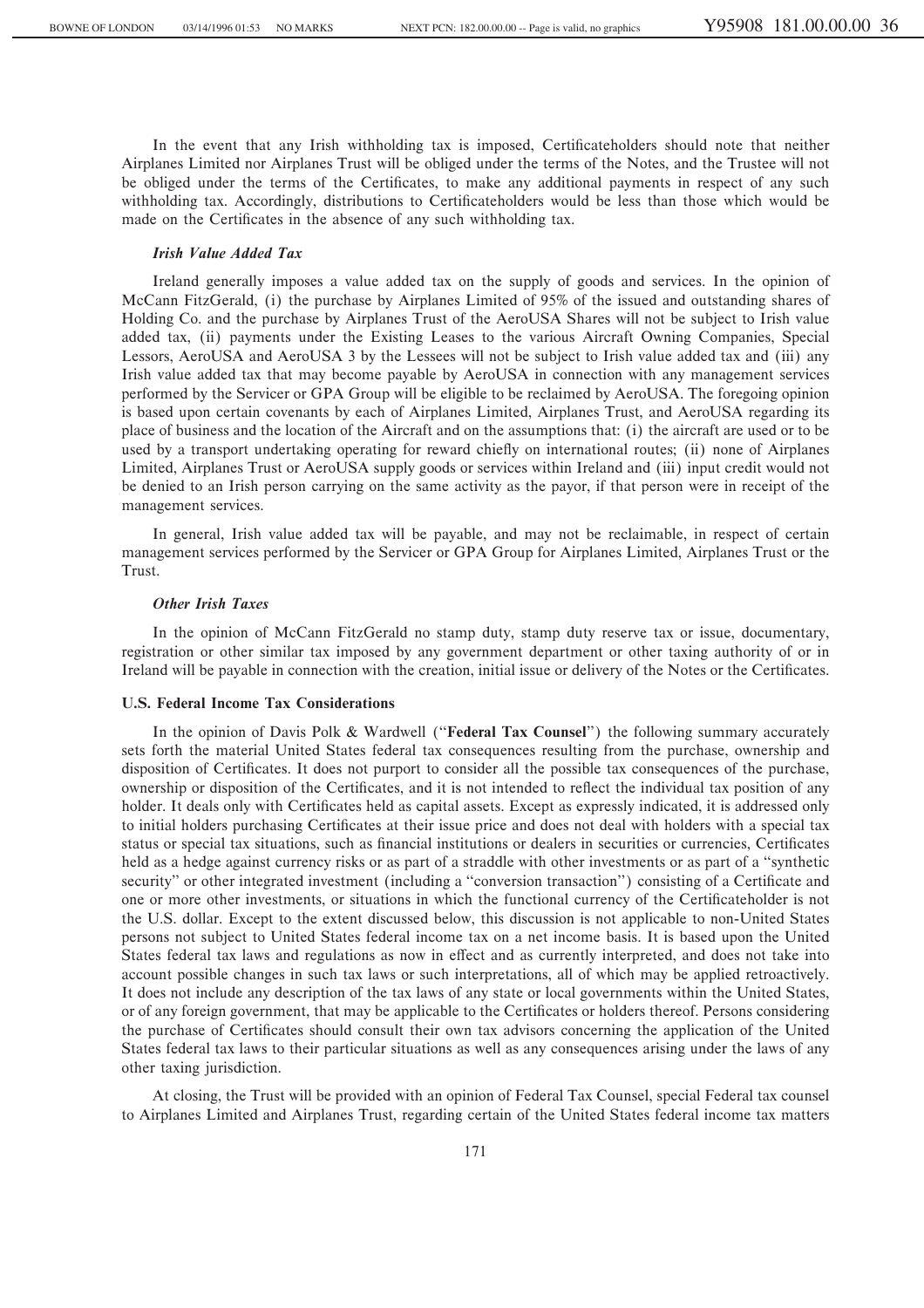In the event that any Irish withholding tax is imposed, Certificateholders should note that neither Airplanes Limited nor Airplanes Trust will be obliged under the terms of the Notes, and the Trustee will not be obliged under the terms of the Certificates, to make any additional payments in respect of any such withholding tax. Accordingly, distributions to Certificateholders would be less than those which would be made on the Certificates in the absence of any such withholding tax.

#### *Irish Value Added Tax*

Ireland generally imposes a value added tax on the supply of goods and services. In the opinion of McCann FitzGerald, (i) the purchase by Airplanes Limited of 95% of the issued and outstanding shares of Holding Co. and the purchase by Airplanes Trust of the AeroUSA Shares will not be subject to Irish value added tax, (ii) payments under the Existing Leases to the various Aircraft Owning Companies, Special Lessors, AeroUSA and AeroUSA 3 by the Lessees will not be subject to Irish value added tax and (iii) any Irish value added tax that may become payable by AeroUSA in connection with any management services performed by the Servicer or GPA Group will be eligible to be reclaimed by AeroUSA. The foregoing opinion is based upon certain covenants by each of Airplanes Limited, Airplanes Trust, and AeroUSA regarding its place of business and the location of the Aircraft and on the assumptions that: (i) the aircraft are used or to be used by a transport undertaking operating for reward chiefly on international routes; (ii) none of Airplanes Limited, Airplanes Trust or AeroUSA supply goods or services within Ireland and (iii) input credit would not be denied to an Irish person carrying on the same activity as the payor, if that person were in receipt of the management services.

In general, Irish value added tax will be payable, and may not be reclaimable, in respect of certain management services performed by the Servicer or GPA Group for Airplanes Limited, Airplanes Trust or the Trust.

#### *Other Irish Taxes*

In the opinion of McCann FitzGerald no stamp duty, stamp duty reserve tax or issue, documentary, registration or other similar tax imposed by any government department or other taxing authority of or in Ireland will be payable in connection with the creation, initial issue or delivery of the Notes or the Certificates.

### U.S. Federal Income Tax Considerations

In the opinion of Davis Polk & Wardwell ("**Federal Tax Counsel**") the following summary accurately sets forth the material United States federal tax consequences resulting from the purchase, ownership and disposition of Certificates. It does not purport to consider all the possible tax consequences of the purchase, ownership or disposition of the Certificates, and it is not intended to reflect the individual tax position of any holder. It deals only with Certificates held as capital assets. Except as expressly indicated, it is addressed only to initial holders purchasing Certificates at their issue price and does not deal with holders with a special tax status or special tax situations, such as financial institutions or dealers in securities or currencies, Certificates held as a hedge against currency risks or as part of a straddle with other investments or as part of a "synthetic security" or other integrated investment (including a "conversion transaction") consisting of a Certificate and one or more other investments, or situations in which the functional currency of the Certificateholder is not the U.S. dollar. Except to the extent discussed below, this discussion is not applicable to non-United States persons not subject to United States federal income tax on a net income basis. It is based upon the United States federal tax laws and regulations as now in effect and as currently interpreted, and does not take into account possible changes in such tax laws or such interpretations, all of which may be applied retroactively. It does not include any description of the tax laws of any state or local governments within the United States, or of any foreign government, that may be applicable to the Certificates or holders thereof. Persons considering the purchase of Certificates should consult their own tax advisors concerning the application of the United States federal tax laws to their particular situations as well as any consequences arising under the laws of any other taxing jurisdiction.

At closing, the Trust will be provided with an opinion of Federal Tax Counsel, special Federal tax counsel to Airplanes Limited and Airplanes Trust, regarding certain of the United States federal income tax matters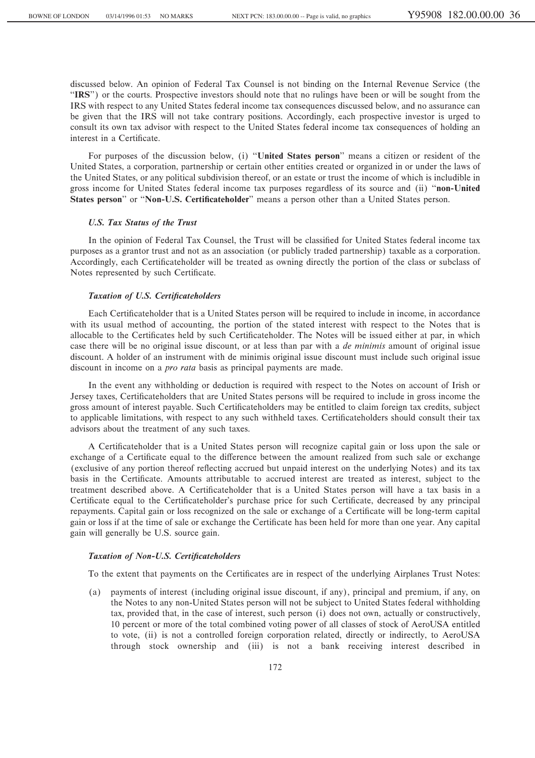discussed below. An opinion of Federal Tax Counsel is not binding on the Internal Revenue Service (the "**IRS**") or the courts. Prospective investors should note that no rulings have been or will be sought from the IRS with respect to any United States federal income tax consequences discussed below, and no assurance can be given that the IRS will not take contrary positions. Accordingly, each prospective investor is urged to consult its own tax advisor with respect to the United States federal income tax consequences of holding an interest in a Certificate.

For purposes of the discussion below, (i) "**United States person**" means a citizen or resident of the United States, a corporation, partnership or certain other entities created or organized in or under the laws of the United States, or any political subdivision thereof, or an estate or trust the income of which is includible in gross income for United States federal income tax purposes regardless of its source and (ii) "**non-United States person**" or "**Non-U.S. Certificateholder**" means a person other than a United States person.

***U.S. Tax Status of the Trust***

In the opinion of Federal Tax Counsel, the Trust will be classified for United States federal income tax purposes as a grantor trust and not as an association (or publicly traded partnership) taxable as a corporation. Accordingly, each Certificateholder will be treated as owning directly the portion of the class or subclass of Notes represented by such Certificate.

***Taxation of U.S. Certificateholders***

Each Certificateholder that is a United States person will be required to include in income, in accordance with its usual method of accounting, the portion of the stated interest with respect to the Notes that is allocable to the Certificates held by such Certificateholder. The Notes will be issued either at par, in which case there will be no original issue discount, or at less than par with a *de minimis* amount of original issue discount. A holder of an instrument with de minimis original issue discount must include such original issue discount in income on a *pro rata* basis as principal payments are made.

In the event any withholding or deduction is required with respect to the Notes on account of Irish or Jersey taxes, Certificateholders that are United States persons will be required to include in gross income the gross amount of interest payable. Such Certificateholders may be entitled to claim foreign tax credits, subject to applicable limitations, with respect to any such withheld taxes. Certificateholders should consult their tax advisors about the treatment of any such taxes.

A Certificateholder that is a United States person will recognize capital gain or loss upon the sale or exchange of a Certificate equal to the difference between the amount realized from such sale or exchange (exclusive of any portion thereof reflecting accrued but unpaid interest on the underlying Notes) and its tax basis in the Certificate. Amounts attributable to accrued interest are treated as interest, subject to the treatment described above. A Certificateholder that is a United States person will have a tax basis in a Certificate equal to the Certificateholder's purchase price for such Certificate, decreased by any principal repayments. Capital gain or loss recognized on the sale or exchange of a Certificate will be long-term capital gain or loss if at the time of sale or exchange the Certificate has been held for more than one year. Any capital gain will generally be U.S. source gain.

***Taxation of Non-U.S. Certificateholders***

To the extent that payments on the Certificates are in respect of the underlying Airplanes Trust Notes:

(a) payments of interest (including original issue discount, if any), principal and premium, if any, on the Notes to any non-United States person will not be subject to United States federal withholding tax, provided that, in the case of interest, such person (i) does not own, actually or constructively, 10 percent or more of the total combined voting power of all classes of stock of AeroUSA entitled to vote, (ii) is not a controlled foreign corporation related, directly or indirectly, to AeroUSA through stock ownership and (iii) is not a bank receiving interest described in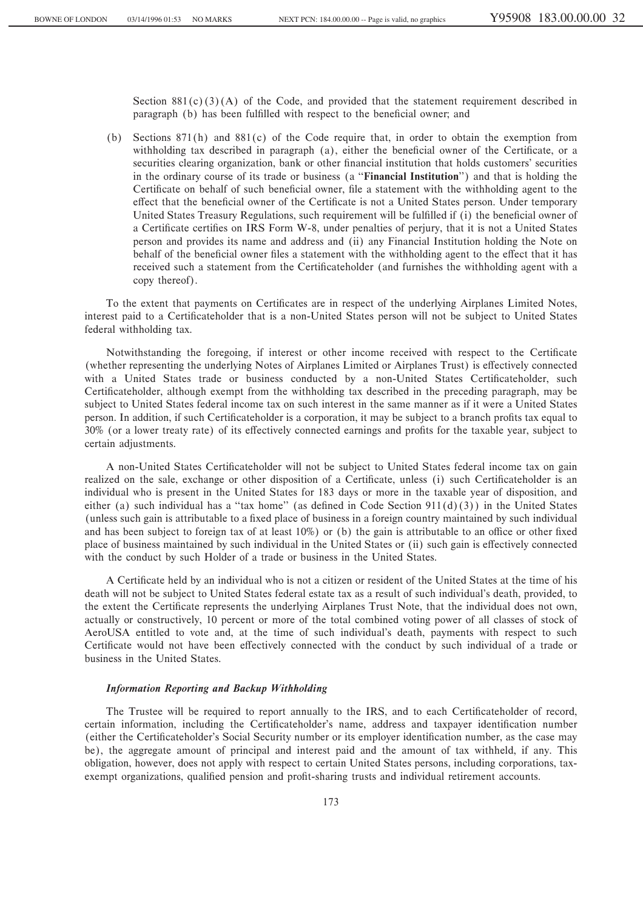Section 881(c)(3)(A) of the Code, and provided that the statement requirement described in paragraph (b) has been fulfilled with respect to the beneficial owner; and

(b) Sections 871(h) and 881(c) of the Code require that, in order to obtain the exemption from withholding tax described in paragraph (a), either the beneficial owner of the Certificate, or a securities clearing organization, bank or other financial institution that holds customers' securities in the ordinary course of its trade or business (a "**Financial Institution**") and that is holding the Certificate on behalf of such beneficial owner, file a statement with the withholding agent to the effect that the beneficial owner of the Certificate is not a United States person. Under temporary United States Treasury Regulations, such requirement will be fulfilled if (i) the beneficial owner of a Certificate certifies on IRS Form W-8, under penalties of perjury, that it is not a United States person and provides its name and address and (ii) any Financial Institution holding the Note on behalf of the beneficial owner files a statement with the withholding agent to the effect that it has received such a statement from the Certificateholder (and furnishes the withholding agent with a copy thereof).

To the extent that payments on Certificates are in respect of the underlying Airplanes Limited Notes, interest paid to a Certificateholder that is a non-United States person will not be subject to United States federal withholding tax.

Notwithstanding the foregoing, if interest or other income received with respect to the Certificate (whether representing the underlying Notes of Airplanes Limited or Airplanes Trust) is effectively connected with a United States trade or business conducted by a non-United States Certificateholder, such Certificateholder, although exempt from the withholding tax described in the preceding paragraph, may be subject to United States federal income tax on such interest in the same manner as if it were a United States person. In addition, if such Certificateholder is a corporation, it may be subject to a branch profits tax equal to 30% (or a lower treaty rate) of its effectively connected earnings and profits for the taxable year, subject to certain adjustments.

A non-United States Certificateholder will not be subject to United States federal income tax on gain realized on the sale, exchange or other disposition of a Certificate, unless (i) such Certificateholder is an individual who is present in the United States for 183 days or more in the taxable year of disposition, and either (a) such individual has a "tax home" (as defined in Code Section 911(d)(3)) in the United States (unless such gain is attributable to a fixed place of business in a foreign country maintained by such individual and has been subject to foreign tax of at least 10%) or (b) the gain is attributable to an office or other fixed place of business maintained by such individual in the United States or (ii) such gain is effectively connected with the conduct by such Holder of a trade or business in the United States.

A Certificate held by an individual who is not a citizen or resident of the United States at the time of his death will not be subject to United States federal estate tax as a result of such individual's death, provided, to the extent the Certificate represents the underlying Airplanes Trust Note, that the individual does not own, actually or constructively, 10 percent or more of the total combined voting power of all classes of stock of AeroUSA entitled to vote and, at the time of such individual's death, payments with respect to such Certificate would not have been effectively connected with the conduct by such individual of a trade or business in the United States.

### *Information Reporting and Backup Withholding*

The Trustee will be required to report annually to the IRS, and to each Certificateholder of record, certain information, including the Certificateholder's name, address and taxpayer identification number (either the Certificateholder's Social Security number or its employer identification number, as the case may be), the aggregate amount of principal and interest paid and the amount of tax withheld, if any. This obligation, however, does not apply with respect to certain United States persons, including corporations, tax-exempt organizations, qualified pension and profit-sharing trusts and individual retirement accounts.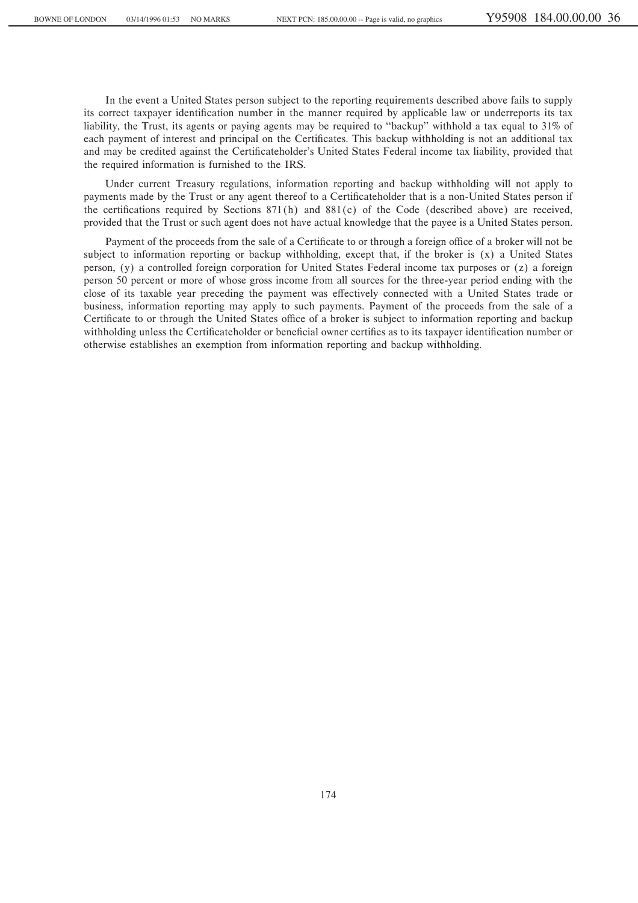In the event a United States person subject to the reporting requirements described above fails to supply its correct taxpayer identification number in the manner required by applicable law or underreports its tax liability, the Trust, its agents or paying agents may be required to "backup" withhold a tax equal to 31% of each payment of interest and principal on the Certificates. This backup withholding is not an additional tax and may be credited against the Certificateholder's United States Federal income tax liability, provided that the required information is furnished to the IRS.

Under current Treasury regulations, information reporting and backup withholding will not apply to payments made by the Trust or any agent thereof to a Certificateholder that is a non-United States person if the certifications required by Sections 871(h) and 881(c) of the Code (described above) are received, provided that the Trust or such agent does not have actual knowledge that the payee is a United States person.

Payment of the proceeds from the sale of a Certificate to or through a foreign office of a broker will not be subject to information reporting or backup withholding, except that, if the broker is (x) a United States person, (y) a controlled foreign corporation for United States Federal income tax purposes or (z) a foreign person 50 percent or more of whose gross income from all sources for the three-year period ending with the close of its taxable year preceding the payment was effectively connected with a United States trade or business, information reporting may apply to such payments. Payment of the proceeds from the sale of a Certificate to or through the United States office of a broker is subject to information reporting and backup withholding unless the Certificateholder or beneficial owner certifies as to its taxpayer identification number or otherwise establishes an exemption from information reporting and backup withholding.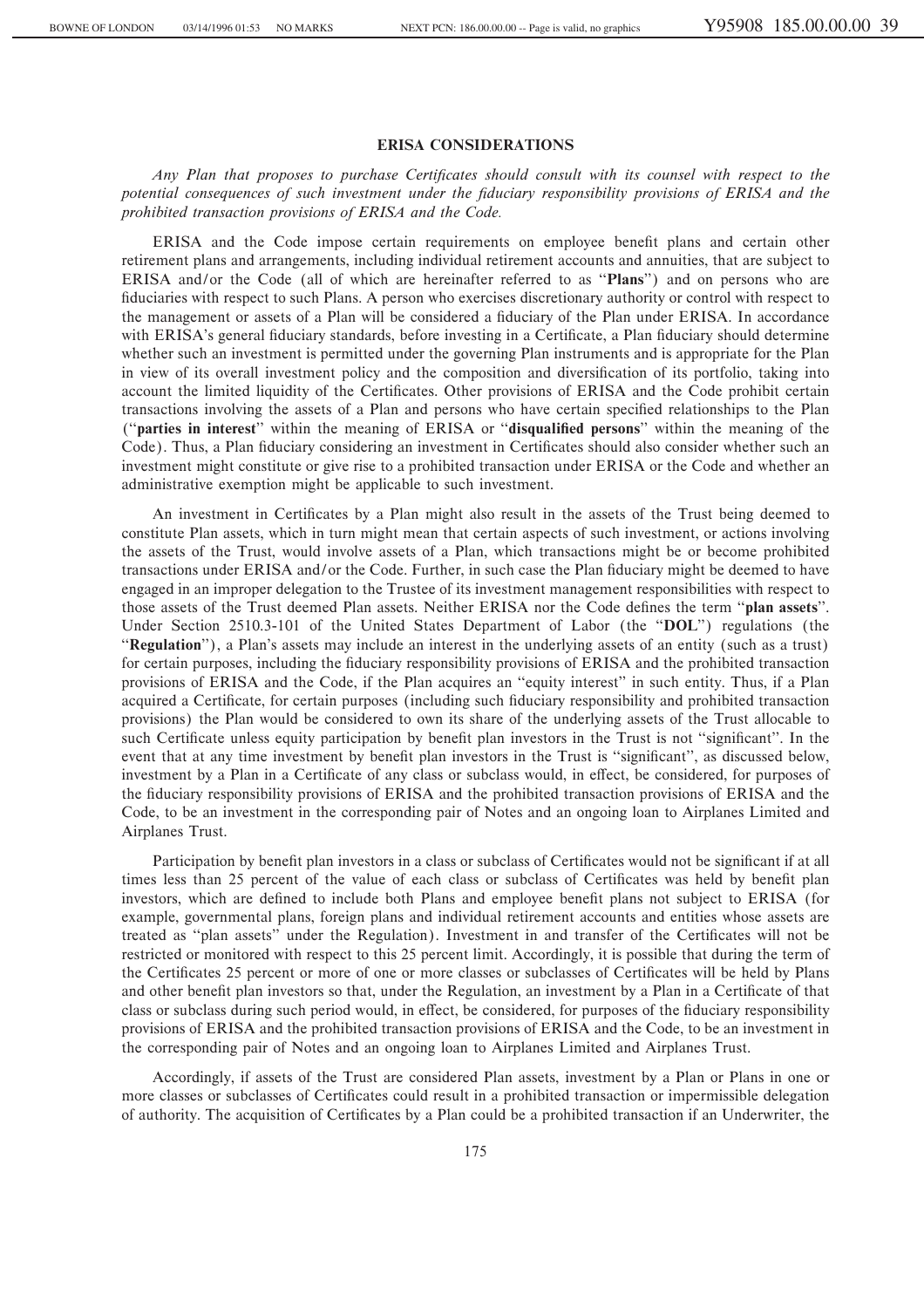## ERISA CONSIDERATIONS

*Any Plan that proposes to purchase Certificates should consult with its counsel with respect to the potential consequences of such investment under the fiduciary responsibility provisions of ERISA and the prohibited transaction provisions of ERISA and the Code.*

ERISA and the Code impose certain requirements on employee benefit plans and certain other retirement plans and arrangements, including individual retirement accounts and annuities, that are subject to ERISA and/or the Code (all of which are hereinafter referred to as "**Plans**") and on persons who are fiduciaries with respect to such Plans. A person who exercises discretionary authority or control with respect to the management or assets of a Plan will be considered a fiduciary of the Plan under ERISA. In accordance with ERISA's general fiduciary standards, before investing in a Certificate, a Plan fiduciary should determine whether such an investment is permitted under the governing Plan instruments and is appropriate for the Plan in view of its overall investment policy and the composition and diversification of its portfolio, taking into account the limited liquidity of the Certificates. Other provisions of ERISA and the Code prohibit certain transactions involving the assets of a Plan and persons who have certain specified relationships to the Plan ("**parties in interest**" within the meaning of ERISA or "**disqualified persons**" within the meaning of the Code). Thus, a Plan fiduciary considering an investment in Certificates should also consider whether such an investment might constitute or give rise to a prohibited transaction under ERISA or the Code and whether an administrative exemption might be applicable to such investment.

An investment in Certificates by a Plan might also result in the assets of the Trust being deemed to constitute Plan assets, which in turn might mean that certain aspects of such investment, or actions involving the assets of the Trust, would involve assets of a Plan, which transactions might be or become prohibited transactions under ERISA and/or the Code. Further, in such case the Plan fiduciary might be deemed to have engaged in an improper delegation to the Trustee of its investment management responsibilities with respect to those assets of the Trust deemed Plan assets. Neither ERISA nor the Code defines the term "**plan assets**". Under Section 2510.3-101 of the United States Department of Labor (the "**DOL**") regulations (the "**Regulation**"), a Plan's assets may include an interest in the underlying assets of an entity (such as a trust) for certain purposes, including the fiduciary responsibility provisions of ERISA and the prohibited transaction provisions of ERISA and the Code, if the Plan acquires an "equity interest" in such entity. Thus, if a Plan acquired a Certificate, for certain purposes (including such fiduciary responsibility and prohibited transaction provisions) the Plan would be considered to own its share of the underlying assets of the Trust allocable to such Certificate unless equity participation by benefit plan investors in the Trust is not "significant". In the event that at any time investment by benefit plan investors in the Trust is "significant", as discussed below, investment by a Plan in a Certificate of any class or subclass would, in effect, be considered, for purposes of the fiduciary responsibility provisions of ERISA and the prohibited transaction provisions of ERISA and the Code, to be an investment in the corresponding pair of Notes and an ongoing loan to Airplanes Limited and Airplanes Trust.

Participation by benefit plan investors in a class or subclass of Certificates would not be significant if at all times less than 25 percent of the value of each class or subclass of Certificates was held by benefit plan investors, which are defined to include both Plans and employee benefit plans not subject to ERISA (for example, governmental plans, foreign plans and individual retirement accounts and entities whose assets are treated as "plan assets" under the Regulation). Investment in and transfer of the Certificates will not be restricted or monitored with respect to this 25 percent limit. Accordingly, it is possible that during the term of the Certificates 25 percent or more of one or more classes or subclasses of Certificates will be held by Plans and other benefit plan investors so that, under the Regulation, an investment by a Plan in a Certificate of that class or subclass during such period would, in effect, be considered, for purposes of the fiduciary responsibility provisions of ERISA and the prohibited transaction provisions of ERISA and the Code, to be an investment in the corresponding pair of Notes and an ongoing loan to Airplanes Limited and Airplanes Trust.

Accordingly, if assets of the Trust are considered Plan assets, investment by a Plan or Plans in one or more classes or subclasses of Certificates could result in a prohibited transaction or impermissible delegation of authority. The acquisition of Certificates by a Plan could be a prohibited transaction if an Underwriter, the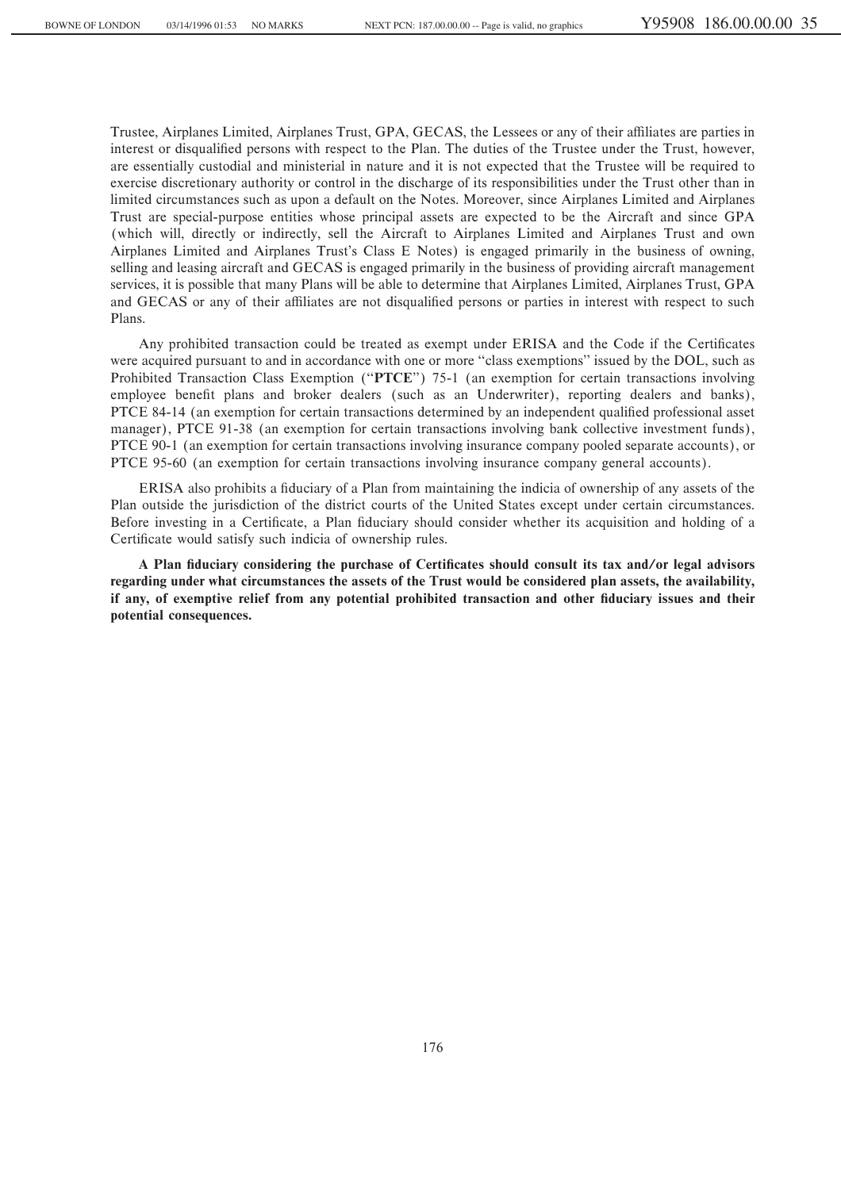Trustee, Airplanes Limited, Airplanes Trust, GPA, GECAS, the Lessees or any of their affiliates are parties in interest or disqualified persons with respect to the Plan. The duties of the Trustee under the Trust, however, are essentially custodial and ministerial in nature and it is not expected that the Trustee will be required to exercise discretionary authority or control in the discharge of its responsibilities under the Trust other than in limited circumstances such as upon a default on the Notes. Moreover, since Airplanes Limited and Airplanes Trust are special-purpose entities whose principal assets are expected to be the Aircraft and since GPA (which will, directly or indirectly, sell the Aircraft to Airplanes Limited and Airplanes Trust and own Airplanes Limited and Airplanes Trust's Class E Notes) is engaged primarily in the business of owning, selling and leasing aircraft and GECAS is engaged primarily in the business of providing aircraft management services, it is possible that many Plans will be able to determine that Airplanes Limited, Airplanes Trust, GPA and GECAS or any of their affiliates are not disqualified persons or parties in interest with respect to such Plans.

Any prohibited transaction could be treated as exempt under ERISA and the Code if the Certificates were acquired pursuant to and in accordance with one or more "class exemptions" issued by the DOL, such as Prohibited Transaction Class Exemption ("**PTCE**") 75-1 (an exemption for certain transactions involving employee benefit plans and broker dealers (such as an Underwriter), reporting dealers and banks), PTCE 84-14 (an exemption for certain transactions determined by an independent qualified professional asset manager), PTCE 91-38 (an exemption for certain transactions involving bank collective investment funds), PTCE 90-1 (an exemption for certain transactions involving insurance company pooled separate accounts), or PTCE 95-60 (an exemption for certain transactions involving insurance company general accounts).

ERISA also prohibits a fiduciary of a Plan from maintaining the indicia of ownership of any assets of the Plan outside the jurisdiction of the district courts of the United States except under certain circumstances. Before investing in a Certificate, a Plan fiduciary should consider whether its acquisition and holding of a Certificate would satisfy such indicia of ownership rules.

**A Plan fiduciary considering the purchase of Certificates should consult its tax and/or legal advisors regarding under what circumstances the assets of the Trust would be considered plan assets, the availability, if any, of exemptive relief from any potential prohibited transaction and other fiduciary issues and their potential consequences.**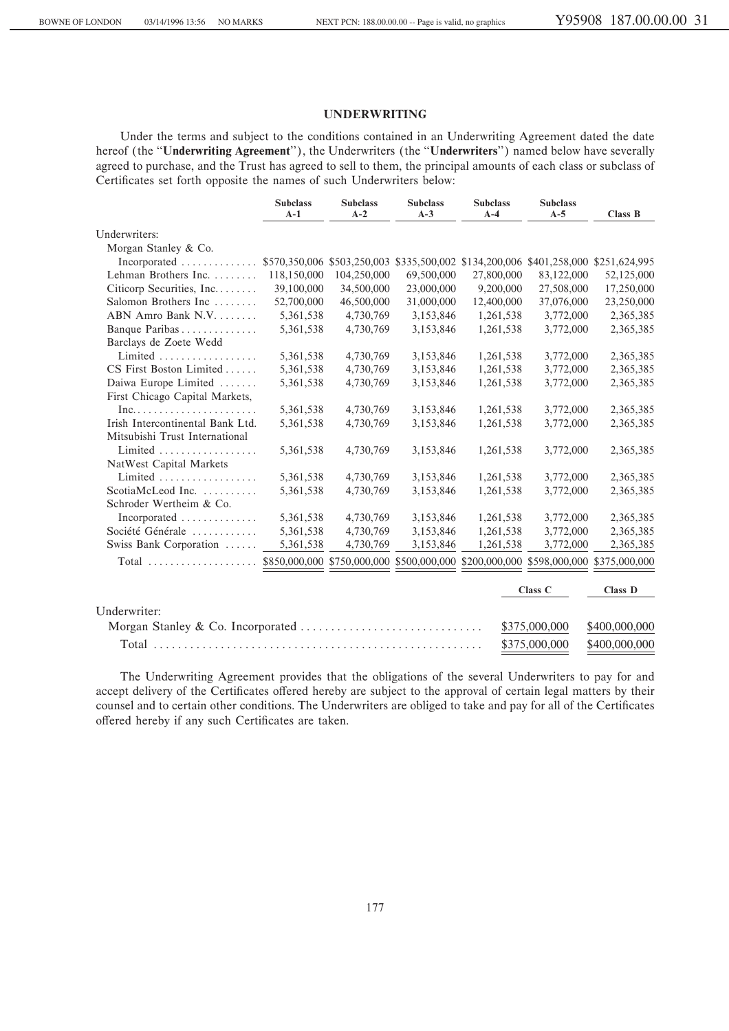## UNDERWRITING

Under the terms and subject to the conditions contained in an Underwriting Agreement dated the date hereof (the "**Underwriting Agreement**"), the Underwriters (the "**Underwriters**") named below have severally agreed to purchase, and the Trust has agreed to sell to them, the principal amounts of each class or subclass of Certificates set forth opposite the names of such Underwriters below:

| | Subclass A-1 | Subclass A-2 | Subclass A-3 | Subclass A-4 | Subclass A-5 | Class B |
|---|---|---|---|---|---|---|
| Underwriters: | | | | | | |
| Morgan Stanley & Co. Incorporated | $570,350,006 | $503,250,003 | $335,500,002 | $134,200,006 | $401,258,000 | $251,624,995 |
| Lehman Brothers Inc. | 118,150,000 | 104,250,000 | 69,500,000 | 27,800,000 | 83,122,000 | 52,125,000 |
| Citicorp Securities, Inc. | 39,100,000 | 34,500,000 | 23,000,000 | 9,200,000 | 27,508,000 | 17,250,000 |
| Salomon Brothers Inc | 52,700,000 | 46,500,000 | 31,000,000 | 12,400,000 | 37,076,000 | 23,250,000 |
| ABN Amro Bank N.V. | 5,361,538 | 4,730,769 | 3,153,846 | 1,261,538 | 3,772,000 | 2,365,385 |
| Banque Paribas | 5,361,538 | 4,730,769 | 3,153,846 | 1,261,538 | 3,772,000 | 2,365,385 |
| Barclays de Zoete Wedd Limited | 5,361,538 | 4,730,769 | 3,153,846 | 1,261,538 | 3,772,000 | 2,365,385 |
| CS First Boston Limited | 5,361,538 | 4,730,769 | 3,153,846 | 1,261,538 | 3,772,000 | 2,365,385 |
| Daiwa Europe Limited | 5,361,538 | 4,730,769 | 3,153,846 | 1,261,538 | 3,772,000 | 2,365,385 |
| First Chicago Capital Markets, Inc. | 5,361,538 | 4,730,769 | 3,153,846 | 1,261,538 | 3,772,000 | 2,365,385 |
| Irish Intercontinental Bank Ltd. | 5,361,538 | 4,730,769 | 3,153,846 | 1,261,538 | 3,772,000 | 2,365,385 |
| Mitsubishi Trust International Limited | 5,361,538 | 4,730,769 | 3,153,846 | 1,261,538 | 3,772,000 | 2,365,385 |
| NatWest Capital Markets Limited | 5,361,538 | 4,730,769 | 3,153,846 | 1,261,538 | 3,772,000 | 2,365,385 |
| ScotiaMcLeod Inc. | 5,361,538 | 4,730,769 | 3,153,846 | 1,261,538 | 3,772,000 | 2,365,385 |
| Schroder Wertheim & Co. Incorporated | 5,361,538 | 4,730,769 | 3,153,846 | 1,261,538 | 3,772,000 | 2,365,385 |
| Société Générale | 5,361,538 | 4,730,769 | 3,153,846 | 1,261,538 | 3,772,000 | 2,365,385 |
| Swiss Bank Corporation | 5,361,538 | 4,730,769 | 3,153,846 | 1,261,538 | 3,772,000 | 2,365,385 |
| Total | $850,000,000 | $750,000,000 | $500,000,000 | $200,000,000 | $598,000,000 | $375,000,000 |

| | Class C | Class D |
|---|---|---|
| Underwriter: | | |
| Morgan Stanley & Co. Incorporated | $375,000,000 | $400,000,000 |
| Total | $375,000,000 | $400,000,000 |

The Underwriting Agreement provides that the obligations of the several Underwriters to pay for and accept delivery of the Certificates offered hereby are subject to the approval of certain legal matters by their counsel and to certain other conditions. The Underwriters are obliged to take and pay for all of the Certificates offered hereby if any such Certificates are taken.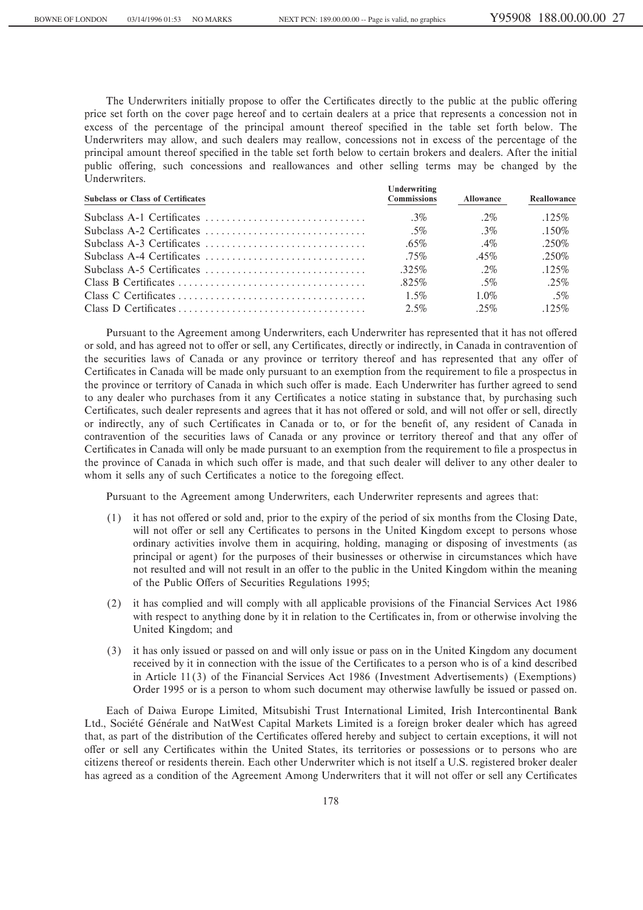The Underwriters initially propose to offer the Certificates directly to the public at the public offering price set forth on the cover page hereof and to certain dealers at a price that represents a concession not in excess of the percentage of the principal amount thereof specified in the table set forth below. The Underwriters may allow, and such dealers may reallow, concessions not in excess of the percentage of the principal amount thereof specified in the table set forth below to certain brokers and dealers. After the initial public offering, such concessions and reallowances and other selling terms may be changed by the Underwriters.

| Subclass or Class of Certificates | Underwriting Commissions | Allowance | Reallowance |
|---|---|---|---|
| Subclass A-1 Certificates | .3% | .2% | .125% |
| Subclass A-2 Certificates | .5% | .3% | .150% |
| Subclass A-3 Certificates | .65% | .4% | .250% |
| Subclass A-4 Certificates | .75% | .45% | .250% |
| Subclass A-5 Certificates | .325% | .2% | .125% |
| Class B Certificates | .825% | .5% | .25% |
| Class C Certificates | 1.5% | 1.0% | .5% |
| Class D Certificates | 2.5% | .25% | .125% |

Pursuant to the Agreement among Underwriters, each Underwriter has represented that it has not offered or sold, and has agreed not to offer or sell, any Certificates, directly or indirectly, in Canada in contravention of the securities laws of Canada or any province or territory thereof and has represented that any offer of Certificates in Canada will be made only pursuant to an exemption from the requirement to file a prospectus in the province or territory of Canada in which such offer is made. Each Underwriter has further agreed to send to any dealer who purchases from it any Certificates a notice stating in substance that, by purchasing such Certificates, such dealer represents and agrees that it has not offered or sold, and will not offer or sell, directly or indirectly, any of such Certificates in Canada or to, or for the benefit of, any resident of Canada in contravention of the securities laws of Canada or any province or territory thereof and that any offer of Certificates in Canada will only be made pursuant to an exemption from the requirement to file a prospectus in the province of Canada in which such offer is made, and that such dealer will deliver to any other dealer to whom it sells any of such Certificates a notice to the foregoing effect.

Pursuant to the Agreement among Underwriters, each Underwriter represents and agrees that:

(1) it has not offered or sold and, prior to the expiry of the period of six months from the Closing Date, will not offer or sell any Certificates to persons in the United Kingdom except to persons whose ordinary activities involve them in acquiring, holding, managing or disposing of investments (as principal or agent) for the purposes of their businesses or otherwise in circumstances which have not resulted and will not result in an offer to the public in the United Kingdom within the meaning of the Public Offers of Securities Regulations 1995;

(2) it has complied and will comply with all applicable provisions of the Financial Services Act 1986 with respect to anything done by it in relation to the Certificates in, from or otherwise involving the United Kingdom; and

(3) it has only issued or passed on and will only issue or pass on in the United Kingdom any document received by it in connection with the issue of the Certificates to a person who is of a kind described in Article 11(3) of the Financial Services Act 1986 (Investment Advertisements) (Exemptions) Order 1995 or is a person to whom such document may otherwise lawfully be issued or passed on.

Each of Daiwa Europe Limited, Mitsubishi Trust International Limited, Irish Intercontinental Bank Ltd., Société Générale and NatWest Capital Markets Limited is a foreign broker dealer which has agreed that, as part of the distribution of the Certificates offered hereby and subject to certain exceptions, it will not offer or sell any Certificates within the United States, its territories or possessions or to persons who are citizens thereof or residents therein. Each other Underwriter which is not itself a U.S. registered broker dealer has agreed as a condition of the Agreement Among Underwriters that it will not offer or sell any Certificates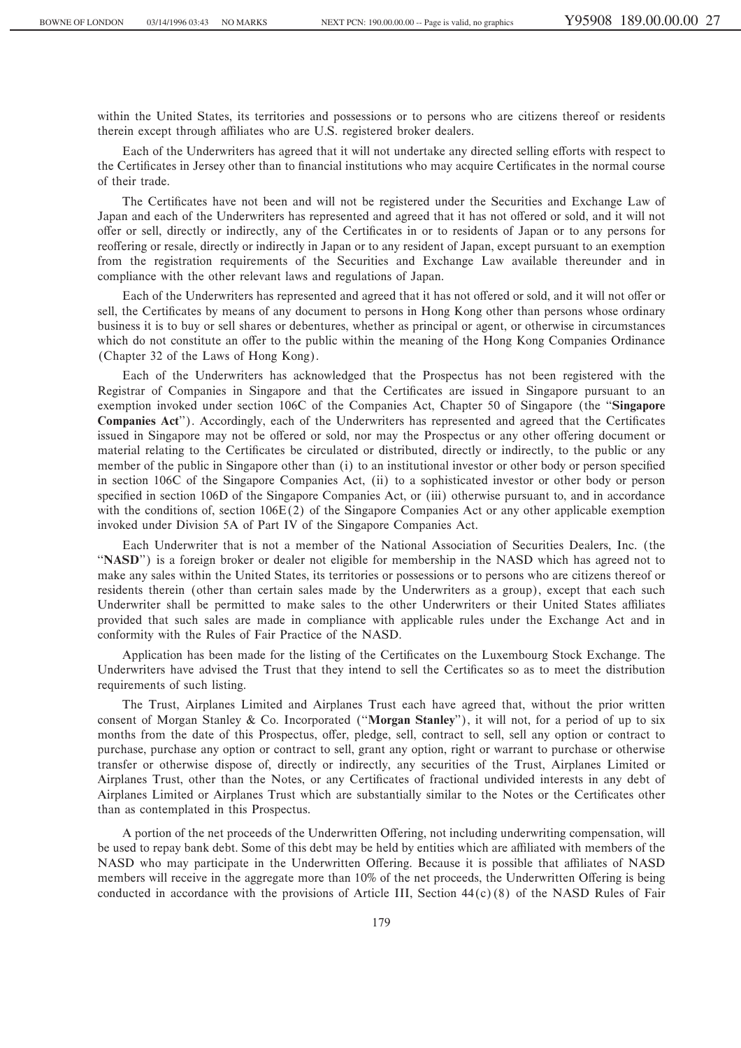within the United States, its territories and possessions or to persons who are citizens thereof or residents therein except through affiliates who are U.S. registered broker dealers.

Each of the Underwriters has agreed that it will not undertake any directed selling efforts with respect to the Certificates in Jersey other than to financial institutions who may acquire Certificates in the normal course of their trade.

The Certificates have not been and will not be registered under the Securities and Exchange Law of Japan and each of the Underwriters has represented and agreed that it has not offered or sold, and it will not offer or sell, directly or indirectly, any of the Certificates in or to residents of Japan or to any persons for reoffering or resale, directly or indirectly in Japan or to any resident of Japan, except pursuant to an exemption from the registration requirements of the Securities and Exchange Law available thereunder and in compliance with the other relevant laws and regulations of Japan.

Each of the Underwriters has represented and agreed that it has not offered or sold, and it will not offer or sell, the Certificates by means of any document to persons in Hong Kong other than persons whose ordinary business it is to buy or sell shares or debentures, whether as principal or agent, or otherwise in circumstances which do not constitute an offer to the public within the meaning of the Hong Kong Companies Ordinance (Chapter 32 of the Laws of Hong Kong).

Each of the Underwriters has acknowledged that the Prospectus has not been registered with the Registrar of Companies in Singapore and that the Certificates are issued in Singapore pursuant to an exemption invoked under section 106C of the Companies Act, Chapter 50 of Singapore (the "**Singapore Companies Act**"). Accordingly, each of the Underwriters has represented and agreed that the Certificates issued in Singapore may not be offered or sold, nor may the Prospectus or any other offering document or material relating to the Certificates be circulated or distributed, directly or indirectly, to the public or any member of the public in Singapore other than (i) to an institutional investor or other body or person specified in section 106C of the Singapore Companies Act, (ii) to a sophisticated investor or other body or person specified in section 106D of the Singapore Companies Act, or (iii) otherwise pursuant to, and in accordance with the conditions of, section 106E(2) of the Singapore Companies Act or any other applicable exemption invoked under Division 5A of Part IV of the Singapore Companies Act.

Each Underwriter that is not a member of the National Association of Securities Dealers, Inc. (the "**NASD**") is a foreign broker or dealer not eligible for membership in the NASD which has agreed not to make any sales within the United States, its territories or possessions or to persons who are citizens thereof or residents therein (other than certain sales made by the Underwriters as a group), except that each such Underwriter shall be permitted to make sales to the other Underwriters or their United States affiliates provided that such sales are made in compliance with applicable rules under the Exchange Act and in conformity with the Rules of Fair Practice of the NASD.

Application has been made for the listing of the Certificates on the Luxembourg Stock Exchange. The Underwriters have advised the Trust that they intend to sell the Certificates so as to meet the distribution requirements of such listing.

The Trust, Airplanes Limited and Airplanes Trust each have agreed that, without the prior written consent of Morgan Stanley & Co. Incorporated ("**Morgan Stanley**"), it will not, for a period of up to six months from the date of this Prospectus, offer, pledge, sell, contract to sell, sell any option or contract to purchase, purchase any option or contract to sell, grant any option, right or warrant to purchase or otherwise transfer or otherwise dispose of, directly or indirectly, any securities of the Trust, Airplanes Limited or Airplanes Trust, other than the Notes, or any Certificates of fractional undivided interests in any debt of Airplanes Limited or Airplanes Trust which are substantially similar to the Notes or the Certificates other than as contemplated in this Prospectus.

A portion of the net proceeds of the Underwritten Offering, not including underwriting compensation, will be used to repay bank debt. Some of this debt may be held by entities which are affiliated with members of the NASD who may participate in the Underwritten Offering. Because it is possible that affiliates of NASD members will receive in the aggregate more than 10% of the net proceeds, the Underwritten Offering is being conducted in accordance with the provisions of Article III, Section 44(c)(8) of the NASD Rules of Fair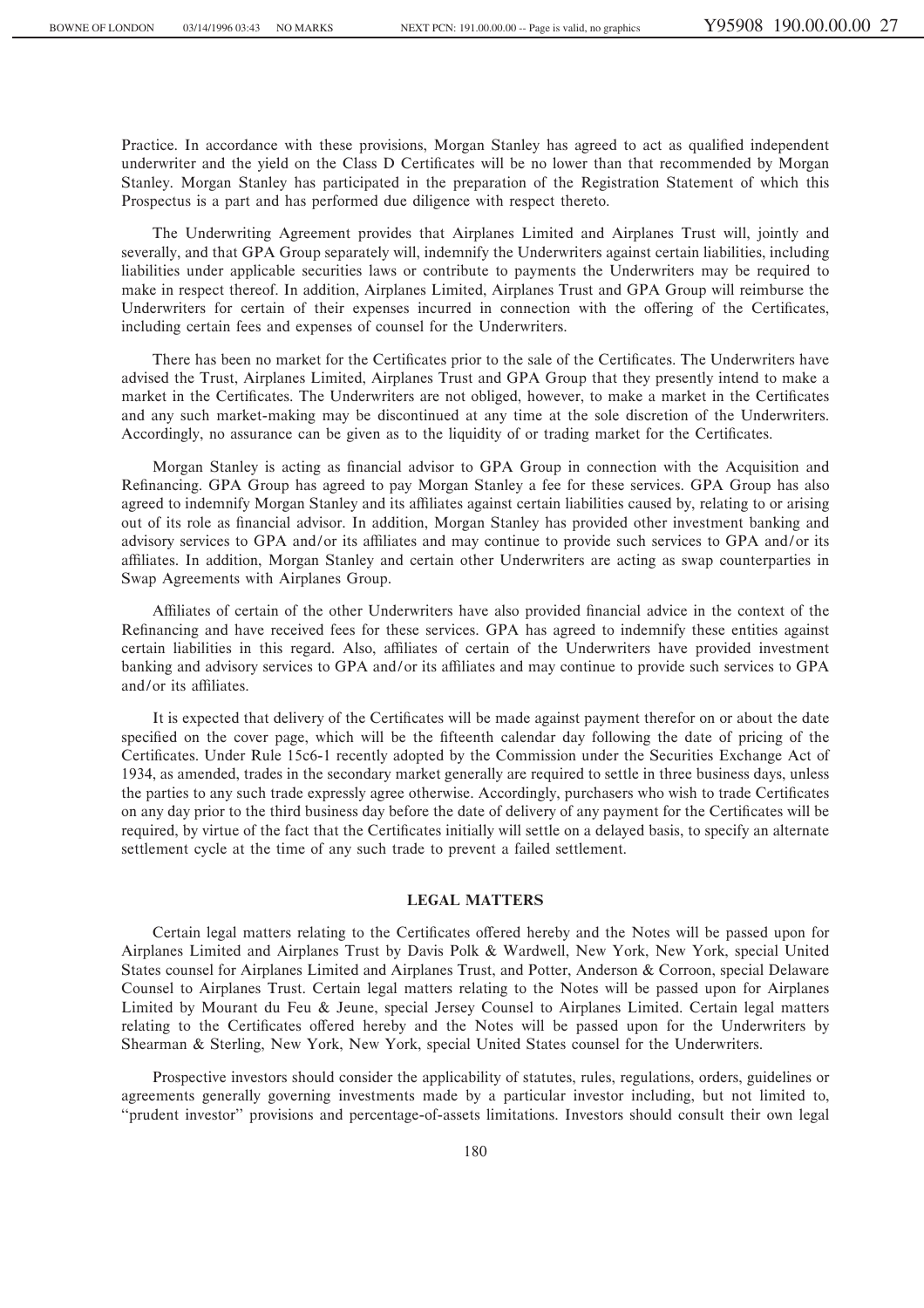Practice. In accordance with these provisions, Morgan Stanley has agreed to act as qualified independent underwriter and the yield on the Class D Certificates will be no lower than that recommended by Morgan Stanley. Morgan Stanley has participated in the preparation of the Registration Statement of which this Prospectus is a part and has performed due diligence with respect thereto.

The Underwriting Agreement provides that Airplanes Limited and Airplanes Trust will, jointly and severally, and that GPA Group separately will, indemnify the Underwriters against certain liabilities, including liabilities under applicable securities laws or contribute to payments the Underwriters may be required to make in respect thereof. In addition, Airplanes Limited, Airplanes Trust and GPA Group will reimburse the Underwriters for certain of their expenses incurred in connection with the offering of the Certificates, including certain fees and expenses of counsel for the Underwriters.

There has been no market for the Certificates prior to the sale of the Certificates. The Underwriters have advised the Trust, Airplanes Limited, Airplanes Trust and GPA Group that they presently intend to make a market in the Certificates. The Underwriters are not obliged, however, to make a market in the Certificates and any such market-making may be discontinued at any time at the sole discretion of the Underwriters. Accordingly, no assurance can be given as to the liquidity of or trading market for the Certificates.

Morgan Stanley is acting as financial advisor to GPA Group in connection with the Acquisition and Refinancing. GPA Group has agreed to pay Morgan Stanley a fee for these services. GPA Group has also agreed to indemnify Morgan Stanley and its affiliates against certain liabilities caused by, relating to or arising out of its role as financial advisor. In addition, Morgan Stanley has provided other investment banking and advisory services to GPA and/or its affiliates and may continue to provide such services to GPA and/or its affiliates. In addition, Morgan Stanley and certain other Underwriters are acting as swap counterparties in Swap Agreements with Airplanes Group.

Affiliates of certain of the other Underwriters have also provided financial advice in the context of the Refinancing and have received fees for these services. GPA has agreed to indemnify these entities against certain liabilities in this regard. Also, affiliates of certain of the Underwriters have provided investment banking and advisory services to GPA and/or its affiliates and may continue to provide such services to GPA and/or its affiliates.

It is expected that delivery of the Certificates will be made against payment therefor on or about the date specified on the cover page, which will be the fifteenth calendar day following the date of pricing of the Certificates. Under Rule 15c6-1 recently adopted by the Commission under the Securities Exchange Act of 1934, as amended, trades in the secondary market generally are required to settle in three business days, unless the parties to any such trade expressly agree otherwise. Accordingly, purchasers who wish to trade Certificates on any day prior to the third business day before the date of delivery of any payment for the Certificates will be required, by virtue of the fact that the Certificates initially will settle on a delayed basis, to specify an alternate settlement cycle at the time of any such trade to prevent a failed settlement.

## LEGAL MATTERS

Certain legal matters relating to the Certificates offered hereby and the Notes will be passed upon for Airplanes Limited and Airplanes Trust by Davis Polk & Wardwell, New York, New York, special United States counsel for Airplanes Limited and Airplanes Trust, and Potter, Anderson & Corroon, special Delaware Counsel to Airplanes Trust. Certain legal matters relating to the Notes will be passed upon for Airplanes Limited by Mourant du Feu & Jeune, special Jersey Counsel to Airplanes Limited. Certain legal matters relating to the Certificates offered hereby and the Notes will be passed upon for the Underwriters by Shearman & Sterling, New York, New York, special United States counsel for the Underwriters.

Prospective investors should consider the applicability of statutes, rules, regulations, orders, guidelines or agreements generally governing investments made by a particular investor including, but not limited to, "prudent investor" provisions and percentage-of-assets limitations. Investors should consult their own legal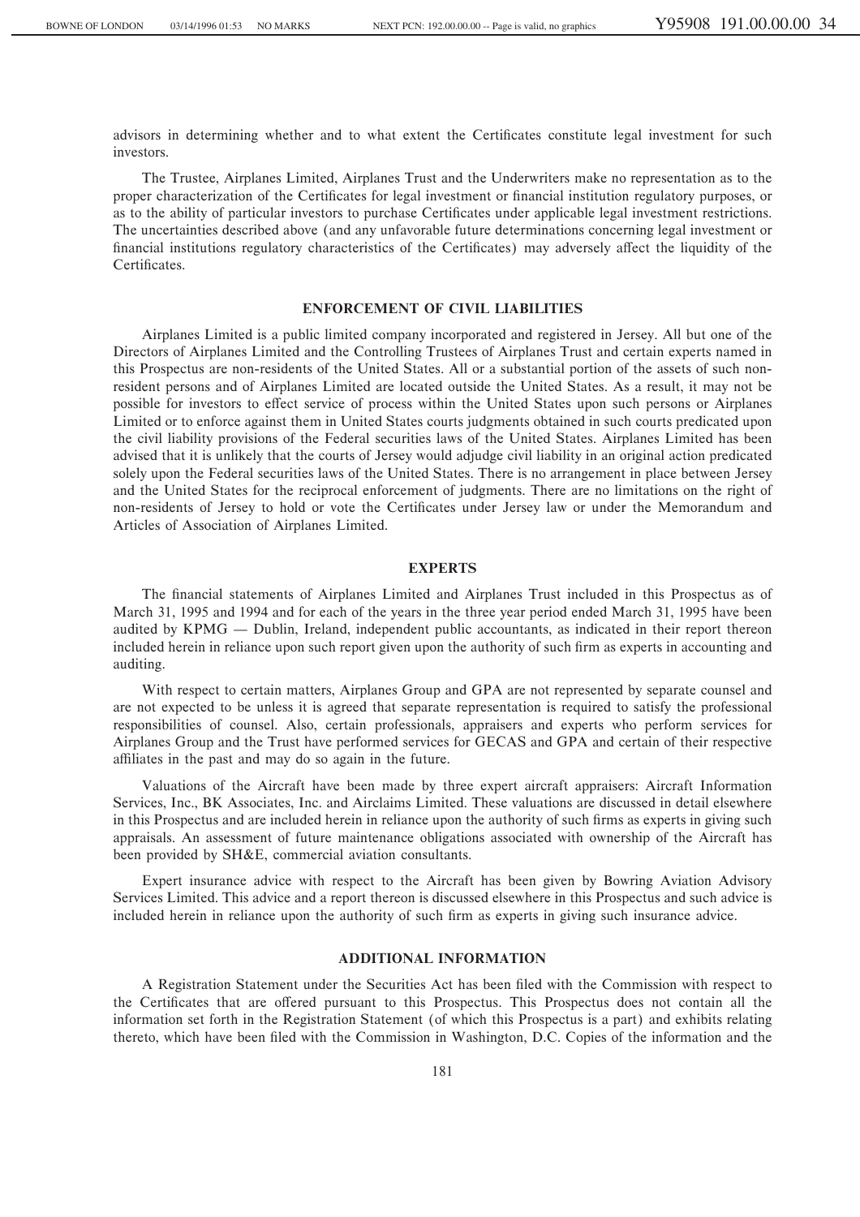advisors in determining whether and to what extent the Certificates constitute legal investment for such investors.

The Trustee, Airplanes Limited, Airplanes Trust and the Underwriters make no representation as to the proper characterization of the Certificates for legal investment or financial institution regulatory purposes, or as to the ability of particular investors to purchase Certificates under applicable legal investment restrictions. The uncertainties described above (and any unfavorable future determinations concerning legal investment or financial institutions regulatory characteristics of the Certificates) may adversely affect the liquidity of the Certificates.

## ENFORCEMENT OF CIVIL LIABILITIES

Airplanes Limited is a public limited company incorporated and registered in Jersey. All but one of the Directors of Airplanes Limited and the Controlling Trustees of Airplanes Trust and certain experts named in this Prospectus are non-residents of the United States. All or a substantial portion of the assets of such non-resident persons and of Airplanes Limited are located outside the United States. As a result, it may not be possible for investors to effect service of process within the United States upon such persons or Airplanes Limited or to enforce against them in United States courts judgments obtained in such courts predicated upon the civil liability provisions of the Federal securities laws of the United States. Airplanes Limited has been advised that it is unlikely that the courts of Jersey would adjudge civil liability in an original action predicated solely upon the Federal securities laws of the United States. There is no arrangement in place between Jersey and the United States for the reciprocal enforcement of judgments. There are no limitations on the right of non-residents of Jersey to hold or vote the Certificates under Jersey law or under the Memorandum and Articles of Association of Airplanes Limited.

## EXPERTS

The financial statements of Airplanes Limited and Airplanes Trust included in this Prospectus as of March 31, 1995 and 1994 and for each of the years in the three year period ended March 31, 1995 have been audited by KPMG — Dublin, Ireland, independent public accountants, as indicated in their report thereon included herein in reliance upon such report given upon the authority of such firm as experts in accounting and auditing.

With respect to certain matters, Airplanes Group and GPA are not represented by separate counsel and are not expected to be unless it is agreed that separate representation is required to satisfy the professional responsibilities of counsel. Also, certain professionals, appraisers and experts who perform services for Airplanes Group and the Trust have performed services for GECAS and GPA and certain of their respective affiliates in the past and may do so again in the future.

Valuations of the Aircraft have been made by three expert aircraft appraisers: Aircraft Information Services, Inc., BK Associates, Inc. and Airclaims Limited. These valuations are discussed in detail elsewhere in this Prospectus and are included herein in reliance upon the authority of such firms as experts in giving such appraisals. An assessment of future maintenance obligations associated with ownership of the Aircraft has been provided by SH&E, commercial aviation consultants.

Expert insurance advice with respect to the Aircraft has been given by Bowring Aviation Advisory Services Limited. This advice and a report thereon is discussed elsewhere in this Prospectus and such advice is included herein in reliance upon the authority of such firm as experts in giving such insurance advice.

## ADDITIONAL INFORMATION

A Registration Statement under the Securities Act has been filed with the Commission with respect to the Certificates that are offered pursuant to this Prospectus. This Prospectus does not contain all the information set forth in the Registration Statement (of which this Prospectus is a part) and exhibits relating thereto, which have been filed with the Commission in Washington, D.C. Copies of the information and the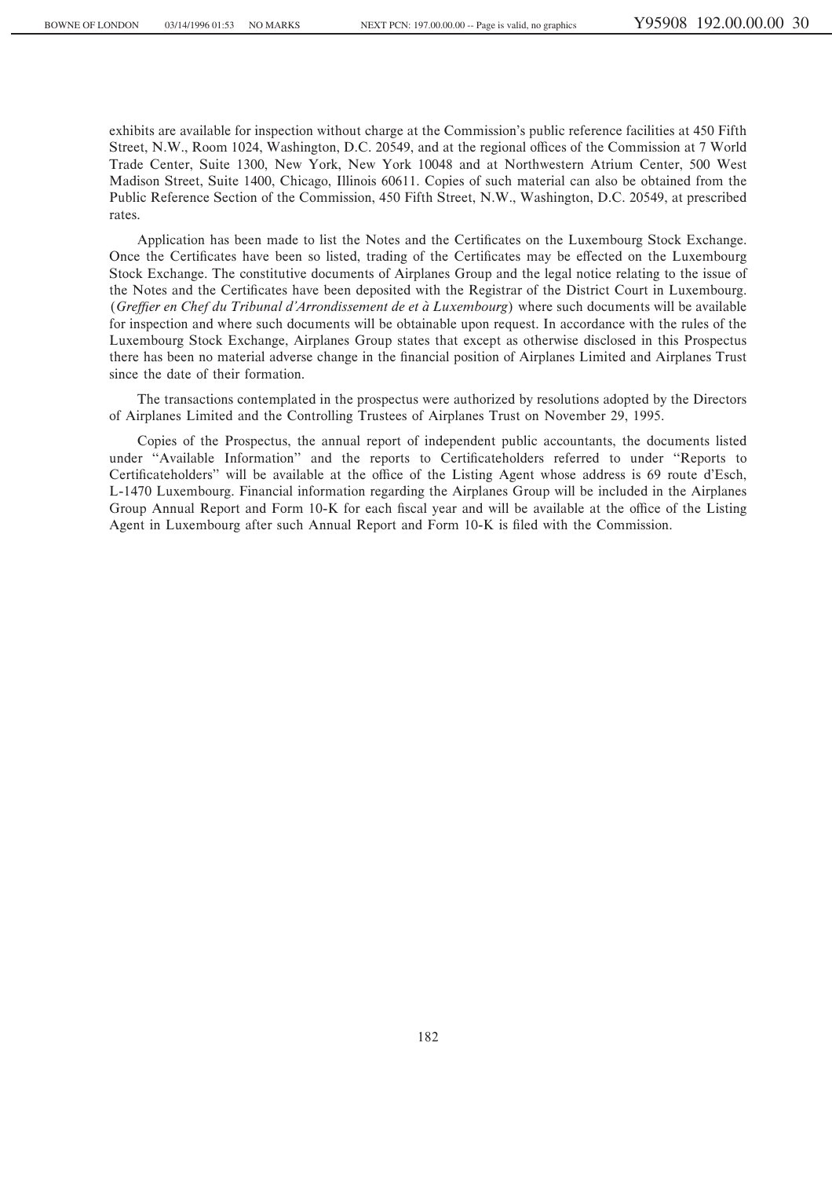exhibits are available for inspection without charge at the Commission's public reference facilities at 450 Fifth Street, N.W., Room 1024, Washington, D.C. 20549, and at the regional offices of the Commission at 7 World Trade Center, Suite 1300, New York, New York 10048 and at Northwestern Atrium Center, 500 West Madison Street, Suite 1400, Chicago, Illinois 60611. Copies of such material can also be obtained from the Public Reference Section of the Commission, 450 Fifth Street, N.W., Washington, D.C. 20549, at prescribed rates.

Application has been made to list the Notes and the Certificates on the Luxembourg Stock Exchange. Once the Certificates have been so listed, trading of the Certificates may be effected on the Luxembourg Stock Exchange. The constitutive documents of Airplanes Group and the legal notice relating to the issue of the Notes and the Certificates have been deposited with the Registrar of the District Court in Luxembourg. (*Greffier en Chef du Tribunal d'Arrondissement de et à Luxembourg*) where such documents will be available for inspection and where such documents will be obtainable upon request. In accordance with the rules of the Luxembourg Stock Exchange, Airplanes Group states that except as otherwise disclosed in this Prospectus there has been no material adverse change in the financial position of Airplanes Limited and Airplanes Trust since the date of their formation.

The transactions contemplated in the prospectus were authorized by resolutions adopted by the Directors of Airplanes Limited and the Controlling Trustees of Airplanes Trust on November 29, 1995.

Copies of the Prospectus, the annual report of independent public accountants, the documents listed under "Available Information" and the reports to Certificateholders referred to under "Reports to Certificateholders" will be available at the office of the Listing Agent whose address is 69 route d'Esch, L-1470 Luxembourg. Financial information regarding the Airplanes Group will be included in the Airplanes Group Annual Report and Form 10-K for each fiscal year and will be available at the office of the Listing Agent in Luxembourg after such Annual Report and Form 10-K is filed with the Commission.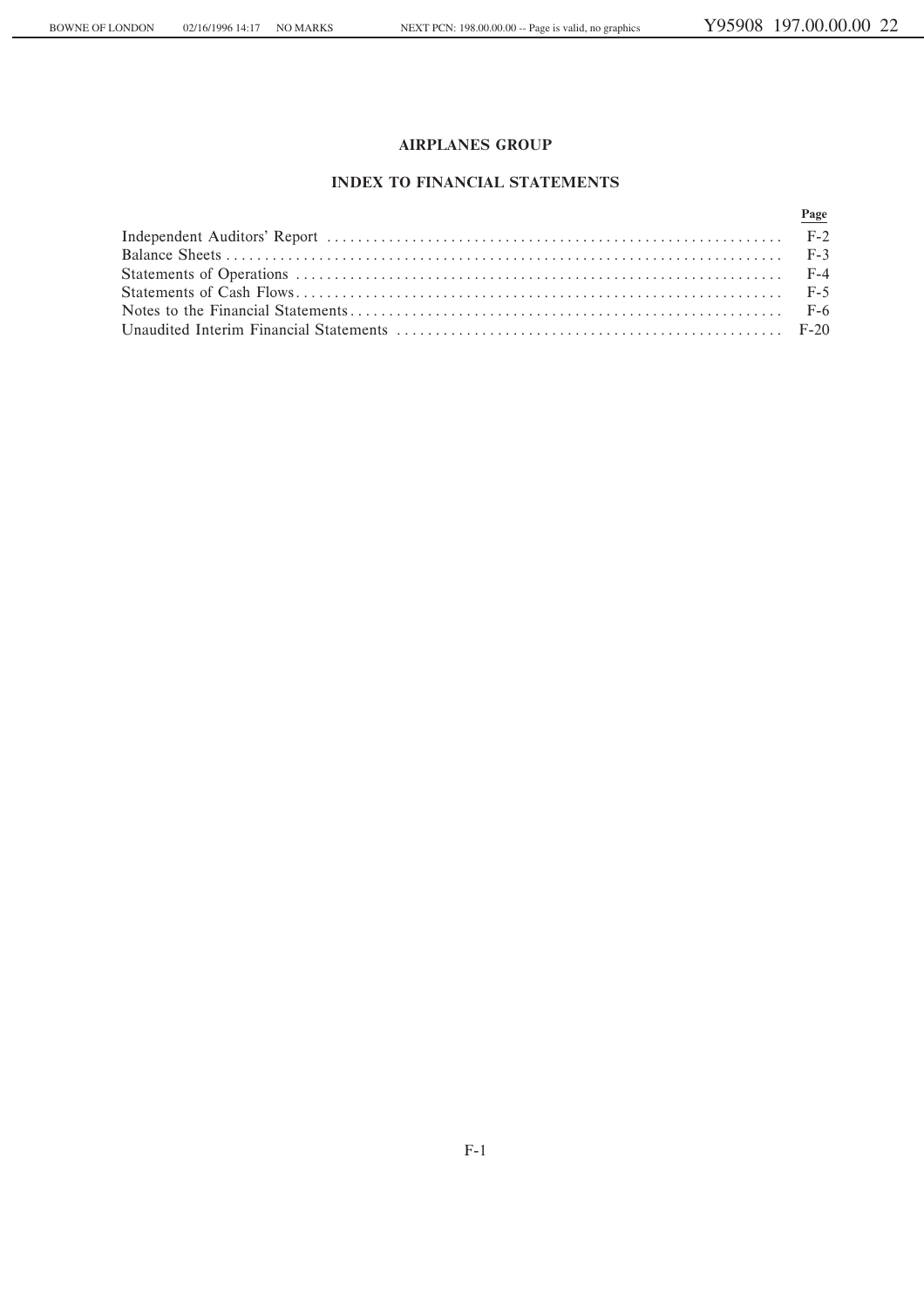# AIRPLANES GROUP

## INDEX TO FINANCIAL STATEMENTS

| | Page |
|---|---|
| Independent Auditors' Report | F-2 |
| Balance Sheets | F-3 |
| Statements of Operations | F-4 |
| Statements of Cash Flows | F-5 |
| Notes to the Financial Statements | F-6 |
| Unaudited Interim Financial Statements | F-20 |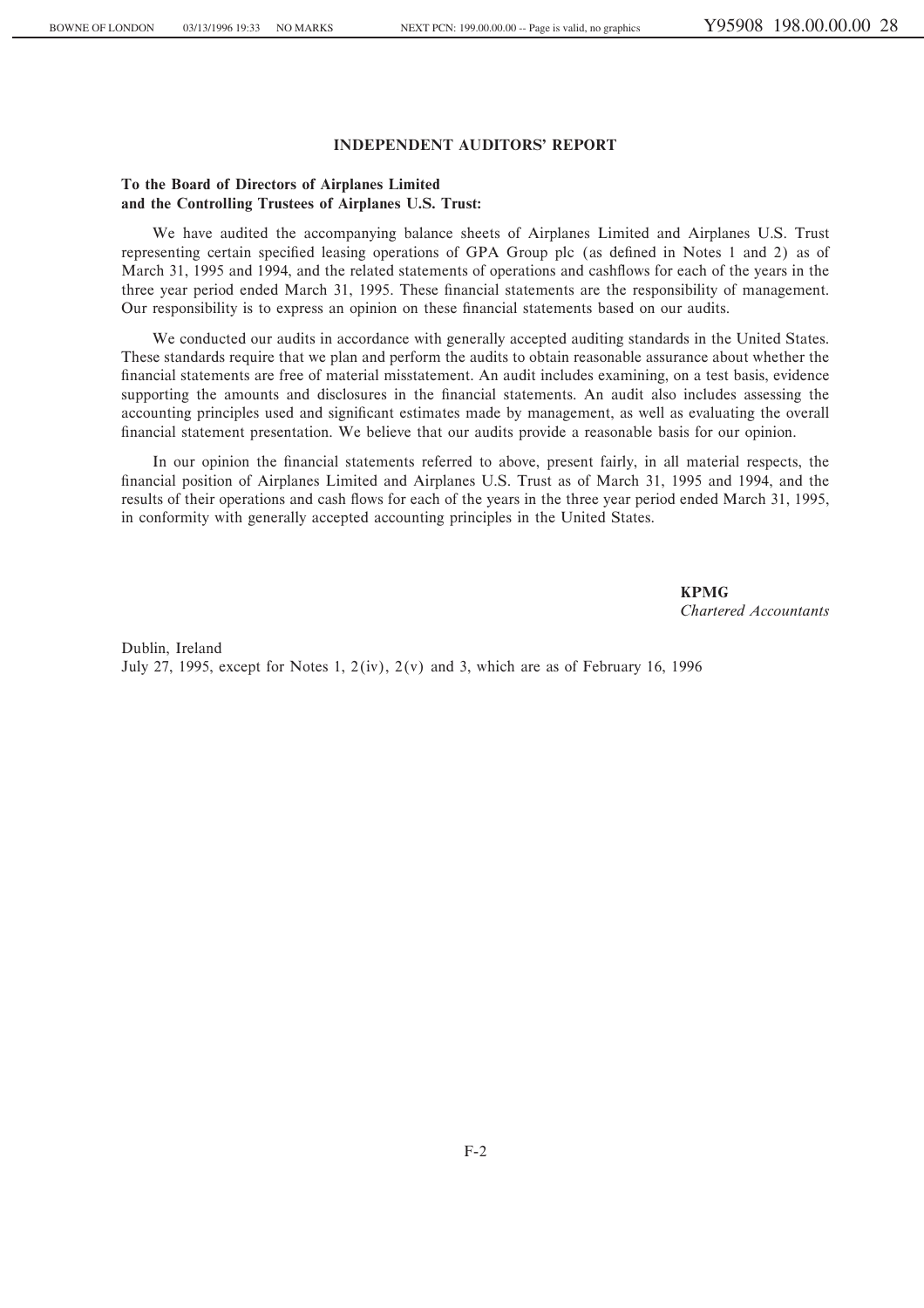## INDEPENDENT AUDITORS' REPORT

**To the Board of Directors of Airplanes Limited and the Controlling Trustees of Airplanes U.S. Trust:**

We have audited the accompanying balance sheets of Airplanes Limited and Airplanes U.S. Trust representing certain specified leasing operations of GPA Group plc (as defined in Notes 1 and 2) as of March 31, 1995 and 1994, and the related statements of operations and cashflows for each of the years in the three year period ended March 31, 1995. These financial statements are the responsibility of management. Our responsibility is to express an opinion on these financial statements based on our audits.

We conducted our audits in accordance with generally accepted auditing standards in the United States. These standards require that we plan and perform the audits to obtain reasonable assurance about whether the financial statements are free of material misstatement. An audit includes examining, on a test basis, evidence supporting the amounts and disclosures in the financial statements. An audit also includes assessing the accounting principles used and significant estimates made by management, as well as evaluating the overall financial statement presentation. We believe that our audits provide a reasonable basis for our opinion.

In our opinion the financial statements referred to above, present fairly, in all material respects, the financial position of Airplanes Limited and Airplanes U.S. Trust as of March 31, 1995 and 1994, and the results of their operations and cash flows for each of the years in the three year period ended March 31, 1995, in conformity with generally accepted accounting principles in the United States.

**KPMG**
*Chartered Accountants*

Dublin, Ireland
July 27, 1995, except for Notes 1, 2(iv), 2(v) and 3, which are as of February 16, 1996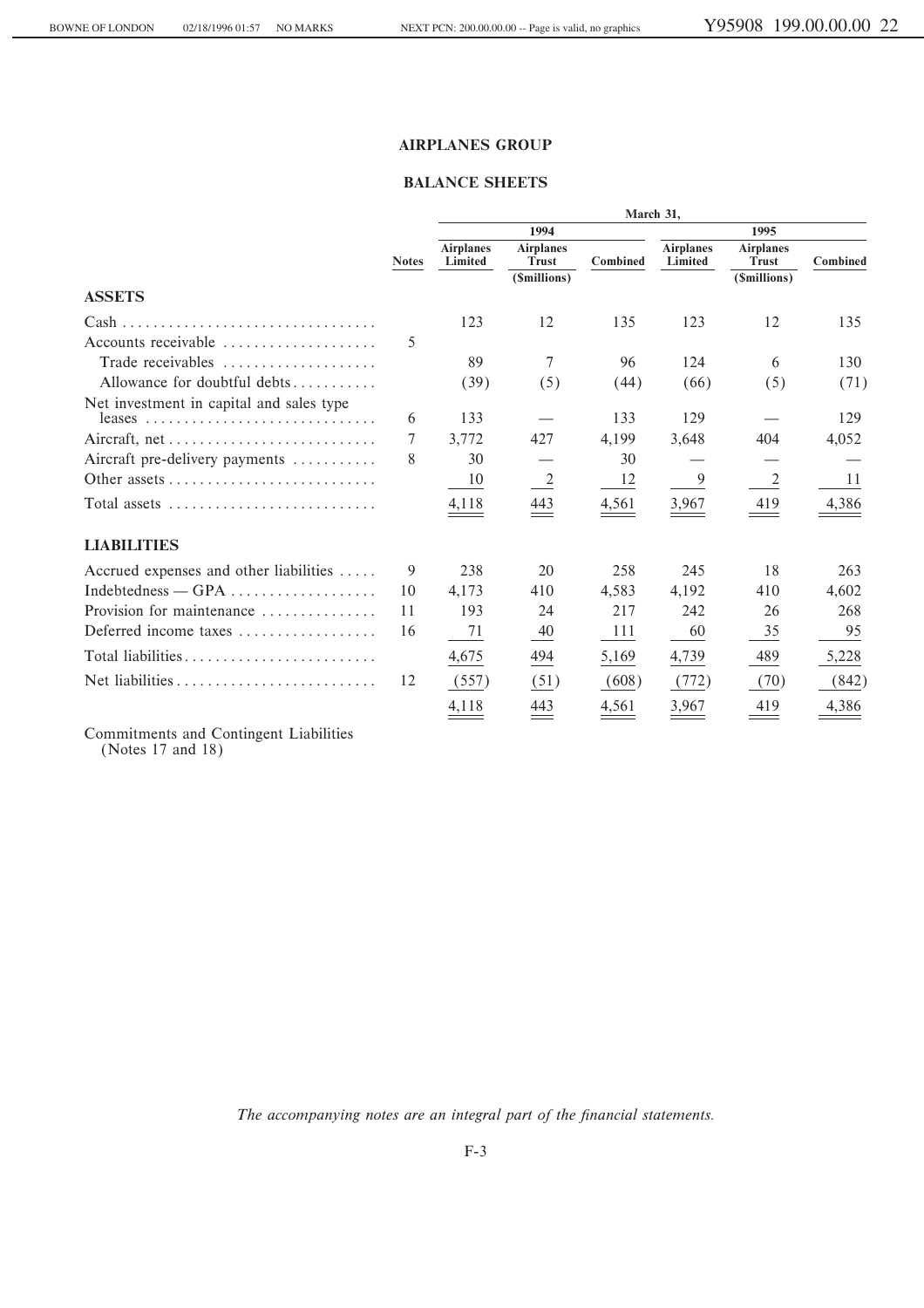## AIRPLANES GROUP

## BALANCE SHEETS

| | Notes | March 31, 1994 Airplanes Limited | 1994 Airplanes Trust | 1994 Combined | 1995 Airplanes Limited | 1995 Airplanes Trust | 1995 Combined |
|---|---|---|---|---|---|---|---|
| | | | ($millions) | | | ($millions) | |
| **ASSETS** | | | | | | | |
| Cash | | 123 | 12 | 135 | 123 | 12 | 135 |
| Accounts receivable | 5 | | | | | | |
| Trade receivables | | 89 | 7 | 96 | 124 | 6 | 130 |
| Allowance for doubtful debts | | (39) | (5) | (44) | (66) | (5) | (71) |
| Net investment in capital and sales type leases | 6 | 133 | — | 133 | 129 | — | 129 |
| Aircraft, net | 7 | 3,772 | 427 | 4,199 | 3,648 | 404 | 4,052 |
| Aircraft pre-delivery payments | 8 | 30 | — | 30 | — | — | — |
| Other assets | | 10 | 2 | 12 | 9 | 2 | 11 |
| Total assets | | 4,118 | 443 | 4,561 | 3,967 | 419 | 4,386 |
| **LIABILITIES** | | | | | | | |
| Accrued expenses and other liabilities | 9 | 238 | 20 | 258 | 245 | 18 | 263 |
| Indebtedness — GPA | 10 | 4,173 | 410 | 4,583 | 4,192 | 410 | 4,602 |
| Provision for maintenance | 11 | 193 | 24 | 217 | 242 | 26 | 268 |
| Deferred income taxes | 16 | 71 | 40 | 111 | 60 | 35 | 95 |
| Total liabilities | | 4,675 | 494 | 5,169 | 4,739 | 489 | 5,228 |
| Net liabilities | 12 | (557) | (51) | (608) | (772) | (70) | (842) |
| | | 4,118 | 443 | 4,561 | 3,967 | 419 | 4,386 |

Commitments and Contingent Liabilities (Notes 17 and 18)

*The accompanying notes are an integral part of the financial statements.*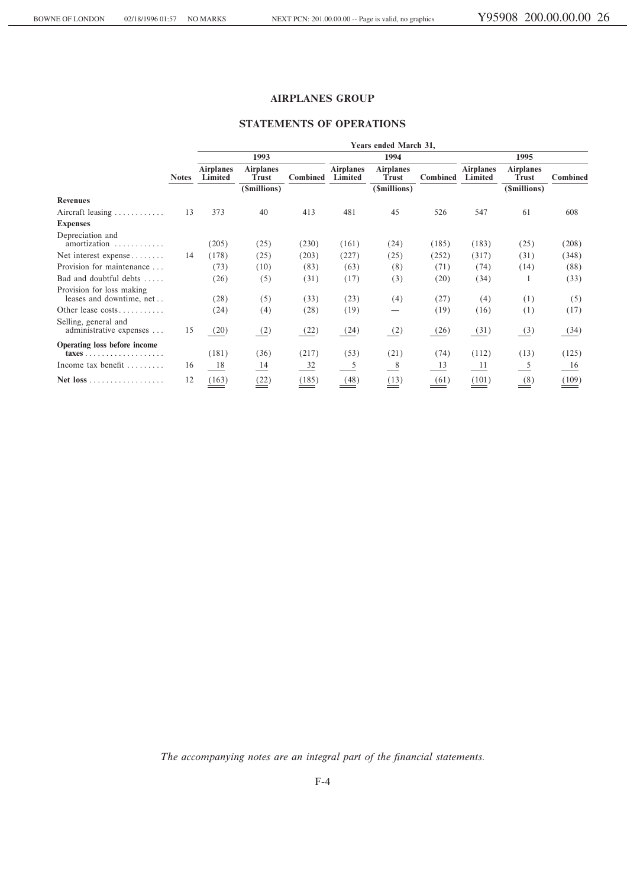# AIRPLANES GROUP

## STATEMENTS OF OPERATIONS

| | | Years ended March 31, | | | | | | | | |
|---|---|---|---|---|---|---|---|---|---|---|
| | | 1993 | | | 1994 | | | 1995 | | |
| | Notes | Airplanes Limited | Airplanes Trust | Combined | Airplanes Limited | Airplanes Trust | Combined | Airplanes Limited | Airplanes Trust | Combined |
| | | | ($millions) | | | ($millions) | | | ($millions) | |
| **Revenues** | | | | | | | | | | |
| Aircraft leasing | 13 | 373 | 40 | 413 | 481 | 45 | 526 | 547 | 61 | 608 |
| **Expenses** | | | | | | | | | | |
| Depreciation and amortization | | (205) | (25) | (230) | (161) | (24) | (185) | (183) | (25) | (208) |
| Net interest expense | 14 | (178) | (25) | (203) | (227) | (25) | (252) | (317) | (31) | (348) |
| Provision for maintenance | | (73) | (10) | (83) | (63) | (8) | (71) | (74) | (14) | (88) |
| Bad and doubtful debts | | (26) | (5) | (31) | (17) | (3) | (20) | (34) | 1 | (33) |
| Provision for loss making leases and downtime, net | | (28) | (5) | (33) | (23) | (4) | (27) | (4) | (1) | (5) |
| Other lease costs | | (24) | (4) | (28) | (19) | — | (19) | (16) | (1) | (17) |
| Selling, general and administrative expenses | 15 | (20) | (2) | (22) | (24) | (2) | (26) | (31) | (3) | (34) |
| **Operating loss before income taxes** | | (181) | (36) | (217) | (53) | (21) | (74) | (112) | (13) | (125) |
| Income tax benefit | 16 | 18 | 14 | 32 | 5 | 8 | 13 | 11 | 5 | 16 |
| **Net loss** | 12 | (163) | (22) | (185) | (48) | (13) | (61) | (101) | (8) | (109) |

*The accompanying notes are an integral part of the financial statements.*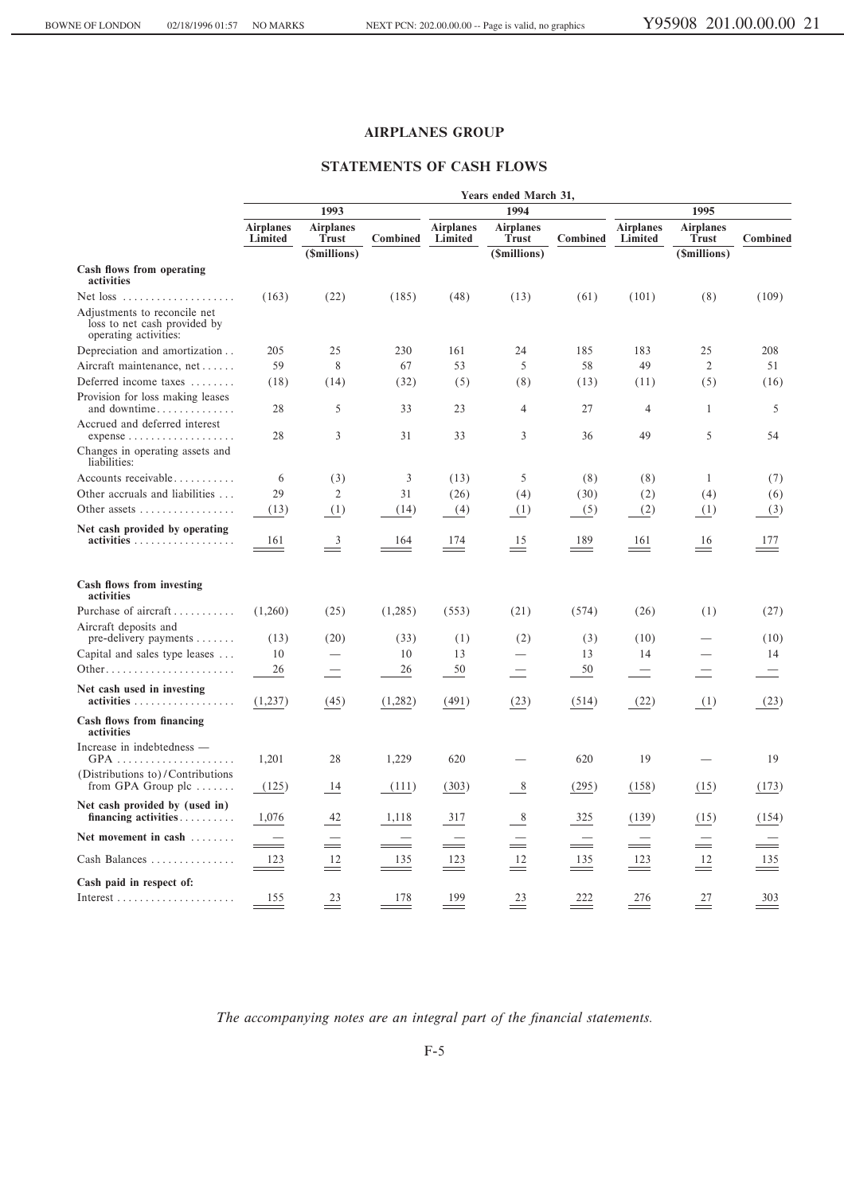## AIRPLANES GROUP

## STATEMENTS OF CASH FLOWS

| | Years ended March 31, | | | | | | | | |
|---|---|---|---|---|---|---|---|---|---|
| | 1993 | | | 1994 | | | 1995 | | |
| | Airplanes Limited | Airplanes Trust | Combined | Airplanes Limited | Airplanes Trust | Combined | Airplanes Limited | Airplanes Trust | Combined |
| | | ($millions) | | | ($millions) | | | ($millions) | |
| **Cash flows from operating activities** | | | | | | | | | |
| Net loss | (163) | (22) | (185) | (48) | (13) | (61) | (101) | (8) | (109) |
| Adjustments to reconcile net loss to net cash provided by operating activities: | | | | | | | | | |
| Depreciation and amortization | 205 | 25 | 230 | 161 | 24 | 185 | 183 | 25 | 208 |
| Aircraft maintenance, net | 59 | 8 | 67 | 53 | 5 | 58 | 49 | 2 | 51 |
| Deferred income taxes | (18) | (14) | (32) | (5) | (8) | (13) | (11) | (5) | (16) |
| Provision for loss making leases and downtime | 28 | 5 | 33 | 23 | 4 | 27 | 4 | 1 | 5 |
| Accrued and deferred interest expense | 28 | 3 | 31 | 33 | 3 | 36 | 49 | 5 | 54 |
| Changes in operating assets and liabilities: | | | | | | | | | |
| Accounts receivable | 6 | (3) | 3 | (13) | 5 | (8) | (8) | 1 | (7) |
| Other accruals and liabilities | 29 | 2 | 31 | (26) | (4) | (30) | (2) | (4) | (6) |
| Other assets | (13) | (1) | (14) | (4) | (1) | (5) | (2) | (1) | (3) |
| **Net cash provided by operating activities** | 161 | 3 | 164 | 174 | 15 | 189 | 161 | 16 | 177 |
| **Cash flows from investing activities** | | | | | | | | | |
| Purchase of aircraft | (1,260) | (25) | (1,285) | (553) | (21) | (574) | (26) | (1) | (27) |
| Aircraft deposits and pre-delivery payments | (13) | (20) | (33) | (1) | (2) | (3) | (10) | — | (10) |
| Capital and sales type leases | 10 | — | 10 | 13 | — | 13 | 14 | — | 14 |
| Other | 26 | — | 26 | 50 | — | 50 | — | — | — |
| **Net cash used in investing activities** | (1,237) | (45) | (1,282) | (491) | (23) | (514) | (22) | (1) | (23) |
| **Cash flows from financing activities** | | | | | | | | | |
| Increase in indebtedness — GPA | 1,201 | 28 | 1,229 | 620 | — | 620 | 19 | — | 19 |
| (Distributions to)/Contributions from GPA Group plc | (125) | 14 | (111) | (303) | 8 | (295) | (158) | (15) | (173) |
| **Net cash provided by (used in) financing activities** | 1,076 | 42 | 1,118 | 317 | 8 | 325 | (139) | (15) | (154) |
| **Net movement in cash** | — | — | — | — | — | — | — | — | — |
| Cash Balances | 123 | 12 | 135 | 123 | 12 | 135 | 123 | 12 | 135 |
| **Cash paid in respect of:** | | | | | | | | | |
| Interest | 155 | 23 | 178 | 199 | 23 | 222 | 276 | 27 | 303 |

*The accompanying notes are an integral part of the financial statements.*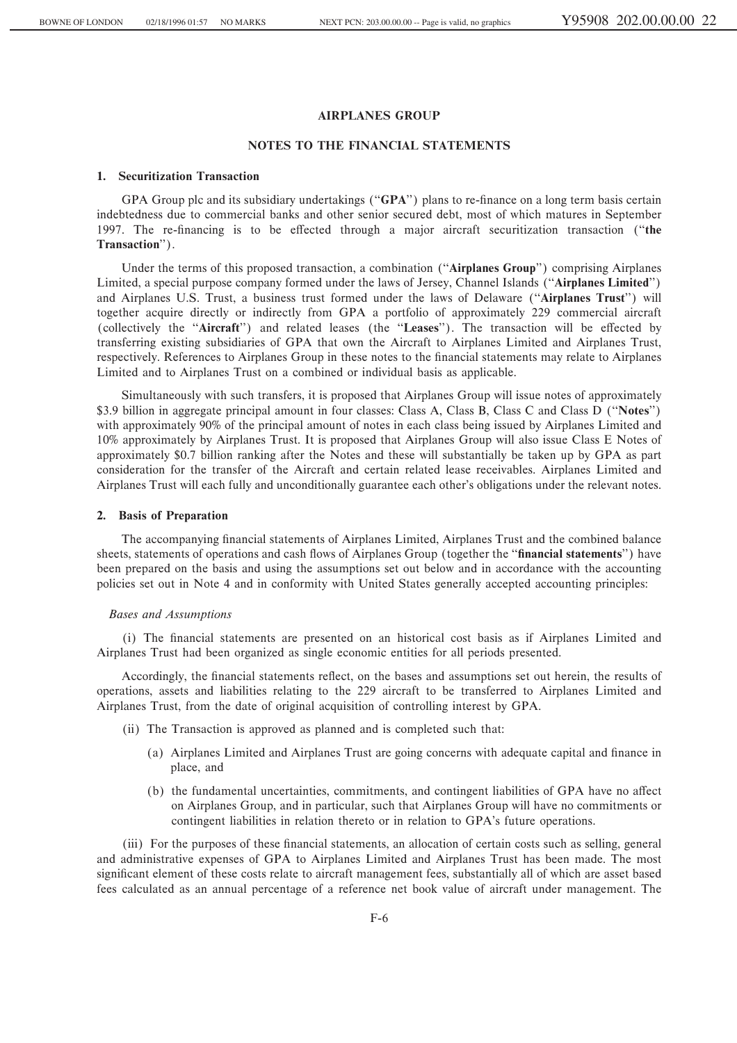**AIRPLANES GROUP**

**NOTES TO THE FINANCIAL STATEMENTS**

**1. Securitization Transaction**

GPA Group plc and its subsidiary undertakings ("**GPA**") plans to re-finance on a long term basis certain indebtedness due to commercial banks and other senior secured debt, most of which matures in September 1997. The re-financing is to be effected through a major aircraft securitization transaction ("**the Transaction**").

Under the terms of this proposed transaction, a combination ("**Airplanes Group**") comprising Airplanes Limited, a special purpose company formed under the laws of Jersey, Channel Islands ("**Airplanes Limited**") and Airplanes U.S. Trust, a business trust formed under the laws of Delaware ("**Airplanes Trust**") will together acquire directly or indirectly from GPA a portfolio of approximately 229 commercial aircraft (collectively the "**Aircraft**") and related leases (the "**Leases**"). The transaction will be effected by transferring existing subsidiaries of GPA that own the Aircraft to Airplanes Limited and Airplanes Trust, respectively. References to Airplanes Group in these notes to the financial statements may relate to Airplanes Limited and to Airplanes Trust on a combined or individual basis as applicable.

Simultaneously with such transfers, it is proposed that Airplanes Group will issue notes of approximately $3.9 billion in aggregate principal amount in four classes: Class A, Class B, Class C and Class D ("**Notes**") with approximately 90% of the principal amount of notes in each class being issued by Airplanes Limited and 10% approximately by Airplanes Trust. It is proposed that Airplanes Group will also issue Class E Notes of approximately $0.7 billion ranking after the Notes and these will substantially be taken up by GPA as part consideration for the transfer of the Aircraft and certain related lease receivables. Airplanes Limited and Airplanes Trust will each fully and unconditionally guarantee each other's obligations under the relevant notes.

**2. Basis of Preparation**

The accompanying financial statements of Airplanes Limited, Airplanes Trust and the combined balance sheets, statements of operations and cash flows of Airplanes Group (together the "**financial statements**") have been prepared on the basis and using the assumptions set out below and in accordance with the accounting policies set out in Note 4 and in conformity with United States generally accepted accounting principles:

*Bases and Assumptions*

(i) The financial statements are presented on an historical cost basis as if Airplanes Limited and Airplanes Trust had been organized as single economic entities for all periods presented.

Accordingly, the financial statements reflect, on the bases and assumptions set out herein, the results of operations, assets and liabilities relating to the 229 aircraft to be transferred to Airplanes Limited and Airplanes Trust, from the date of original acquisition of controlling interest by GPA.

(ii) The Transaction is approved as planned and is completed such that:

(a) Airplanes Limited and Airplanes Trust are going concerns with adequate capital and finance in place, and

(b) the fundamental uncertainties, commitments, and contingent liabilities of GPA have no affect on Airplanes Group, and in particular, such that Airplanes Group will have no commitments or contingent liabilities in relation thereto or in relation to GPA's future operations.

(iii) For the purposes of these financial statements, an allocation of certain costs such as selling, general and administrative expenses of GPA to Airplanes Limited and Airplanes Trust has been made. The most significant element of these costs relate to aircraft management fees, substantially all of which are asset based fees calculated as an annual percentage of a reference net book value of aircraft under management. The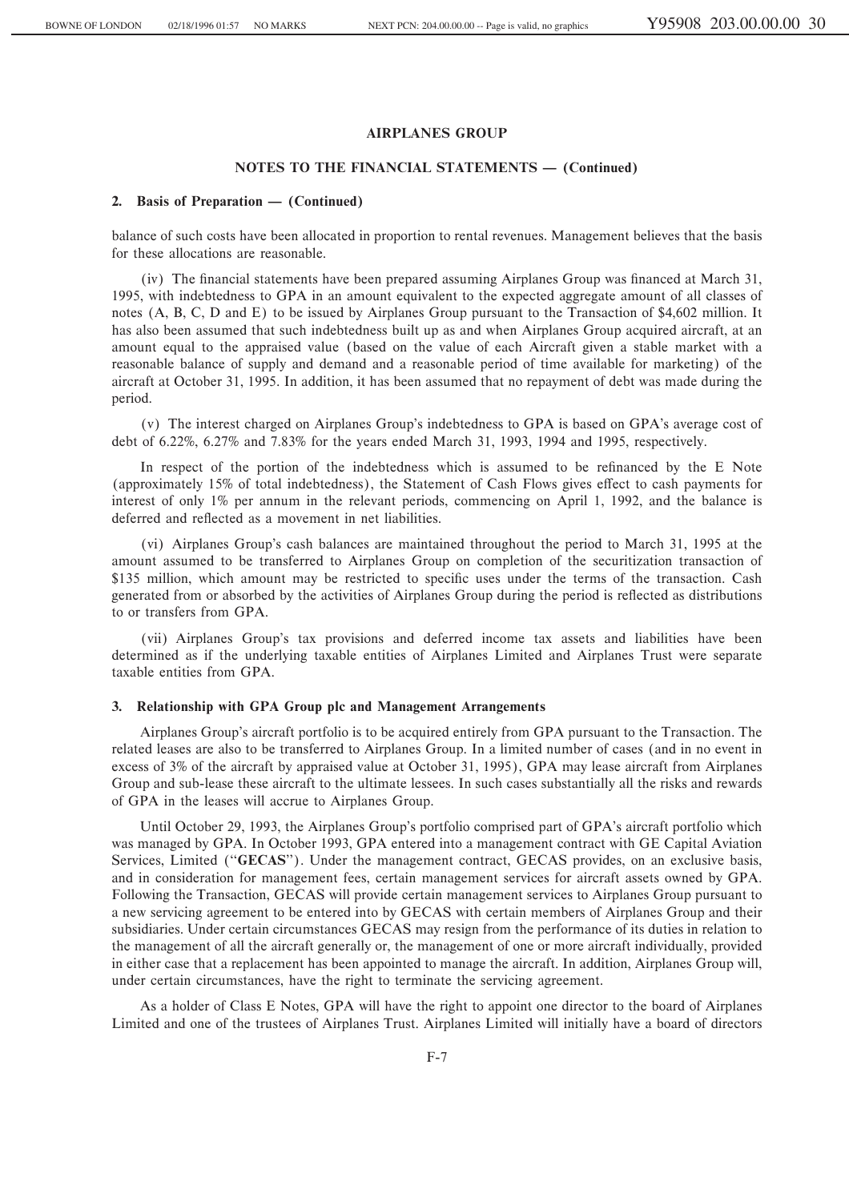## AIRPLANES GROUP

## NOTES TO THE FINANCIAL STATEMENTS — (Continued)

### 2. Basis of Preparation — (Continued)

balance of such costs have been allocated in proportion to rental revenues. Management believes that the basis for these allocations are reasonable.

(iv) The financial statements have been prepared assuming Airplanes Group was financed at March 31, 1995, with indebtedness to GPA in an amount equivalent to the expected aggregate amount of all classes of notes (A, B, C, D and E) to be issued by Airplanes Group pursuant to the Transaction of $4,602 million. It has also been assumed that such indebtedness built up as and when Airplanes Group acquired aircraft, at an amount equal to the appraised value (based on the value of each Aircraft given a stable market with a reasonable balance of supply and demand and a reasonable period of time available for marketing) of the aircraft at October 31, 1995. In addition, it has been assumed that no repayment of debt was made during the period.

(v) The interest charged on Airplanes Group's indebtedness to GPA is based on GPA's average cost of debt of 6.22%, 6.27% and 7.83% for the years ended March 31, 1993, 1994 and 1995, respectively.

In respect of the portion of the indebtedness which is assumed to be refinanced by the E Note (approximately 15% of total indebtedness), the Statement of Cash Flows gives effect to cash payments for interest of only 1% per annum in the relevant periods, commencing on April 1, 1992, and the balance is deferred and reflected as a movement in net liabilities.

(vi) Airplanes Group's cash balances are maintained throughout the period to March 31, 1995 at the amount assumed to be transferred to Airplanes Group on completion of the securitization transaction of $135 million, which amount may be restricted to specific uses under the terms of the transaction. Cash generated from or absorbed by the activities of Airplanes Group during the period is reflected as distributions to or transfers from GPA.

(vii) Airplanes Group's tax provisions and deferred income tax assets and liabilities have been determined as if the underlying taxable entities of Airplanes Limited and Airplanes Trust were separate taxable entities from GPA.

### 3. Relationship with GPA Group plc and Management Arrangements

Airplanes Group's aircraft portfolio is to be acquired entirely from GPA pursuant to the Transaction. The related leases are also to be transferred to Airplanes Group. In a limited number of cases (and in no event in excess of 3% of the aircraft by appraised value at October 31, 1995), GPA may lease aircraft from Airplanes Group and sub-lease these aircraft to the ultimate lessees. In such cases substantially all the risks and rewards of GPA in the leases will accrue to Airplanes Group.

Until October 29, 1993, the Airplanes Group's portfolio comprised part of GPA's aircraft portfolio which was managed by GPA. In October 1993, GPA entered into a management contract with GE Capital Aviation Services, Limited ("**GECAS**"). Under the management contract, GECAS provides, on an exclusive basis, and in consideration for management fees, certain management services for aircraft assets owned by GPA. Following the Transaction, GECAS will provide certain management services to Airplanes Group pursuant to a new servicing agreement to be entered into by GECAS with certain members of Airplanes Group and their subsidiaries. Under certain circumstances GECAS may resign from the performance of its duties in relation to the management of all the aircraft generally or, the management of one or more aircraft individually, provided in either case that a replacement has been appointed to manage the aircraft. In addition, Airplanes Group will, under certain circumstances, have the right to terminate the servicing agreement.

As a holder of Class E Notes, GPA will have the right to appoint one director to the board of Airplanes Limited and one of the trustees of Airplanes Trust. Airplanes Limited will initially have a board of directors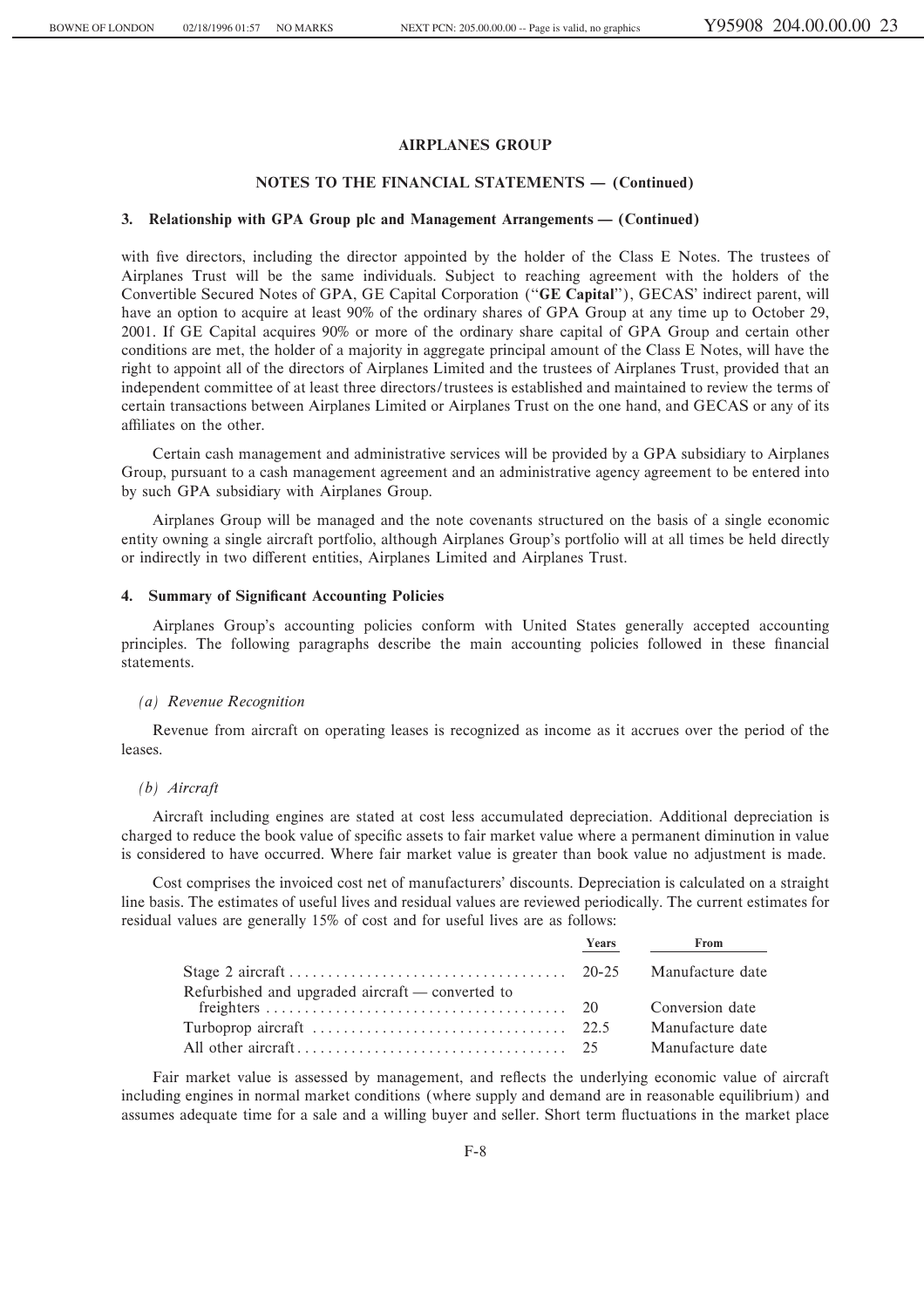## AIRPLANES GROUP

## NOTES TO THE FINANCIAL STATEMENTS — (Continued)

### 3. Relationship with GPA Group plc and Management Arrangements — (Continued)

with five directors, including the director appointed by the holder of the Class E Notes. The trustees of Airplanes Trust will be the same individuals. Subject to reaching agreement with the holders of the Convertible Secured Notes of GPA, GE Capital Corporation ("**GE Capital**"), GECAS' indirect parent, will have an option to acquire at least 90% of the ordinary shares of GPA Group at any time up to October 29, 2001. If GE Capital acquires 90% or more of the ordinary share capital of GPA Group and certain other conditions are met, the holder of a majority in aggregate principal amount of the Class E Notes, will have the right to appoint all of the directors of Airplanes Limited and the trustees of Airplanes Trust, provided that an independent committee of at least three directors/trustees is established and maintained to review the terms of certain transactions between Airplanes Limited or Airplanes Trust on the one hand, and GECAS or any of its affiliates on the other.

Certain cash management and administrative services will be provided by a GPA subsidiary to Airplanes Group, pursuant to a cash management agreement and an administrative agency agreement to be entered into by such GPA subsidiary with Airplanes Group.

Airplanes Group will be managed and the note covenants structured on the basis of a single economic entity owning a single aircraft portfolio, although Airplanes Group's portfolio will at all times be held directly or indirectly in two different entities, Airplanes Limited and Airplanes Trust.

### 4. Summary of Significant Accounting Policies

Airplanes Group's accounting policies conform with United States generally accepted accounting principles. The following paragraphs describe the main accounting policies followed in these financial statements.

*(a) Revenue Recognition*

Revenue from aircraft on operating leases is recognized as income as it accrues over the period of the leases.

*(b) Aircraft*

Aircraft including engines are stated at cost less accumulated depreciation. Additional depreciation is charged to reduce the book value of specific assets to fair market value where a permanent diminution in value is considered to have occurred. Where fair market value is greater than book value no adjustment is made.

Cost comprises the invoiced cost net of manufacturers' discounts. Depreciation is calculated on a straight line basis. The estimates of useful lives and residual values are reviewed periodically. The current estimates for residual values are generally 15% of cost and for useful lives are as follows:

| | Years | From |
|---|---|---|
| Stage 2 aircraft | 20-25 | Manufacture date |
| Refurbished and upgraded aircraft — converted to freighters | 20 | Conversion date |
| Turboprop aircraft | 22.5 | Manufacture date |
| All other aircraft | 25 | Manufacture date |

Fair market value is assessed by management, and reflects the underlying economic value of aircraft including engines in normal market conditions (where supply and demand are in reasonable equilibrium) and assumes adequate time for a sale and a willing buyer and seller. Short term fluctuations in the market place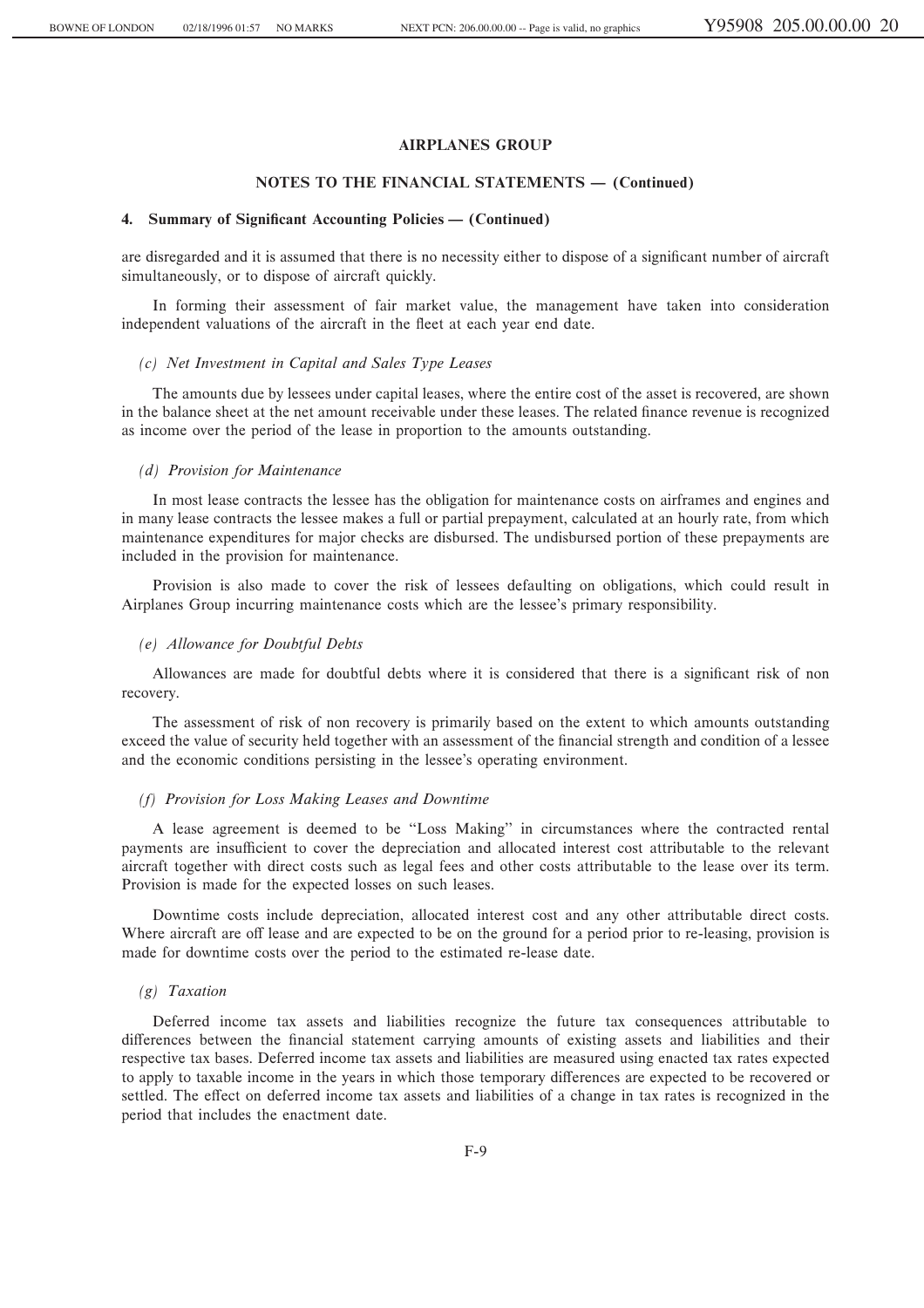**AIRPLANES GROUP**

**NOTES TO THE FINANCIAL STATEMENTS — (Continued)**

**4. Summary of Significant Accounting Policies — (Continued)**

are disregarded and it is assumed that there is no necessity either to dispose of a significant number of aircraft simultaneously, or to dispose of aircraft quickly.

In forming their assessment of fair market value, the management have taken into consideration independent valuations of the aircraft in the fleet at each year end date.

*(c) Net Investment in Capital and Sales Type Leases*

The amounts due by lessees under capital leases, where the entire cost of the asset is recovered, are shown in the balance sheet at the net amount receivable under these leases. The related finance revenue is recognized as income over the period of the lease in proportion to the amounts outstanding.

*(d) Provision for Maintenance*

In most lease contracts the lessee has the obligation for maintenance costs on airframes and engines and in many lease contracts the lessee makes a full or partial prepayment, calculated at an hourly rate, from which maintenance expenditures for major checks are disbursed. The undisbursed portion of these prepayments are included in the provision for maintenance.

Provision is also made to cover the risk of lessees defaulting on obligations, which could result in Airplanes Group incurring maintenance costs which are the lessee's primary responsibility.

*(e) Allowance for Doubtful Debts*

Allowances are made for doubtful debts where it is considered that there is a significant risk of non recovery.

The assessment of risk of non recovery is primarily based on the extent to which amounts outstanding exceed the value of security held together with an assessment of the financial strength and condition of a lessee and the economic conditions persisting in the lessee's operating environment.

*(f) Provision for Loss Making Leases and Downtime*

A lease agreement is deemed to be "Loss Making" in circumstances where the contracted rental payments are insufficient to cover the depreciation and allocated interest cost attributable to the relevant aircraft together with direct costs such as legal fees and other costs attributable to the lease over its term. Provision is made for the expected losses on such leases.

Downtime costs include depreciation, allocated interest cost and any other attributable direct costs. Where aircraft are off lease and are expected to be on the ground for a period prior to re-leasing, provision is made for downtime costs over the period to the estimated re-lease date.

*(g) Taxation*

Deferred income tax assets and liabilities recognize the future tax consequences attributable to differences between the financial statement carrying amounts of existing assets and liabilities and their respective tax bases. Deferred income tax assets and liabilities are measured using enacted tax rates expected to apply to taxable income in the years in which those temporary differences are expected to be recovered or settled. The effect on deferred income tax assets and liabilities of a change in tax rates is recognized in the period that includes the enactment date.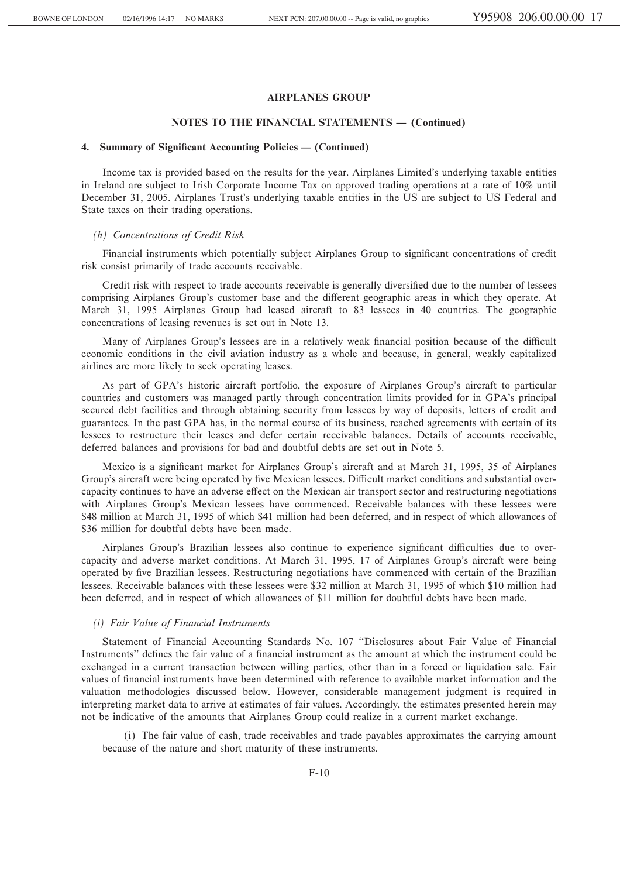**AIRPLANES GROUP**

**NOTES TO THE FINANCIAL STATEMENTS — (Continued)**

**4. Summary of Significant Accounting Policies — (Continued)**

Income tax is provided based on the results for the year. Airplanes Limited's underlying taxable entities in Ireland are subject to Irish Corporate Income Tax on approved trading operations at a rate of 10% until December 31, 2005. Airplanes Trust's underlying taxable entities in the US are subject to US Federal and State taxes on their trading operations.

*(h) Concentrations of Credit Risk*

Financial instruments which potentially subject Airplanes Group to significant concentrations of credit risk consist primarily of trade accounts receivable.

Credit risk with respect to trade accounts receivable is generally diversified due to the number of lessees comprising Airplanes Group's customer base and the different geographic areas in which they operate. At March 31, 1995 Airplanes Group had leased aircraft to 83 lessees in 40 countries. The geographic concentrations of leasing revenues is set out in Note 13.

Many of Airplanes Group's lessees are in a relatively weak financial position because of the difficult economic conditions in the civil aviation industry as a whole and because, in general, weakly capitalized airlines are more likely to seek operating leases.

As part of GPA's historic aircraft portfolio, the exposure of Airplanes Group's aircraft to particular countries and customers was managed partly through concentration limits provided for in GPA's principal secured debt facilities and through obtaining security from lessees by way of deposits, letters of credit and guarantees. In the past GPA has, in the normal course of its business, reached agreements with certain of its lessees to restructure their leases and defer certain receivable balances. Details of accounts receivable, deferred balances and provisions for bad and doubtful debts are set out in Note 5.

Mexico is a significant market for Airplanes Group's aircraft and at March 31, 1995, 35 of Airplanes Group's aircraft were being operated by five Mexican lessees. Difficult market conditions and substantial overcapacity continues to have an adverse effect on the Mexican air transport sector and restructuring negotiations with Airplanes Group's Mexican lessees have commenced. Receivable balances with these lessees were $48 million at March 31, 1995 of which $41 million had been deferred, and in respect of which allowances of $36 million for doubtful debts have been made.

Airplanes Group's Brazilian lessees also continue to experience significant difficulties due to overcapacity and adverse market conditions. At March 31, 1995, 17 of Airplanes Group's aircraft were being operated by five Brazilian lessees. Restructuring negotiations have commenced with certain of the Brazilian lessees. Receivable balances with these lessees were $32 million at March 31, 1995 of which $10 million had been deferred, and in respect of which allowances of $11 million for doubtful debts have been made.

*(i) Fair Value of Financial Instruments*

Statement of Financial Accounting Standards No. 107 "Disclosures about Fair Value of Financial Instruments" defines the fair value of a financial instrument as the amount at which the instrument could be exchanged in a current transaction between willing parties, other than in a forced or liquidation sale. Fair values of financial instruments have been determined with reference to available market information and the valuation methodologies discussed below. However, considerable management judgment is required in interpreting market data to arrive at estimates of fair values. Accordingly, the estimates presented herein may not be indicative of the amounts that Airplanes Group could realize in a current market exchange.

(i) The fair value of cash, trade receivables and trade payables approximates the carrying amount because of the nature and short maturity of these instruments.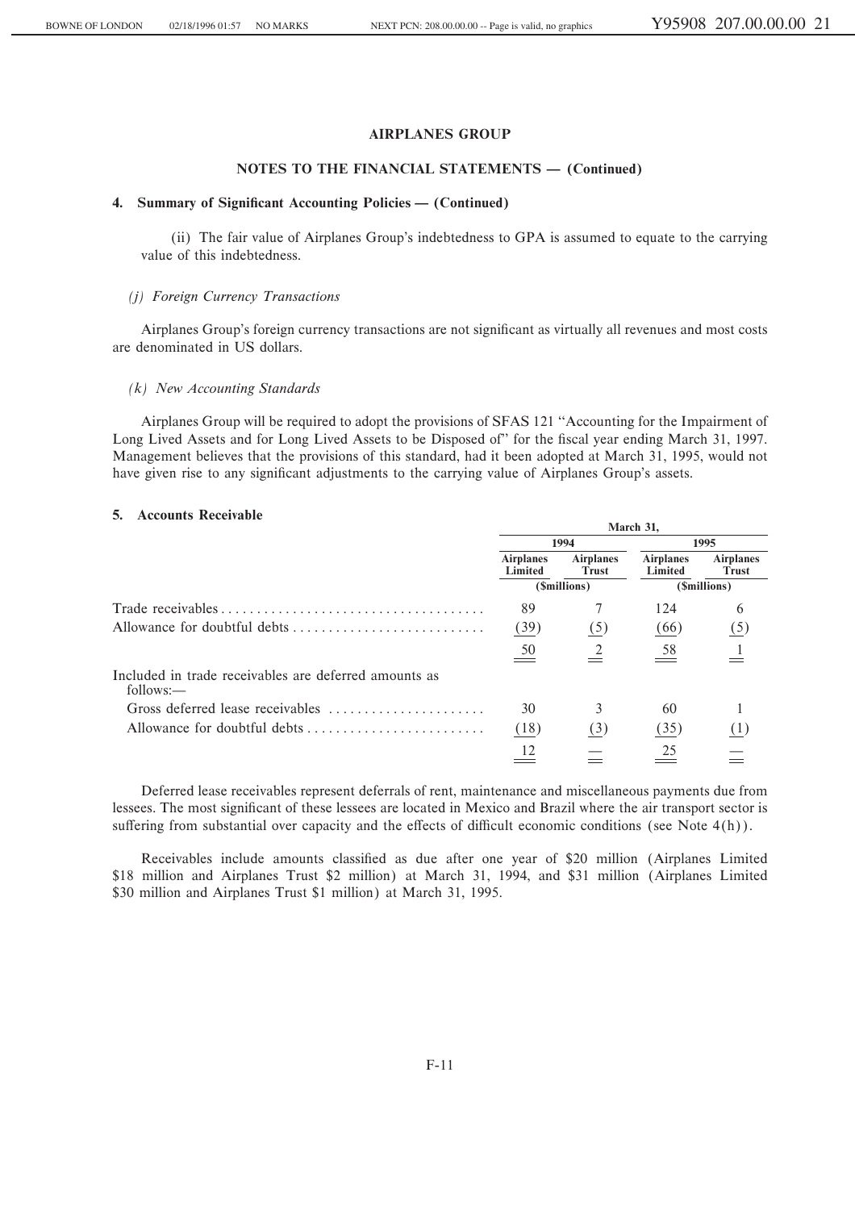**AIRPLANES GROUP**

**NOTES TO THE FINANCIAL STATEMENTS — (Continued)**

**4. Summary of Significant Accounting Policies — (Continued)**

(ii) The fair value of Airplanes Group's indebtedness to GPA is assumed to equate to the carrying value of this indebtedness.

*(j) Foreign Currency Transactions*

Airplanes Group's foreign currency transactions are not significant as virtually all revenues and most costs are denominated in US dollars.

*(k) New Accounting Standards*

Airplanes Group will be required to adopt the provisions of SFAS 121 "Accounting for the Impairment of Long Lived Assets and for Long Lived Assets to be Disposed of" for the fiscal year ending March 31, 1997. Management believes that the provisions of this standard, had it been adopted at March 31, 1995, would not have given rise to any significant adjustments to the carrying value of Airplanes Group's assets.

**5. Accounts Receivable**

| | March 31, | | | |
|---|---|---|---|---|
| | 1994 | | 1995 | |
| | Airplanes Limited | Airplanes Trust | Airplanes Limited | Airplanes Trust |
| | ($millions) | | ($millions) | |
| Trade receivables | 89 | 7 | 124 | 6 |
| Allowance for doubtful debts | (39) | (5) | (66) | (5) |
| | 50 | 2 | 58 | 1 |
| Included in trade receivables are deferred amounts as follows:— | | | | |
| Gross deferred lease receivables | 30 | 3 | 60 | 1 |
| Allowance for doubtful debts | (18) | (3) | (35) | (1) |
| | 12 | — | 25 | — |

Deferred lease receivables represent deferrals of rent, maintenance and miscellaneous payments due from lessees. The most significant of these lessees are located in Mexico and Brazil where the air transport sector is suffering from substantial over capacity and the effects of difficult economic conditions (see Note 4(h)).

Receivables include amounts classified as due after one year of $20 million (Airplanes Limited $18 million and Airplanes Trust $2 million) at March 31, 1994, and $31 million (Airplanes Limited $30 million and Airplanes Trust $1 million) at March 31, 1995.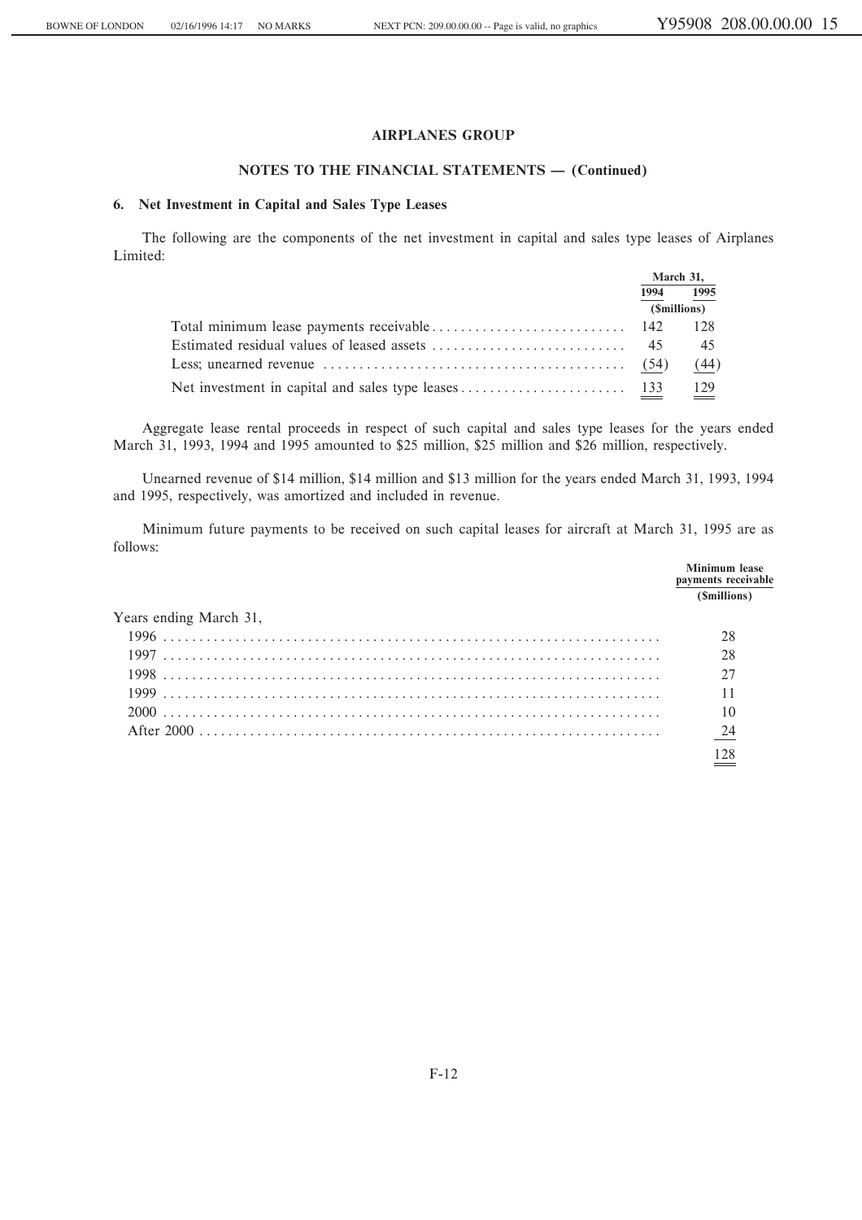## AIRPLANES GROUP

## NOTES TO THE FINANCIAL STATEMENTS — (Continued)

### 6. Net Investment in Capital and Sales Type Leases

The following are the components of the net investment in capital and sales type leases of Airplanes Limited:

| | March 31, 1994 | March 31, 1995 |
|---|---|---|
| | ($millions) | |
| Total minimum lease payments receivable | 142 | 128 |
| Estimated residual values of leased assets | 45 | 45 |
| Less; unearned revenue | (54) | (44) |
| Net investment in capital and sales type leases | 133 | 129 |

Aggregate lease rental proceeds in respect of such capital and sales type leases for the years ended March 31, 1993, 1994 and 1995 amounted to $25 million, $25 million and $26 million, respectively.

Unearned revenue of $14 million, $14 million and $13 million for the years ended March 31, 1993, 1994 and 1995, respectively, was amortized and included in revenue.

Minimum future payments to be received on such capital leases for aircraft at March 31, 1995 are as follows:

| | Minimum lease payments receivable ($millions) |
|---|---|
| Years ending March 31, | |
| 1996 | 28 |
| 1997 | 28 |
| 1998 | 27 |
| 1999 | 11 |
| 2000 | 10 |
| After 2000 | 24 |
| | 128 |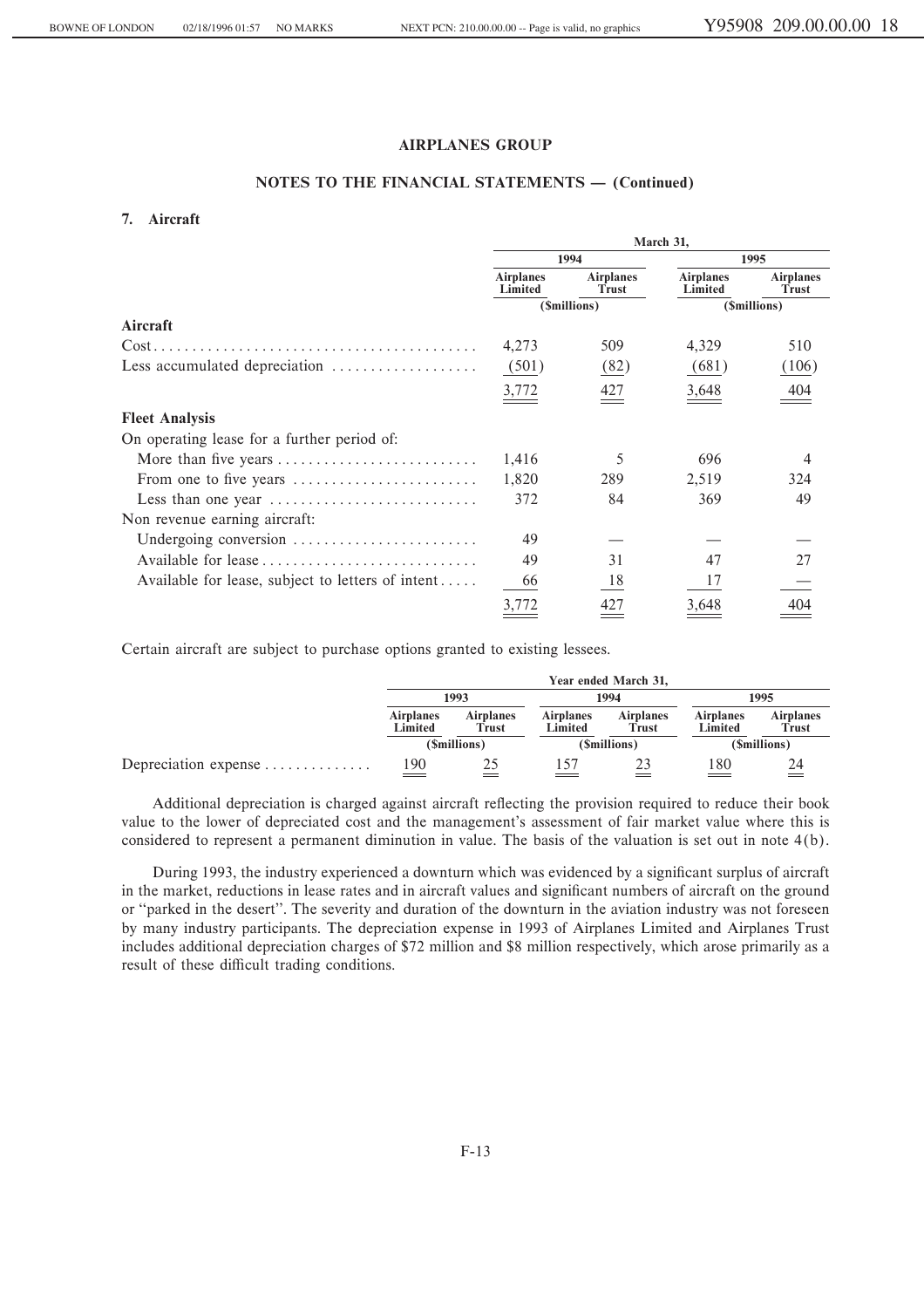**AIRPLANES GROUP**

**NOTES TO THE FINANCIAL STATEMENTS — (Continued)**

### 7. Aircraft

| | March 31, | | | |
|---|---|---|---|---|
| | 1994 | | 1995 | |
| | Airplanes Limited | Airplanes Trust | Airplanes Limited | Airplanes Trust |
| | ($millions) | | ($millions) | |
| **Aircraft** | | | | |
| Cost | 4,273 | 509 | 4,329 | 510 |
| Less accumulated depreciation | (501) | (82) | (681) | (106) |
| | 3,772 | 427 | 3,648 | 404 |
| **Fleet Analysis** | | | | |
| On operating lease for a further period of: | | | | |
| More than five years | 1,416 | 5 | 696 | 4 |
| From one to five years | 1,820 | 289 | 2,519 | 324 |
| Less than one year | 372 | 84 | 369 | 49 |
| Non revenue earning aircraft: | | | | |
| Undergoing conversion | 49 | — | — | — |
| Available for lease | 49 | 31 | 47 | 27 |
| Available for lease, subject to letters of intent | 66 | 18 | 17 | — |
| | 3,772 | 427 | 3,648 | 404 |

Certain aircraft are subject to purchase options granted to existing lessees.

| | Year ended March 31, | | | | | |
|---|---|---|---|---|---|---|
| | 1993 | | 1994 | | 1995 | |
| | Airplanes Limited | Airplanes Trust | Airplanes Limited | Airplanes Trust | Airplanes Limited | Airplanes Trust |
| | ($millions) | | ($millions) | | ($millions) | |
| Depreciation expense | 190 | 25 | 157 | 23 | 180 | 24 |

Additional depreciation is charged against aircraft reflecting the provision required to reduce their book value to the lower of depreciated cost and the management's assessment of fair market value where this is considered to represent a permanent diminution in value. The basis of the valuation is set out in note 4(b).

During 1993, the industry experienced a downturn which was evidenced by a significant surplus of aircraft in the market, reductions in lease rates and in aircraft values and significant numbers of aircraft on the ground or "parked in the desert". The severity and duration of the downturn in the aviation industry was not foreseen by many industry participants. The depreciation expense in 1993 of Airplanes Limited and Airplanes Trust includes additional depreciation charges of $72 million and $8 million respectively, which arose primarily as a result of these difficult trading conditions.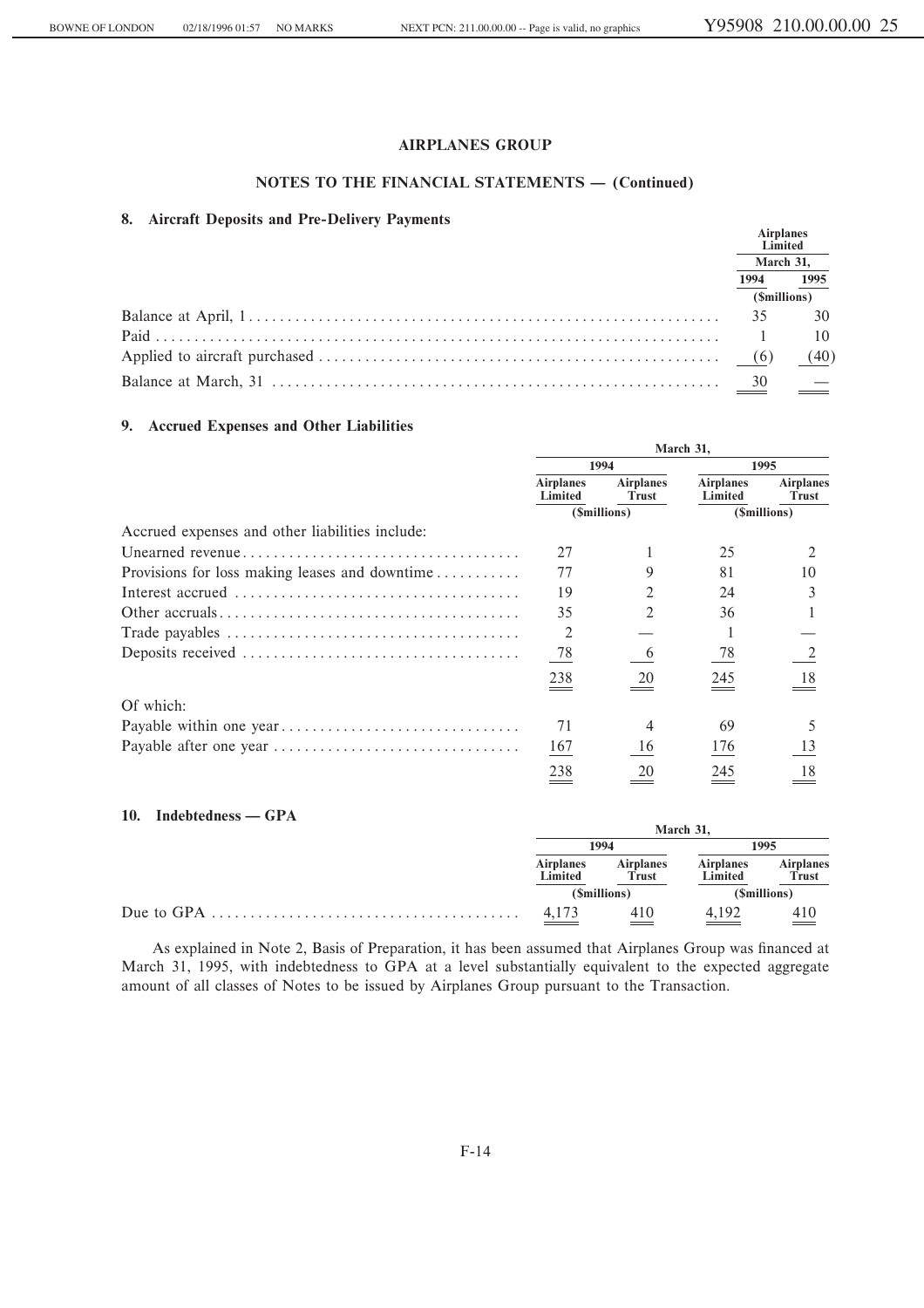**AIRPLANES GROUP**

**NOTES TO THE FINANCIAL STATEMENTS — (Continued)**

**8. Aircraft Deposits and Pre-Delivery Payments**

| | Airplanes Limited | |
|---|---|---|
| | March 31, | |
| | 1994 | 1995 |
| | ($millions) | |
| Balance at April, 1 | 35 | 30 |
| Paid | 1 | 10 |
| Applied to aircraft purchased | (6) | (40) |
| Balance at March, 31 | 30 | — |

**9. Accrued Expenses and Other Liabilities**

| | March 31, | | | |
|---|---|---|---|---|
| | 1994 | | 1995 | |
| | Airplanes Limited | Airplanes Trust | Airplanes Limited | Airplanes Trust |
| | ($millions) | | ($millions) | |
| Accrued expenses and other liabilities include: | | | | |
| Unearned revenue | 27 | 1 | 25 | 2 |
| Provisions for loss making leases and downtime | 77 | 9 | 81 | 10 |
| Interest accrued | 19 | 2 | 24 | 3 |
| Other accruals | 35 | 2 | 36 | 1 |
| Trade payables | 2 | — | 1 | — |
| Deposits received | 78 | 6 | 78 | 2 |
| | 238 | 20 | 245 | 18 |
| Of which: | | | | |
| Payable within one year | 71 | 4 | 69 | 5 |
| Payable after one year | 167 | 16 | 176 | 13 |
| | 238 | 20 | 245 | 18 |

**10. Indebtedness — GPA**

| | March 31, | | | |
|---|---|---|---|---|
| | 1994 | | 1995 | |
| | Airplanes Limited | Airplanes Trust | Airplanes Limited | Airplanes Trust |
| | ($millions) | | ($millions) | |
| Due to GPA | 4,173 | 410 | 4,192 | 410 |

As explained in Note 2, Basis of Preparation, it has been assumed that Airplanes Group was financed at March 31, 1995, with indebtedness to GPA at a level substantially equivalent to the expected aggregate amount of all classes of Notes to be issued by Airplanes Group pursuant to the Transaction.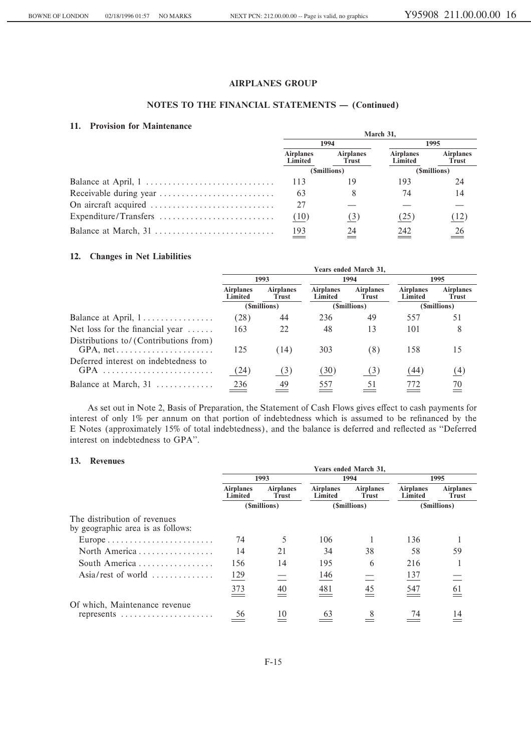## AIRPLANES GROUP

## NOTES TO THE FINANCIAL STATEMENTS — (Continued)

### 11. Provision for Maintenance

| | March 31, | | | |
|---|---|---|---|---|
| | 1994 | | 1995 | |
| | Airplanes Limited | Airplanes Trust | Airplanes Limited | Airplanes Trust |
| | ($millions) | | ($millions) | |
| Balance at April, 1 | 113 | 19 | 193 | 24 |
| Receivable during year | 63 | 8 | 74 | 14 |
| On aircraft acquired | 27 | — | — | — |
| Expenditure/Transfers | (10) | (3) | (25) | (12) |
| Balance at March, 31 | 193 | 24 | 242 | 26 |

### 12. Changes in Net Liabilities

| | Years ended March 31, | | | | | |
|---|---|---|---|---|---|---|
| | 1993 | | 1994 | | 1995 | |
| | Airplanes Limited | Airplanes Trust | Airplanes Limited | Airplanes Trust | Airplanes Limited | Airplanes Trust |
| | ($millions) | | ($millions) | | ($millions) | |
| Balance at April, 1 | (28) | 44 | 236 | 49 | 557 | 51 |
| Net loss for the financial year | 163 | 22 | 48 | 13 | 101 | 8 |
| Distributions to/(Contributions from) GPA, net | 125 | (14) | 303 | (8) | 158 | 15 |
| Deferred interest on indebtedness to GPA | (24) | (3) | (30) | (3) | (44) | (4) |
| Balance at March, 31 | 236 | 49 | 557 | 51 | 772 | 70 |

As set out in Note 2, Basis of Preparation, the Statement of Cash Flows gives effect to cash payments for interest of only 1% per annum on that portion of indebtedness which is assumed to be refinanced by the E Notes (approximately 15% of total indebtedness), and the balance is deferred and reflected as "Deferred interest on indebtedness to GPA".

### 13. Revenues

| | Years ended March 31, | | | | | |
|---|---|---|---|---|---|---|
| | 1993 | | 1994 | | 1995 | |
| | Airplanes Limited | Airplanes Trust | Airplanes Limited | Airplanes Trust | Airplanes Limited | Airplanes Trust |
| | ($millions) | | ($millions) | | ($millions) | |
| The distribution of revenues by geographic area is as follows: | | | | | | |
| Europe | 74 | 5 | 106 | 1 | 136 | 1 |
| North America | 14 | 21 | 34 | 38 | 58 | 59 |
| South America | 156 | 14 | 195 | 6 | 216 | 1 |
| Asia/rest of world | 129 | — | 146 | — | 137 | — |
| | 373 | 40 | 481 | 45 | 547 | 61 |
| Of which, Maintenance revenue represents | 56 | 10 | 63 | 8 | 74 | 14 |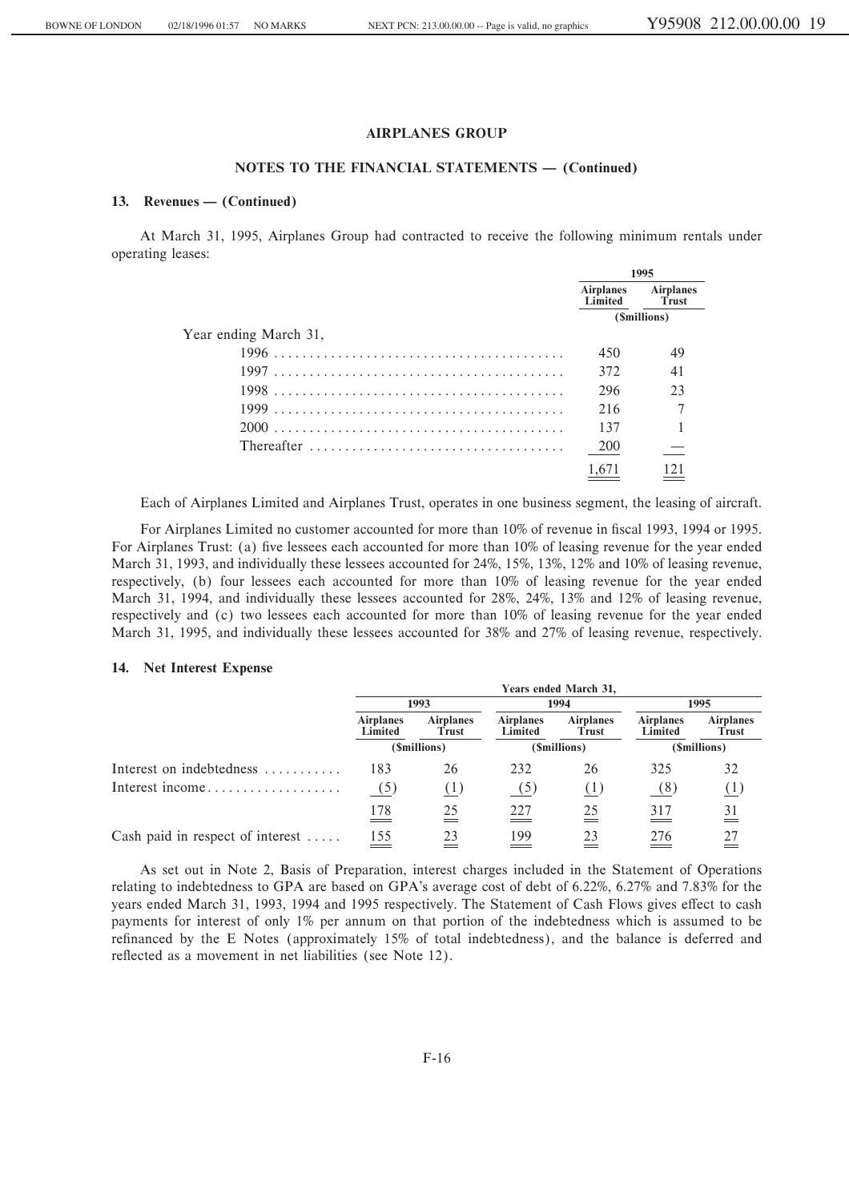## AIRPLANES GROUP

### NOTES TO THE FINANCIAL STATEMENTS — (Continued)

#### 13. Revenues — (Continued)

At March 31, 1995, Airplanes Group had contracted to receive the following minimum rentals under operating leases:

| | 1995 | |
|---|---|---|
| | Airplanes Limited | Airplanes Trust |
| | ($millions) | |
| Year ending March 31, | | |
| 1996 | 450 | 49 |
| 1997 | 372 | 41 |
| 1998 | 296 | 23 |
| 1999 | 216 | 7 |
| 2000 | 137 | 1 |
| Thereafter | 200 | — |
| | 1,671 | 121 |

Each of Airplanes Limited and Airplanes Trust, operates in one business segment, the leasing of aircraft.

For Airplanes Limited no customer accounted for more than 10% of revenue in fiscal 1993, 1994 or 1995. For Airplanes Trust: (a) five lessees each accounted for more than 10% of leasing revenue for the year ended March 31, 1993, and individually these lessees accounted for 24%, 15%, 13%, 12% and 10% of leasing revenue, respectively, (b) four lessees each accounted for more than 10% of leasing revenue for the year ended March 31, 1994, and individually these lessees accounted for 28%, 24%, 13% and 12% of leasing revenue, respectively and (c) two lessees each accounted for more than 10% of leasing revenue for the year ended March 31, 1995, and individually these lessees accounted for 38% and 27% of leasing revenue, respectively.

#### 14. Net Interest Expense

| | Years ended March 31, | | | | | |
|---|---|---|---|---|---|---|
| | 1993 | | 1994 | | 1995 | |
| | Airplanes Limited | Airplanes Trust | Airplanes Limited | Airplanes Trust | Airplanes Limited | Airplanes Trust |
| | ($millions) | | ($millions) | | ($millions) | |
| Interest on indebtedness | 183 | 26 | 232 | 26 | 325 | 32 |
| Interest income | (5) | (1) | (5) | (1) | (8) | (1) |
| | 178 | 25 | 227 | 25 | 317 | 31 |
| Cash paid in respect of interest | 155 | 23 | 199 | 23 | 276 | 27 |

As set out in Note 2, Basis of Preparation, interest charges included in the Statement of Operations relating to indebtedness to GPA are based on GPA's average cost of debt of 6.22%, 6.27% and 7.83% for the years ended March 31, 1993, 1994 and 1995 respectively. The Statement of Cash Flows gives effect to cash payments for interest of only 1% per annum on that portion of the indebtedness which is assumed to be refinanced by the E Notes (approximately 15% of total indebtedness), and the balance is deferred and reflected as a movement in net liabilities (see Note 12).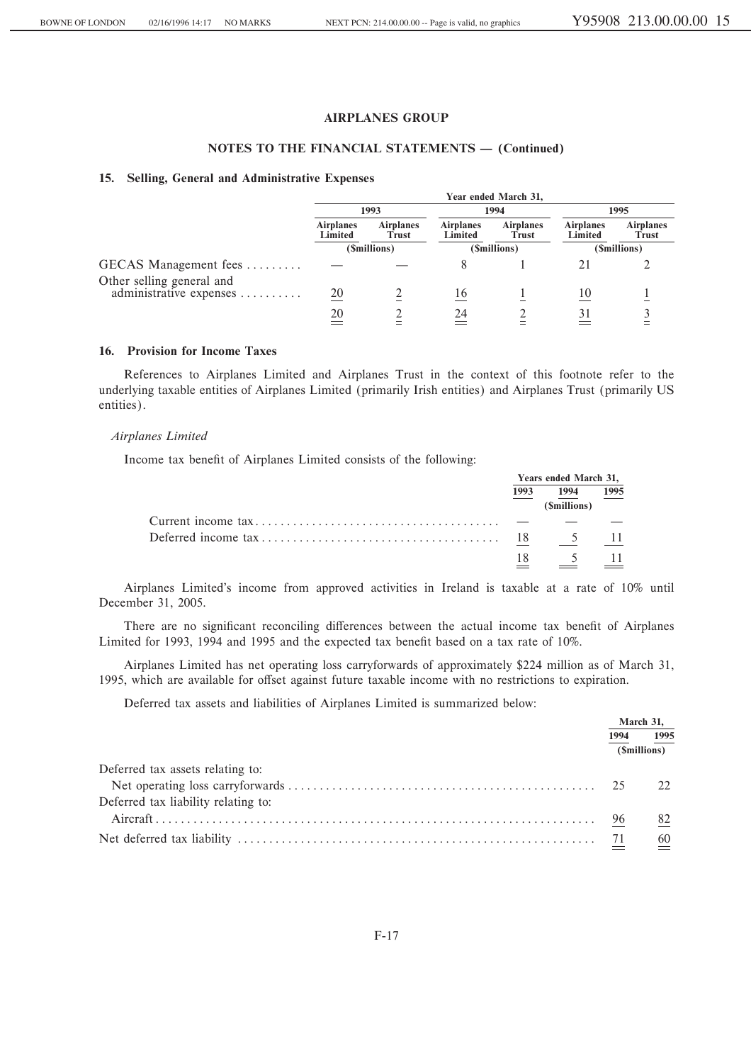## AIRPLANES GROUP

### NOTES TO THE FINANCIAL STATEMENTS — (Continued)

#### 15. Selling, General and Administrative Expenses

| | Year ended March 31, | | | | | |
|---|---|---|---|---|---|---|
| | 1993 | | 1994 | | 1995 | |
| | Airplanes Limited | Airplanes Trust | Airplanes Limited | Airplanes Trust | Airplanes Limited | Airplanes Trust |
| | ($millions) | | ($millions) | | ($millions) | |
| GECAS Management fees | — | — | 8 | 1 | 21 | 2 |
| Other selling general and administrative expenses | 20 | 2 | 16 | 1 | 10 | 1 |
| | 20 | 2 | 24 | 2 | 31 | 3 |

#### 16. Provision for Income Taxes

References to Airplanes Limited and Airplanes Trust in the context of this footnote refer to the underlying taxable entities of Airplanes Limited (primarily Irish entities) and Airplanes Trust (primarily US entities).

*Airplanes Limited*

Income tax benefit of Airplanes Limited consists of the following:

| | Years ended March 31, | | |
|---|---|---|---|
| | 1993 | 1994 | 1995 |
| | ($millions) | | |
| Current income tax | — | — | — |
| Deferred income tax | 18 | 5 | 11 |
| | 18 | 5 | 11 |

Airplanes Limited's income from approved activities in Ireland is taxable at a rate of 10% until December 31, 2005.

There are no significant reconciling differences between the actual income tax benefit of Airplanes Limited for 1993, 1994 and 1995 and the expected tax benefit based on a tax rate of 10%.

Airplanes Limited has net operating loss carryforwards of approximately $224 million as of March 31, 1995, which are available for offset against future taxable income with no restrictions to expiration.

Deferred tax assets and liabilities of Airplanes Limited is summarized below:

| | March 31, | |
|---|---|---|
| | 1994 | 1995 |
| | ($millions) | |
| Deferred tax assets relating to: | | |
| Net operating loss carryforwards | 25 | 22 |
| Deferred tax liability relating to: | | |
| Aircraft | 96 | 82 |
| Net deferred tax liability | 71 | 60 |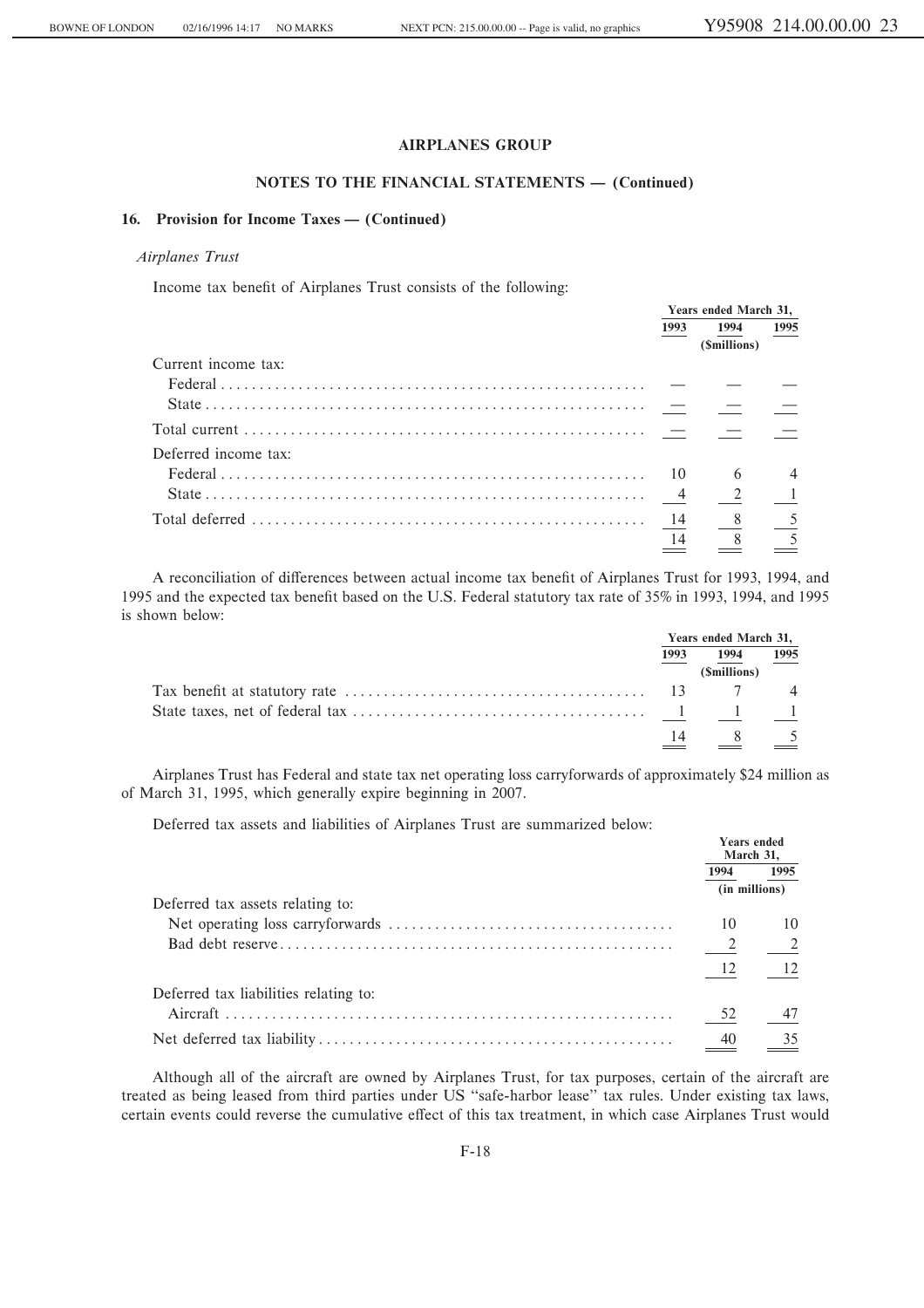**AIRPLANES GROUP**

**NOTES TO THE FINANCIAL STATEMENTS — (Continued)**

**16. Provision for Income Taxes — (Continued)**

*Airplanes Trust*

Income tax benefit of Airplanes Trust consists of the following:

| | Years ended March 31, | | |
|---|---|---|---|
| | 1993 | 1994 | 1995 |
| | | ($millions) | |
| Current income tax: | | | |
| Federal | — | — | — |
| State | — | — | — |
| Total current | — | — | — |
| Deferred income tax: | | | |
| Federal | 10 | 6 | 4 |
| State | 4 | 2 | 1 |
| Total deferred | 14 | 8 | 5 |
| | 14 | 8 | 5 |

A reconciliation of differences between actual income tax benefit of Airplanes Trust for 1993, 1994, and 1995 and the expected tax benefit based on the U.S. Federal statutory tax rate of 35% in 1993, 1994, and 1995 is shown below:

| | Years ended March 31, | | |
|---|---|---|---|
| | 1993 | 1994 | 1995 |
| | | ($millions) | |
| Tax benefit at statutory rate | 13 | 7 | 4 |
| State taxes, net of federal tax | 1 | 1 | 1 |
| | 14 | 8 | 5 |

Airplanes Trust has Federal and state tax net operating loss carryforwards of approximately $24 million as of March 31, 1995, which generally expire beginning in 2007.

Deferred tax assets and liabilities of Airplanes Trust are summarized below:

| | Years ended March 31, | |
|---|---|---|
| | 1994 | 1995 |
| | (in millions) | |
| Deferred tax assets relating to: | | |
| Net operating loss carryforwards | 10 | 10 |
| Bad debt reserve | 2 | 2 |
| | 12 | 12 |
| Deferred tax liabilities relating to: | | |
| Aircraft | 52 | 47 |
| Net deferred tax liability | 40 | 35 |

Although all of the aircraft are owned by Airplanes Trust, for tax purposes, certain of the aircraft are treated as being leased from third parties under US "safe-harbor lease" tax rules. Under existing tax laws, certain events could reverse the cumulative effect of this tax treatment, in which case Airplanes Trust would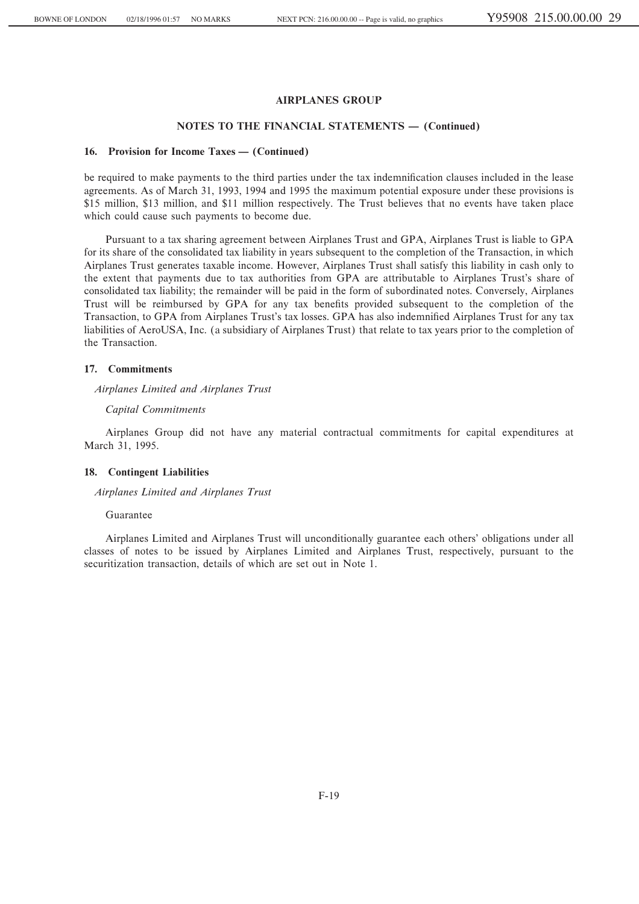# AIRPLANES GROUP

## NOTES TO THE FINANCIAL STATEMENTS — (Continued)

### 16. Provision for Income Taxes — (Continued)

be required to make payments to the third parties under the tax indemnification clauses included in the lease agreements. As of March 31, 1993, 1994 and 1995 the maximum potential exposure under these provisions is $15 million, $13 million, and $11 million respectively. The Trust believes that no events have taken place which could cause such payments to become due.

Pursuant to a tax sharing agreement between Airplanes Trust and GPA, Airplanes Trust is liable to GPA for its share of the consolidated tax liability in years subsequent to the completion of the Transaction, in which Airplanes Trust generates taxable income. However, Airplanes Trust shall satisfy this liability in cash only to the extent that payments due to tax authorities from GPA are attributable to Airplanes Trust's share of consolidated tax liability; the remainder will be paid in the form of subordinated notes. Conversely, Airplanes Trust will be reimbursed by GPA for any tax benefits provided subsequent to the completion of the Transaction, to GPA from Airplanes Trust's tax losses. GPA has also indemnified Airplanes Trust for any tax liabilities of AeroUSA, Inc. (a subsidiary of Airplanes Trust) that relate to tax years prior to the completion of the Transaction.

### 17. Commitments

*Airplanes Limited and Airplanes Trust*

*Capital Commitments*

Airplanes Group did not have any material contractual commitments for capital expenditures at March 31, 1995.

### 18. Contingent Liabilities

*Airplanes Limited and Airplanes Trust*

Guarantee

Airplanes Limited and Airplanes Trust will unconditionally guarantee each others' obligations under all classes of notes to be issued by Airplanes Limited and Airplanes Trust, respectively, pursuant to the securitization transaction, details of which are set out in Note 1.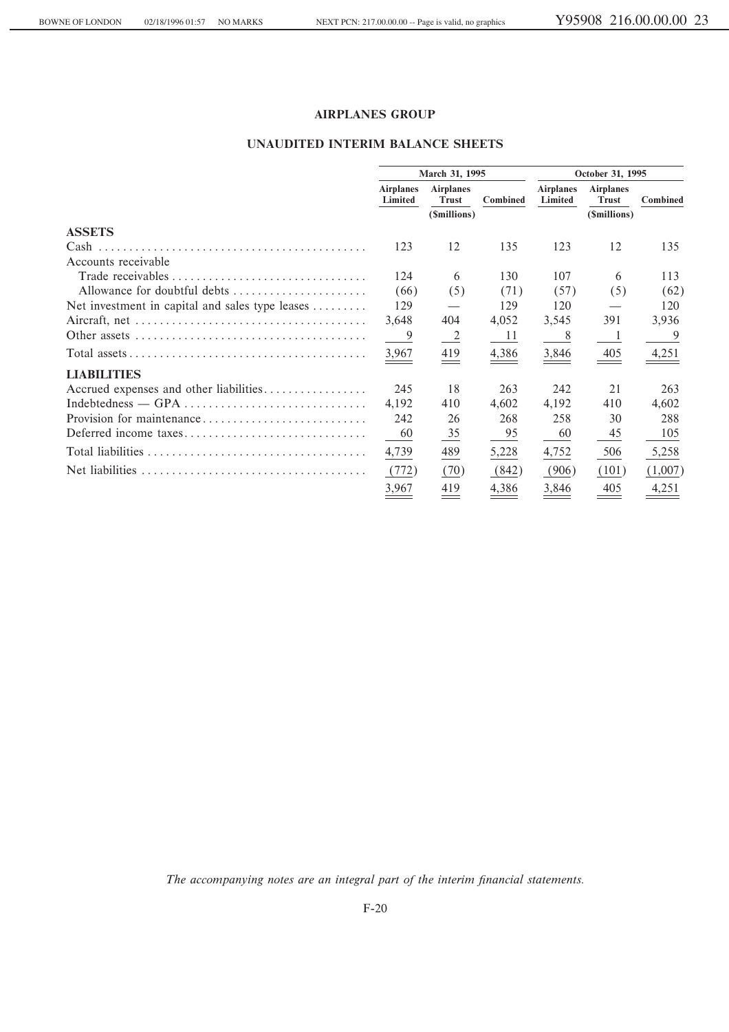## AIRPLANES GROUP

### UNAUDITED INTERIM BALANCE SHEETS

| | March 31, 1995 | | | October 31, 1995 | | |
|---|---|---|---|---|---|---|
| | Airplanes Limited | Airplanes Trust | Combined | Airplanes Limited | Airplanes Trust | Combined |
| | | ($millions) | | | ($millions) | |
| **ASSETS** | | | | | | |
| Cash | 123 | 12 | 135 | 123 | 12 | 135 |
| Accounts receivable | | | | | | |
| Trade receivables | 124 | 6 | 130 | 107 | 6 | 113 |
| Allowance for doubtful debts | (66) | (5) | (71) | (57) | (5) | (62) |
| Net investment in capital and sales type leases | 129 | — | 129 | 120 | — | 120 |
| Aircraft, net | 3,648 | 404 | 4,052 | 3,545 | 391 | 3,936 |
| Other assets | 9 | 2 | 11 | 8 | 1 | 9 |
| Total assets | 3,967 | 419 | 4,386 | 3,846 | 405 | 4,251 |
| **LIABILITIES** | | | | | | |
| Accrued expenses and other liabilities | 245 | 18 | 263 | 242 | 21 | 263 |
| Indebtedness — GPA | 4,192 | 410 | 4,602 | 4,192 | 410 | 4,602 |
| Provision for maintenance | 242 | 26 | 268 | 258 | 30 | 288 |
| Deferred income taxes | 60 | 35 | 95 | 60 | 45 | 105 |
| Total liabilities | 4,739 | 489 | 5,228 | 4,752 | 506 | 5,258 |
| Net liabilities | (772) | (70) | (842) | (906) | (101) | (1,007) |
| | 3,967 | 419 | 4,386 | 3,846 | 405 | 4,251 |

*The accompanying notes are an integral part of the interim financial statements.*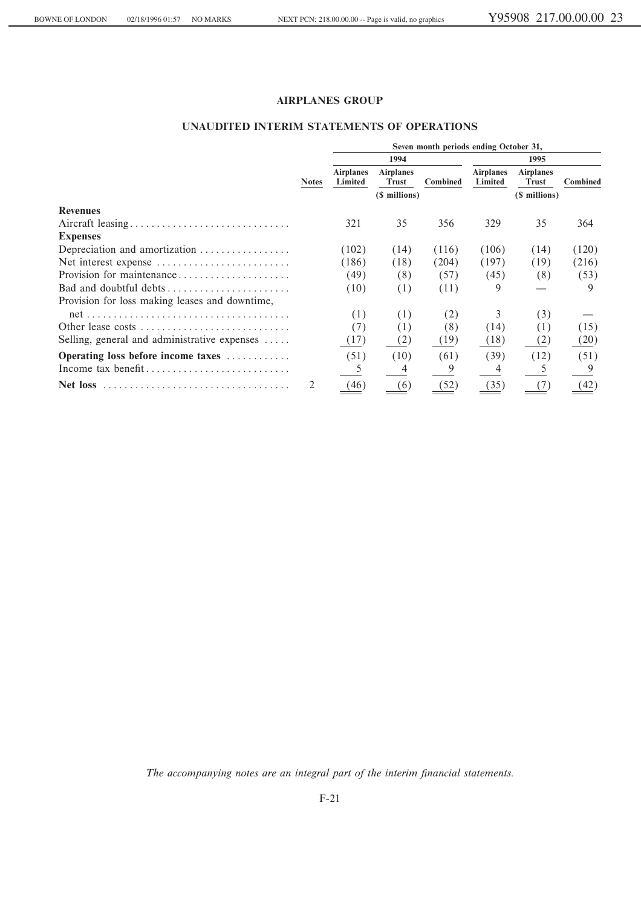## AIRPLANES GROUP

### UNAUDITED INTERIM STATEMENTS OF OPERATIONS

| | Notes | Seven month periods ending October 31, | | | | | |
|---|---|---|---|---|---|---|---|
| | | 1994 | | | 1995 | | |
| | | Airplanes Limited | Airplanes Trust | Combined | Airplanes Limited | Airplanes Trust | Combined |
| | | | ($ millions) | | | ($ millions) | |
| **Revenues** | | | | | | | |
| Aircraft leasing | | 321 | 35 | 356 | 329 | 35 | 364 |
| **Expenses** | | | | | | | |
| Depreciation and amortization | | (102) | (14) | (116) | (106) | (14) | (120) |
| Net interest expense | | (186) | (18) | (204) | (197) | (19) | (216) |
| Provision for maintenance | | (49) | (8) | (57) | (45) | (8) | (53) |
| Bad and doubtful debts | | (10) | (1) | (11) | 9 | — | 9 |
| Provision for loss making leases and downtime, net | | (1) | (1) | (2) | 3 | (3) | — |
| Other lease costs | | (7) | (1) | (8) | (14) | (1) | (15) |
| Selling, general and administrative expenses | | (17) | (2) | (19) | (18) | (2) | (20) |
| **Operating loss before income taxes** | | (51) | (10) | (61) | (39) | (12) | (51) |
| Income tax benefit | | 5 | 4 | 9 | 4 | 5 | 9 |
| **Net loss** | 2 | (46) | (6) | (52) | (35) | (7) | (42) |

*The accompanying notes are an integral part of the interim financial statements.*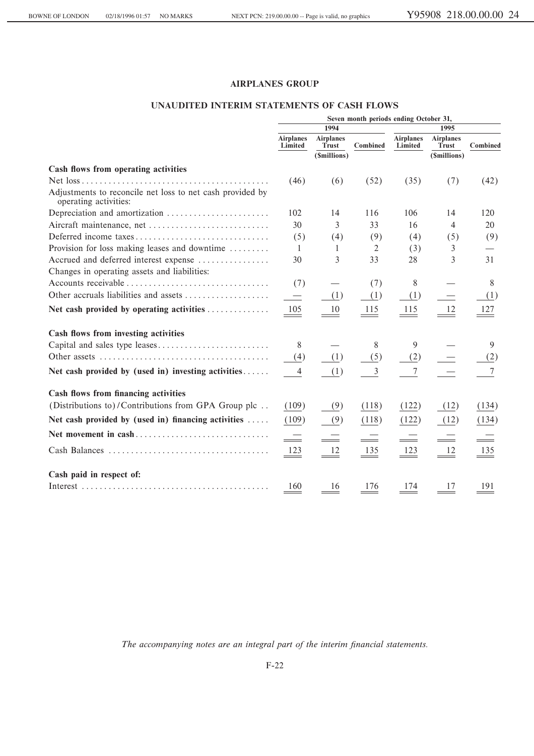## AIRPLANES GROUP

### UNAUDITED INTERIM STATEMENTS OF CASH FLOWS

| | Seven month periods ending October 31, | | | | | |
|---|---|---|---|---|---|---|
| | 1994 | | | 1995 | | |
| | Airplanes Limited | Airplanes Trust | Combined | Airplanes Limited | Airplanes Trust | Combined |
| | | ($millions) | | | ($millions) | |
| **Cash flows from operating activities** | | | | | | |
| Net loss | (46) | (6) | (52) | (35) | (7) | (42) |
| Adjustments to reconcile net loss to net cash provided by operating activities: | | | | | | |
| Depreciation and amortization | 102 | 14 | 116 | 106 | 14 | 120 |
| Aircraft maintenance, net | 30 | 3 | 33 | 16 | 4 | 20 |
| Deferred income taxes | (5) | (4) | (9) | (4) | (5) | (9) |
| Provision for loss making leases and downtime | 1 | 1 | 2 | (3) | 3 | — |
| Accrued and deferred interest expense | 30 | 3 | 33 | 28 | 3 | 31 |
| Changes in operating assets and liabilities: | | | | | | |
| Accounts receivable | (7) | — | (7) | 8 | — | 8 |
| Other accruals liabilities and assets | — | (1) | (1) | (1) | — | (1) |
| **Net cash provided by operating activities** | 105 | 10 | 115 | 115 | 12 | 127 |
| **Cash flows from investing activities** | | | | | | |
| Capital and sales type leases | 8 | — | 8 | 9 | — | 9 |
| Other assets | (4) | (1) | (5) | (2) | — | (2) |
| **Net cash provided by (used in) investing activities** | 4 | (1) | 3 | 7 | — | 7 |
| **Cash flows from financing activities** | | | | | | |
| (Distributions to)/Contributions from GPA Group plc | (109) | (9) | (118) | (122) | (12) | (134) |
| **Net cash provided by (used in) financing activities** | (109) | (9) | (118) | (122) | (12) | (134) |
| **Net movement in cash** | — | — | — | — | — | — |
| Cash Balances | 123 | 12 | 135 | 123 | 12 | 135 |
| **Cash paid in respect of:** | | | | | | |
| Interest | 160 | 16 | 176 | 174 | 17 | 191 |

*The accompanying notes are an integral part of the interim financial statements.*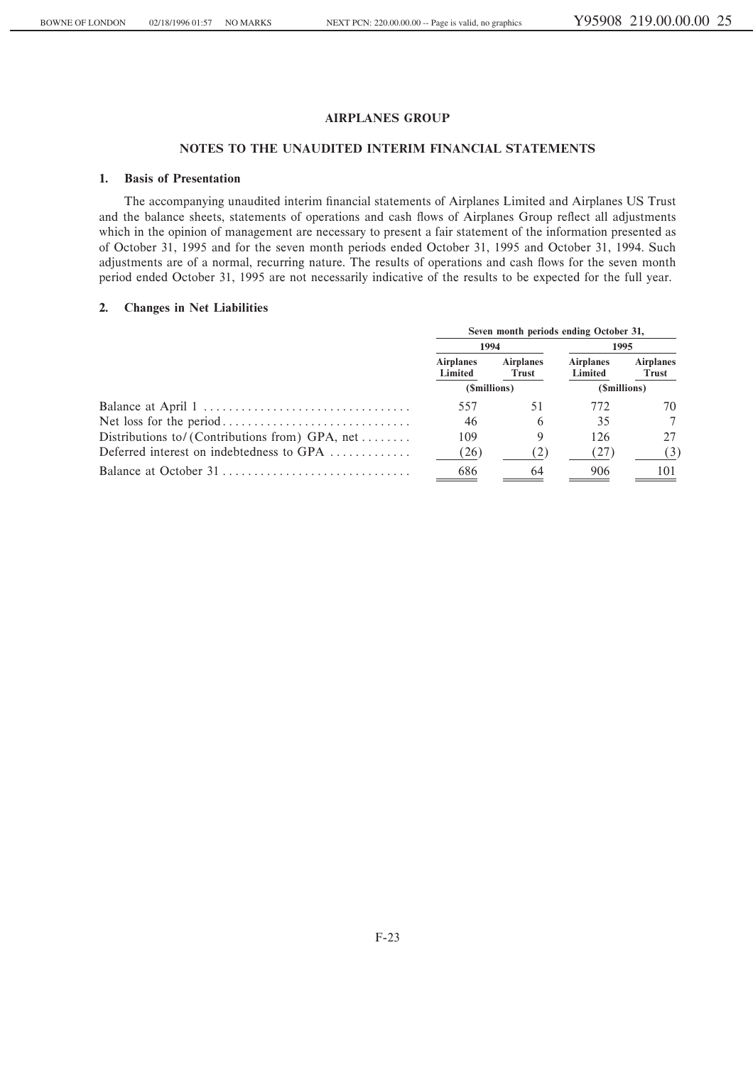**AIRPLANES GROUP**

**NOTES TO THE UNAUDITED INTERIM FINANCIAL STATEMENTS**

### 1. Basis of Presentation

The accompanying unaudited interim financial statements of Airplanes Limited and Airplanes US Trust and the balance sheets, statements of operations and cash flows of Airplanes Group reflect all adjustments which in the opinion of management are necessary to present a fair statement of the information presented as of October 31, 1995 and for the seven month periods ended October 31, 1995 and October 31, 1994. Such adjustments are of a normal, recurring nature. The results of operations and cash flows for the seven month period ended October 31, 1995 are not necessarily indicative of the results to be expected for the full year.

### 2. Changes in Net Liabilities

| | Seven month periods ending October 31, | | | |
|---|---|---|---|---|
| | 1994 | | 1995 | |
| | Airplanes Limited | Airplanes Trust | Airplanes Limited | Airplanes Trust |
| | ($millions) | | ($millions) | |
| Balance at April 1 | 557 | 51 | 772 | 70 |
| Net loss for the period | 46 | 6 | 35 | 7 |
| Distributions to/(Contributions from) GPA, net | 109 | 9 | 126 | 27 |
| Deferred interest on indebtedness to GPA | (26) | (2) | (27) | (3) |
| Balance at October 31 | 686 | 64 | 906 | 101 |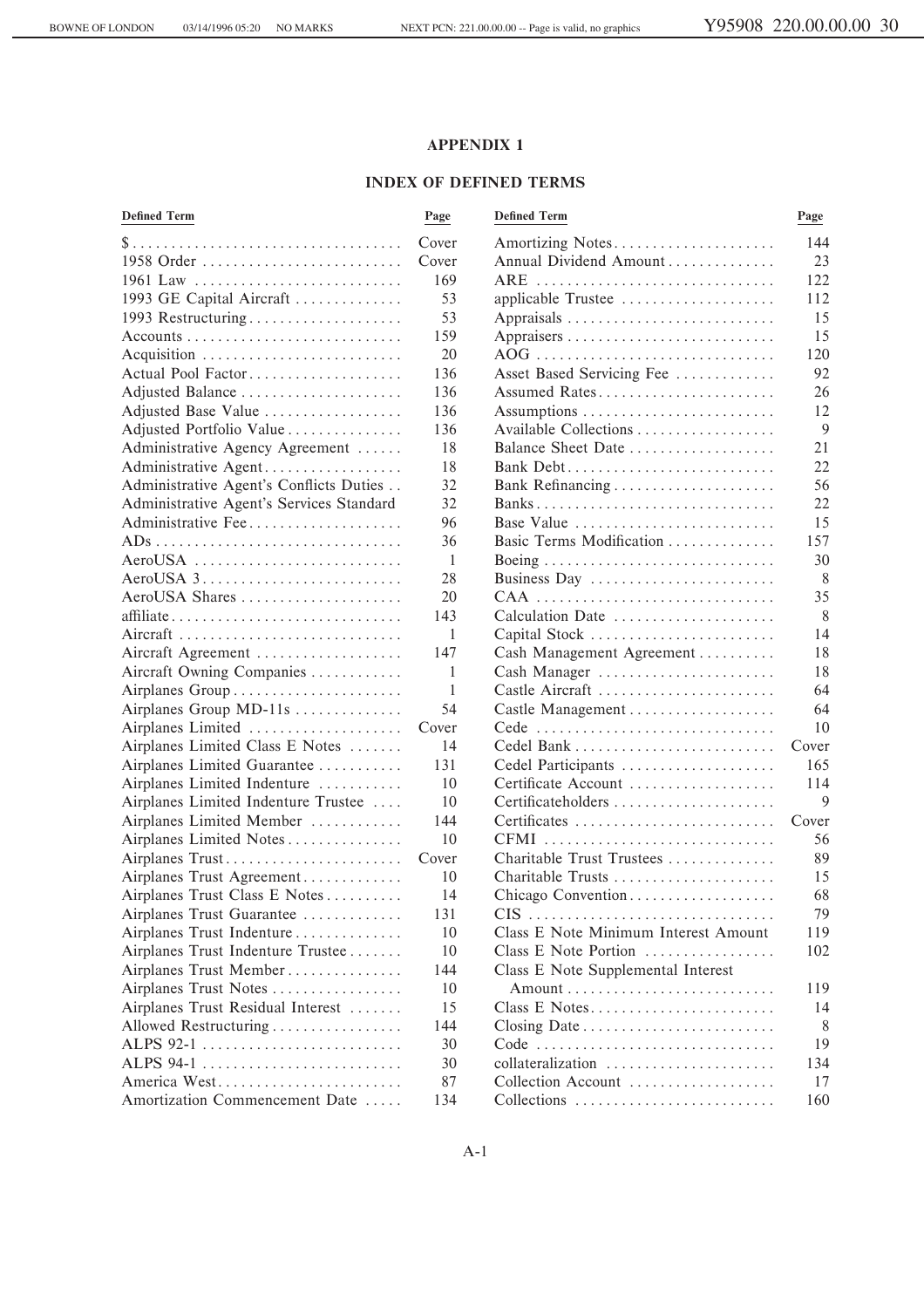## APPENDIX 1

## INDEX OF DEFINED TERMS

| Defined Term | Page |
|---|---|
| $ | Cover |
| 1958 Order | Cover |
| 1961 Law | 169 |
| 1993 GE Capital Aircraft | 53 |
| 1993 Restructuring | 53 |
| Accounts | 159 |
| Acquisition | 20 |
| Actual Pool Factor | 136 |
| Adjusted Balance | 136 |
| Adjusted Base Value | 136 |
| Adjusted Portfolio Value | 136 |
| Administrative Agency Agreement | 18 |
| Administrative Agent | 18 |
| Administrative Agent's Conflicts Duties | 32 |
| Administrative Agent's Services Standard | 32 |
| Administrative Fee | 96 |
| ADs | 36 |
| AeroUSA | 1 |
| AeroUSA 3 | 28 |
| AeroUSA Shares | 20 |
| affiliate | 143 |
| Aircraft | 1 |
| Aircraft Agreement | 147 |
| Aircraft Owning Companies | 1 |
| Airplanes Group | 1 |
| Airplanes Group MD-11s | 54 |
| Airplanes Limited | Cover |
| Airplanes Limited Class E Notes | 14 |
| Airplanes Limited Guarantee | 131 |
| Airplanes Limited Indenture | 10 |
| Airplanes Limited Indenture Trustee | 10 |
| Airplanes Limited Member | 144 |
| Airplanes Limited Notes | 10 |
| Airplanes Trust | Cover |
| Airplanes Trust Agreement | 10 |
| Airplanes Trust Class E Notes | 14 |
| Airplanes Trust Guarantee | 131 |
| Airplanes Trust Indenture | 10 |
| Airplanes Trust Indenture Trustee | 10 |
| Airplanes Trust Member | 144 |
| Airplanes Trust Notes | 10 |
| Airplanes Trust Residual Interest | 15 |
| Allowed Restructuring | 144 |
| ALPS 92-1 | 30 |
| ALPS 94-1 | 30 |
| America West | 87 |
| Amortization Commencement Date | 134 |
| Amortizing Notes | 144 |
| Annual Dividend Amount | 23 |
| ARE | 122 |
| applicable Trustee | 112 |
| Appraisals | 15 |
| Appraisers | 15 |
| AOG | 120 |
| Asset Based Servicing Fee | 92 |
| Assumed Rates | 26 |
| Assumptions | 12 |
| Available Collections | 9 |
| Balance Sheet Date | 21 |
| Bank Debt | 22 |
| Bank Refinancing | 56 |
| Banks | 22 |
| Base Value | 15 |
| Basic Terms Modification | 157 |
| Boeing | 30 |
| Business Day | 8 |
| CAA | 35 |
| Calculation Date | 8 |
| Capital Stock | 14 |
| Cash Management Agreement | 18 |
| Cash Manager | 18 |
| Castle Aircraft | 64 |
| Castle Management | 64 |
| Cede | 10 |
| Cedel Bank | Cover |
| Cedel Participants | 165 |
| Certificate Account | 114 |
| Certificateholders | 9 |
| Certificates | Cover |
| CFMI | 56 |
| Charitable Trust Trustees | 89 |
| Charitable Trusts | 15 |
| Chicago Convention | 68 |
| CIS | 79 |
| Class E Note Minimum Interest Amount | 119 |
| Class E Note Portion | 102 |
| Class E Note Supplemental Interest Amount | 119 |
| Class E Notes | 14 |
| Closing Date | 8 |
| Code | 19 |
| collateralization | 134 |
| Collection Account | 17 |
| Collections | 160 |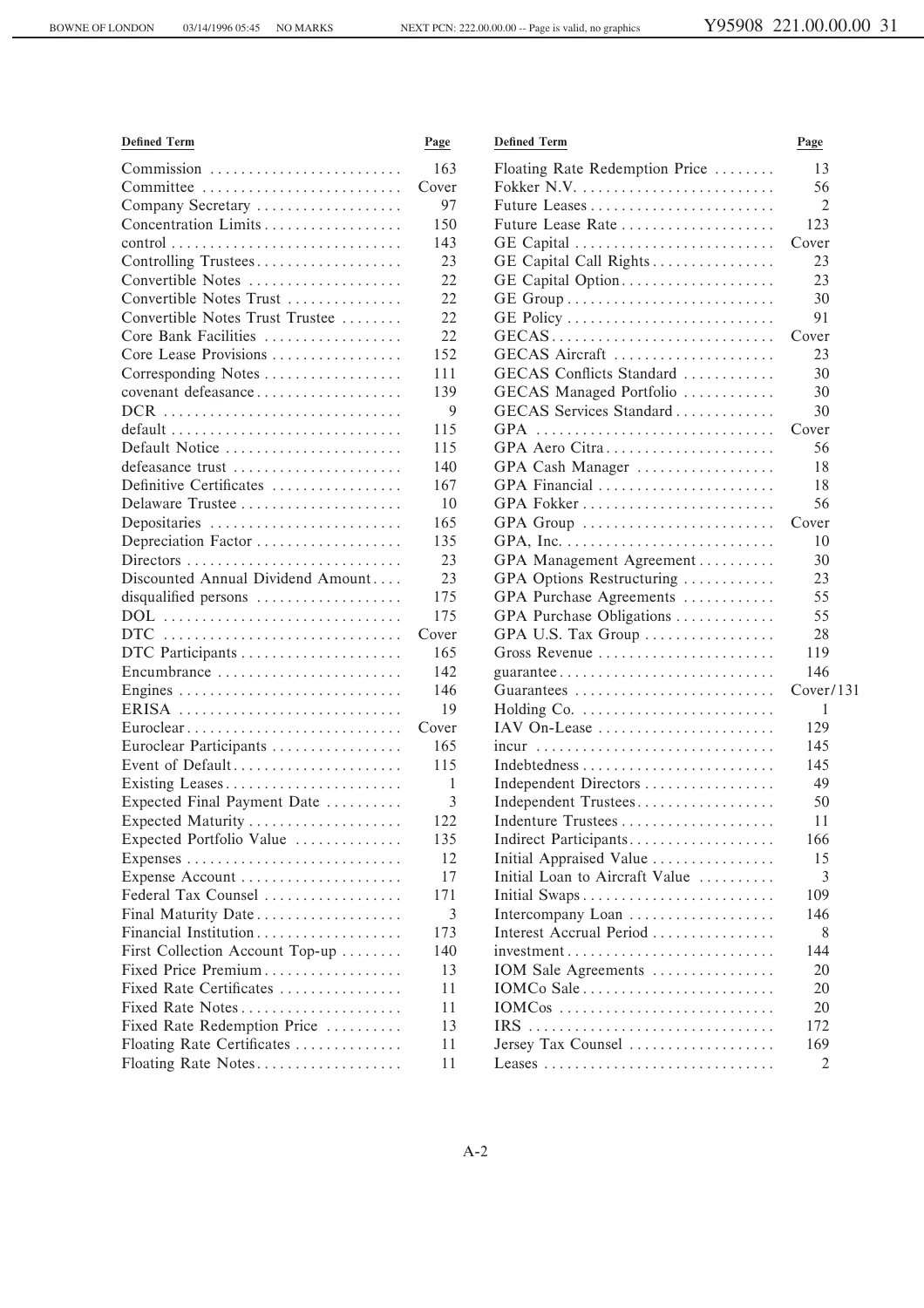| Defined Term | Page |
|---|---|
| Commission | 163 |
| Committee | Cover |
| Company Secretary | 97 |
| Concentration Limits | 150 |
| control | 143 |
| Controlling Trustees | 23 |
| Convertible Notes | 22 |
| Convertible Notes Trust | 22 |
| Convertible Notes Trust Trustee | 22 |
| Core Bank Facilities | 22 |
| Core Lease Provisions | 152 |
| Corresponding Notes | 111 |
| covenant defeasance | 139 |
| DCR | 9 |
| default | 115 |
| Default Notice | 115 |
| defeasance trust | 140 |
| Definitive Certificates | 167 |
| Delaware Trustee | 10 |
| Depositaries | 165 |
| Depreciation Factor | 135 |
| Directors | 23 |
| Discounted Annual Dividend Amount | 23 |
| disqualified persons | 175 |
| DOL | 175 |
| DTC | Cover |
| DTC Participants | 165 |
| Encumbrance | 142 |
| Engines | 146 |
| ERISA | 19 |
| Euroclear | Cover |
| Euroclear Participants | 165 |
| Event of Default | 115 |
| Existing Leases | 1 |
| Expected Final Payment Date | 3 |
| Expected Maturity | 122 |
| Expected Portfolio Value | 135 |
| Expenses | 12 |
| Expense Account | 17 |
| Federal Tax Counsel | 171 |
| Final Maturity Date | 3 |
| Financial Institution | 173 |
| First Collection Account Top-up | 140 |
| Fixed Price Premium | 13 |
| Fixed Rate Certificates | 11 |
| Fixed Rate Notes | 11 |
| Fixed Rate Redemption Price | 13 |
| Floating Rate Certificates | 11 |
| Floating Rate Notes | 11 |
| Floating Rate Redemption Price | 13 |
| Fokker N.V. | 56 |
| Future Leases | 2 |
| Future Lease Rate | 123 |
| GE Capital | Cover |
| GE Capital Call Rights | 23 |
| GE Capital Option | 23 |
| GE Group | 30 |
| GE Policy | 91 |
| GECAS | Cover |
| GECAS Aircraft | 23 |
| GECAS Conflicts Standard | 30 |
| GECAS Managed Portfolio | 30 |
| GECAS Services Standard | 30 |
| GPA | Cover |
| GPA Aero Citra | 56 |
| GPA Cash Manager | 18 |
| GPA Financial | 18 |
| GPA Fokker | 56 |
| GPA Group | Cover |
| GPA, Inc. | 10 |
| GPA Management Agreement | 30 |
| GPA Options Restructuring | 23 |
| GPA Purchase Agreements | 55 |
| GPA Purchase Obligations | 55 |
| GPA U.S. Tax Group | 28 |
| Gross Revenue | 119 |
| guarantee | 146 |
| Guarantees | Cover/131 |
| Holding Co. | 1 |
| IAV On-Lease | 129 |
| incur | 145 |
| Indebtedness | 145 |
| Independent Directors | 49 |
| Independent Trustees | 50 |
| Indenture Trustees | 11 |
| Indirect Participants | 166 |
| Initial Appraised Value | 15 |
| Initial Loan to Aircraft Value | 3 |
| Initial Swaps | 109 |
| Intercompany Loan | 146 |
| Interest Accrual Period | 8 |
| investment | 144 |
| IOM Sale Agreements | 20 |
| IOMCo Sale | 20 |
| IOMCos | 20 |
| IRS | 172 |
| Jersey Tax Counsel | 169 |
| Leases | 2 |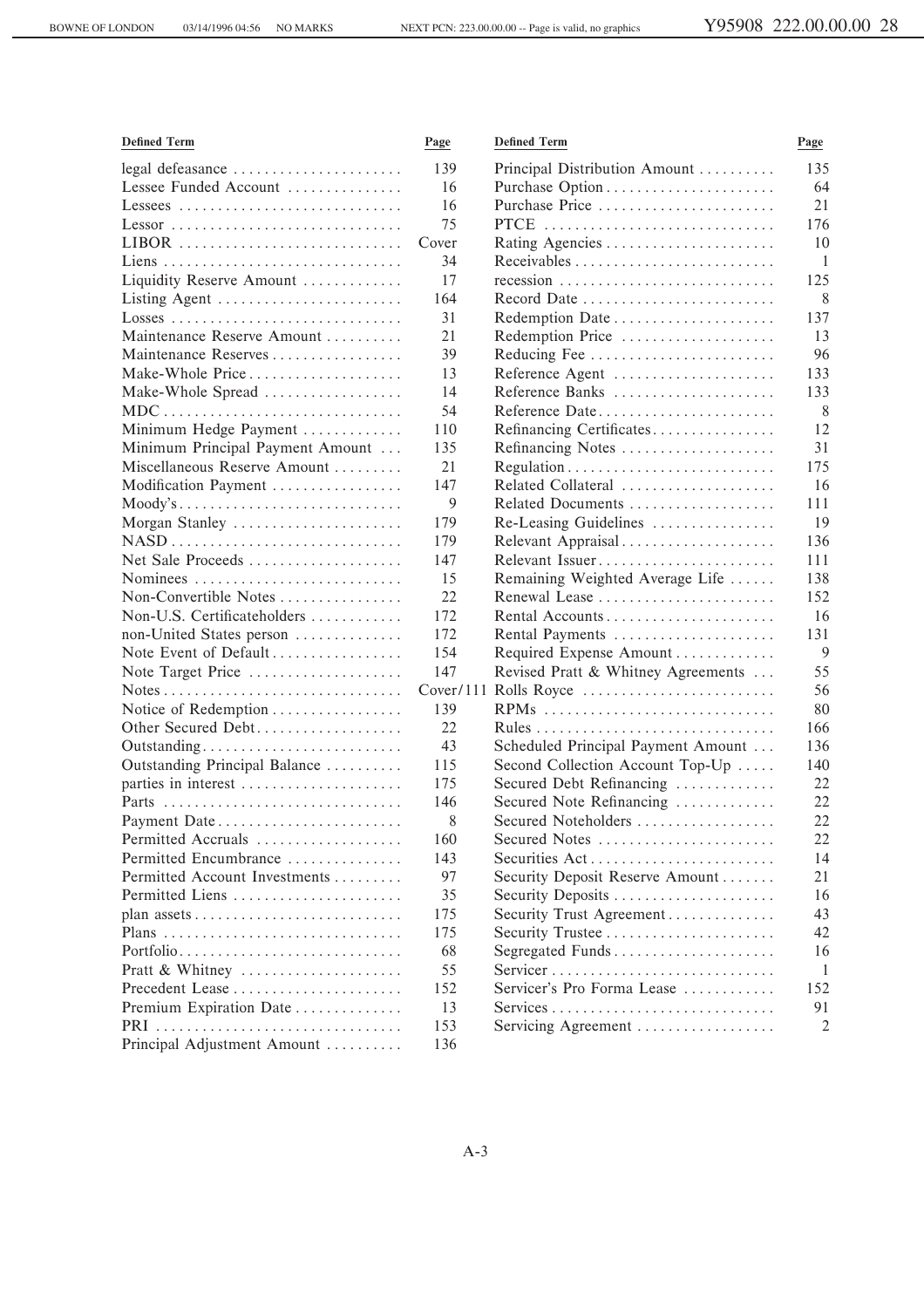| Defined Term | Page |
|---|---|
| legal defeasance | 139 |
| Lessee Funded Account | 16 |
| Lessees | 16 |
| Lessor | 75 |
| LIBOR | Cover |
| Liens | 34 |
| Liquidity Reserve Amount | 17 |
| Listing Agent | 164 |
| Losses | 31 |
| Maintenance Reserve Amount | 21 |
| Maintenance Reserves | 39 |
| Make-Whole Price | 13 |
| Make-Whole Spread | 14 |
| MDC | 54 |
| Minimum Hedge Payment | 110 |
| Minimum Principal Payment Amount | 135 |
| Miscellaneous Reserve Amount | 21 |
| Modification Payment | 147 |
| Moody's | 9 |
| Morgan Stanley | 179 |
| NASD | 179 |
| Net Sale Proceeds | 147 |
| Nominees | 15 |
| Non-Convertible Notes | 22 |
| Non-U.S. Certificateholders | 172 |
| non-United States person | 172 |
| Note Event of Default | 154 |
| Note Target Price | 147 |
| Notes | Cover/111 |
| Notice of Redemption | 139 |
| Other Secured Debt | 22 |
| Outstanding | 43 |
| Outstanding Principal Balance | 115 |
| parties in interest | 175 |
| Parts | 146 |
| Payment Date | 8 |
| Permitted Accruals | 160 |
| Permitted Encumbrance | 143 |
| Permitted Account Investments | 97 |
| Permitted Liens | 35 |
| plan assets | 175 |
| Plans | 175 |
| Portfolio | 68 |
| Pratt & Whitney | 55 |
| Precedent Lease | 152 |
| Premium Expiration Date | 13 |
| PRI | 153 |
| Principal Adjustment Amount | 136 |
| Principal Distribution Amount | 135 |
| Purchase Option | 64 |
| Purchase Price | 21 |
| PTCE | 176 |
| Rating Agencies | 10 |
| Receivables | 1 |
| recession | 125 |
| Record Date | 8 |
| Redemption Date | 137 |
| Redemption Price | 13 |
| Reducing Fee | 96 |
| Reference Agent | 133 |
| Reference Banks | 133 |
| Reference Date | 8 |
| Refinancing Certificates | 12 |
| Refinancing Notes | 31 |
| Regulation | 175 |
| Related Collateral | 16 |
| Related Documents | 111 |
| Re-Leasing Guidelines | 19 |
| Relevant Appraisal | 136 |
| Relevant Issuer | 111 |
| Remaining Weighted Average Life | 138 |
| Renewal Lease | 152 |
| Rental Accounts | 16 |
| Rental Payments | 131 |
| Required Expense Amount | 9 |
| Revised Pratt & Whitney Agreements | 55 |
| Rolls Royce | 56 |
| RPMs | 80 |
| Rules | 166 |
| Scheduled Principal Payment Amount | 136 |
| Second Collection Account Top-Up | 140 |
| Secured Debt Refinancing | 22 |
| Secured Note Refinancing | 22 |
| Secured Noteholders | 22 |
| Secured Notes | 22 |
| Securities Act | 14 |
| Security Deposit Reserve Amount | 21 |
| Security Deposits | 16 |
| Security Trust Agreement | 43 |
| Security Trustee | 42 |
| Segregated Funds | 16 |
| Servicer | 1 |
| Servicer's Pro Forma Lease | 152 |
| Services | 91 |
| Servicing Agreement | 2 |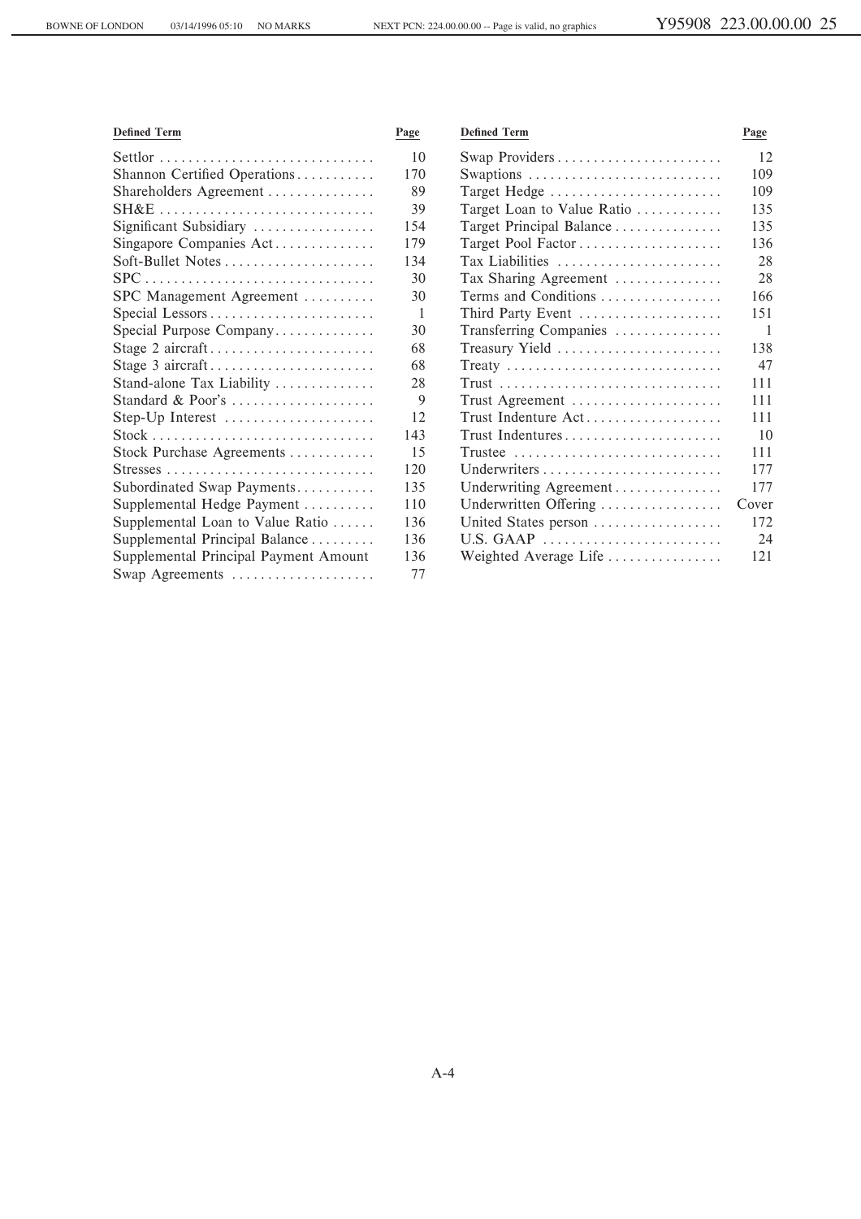| Defined Term | Page |
|---|---|
| Settlor | 10 |
| Shannon Certified Operations | 170 |
| Shareholders Agreement | 89 |
| SH&E | 39 |
| Significant Subsidiary | 154 |
| Singapore Companies Act | 179 |
| Soft-Bullet Notes | 134 |
| SPC | 30 |
| SPC Management Agreement | 30 |
| Special Lessors | 1 |
| Special Purpose Company | 30 |
| Stage 2 aircraft | 68 |
| Stage 3 aircraft | 68 |
| Stand-alone Tax Liability | 28 |
| Standard & Poor's | 9 |
| Step-Up Interest | 12 |
| Stock | 143 |
| Stock Purchase Agreements | 15 |
| Stresses | 120 |
| Subordinated Swap Payments | 135 |
| Supplemental Hedge Payment | 110 |
| Supplemental Loan to Value Ratio | 136 |
| Supplemental Principal Balance | 136 |
| Supplemental Principal Payment Amount | 136 |
| Swap Agreements | 77 |
| Swap Providers | 12 |
| Swaptions | 109 |
| Target Hedge | 109 |
| Target Loan to Value Ratio | 135 |
| Target Principal Balance | 135 |
| Target Pool Factor | 136 |
| Tax Liabilities | 28 |
| Tax Sharing Agreement | 28 |
| Terms and Conditions | 166 |
| Third Party Event | 151 |
| Transferring Companies | 1 |
| Treasury Yield | 138 |
| Treaty | 47 |
| Trust | 111 |
| Trust Agreement | 111 |
| Trust Indenture Act | 111 |
| Trust Indentures | 10 |
| Trustee | 111 |
| Underwriters | 177 |
| Underwriting Agreement | 177 |
| Underwritten Offering | Cover |
| United States person | 172 |
| U.S. GAAP | 24 |
| Weighted Average Life | 121 |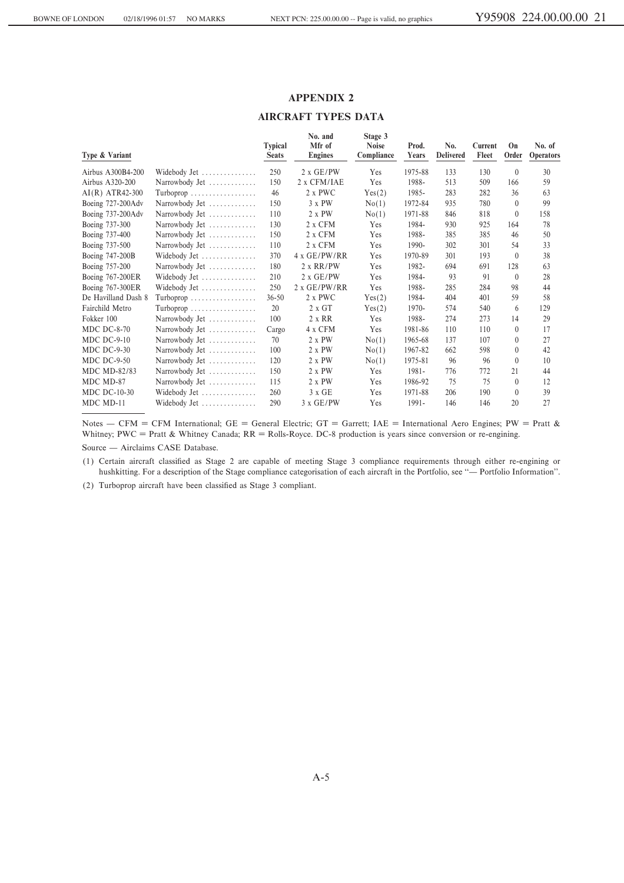## APPENDIX 2

## AIRCRAFT TYPES DATA

| Type & Variant | | Typical Seats | No. and Mfr of Engines | Stage 3 Noise Compliance | Prod. Years | No. Delivered | Current Fleet | On Order | No. of Operators |
|---|---|---|---|---|---|---|---|---|---|
| Airbus A300B4-200 | Widebody Jet | 250 | 2 x GE/PW | Yes | 1975-88 | 133 | 130 | 0 | 30 |
| Airbus A320-200 | Narrowbody Jet | 150 | 2 x CFM/IAE | Yes | 1988- | 513 | 509 | 166 | 59 |
| AI(R) ATR42-300 | Turboprop | 46 | 2 x PWC | Yes(2) | 1985- | 283 | 282 | 36 | 63 |
| Boeing 727-200Adv | Narrowbody Jet | 150 | 3 x PW | No(1) | 1972-84 | 935 | 780 | 0 | 99 |
| Boeing 737-200Adv | Narrowbody Jet | 110 | 2 x PW | No(1) | 1971-88 | 846 | 818 | 0 | 158 |
| Boeing 737-300 | Narrowbody Jet | 130 | 2 x CFM | Yes | 1984- | 930 | 925 | 164 | 78 |
| Boeing 737-400 | Narrowbody Jet | 150 | 2 x CFM | Yes | 1988- | 385 | 385 | 46 | 50 |
| Boeing 737-500 | Narrowbody Jet | 110 | 2 x CFM | Yes | 1990- | 302 | 301 | 54 | 33 |
| Boeing 747-200B | Widebody Jet | 370 | 4 x GE/PW/RR | Yes | 1970-89 | 301 | 193 | 0 | 38 |
| Boeing 757-200 | Narrowbody Jet | 180 | 2 x RR/PW | Yes | 1982- | 694 | 691 | 128 | 63 |
| Boeing 767-200ER | Widebody Jet | 210 | 2 x GE/PW | Yes | 1984- | 93 | 91 | 0 | 28 |
| Boeing 767-300ER | Widebody Jet | 250 | 2 x GE/PW/RR | Yes | 1988- | 285 | 284 | 98 | 44 |
| De Havilland Dash 8 | Turboprop | 36-50 | 2 x PWC | Yes(2) | 1984- | 404 | 401 | 59 | 58 |
| Fairchild Metro | Turboprop | 20 | 2 x GT | Yes(2) | 1970- | 574 | 540 | 6 | 129 |
| Fokker 100 | Narrowbody Jet | 100 | 2 x RR | Yes | 1988- | 274 | 273 | 14 | 29 |
| MDC DC-8-70 | Narrowbody Jet | Cargo | 4 x CFM | Yes | 1981-86 | 110 | 110 | 0 | 17 |
| MDC DC-9-10 | Narrowbody Jet | 70 | 2 x PW | No(1) | 1965-68 | 137 | 107 | 0 | 27 |
| MDC DC-9-30 | Narrowbody Jet | 100 | 2 x PW | No(1) | 1967-82 | 662 | 598 | 0 | 42 |
| MDC DC-9-50 | Narrowbody Jet | 120 | 2 x PW | No(1) | 1975-81 | 96 | 96 | 0 | 10 |
| MDC MD-82/83 | Narrowbody Jet | 150 | 2 x PW | Yes | 1981- | 776 | 772 | 21 | 44 |
| MDC MD-87 | Narrowbody Jet | 115 | 2 x PW | Yes | 1986-92 | 75 | 75 | 0 | 12 |
| MDC DC-10-30 | Widebody Jet | 260 | 3 x GE | Yes | 1971-88 | 206 | 190 | 0 | 39 |
| MDC MD-11 | Widebody Jet | 290 | 3 x GE/PW | Yes | 1991- | 146 | 146 | 20 | 27 |

Notes — CFM = CFM International; GE = General Electric; GT = Garrett; IAE = International Aero Engines; PW = Pratt & Whitney; PWC = Pratt & Whitney Canada; RR = Rolls-Royce. DC-8 production is years since conversion or re-engining.

Source — Airclaims CASE Database.

(1) Certain aircraft classified as Stage 2 are capable of meeting Stage 3 compliance requirements through either re-engining or hushkitting. For a description of the Stage compliance categorisation of each aircraft in the Portfolio, see "— Portfolio Information".

(2) Turboprop aircraft have been classified as Stage 3 compliant.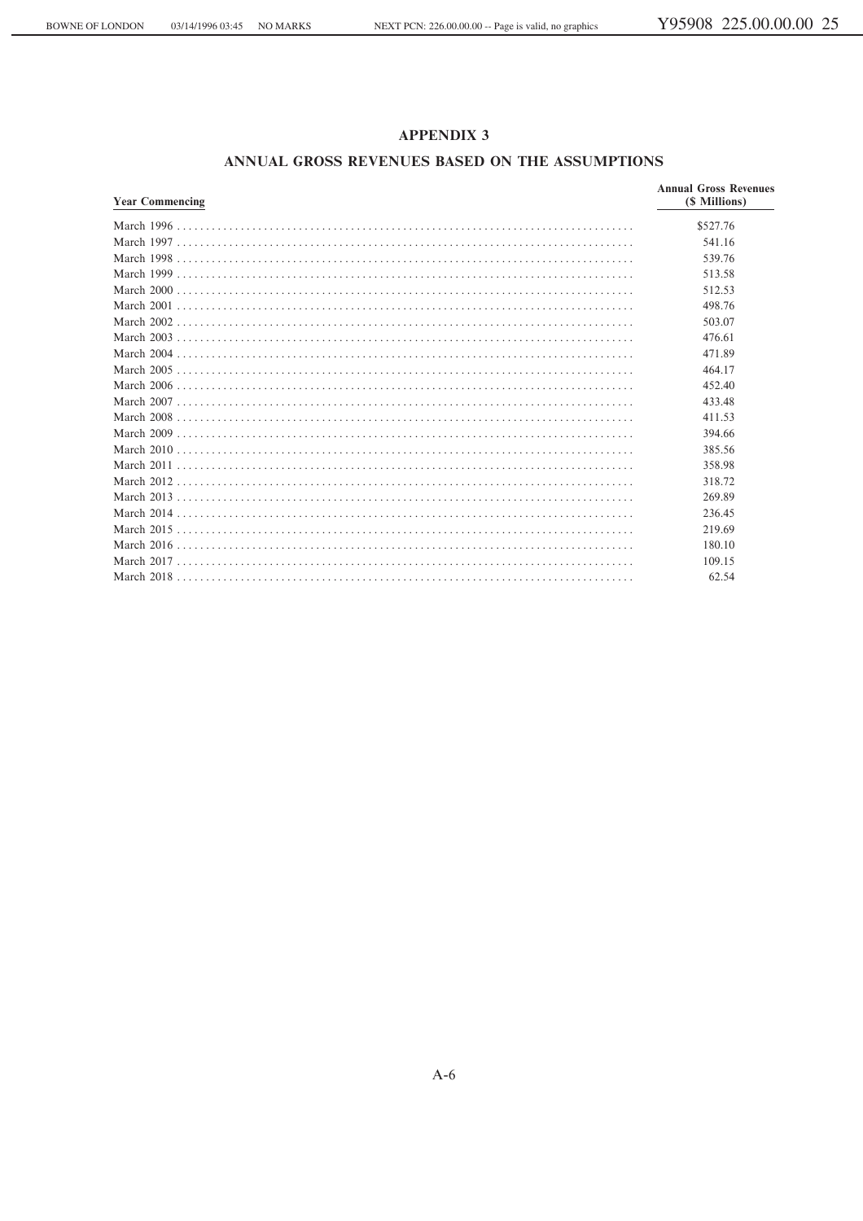## APPENDIX 3

## ANNUAL GROSS REVENUES BASED ON THE ASSUMPTIONS

| Year Commencing | Annual Gross Revenues ($ Millions) |
|---|---|
| March 1996 | $527.76 |
| March 1997 | 541.16 |
| March 1998 | 539.76 |
| March 1999 | 513.58 |
| March 2000 | 512.53 |
| March 2001 | 498.76 |
| March 2002 | 503.07 |
| March 2003 | 476.61 |
| March 2004 | 471.89 |
| March 2005 | 464.17 |
| March 2006 | 452.40 |
| March 2007 | 433.48 |
| March 2008 | 411.53 |
| March 2009 | 394.66 |
| March 2010 | 385.56 |
| March 2011 | 358.98 |
| March 2012 | 318.72 |
| March 2013 | 269.89 |
| March 2014 | 236.45 |
| March 2015 | 219.69 |
| March 2016 | 180.10 |
| March 2017 | 109.15 |
| March 2018 | 62.54 |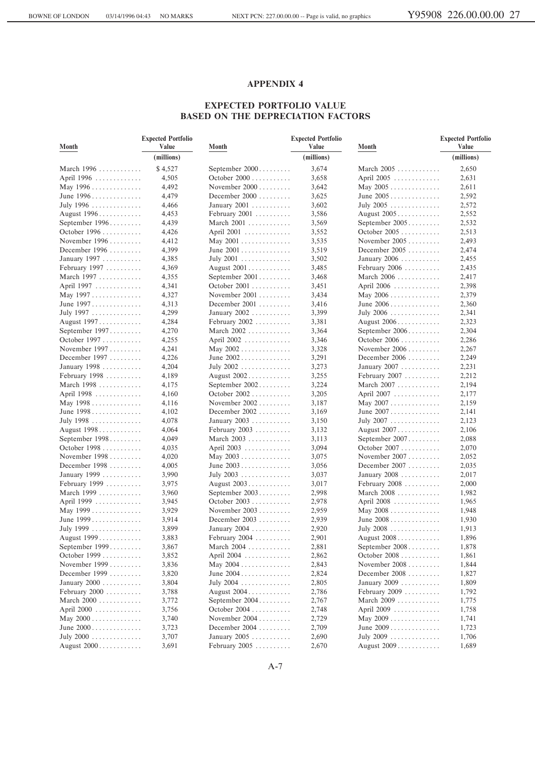# APPENDIX 4

## EXPECTED PORTFOLIO VALUE BASED ON THE DEPRECIATION FACTORS

| Month | Expected Portfolio Value (millions) | Month | Expected Portfolio Value (millions) | Month | Expected Portfolio Value (millions) |
|---|---|---|---|---|---|
| March 1996 | $ 4,527 | September 2000 | 3,674 | March 2005 | 2,650 |
| April 1996 | 4,505 | October 2000 | 3,658 | April 2005 | 2,631 |
| May 1996 | 4,492 | November 2000 | 3,642 | May 2005 | 2,611 |
| June 1996 | 4,479 | December 2000 | 3,625 | June 2005 | 2,592 |
| July 1996 | 4,466 | January 2001 | 3,602 | July 2005 | 2,572 |
| August 1996 | 4,453 | February 2001 | 3,586 | August 2005 | 2,552 |
| September 1996 | 4,439 | March 2001 | 3,569 | September 2005 | 2,532 |
| October 1996 | 4,426 | April 2001 | 3,552 | October 2005 | 2,513 |
| November 1996 | 4,412 | May 2001 | 3,535 | November 2005 | 2,493 |
| December 1996 | 4,399 | June 2001 | 3,519 | December 2005 | 2,474 |
| January 1997 | 4,385 | July 2001 | 3,502 | January 2006 | 2,455 |
| February 1997 | 4,369 | August 2001 | 3,485 | February 2006 | 2,435 |
| March 1997 | 4,355 | September 2001 | 3,468 | March 2006 | 2,417 |
| April 1997 | 4,341 | October 2001 | 3,451 | April 2006 | 2,398 |
| May 1997 | 4,327 | November 2001 | 3,434 | May 2006 | 2,379 |
| June 1997 | 4,313 | December 2001 | 3,416 | June 2006 | 2,360 |
| July 1997 | 4,299 | January 2002 | 3,399 | July 2006 | 2,341 |
| August 1997 | 4,284 | February 2002 | 3,381 | August 2006 | 2,323 |
| September 1997 | 4,270 | March 2002 | 3,364 | September 2006 | 2,304 |
| October 1997 | 4,255 | April 2002 | 3,346 | October 2006 | 2,286 |
| November 1997 | 4,241 | May 2002 | 3,328 | November 2006 | 2,267 |
| December 1997 | 4,226 | June 2002 | 3,291 | December 2006 | 2,249 |
| January 1998 | 4,204 | July 2002 | 3,273 | January 2007 | 2,231 |
| February 1998 | 4,189 | August 2002 | 3,255 | February 2007 | 2,212 |
| March 1998 | 4,175 | September 2002 | 3,224 | March 2007 | 2,194 |
| April 1998 | 4,160 | October 2002 | 3,205 | April 2007 | 2,177 |
| May 1998 | 4,116 | November 2002 | 3,187 | May 2007 | 2,159 |
| June 1998 | 4,102 | December 2002 | 3,169 | June 2007 | 2,141 |
| July 1998 | 4,078 | January 2003 | 3,150 | July 2007 | 2,123 |
| August 1998 | 4,064 | February 2003 | 3,132 | August 2007 | 2,106 |
| September 1998 | 4,049 | March 2003 | 3,113 | September 2007 | 2,088 |
| October 1998 | 4,035 | April 2003 | 3,094 | October 2007 | 2,070 |
| November 1998 | 4,020 | May 2003 | 3,075 | November 2007 | 2,052 |
| December 1998 | 4,005 | June 2003 | 3,056 | December 2007 | 2,035 |
| January 1999 | 3,990 | July 2003 | 3,037 | January 2008 | 2,017 |
| February 1999 | 3,975 | August 2003 | 3,017 | February 2008 | 2,000 |
| March 1999 | 3,960 | September 2003 | 2,998 | March 2008 | 1,982 |
| April 1999 | 3,945 | October 2003 | 2,978 | April 2008 | 1,965 |
| May 1999 | 3,929 | November 2003 | 2,959 | May 2008 | 1,948 |
| June 1999 | 3,914 | December 2003 | 2,939 | June 2008 | 1,930 |
| July 1999 | 3,899 | January 2004 | 2,920 | July 2008 | 1,913 |
| August 1999 | 3,883 | February 2004 | 2,901 | August 2008 | 1,896 |
| September 1999 | 3,867 | March 2004 | 2,881 | September 2008 | 1,878 |
| October 1999 | 3,852 | April 2004 | 2,862 | October 2008 | 1,861 |
| November 1999 | 3,836 | May 2004 | 2,843 | November 2008 | 1,844 |
| December 1999 | 3,820 | June 2004 | 2,824 | December 2008 | 1,827 |
| January 2000 | 3,804 | July 2004 | 2,805 | January 2009 | 1,809 |
| February 2000 | 3,788 | August 2004 | 2,786 | February 2009 | 1,792 |
| March 2000 | 3,772 | September 2004 | 2,767 | March 2009 | 1,775 |
| April 2000 | 3,756 | October 2004 | 2,748 | April 2009 | 1,758 |
| May 2000 | 3,740 | November 2004 | 2,729 | May 2009 | 1,741 |
| June 2000 | 3,723 | December 2004 | 2,709 | June 2009 | 1,723 |
| July 2000 | 3,707 | January 2005 | 2,690 | July 2009 | 1,706 |
| August 2000 | 3,691 | February 2005 | 2,670 | August 2009 | 1,689 |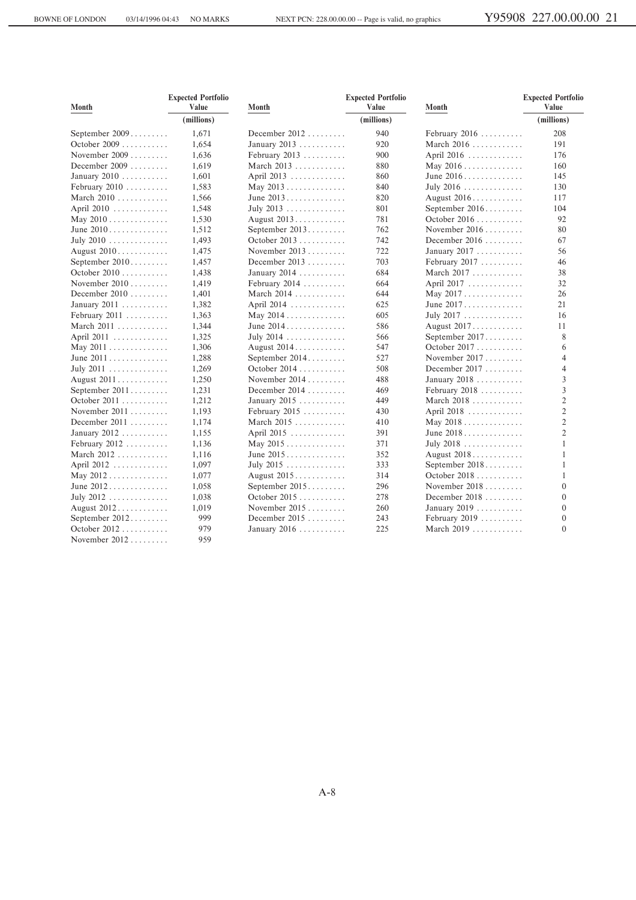| Month | Expected Portfolio Value | Month | Expected Portfolio Value | Month | Expected Portfolio Value |
|---|---|---|---|---|---|
| | (millions) | | (millions) | | (millions) |
| September 2009 | 1,671 | December 2012 | 940 | February 2016 | 208 |
| October 2009 | 1,654 | January 2013 | 920 | March 2016 | 191 |
| November 2009 | 1,636 | February 2013 | 900 | April 2016 | 176 |
| December 2009 | 1,619 | March 2013 | 880 | May 2016 | 160 |
| January 2010 | 1,601 | April 2013 | 860 | June 2016 | 145 |
| February 2010 | 1,583 | May 2013 | 840 | July 2016 | 130 |
| March 2010 | 1,566 | June 2013 | 820 | August 2016 | 117 |
| April 2010 | 1,548 | July 2013 | 801 | September 2016 | 104 |
| May 2010 | 1,530 | August 2013 | 781 | October 2016 | 92 |
| June 2010 | 1,512 | September 2013 | 762 | November 2016 | 80 |
| July 2010 | 1,493 | October 2013 | 742 | December 2016 | 67 |
| August 2010 | 1,475 | November 2013 | 722 | January 2017 | 56 |
| September 2010 | 1,457 | December 2013 | 703 | February 2017 | 46 |
| October 2010 | 1,438 | January 2014 | 684 | March 2017 | 38 |
| November 2010 | 1,419 | February 2014 | 664 | April 2017 | 32 |
| December 2010 | 1,401 | March 2014 | 644 | May 2017 | 26 |
| January 2011 | 1,382 | April 2014 | 625 | June 2017 | 21 |
| February 2011 | 1,363 | May 2014 | 605 | July 2017 | 16 |
| March 2011 | 1,344 | June 2014 | 586 | August 2017 | 11 |
| April 2011 | 1,325 | July 2014 | 566 | September 2017 | 8 |
| May 2011 | 1,306 | August 2014 | 547 | October 2017 | 6 |
| June 2011 | 1,288 | September 2014 | 527 | November 2017 | 4 |
| July 2011 | 1,269 | October 2014 | 508 | December 2017 | 4 |
| August 2011 | 1,250 | November 2014 | 488 | January 2018 | 3 |
| September 2011 | 1,231 | December 2014 | 469 | February 2018 | 3 |
| October 2011 | 1,212 | January 2015 | 449 | March 2018 | 2 |
| November 2011 | 1,193 | February 2015 | 430 | April 2018 | 2 |
| December 2011 | 1,174 | March 2015 | 410 | May 2018 | 2 |
| January 2012 | 1,155 | April 2015 | 391 | June 2018 | 2 |
| February 2012 | 1,136 | May 2015 | 371 | July 2018 | 1 |
| March 2012 | 1,116 | June 2015 | 352 | August 2018 | 1 |
| April 2012 | 1,097 | July 2015 | 333 | September 2018 | 1 |
| May 2012 | 1,077 | August 2015 | 314 | October 2018 | 1 |
| June 2012 | 1,058 | September 2015 | 296 | November 2018 | 0 |
| July 2012 | 1,038 | October 2015 | 278 | December 2018 | 0 |
| August 2012 | 1,019 | November 2015 | 260 | January 2019 | 0 |
| September 2012 | 999 | December 2015 | 243 | February 2019 | 0 |
| October 2012 | 979 | January 2016 | 225 | March 2019 | 0 |
| November 2012 | 959 | | | | |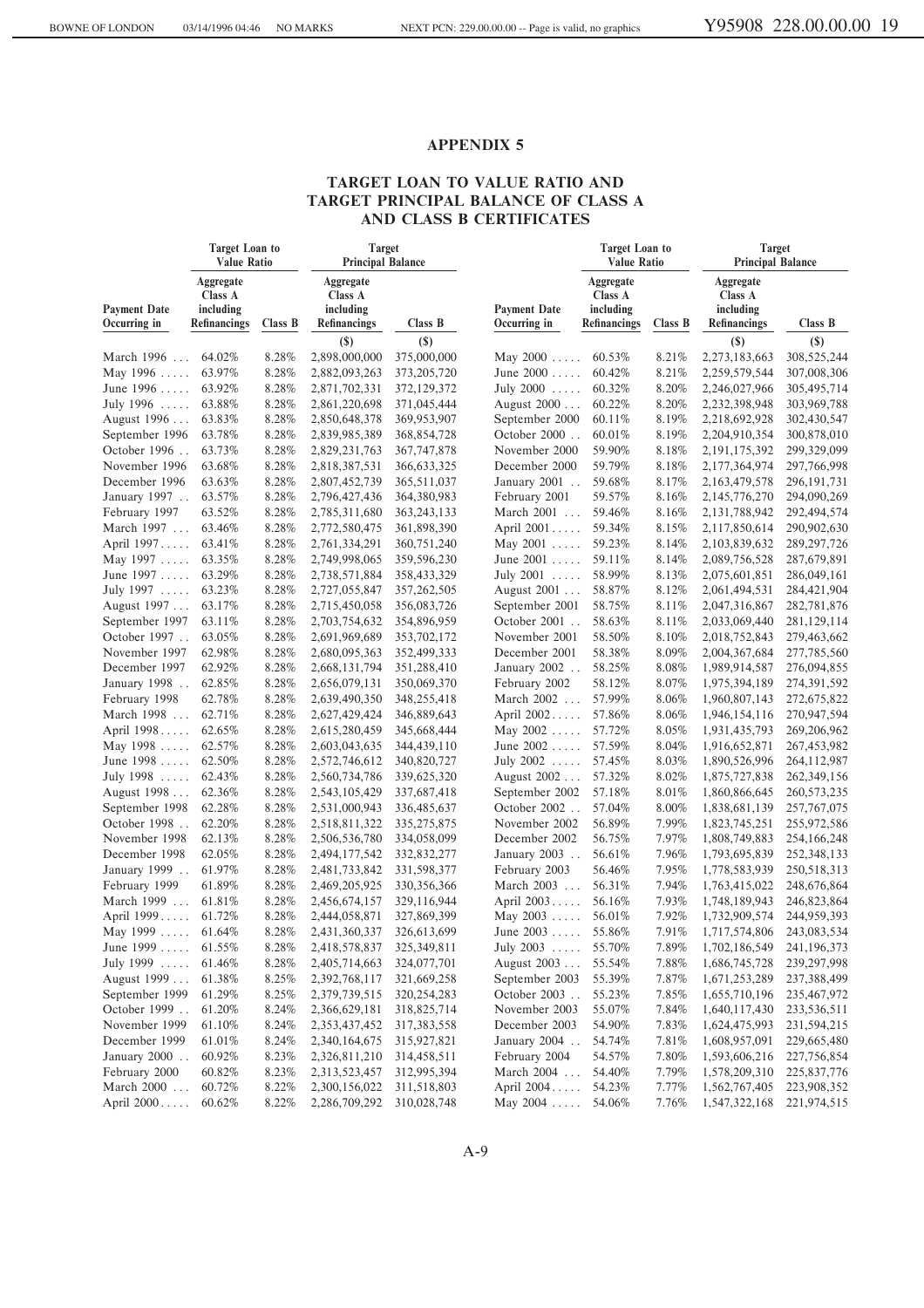# APPENDIX 5

## TARGET LOAN TO VALUE RATIO AND TARGET PRINCIPAL BALANCE OF CLASS A AND CLASS B CERTIFICATES

| | Target Loan to Value Ratio | | Target Principal Balance | | | Target Loan to Value Ratio | | Target Principal Balance | |
|---|---|---|---|---|---|---|---|---|---|
| Payment Date Occurring in | Aggregate Class A including Refinancings | Class B | Aggregate Class A including Refinancings | Class B | Payment Date Occurring in | Aggregate Class A including Refinancings | Class B | Aggregate Class A including Refinancings | Class B |
| | | | ($) | ($) | | | | ($) | ($) |
| March 1996 | 64.02% | 8.28% | 2,898,000,000 | 375,000,000 | May 2000 | 60.53% | 8.21% | 2,273,183,663 | 308,525,244 |
| May 1996 | 63.97% | 8.28% | 2,882,093,263 | 373,205,720 | June 2000 | 60.42% | 8.21% | 2,259,579,544 | 307,008,306 |
| June 1996 | 63.92% | 8.28% | 2,871,702,331 | 372,129,372 | July 2000 | 60.32% | 8.20% | 2,246,027,966 | 305,495,714 |
| July 1996 | 63.88% | 8.28% | 2,861,220,698 | 371,045,444 | August 2000 | 60.22% | 8.20% | 2,232,398,948 | 303,969,788 |
| August 1996 | 63.83% | 8.28% | 2,850,648,378 | 369,953,907 | September 2000 | 60.11% | 8.19% | 2,218,692,928 | 302,430,547 |
| September 1996 | 63.78% | 8.28% | 2,839,985,389 | 368,854,728 | October 2000 | 60.01% | 8.19% | 2,204,910,354 | 300,878,010 |
| October 1996 | 63.73% | 8.28% | 2,829,231,763 | 367,747,878 | November 2000 | 59.90% | 8.18% | 2,191,175,392 | 299,329,099 |
| November 1996 | 63.68% | 8.28% | 2,818,387,531 | 366,633,325 | December 2000 | 59.79% | 8.18% | 2,177,364,974 | 297,766,998 |
| December 1996 | 63.63% | 8.28% | 2,807,452,739 | 365,511,037 | January 2001 | 59.68% | 8.17% | 2,163,479,578 | 296,191,731 |
| January 1997 | 63.57% | 8.28% | 2,796,427,436 | 364,380,983 | February 2001 | 59.57% | 8.16% | 2,145,776,270 | 294,090,269 |
| February 1997 | 63.52% | 8.28% | 2,785,311,680 | 363,243,133 | March 2001 | 59.46% | 8.16% | 2,131,788,942 | 292,494,574 |
| March 1997 | 63.46% | 8.28% | 2,772,580,475 | 361,898,390 | April 2001 | 59.34% | 8.15% | 2,117,850,614 | 290,902,630 |
| April 1997 | 63.41% | 8.28% | 2,761,334,291 | 360,751,240 | May 2001 | 59.23% | 8.14% | 2,103,839,632 | 289,297,726 |
| May 1997 | 63.35% | 8.28% | 2,749,998,065 | 359,596,230 | June 2001 | 59.11% | 8.14% | 2,089,756,528 | 287,679,891 |
| June 1997 | 63.29% | 8.28% | 2,738,571,884 | 358,433,329 | July 2001 | 58.99% | 8.13% | 2,075,601,851 | 286,049,161 |
| July 1997 | 63.23% | 8.28% | 2,727,055,847 | 357,262,505 | August 2001 | 58.87% | 8.12% | 2,061,494,531 | 284,421,904 |
| August 1997 | 63.17% | 8.28% | 2,715,450,058 | 356,083,726 | September 2001 | 58.75% | 8.11% | 2,047,316,867 | 282,781,876 |
| September 1997 | 63.11% | 8.28% | 2,703,754,632 | 354,896,959 | October 2001 | 58.63% | 8.11% | 2,033,069,440 | 281,129,114 |
| October 1997 | 63.05% | 8.28% | 2,691,969,689 | 353,702,172 | November 2001 | 58.50% | 8.10% | 2,018,752,843 | 279,463,662 |
| November 1997 | 62.98% | 8.28% | 2,680,095,363 | 352,499,333 | December 2001 | 58.38% | 8.09% | 2,004,367,684 | 277,785,560 |
| December 1997 | 62.92% | 8.28% | 2,668,131,794 | 351,288,410 | January 2002 | 58.25% | 8.08% | 1,989,914,587 | 276,094,855 |
| January 1998 | 62.85% | 8.28% | 2,656,079,131 | 350,069,370 | February 2002 | 58.12% | 8.07% | 1,975,394,189 | 274,391,592 |
| February 1998 | 62.78% | 8.28% | 2,639,490,350 | 348,255,418 | March 2002 | 57.99% | 8.06% | 1,960,807,143 | 272,675,822 |
| March 1998 | 62.71% | 8.28% | 2,627,429,424 | 346,889,643 | April 2002 | 57.86% | 8.06% | 1,946,154,116 | 270,947,594 |
| April 1998 | 62.65% | 8.28% | 2,615,280,459 | 345,668,444 | May 2002 | 57.72% | 8.05% | 1,931,435,793 | 269,206,962 |
| May 1998 | 62.57% | 8.28% | 2,603,043,635 | 344,439,110 | June 2002 | 57.59% | 8.04% | 1,916,652,871 | 267,453,982 |
| June 1998 | 62.50% | 8.28% | 2,572,746,612 | 340,820,727 | July 2002 | 57.45% | 8.03% | 1,890,526,996 | 264,112,987 |
| July 1998 | 62.43% | 8.28% | 2,560,734,786 | 339,625,320 | August 2002 | 57.32% | 8.02% | 1,875,727,838 | 262,349,156 |
| August 1998 | 62.36% | 8.28% | 2,543,105,429 | 337,687,418 | September 2002 | 57.18% | 8.01% | 1,860,866,645 | 260,573,235 |
| September 1998 | 62.28% | 8.28% | 2,531,000,943 | 336,485,637 | October 2002 | 57.04% | 8.00% | 1,838,681,139 | 257,767,075 |
| October 1998 | 62.20% | 8.28% | 2,518,811,322 | 335,275,875 | November 2002 | 56.89% | 7.99% | 1,823,745,251 | 255,972,586 |
| November 1998 | 62.13% | 8.28% | 2,506,536,780 | 334,058,099 | December 2002 | 56.75% | 7.97% | 1,808,749,883 | 254,166,248 |
| December 1998 | 62.05% | 8.28% | 2,494,177,542 | 332,832,277 | January 2003 | 56.61% | 7.96% | 1,793,695,839 | 252,348,133 |
| January 1999 | 61.97% | 8.28% | 2,481,733,842 | 331,598,377 | February 2003 | 56.46% | 7.95% | 1,778,583,939 | 250,518,313 |
| February 1999 | 61.89% | 8.28% | 2,469,205,925 | 330,356,366 | March 2003 | 56.31% | 7.94% | 1,763,415,022 | 248,676,864 |
| March 1999 | 61.81% | 8.28% | 2,456,674,157 | 329,116,944 | April 2003 | 56.16% | 7.93% | 1,748,189,943 | 246,823,864 |
| April 1999 | 61.72% | 8.28% | 2,444,058,871 | 327,869,399 | May 2003 | 56.01% | 7.92% | 1,732,909,574 | 244,959,393 |
| May 1999 | 61.64% | 8.28% | 2,431,360,337 | 326,613,699 | June 2003 | 55.86% | 7.91% | 1,717,574,806 | 243,083,534 |
| June 1999 | 61.55% | 8.28% | 2,418,578,837 | 325,349,811 | July 2003 | 55.70% | 7.89% | 1,702,186,549 | 241,196,373 |
| July 1999 | 61.46% | 8.28% | 2,405,714,663 | 324,077,701 | August 2003 | 55.54% | 7.88% | 1,686,745,728 | 239,297,998 |
| August 1999 | 61.38% | 8.25% | 2,392,768,117 | 321,669,258 | September 2003 | 55.39% | 7.87% | 1,671,253,289 | 237,388,499 |
| September 1999 | 61.29% | 8.25% | 2,379,739,515 | 320,254,283 | October 2003 | 55.23% | 7.85% | 1,655,710,196 | 235,467,972 |
| October 1999 | 61.20% | 8.24% | 2,366,629,181 | 318,825,714 | November 2003 | 55.07% | 7.84% | 1,640,117,430 | 233,536,511 |
| November 1999 | 61.10% | 8.24% | 2,353,437,452 | 317,383,558 | December 2003 | 54.90% | 7.83% | 1,624,475,993 | 231,594,215 |
| December 1999 | 61.01% | 8.24% | 2,340,164,675 | 315,927,821 | January 2004 | 54.74% | 7.81% | 1,608,957,091 | 229,665,480 |
| January 2000 | 60.92% | 8.23% | 2,326,811,210 | 314,458,511 | February 2004 | 54.57% | 7.80% | 1,593,606,216 | 227,756,854 |
| February 2000 | 60.82% | 8.23% | 2,313,523,457 | 312,995,394 | March 2004 | 54.40% | 7.79% | 1,578,209,310 | 225,837,776 |
| March 2000 | 60.72% | 8.22% | 2,300,156,022 | 311,518,803 | April 2004 | 54.23% | 7.77% | 1,562,767,405 | 223,908,352 |
| April 2000 | 60.62% | 8.22% | 2,286,709,292 | 310,028,748 | May 2004 | 54.06% | 7.76% | 1,547,322,168 | 221,974,515 |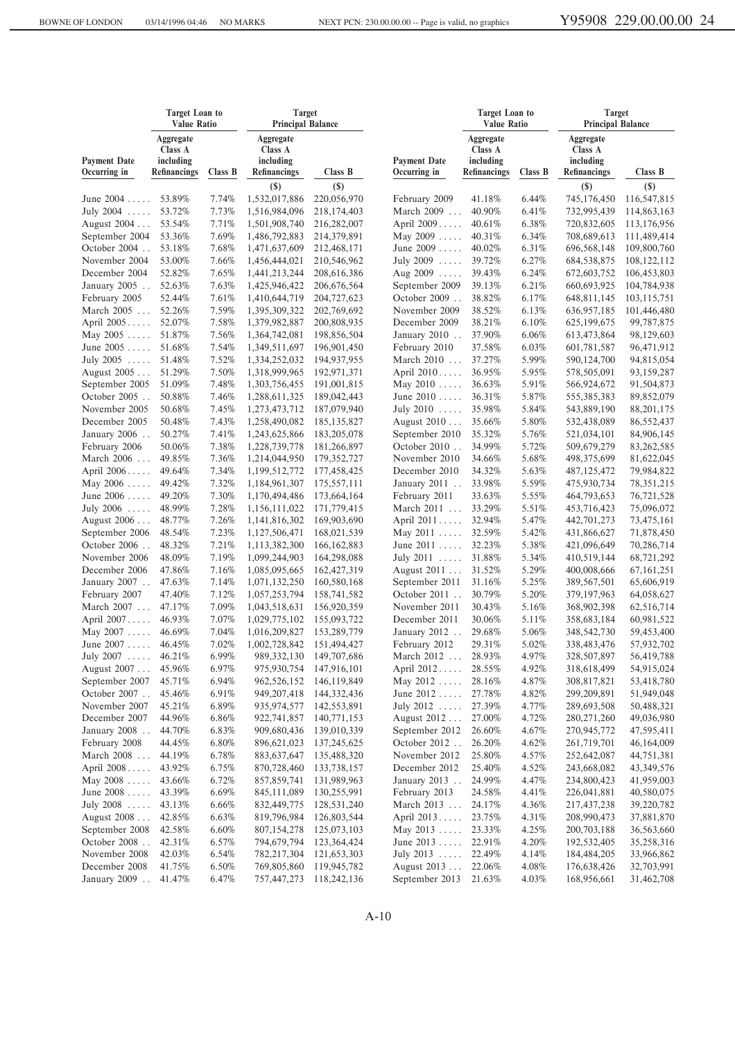| Payment Date Occurring in | Target Loan to Value Ratio | | Target Principal Balance | |
|---|---|---|---|---|
| | Aggregate Class A including Refinancings | Class B | Aggregate Class A including Refinancings | Class B |
| | | | ($) | ($) |
| June 2004 | 53.89% | 7.74% | 1,532,017,886 | 220,056,970 |
| July 2004 | 53.72% | 7.73% | 1,516,984,096 | 218,174,403 |
| August 2004 | 53.54% | 7.71% | 1,501,908,740 | 216,282,007 |
| September 2004 | 53.36% | 7.69% | 1,486,792,883 | 214,379,891 |
| October 2004 | 53.18% | 7.68% | 1,471,637,609 | 212,468,171 |
| November 2004 | 53.00% | 7.66% | 1,456,444,021 | 210,546,962 |
| December 2004 | 52.82% | 7.65% | 1,441,213,244 | 208,616,386 |
| January 2005 | 52.63% | 7.63% | 1,425,946,422 | 206,676,564 |
| February 2005 | 52.44% | 7.61% | 1,410,644,719 | 204,727,623 |
| March 2005 | 52.26% | 7.59% | 1,395,309,322 | 202,769,692 |
| April 2005 | 52.07% | 7.58% | 1,379,982,887 | 200,808,935 |
| May 2005 | 51.87% | 7.56% | 1,364,742,081 | 198,856,504 |
| June 2005 | 51.68% | 7.54% | 1,349,511,697 | 196,901,450 |
| July 2005 | 51.48% | 7.52% | 1,334,252,032 | 194,937,955 |
| August 2005 | 51.29% | 7.50% | 1,318,999,965 | 192,971,371 |
| September 2005 | 51.09% | 7.48% | 1,303,756,455 | 191,001,815 |
| October 2005 | 50.88% | 7.46% | 1,288,611,325 | 189,042,443 |
| November 2005 | 50.68% | 7.45% | 1,273,473,712 | 187,079,940 |
| December 2005 | 50.48% | 7.43% | 1,258,490,082 | 185,135,827 |
| January 2006 | 50.27% | 7.41% | 1,243,625,866 | 183,205,078 |
| February 2006 | 50.06% | 7.38% | 1,228,739,778 | 181,266,897 |
| March 2006 | 49.85% | 7.36% | 1,214,044,950 | 179,352,727 |
| April 2006 | 49.64% | 7.34% | 1,199,512,772 | 177,458,425 |
| May 2006 | 49.42% | 7.32% | 1,184,961,307 | 175,557,111 |
| June 2006 | 49.20% | 7.30% | 1,170,494,486 | 173,664,164 |
| July 2006 | 48.99% | 7.28% | 1,156,111,022 | 171,779,415 |
| August 2006 | 48.77% | 7.26% | 1,141,816,302 | 169,903,690 |
| September 2006 | 48.54% | 7.23% | 1,127,506,471 | 168,021,539 |
| October 2006 | 48.32% | 7.21% | 1,113,382,300 | 166,162,883 |
| November 2006 | 48.09% | 7.19% | 1,099,244,903 | 164,298,088 |
| December 2006 | 47.86% | 7.16% | 1,085,095,665 | 162,427,319 |
| January 2007 | 47.63% | 7.14% | 1,071,132,250 | 160,580,168 |
| February 2007 | 47.40% | 7.12% | 1,057,253,794 | 158,741,582 |
| March 2007 | 47.17% | 7.09% | 1,043,518,631 | 156,920,359 |
| April 2007 | 46.93% | 7.07% | 1,029,775,102 | 155,093,722 |
| May 2007 | 46.69% | 7.04% | 1,016,209,827 | 153,289,779 |
| June 2007 | 46.45% | 7.02% | 1,002,728,842 | 151,494,427 |
| July 2007 | 46.21% | 6.99% | 989,332,130 | 149,707,686 |
| August 2007 | 45.96% | 6.97% | 975,930,754 | 147,916,101 |
| September 2007 | 45.71% | 6.94% | 962,526,152 | 146,119,849 |
| October 2007 | 45.46% | 6.91% | 949,207,418 | 144,332,436 |
| November 2007 | 45.21% | 6.89% | 935,974,577 | 142,553,891 |
| December 2007 | 44.96% | 6.86% | 922,741,857 | 140,771,153 |
| January 2008 | 44.70% | 6.83% | 909,680,436 | 139,010,339 |
| February 2008 | 44.45% | 6.80% | 896,621,023 | 137,245,625 |
| March 2008 | 44.19% | 6.78% | 883,637,647 | 135,488,320 |
| April 2008 | 43.92% | 6.75% | 870,728,460 | 133,738,157 |
| May 2008 | 43.66% | 6.72% | 857,859,741 | 131,989,963 |
| June 2008 | 43.39% | 6.69% | 845,111,089 | 130,255,991 |
| July 2008 | 43.13% | 6.66% | 832,449,775 | 128,531,240 |
| August 2008 | 42.85% | 6.63% | 819,796,984 | 126,803,544 |
| September 2008 | 42.58% | 6.60% | 807,154,278 | 125,073,103 |
| October 2008 | 42.31% | 6.57% | 794,679,794 | 123,364,424 |
| November 2008 | 42.03% | 6.54% | 782,217,304 | 121,653,303 |
| December 2008 | 41.75% | 6.50% | 769,805,860 | 119,945,782 |
| January 2009 | 41.47% | 6.47% | 757,447,273 | 118,242,136 |
| February 2009 | 41.18% | 6.44% | 745,176,450 | 116,547,815 |
| March 2009 | 40.90% | 6.41% | 732,995,439 | 114,863,163 |
| April 2009 | 40.61% | 6.38% | 720,832,605 | 113,176,956 |
| May 2009 | 40.31% | 6.34% | 708,689,613 | 111,489,414 |
| June 2009 | 40.02% | 6.31% | 696,568,148 | 109,800,760 |
| July 2009 | 39.72% | 6.27% | 684,538,875 | 108,122,112 |
| Aug 2009 | 39.43% | 6.24% | 672,603,752 | 106,453,803 |
| September 2009 | 39.13% | 6.21% | 660,693,925 | 104,784,938 |
| October 2009 | 38.82% | 6.17% | 648,811,145 | 103,115,751 |
| November 2009 | 38.52% | 6.13% | 636,957,185 | 101,446,480 |
| December 2009 | 38.21% | 6.10% | 625,199,675 | 99,787,875 |
| January 2010 | 37.90% | 6.06% | 613,473,864 | 98,129,603 |
| February 2010 | 37.58% | 6.03% | 601,781,587 | 96,471,912 |
| March 2010 | 37.27% | 5.99% | 590,124,700 | 94,815,054 |
| April 2010 | 36.95% | 5.95% | 578,505,091 | 93,159,287 |
| May 2010 | 36.63% | 5.91% | 566,924,672 | 91,504,873 |
| June 2010 | 36.31% | 5.87% | 555,385,383 | 89,852,079 |
| July 2010 | 35.98% | 5.84% | 543,889,190 | 88,201,175 |
| August 2010 | 35.66% | 5.80% | 532,438,089 | 86,552,437 |
| September 2010 | 35.32% | 5.76% | 521,034,101 | 84,906,145 |
| October 2010 | 34.99% | 5.72% | 509,679,279 | 83,262,585 |
| November 2010 | 34.66% | 5.68% | 498,375,699 | 81,622,045 |
| December 2010 | 34.32% | 5.63% | 487,125,472 | 79,984,822 |
| January 2011 | 33.98% | 5.59% | 475,930,734 | 78,351,215 |
| February 2011 | 33.63% | 5.55% | 464,793,653 | 76,721,528 |
| March 2011 | 33.29% | 5.51% | 453,716,423 | 75,096,072 |
| April 2011 | 32.94% | 5.47% | 442,701,273 | 73,475,161 |
| May 2011 | 32.59% | 5.42% | 431,866,627 | 71,878,450 |
| June 2011 | 32.23% | 5.38% | 421,096,649 | 70,286,714 |
| July 2011 | 31.88% | 5.34% | 410,519,144 | 68,721,292 |
| August 2011 | 31.52% | 5.29% | 400,008,666 | 67,161,251 |
| September 2011 | 31.16% | 5.25% | 389,567,501 | 65,606,919 |
| October 2011 | 30.79% | 5.20% | 379,197,963 | 64,058,627 |
| November 2011 | 30.43% | 5.16% | 368,902,398 | 62,516,714 |
| December 2011 | 30.06% | 5.11% | 358,683,184 | 60,981,522 |
| January 2012 | 29.68% | 5.06% | 348,542,730 | 59,453,400 |
| February 2012 | 29.31% | 5.02% | 338,483,476 | 57,932,702 |
| March 2012 | 28.93% | 4.97% | 328,507,897 | 56,419,788 |
| April 2012 | 28.55% | 4.92% | 318,618,499 | 54,915,024 |
| May 2012 | 28.16% | 4.87% | 308,817,821 | 53,418,780 |
| June 2012 | 27.78% | 4.82% | 299,209,891 | 51,949,048 |
| July 2012 | 27.39% | 4.77% | 289,693,508 | 50,488,321 |
| August 2012 | 27.00% | 4.72% | 280,271,260 | 49,036,980 |
| September 2012 | 26.60% | 4.67% | 270,945,772 | 47,595,411 |
| October 2012 | 26.20% | 4.62% | 261,719,701 | 46,164,009 |
| November 2012 | 25.80% | 4.57% | 252,642,087 | 44,751,381 |
| December 2012 | 25.40% | 4.52% | 243,668,082 | 43,349,576 |
| January 2013 | 24.99% | 4.47% | 234,800,423 | 41,959,003 |
| February 2013 | 24.58% | 4.41% | 226,041,881 | 40,580,075 |
| March 2013 | 24.17% | 4.36% | 217,437,238 | 39,220,782 |
| April 2013 | 23.75% | 4.31% | 208,990,473 | 37,881,870 |
| May 2013 | 23.33% | 4.25% | 200,703,188 | 36,563,660 |
| June 2013 | 22.91% | 4.20% | 192,532,405 | 35,258,316 |
| July 2013 | 22.49% | 4.14% | 184,484,205 | 33,966,862 |
| August 2013 | 22.06% | 4.08% | 176,638,426 | 32,703,991 |
| September 2013 | 21.63% | 4.03% | 168,956,661 | 31,462,708 |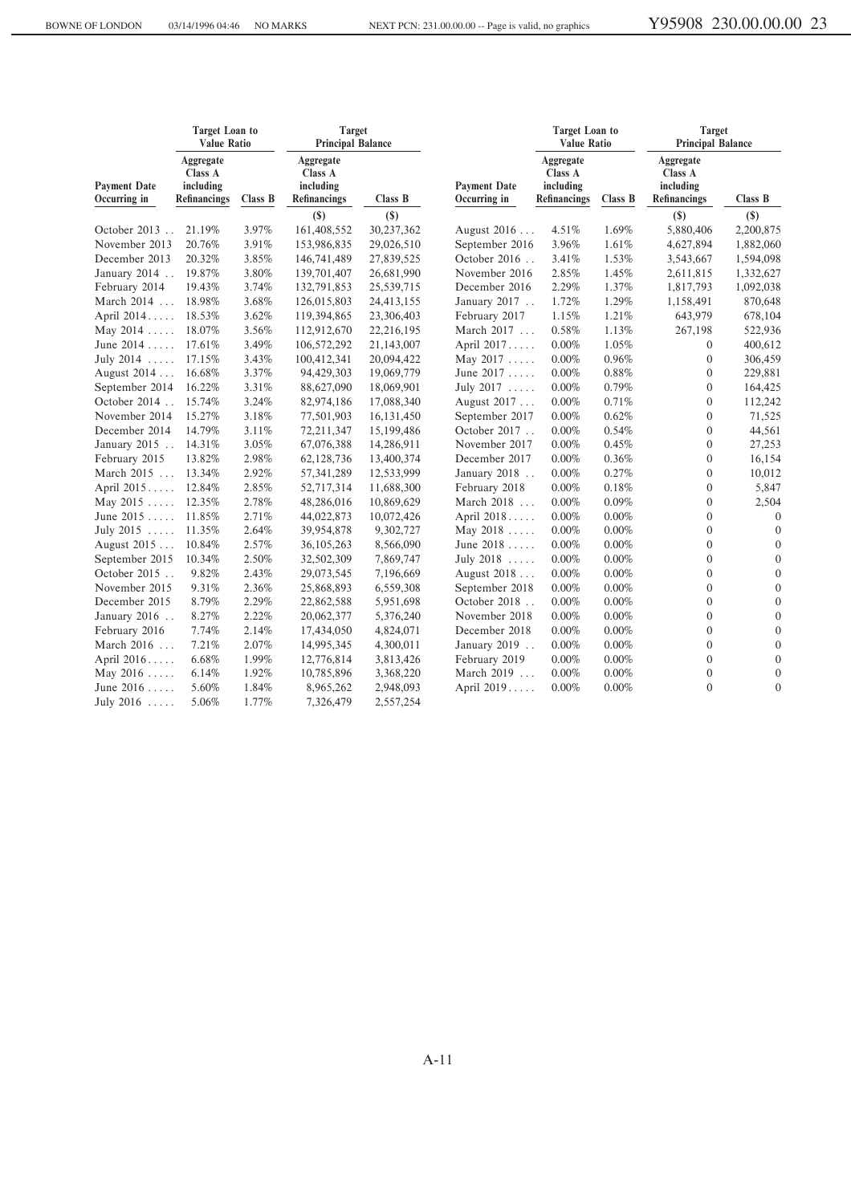| Payment Date Occurring in | Target Loan to Value Ratio | | Target Principal Balance | |
|---|---|---|---|---|
| | Aggregate Class A including Refinancings | Class B | Aggregate Class A including Refinancings | Class B |
| | | | ($) | ($) |
| October 2013 | 21.19% | 3.97% | 161,408,552 | 30,237,362 |
| November 2013 | 20.76% | 3.91% | 153,986,835 | 29,026,510 |
| December 2013 | 20.32% | 3.85% | 146,741,489 | 27,839,525 |
| January 2014 | 19.87% | 3.80% | 139,701,407 | 26,681,990 |
| February 2014 | 19.43% | 3.74% | 132,791,853 | 25,539,715 |
| March 2014 | 18.98% | 3.68% | 126,015,803 | 24,413,155 |
| April 2014 | 18.53% | 3.62% | 119,394,865 | 23,306,403 |
| May 2014 | 18.07% | 3.56% | 112,912,670 | 22,216,195 |
| June 2014 | 17.61% | 3.49% | 106,572,292 | 21,143,007 |
| July 2014 | 17.15% | 3.43% | 100,412,341 | 20,094,422 |
| August 2014 | 16.68% | 3.37% | 94,429,303 | 19,069,779 |
| September 2014 | 16.22% | 3.31% | 88,627,090 | 18,069,901 |
| October 2014 | 15.74% | 3.24% | 82,974,186 | 17,088,340 |
| November 2014 | 15.27% | 3.18% | 77,501,903 | 16,131,450 |
| December 2014 | 14.79% | 3.11% | 72,211,347 | 15,199,486 |
| January 2015 | 14.31% | 3.05% | 67,076,388 | 14,286,911 |
| February 2015 | 13.82% | 2.98% | 62,128,736 | 13,400,374 |
| March 2015 | 13.34% | 2.92% | 57,341,289 | 12,533,999 |
| April 2015 | 12.84% | 2.85% | 52,717,314 | 11,688,300 |
| May 2015 | 12.35% | 2.78% | 48,286,016 | 10,869,629 |
| June 2015 | 11.85% | 2.71% | 44,022,873 | 10,072,426 |
| July 2015 | 11.35% | 2.64% | 39,954,878 | 9,302,727 |
| August 2015 | 10.84% | 2.57% | 36,105,263 | 8,566,090 |
| September 2015 | 10.34% | 2.50% | 32,502,309 | 7,869,747 |
| October 2015 | 9.82% | 2.43% | 29,073,545 | 7,196,669 |
| November 2015 | 9.31% | 2.36% | 25,868,893 | 6,559,308 |
| December 2015 | 8.79% | 2.29% | 22,862,588 | 5,951,698 |
| January 2016 | 8.27% | 2.22% | 20,062,377 | 5,376,240 |
| February 2016 | 7.74% | 2.14% | 17,434,050 | 4,824,071 |
| March 2016 | 7.21% | 2.07% | 14,995,345 | 4,300,011 |
| April 2016 | 6.68% | 1.99% | 12,776,814 | 3,813,426 |
| May 2016 | 6.14% | 1.92% | 10,785,896 | 3,368,220 |
| June 2016 | 5.60% | 1.84% | 8,965,262 | 2,948,093 |
| July 2016 | 5.06% | 1.77% | 7,326,479 | 2,557,254 |
| August 2016 | 4.51% | 1.69% | 5,880,406 | 2,200,875 |
| September 2016 | 3.96% | 1.61% | 4,627,894 | 1,882,060 |
| October 2016 | 3.41% | 1.53% | 3,543,667 | 1,594,098 |
| November 2016 | 2.85% | 1.45% | 2,611,815 | 1,332,627 |
| December 2016 | 2.29% | 1.37% | 1,817,793 | 1,092,038 |
| January 2017 | 1.72% | 1.29% | 1,158,491 | 870,648 |
| February 2017 | 1.15% | 1.21% | 643,979 | 678,104 |
| March 2017 | 0.58% | 1.13% | 267,198 | 522,936 |
| April 2017 | 0.00% | 1.05% | 0 | 400,612 |
| May 2017 | 0.00% | 0.96% | 0 | 306,459 |
| June 2017 | 0.00% | 0.88% | 0 | 229,881 |
| July 2017 | 0.00% | 0.79% | 0 | 164,425 |
| August 2017 | 0.00% | 0.71% | 0 | 112,242 |
| September 2017 | 0.00% | 0.62% | 0 | 71,525 |
| October 2017 | 0.00% | 0.54% | 0 | 44,561 |
| November 2017 | 0.00% | 0.45% | 0 | 27,253 |
| December 2017 | 0.00% | 0.36% | 0 | 16,154 |
| January 2018 | 0.00% | 0.27% | 0 | 10,012 |
| February 2018 | 0.00% | 0.18% | 0 | 5,847 |
| March 2018 | 0.00% | 0.09% | 0 | 2,504 |
| April 2018 | 0.00% | 0.00% | 0 | 0 |
| May 2018 | 0.00% | 0.00% | 0 | 0 |
| June 2018 | 0.00% | 0.00% | 0 | 0 |
| July 2018 | 0.00% | 0.00% | 0 | 0 |
| August 2018 | 0.00% | 0.00% | 0 | 0 |
| September 2018 | 0.00% | 0.00% | 0 | 0 |
| October 2018 | 0.00% | 0.00% | 0 | 0 |
| November 2018 | 0.00% | 0.00% | 0 | 0 |
| December 2018 | 0.00% | 0.00% | 0 | 0 |
| January 2019 | 0.00% | 0.00% | 0 | 0 |
| February 2019 | 0.00% | 0.00% | 0 | 0 |
| March 2019 | 0.00% | 0.00% | 0 | 0 |
| April 2019 | 0.00% | 0.00% | 0 | 0 |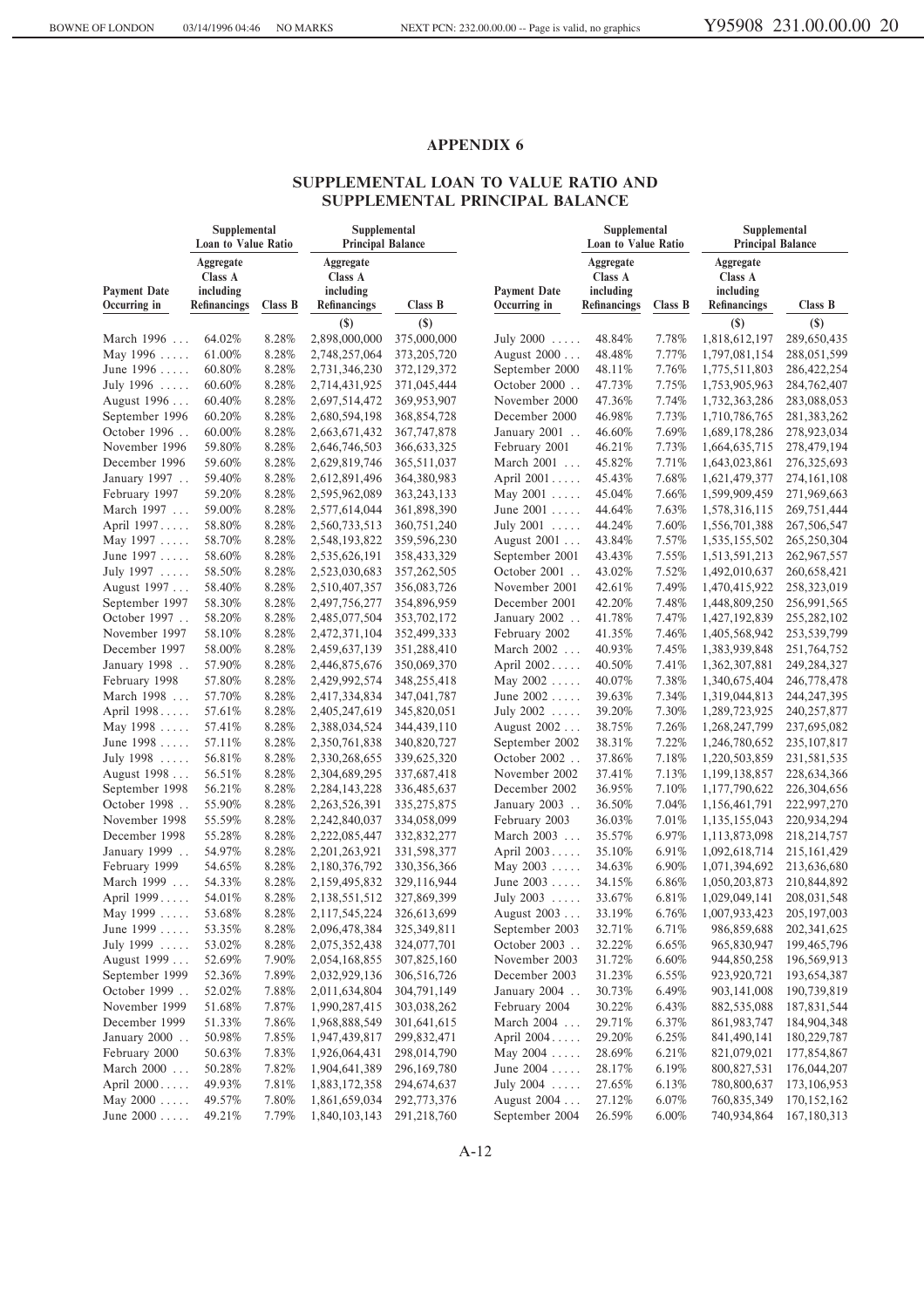## APPENDIX 6

## SUPPLEMENTAL LOAN TO VALUE RATIO AND SUPPLEMENTAL PRINCIPAL BALANCE

| | Supplemental Loan to Value Ratio | | Supplemental Principal Balance | |
|---|---|---|---|---|
| Payment Date Occurring in | Aggregate Class A including Refinancings | Class B | Aggregate Class A including Refinancings | Class B |
| | | | ($) | ($) |
| March 1996 | 64.02% | 8.28% | 2,898,000,000 | 375,000,000 |
| May 1996 | 61.00% | 8.28% | 2,748,257,064 | 373,205,720 |
| June 1996 | 60.80% | 8.28% | 2,731,346,230 | 372,129,372 |
| July 1996 | 60.60% | 8.28% | 2,714,431,925 | 371,045,444 |
| August 1996 | 60.40% | 8.28% | 2,697,514,472 | 369,953,907 |
| September 1996 | 60.20% | 8.28% | 2,680,594,198 | 368,854,728 |
| October 1996 | 60.00% | 8.28% | 2,663,671,432 | 367,747,878 |
| November 1996 | 59.80% | 8.28% | 2,646,746,503 | 366,633,325 |
| December 1996 | 59.60% | 8.28% | 2,629,819,746 | 365,511,037 |
| January 1997 | 59.40% | 8.28% | 2,612,891,496 | 364,380,983 |
| February 1997 | 59.20% | 8.28% | 2,595,962,089 | 363,243,133 |
| March 1997 | 59.00% | 8.28% | 2,577,614,044 | 361,898,390 |
| April 1997 | 58.80% | 8.28% | 2,560,733,513 | 360,751,240 |
| May 1997 | 58.70% | 8.28% | 2,548,193,822 | 359,596,230 |
| June 1997 | 58.60% | 8.28% | 2,535,626,191 | 358,433,329 |
| July 1997 | 58.50% | 8.28% | 2,523,030,683 | 357,262,505 |
| August 1997 | 58.40% | 8.28% | 2,510,407,357 | 356,083,726 |
| September 1997 | 58.30% | 8.28% | 2,497,756,277 | 354,896,959 |
| October 1997 | 58.20% | 8.28% | 2,485,077,504 | 353,702,172 |
| November 1997 | 58.10% | 8.28% | 2,472,371,104 | 352,499,333 |
| December 1997 | 58.00% | 8.28% | 2,459,637,139 | 351,288,410 |
| January 1998 | 57.90% | 8.28% | 2,446,875,676 | 350,069,370 |
| February 1998 | 57.80% | 8.28% | 2,429,992,574 | 348,255,418 |
| March 1998 | 57.70% | 8.28% | 2,417,334,834 | 347,041,787 |
| April 1998 | 57.61% | 8.28% | 2,405,247,619 | 345,820,051 |
| May 1998 | 57.41% | 8.28% | 2,388,034,524 | 344,439,110 |
| June 1998 | 57.11% | 8.28% | 2,350,761,838 | 340,820,727 |
| July 1998 | 56.81% | 8.28% | 2,330,268,655 | 339,625,320 |
| August 1998 | 56.51% | 8.28% | 2,304,689,295 | 337,687,418 |
| September 1998 | 56.21% | 8.28% | 2,284,143,228 | 336,485,637 |
| October 1998 | 55.90% | 8.28% | 2,263,526,391 | 335,275,875 |
| November 1998 | 55.59% | 8.28% | 2,242,840,037 | 334,058,099 |
| December 1998 | 55.28% | 8.28% | 2,222,085,447 | 332,832,277 |
| January 1999 | 54.97% | 8.28% | 2,201,263,921 | 331,598,377 |
| February 1999 | 54.65% | 8.28% | 2,180,376,792 | 330,356,366 |
| March 1999 | 54.33% | 8.28% | 2,159,495,832 | 329,116,944 |
| April 1999 | 54.01% | 8.28% | 2,138,551,512 | 327,869,399 |
| May 1999 | 53.68% | 8.28% | 2,117,545,224 | 326,613,699 |
| June 1999 | 53.35% | 8.28% | 2,096,478,384 | 325,349,811 |
| July 1999 | 53.02% | 8.28% | 2,075,352,438 | 324,077,701 |
| August 1999 | 52.69% | 7.90% | 2,054,168,855 | 307,825,160 |
| September 1999 | 52.36% | 7.89% | 2,032,929,136 | 306,516,726 |
| October 1999 | 52.02% | 7.88% | 2,011,634,804 | 304,791,149 |
| November 1999 | 51.68% | 7.87% | 1,990,287,415 | 303,038,262 |
| December 1999 | 51.33% | 7.86% | 1,968,888,549 | 301,641,615 |
| January 2000 | 50.98% | 7.85% | 1,947,439,817 | 299,832,471 |
| February 2000 | 50.63% | 7.83% | 1,926,064,431 | 298,014,790 |
| March 2000 | 50.28% | 7.82% | 1,904,641,389 | 296,169,780 |
| April 2000 | 49.93% | 7.81% | 1,883,172,358 | 294,674,637 |
| May 2000 | 49.57% | 7.80% | 1,861,659,034 | 292,773,376 |
| June 2000 | 49.21% | 7.79% | 1,840,103,143 | 291,218,760 |
| July 2000 | 48.84% | 7.78% | 1,818,612,197 | 289,650,435 |
| August 2000 | 48.48% | 7.77% | 1,797,081,154 | 288,051,599 |
| September 2000 | 48.11% | 7.76% | 1,775,511,803 | 286,422,254 |
| October 2000 | 47.73% | 7.75% | 1,753,905,963 | 284,762,407 |
| November 2000 | 47.36% | 7.74% | 1,732,363,286 | 283,088,053 |
| December 2000 | 46.98% | 7.73% | 1,710,786,765 | 281,383,262 |
| January 2001 | 46.60% | 7.69% | 1,689,178,286 | 278,923,034 |
| February 2001 | 46.21% | 7.73% | 1,664,635,715 | 278,479,194 |
| March 2001 | 45.82% | 7.71% | 1,643,023,861 | 276,325,693 |
| April 2001 | 45.43% | 7.68% | 1,621,479,377 | 274,161,108 |
| May 2001 | 45.04% | 7.66% | 1,599,909,459 | 271,969,663 |
| June 2001 | 44.64% | 7.63% | 1,578,316,115 | 269,751,444 |
| July 2001 | 44.24% | 7.60% | 1,556,701,388 | 267,506,547 |
| August 2001 | 43.84% | 7.57% | 1,535,155,502 | 265,250,304 |
| September 2001 | 43.43% | 7.55% | 1,513,591,213 | 262,967,557 |
| October 2001 | 43.02% | 7.52% | 1,492,010,637 | 260,658,421 |
| November 2001 | 42.61% | 7.49% | 1,470,415,922 | 258,323,019 |
| December 2001 | 42.20% | 7.48% | 1,448,809,250 | 256,991,565 |
| January 2002 | 41.78% | 7.47% | 1,427,192,839 | 255,282,102 |
| February 2002 | 41.35% | 7.46% | 1,405,568,942 | 253,539,799 |
| March 2002 | 40.93% | 7.45% | 1,383,939,848 | 251,764,752 |
| April 2002 | 40.50% | 7.41% | 1,362,307,881 | 249,284,327 |
| May 2002 | 40.07% | 7.38% | 1,340,675,404 | 246,778,478 |
| June 2002 | 39.63% | 7.34% | 1,319,044,813 | 244,247,395 |
| July 2002 | 39.20% | 7.30% | 1,289,723,925 | 240,257,877 |
| August 2002 | 38.75% | 7.26% | 1,268,247,799 | 237,695,082 |
| September 2002 | 38.31% | 7.22% | 1,246,780,652 | 235,107,817 |
| October 2002 | 37.86% | 7.18% | 1,220,503,859 | 231,581,535 |
| November 2002 | 37.41% | 7.13% | 1,199,138,857 | 228,634,366 |
| December 2002 | 36.95% | 7.10% | 1,177,790,622 | 226,304,656 |
| January 2003 | 36.50% | 7.04% | 1,156,461,791 | 222,997,270 |
| February 2003 | 36.03% | 7.01% | 1,135,155,043 | 220,934,294 |
| March 2003 | 35.57% | 6.97% | 1,113,873,098 | 218,214,757 |
| April 2003 | 35.10% | 6.91% | 1,092,618,714 | 215,161,429 |
| May 2003 | 34.63% | 6.90% | 1,071,394,692 | 213,636,680 |
| June 2003 | 34.15% | 6.86% | 1,050,203,873 | 210,844,892 |
| July 2003 | 33.67% | 6.81% | 1,029,049,141 | 208,031,548 |
| August 2003 | 33.19% | 6.76% | 1,007,933,423 | 205,197,003 |
| September 2003 | 32.71% | 6.71% | 986,859,688 | 202,341,625 |
| October 2003 | 32.22% | 6.65% | 965,830,947 | 199,465,796 |
| November 2003 | 31.72% | 6.60% | 944,850,258 | 196,569,913 |
| December 2003 | 31.23% | 6.55% | 923,920,721 | 193,654,387 |
| January 2004 | 30.73% | 6.49% | 903,141,008 | 190,739,819 |
| February 2004 | 30.22% | 6.43% | 882,535,088 | 187,831,544 |
| March 2004 | 29.71% | 6.37% | 861,983,747 | 184,904,348 |
| April 2004 | 29.20% | 6.25% | 841,490,141 | 180,229,787 |
| May 2004 | 28.69% | 6.21% | 821,079,021 | 177,854,867 |
| June 2004 | 28.17% | 6.19% | 800,827,531 | 176,044,207 |
| July 2004 | 27.65% | 6.13% | 780,800,637 | 173,106,953 |
| August 2004 | 27.12% | 6.07% | 760,835,349 | 170,152,162 |
| September 2004 | 26.59% | 6.00% | 740,934,864 | 167,180,313 |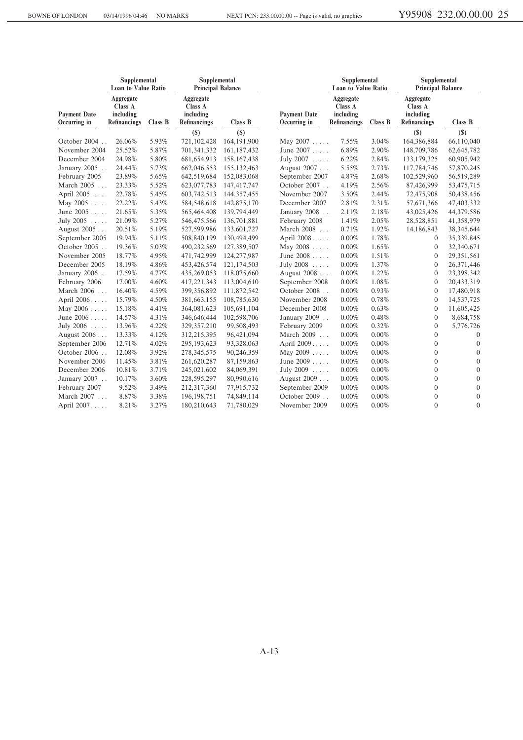| Payment Date Occurring in | Supplemental Loan to Value Ratio | | Supplemental Principal Balance | | Payment Date Occurring in | Supplemental Loan to Value Ratio | | Supplemental Principal Balance | |
|---|---|---|---|---|---|---|---|---|---|
| | Aggregate Class A including Refinancings | Class B | Aggregate Class A including Refinancings | Class B | | Aggregate Class A including Refinancings | Class B | Aggregate Class A including Refinancings | Class B |
| | | | ($) | ($) | | | | ($) | ($) |
| October 2004 | 26.06% | 5.93% | 721,102,428 | 164,191,900 | May 2007 | 7.55% | 3.04% | 164,386,884 | 66,110,040 |
| November 2004 | 25.52% | 5.87% | 701,341,332 | 161,187,432 | June 2007 | 6.89% | 2.90% | 148,709,786 | 62,645,782 |
| December 2004 | 24.98% | 5.80% | 681,654,913 | 158,167,438 | July 2007 | 6.22% | 2.84% | 133,179,325 | 60,905,942 |
| January 2005 | 24.44% | 5.73% | 662,046,553 | 155,132,463 | August 2007 | 5.55% | 2.73% | 117,784,746 | 57,870,245 |
| February 2005 | 23.89% | 5.65% | 642,519,684 | 152,083,068 | September 2007 | 4.87% | 2.68% | 102,529,960 | 56,519,289 |
| March 2005 | 23.33% | 5.52% | 623,077,783 | 147,417,747 | October 2007 | 4.19% | 2.56% | 87,426,999 | 53,475,715 |
| April 2005 | 22.78% | 5.45% | 603,742,513 | 144,357,455 | November 2007 | 3.50% | 2.44% | 72,475,908 | 50,438,456 |
| May 2005 | 22.22% | 5.43% | 584,548,618 | 142,875,170 | December 2007 | 2.81% | 2.31% | 57,671,366 | 47,403,332 |
| June 2005 | 21.65% | 5.35% | 565,464,408 | 139,794,449 | January 2008 | 2.11% | 2.18% | 43,025,426 | 44,379,586 |
| July 2005 | 21.09% | 5.27% | 546,475,566 | 136,701,881 | February 2008 | 1.41% | 2.05% | 28,528,851 | 41,358,979 |
| August 2005 | 20.51% | 5.19% | 527,599,986 | 133,601,727 | March 2008 | 0.71% | 1.92% | 14,186,843 | 38,345,644 |
| September 2005 | 19.94% | 5.11% | 508,840,199 | 130,494,499 | April 2008 | 0.00% | 1.78% | 0 | 35,339,845 |
| October 2005 | 19.36% | 5.03% | 490,232,569 | 127,389,507 | May 2008 | 0.00% | 1.65% | 0 | 32,340,671 |
| November 2005 | 18.77% | 4.95% | 471,742,999 | 124,277,987 | June 2008 | 0.00% | 1.51% | 0 | 29,351,561 |
| December 2005 | 18.19% | 4.86% | 453,426,574 | 121,174,503 | July 2008 | 0.00% | 1.37% | 0 | 26,371,446 |
| January 2006 | 17.59% | 4.77% | 435,269,053 | 118,075,660 | August 2008 | 0.00% | 1.22% | 0 | 23,398,342 |
| February 2006 | 17.00% | 4.60% | 417,221,343 | 113,004,610 | September 2008 | 0.00% | 1.08% | 0 | 20,433,319 |
| March 2006 | 16.40% | 4.59% | 399,356,892 | 111,872,542 | October 2008 | 0.00% | 0.93% | 0 | 17,480,918 |
| April 2006 | 15.79% | 4.50% | 381,663,155 | 108,785,630 | November 2008 | 0.00% | 0.78% | 0 | 14,537,725 |
| May 2006 | 15.18% | 4.41% | 364,081,623 | 105,691,104 | December 2008 | 0.00% | 0.63% | 0 | 11,605,425 |
| June 2006 | 14.57% | 4.31% | 346,646,444 | 102,598,706 | January 2009 | 0.00% | 0.48% | 0 | 8,684,758 |
| July 2006 | 13.96% | 4.22% | 329,357,210 | 99,508,493 | February 2009 | 0.00% | 0.32% | 0 | 5,776,726 |
| August 2006 | 13.33% | 4.12% | 312,215,395 | 96,421,094 | March 2009 | 0.00% | 0.00% | 0 | 0 |
| September 2006 | 12.71% | 4.02% | 295,193,623 | 93,328,063 | April 2009 | 0.00% | 0.00% | 0 | 0 |
| October 2006 | 12.08% | 3.92% | 278,345,575 | 90,246,359 | May 2009 | 0.00% | 0.00% | 0 | 0 |
| November 2006 | 11.45% | 3.81% | 261,620,287 | 87,159,863 | June 2009 | 0.00% | 0.00% | 0 | 0 |
| December 2006 | 10.81% | 3.71% | 245,021,602 | 84,069,391 | July 2009 | 0.00% | 0.00% | 0 | 0 |
| January 2007 | 10.17% | 3.60% | 228,595,297 | 80,990,616 | August 2009 | 0.00% | 0.00% | 0 | 0 |
| February 2007 | 9.52% | 3.49% | 212,317,360 | 77,915,732 | September 2009 | 0.00% | 0.00% | 0 | 0 |
| March 2007 | 8.87% | 3.38% | 196,198,751 | 74,849,114 | October 2009 | 0.00% | 0.00% | 0 | 0 |
| April 2007 | 8.21% | 3.27% | 180,210,643 | 71,780,029 | November 2009 | 0.00% | 0.00% | 0 | 0 |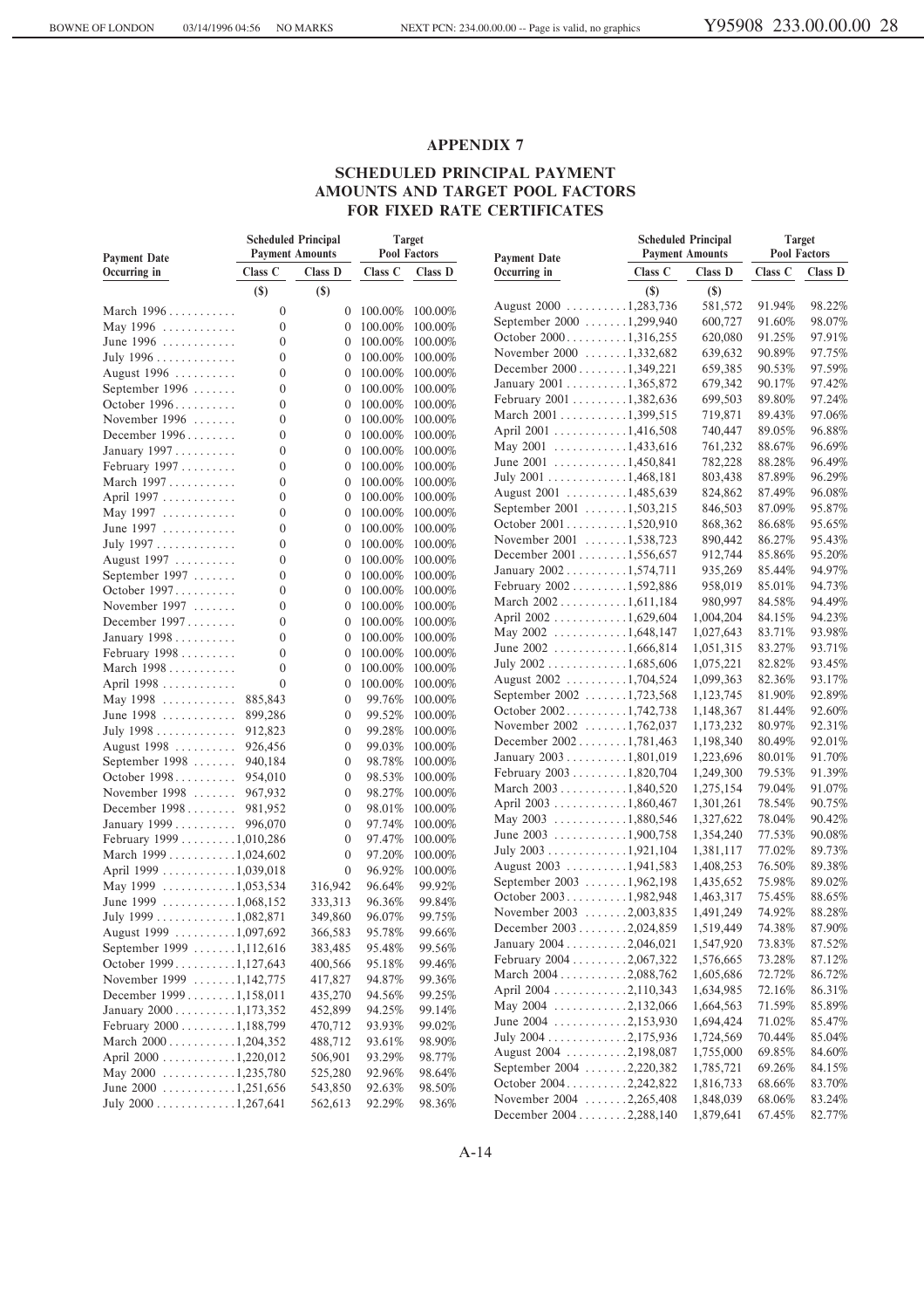## APPENDIX 7

### SCHEDULED PRINCIPAL PAYMENT AMOUNTS AND TARGET POOL FACTORS FOR FIXED RATE CERTIFICATES

| Payment Date Occurring in | Scheduled Principal Payment Amounts | | Target Pool Factors | |
|---|---|---|---|---|
| | Class C | Class D | Class C | Class D |
| | ($) | ($) | | |
| March 1996 | 0 | 0 | 100.00% | 100.00% |
| May 1996 | 0 | 0 | 100.00% | 100.00% |
| June 1996 | 0 | 0 | 100.00% | 100.00% |
| July 1996 | 0 | 0 | 100.00% | 100.00% |
| August 1996 | 0 | 0 | 100.00% | 100.00% |
| September 1996 | 0 | 0 | 100.00% | 100.00% |
| October 1996 | 0 | 0 | 100.00% | 100.00% |
| November 1996 | 0 | 0 | 100.00% | 100.00% |
| December 1996 | 0 | 0 | 100.00% | 100.00% |
| January 1997 | 0 | 0 | 100.00% | 100.00% |
| February 1997 | 0 | 0 | 100.00% | 100.00% |
| March 1997 | 0 | 0 | 100.00% | 100.00% |
| April 1997 | 0 | 0 | 100.00% | 100.00% |
| May 1997 | 0 | 0 | 100.00% | 100.00% |
| June 1997 | 0 | 0 | 100.00% | 100.00% |
| July 1997 | 0 | 0 | 100.00% | 100.00% |
| August 1997 | 0 | 0 | 100.00% | 100.00% |
| September 1997 | 0 | 0 | 100.00% | 100.00% |
| October 1997 | 0 | 0 | 100.00% | 100.00% |
| November 1997 | 0 | 0 | 100.00% | 100.00% |
| December 1997 | 0 | 0 | 100.00% | 100.00% |
| January 1998 | 0 | 0 | 100.00% | 100.00% |
| February 1998 | 0 | 0 | 100.00% | 100.00% |
| March 1998 | 0 | 0 | 100.00% | 100.00% |
| April 1998 | 0 | 0 | 100.00% | 100.00% |
| May 1998 | 885,843 | 0 | 99.76% | 100.00% |
| June 1998 | 899,286 | 0 | 99.52% | 100.00% |
| July 1998 | 912,823 | 0 | 99.28% | 100.00% |
| August 1998 | 926,456 | 0 | 99.03% | 100.00% |
| September 1998 | 940,184 | 0 | 98.78% | 100.00% |
| October 1998 | 954,010 | 0 | 98.53% | 100.00% |
| November 1998 | 967,932 | 0 | 98.27% | 100.00% |
| December 1998 | 981,952 | 0 | 98.01% | 100.00% |
| January 1999 | 996,070 | 0 | 97.74% | 100.00% |
| February 1999 | 1,010,286 | 0 | 97.47% | 100.00% |
| March 1999 | 1,024,602 | 0 | 97.20% | 100.00% |
| April 1999 | 1,039,018 | 0 | 96.92% | 100.00% |
| May 1999 | 1,053,534 | 316,942 | 96.64% | 99.92% |
| June 1999 | 1,068,152 | 333,313 | 96.36% | 99.84% |
| July 1999 | 1,082,871 | 349,860 | 96.07% | 99.75% |
| August 1999 | 1,097,692 | 366,583 | 95.78% | 99.66% |
| September 1999 | 1,112,616 | 383,485 | 95.48% | 99.56% |
| October 1999 | 1,127,643 | 400,566 | 95.18% | 99.46% |
| November 1999 | 1,142,775 | 417,827 | 94.87% | 99.36% |
| December 1999 | 1,158,011 | 435,270 | 94.56% | 99.25% |
| January 2000 | 1,173,352 | 452,899 | 94.25% | 99.14% |
| February 2000 | 1,188,799 | 470,712 | 93.93% | 99.02% |
| March 2000 | 1,204,352 | 488,712 | 93.61% | 98.90% |
| April 2000 | 1,220,012 | 506,901 | 93.29% | 98.77% |
| May 2000 | 1,235,780 | 525,280 | 92.96% | 98.64% |
| June 2000 | 1,251,656 | 543,850 | 92.63% | 98.50% |
| July 2000 | 1,267,641 | 562,613 | 92.29% | 98.36% |
| August 2000 | 1,283,736 | 581,572 | 91.94% | 98.22% |
| September 2000 | 1,299,940 | 600,727 | 91.60% | 98.07% |
| October 2000 | 1,316,255 | 620,080 | 91.25% | 97.91% |
| November 2000 | 1,332,682 | 639,632 | 90.89% | 97.75% |
| December 2000 | 1,349,221 | 659,385 | 90.53% | 97.59% |
| January 2001 | 1,365,872 | 679,342 | 90.17% | 97.42% |
| February 2001 | 1,382,636 | 699,503 | 89.80% | 97.24% |
| March 2001 | 1,399,515 | 719,871 | 89.43% | 97.06% |
| April 2001 | 1,416,508 | 740,447 | 89.05% | 96.88% |
| May 2001 | 1,433,616 | 761,232 | 88.67% | 96.69% |
| June 2001 | 1,450,841 | 782,228 | 88.28% | 96.49% |
| July 2001 | 1,468,181 | 803,438 | 87.89% | 96.29% |
| August 2001 | 1,485,639 | 824,862 | 87.49% | 96.08% |
| September 2001 | 1,503,215 | 846,503 | 87.09% | 95.87% |
| October 2001 | 1,520,910 | 868,362 | 86.68% | 95.65% |
| November 2001 | 1,538,723 | 890,442 | 86.27% | 95.43% |
| December 2001 | 1,556,657 | 912,744 | 85.86% | 95.20% |
| January 2002 | 1,574,711 | 935,269 | 85.44% | 94.97% |
| February 2002 | 1,592,886 | 958,019 | 85.01% | 94.73% |
| March 2002 | 1,611,184 | 980,997 | 84.58% | 94.49% |
| April 2002 | 1,629,604 | 1,004,204 | 84.15% | 94.23% |
| May 2002 | 1,648,147 | 1,027,643 | 83.71% | 93.98% |
| June 2002 | 1,666,814 | 1,051,315 | 83.27% | 93.71% |
| July 2002 | 1,685,606 | 1,075,221 | 82.82% | 93.45% |
| August 2002 | 1,704,524 | 1,099,363 | 82.36% | 93.17% |
| September 2002 | 1,723,568 | 1,123,745 | 81.90% | 92.89% |
| October 2002 | 1,742,738 | 1,148,367 | 81.44% | 92.60% |
| November 2002 | 1,762,037 | 1,173,232 | 80.97% | 92.31% |
| December 2002 | 1,781,463 | 1,198,340 | 80.49% | 92.01% |
| January 2003 | 1,801,019 | 1,223,696 | 80.01% | 91.70% |
| February 2003 | 1,820,704 | 1,249,300 | 79.53% | 91.39% |
| March 2003 | 1,840,520 | 1,275,154 | 79.04% | 91.07% |
| April 2003 | 1,860,467 | 1,301,261 | 78.54% | 90.75% |
| May 2003 | 1,880,546 | 1,327,622 | 78.04% | 90.42% |
| June 2003 | 1,900,758 | 1,354,240 | 77.53% | 90.08% |
| July 2003 | 1,921,104 | 1,381,117 | 77.02% | 89.73% |
| August 2003 | 1,941,583 | 1,408,253 | 76.50% | 89.38% |
| September 2003 | 1,962,198 | 1,435,652 | 75.98% | 89.02% |
| October 2003 | 1,982,948 | 1,463,317 | 75.45% | 88.65% |
| November 2003 | 2,003,835 | 1,491,249 | 74.92% | 88.28% |
| December 2003 | 2,024,859 | 1,519,449 | 74.38% | 87.90% |
| January 2004 | 2,046,021 | 1,547,920 | 73.83% | 87.52% |
| February 2004 | 2,067,322 | 1,576,665 | 73.28% | 87.12% |
| March 2004 | 2,088,762 | 1,605,686 | 72.72% | 86.72% |
| April 2004 | 2,110,343 | 1,634,985 | 72.16% | 86.31% |
| May 2004 | 2,132,066 | 1,664,563 | 71.59% | 85.89% |
| June 2004 | 2,153,930 | 1,694,424 | 71.02% | 85.47% |
| July 2004 | 2,175,936 | 1,724,569 | 70.44% | 85.04% |
| August 2004 | 2,198,087 | 1,755,000 | 69.85% | 84.60% |
| September 2004 | 2,220,382 | 1,785,721 | 69.26% | 84.15% |
| October 2004 | 2,242,822 | 1,816,733 | 68.66% | 83.70% |
| November 2004 | 2,265,408 | 1,848,039 | 68.06% | 83.24% |
| December 2004 | 2,288,140 | 1,879,641 | 67.45% | 82.77% |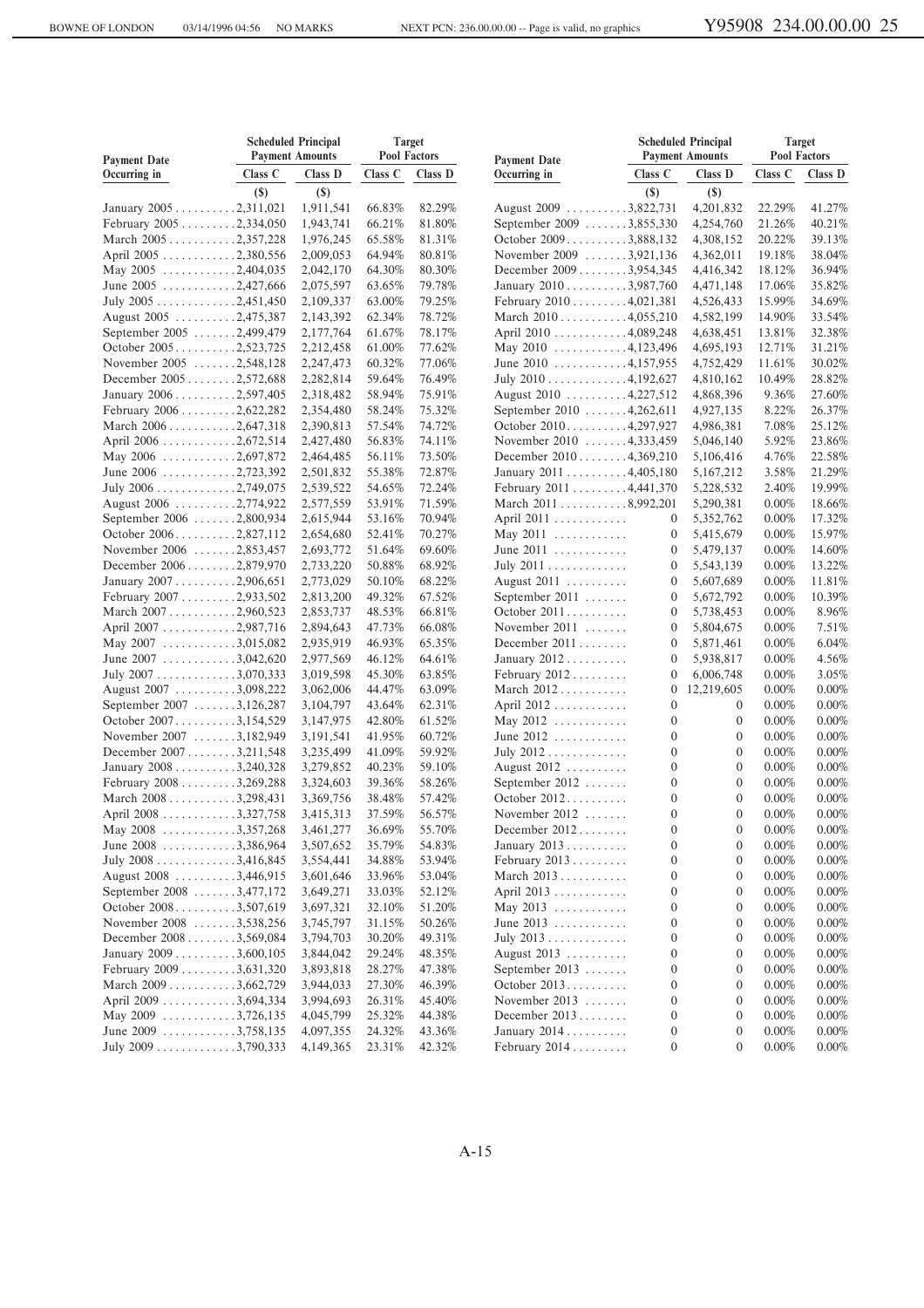| Payment Date Occurring in | Scheduled Principal Payment Amounts | | Target Pool Factors | |
|---|---|---|---|---|
| | Class C | Class D | Class C | Class D |
| | ($) | ($) | | |
| January 2005 | 2,311,021 | 1,911,541 | 66.83% | 82.29% |
| February 2005 | 2,334,050 | 1,943,741 | 66.21% | 81.80% |
| March 2005 | 2,357,228 | 1,976,245 | 65.58% | 81.31% |
| April 2005 | 2,380,556 | 2,009,053 | 64.94% | 80.81% |
| May 2005 | 2,404,035 | 2,042,170 | 64.30% | 80.30% |
| June 2005 | 2,427,666 | 2,075,597 | 63.65% | 79.78% |
| July 2005 | 2,451,450 | 2,109,337 | 63.00% | 79.25% |
| August 2005 | 2,475,387 | 2,143,392 | 62.34% | 78.72% |
| September 2005 | 2,499,479 | 2,177,764 | 61.67% | 78.17% |
| October 2005 | 2,523,725 | 2,212,458 | 61.00% | 77.62% |
| November 2005 | 2,548,128 | 2,247,473 | 60.32% | 77.06% |
| December 2005 | 2,572,688 | 2,282,814 | 59.64% | 76.49% |
| January 2006 | 2,597,405 | 2,318,482 | 58.94% | 75.91% |
| February 2006 | 2,622,282 | 2,354,480 | 58.24% | 75.32% |
| March 2006 | 2,647,318 | 2,390,813 | 57.54% | 74.72% |
| April 2006 | 2,672,514 | 2,427,480 | 56.83% | 74.11% |
| May 2006 | 2,697,872 | 2,464,485 | 56.11% | 73.50% |
| June 2006 | 2,723,392 | 2,501,832 | 55.38% | 72.87% |
| July 2006 | 2,749,075 | 2,539,522 | 54.65% | 72.24% |
| August 2006 | 2,774,922 | 2,577,559 | 53.91% | 71.59% |
| September 2006 | 2,800,934 | 2,615,944 | 53.16% | 70.94% |
| October 2006 | 2,827,112 | 2,654,680 | 52.41% | 70.27% |
| November 2006 | 2,853,457 | 2,693,772 | 51.64% | 69.60% |
| December 2006 | 2,879,970 | 2,733,220 | 50.88% | 68.92% |
| January 2007 | 2,906,651 | 2,773,029 | 50.10% | 68.22% |
| February 2007 | 2,933,502 | 2,813,200 | 49.32% | 67.52% |
| March 2007 | 2,960,523 | 2,853,737 | 48.53% | 66.81% |
| April 2007 | 2,987,716 | 2,894,643 | 47.73% | 66.08% |
| May 2007 | 3,015,082 | 2,935,919 | 46.93% | 65.35% |
| June 2007 | 3,042,620 | 2,977,569 | 46.12% | 64.61% |
| July 2007 | 3,070,333 | 3,019,598 | 45.30% | 63.85% |
| August 2007 | 3,098,222 | 3,062,006 | 44.47% | 63.09% |
| September 2007 | 3,126,287 | 3,104,797 | 43.64% | 62.31% |
| October 2007 | 3,154,529 | 3,147,975 | 42.80% | 61.52% |
| November 2007 | 3,182,949 | 3,191,541 | 41.95% | 60.72% |
| December 2007 | 3,211,548 | 3,235,499 | 41.09% | 59.92% |
| January 2008 | 3,240,328 | 3,279,852 | 40.23% | 59.10% |
| February 2008 | 3,269,288 | 3,324,603 | 39.36% | 58.26% |
| March 2008 | 3,298,431 | 3,369,756 | 38.48% | 57.42% |
| April 2008 | 3,327,758 | 3,415,313 | 37.59% | 56.57% |
| May 2008 | 3,357,268 | 3,461,277 | 36.69% | 55.70% |
| June 2008 | 3,386,964 | 3,507,652 | 35.79% | 54.83% |
| July 2008 | 3,416,845 | 3,554,441 | 34.88% | 53.94% |
| August 2008 | 3,446,915 | 3,601,646 | 33.96% | 53.04% |
| September 2008 | 3,477,172 | 3,649,271 | 33.03% | 52.12% |
| October 2008 | 3,507,619 | 3,697,321 | 32.10% | 51.20% |
| November 2008 | 3,538,256 | 3,745,797 | 31.15% | 50.26% |
| December 2008 | 3,569,084 | 3,794,703 | 30.20% | 49.31% |
| January 2009 | 3,600,105 | 3,844,042 | 29.24% | 48.35% |
| February 2009 | 3,631,320 | 3,893,818 | 28.27% | 47.38% |
| March 2009 | 3,662,729 | 3,944,033 | 27.30% | 46.39% |
| April 2009 | 3,694,334 | 3,994,693 | 26.31% | 45.40% |
| May 2009 | 3,726,135 | 4,045,799 | 25.32% | 44.38% |
| June 2009 | 3,758,135 | 4,097,355 | 24.32% | 43.36% |
| July 2009 | 3,790,333 | 4,149,365 | 23.31% | 42.32% |
| August 2009 | 3,822,731 | 4,201,832 | 22.29% | 41.27% |
| September 2009 | 3,855,330 | 4,254,760 | 21.26% | 40.21% |
| October 2009 | 3,888,132 | 4,308,152 | 20.22% | 39.13% |
| November 2009 | 3,921,136 | 4,362,011 | 19.18% | 38.04% |
| December 2009 | 3,954,345 | 4,416,342 | 18.12% | 36.94% |
| January 2010 | 3,987,760 | 4,471,148 | 17.06% | 35.82% |
| February 2010 | 4,021,381 | 4,526,433 | 15.99% | 34.69% |
| March 2010 | 4,055,210 | 4,582,199 | 14.90% | 33.54% |
| April 2010 | 4,089,248 | 4,638,451 | 13.81% | 32.38% |
| May 2010 | 4,123,496 | 4,695,193 | 12.71% | 31.21% |
| June 2010 | 4,157,955 | 4,752,429 | 11.61% | 30.02% |
| July 2010 | 4,192,627 | 4,810,162 | 10.49% | 28.82% |
| August 2010 | 4,227,512 | 4,868,396 | 9.36% | 27.60% |
| September 2010 | 4,262,611 | 4,927,135 | 8.22% | 26.37% |
| October 2010 | 4,297,927 | 4,986,381 | 7.08% | 25.12% |
| November 2010 | 4,333,459 | 5,046,140 | 5.92% | 23.86% |
| December 2010 | 4,369,210 | 5,106,416 | 4.76% | 22.58% |
| January 2011 | 4,405,180 | 5,167,212 | 3.58% | 21.29% |
| February 2011 | 4,441,370 | 5,228,532 | 2.40% | 19.99% |
| March 2011 | 8,992,201 | 5,290,381 | 0.00% | 18.66% |
| April 2011 | 0 | 5,352,762 | 0.00% | 17.32% |
| May 2011 | 0 | 5,415,679 | 0.00% | 15.97% |
| June 2011 | 0 | 5,479,137 | 0.00% | 14.60% |
| July 2011 | 0 | 5,543,139 | 0.00% | 13.22% |
| August 2011 | 0 | 5,607,689 | 0.00% | 11.81% |
| September 2011 | 0 | 5,672,792 | 0.00% | 10.39% |
| October 2011 | 0 | 5,738,453 | 0.00% | 8.96% |
| November 2011 | 0 | 5,804,675 | 0.00% | 7.51% |
| December 2011 | 0 | 5,871,461 | 0.00% | 6.04% |
| January 2012 | 0 | 5,938,817 | 0.00% | 4.56% |
| February 2012 | 0 | 6,006,748 | 0.00% | 3.05% |
| March 2012 | 0 | 12,219,605 | 0.00% | 0.00% |
| April 2012 | 0 | 0 | 0.00% | 0.00% |
| May 2012 | 0 | 0 | 0.00% | 0.00% |
| June 2012 | 0 | 0 | 0.00% | 0.00% |
| July 2012 | 0 | 0 | 0.00% | 0.00% |
| August 2012 | 0 | 0 | 0.00% | 0.00% |
| September 2012 | 0 | 0 | 0.00% | 0.00% |
| October 2012 | 0 | 0 | 0.00% | 0.00% |
| November 2012 | 0 | 0 | 0.00% | 0.00% |
| December 2012 | 0 | 0 | 0.00% | 0.00% |
| January 2013 | 0 | 0 | 0.00% | 0.00% |
| February 2013 | 0 | 0 | 0.00% | 0.00% |
| March 2013 | 0 | 0 | 0.00% | 0.00% |
| April 2013 | 0 | 0 | 0.00% | 0.00% |
| May 2013 | 0 | 0 | 0.00% | 0.00% |
| June 2013 | 0 | 0 | 0.00% | 0.00% |
| July 2013 | 0 | 0 | 0.00% | 0.00% |
| August 2013 | 0 | 0 | 0.00% | 0.00% |
| September 2013 | 0 | 0 | 0.00% | 0.00% |
| October 2013 | 0 | 0 | 0.00% | 0.00% |
| November 2013 | 0 | 0 | 0.00% | 0.00% |
| December 2013 | 0 | 0 | 0.00% | 0.00% |
| January 2014 | 0 | 0 | 0.00% | 0.00% |
| February 2014 | 0 | 0 | 0.00% | 0.00% |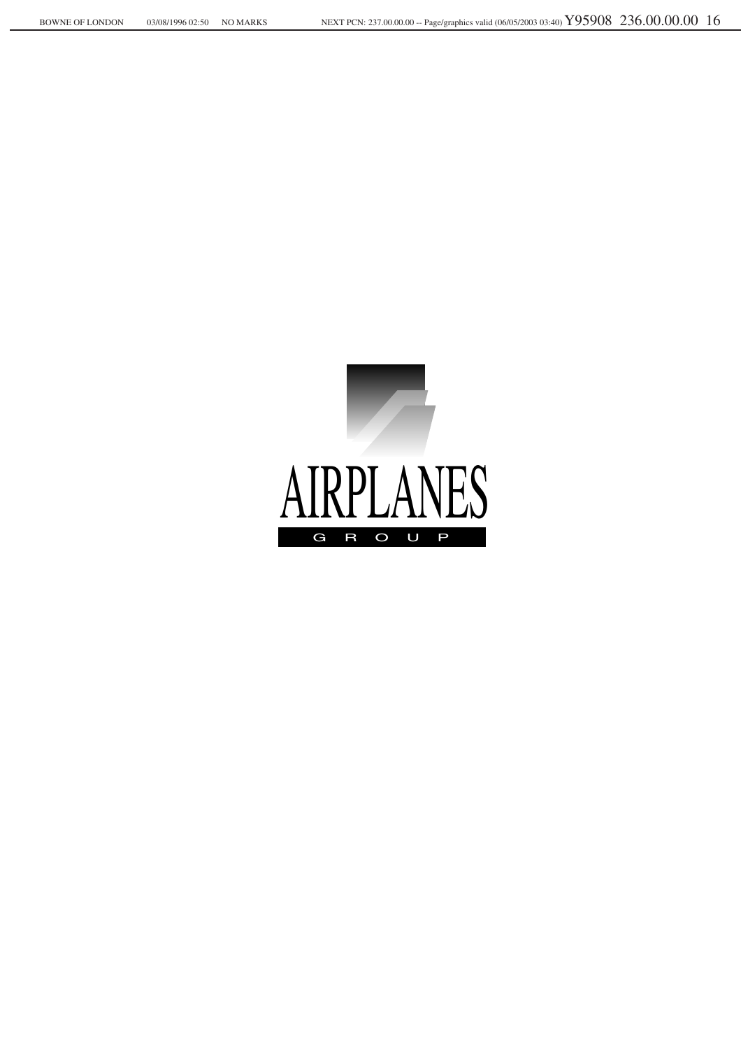AIRPLANES

GROUP